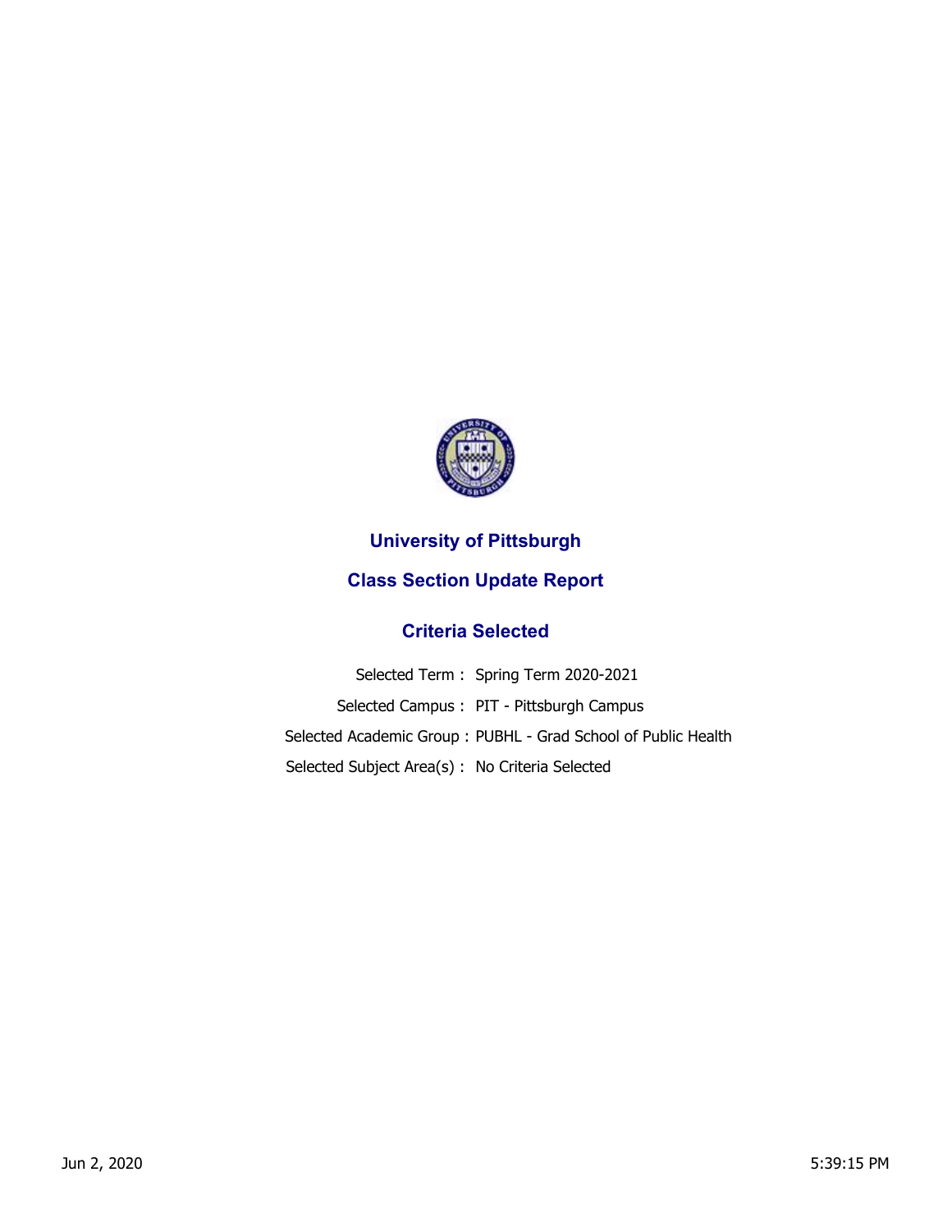# University of Pittsburgh

## Class Section Update Report

### Criteria Selected

| | |
|---|---|
| Selected Term : | Spring Term 2020-2021 |
| Selected Campus : | PIT - Pittsburgh Campus |
| Selected Academic Group : | PUBHL - Grad School of Public Health |
| Selected Subject Area(s) : | No Criteria Selected |

Jun 2, 2020 5:39:15 PM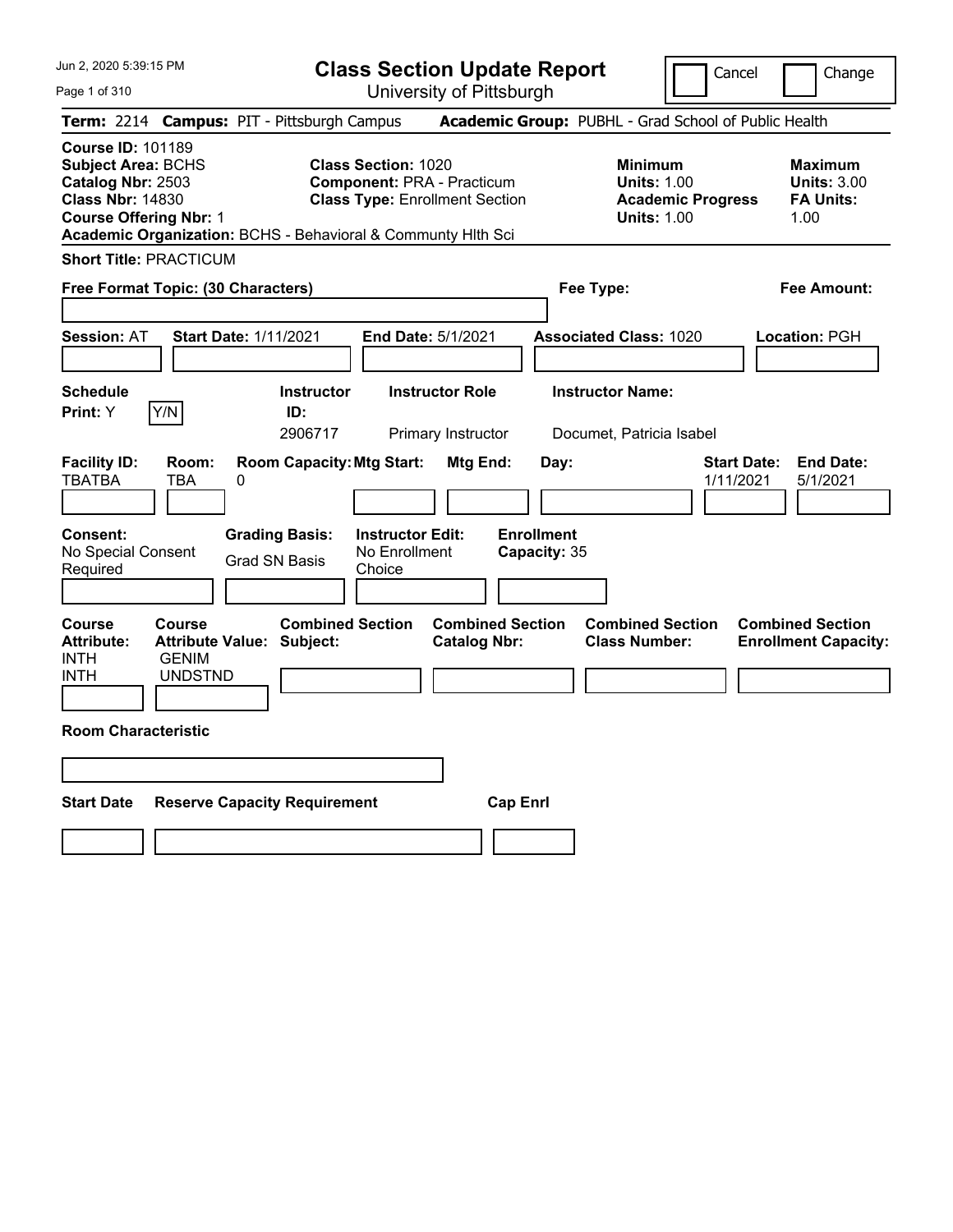Jun 2, 2020 5:39:15 PM

# Class Section Update Report

University of Pittsburgh

Cancel | Change

**Term:** 2214 **Campus:** PIT - Pittsburgh Campus **Academic Group:** PUBHL - Grad School of Public Health

**Course ID:** 101189
**Subject Area:** BCHS
**Catalog Nbr:** 2503
**Class Nbr:** 14830
**Course Offering Nbr:** 1
**Academic Organization:** BCHS - Behavioral & Communty Hlth Sci

**Class Section:** 1020
**Component:** PRA - Practicum
**Class Type:** Enrollment Section

**Minimum Units:** 1.00
**Academic Progress Units:** 1.00

**Maximum Units:** 3.00
**FA Units:** 1.00

**Short Title:** PRACTICUM

**Free Format Topic: (30 Characters)**

**Fee Type:**

**Fee Amount:**

**Session:** AT **Start Date:** 1/11/2021 **End Date:** 5/1/2021 **Associated Class:** 1020 **Location:** PGH

| Schedule Print | | Instructor ID | Instructor Role | Instructor Name |
|---|---|---|---|---|
| Y | Y/N | 2906717 | Primary Instructor | Documet, Patricia Isabel |

| Facility ID | Room | Room Capacity | Mtg Start | Mtg End | Day | Start Date | End Date |
|---|---|---|---|---|---|---|---|
| TBATBA | TBA | 0 | | | | 1/11/2021 | 5/1/2021 |

| Consent | Grading Basis | Instructor Edit | Enrollment Capacity |
|---|---|---|---|
| No Special Consent Required | Grad SN Basis | No Enrollment Choice | 35 |

| Course Attribute | Course Attribute Value | Combined Section Subject | Combined Section Catalog Nbr | Combined Section Class Number | Combined Section Enrollment Capacity |
|---|---|---|---|---|---|
| INTH | GENIM | | | | |
| INTH | UNDSTND | | | | |

**Room Characteristic**

| Start Date | Reserve Capacity Requirement | Cap Enrl |
|---|---|---|
| | | |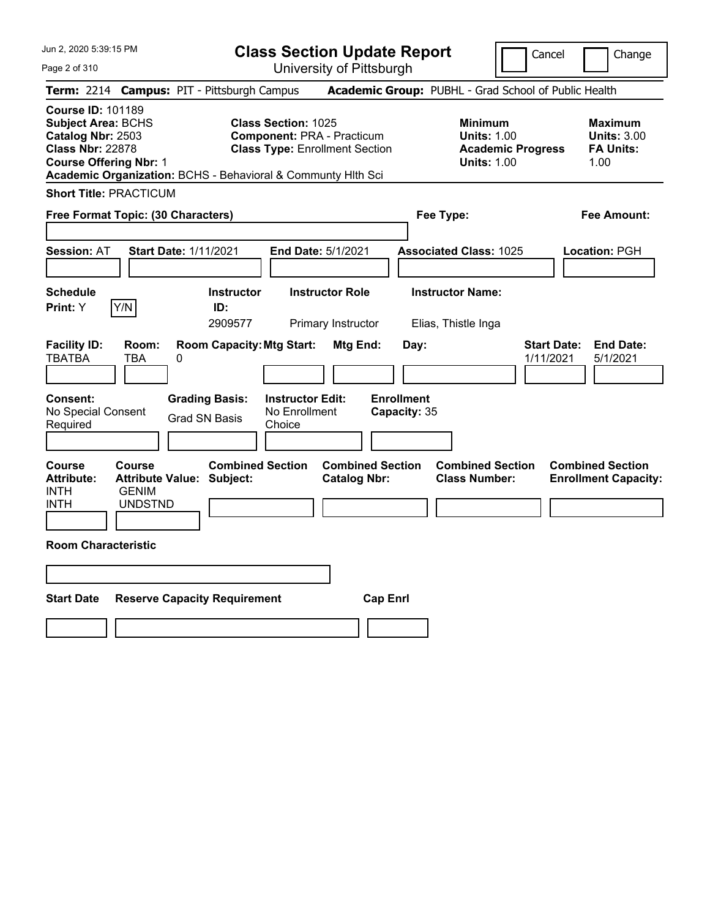# Class Section Update Report

University of Pittsburgh

Cancel ☐ Change ☐

**Term:** 2214 **Campus:** PIT - Pittsburgh Campus **Academic Group:** PUBHL - Grad School of Public Health

**Course ID:** 101189
**Subject Area:** BCHS
**Catalog Nbr:** 2503
**Class Nbr:** 22878
**Course Offering Nbr:** 1
**Academic Organization:** BCHS - Behavioral & Communty Hlth Sci

**Class Section:** 1025
**Component:** PRA - Practicum
**Class Type:** Enrollment Section

**Minimum**
**Units:** 1.00
**Academic Progress Units:** 1.00

**Maximum**
**Units:** 3.00
**FA Units:** 1.00

**Short Title:** PRACTICUM

**Free Format Topic: (30 Characters)**

**Fee Type:**

**Fee Amount:**

**Session:** AT **Start Date:** 1/11/2021 **End Date:** 5/1/2021 **Associated Class:** 1025 **Location:** PGH

| Schedule Print: | | Instructor ID: | Instructor Role | Instructor Name: |
|---|---|---|---|---|
| Y | Y/N | 2909577 | Primary Instructor | Elias, Thistle Inga |

| Facility ID: | Room: | Room Capacity: | Mtg Start: | Mtg End: | Day: | Start Date: | End Date: |
|---|---|---|---|---|---|---|---|
| TBATBA | TBA | 0 | | | | 1/11/2021 | 5/1/2021 |

**Consent:** No Special Consent Required
**Grading Basis:** Grad SN Basis
**Instructor Edit:** No Enrollment Choice
**Enrollment Capacity:** 35

| Course Attribute: | Course Attribute Value: | Combined Section Subject: | Combined Section Catalog Nbr: | Combined Section Class Number: | Combined Section Enrollment Capacity: |
|---|---|---|---|---|---|
| INTH | GENIM | | | | |
| INTH | UNDSTND | | | | |

**Room Characteristic**

| Start Date | Reserve Capacity Requirement | Cap Enrl |
|---|---|---|
| | | |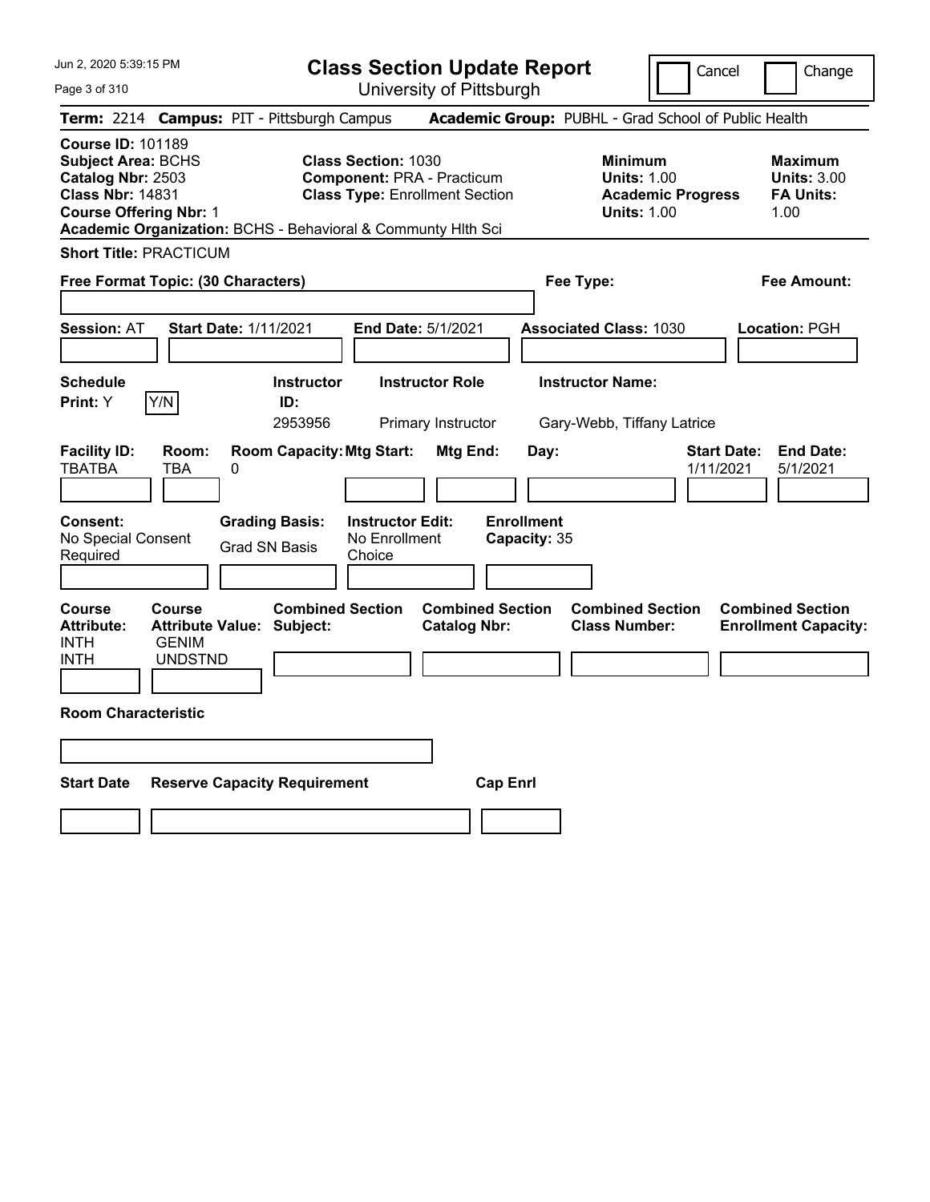# Class Section Update Report

University of Pittsburgh

Cancel | Change

**Term:** 2214 **Campus:** PIT - Pittsburgh Campus **Academic Group:** PUBHL - Grad School of Public Health

**Course ID:** 101189
**Subject Area:** BCHS
**Catalog Nbr:** 2503
**Class Nbr:** 14831
**Course Offering Nbr:** 1
**Academic Organization:** BCHS - Behavioral & Communty Hlth Sci

**Class Section:** 1030
**Component:** PRA - Practicum
**Class Type:** Enrollment Section

| | Minimum | Maximum |
|---|---|---|
| Units | 1.00 | 3.00 |
| Academic Progress Units / FA Units | 1.00 | 1.00 |

**Short Title:** PRACTICUM

**Free Format Topic: (30 Characters)**

**Fee Type:**

**Fee Amount:**

**Session:** AT **Start Date:** 1/11/2021 **End Date:** 5/1/2021 **Associated Class:** 1030 **Location:** PGH

| Schedule Print | Instructor ID | Instructor Role | Instructor Name |
|---|---|---|---|
| Y | 2953956 | Primary Instructor | Gary-Webb, Tiffany Latrice |

| Facility ID | Room | Room Capacity | Mtg Start | Mtg End | Day | Start Date | End Date |
|---|---|---|---|---|---|---|---|
| TBATBA | TBA | 0 | | | | 1/11/2021 | 5/1/2021 |

**Consent:** No Special Consent Required
**Grading Basis:** Grad SN Basis
**Instructor Edit:** No Enrollment Choice
**Enrollment Capacity:** 35

| Course Attribute | Course Attribute Value | Combined Section Subject | Combined Section Catalog Nbr | Combined Section Class Number | Combined Section Enrollment Capacity |
|---|---|---|---|---|---|
| INTH | GENIM | | | | |
| INTH | UNDSTND | | | | |

**Room Characteristic**

| Start Date | Reserve Capacity Requirement | Cap Enrl |
|---|---|---|
| | | |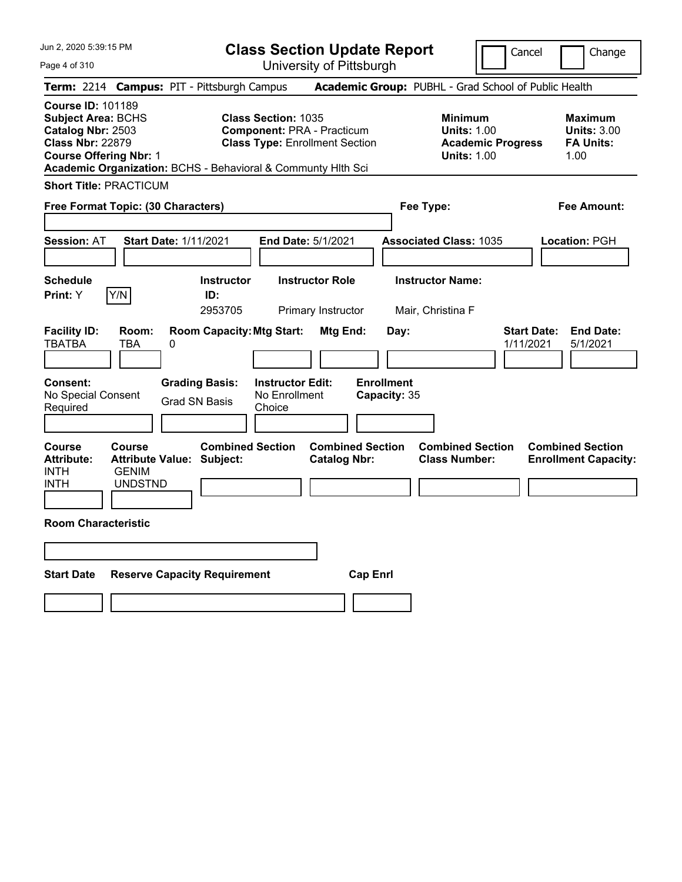Jun 2, 2020 5:39:15 PM

# Class Section Update Report

University of Pittsburgh

Cancel | Change

**Term:** 2214 **Campus:** PIT - Pittsburgh Campus **Academic Group:** PUBHL - Grad School of Public Health

**Course ID:** 101189
**Subject Area:** BCHS
**Catalog Nbr:** 2503
**Class Nbr:** 22879
**Course Offering Nbr:** 1
**Academic Organization:** BCHS - Behavioral & Communty Hlth Sci

**Class Section:** 1035
**Component:** PRA - Practicum
**Class Type:** Enrollment Section

**Minimum Units:** 1.00
**Academic Progress Units:** 1.00

**Maximum Units:** 3.00
**FA Units:** 1.00

**Short Title:** PRACTICUM

**Free Format Topic: (30 Characters)**

**Fee Type:**

**Fee Amount:**

**Session:** AT **Start Date:** 1/11/2021 **End Date:** 5/1/2021 **Associated Class:** 1035 **Location:** PGH

| Schedule Print | Instructor ID | Instructor Role | Instructor Name |
|---|---|---|---|
| Y (Y/N) | 2953705 | Primary Instructor | Mair, Christina F |

| Facility ID | Room | Room Capacity | Mtg Start | Mtg End | Day | Start Date | End Date |
|---|---|---|---|---|---|---|---|
| TBATBA | TBA | 0 | | | | 1/11/2021 | 5/1/2021 |

**Consent:** No Special Consent Required
**Grading Basis:** Grad SN Basis
**Instructor Edit:** No Enrollment Choice
**Enrollment Capacity:** 35

| Course Attribute | Course Attribute Value |
|---|---|
| INTH | GENIM |
| INTH | UNDSTND |

**Combined Section Subject:**
**Combined Section Catalog Nbr:**
**Combined Section Class Number:**
**Combined Section Enrollment Capacity:**

**Room Characteristic**

| Start Date | Reserve Capacity Requirement | Cap Enrl |
|---|---|---|
| | | |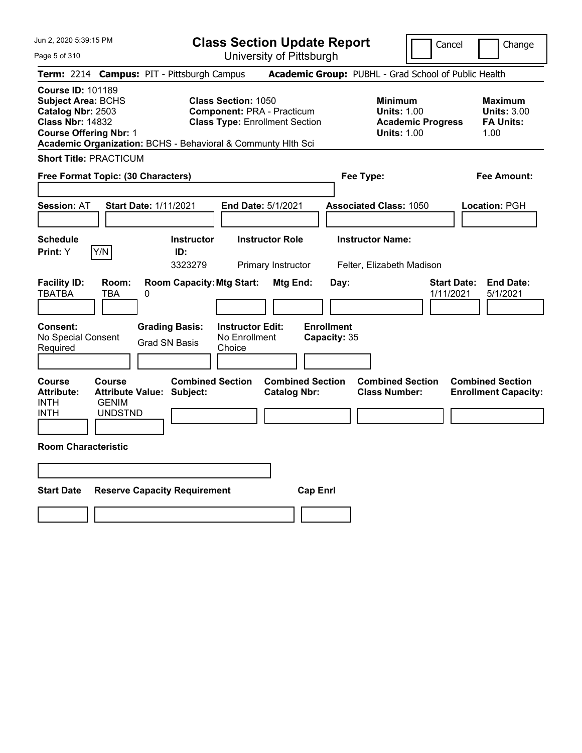# Class Section Update Report

University of Pittsburgh

Jun 2, 2020 5:39:15 PM

Cancel | Change

**Term:** 2214 **Campus:** PIT - Pittsburgh Campus **Academic Group:** PUBHL - Grad School of Public Health

**Course ID:** 101189
**Subject Area:** BCHS
**Catalog Nbr:** 2503
**Class Nbr:** 14832
**Course Offering Nbr:** 1
**Academic Organization:** BCHS - Behavioral & Communty Hlth Sci

**Class Section:** 1050
**Component:** PRA - Practicum
**Class Type:** Enrollment Section

**Minimum**
**Units:** 1.00
**Academic Progress Units:** 1.00

**Maximum**
**Units:** 3.00
**FA Units:** 1.00

**Short Title:** PRACTICUM

**Free Format Topic: (30 Characters)**

**Fee Type:**

**Fee Amount:**

**Session:** AT **Start Date:** 1/11/2021 **End Date:** 5/1/2021 **Associated Class:** 1050 **Location:** PGH

| Schedule Print | Instructor ID | Instructor Role | Instructor Name |
|---|---|---|---|
| Y (Y/N) | 3323279 | Primary Instructor | Felter, Elizabeth Madison |

| Facility ID | Room | Room Capacity | Mtg Start | Mtg End | Day | Start Date | End Date |
|---|---|---|---|---|---|---|---|
| TBATBA | TBA | 0 | | | | 1/11/2021 | 5/1/2021 |

**Consent:** No Special Consent Required
**Grading Basis:** Grad SN Basis
**Instructor Edit:** No Enrollment Choice
**Enrollment Capacity:** 35

| Course Attribute | Course Attribute Value | Combined Section Subject | Combined Section Catalog Nbr | Combined Section Class Number | Combined Section Enrollment Capacity |
|---|---|---|---|---|---|
| INTH | GENIM | | | | |
| INTH | UNDSTND | | | | |

**Room Characteristic**

| Start Date | Reserve Capacity Requirement | Cap Enrl |
|---|---|---|
| | | |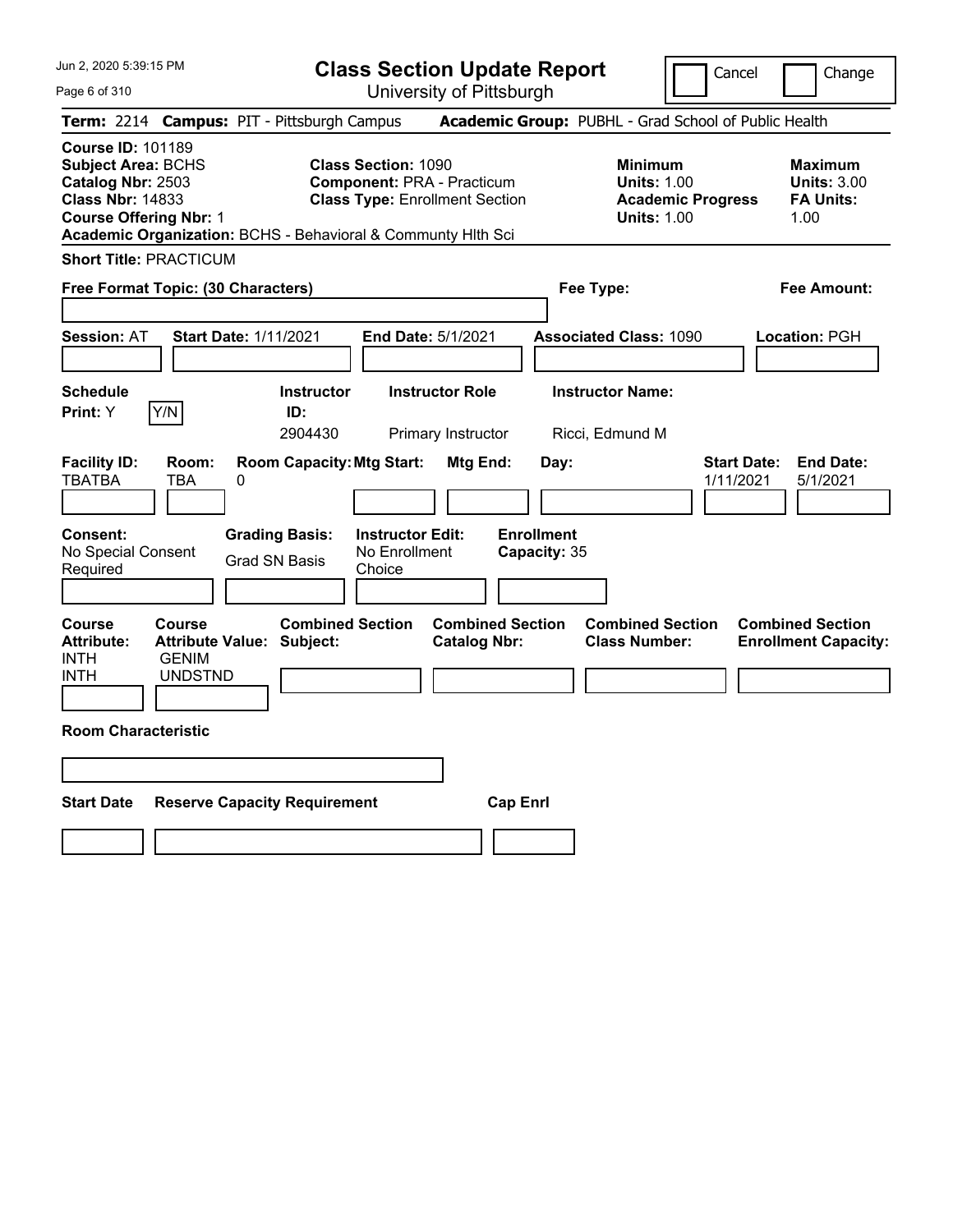# Class Section Update Report

University of Pittsburgh

Jun 2, 2020 5:39:15 PM

Cancel | Change

**Term:** 2214 **Campus:** PIT - Pittsburgh Campus **Academic Group:** PUBHL - Grad School of Public Health

**Course ID:** 101189
**Subject Area:** BCHS
**Catalog Nbr:** 2503
**Class Nbr:** 14833
**Course Offering Nbr:** 1
**Academic Organization:** BCHS - Behavioral & Communty Hlth Sci

**Class Section:** 1090
**Component:** PRA - Practicum
**Class Type:** Enrollment Section

**Minimum Units:** 1.00
**Academic Progress Units:** 1.00

**Maximum Units:** 3.00
**FA Units:** 1.00

**Short Title:** PRACTICUM

**Free Format Topic: (30 Characters)**

**Fee Type:**

**Fee Amount:**

**Session:** AT **Start Date:** 1/11/2021 **End Date:** 5/1/2021 **Associated Class:** 1090 **Location:** PGH

| Schedule Print: | Instructor ID: | Instructor Role | Instructor Name: |
|---|---|---|---|
| Y (Y/N) | 2904430 | Primary Instructor | Ricci, Edmund M |

| Facility ID: | Room: | Room Capacity: | Mtg Start: | Mtg End: | Day: | Start Date: | End Date: |
|---|---|---|---|---|---|---|---|
| TBATBA | TBA | 0 | | | | 1/11/2021 | 5/1/2021 |

| Consent: | Grading Basis: | Instructor Edit: | Enrollment Capacity: |
|---|---|---|---|
| No Special Consent Required | Grad SN Basis | No Enrollment Choice | 35 |

| Course Attribute: | Course Attribute Value: | Combined Section Subject: | Combined Section Catalog Nbr: | Combined Section Class Number: | Combined Section Enrollment Capacity: |
|---|---|---|---|---|---|
| INTH | GENIM | | | | |
| INTH | UNDSTND | | | | |

**Room Characteristic**

| Start Date | Reserve Capacity Requirement | Cap Enrl |
|---|---|---|
| | | |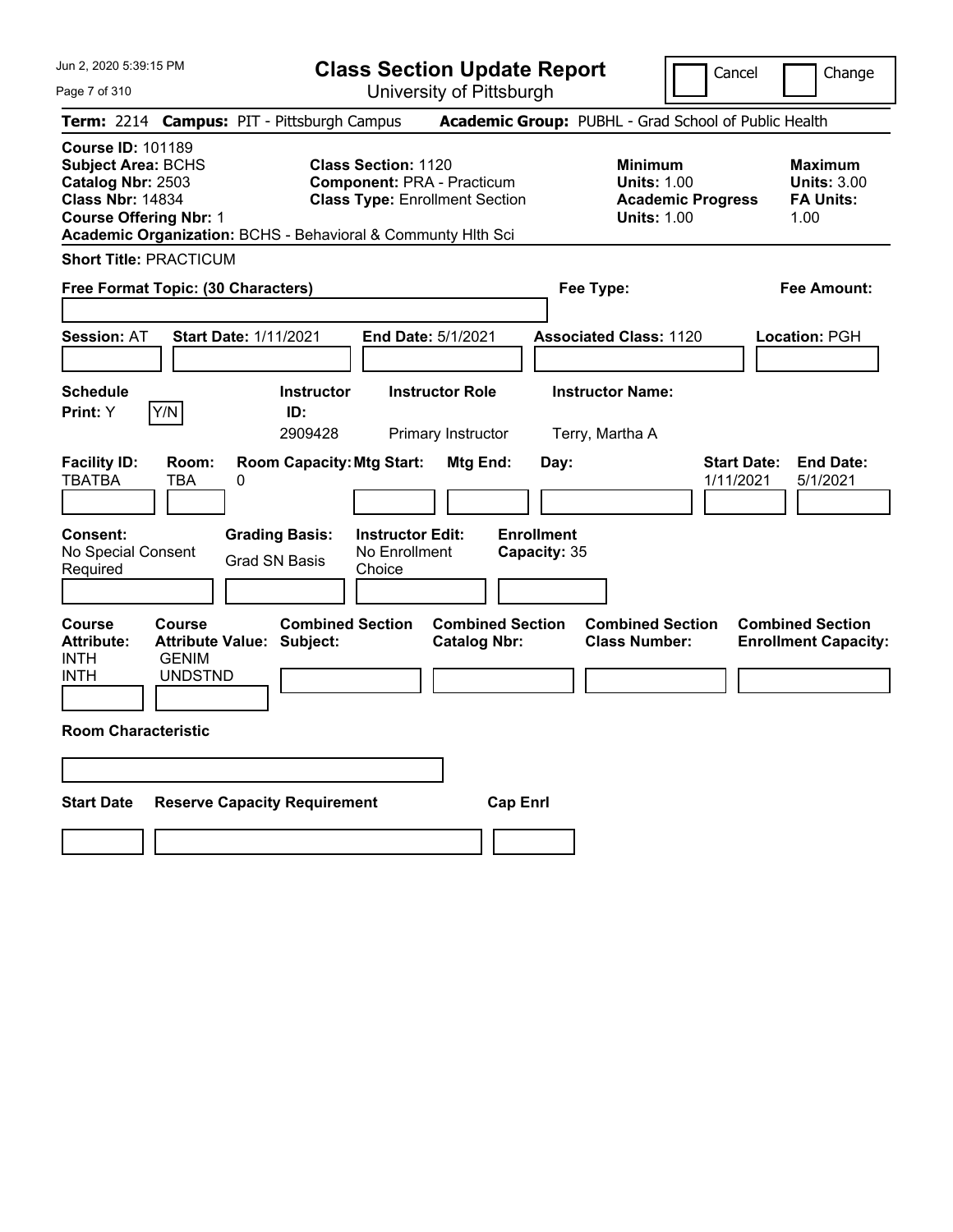# Class Section Update Report

University of Pittsburgh

Cancel ☐ Change ☐

**Term:** 2214 **Campus:** PIT - Pittsburgh Campus **Academic Group:** PUBHL - Grad School of Public Health

**Course ID:** 101189
**Subject Area:** BCHS
**Catalog Nbr:** 2503
**Class Nbr:** 14834
**Course Offering Nbr:** 1
**Academic Organization:** BCHS - Behavioral & Communty Hlth Sci

**Class Section:** 1120
**Component:** PRA - Practicum
**Class Type:** Enrollment Section

**Minimum Units:** 1.00
**Academic Progress Units:** 1.00

**Maximum Units:** 3.00
**FA Units:** 1.00

**Short Title:** PRACTICUM

**Free Format Topic: (30 Characters)**

**Fee Type:**

**Fee Amount:**

**Session:** AT **Start Date:** 1/11/2021 **End Date:** 5/1/2021 **Associated Class:** 1120 **Location:** PGH

| Schedule Print: | Instructor ID: | Instructor Role | Instructor Name: |
|---|---|---|---|
| Y [Y/N] | 2909428 | Primary Instructor | Terry, Martha A |

| Facility ID: | Room: | Room Capacity: | Mtg Start: | Mtg End: | Day: | Start Date: | End Date: |
|---|---|---|---|---|---|---|---|
| TBATBA | TBA | 0 | | | | 1/11/2021 | 5/1/2021 |

**Consent:** No Special Consent Required
**Grading Basis:** Grad SN Basis
**Instructor Edit:** No Enrollment Choice
**Enrollment Capacity:** 35

| Course Attribute: | Course Attribute Value: | Combined Section Subject: | Combined Section Catalog Nbr: | Combined Section Class Number: | Combined Section Enrollment Capacity: |
|---|---|---|---|---|---|
| INTH | GENIM | | | | |
| INTH | UNDSTND | | | | |

**Room Characteristic**

**Start Date** **Reserve Capacity Requirement** **Cap Enrl**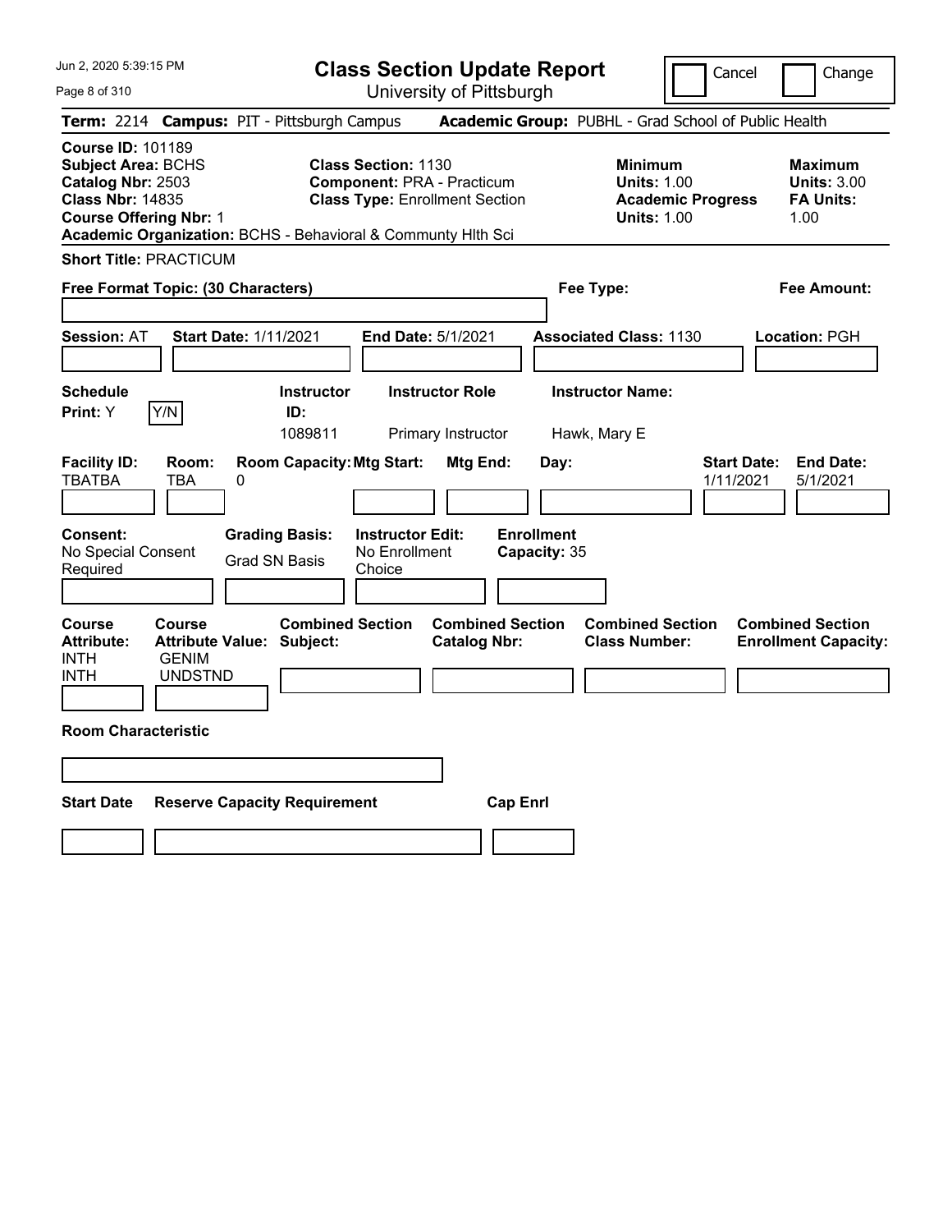# Class Section Update Report

University of Pittsburgh

Cancel | Change

**Term:** 2214 **Campus:** PIT - Pittsburgh Campus **Academic Group:** PUBHL - Grad School of Public Health

**Course ID:** 101189
**Subject Area:** BCHS
**Catalog Nbr:** 2503
**Class Nbr:** 14835
**Course Offering Nbr:** 1
**Academic Organization:** BCHS - Behavioral & Communty Hlth Sci

**Class Section:** 1130
**Component:** PRA - Practicum
**Class Type:** Enrollment Section

**Minimum**
**Units:** 1.00
**Academic Progress Units:** 1.00

**Maximum**
**Units:** 3.00
**FA Units:** 1.00

**Short Title:** PRACTICUM

**Free Format Topic: (30 Characters)**

**Fee Type:**

**Fee Amount:**

**Session:** AT **Start Date:** 1/11/2021 **End Date:** 5/1/2021 **Associated Class:** 1130 **Location:** PGH

| Schedule Print | | Instructor ID | Instructor Role | Instructor Name |
|---|---|---|---|---|
| Y | Y/N | 1089811 | Primary Instructor | Hawk, Mary E |

| Facility ID | Room | Room Capacity | Mtg Start | Mtg End | Day | Start Date | End Date |
|---|---|---|---|---|---|---|---|
| TBATBA | TBA | 0 | | | | 1/11/2021 | 5/1/2021 |

**Consent:** No Special Consent Required
**Grading Basis:** Grad SN Basis
**Instructor Edit:** No Enrollment Choice
**Enrollment Capacity:** 35

| Course Attribute | Course Attribute Value | Combined Section Subject | Combined Section Catalog Nbr | Combined Section Class Number | Combined Section Enrollment Capacity |
|---|---|---|---|---|---|
| INTH | GENIM | | | | |
| INTH | UNDSTND | | | | |

**Room Characteristic**

| Start Date | Reserve Capacity Requirement | Cap Enrl |
|---|---|---|
| | | |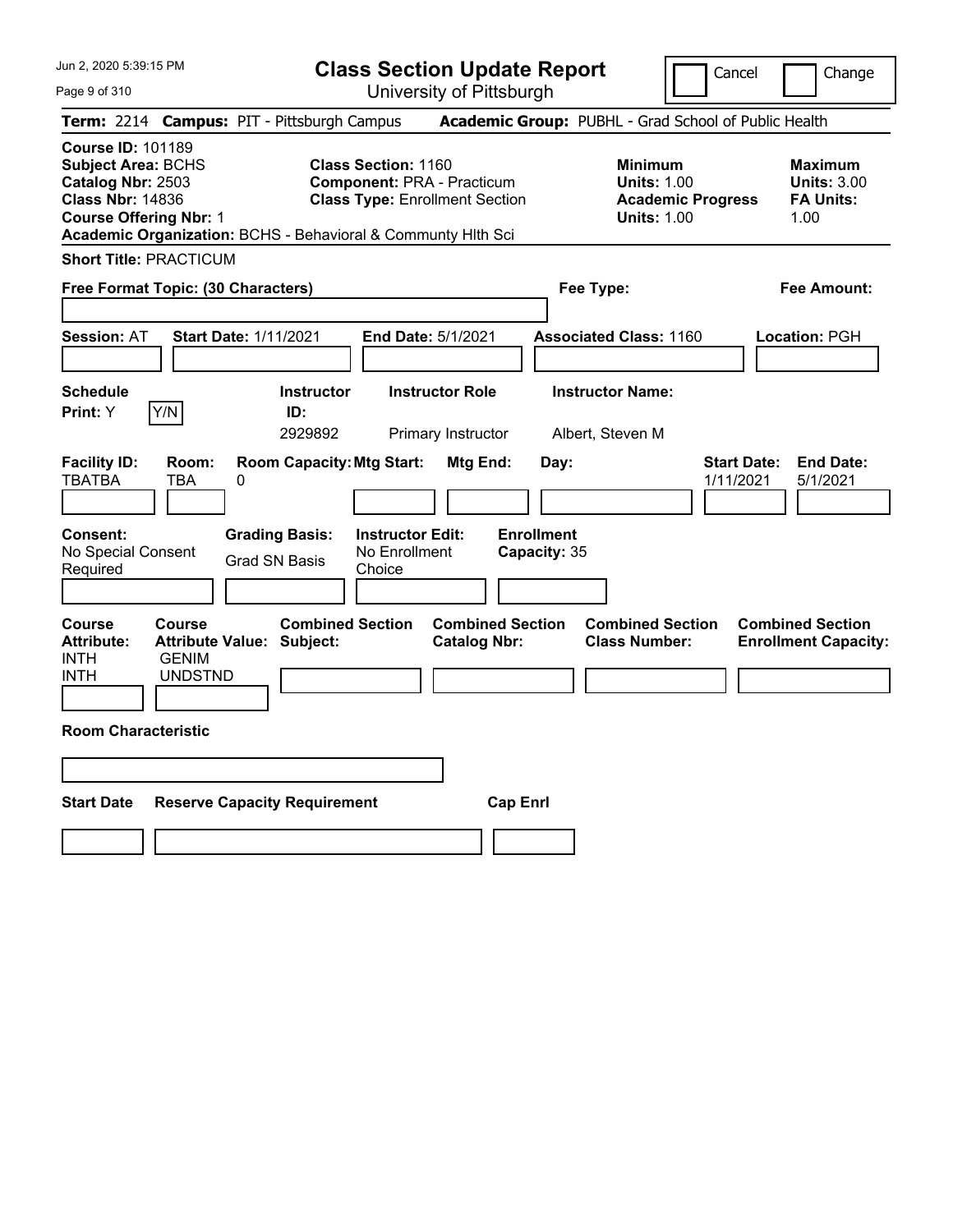# Class Section Update Report

University of Pittsburgh

Cancel | Change

**Term:** 2214 **Campus:** PIT - Pittsburgh Campus **Academic Group:** PUBHL - Grad School of Public Health

**Course ID:** 101189
**Subject Area:** BCHS
**Catalog Nbr:** 2503
**Class Nbr:** 14836
**Course Offering Nbr:** 1
**Academic Organization:** BCHS - Behavioral & Communty Hlth Sci

**Class Section:** 1160
**Component:** PRA - Practicum
**Class Type:** Enrollment Section

**Minimum**
**Units:** 1.00
**Academic Progress Units:** 1.00

**Maximum**
**Units:** 3.00
**FA Units:** 1.00

**Short Title:** PRACTICUM

**Free Format Topic: (30 Characters)**

**Fee Type:**

**Fee Amount:**

**Session:** AT **Start Date:** 1/11/2021 **End Date:** 5/1/2021 **Associated Class:** 1160 **Location:** PGH

| Schedule Print: | | Instructor ID: | Instructor Role | Instructor Name: |
|---|---|---|---|---|
| Y | Y/N | 2929892 | Primary Instructor | Albert, Steven M |

| Facility ID: | Room: | Room Capacity: | Mtg Start: | Mtg End: | Day: | Start Date: | End Date: |
|---|---|---|---|---|---|---|---|
| TBATBA | TBA | 0 | | | | 1/11/2021 | 5/1/2021 |

| Consent: | Grading Basis: | Instructor Edit: | Enrollment Capacity: |
|---|---|---|---|
| No Special Consent Required | Grad SN Basis | No Enrollment Choice | 35 |

| Course Attribute: | Course Attribute Value: | Combined Section Subject: | Combined Section Catalog Nbr: | Combined Section Class Number: | Combined Section Enrollment Capacity: |
|---|---|---|---|---|---|
| INTH | GENIM | | | | |
| INTH | UNDSTND | | | | |

**Room Characteristic**

| Start Date | Reserve Capacity Requirement | Cap Enrl |
|---|---|---|
| | | |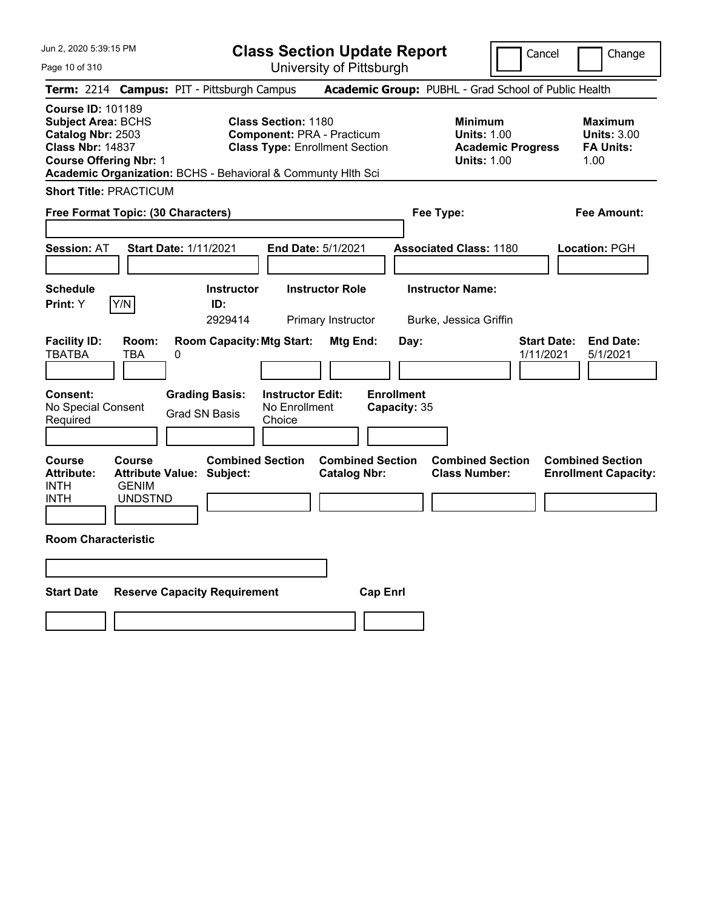Jun 2, 2020 5:39:15 PM

# Class Section Update Report

University of Pittsburgh

Cancel    Change

**Term:** 2214 **Campus:** PIT - Pittsburgh Campus **Academic Group:** PUBHL - Grad School of Public Health

**Course ID:** 101189
**Subject Area:** BCHS
**Catalog Nbr:** 2503
**Class Nbr:** 14837
**Course Offering Nbr:** 1
**Academic Organization:** BCHS - Behavioral & Communty Hlth Sci

**Class Section:** 1180
**Component:** PRA - Practicum
**Class Type:** Enrollment Section

**Minimum**
**Units:** 1.00
**Academic Progress Units:** 1.00

**Maximum**
**Units:** 3.00
**FA Units:** 1.00

**Short Title:** PRACTICUM

**Free Format Topic: (30 Characters)**

**Fee Type:**

**Fee Amount:**

**Session:** AT **Start Date:** 1/11/2021 **End Date:** 5/1/2021 **Associated Class:** 1180 **Location:** PGH

| Schedule Print: | Instructor ID: | Instructor Role | Instructor Name: |
|---|---|---|---|
| Y (Y/N) | 2929414 | Primary Instructor | Burke, Jessica Griffin |

| Facility ID: | Room: | Room Capacity: | Mtg Start: | Mtg End: | Day: | Start Date: | End Date: |
|---|---|---|---|---|---|---|---|
| TBATBA | TBA | 0 | | | | 1/11/2021 | 5/1/2021 |

| Consent: | Grading Basis: | Instructor Edit: | Enrollment Capacity: |
|---|---|---|---|
| No Special Consent Required | Grad SN Basis | No Enrollment Choice | 35 |

| Course Attribute: | Course Attribute Value: | Combined Section Subject: | Combined Section Catalog Nbr: | Combined Section Class Number: | Combined Section Enrollment Capacity: |
|---|---|---|---|---|---|
| INTH | GENIM | | | | |
| INTH | UNDSTND | | | | |

**Room Characteristic**

| Start Date | Reserve Capacity Requirement | Cap Enrl |
|---|---|---|
| | | |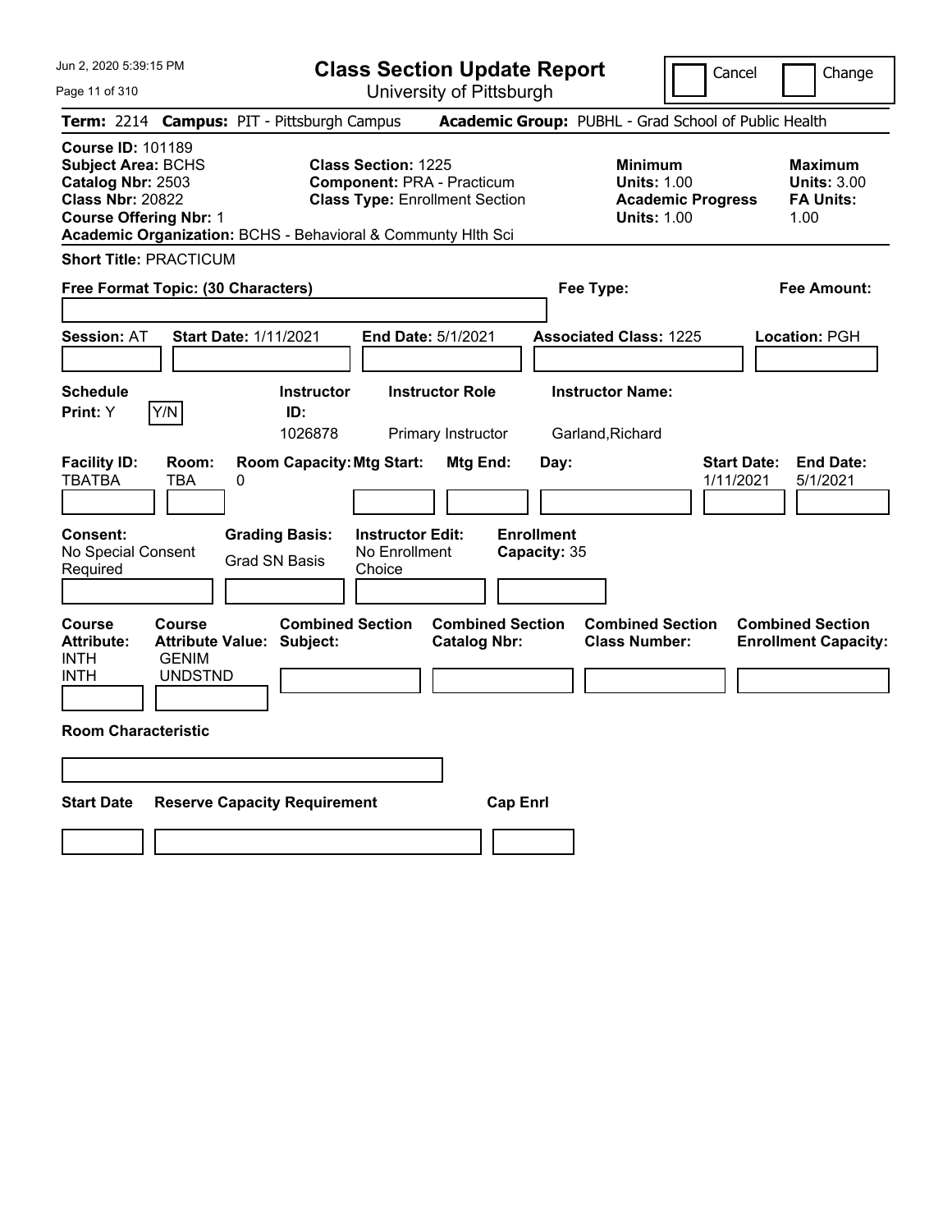# Class Section Update Report

University of Pittsburgh

Cancel | Change

**Term:** 2214 **Campus:** PIT - Pittsburgh Campus **Academic Group:** PUBHL - Grad School of Public Health

**Course ID:** 101189
**Subject Area:** BCHS
**Catalog Nbr:** 2503
**Class Nbr:** 20822
**Course Offering Nbr:** 1
**Academic Organization:** BCHS - Behavioral & Communty Hlth Sci

**Class Section:** 1225
**Component:** PRA - Practicum
**Class Type:** Enrollment Section

**Minimum**
**Units:** 1.00
**Academic Progress Units:** 1.00

**Maximum**
**Units:** 3.00
**FA Units:** 1.00

**Short Title:** PRACTICUM

**Free Format Topic: (30 Characters)**

**Fee Type:**

**Fee Amount:**

**Session:** AT **Start Date:** 1/11/2021 **End Date:** 5/1/2021 **Associated Class:** 1225 **Location:** PGH

| Schedule Print: | Instructor ID: | Instructor Role | Instructor Name: |
|---|---|---|---|
| Y [Y/N] | 1026878 | Primary Instructor | Garland,Richard |

| Facility ID: | Room: | Room Capacity: | Mtg Start: | Mtg End: | Day: | Start Date: | End Date: |
|---|---|---|---|---|---|---|---|
| TBATBA | TBA | 0 | | | | 1/11/2021 | 5/1/2021 |

| Consent: | Grading Basis: | Instructor Edit: | Enrollment Capacity: |
|---|---|---|---|
| No Special Consent Required | Grad SN Basis | No Enrollment Choice | 35 |

| Course Attribute: | Course Attribute Value: | Combined Section Subject: | Combined Section Catalog Nbr: | Combined Section Class Number: | Combined Section Enrollment Capacity: |
|---|---|---|---|---|---|
| INTH | GENIM | | | | |
| INTH | UNDSTND | | | | |

**Room Characteristic**

| Start Date | Reserve Capacity Requirement | Cap Enrl |
|---|---|---|
| | | |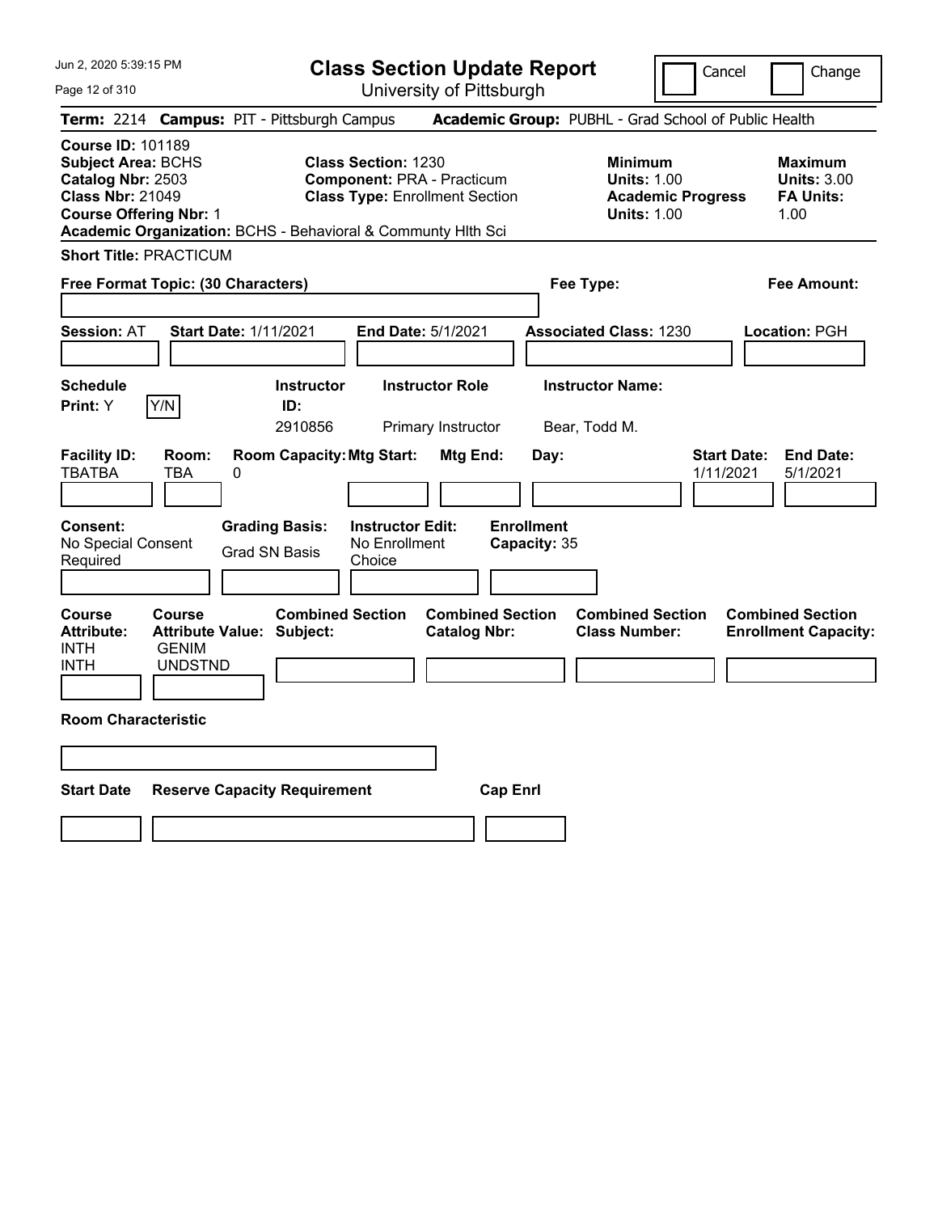# Class Section Update Report

University of Pittsburgh

Cancel | Change

**Term:** 2214 **Campus:** PIT - Pittsburgh Campus **Academic Group:** PUBHL - Grad School of Public Health

**Course ID:** 101189
**Subject Area:** BCHS
**Catalog Nbr:** 2503
**Class Nbr:** 21049
**Course Offering Nbr:** 1
**Academic Organization:** BCHS - Behavioral & Communty Hlth Sci

**Class Section:** 1230
**Component:** PRA - Practicum
**Class Type:** Enrollment Section

**Minimum**
**Units:** 1.00
**Academic Progress Units:** 1.00

**Maximum**
**Units:** 3.00
**FA Units:** 1.00

**Short Title:** PRACTICUM

**Free Format Topic: (30 Characters)**

**Fee Type:**

**Fee Amount:**

**Session:** AT **Start Date:** 1/11/2021 **End Date:** 5/1/2021 **Associated Class:** 1230 **Location:** PGH

| Schedule Print | Instructor ID | Instructor Role | Instructor Name |
|---|---|---|---|
| Y (Y/N) | 2910856 | Primary Instructor | Bear, Todd M. |

| Facility ID | Room | Room Capacity | Mtg Start | Mtg End | Day | Start Date | End Date |
|---|---|---|---|---|---|---|---|
| TBATBA | TBA | 0 | | | | 1/11/2021 | 5/1/2021 |

| Consent | Grading Basis | Instructor Edit | Enrollment Capacity |
|---|---|---|---|
| No Special Consent Required | Grad SN Basis | No Enrollment Choice | 35 |

| Course Attribute | Course Attribute Value | Combined Section Subject | Combined Section Catalog Nbr | Combined Section Class Number | Combined Section Enrollment Capacity |
|---|---|---|---|---|---|
| INTH | GENIM | | | | |
| INTH | UNDSTND | | | | |

**Room Characteristic**

| Start Date | Reserve Capacity Requirement | Cap Enrl |
|---|---|---|
| | | |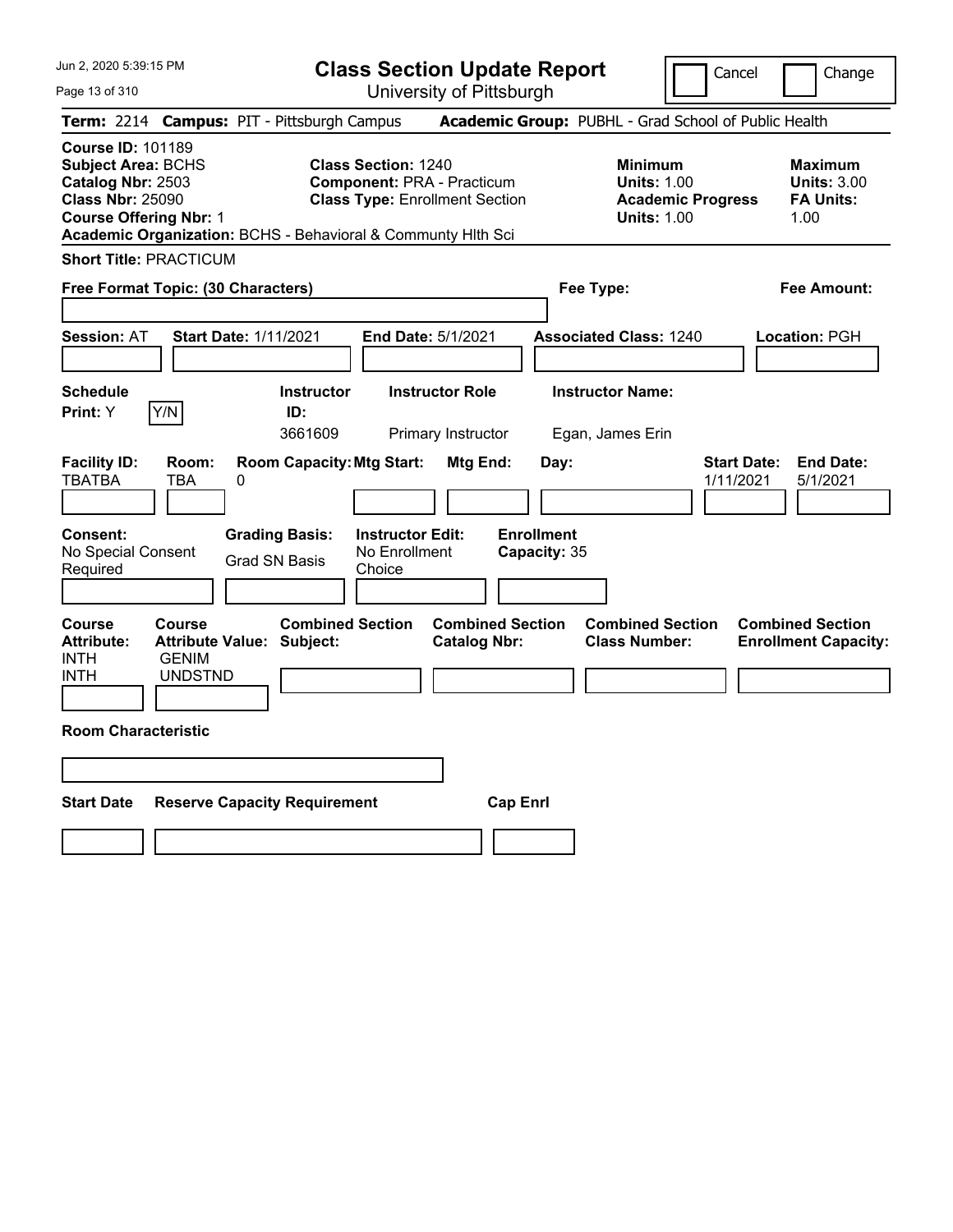# Class Section Update Report

University of Pittsburgh

Cancel | Change

**Term:** 2214 **Campus:** PIT - Pittsburgh Campus **Academic Group:** PUBHL - Grad School of Public Health

**Course ID:** 101189
**Subject Area:** BCHS
**Catalog Nbr:** 2503
**Class Nbr:** 25090
**Course Offering Nbr:** 1

**Class Section:** 1240
**Component:** PRA - Practicum
**Class Type:** Enrollment Section

**Minimum**
**Units:** 1.00
**Academic Progress Units:** 1.00

**Maximum**
**Units:** 3.00
**FA Units:** 1.00

**Academic Organization:** BCHS - Behavioral & Communty Hlth Sci

**Short Title:** PRACTICUM

**Free Format Topic: (30 Characters)**

**Fee Type:**

**Fee Amount:**

**Session:** AT **Start Date:** 1/11/2021 **End Date:** 5/1/2021 **Associated Class:** 1240 **Location:** PGH

| Schedule Print: | Instructor ID: | Instructor Role | Instructor Name: |
|---|---|---|---|
| Y / Y/N | 3661609 | Primary Instructor | Egan, James Erin |

| Facility ID: | Room: | Room Capacity: | Mtg Start: | Mtg End: | Day: | Start Date: | End Date: |
|---|---|---|---|---|---|---|---|
| TBATBA | TBA | 0 | | | | 1/11/2021 | 5/1/2021 |

| Consent: | Grading Basis: | Instructor Edit: | Enrollment Capacity: |
|---|---|---|---|
| No Special Consent Required | Grad SN Basis | No Enrollment Choice | 35 |

| Course Attribute: | Course Attribute Value: | Combined Section Subject: | Combined Section Catalog Nbr: | Combined Section Class Number: | Combined Section Enrollment Capacity: |
|---|---|---|---|---|---|
| INTH | GENIM | | | | |
| INTH | UNDSTND | | | | |

**Room Characteristic**

| Start Date | Reserve Capacity Requirement | Cap Enrl |
|---|---|---|
| | | |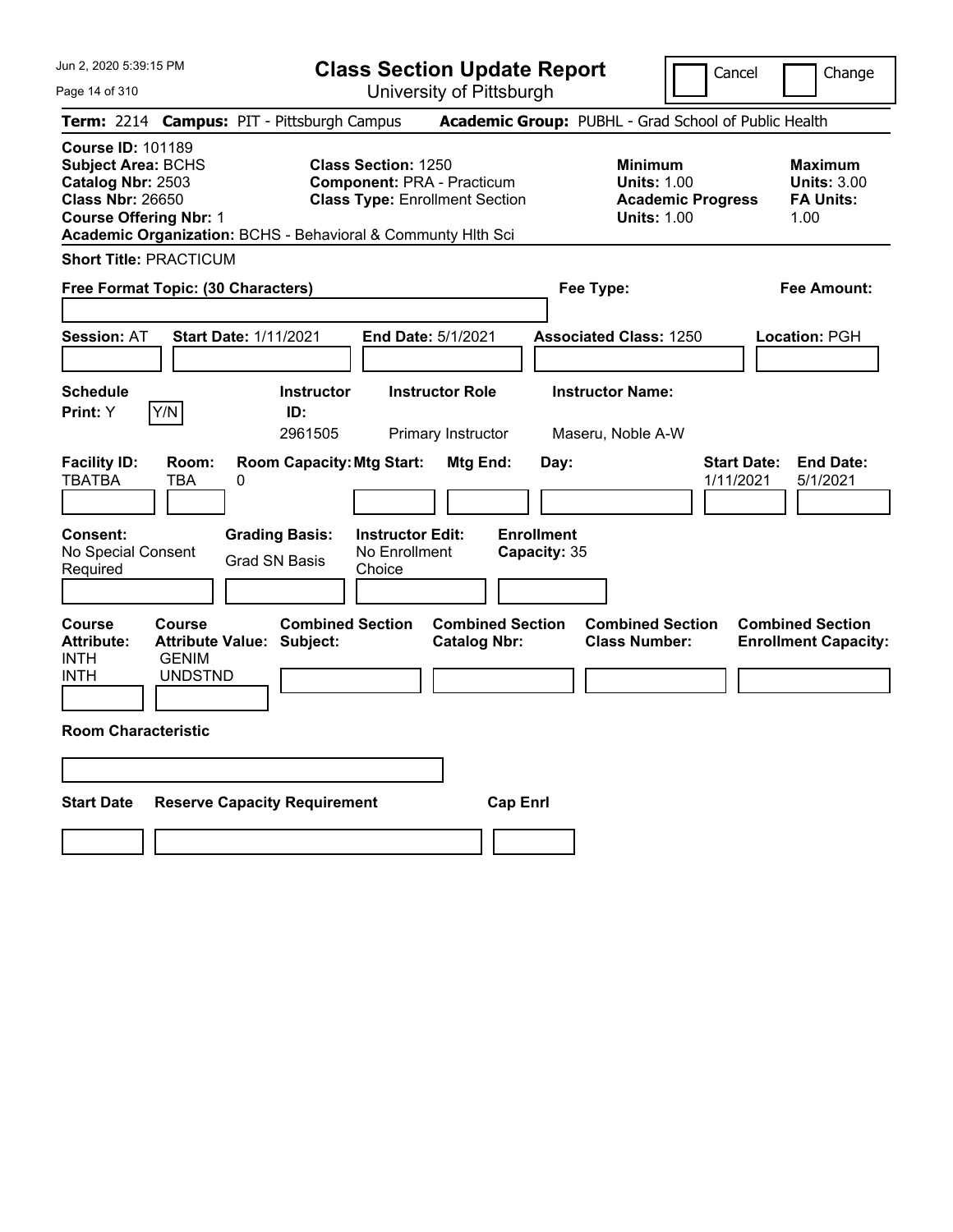Jun 2, 2020 5:39:15 PM

# Class Section Update Report

University of Pittsburgh

Cancel | Change

**Term:** 2214 **Campus:** PIT - Pittsburgh Campus **Academic Group:** PUBHL - Grad School of Public Health

**Course ID:** 101189
**Subject Area:** BCHS
**Catalog Nbr:** 2503
**Class Nbr:** 26650
**Course Offering Nbr:** 1
**Academic Organization:** BCHS - Behavioral & Communty Hlth Sci

**Class Section:** 1250
**Component:** PRA - Practicum
**Class Type:** Enrollment Section

**Minimum**
**Units:** 1.00
**Academic Progress Units:** 1.00

**Maximum**
**Units:** 3.00
**FA Units:** 1.00

**Short Title:** PRACTICUM

**Free Format Topic: (30 Characters)**

**Fee Type:**

**Fee Amount:**

**Session:** AT **Start Date:** 1/11/2021 **End Date:** 5/1/2021 **Associated Class:** 1250 **Location:** PGH

| Schedule Print: | Instructor ID: | Instructor Role | Instructor Name: |
|---|---|---|---|
| Y (Y/N) | 2961505 | Primary Instructor | Maseru, Noble A-W |

| Facility ID: | Room: | Room Capacity: | Mtg Start: | Mtg End: | Day: | Start Date: | End Date: |
|---|---|---|---|---|---|---|---|
| TBATBA | TBA | 0 | | | | 1/11/2021 | 5/1/2021 |

| Consent: | Grading Basis: | Instructor Edit: | Enrollment Capacity: |
|---|---|---|---|
| No Special Consent Required | Grad SN Basis | No Enrollment Choice | 35 |

| Course Attribute: | Course Attribute Value: | Combined Section Subject: | Combined Section Catalog Nbr: | Combined Section Class Number: | Combined Section Enrollment Capacity: |
|---|---|---|---|---|---|
| INTH | GENIM | | | | |
| INTH | UNDSTND | | | | |

**Room Characteristic**

| Start Date | Reserve Capacity Requirement | Cap Enrl |
|---|---|---|
| | | |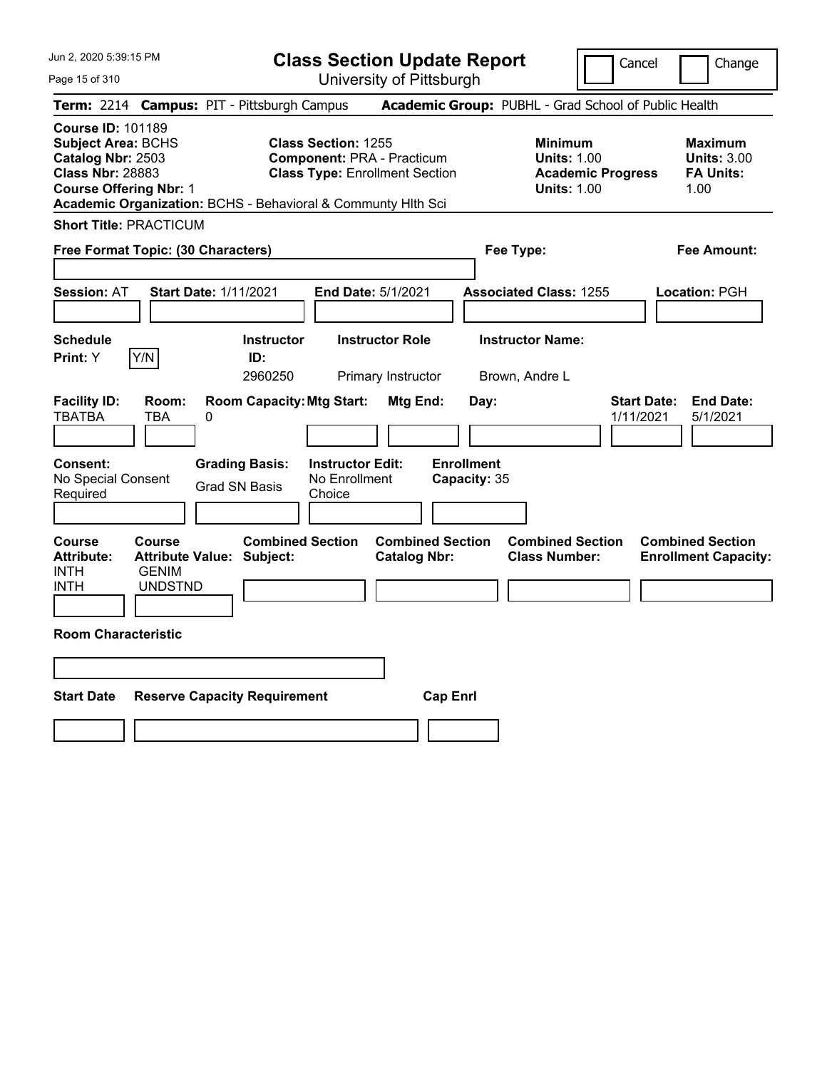# Class Section Update Report

University of Pittsburgh

Jun 2, 2020 5:39:15 PM

Cancel | Change

**Term:** 2214 **Campus:** PIT - Pittsburgh Campus **Academic Group:** PUBHL - Grad School of Public Health

**Course ID:** 101189
**Subject Area:** BCHS
**Catalog Nbr:** 2503
**Class Nbr:** 28883
**Course Offering Nbr:** 1
**Academic Organization:** BCHS - Behavioral & Communty Hlth Sci

**Class Section:** 1255
**Component:** PRA - Practicum
**Class Type:** Enrollment Section

**Minimum Units:** 1.00
**Academic Progress Units:** 1.00

**Maximum Units:** 3.00
**FA Units:** 1.00

**Short Title:** PRACTICUM

**Free Format Topic: (30 Characters)**

**Fee Type:**

**Fee Amount:**

**Session:** AT **Start Date:** 1/11/2021 **End Date:** 5/1/2021 **Associated Class:** 1255 **Location:** PGH

| Schedule Print | Instructor ID | Instructor Role | Instructor Name |
|---|---|---|---|
| Y | 2960250 | Primary Instructor | Brown, Andre L |

| Facility ID | Room | Room Capacity | Mtg Start | Mtg End | Day | Start Date | End Date |
|---|---|---|---|---|---|---|---|
| TBATBA | TBA | 0 | | | | 1/11/2021 | 5/1/2021 |

**Consent:** No Special Consent Required
**Grading Basis:** Grad SN Basis
**Instructor Edit:** No Enrollment Choice
**Enrollment Capacity:** 35

| Course Attribute | Course Attribute Value | Combined Section Subject | Combined Section Catalog Nbr | Combined Section Class Number | Combined Section Enrollment Capacity |
|---|---|---|---|---|---|
| INTH | GENIM | | | | |
| INTH | UNDSTND | | | | |

**Room Characteristic**

| Start Date | Reserve Capacity Requirement | Cap Enrl |
|---|---|---|
| | | |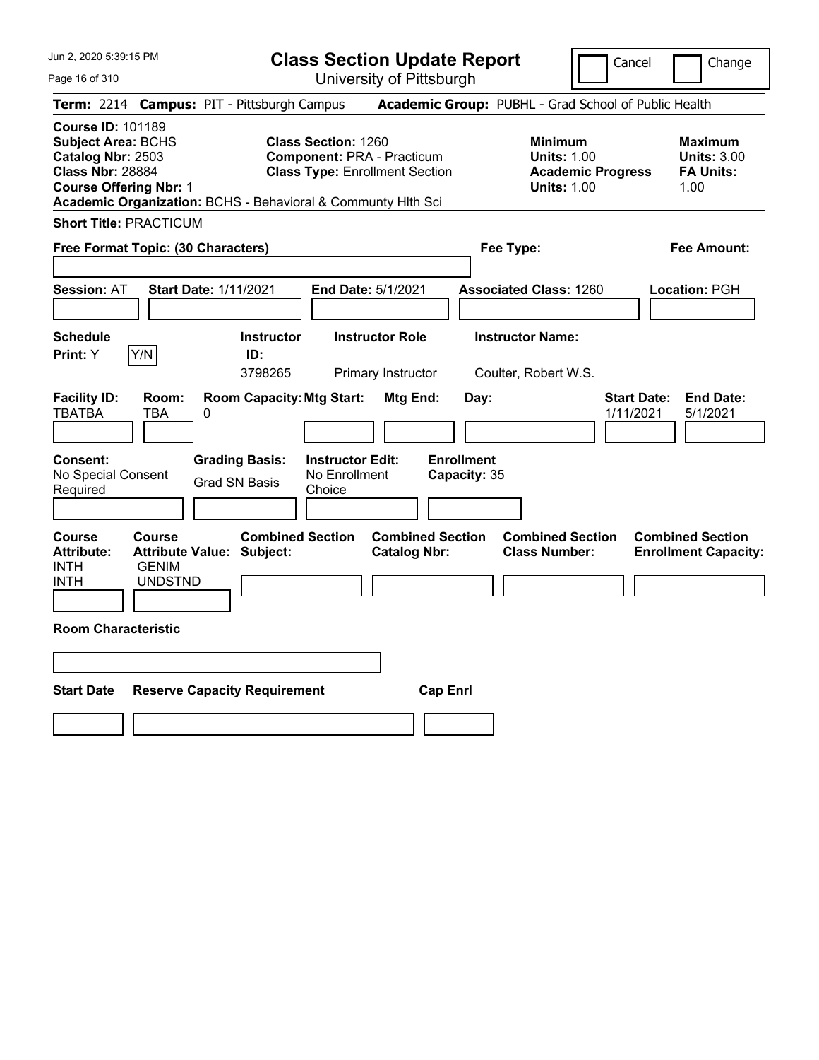# Class Section Update Report

University of Pittsburgh

Cancel | Change

**Term:** 2214 **Campus:** PIT - Pittsburgh Campus **Academic Group:** PUBHL - Grad School of Public Health

**Course ID:** 101189
**Subject Area:** BCHS
**Catalog Nbr:** 2503
**Class Nbr:** 28884
**Course Offering Nbr:** 1
**Academic Organization:** BCHS - Behavioral & Communty Hlth Sci

**Class Section:** 1260
**Component:** PRA - Practicum
**Class Type:** Enrollment Section

**Minimum**
**Units:** 1.00
**Academic Progress Units:** 1.00

**Maximum**
**Units:** 3.00
**FA Units:** 1.00

**Short Title:** PRACTICUM

**Free Format Topic: (30 Characters)**

**Fee Type:**

**Fee Amount:**

**Session:** AT **Start Date:** 1/11/2021 **End Date:** 5/1/2021 **Associated Class:** 1260 **Location:** PGH

| Schedule Print: | Instructor ID: | Instructor Role | Instructor Name: |
|---|---|---|---|
| Y (Y/N) | 3798265 | Primary Instructor | Coulter, Robert W.S. |

| Facility ID: | Room: | Room Capacity: | Mtg Start: | Mtg End: | Day: | Start Date: | End Date: |
|---|---|---|---|---|---|---|---|
| TBATBA | TBA | 0 | | | | 1/11/2021 | 5/1/2021 |

| Consent: | Grading Basis: | Instructor Edit: | Enrollment Capacity: |
|---|---|---|---|
| No Special Consent Required | Grad SN Basis | No Enrollment Choice | 35 |

| Course Attribute: | Course Attribute Value: | Combined Section Subject: | Combined Section Catalog Nbr: | Combined Section Class Number: | Combined Section Enrollment Capacity: |
|---|---|---|---|---|---|
| INTH | GENIM | | | | |
| INTH | UNDSTND | | | | |

**Room Characteristic**

| Start Date | Reserve Capacity Requirement | Cap Enrl |
|---|---|---|
| | | |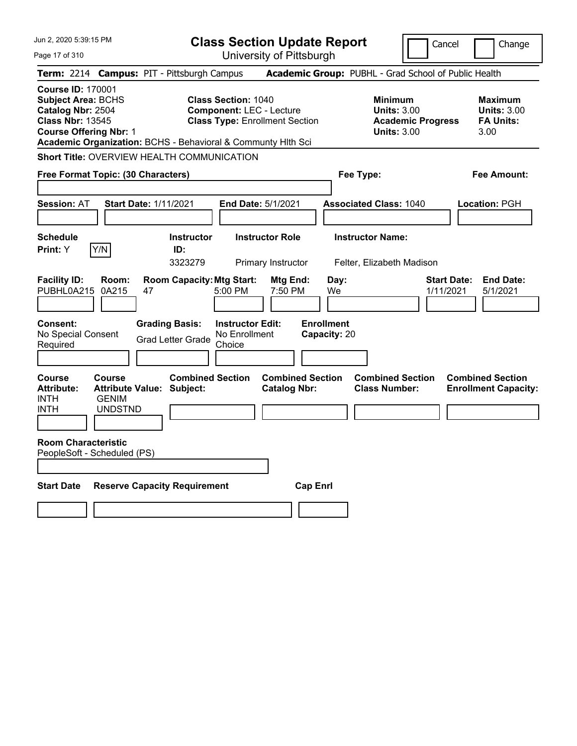# Class Section Update Report

University of Pittsburgh

Cancel | Change

**Term:** 2214 **Campus:** PIT - Pittsburgh Campus **Academic Group:** PUBHL - Grad School of Public Health

**Course ID:** 170001
**Subject Area:** BCHS
**Catalog Nbr:** 2504
**Class Nbr:** 13545
**Course Offering Nbr:** 1

**Class Section:** 1040
**Component:** LEC - Lecture
**Class Type:** Enrollment Section

**Minimum Units:** 3.00
**Academic Progress Units:** 3.00

**Maximum Units:** 3.00
**FA Units:** 3.00

**Academic Organization:** BCHS - Behavioral & Communty Hlth Sci

**Short Title:** OVERVIEW HEALTH COMMUNICATION

**Free Format Topic: (30 Characters)**

**Fee Type:**

**Fee Amount:**

**Session:** AT **Start Date:** 1/11/2021 **End Date:** 5/1/2021 **Associated Class:** 1040 **Location:** PGH

| Schedule Print | | Instructor ID | Instructor Role | Instructor Name |
|---|---|---|---|---|
| Y | Y/N | 3323279 | Primary Instructor | Felter, Elizabeth Madison |

| Facility ID | Room | Room Capacity | Mtg Start | Mtg End | Day | Start Date | End Date |
|---|---|---|---|---|---|---|---|
| PUBHL0A215 | 0A215 | 47 | 5:00 PM | 7:50 PM | We | 1/11/2021 | 5/1/2021 |

| Consent | Grading Basis | Instructor Edit | Enrollment Capacity |
|---|---|---|---|
| No Special Consent Required | Grad Letter Grade | No Enrollment Choice | 20 |

| Course Attribute | Course Attribute Value | Combined Section Subject | Combined Section Catalog Nbr | Combined Section Class Number | Combined Section Enrollment Capacity |
|---|---|---|---|---|---|
| INTH | GENIM | | | | |
| INTH | UNDSTND | | | | |

**Room Characteristic**
PeopleSoft - Scheduled (PS)

| Start Date | Reserve Capacity Requirement | Cap Enrl |
|---|---|---|
| | | |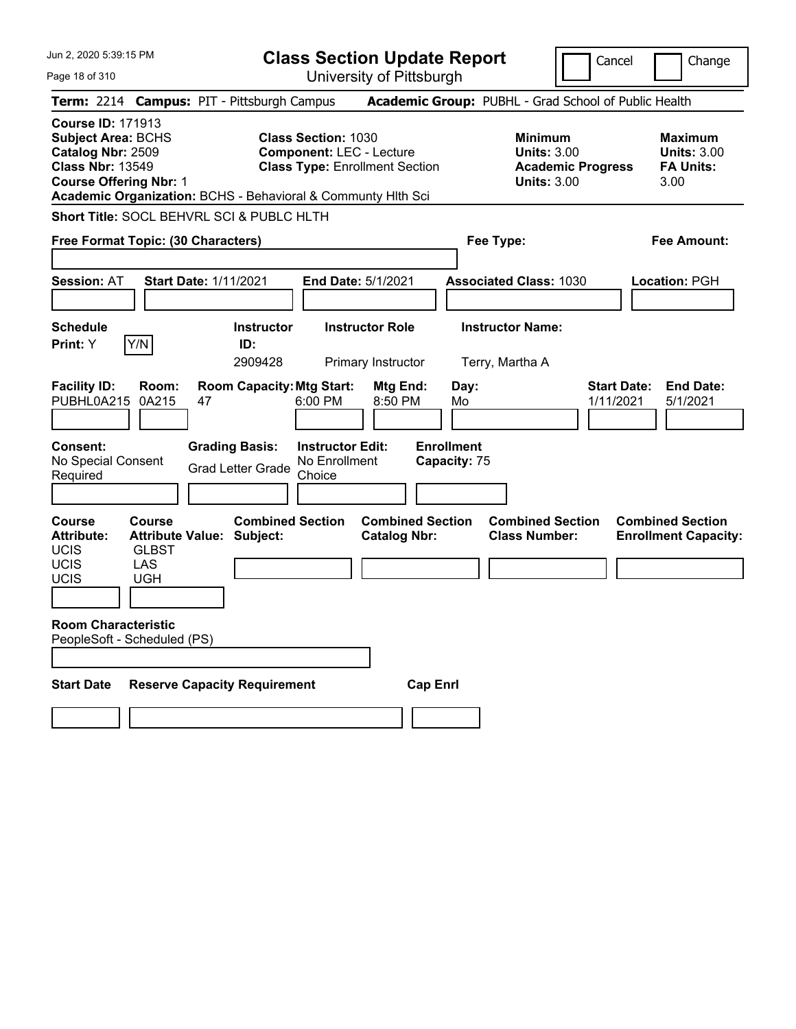Jun 2, 2020 5:39:15 PM

# Class Section Update Report

University of Pittsburgh

Cancel | Change

**Term:** 2214 **Campus:** PIT - Pittsburgh Campus **Academic Group:** PUBHL - Grad School of Public Health

**Course ID:** 171913
**Subject Area:** BCHS
**Catalog Nbr:** 2509
**Class Nbr:** 13549
**Course Offering Nbr:** 1
**Academic Organization:** BCHS - Behavioral & Communty Hlth Sci

**Class Section:** 1030
**Component:** LEC - Lecture
**Class Type:** Enrollment Section

**Minimum Units:** 3.00
**Academic Progress Units:** 3.00

**Maximum Units:** 3.00
**FA Units:** 3.00

**Short Title:** SOCL BEHVRL SCI & PUBLC HLTH

**Free Format Topic: (30 Characters)**

**Fee Type:**

**Fee Amount:**

**Session:** AT **Start Date:** 1/11/2021 **End Date:** 5/1/2021 **Associated Class:** 1030 **Location:** PGH

| Schedule Print: | Instructor ID: | Instructor Role | Instructor Name: |
|---|---|---|---|
| Y (Y/N) | 2909428 | Primary Instructor | Terry, Martha A |

| Facility ID: | Room: | Room Capacity: | Mtg Start: | Mtg End: | Day: | Start Date: | End Date: |
|---|---|---|---|---|---|---|---|
| PUBHL0A215 | 0A215 | 47 | 6:00 PM | 8:50 PM | Mo | 1/11/2021 | 5/1/2021 |

**Consent:** No Special Consent Required
**Grading Basis:** Grad Letter Grade
**Instructor Edit:** No Enrollment Choice
**Enrollment Capacity:** 75

| Course Attribute: | Course Attribute Value: | Combined Section Subject: | Combined Section Catalog Nbr: | Combined Section Class Number: | Combined Section Enrollment Capacity: |
|---|---|---|---|---|---|
| UCIS | GLBST | | | | |
| UCIS | LAS | | | | |
| UCIS | UGH | | | | |

**Room Characteristic**
PeopleSoft - Scheduled (PS)

| Start Date | Reserve Capacity Requirement | Cap Enrl |
|---|---|---|
| | | |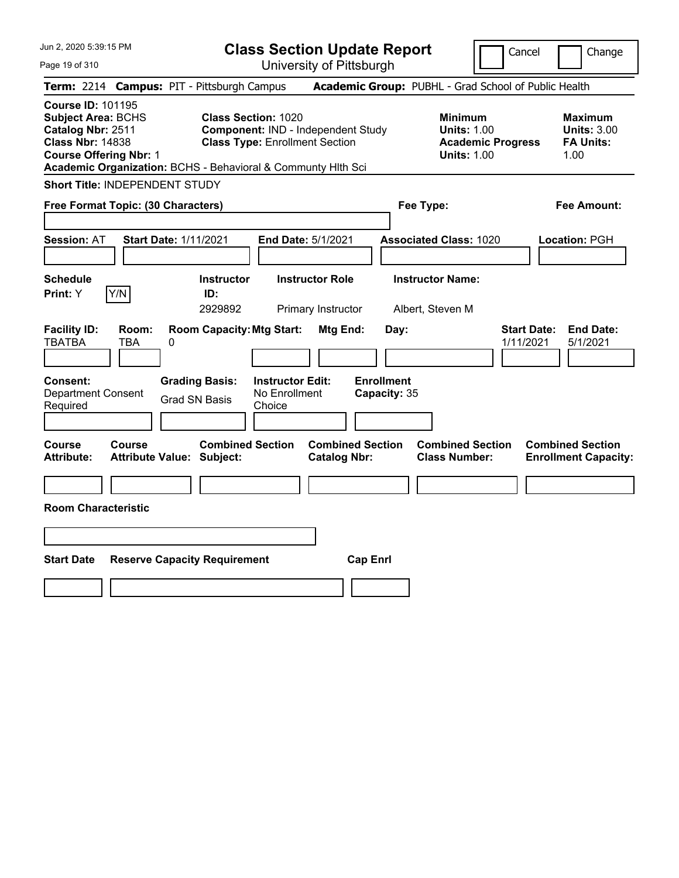# Class Section Update Report

University of Pittsburgh

Cancel | Change

**Term:** 2214 **Campus:** PIT - Pittsburgh Campus **Academic Group:** PUBHL - Grad School of Public Health

**Course ID:** 101195
**Subject Area:** BCHS
**Catalog Nbr:** 2511
**Class Nbr:** 14838
**Course Offering Nbr:** 1
**Academic Organization:** BCHS - Behavioral & Communty Hlth Sci

**Class Section:** 1020
**Component:** IND - Independent Study
**Class Type:** Enrollment Section

| | Minimum | Maximum |
|---|---|---|
| Units | 1.00 | 3.00 |
| Academic Progress Units / FA Units | 1.00 | 1.00 |

**Short Title:** INDEPENDENT STUDY

**Free Format Topic: (30 Characters)**

**Fee Type:**

**Fee Amount:**

**Session:** AT **Start Date:** 1/11/2021 **End Date:** 5/1/2021 **Associated Class:** 1020 **Location:** PGH

| Schedule Print | Instructor ID | Instructor Role | Instructor Name |
|---|---|---|---|
| Y (Y/N) | 2929892 | Primary Instructor | Albert, Steven M |

| Facility ID | Room | Room Capacity | Mtg Start | Mtg End | Day | Start Date | End Date |
|---|---|---|---|---|---|---|---|
| TBATBA | TBA | 0 | | | | 1/11/2021 | 5/1/2021 |

| Consent | Grading Basis | Instructor Edit | Enrollment Capacity |
|---|---|---|---|
| Department Consent Required | Grad SN Basis | No Enrollment Choice | 35 |

| Course Attribute | Course Attribute Value | Combined Section Subject | Combined Section Catalog Nbr | Combined Section Class Number | Combined Section Enrollment Capacity |
|---|---|---|---|---|---|
| | | | | | |

**Room Characteristic**

| Start Date | Reserve Capacity Requirement | Cap Enrl |
|---|---|---|
| | | |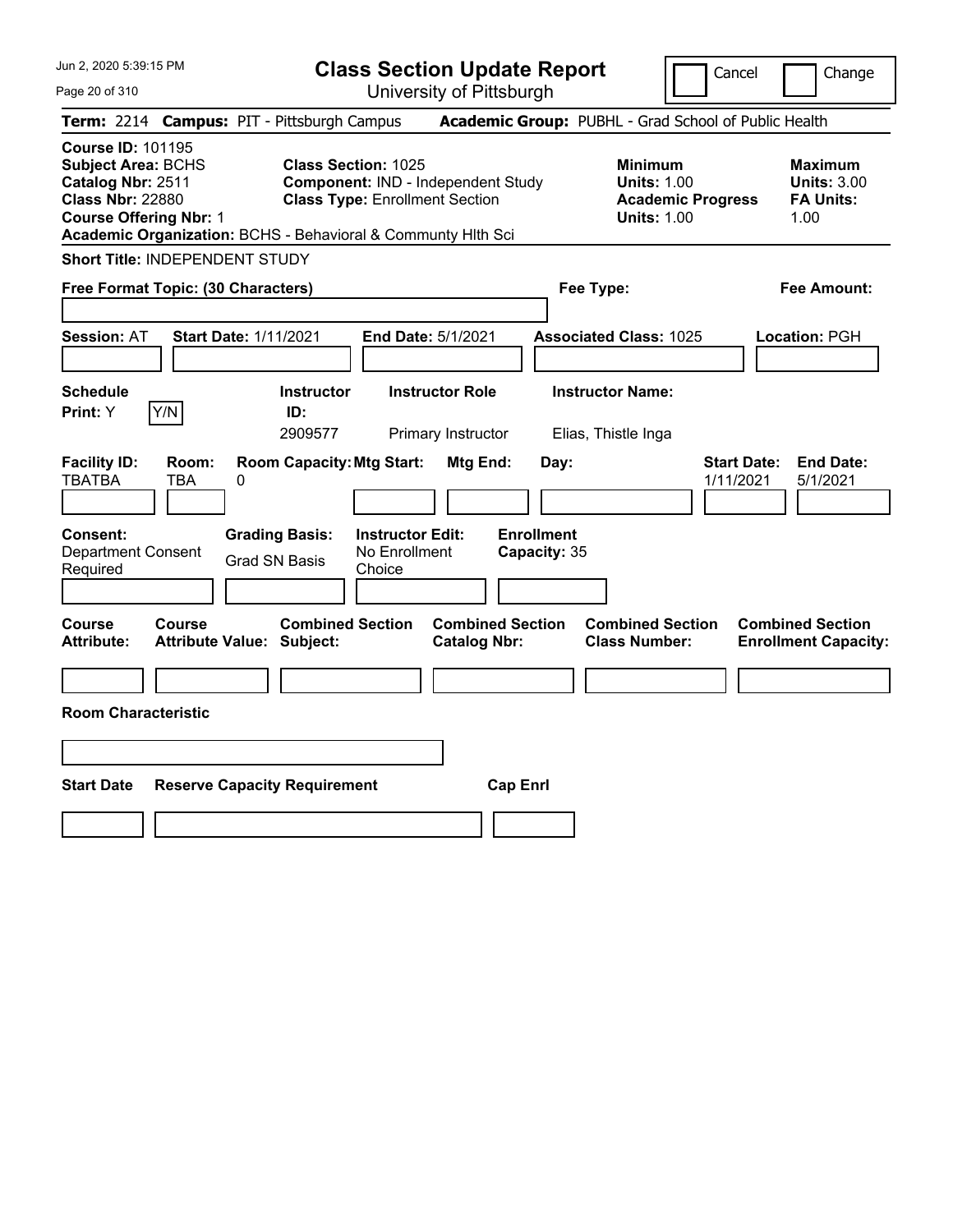# Class Section Update Report

University of Pittsburgh

Cancel | Change

**Term:** 2214 **Campus:** PIT - Pittsburgh Campus **Academic Group:** PUBHL - Grad School of Public Health

**Course ID:** 101195
**Subject Area:** BCHS
**Catalog Nbr:** 2511
**Class Nbr:** 22880
**Course Offering Nbr:** 1
**Academic Organization:** BCHS - Behavioral & Communty Hlth Sci

**Class Section:** 1025
**Component:** IND - Independent Study
**Class Type:** Enrollment Section

| | Minimum | Maximum |
|---|---|---|
| Units | 1.00 | 3.00 |
| Academic Progress Units / FA Units | 1.00 | 1.00 |

**Short Title:** INDEPENDENT STUDY

**Free Format Topic: (30 Characters)**

**Fee Type:**

**Fee Amount:**

**Session:** AT **Start Date:** 1/11/2021 **End Date:** 5/1/2021 **Associated Class:** 1025 **Location:** PGH

| Schedule Print | Instructor ID | Instructor Role | Instructor Name |
|---|---|---|---|
| Y (Y/N) | 2909577 | Primary Instructor | Elias, Thistle Inga |

| Facility ID | Room | Room Capacity | Mtg Start | Mtg End | Day | Start Date | End Date |
|---|---|---|---|---|---|---|---|
| TBATBA | TBA | 0 | | | | 1/11/2021 | 5/1/2021 |

| Consent | Grading Basis | Instructor Edit | Enrollment Capacity |
|---|---|---|---|
| Department Consent Required | Grad SN Basis | No Enrollment Choice | 35 |

| Course Attribute | Course Attribute Value | Combined Section Subject | Combined Section Catalog Nbr | Combined Section Class Number | Combined Section Enrollment Capacity |
|---|---|---|---|---|---|
| | | | | | |

**Room Characteristic**

| Start Date | Reserve Capacity Requirement | Cap Enrl |
|---|---|---|
| | | |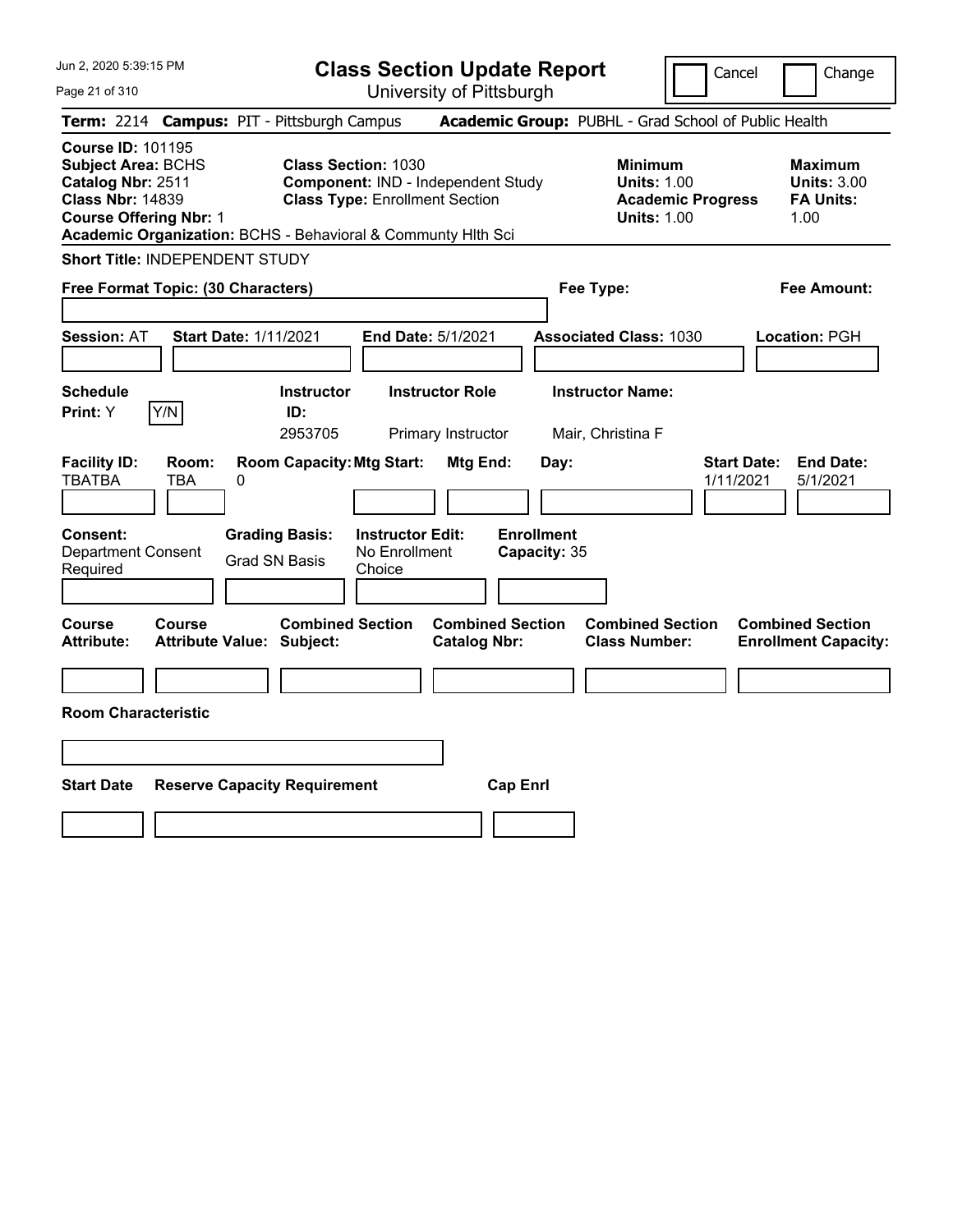# Class Section Update Report

University of Pittsburgh

Jun 2, 2020 5:39:15 PM

Cancel Change

**Term:** 2214 **Campus:** PIT - Pittsburgh Campus **Academic Group:** PUBHL - Grad School of Public Health

**Course ID:** 101195
**Subject Area:** BCHS
**Catalog Nbr:** 2511
**Class Nbr:** 14839
**Course Offering Nbr:** 1
**Academic Organization:** BCHS - Behavioral & Communty Hlth Sci

**Class Section:** 1030
**Component:** IND - Independent Study
**Class Type:** Enrollment Section

**Minimum Units:** 1.00
**Academic Progress Units:** 1.00

**Maximum Units:** 3.00
**FA Units:** 1.00

**Short Title:** INDEPENDENT STUDY

**Free Format Topic: (30 Characters)**

**Fee Type:**

**Fee Amount:**

**Session:** AT **Start Date:** 1/11/2021 **End Date:** 5/1/2021 **Associated Class:** 1030 **Location:** PGH

| Schedule Print: | Instructor ID: | Instructor Role | Instructor Name: |
|---|---|---|---|
| Y [Y/N] | 2953705 | Primary Instructor | Mair, Christina F |

| Facility ID: | Room: | Room Capacity: | Mtg Start: | Mtg End: | Day: | Start Date: | End Date: |
|---|---|---|---|---|---|---|---|
| TBATBA | TBA | 0 | | | | 1/11/2021 | 5/1/2021 |

| Consent: | Grading Basis: | Instructor Edit: | Enrollment Capacity: |
|---|---|---|---|
| Department Consent Required | Grad SN Basis | No Enrollment Choice | 35 |

| Course Attribute: | Course Attribute Value: | Combined Section Subject: | Combined Section Catalog Nbr: | Combined Section Class Number: | Combined Section Enrollment Capacity: |
|---|---|---|---|---|---|
| | | | | | |

**Room Characteristic**

| Start Date | Reserve Capacity Requirement | Cap Enrl |
|---|---|---|
| | | |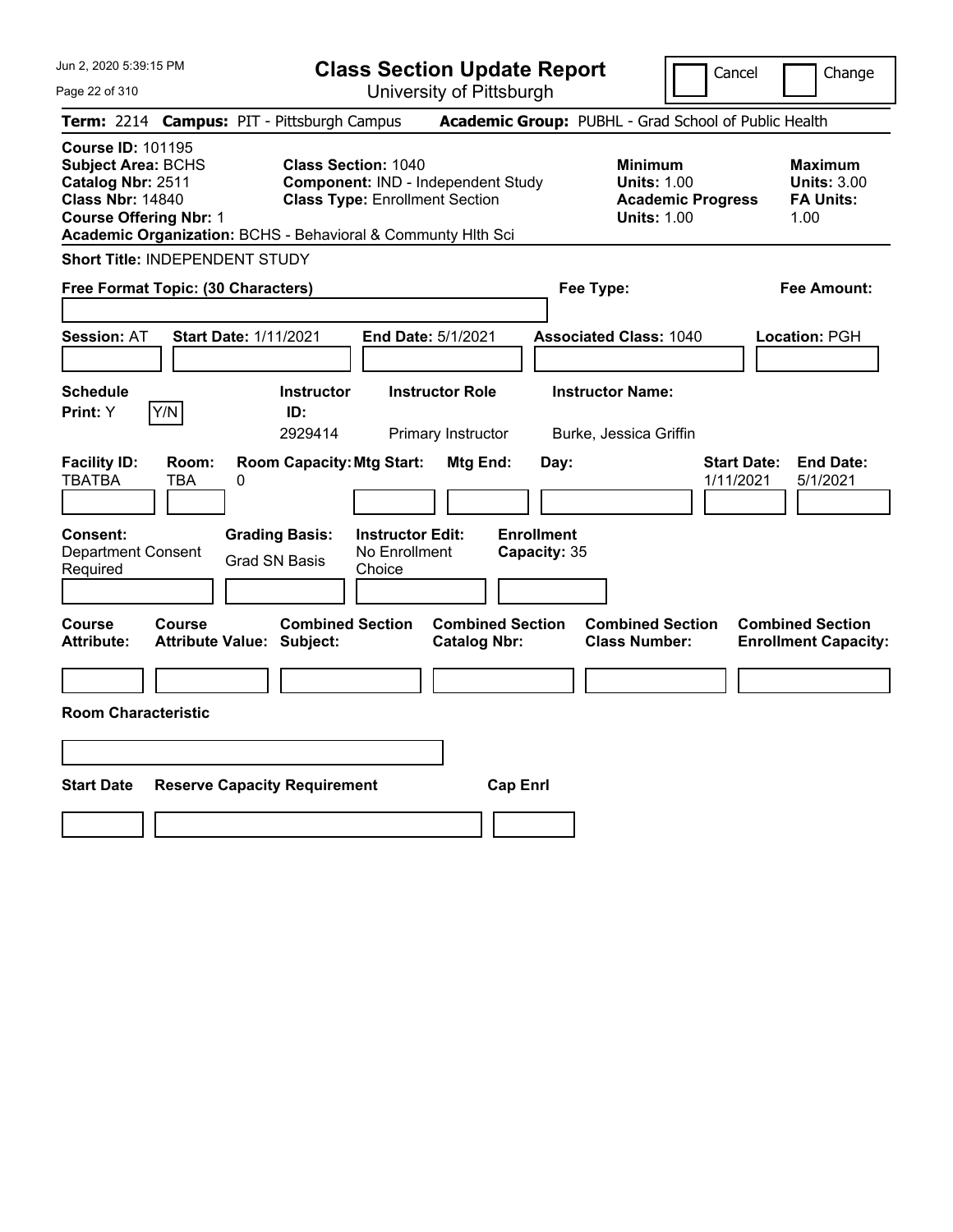# Class Section Update Report

University of Pittsburgh

Cancel | Change

**Term:** 2214 **Campus:** PIT - Pittsburgh Campus **Academic Group:** PUBHL - Grad School of Public Health

**Course ID:** 101195
**Subject Area:** BCHS
**Catalog Nbr:** 2511
**Class Nbr:** 14840
**Course Offering Nbr:** 1
**Academic Organization:** BCHS - Behavioral & Communty Hlth Sci

**Class Section:** 1040
**Component:** IND - Independent Study
**Class Type:** Enrollment Section

**Minimum Units:** 1.00
**Academic Progress Units:** 1.00

**Maximum Units:** 3.00
**FA Units:** 1.00

**Short Title:** INDEPENDENT STUDY

**Free Format Topic: (30 Characters)**

**Fee Type:**

**Fee Amount:**

**Session:** AT **Start Date:** 1/11/2021 **End Date:** 5/1/2021 **Associated Class:** 1040 **Location:** PGH

| Schedule Print: | Instructor ID: | Instructor Role | Instructor Name: |
|---|---|---|---|
| Y | 2929414 | Primary Instructor | Burke, Jessica Griffin |

| Facility ID: | Room: | Room Capacity: | Mtg Start: | Mtg End: | Day: | Start Date: | End Date: |
|---|---|---|---|---|---|---|---|
| TBATBA | TBA | 0 | | | | 1/11/2021 | 5/1/2021 |

**Consent:** Department Consent Required
**Grading Basis:** Grad SN Basis
**Instructor Edit:** No Enrollment Choice
**Enrollment Capacity:** 35

| Course Attribute: | Course Attribute Value: | Combined Section Subject: | Combined Section Catalog Nbr: | Combined Section Class Number: | Combined Section Enrollment Capacity: |
|---|---|---|---|---|---|
| | | | | | |

**Room Characteristic**

| Start Date | Reserve Capacity Requirement | Cap Enrl |
|---|---|---|
| | | |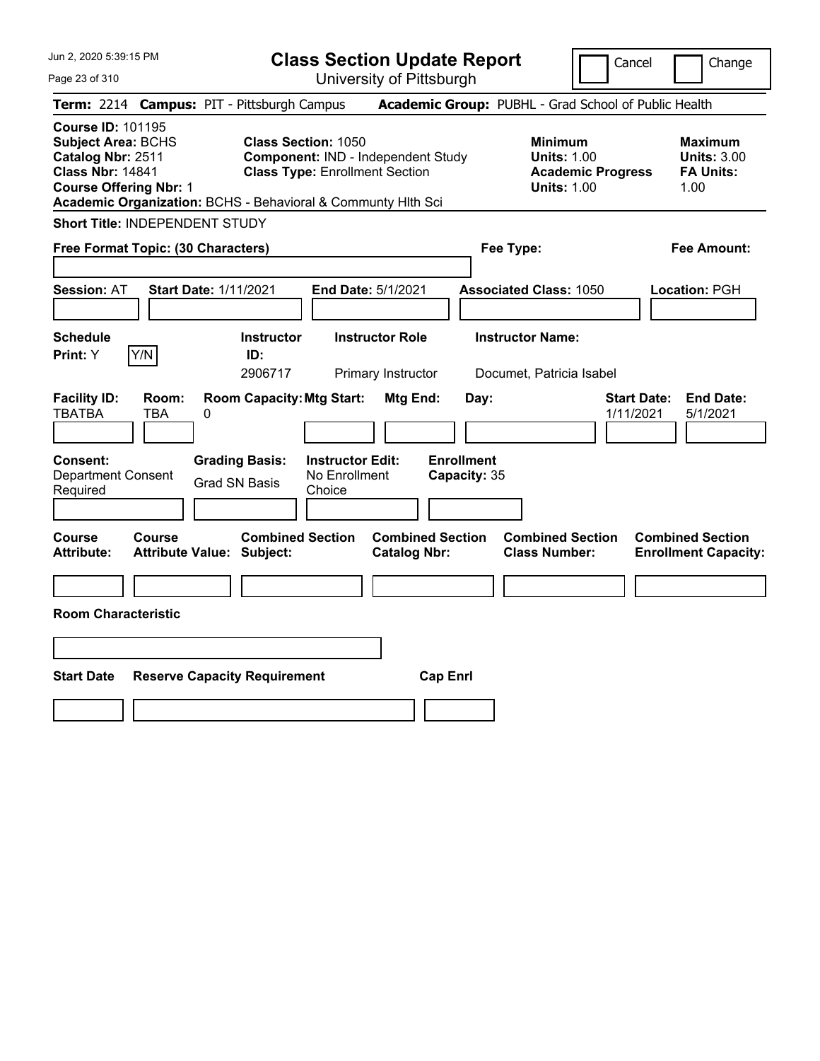Jun 2, 2020 5:39:15 PM

# Class Section Update Report

University of Pittsburgh

Cancel | Change

**Term:** 2214 **Campus:** PIT - Pittsburgh Campus **Academic Group:** PUBHL - Grad School of Public Health

**Course ID:** 101195
**Subject Area:** BCHS
**Catalog Nbr:** 2511
**Class Nbr:** 14841
**Course Offering Nbr:** 1
**Academic Organization:** BCHS - Behavioral & Communty Hlth Sci

**Class Section:** 1050
**Component:** IND - Independent Study
**Class Type:** Enrollment Section

| | Minimum | Maximum |
|---|---|---|
| Units | 1.00 | 3.00 |
| Academic Progress Units / FA Units | 1.00 | 1.00 |

**Short Title:** INDEPENDENT STUDY

**Free Format Topic: (30 Characters)**

**Fee Type:**

**Fee Amount:**

**Session:** AT **Start Date:** 1/11/2021 **End Date:** 5/1/2021 **Associated Class:** 1050 **Location:** PGH

| Schedule Print | Instructor ID | Instructor Role | Instructor Name |
|---|---|---|---|
| Y | 2906717 | Primary Instructor | Documet, Patricia Isabel |

| Facility ID | Room | Room Capacity | Mtg Start | Mtg End | Day | Start Date | End Date |
|---|---|---|---|---|---|---|---|
| TBATBA | TBA | 0 | | | | 1/11/2021 | 5/1/2021 |

| Consent | Grading Basis | Instructor Edit | Enrollment Capacity |
|---|---|---|---|
| Department Consent Required | Grad SN Basis | No Enrollment Choice | 35 |

| Course Attribute | Course Attribute Value | Combined Section Subject | Combined Section Catalog Nbr | Combined Section Class Number | Combined Section Enrollment Capacity |
|---|---|---|---|---|---|
| | | | | | |

**Room Characteristic**

| Start Date | Reserve Capacity Requirement | Cap Enrl |
|---|---|---|
| | | |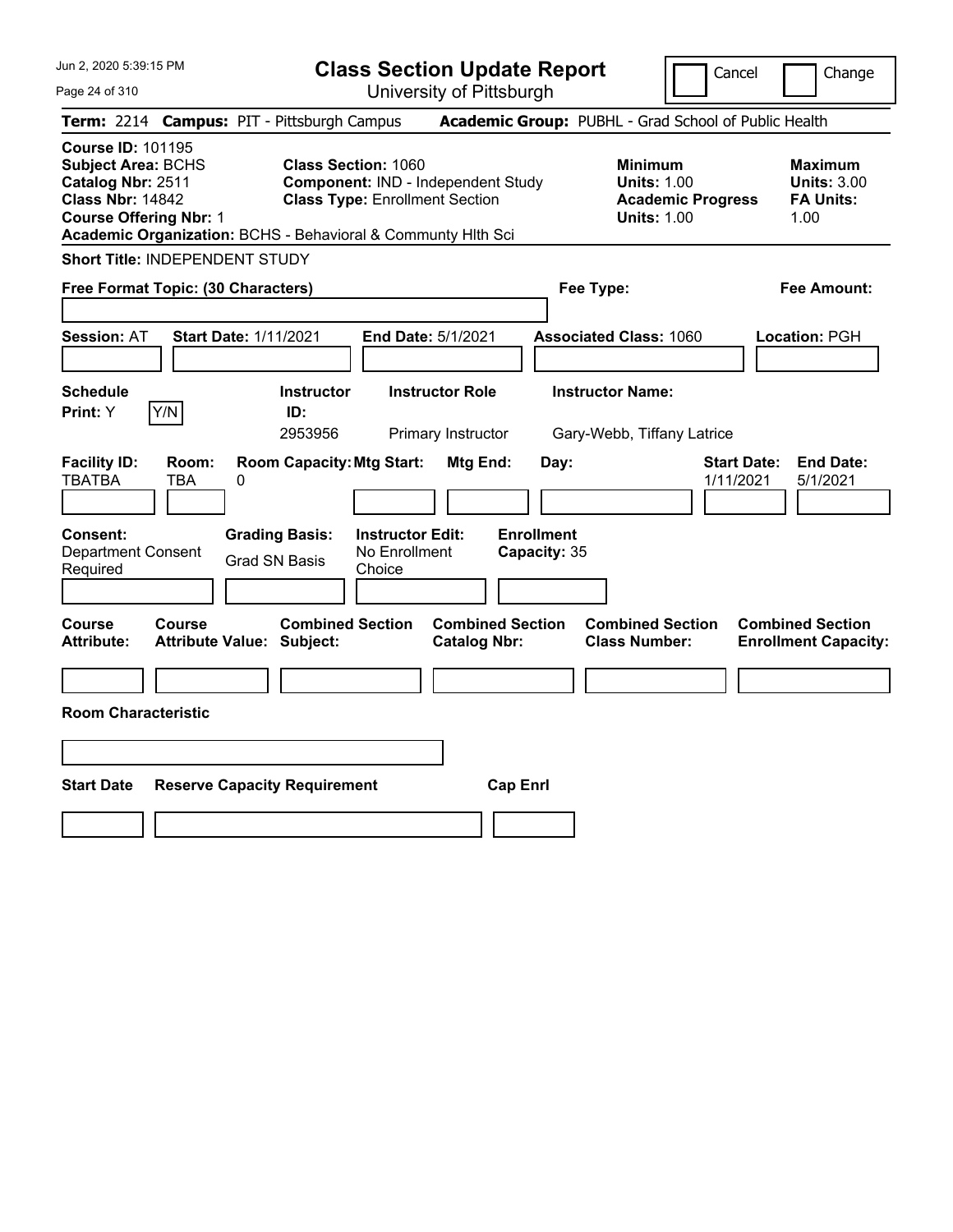# Class Section Update Report

University of Pittsburgh

Cancel | Change

**Term:** 2214 **Campus:** PIT - Pittsburgh Campus **Academic Group:** PUBHL - Grad School of Public Health

**Course ID:** 101195
**Subject Area:** BCHS
**Catalog Nbr:** 2511
**Class Nbr:** 14842
**Course Offering Nbr:** 1
**Academic Organization:** BCHS - Behavioral & Communty Hlth Sci

**Class Section:** 1060
**Component:** IND - Independent Study
**Class Type:** Enrollment Section

| | Minimum | Maximum |
|---|---|---|
| Units | 1.00 | 3.00 |
| Academic Progress Units / FA Units | 1.00 | 1.00 |

**Short Title:** INDEPENDENT STUDY

**Free Format Topic: (30 Characters)**

**Fee Type:**

**Fee Amount:**

**Session:** AT **Start Date:** 1/11/2021 **End Date:** 5/1/2021 **Associated Class:** 1060 **Location:** PGH

| Schedule Print | Instructor ID | Instructor Role | Instructor Name |
|---|---|---|---|
| Y (Y/N) | 2953956 | Primary Instructor | Gary-Webb, Tiffany Latrice |

| Facility ID | Room | Room Capacity | Mtg Start | Mtg End | Day | Start Date | End Date |
|---|---|---|---|---|---|---|---|
| TBATBA | TBA | 0 | | | | 1/11/2021 | 5/1/2021 |

| Consent | Grading Basis | Instructor Edit | Enrollment Capacity |
|---|---|---|---|
| Department Consent Required | Grad SN Basis | No Enrollment Choice | 35 |

| Course Attribute | Course Attribute Value | Combined Section Subject | Combined Section Catalog Nbr | Combined Section Class Number | Combined Section Enrollment Capacity |
|---|---|---|---|---|---|
| | | | | | |

**Room Characteristic**

| Start Date | Reserve Capacity Requirement | Cap Enrl |
|---|---|---|
| | | |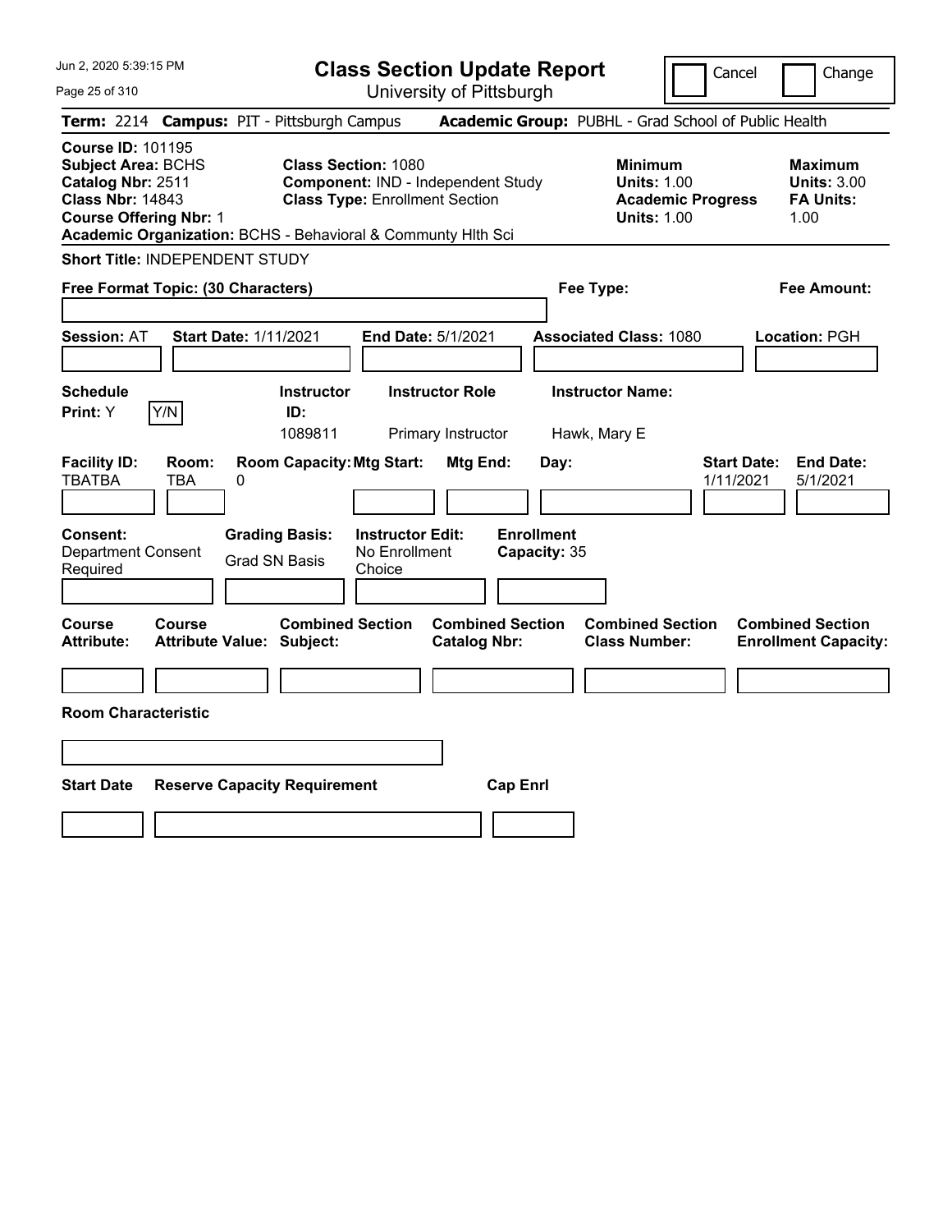# Class Section Update Report

University of Pittsburgh

Cancel | Change

**Term:** 2214 **Campus:** PIT - Pittsburgh Campus **Academic Group:** PUBHL - Grad School of Public Health

**Course ID:** 101195
**Subject Area:** BCHS
**Catalog Nbr:** 2511
**Class Nbr:** 14843
**Course Offering Nbr:** 1
**Academic Organization:** BCHS - Behavioral & Communty Hlth Sci

**Class Section:** 1080
**Component:** IND - Independent Study
**Class Type:** Enrollment Section

**Minimum**
**Units:** 1.00
**Academic Progress Units:** 1.00

**Maximum**
**Units:** 3.00
**FA Units:** 1.00

**Short Title:** INDEPENDENT STUDY

**Free Format Topic: (30 Characters)**

**Fee Type:**

**Fee Amount:**

**Session:** AT **Start Date:** 1/11/2021 **End Date:** 5/1/2021 **Associated Class:** 1080 **Location:** PGH

| Schedule Print | Instructor ID | Instructor Role | Instructor Name |
|---|---|---|---|
| Y (Y/N) | 1089811 | Primary Instructor | Hawk, Mary E |

| Facility ID | Room | Room Capacity | Mtg Start | Mtg End | Day | Start Date | End Date |
|---|---|---|---|---|---|---|---|
| TBATBA | TBA | 0 | | | | 1/11/2021 | 5/1/2021 |

**Consent:** Department Consent Required
**Grading Basis:** Grad SN Basis
**Instructor Edit:** No Enrollment Choice
**Enrollment Capacity:** 35

| Course Attribute | Course Attribute Value | Combined Section Subject | Combined Section Catalog Nbr | Combined Section Class Number | Combined Section Enrollment Capacity |
|---|---|---|---|---|---|
| | | | | | |

**Room Characteristic**

| Start Date | Reserve Capacity Requirement | Cap Enrl |
|---|---|---|
| | | |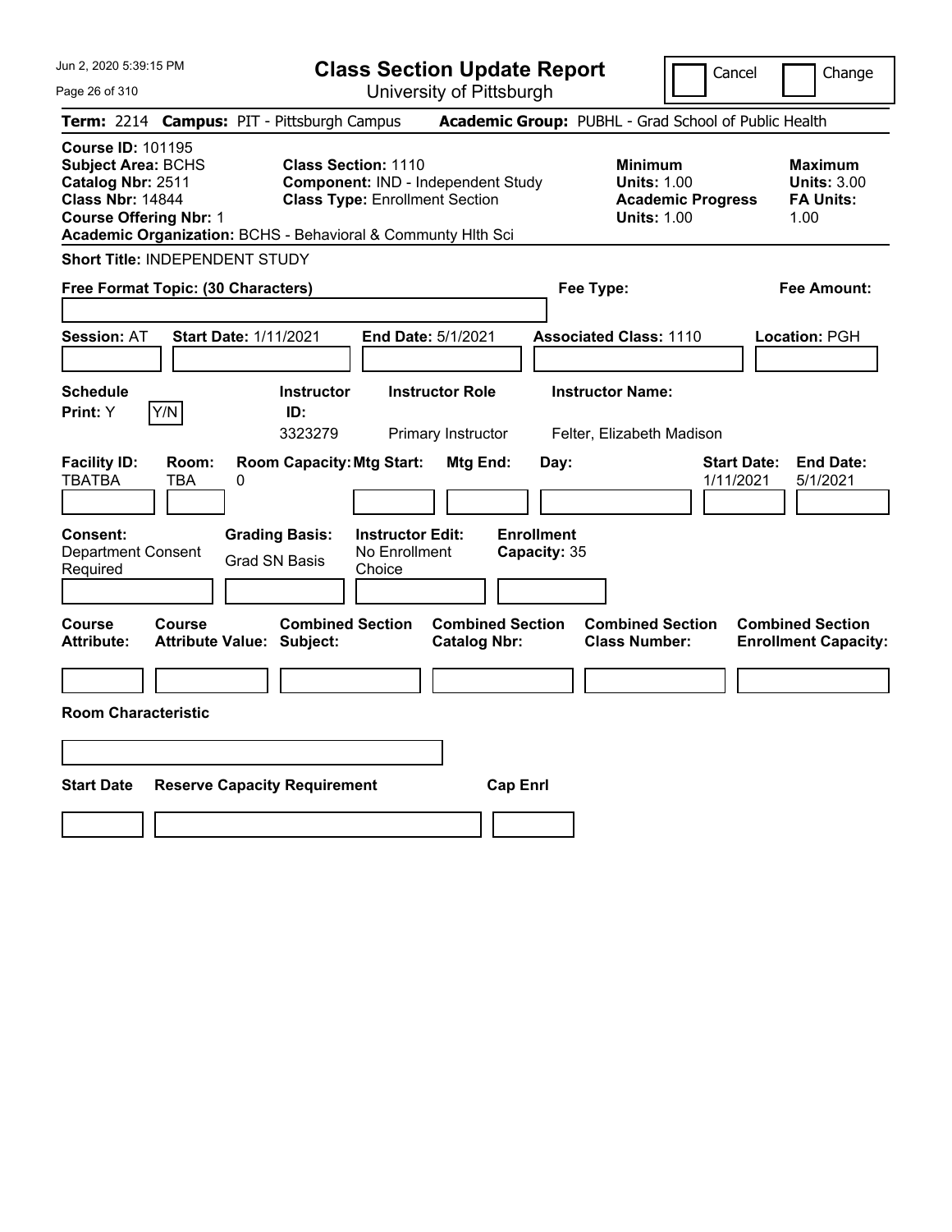# Class Section Update Report

University of Pittsburgh

Cancel ☐ Change ☐

**Term:** 2214 **Campus:** PIT - Pittsburgh Campus **Academic Group:** PUBHL - Grad School of Public Health

**Course ID:** 101195
**Subject Area:** BCHS
**Catalog Nbr:** 2511
**Class Nbr:** 14844
**Course Offering Nbr:** 1
**Academic Organization:** BCHS - Behavioral & Communty Hlth Sci

**Class Section:** 1110
**Component:** IND - Independent Study
**Class Type:** Enrollment Section

**Minimum**
**Units:** 1.00
**Academic Progress Units:** 1.00

**Maximum**
**Units:** 3.00
**FA Units:** 1.00

**Short Title:** INDEPENDENT STUDY

**Free Format Topic: (30 Characters)**

**Fee Type:**

**Fee Amount:**

**Session:** AT **Start Date:** 1/11/2021 **End Date:** 5/1/2021 **Associated Class:** 1110 **Location:** PGH

| Schedule Print: | Instructor ID: | Instructor Role | Instructor Name: |
|---|---|---|---|
| Y | 3323279 | Primary Instructor | Felter, Elizabeth Madison |

| Facility ID: | Room: | Room Capacity: | Mtg Start: | Mtg End: | Day: | Start Date: | End Date: |
|---|---|---|---|---|---|---|---|
| TBATBA | TBA | 0 | | | | 1/11/2021 | 5/1/2021 |

| Consent: | Grading Basis: | Instructor Edit: | Enrollment Capacity: |
|---|---|---|---|
| Department Consent Required | Grad SN Basis | No Enrollment Choice | 35 |

| Course Attribute: | Course Attribute Value: | Combined Section Subject: | Combined Section Catalog Nbr: | Combined Section Class Number: | Combined Section Enrollment Capacity: |
|---|---|---|---|---|---|
| | | | | | |

**Room Characteristic**

| Start Date | Reserve Capacity Requirement | Cap Enrl |
|---|---|---|
| | | |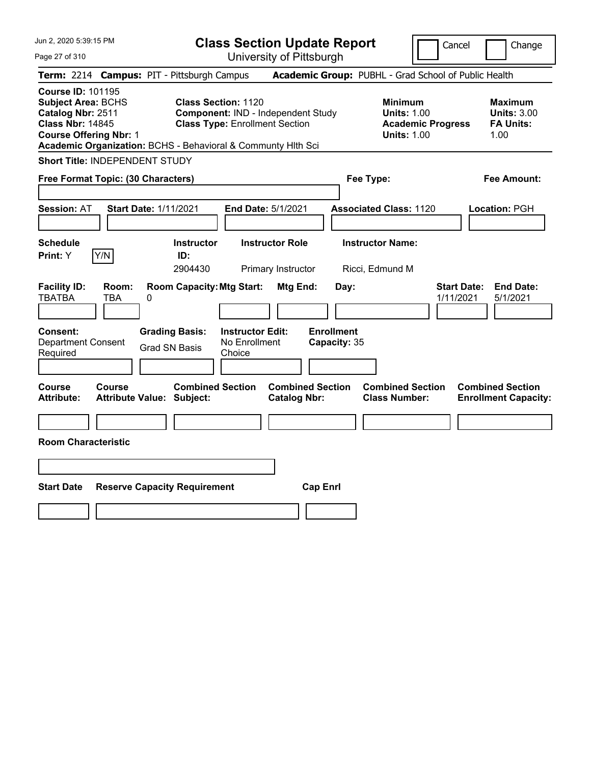# Class Section Update Report

University of Pittsburgh

Cancel | Change

**Term:** 2214 **Campus:** PIT - Pittsburgh Campus **Academic Group:** PUBHL - Grad School of Public Health

**Course ID:** 101195
**Subject Area:** BCHS
**Catalog Nbr:** 2511
**Class Nbr:** 14845
**Course Offering Nbr:** 1
**Academic Organization:** BCHS - Behavioral & Communty Hlth Sci

**Class Section:** 1120
**Component:** IND - Independent Study
**Class Type:** Enrollment Section

**Minimum Units:** 1.00
**Academic Progress Units:** 1.00

**Maximum Units:** 3.00
**FA Units:** 1.00

**Short Title:** INDEPENDENT STUDY

**Free Format Topic: (30 Characters)**

**Fee Type:**

**Fee Amount:**

**Session:** AT **Start Date:** 1/11/2021 **End Date:** 5/1/2021 **Associated Class:** 1120 **Location:** PGH

| Schedule Print | Instructor ID | Instructor Role | Instructor Name |
|---|---|---|---|
| Y (Y/N) | 2904430 | Primary Instructor | Ricci, Edmund M |

| Facility ID | Room | Room Capacity | Mtg Start | Mtg End | Day | Start Date | End Date |
|---|---|---|---|---|---|---|---|
| TBATBA | TBA | 0 | | | | 1/11/2021 | 5/1/2021 |

**Consent:** Department Consent Required
**Grading Basis:** Grad SN Basis
**Instructor Edit:** No Enrollment Choice
**Enrollment Capacity:** 35

| Course Attribute | Course Attribute Value | Combined Section Subject | Combined Section Catalog Nbr | Combined Section Class Number | Combined Section Enrollment Capacity |
|---|---|---|---|---|---|
| | | | | | |

**Room Characteristic**

| Start Date | Reserve Capacity Requirement | Cap Enrl |
|---|---|---|
| | | |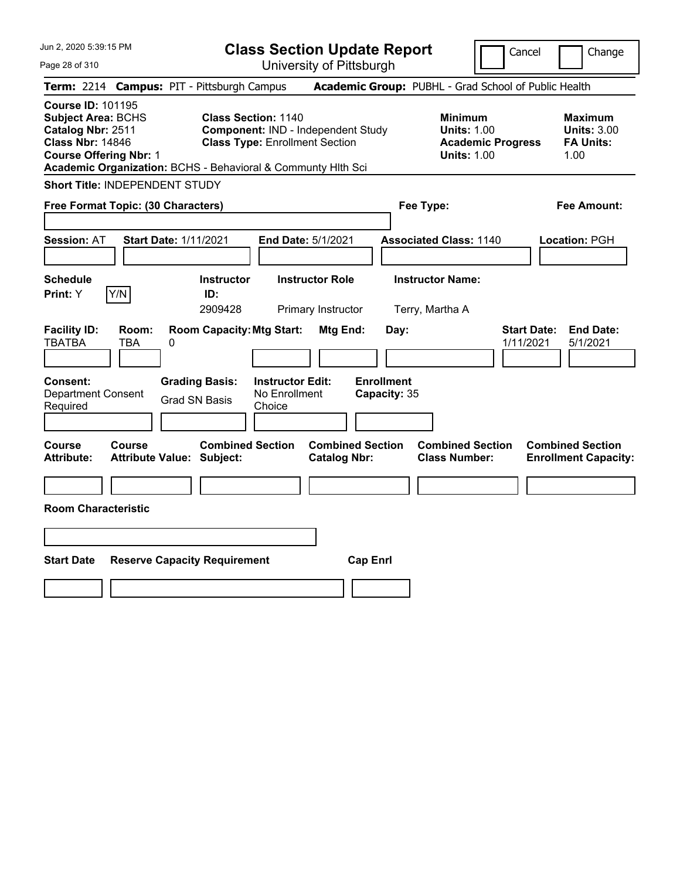# Class Section Update Report

University of Pittsburgh

Cancel | Change

**Term:** 2214 **Campus:** PIT - Pittsburgh Campus **Academic Group:** PUBHL - Grad School of Public Health

**Course ID:** 101195
**Subject Area:** BCHS
**Catalog Nbr:** 2511
**Class Nbr:** 14846
**Course Offering Nbr:** 1
**Academic Organization:** BCHS - Behavioral & Communty Hlth Sci

**Class Section:** 1140
**Component:** IND - Independent Study
**Class Type:** Enrollment Section

| | Minimum | Maximum |
|---|---|---|
| Units | 1.00 | 3.00 |
| Academic Progress Units / FA Units | 1.00 | 1.00 |

**Short Title:** INDEPENDENT STUDY

**Free Format Topic: (30 Characters)** | **Fee Type:** | **Fee Amount:**

**Session:** AT **Start Date:** 1/11/2021 **End Date:** 5/1/2021 **Associated Class:** 1140 **Location:** PGH

| Schedule Print | Instructor ID | Instructor Role | Instructor Name |
|---|---|---|---|
| Y | 2909428 | Primary Instructor | Terry, Martha A |

| Facility ID | Room | Room Capacity | Mtg Start | Mtg End | Day | Start Date | End Date |
|---|---|---|---|---|---|---|---|
| TBATBA | TBA | 0 | | | | 1/11/2021 | 5/1/2021 |

| Consent | Grading Basis | Instructor Edit | Enrollment Capacity |
|---|---|---|---|
| Department Consent Required | Grad SN Basis | No Enrollment Choice | 35 |

| Course Attribute | Course Attribute Value | Combined Section Subject | Combined Section Catalog Nbr | Combined Section Class Number | Combined Section Enrollment Capacity |
|---|---|---|---|---|---|
| | | | | | |

**Room Characteristic**

| Start Date | Reserve Capacity Requirement | Cap Enrl |
|---|---|---|
| | | |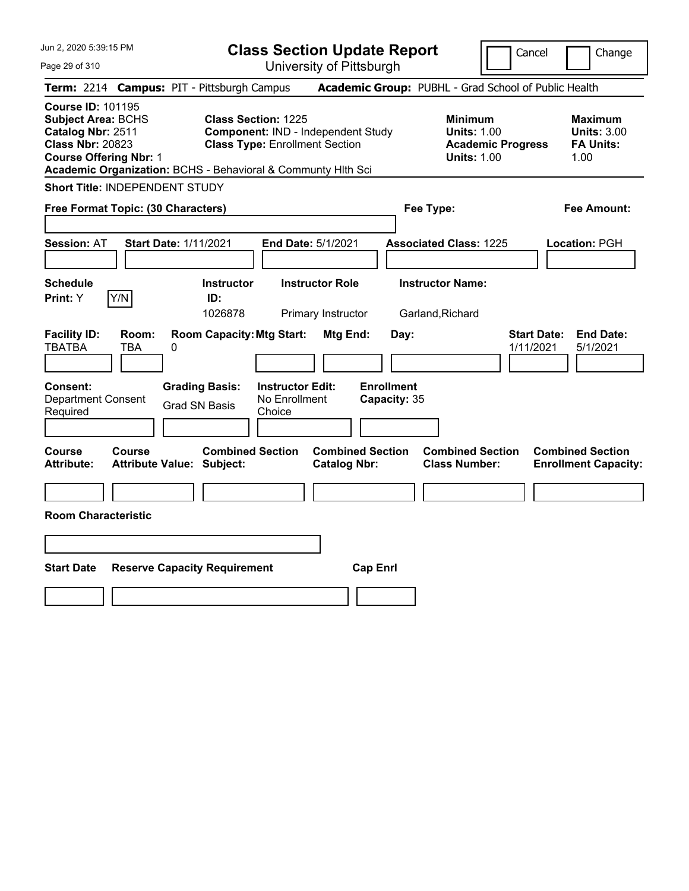# Class Section Update Report

University of Pittsburgh

Cancel | Change

**Term:** 2214 **Campus:** PIT - Pittsburgh Campus **Academic Group:** PUBHL - Grad School of Public Health

**Course ID:** 101195
**Subject Area:** BCHS
**Catalog Nbr:** 2511
**Class Nbr:** 20823
**Course Offering Nbr:** 1
**Academic Organization:** BCHS - Behavioral & Communty Hlth Sci

**Class Section:** 1225
**Component:** IND - Independent Study
**Class Type:** Enrollment Section

**Minimum**
**Units:** 1.00
**Academic Progress Units:** 1.00

**Maximum**
**Units:** 3.00
**FA Units:** 1.00

**Short Title:** INDEPENDENT STUDY

**Free Format Topic: (30 Characters)**

**Fee Type:**

**Fee Amount:**

**Session:** AT **Start Date:** 1/11/2021 **End Date:** 5/1/2021 **Associated Class:** 1225 **Location:** PGH

| Schedule Print | Instructor ID | Instructor Role | Instructor Name |
|---|---|---|---|
| Y (Y/N) | 1026878 | Primary Instructor | Garland,Richard |

| Facility ID | Room | Room Capacity | Mtg Start | Mtg End | Day | Start Date | End Date |
|---|---|---|---|---|---|---|---|
| TBATBA | TBA | 0 | | | | 1/11/2021 | 5/1/2021 |

**Consent:** Department Consent Required
**Grading Basis:** Grad SN Basis
**Instructor Edit:** No Enrollment Choice
**Enrollment Capacity:** 35

| Course Attribute | Course Attribute Value | Combined Section Subject | Combined Section Catalog Nbr | Combined Section Class Number | Combined Section Enrollment Capacity |
|---|---|---|---|---|---|
| | | | | | |

**Room Characteristic**

| Start Date | Reserve Capacity Requirement | Cap Enrl |
|---|---|---|
| | | |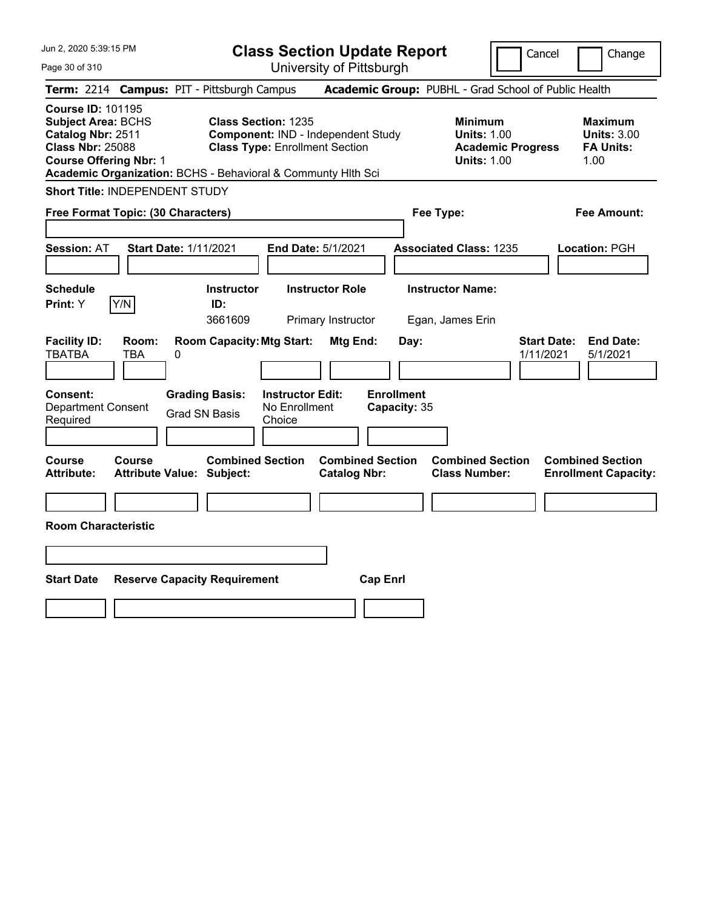Jun 2, 2020 5:39:15 PM

# Class Section Update Report

University of Pittsburgh

Cancel | Change

**Term:** 2214 **Campus:** PIT - Pittsburgh Campus **Academic Group:** PUBHL - Grad School of Public Health

**Course ID:** 101195
**Subject Area:** BCHS
**Catalog Nbr:** 2511
**Class Nbr:** 25088
**Course Offering Nbr:** 1
**Academic Organization:** BCHS - Behavioral & Communty Hlth Sci

**Class Section:** 1235
**Component:** IND - Independent Study
**Class Type:** Enrollment Section

**Minimum Units:** 1.00
**Academic Progress Units:** 1.00

**Maximum Units:** 3.00
**FA Units:** 1.00

**Short Title:** INDEPENDENT STUDY

**Free Format Topic: (30 Characters)**

**Fee Type:**

**Fee Amount:**

**Session:** AT **Start Date:** 1/11/2021 **End Date:** 5/1/2021 **Associated Class:** 1235 **Location:** PGH

| Schedule Print | Instructor ID | Instructor Role | Instructor Name |
|---|---|---|---|
| Y | 3661609 | Primary Instructor | Egan, James Erin |

| Facility ID | Room | Room Capacity | Mtg Start | Mtg End | Day | Start Date | End Date |
|---|---|---|---|---|---|---|---|
| TBATBA | TBA | 0 | | | | 1/11/2021 | 5/1/2021 |

**Consent:** Department Consent Required
**Grading Basis:** Grad SN Basis
**Instructor Edit:** No Enrollment Choice
**Enrollment Capacity:** 35

| Course Attribute | Course Attribute Value | Combined Section Subject | Combined Section Catalog Nbr | Combined Section Class Number | Combined Section Enrollment Capacity |
|---|---|---|---|---|---|
| | | | | | |

**Room Characteristic**

| Start Date | Reserve Capacity Requirement | Cap Enrl |
|---|---|---|
| | | |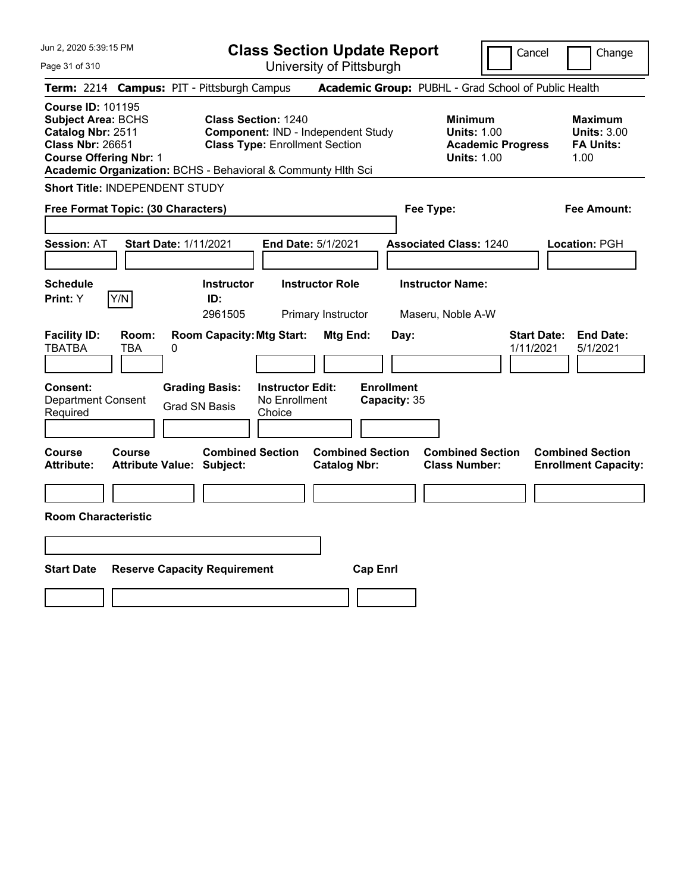# Class Section Update Report

University of Pittsburgh

Jun 2, 2020 5:39:15 PM

Cancel | Change

**Term:** 2214 **Campus:** PIT - Pittsburgh Campus **Academic Group:** PUBHL - Grad School of Public Health

**Course ID:** 101195
**Subject Area:** BCHS
**Catalog Nbr:** 2511
**Class Nbr:** 26651
**Course Offering Nbr:** 1
**Academic Organization:** BCHS - Behavioral & Communty Hlth Sci

**Class Section:** 1240
**Component:** IND - Independent Study
**Class Type:** Enrollment Section

**Minimum**
**Units:** 1.00
**Academic Progress Units:** 1.00

**Maximum**
**Units:** 3.00
**FA Units:** 1.00

**Short Title:** INDEPENDENT STUDY

**Free Format Topic: (30 Characters)**

**Fee Type:**

**Fee Amount:**

**Session:** AT **Start Date:** 1/11/2021 **End Date:** 5/1/2021 **Associated Class:** 1240 **Location:** PGH

| Schedule Print: | Instructor ID: | Instructor Role | Instructor Name: |
|---|---|---|---|
| Y (Y/N) | 2961505 | Primary Instructor | Maseru, Noble A-W |

| Facility ID: | Room: | Room Capacity: | Mtg Start: | Mtg End: | Day: | Start Date: | End Date: |
|---|---|---|---|---|---|---|---|
| TBATBA | TBA | 0 | | | | 1/11/2021 | 5/1/2021 |

| Consent: | Grading Basis: | Instructor Edit: | Enrollment Capacity: |
|---|---|---|---|
| Department Consent Required | Grad SN Basis | No Enrollment Choice | 35 |

| Course Attribute: | Course Attribute Value: | Combined Section Subject: | Combined Section Catalog Nbr: | Combined Section Class Number: | Combined Section Enrollment Capacity: |
|---|---|---|---|---|---|
| | | | | | |

**Room Characteristic**

| Start Date | Reserve Capacity Requirement | Cap Enrl |
|---|---|---|
| | | |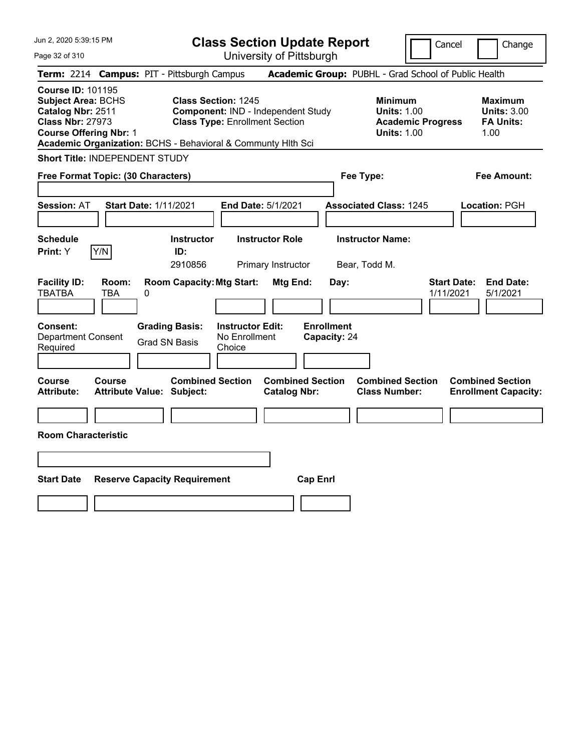# Class Section Update Report

University of Pittsburgh

Cancel | Change

**Term:** 2214 **Campus:** PIT - Pittsburgh Campus **Academic Group:** PUBHL - Grad School of Public Health

**Course ID:** 101195
**Subject Area:** BCHS
**Catalog Nbr:** 2511
**Class Nbr:** 27973
**Course Offering Nbr:** 1
**Academic Organization:** BCHS - Behavioral & Communty Hlth Sci

**Class Section:** 1245
**Component:** IND - Independent Study
**Class Type:** Enrollment Section

| | Minimum | Maximum |
|---|---|---|
| Units | 1.00 | 3.00 |
| Academic Progress / FA Units | 1.00 | 1.00 |

**Short Title:** INDEPENDENT STUDY

**Free Format Topic: (30 Characters)**

**Fee Type:**

**Fee Amount:**

**Session:** AT **Start Date:** 1/11/2021 **End Date:** 5/1/2021 **Associated Class:** 1245 **Location:** PGH

| Schedule Print | Y/N | Instructor ID | Instructor Role | Instructor Name |
|---|---|---|---|---|
| Y | | 2910856 | Primary Instructor | Bear, Todd M. |

| Facility ID | Room | Room Capacity | Mtg Start | Mtg End | Day | Start Date | End Date |
|---|---|---|---|---|---|---|---|
| TBATBA | TBA | 0 | | | | 1/11/2021 | 5/1/2021 |

| Consent | Grading Basis | Instructor Edit | Enrollment Capacity |
|---|---|---|---|
| Department Consent Required | Grad SN Basis | No Enrollment Choice | 24 |

| Course Attribute | Course Attribute Value | Combined Section Subject | Combined Section Catalog Nbr | Combined Section Class Number | Combined Section Enrollment Capacity |
|---|---|---|---|---|---|
| | | | | | |

**Room Characteristic**

| Start Date | Reserve Capacity Requirement | Cap Enrl |
|---|---|---|
| | | |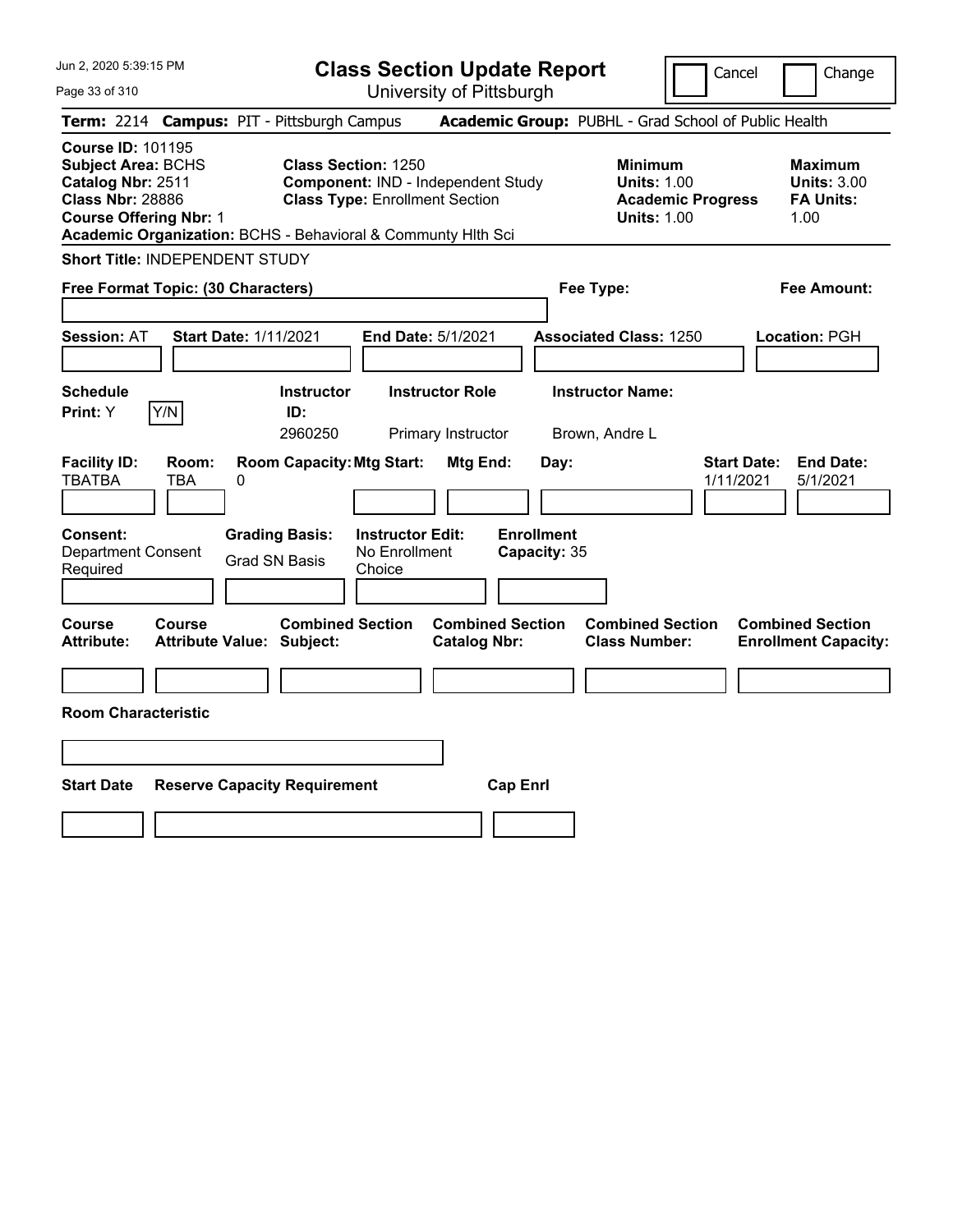# Class Section Update Report

University of Pittsburgh

Jun 2, 2020 5:39:15 PM

Cancel | Change

**Term:** 2214 **Campus:** PIT - Pittsburgh Campus **Academic Group:** PUBHL - Grad School of Public Health

**Course ID:** 101195
**Subject Area:** BCHS
**Catalog Nbr:** 2511
**Class Nbr:** 28886
**Course Offering Nbr:** 1
**Academic Organization:** BCHS - Behavioral & Communty Hlth Sci

**Class Section:** 1250
**Component:** IND - Independent Study
**Class Type:** Enrollment Section

**Minimum Units:** 1.00
**Academic Progress Units:** 1.00

**Maximum Units:** 3.00
**FA Units:** 1.00

**Short Title:** INDEPENDENT STUDY

**Free Format Topic: (30 Characters)**

**Fee Type:**

**Fee Amount:**

**Session:** AT **Start Date:** 1/11/2021 **End Date:** 5/1/2021 **Associated Class:** 1250 **Location:** PGH

| Schedule Print | Instructor ID | Instructor Role | Instructor Name |
|---|---|---|---|
| Y [Y/N] | 2960250 | Primary Instructor | Brown, Andre L |

| Facility ID | Room | Room Capacity | Mtg Start | Mtg End | Day | Start Date | End Date |
|---|---|---|---|---|---|---|---|
| TBATBA | TBA | 0 | | | | 1/11/2021 | 5/1/2021 |

**Consent:** Department Consent Required
**Grading Basis:** Grad SN Basis
**Instructor Edit:** No Enrollment Choice
**Enrollment Capacity:** 35

| Course Attribute | Course Attribute Value | Combined Section Subject | Combined Section Catalog Nbr | Combined Section Class Number | Combined Section Enrollment Capacity |
|---|---|---|---|---|---|
| | | | | | |

**Room Characteristic**

| Start Date | Reserve Capacity Requirement | Cap Enrl |
|---|---|---|
| | | |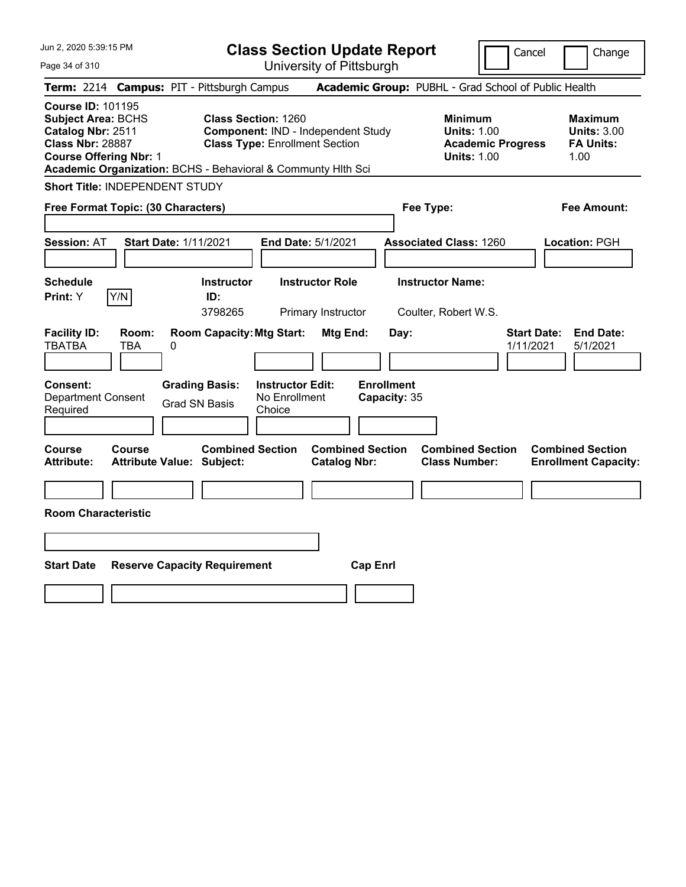# Class Section Update Report

University of Pittsburgh

Cancel | Change

**Term:** 2214 **Campus:** PIT - Pittsburgh Campus **Academic Group:** PUBHL - Grad School of Public Health

**Course ID:** 101195
**Subject Area:** BCHS
**Catalog Nbr:** 2511
**Class Nbr:** 28887
**Course Offering Nbr:** 1

**Class Section:** 1260
**Component:** IND - Independent Study
**Class Type:** Enrollment Section

**Minimum Units:** 1.00
**Academic Progress Units:** 1.00

**Maximum Units:** 3.00
**FA Units:** 1.00

**Academic Organization:** BCHS - Behavioral & Communty Hlth Sci

**Short Title:** INDEPENDENT STUDY

**Free Format Topic: (30 Characters)**

**Fee Type:**

**Fee Amount:**

**Session:** AT **Start Date:** 1/11/2021 **End Date:** 5/1/2021 **Associated Class:** 1260 **Location:** PGH

| Schedule Print | | Instructor ID | Instructor Role | Instructor Name |
|---|---|---|---|---|
| Y | Y/N | 3798265 | Primary Instructor | Coulter, Robert W.S. |

| Facility ID | Room | Room Capacity | Mtg Start | Mtg End | Day | Start Date | End Date |
|---|---|---|---|---|---|---|---|
| TBATBA | TBA | 0 | | | | 1/11/2021 | 5/1/2021 |

| Consent | Grading Basis | Instructor Edit | Enrollment Capacity |
|---|---|---|---|
| Department Consent Required | Grad SN Basis | No Enrollment Choice | 35 |

| Course Attribute | Course Attribute Value | Combined Section Subject | Combined Section Catalog Nbr | Combined Section Class Number | Combined Section Enrollment Capacity |
|---|---|---|---|---|---|
| | | | | | |

**Room Characteristic**

| Start Date | Reserve Capacity Requirement | Cap Enrl |
|---|---|---|
| | | |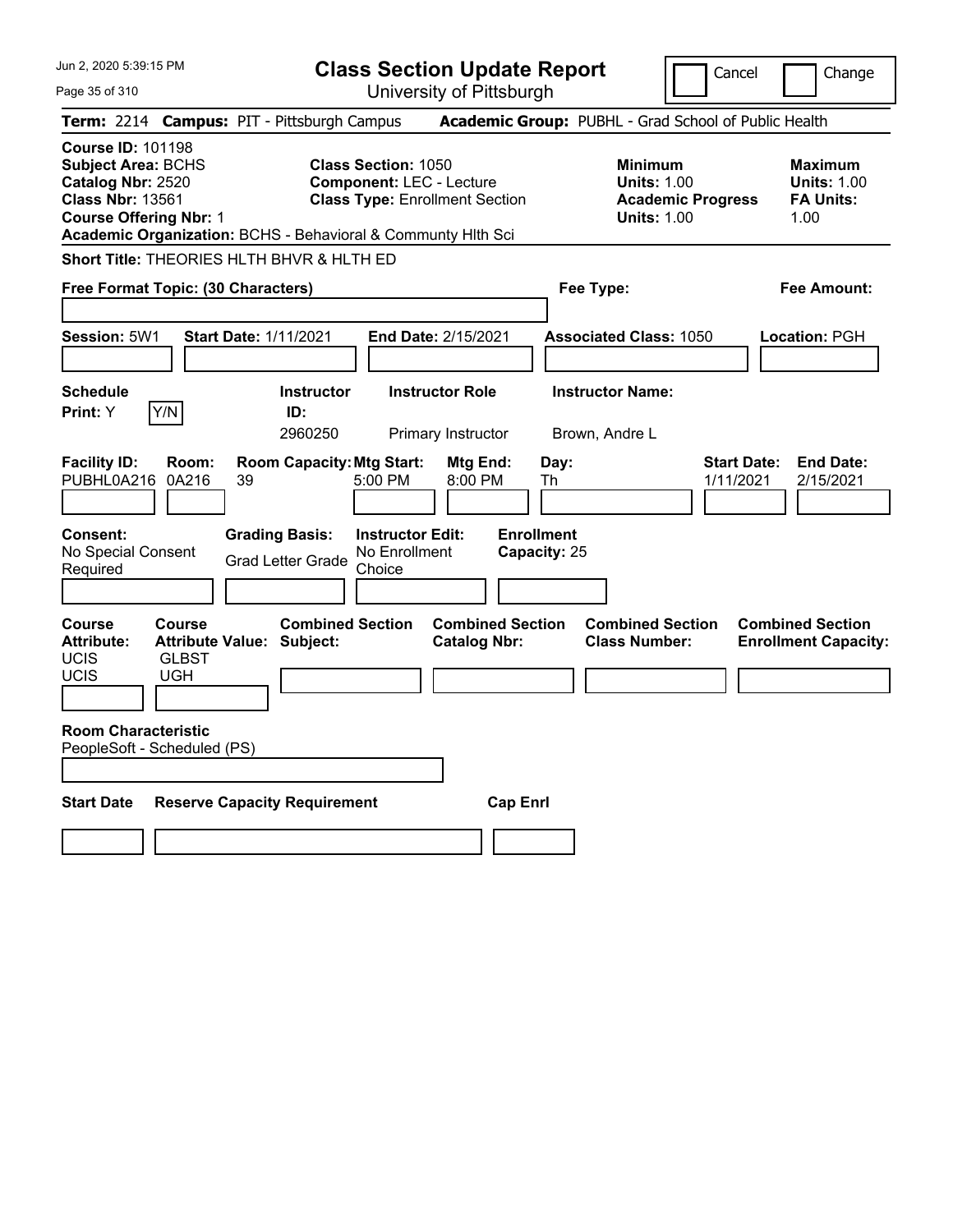# Class Section Update Report

University of Pittsburgh

Jun 2, 2020 5:39:15 PM

Cancel | Change

**Term:** 2214 **Campus:** PIT - Pittsburgh Campus **Academic Group:** PUBHL - Grad School of Public Health

**Course ID:** 101198
**Subject Area:** BCHS
**Catalog Nbr:** 2520
**Class Nbr:** 13561
**Course Offering Nbr:** 1
**Academic Organization:** BCHS - Behavioral & Communty Hlth Sci

**Class Section:** 1050
**Component:** LEC - Lecture
**Class Type:** Enrollment Section

**Minimum Units:** 1.00
**Academic Progress Units:** 1.00

**Maximum Units:** 1.00
**FA Units:** 1.00

**Short Title:** THEORIES HLTH BHVR & HLTH ED

**Free Format Topic: (30 Characters)**

**Fee Type:**

**Fee Amount:**

**Session:** 5W1 **Start Date:** 1/11/2021 **End Date:** 2/15/2021 **Associated Class:** 1050 **Location:** PGH

| Schedule Print | Instructor ID | Instructor Role | Instructor Name |
|---|---|---|---|
| Y (Y/N) | 2960250 | Primary Instructor | Brown, Andre L |

| Facility ID | Room | Room Capacity | Mtg Start | Mtg End | Day | Start Date | End Date |
|---|---|---|---|---|---|---|---|
| PUBHL0A216 | 0A216 | 39 | 5:00 PM | 8:00 PM | Th | 1/11/2021 | 2/15/2021 |

**Consent:** No Special Consent Required
**Grading Basis:** Grad Letter Grade
**Instructor Edit:** No Enrollment Choice
**Enrollment Capacity:** 25

| Course Attribute | Course Attribute Value | Combined Section Subject | Combined Section Catalog Nbr | Combined Section Class Number | Combined Section Enrollment Capacity |
|---|---|---|---|---|---|
| UCIS | GLBST | | | | |
| UCIS | UGH | | | | |

**Room Characteristic**
PeopleSoft - Scheduled (PS)

| Start Date | Reserve Capacity Requirement | Cap Enrl |
|---|---|---|
| | | |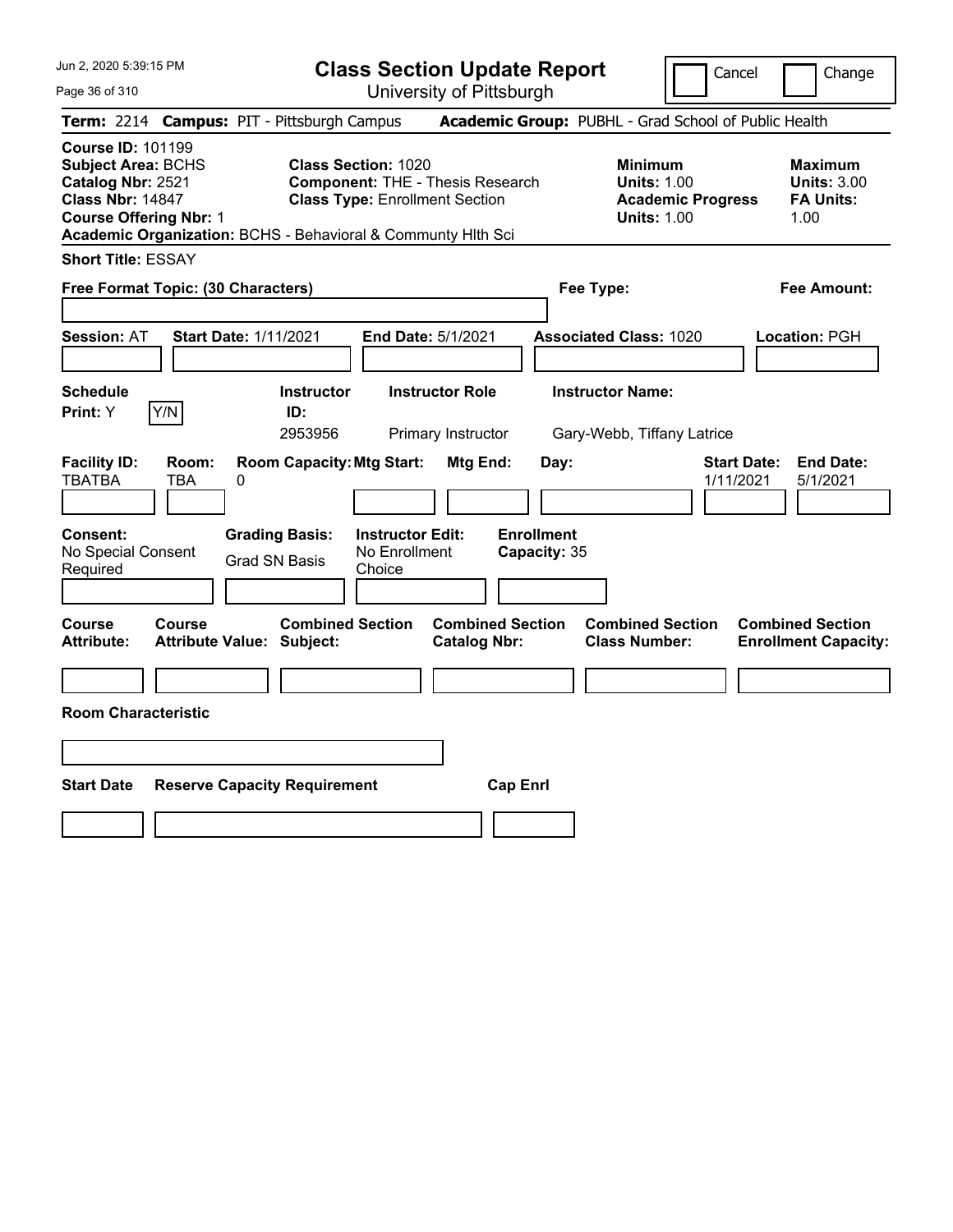# Class Section Update Report

University of Pittsburgh

Cancel | Change

**Term:** 2214 **Campus:** PIT - Pittsburgh Campus **Academic Group:** PUBHL - Grad School of Public Health

**Course ID:** 101199
**Subject Area:** BCHS
**Catalog Nbr:** 2521
**Class Nbr:** 14847
**Course Offering Nbr:** 1
**Academic Organization:** BCHS - Behavioral & Communty Hlth Sci

**Class Section:** 1020
**Component:** THE - Thesis Research
**Class Type:** Enrollment Section

| | Minimum | Maximum |
|---|---|---|
| Units | 1.00 | 3.00 |
| Academic Progress Units / FA Units | 1.00 | 1.00 |

**Short Title:** ESSAY

**Free Format Topic: (30 Characters)**

**Fee Type:**

**Fee Amount:**

**Session:** AT **Start Date:** 1/11/2021 **End Date:** 5/1/2021 **Associated Class:** 1020 **Location:** PGH

| Schedule Print | | Instructor ID | Instructor Role | Instructor Name |
|---|---|---|---|---|
| Y | Y/N | 2953956 | Primary Instructor | Gary-Webb, Tiffany Latrice |

| Facility ID | Room | Room Capacity | Mtg Start | Mtg End | Day | Start Date | End Date |
|---|---|---|---|---|---|---|---|
| TBATBA | TBA | 0 | | | | 1/11/2021 | 5/1/2021 |

| Consent | Grading Basis | Instructor Edit | Enrollment Capacity |
|---|---|---|---|
| No Special Consent Required | Grad SN Basis | No Enrollment Choice | 35 |

| Course Attribute | Course Attribute Value | Combined Section Subject | Combined Section Catalog Nbr | Combined Section Class Number | Combined Section Enrollment Capacity |
|---|---|---|---|---|---|
| | | | | | |

**Room Characteristic**

| Start Date | Reserve Capacity Requirement | Cap Enrl |
|---|---|---|
| | | |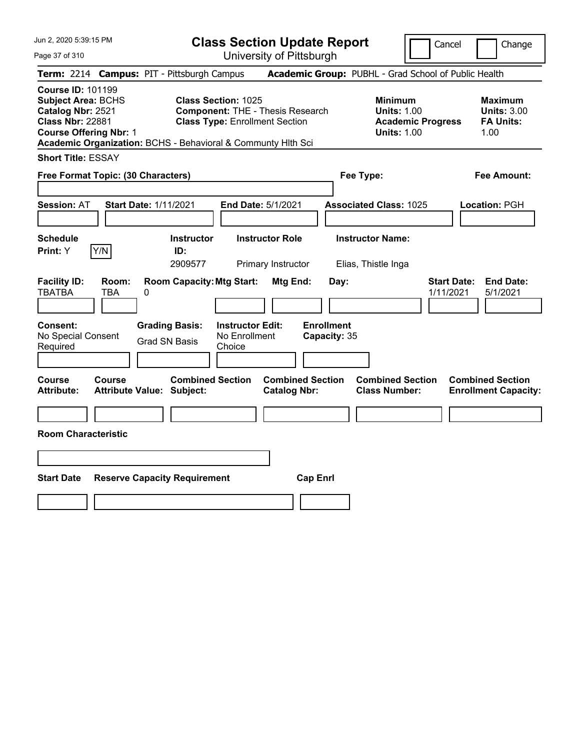Jun 2, 2020 5:39:15 PM

# Class Section Update Report

University of Pittsburgh

Cancel | Change

**Term:** 2214 **Campus:** PIT - Pittsburgh Campus **Academic Group:** PUBHL - Grad School of Public Health

**Course ID:** 101199
**Subject Area:** BCHS
**Catalog Nbr:** 2521
**Class Nbr:** 22881
**Course Offering Nbr:** 1
**Academic Organization:** BCHS - Behavioral & Communty Hlth Sci

**Class Section:** 1025
**Component:** THE - Thesis Research
**Class Type:** Enrollment Section

**Minimum**
**Units:** 1.00
**Academic Progress Units:** 1.00

**Maximum**
**Units:** 3.00
**FA Units:** 1.00

**Short Title:** ESSAY

**Free Format Topic: (30 Characters)** | **Fee Type:** | **Fee Amount:**

**Session:** AT **Start Date:** 1/11/2021 **End Date:** 5/1/2021 **Associated Class:** 1025 **Location:** PGH

| Schedule Print: | Instructor ID: | Instructor Role | Instructor Name: |
|---|---|---|---|
| Y (Y/N) | 2909577 | Primary Instructor | Elias, Thistle Inga |

| Facility ID: | Room: | Room Capacity: | Mtg Start: | Mtg End: | Day: | Start Date: | End Date: |
|---|---|---|---|---|---|---|---|
| TBATBA | TBA | 0 | | | | 1/11/2021 | 5/1/2021 |

| Consent: | Grading Basis: | Instructor Edit: | Enrollment Capacity: |
|---|---|---|---|
| No Special Consent Required | Grad SN Basis | No Enrollment Choice | 35 |

| Course Attribute: | Course Attribute Value: | Combined Section Subject: | Combined Section Catalog Nbr: | Combined Section Class Number: | Combined Section Enrollment Capacity: |
|---|---|---|---|---|---|
| | | | | | |

**Room Characteristic**

| Start Date | Reserve Capacity Requirement | Cap Enrl |
|---|---|---|
| | | |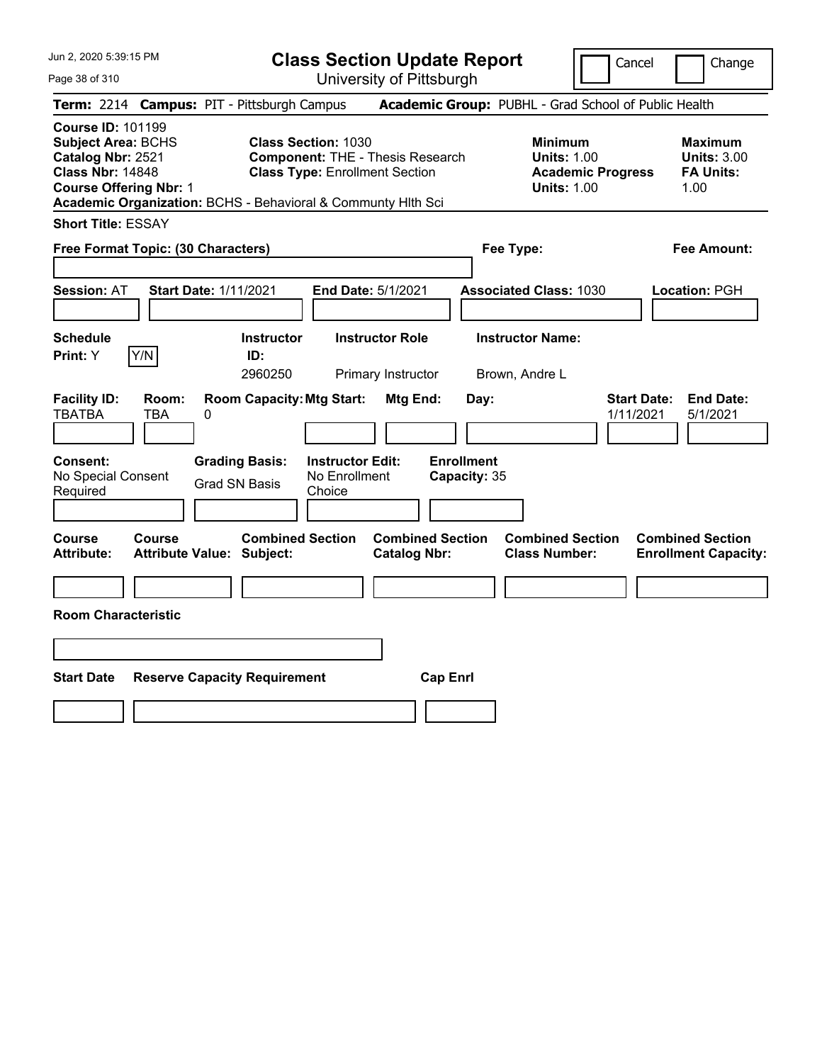# Class Section Update Report

University of Pittsburgh

Cancel | Change

**Term:** 2214 **Campus:** PIT - Pittsburgh Campus **Academic Group:** PUBHL - Grad School of Public Health

**Course ID:** 101199
**Subject Area:** BCHS
**Catalog Nbr:** 2521
**Class Nbr:** 14848
**Course Offering Nbr:** 1
**Academic Organization:** BCHS - Behavioral & Communty Hlth Sci

**Class Section:** 1030
**Component:** THE - Thesis Research
**Class Type:** Enrollment Section

**Minimum Units:** 1.00
**Academic Progress Units:** 1.00

**Maximum Units:** 3.00
**FA Units:** 1.00

**Short Title:** ESSAY

**Free Format Topic: (30 Characters)**

**Fee Type:**

**Fee Amount:**

**Session:** AT **Start Date:** 1/11/2021 **End Date:** 5/1/2021 **Associated Class:** 1030 **Location:** PGH

| Schedule Print: | Y/N | Instructor ID: | Instructor Role | Instructor Name: |
|---|---|---|---|---|
| Y | | 2960250 | Primary Instructor | Brown, Andre L |

| Facility ID: | Room: | Room Capacity: | Mtg Start: | Mtg End: | Day: | Start Date: | End Date: |
|---|---|---|---|---|---|---|---|
| TBATBA | TBA | 0 | | | | 1/11/2021 | 5/1/2021 |

| Consent: | Grading Basis: | Instructor Edit: | Enrollment Capacity: |
|---|---|---|---|
| No Special Consent Required | Grad SN Basis | No Enrollment Choice | 35 |

| Course Attribute: | Course Attribute Value: | Combined Section Subject: | Combined Section Catalog Nbr: | Combined Section Class Number: | Combined Section Enrollment Capacity: |
|---|---|---|---|---|---|
| | | | | | |

**Room Characteristic**

| Start Date | Reserve Capacity Requirement | Cap Enrl |
|---|---|---|
| | | |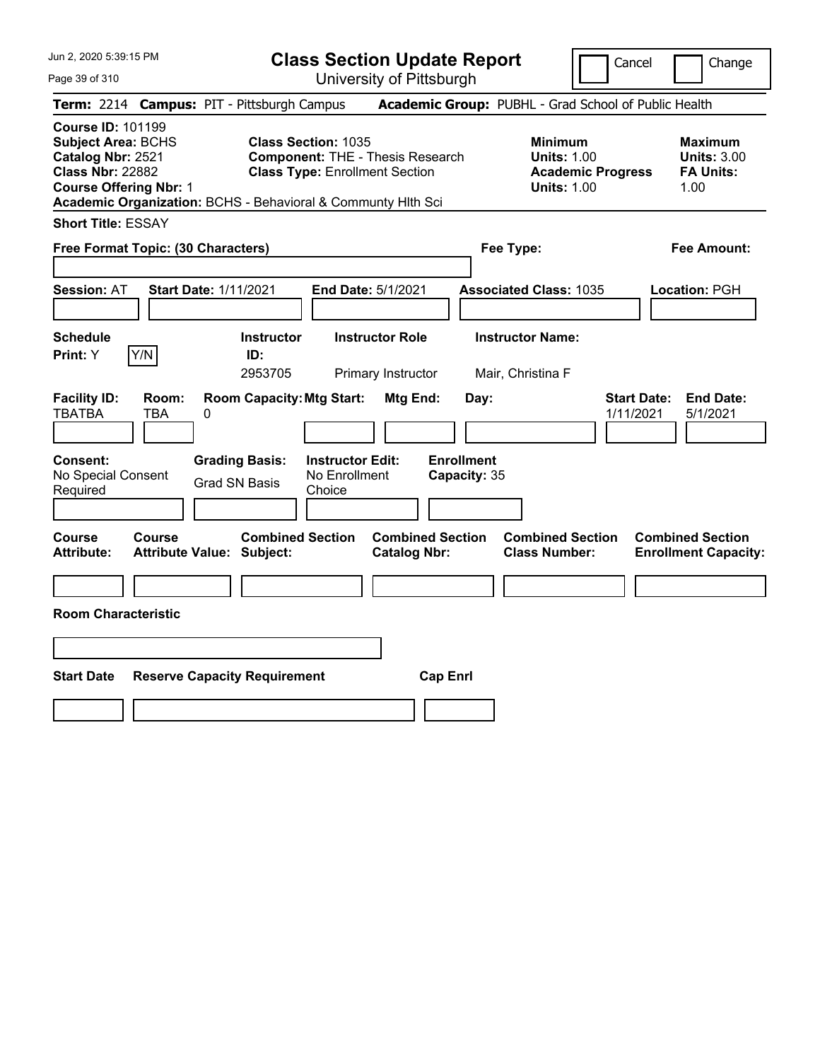# Class Section Update Report

University of Pittsburgh

Cancel | Change

**Term:** 2214 **Campus:** PIT - Pittsburgh Campus **Academic Group:** PUBHL - Grad School of Public Health

**Course ID:** 101199
**Subject Area:** BCHS
**Catalog Nbr:** 2521
**Class Nbr:** 22882
**Course Offering Nbr:** 1

**Class Section:** 1035
**Component:** THE - Thesis Research
**Class Type:** Enrollment Section

**Minimum Units:** 1.00
**Academic Progress Units:** 1.00

**Maximum Units:** 3.00
**FA Units:** 1.00

**Academic Organization:** BCHS - Behavioral & Communty Hlth Sci

**Short Title:** ESSAY

**Free Format Topic: (30 Characters)**

**Fee Type:**

**Fee Amount:**

**Session:** AT **Start Date:** 1/11/2021 **End Date:** 5/1/2021 **Associated Class:** 1035 **Location:** PGH

| Schedule Print: | Instructor ID: | Instructor Role | Instructor Name: |
|---|---|---|---|
| Y Y/N | 2953705 | Primary Instructor | Mair, Christina F |

| Facility ID: | Room: | Room Capacity: | Mtg Start: | Mtg End: | Day: | Start Date: | End Date: |
|---|---|---|---|---|---|---|---|
| TBATBA | TBA | 0 | | | | 1/11/2021 | 5/1/2021 |

**Consent:** No Special Consent Required

**Grading Basis:** Grad SN Basis

**Instructor Edit:** No Enrollment Choice

**Enrollment Capacity:** 35

| Course Attribute: | Course Attribute Value: | Combined Section Subject: | Combined Section Catalog Nbr: | Combined Section Class Number: | Combined Section Enrollment Capacity: |
|---|---|---|---|---|---|
| | | | | | |

**Room Characteristic**

| Start Date | Reserve Capacity Requirement | Cap Enrl |
|---|---|---|
| | | |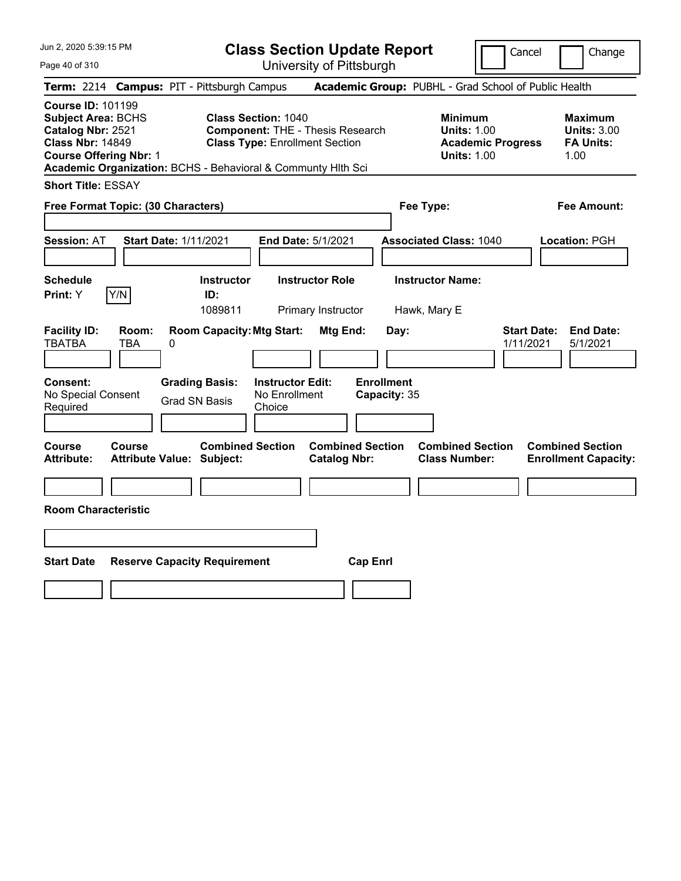# Class Section Update Report

University of Pittsburgh

Cancel | Change

**Term:** 2214 **Campus:** PIT - Pittsburgh Campus **Academic Group:** PUBHL - Grad School of Public Health

**Course ID:** 101199
**Subject Area:** BCHS
**Catalog Nbr:** 2521
**Class Nbr:** 14849
**Course Offering Nbr:** 1
**Academic Organization:** BCHS - Behavioral & Communty Hlth Sci

**Class Section:** 1040
**Component:** THE - Thesis Research
**Class Type:** Enrollment Section

**Minimum**
**Units:** 1.00
**Academic Progress Units:** 1.00

**Maximum**
**Units:** 3.00
**FA Units:** 1.00

**Short Title:** ESSAY

**Free Format Topic: (30 Characters)**

**Fee Type:**

**Fee Amount:**

**Session:** AT **Start Date:** 1/11/2021 **End Date:** 5/1/2021 **Associated Class:** 1040 **Location:** PGH

| Schedule Print: | Instructor ID: | Instructor Role | Instructor Name: |
|---|---|---|---|
| Y Y/N | 1089811 | Primary Instructor | Hawk, Mary E |

| Facility ID: | Room: | Room Capacity: | Mtg Start: | Mtg End: | Day: | Start Date: | End Date: |
|---|---|---|---|---|---|---|---|
| TBATBA | TBA | 0 | | | | 1/11/2021 | 5/1/2021 |

| Consent: | Grading Basis: | Instructor Edit: | Enrollment Capacity: |
|---|---|---|---|
| No Special Consent Required | Grad SN Basis | No Enrollment Choice | 35 |

| Course Attribute: | Course Attribute Value: | Combined Section Subject: | Combined Section Catalog Nbr: | Combined Section Class Number: | Combined Section Enrollment Capacity: |
|---|---|---|---|---|---|
| | | | | | |

**Room Characteristic**

| Start Date | Reserve Capacity Requirement | Cap Enrl |
|---|---|---|
| | | |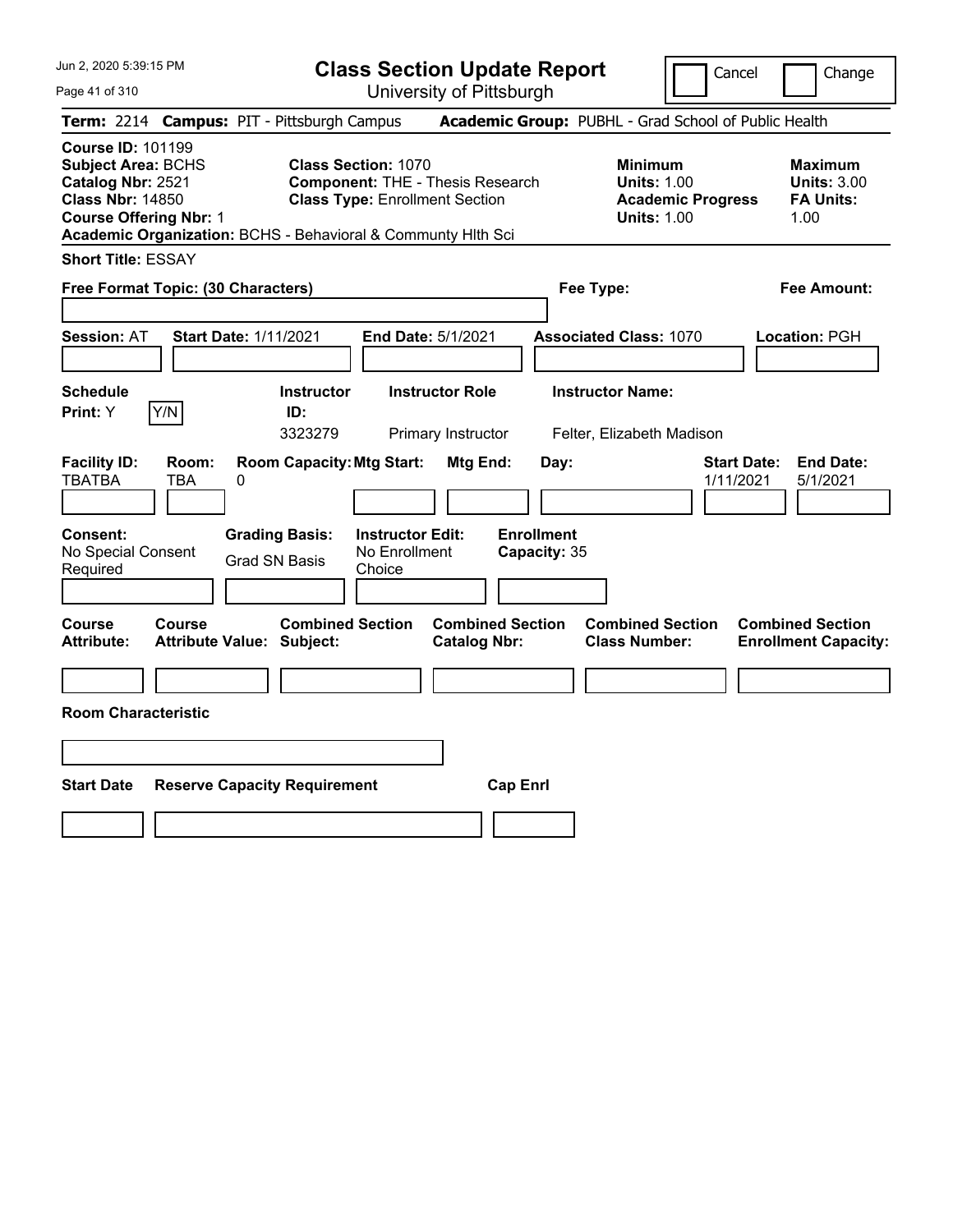Jun 2, 2020 5:39:15 PM

# Class Section Update Report

University of Pittsburgh

Cancel | Change

**Term:** 2214 **Campus:** PIT - Pittsburgh Campus **Academic Group:** PUBHL - Grad School of Public Health

**Course ID:** 101199
**Subject Area:** BCHS
**Catalog Nbr:** 2521
**Class Nbr:** 14850
**Course Offering Nbr:** 1
**Academic Organization:** BCHS - Behavioral & Communty Hlth Sci

**Class Section:** 1070
**Component:** THE - Thesis Research
**Class Type:** Enrollment Section

**Minimum**
**Units:** 1.00
**Academic Progress Units:** 1.00

**Maximum**
**Units:** 3.00
**FA Units:** 1.00

**Short Title:** ESSAY

**Free Format Topic: (30 Characters)**

**Fee Type:**

**Fee Amount:**

**Session:** AT **Start Date:** 1/11/2021 **End Date:** 5/1/2021 **Associated Class:** 1070 **Location:** PGH

| Schedule Print: | Y/N | Instructor ID: | Instructor Role | Instructor Name: |
|---|---|---|---|---|
| Y | | 3323279 | Primary Instructor | Felter, Elizabeth Madison |

| Facility ID: | Room: | Room Capacity: | Mtg Start: | Mtg End: | Day: | Start Date: | End Date: |
|---|---|---|---|---|---|---|---|
| TBATBA | TBA | 0 | | | | 1/11/2021 | 5/1/2021 |

| Consent: | Grading Basis: | Instructor Edit: | Enrollment Capacity: |
|---|---|---|---|
| No Special Consent Required | Grad SN Basis | No Enrollment Choice | 35 |

| Course Attribute: | Course Attribute Value: | Combined Section Subject: | Combined Section Catalog Nbr: | Combined Section Class Number: | Combined Section Enrollment Capacity: |
|---|---|---|---|---|---|
| | | | | | |

**Room Characteristic**

| Start Date | Reserve Capacity Requirement | Cap Enrl |
|---|---|---|
| | | |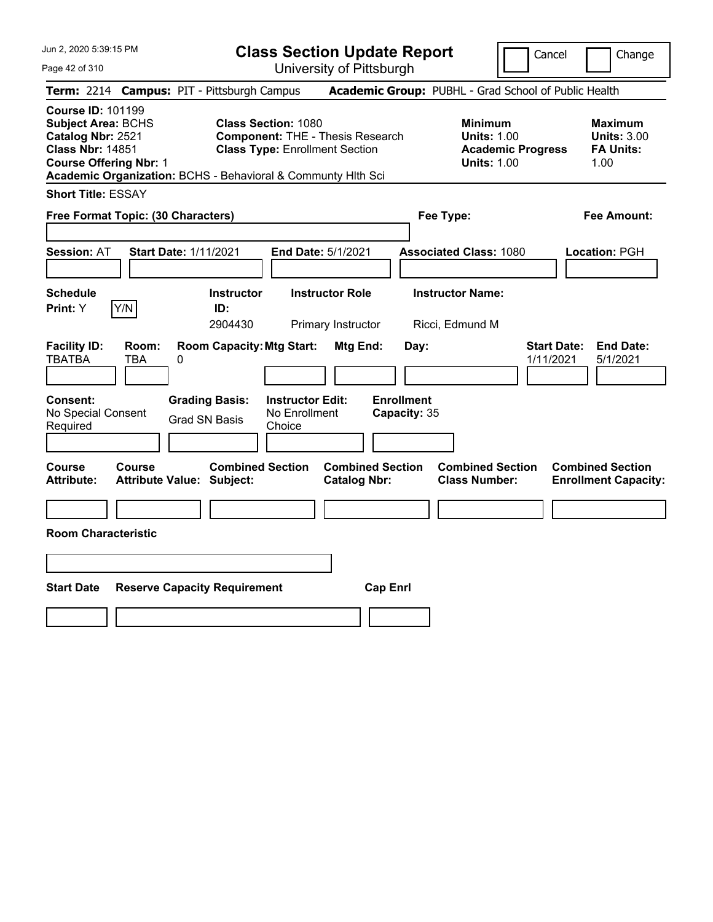# Class Section Update Report

University of Pittsburgh

Cancel | Change

**Term:** 2214 **Campus:** PIT - Pittsburgh Campus **Academic Group:** PUBHL - Grad School of Public Health

**Course ID:** 101199
**Subject Area:** BCHS
**Catalog Nbr:** 2521
**Class Nbr:** 14851
**Course Offering Nbr:** 1
**Academic Organization:** BCHS - Behavioral & Communty Hlth Sci

**Class Section:** 1080
**Component:** THE - Thesis Research
**Class Type:** Enrollment Section

**Minimum**
**Units:** 1.00
**Academic Progress Units:** 1.00

**Maximum**
**Units:** 3.00
**FA Units:** 1.00

**Short Title:** ESSAY

**Free Format Topic: (30 Characters)**

**Fee Type:**

**Fee Amount:**

**Session:** AT **Start Date:** 1/11/2021 **End Date:** 5/1/2021 **Associated Class:** 1080 **Location:** PGH

| Schedule Print: | Instructor ID: | Instructor Role | Instructor Name: |
|---|---|---|---|
| Y (Y/N) | 2904430 | Primary Instructor | Ricci, Edmund M |

| Facility ID: | Room: | Room Capacity: | Mtg Start: | Mtg End: | Day: | Start Date: | End Date: |
|---|---|---|---|---|---|---|---|
| TBATBA | TBA | 0 | | | | 1/11/2021 | 5/1/2021 |

| Consent: | Grading Basis: | Instructor Edit: | Enrollment Capacity: |
|---|---|---|---|
| No Special Consent Required | Grad SN Basis | No Enrollment Choice | 35 |

| Course Attribute: | Course Attribute Value: | Combined Section Subject: | Combined Section Catalog Nbr: | Combined Section Class Number: | Combined Section Enrollment Capacity: |
|---|---|---|---|---|---|
| | | | | | |

**Room Characteristic**

| Start Date | Reserve Capacity Requirement | Cap Enrl |
|---|---|---|
| | | |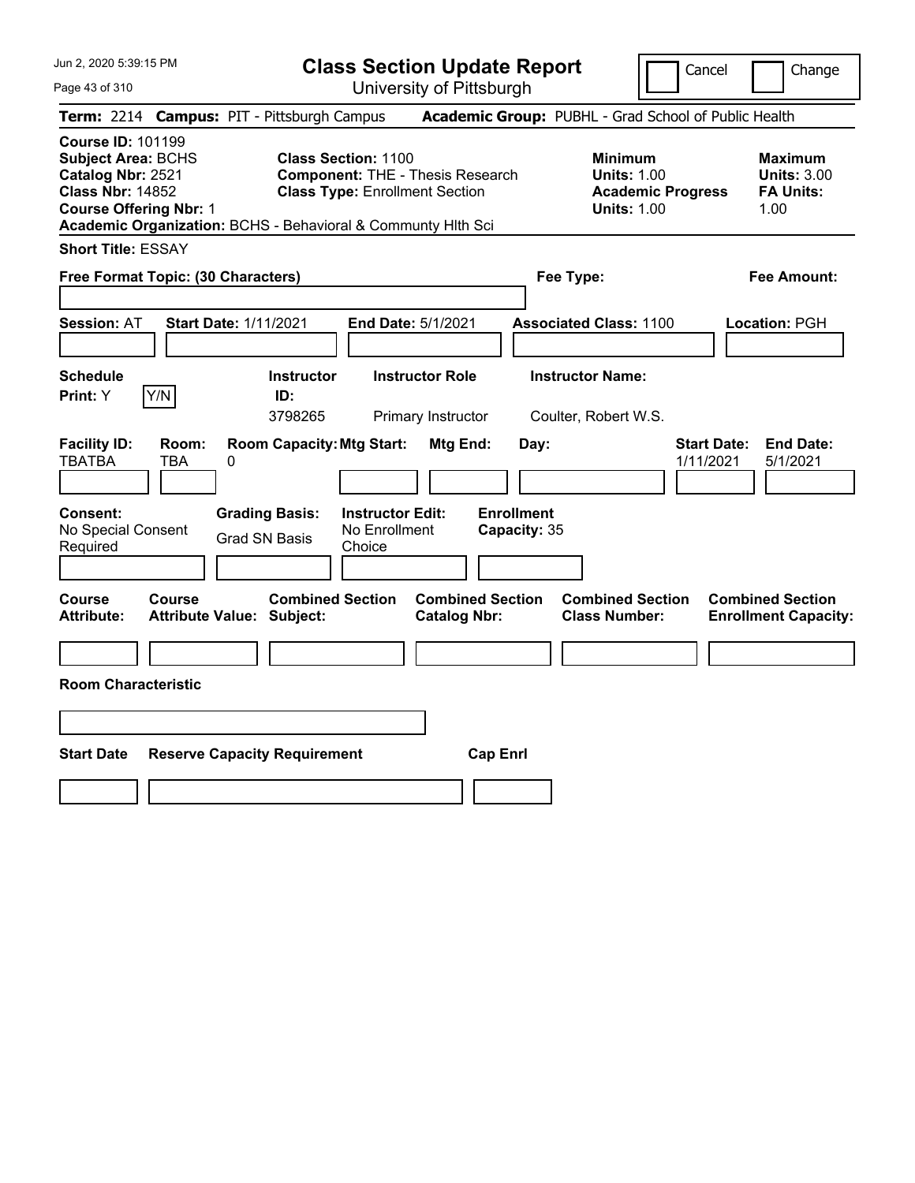# Class Section Update Report

University of Pittsburgh

Cancel | Change

**Term:** 2214 **Campus:** PIT - Pittsburgh Campus **Academic Group:** PUBHL - Grad School of Public Health

**Course ID:** 101199
**Subject Area:** BCHS
**Catalog Nbr:** 2521
**Class Nbr:** 14852
**Course Offering Nbr:** 1
**Academic Organization:** BCHS - Behavioral & Communty Hlth Sci

**Class Section:** 1100
**Component:** THE - Thesis Research
**Class Type:** Enrollment Section

**Minimum**
**Units:** 1.00
**Academic Progress Units:** 1.00

**Maximum**
**Units:** 3.00
**FA Units:** 1.00

**Short Title:** ESSAY

**Free Format Topic: (30 Characters)**

**Fee Type:**

**Fee Amount:**

**Session:** AT **Start Date:** 1/11/2021 **End Date:** 5/1/2021 **Associated Class:** 1100 **Location:** PGH

| Schedule Print: | Instructor ID: | Instructor Role | Instructor Name: |
|---|---|---|---|
| Y [Y/N] | 3798265 | Primary Instructor | Coulter, Robert W.S. |

| Facility ID: | Room: | Room Capacity: | Mtg Start: | Mtg End: | Day: | Start Date: | End Date: |
|---|---|---|---|---|---|---|---|
| TBATBA | TBA | 0 | | | | 1/11/2021 | 5/1/2021 |

| Consent: | Grading Basis: | Instructor Edit: | Enrollment Capacity: |
|---|---|---|---|
| No Special Consent Required | Grad SN Basis | No Enrollment Choice | 35 |

| Course Attribute: | Course Attribute Value: | Combined Section Subject: | Combined Section Catalog Nbr: | Combined Section Class Number: | Combined Section Enrollment Capacity: |
|---|---|---|---|---|---|
| | | | | | |

**Room Characteristic**

| Start Date | Reserve Capacity Requirement | Cap Enrl |
|---|---|---|
| | | |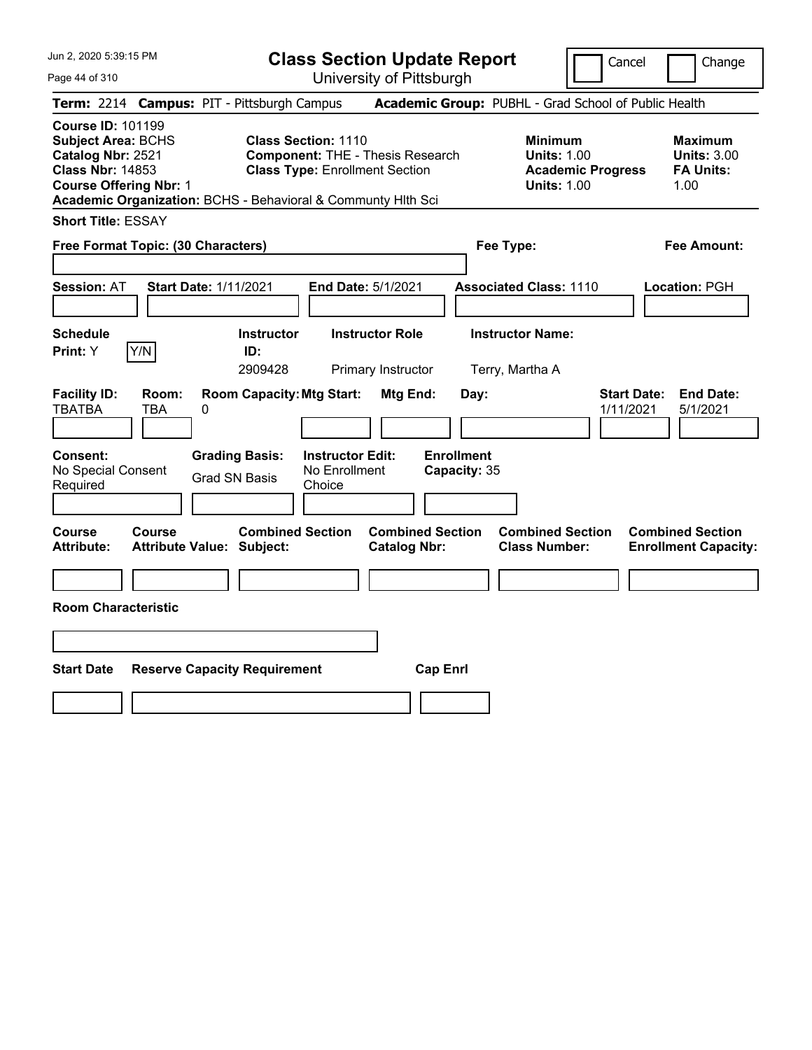# Class Section Update Report

University of Pittsburgh

Cancel | Change

**Term:** 2214 **Campus:** PIT - Pittsburgh Campus **Academic Group:** PUBHL - Grad School of Public Health

**Course ID:** 101199
**Subject Area:** BCHS
**Catalog Nbr:** 2521
**Class Nbr:** 14853
**Course Offering Nbr:** 1
**Academic Organization:** BCHS - Behavioral & Communty Hlth Sci

**Class Section:** 1110
**Component:** THE - Thesis Research
**Class Type:** Enrollment Section

| | Minimum | Maximum |
|---|---|---|
| Units | 1.00 | 3.00 |
| Academic Progress Units / FA Units | 1.00 | 1.00 |

**Short Title:** ESSAY

**Free Format Topic: (30 Characters)**

**Fee Type:**

**Fee Amount:**

**Session:** AT **Start Date:** 1/11/2021 **End Date:** 5/1/2021 **Associated Class:** 1110 **Location:** PGH

| Schedule Print | Y/N | Instructor ID | Instructor Role | Instructor Name |
|---|---|---|---|---|
| Y | | 2909428 | Primary Instructor | Terry, Martha A |

| Facility ID | Room | Room Capacity | Mtg Start | Mtg End | Day | Start Date | End Date |
|---|---|---|---|---|---|---|---|
| TBATBA | TBA | 0 | | | | 1/11/2021 | 5/1/2021 |

| Consent | Grading Basis | Instructor Edit | Enrollment Capacity |
|---|---|---|---|
| No Special Consent Required | Grad SN Basis | No Enrollment Choice | 35 |

| Course Attribute | Course Attribute Value | Combined Section Subject | Combined Section Catalog Nbr | Combined Section Class Number | Combined Section Enrollment Capacity |
|---|---|---|---|---|---|
| | | | | | |

**Room Characteristic**

| Start Date | Reserve Capacity Requirement | Cap Enrl |
|---|---|---|
| | | |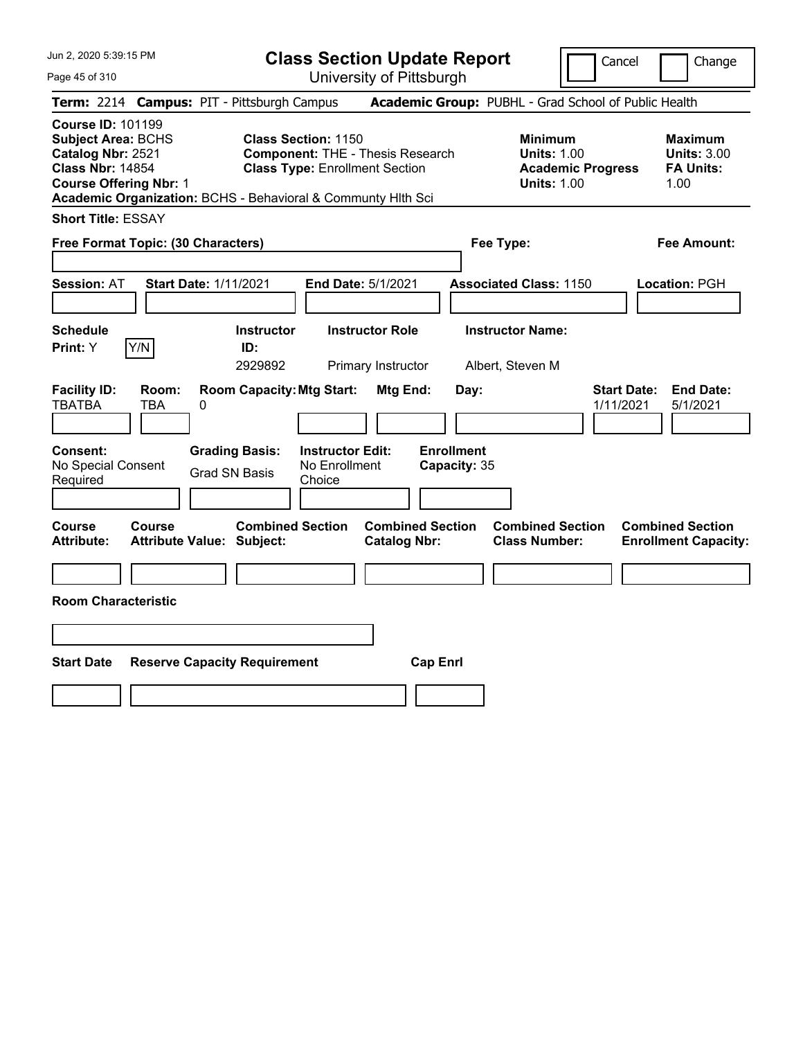Jun 2, 2020 5:39:15 PM

# Class Section Update Report

University of Pittsburgh

Cancel | Change

**Term:** 2214 **Campus:** PIT - Pittsburgh Campus **Academic Group:** PUBHL - Grad School of Public Health

**Course ID:** 101199
**Subject Area:** BCHS
**Catalog Nbr:** 2521
**Class Nbr:** 14854
**Course Offering Nbr:** 1
**Academic Organization:** BCHS - Behavioral & Communty Hlth Sci

**Class Section:** 1150
**Component:** THE - Thesis Research
**Class Type:** Enrollment Section

**Minimum Units:** 1.00
**Academic Progress Units:** 1.00

**Maximum Units:** 3.00
**FA Units:** 1.00

**Short Title:** ESSAY

**Free Format Topic: (30 Characters)**

**Fee Type:**

**Fee Amount:**

**Session:** AT **Start Date:** 1/11/2021 **End Date:** 5/1/2021 **Associated Class:** 1150 **Location:** PGH

| Schedule Print | | Instructor ID | Instructor Role | Instructor Name |
|---|---|---|---|---|
| Y | Y/N | 2929892 | Primary Instructor | Albert, Steven M |

| Facility ID | Room | Room Capacity | Mtg Start | Mtg End | Day | Start Date | End Date |
|---|---|---|---|---|---|---|---|
| TBATBA | TBA | 0 | | | | 1/11/2021 | 5/1/2021 |

| Consent | Grading Basis | Instructor Edit | Enrollment Capacity |
|---|---|---|---|
| No Special Consent Required | Grad SN Basis | No Enrollment Choice | 35 |

| Course Attribute | Course Attribute Value | Combined Section Subject | Combined Section Catalog Nbr | Combined Section Class Number | Combined Section Enrollment Capacity |
|---|---|---|---|---|---|
| | | | | | |

**Room Characteristic**

| Start Date | Reserve Capacity Requirement | Cap Enrl |
|---|---|---|
| | | |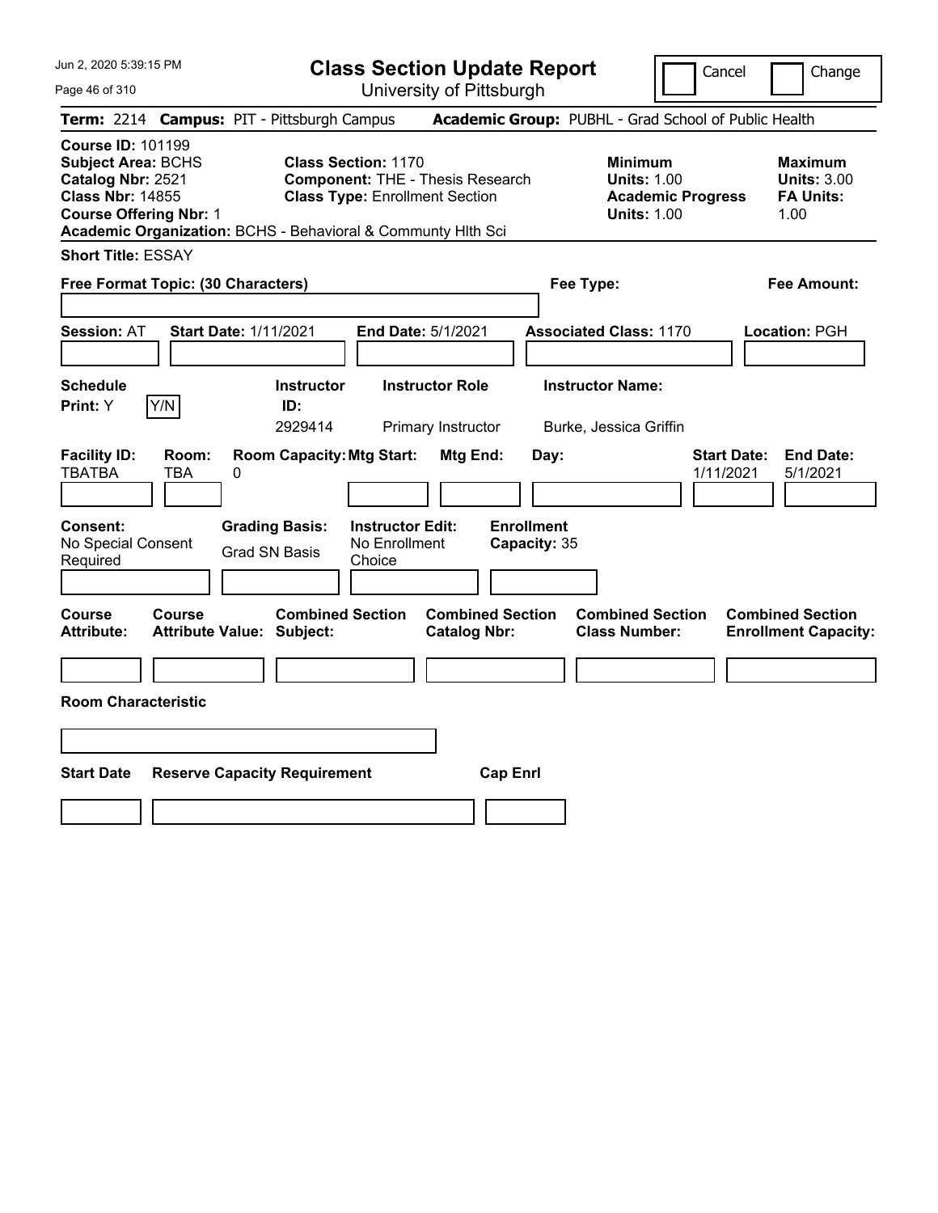# Class Section Update Report

University of Pittsburgh

Jun 2, 2020 5:39:15 PM

Cancel | Change

**Term:** 2214 **Campus:** PIT - Pittsburgh Campus **Academic Group:** PUBHL - Grad School of Public Health

**Course ID:** 101199
**Subject Area:** BCHS
**Catalog Nbr:** 2521
**Class Nbr:** 14855
**Course Offering Nbr:** 1
**Academic Organization:** BCHS - Behavioral & Communty Hlth Sci

**Class Section:** 1170
**Component:** THE - Thesis Research
**Class Type:** Enrollment Section

**Minimum Units:** 1.00
**Academic Progress Units:** 1.00

**Maximum Units:** 3.00
**FA Units:** 1.00

**Short Title:** ESSAY

**Free Format Topic: (30 Characters)**

**Fee Type:**

**Fee Amount:**

**Session:** AT **Start Date:** 1/11/2021 **End Date:** 5/1/2021 **Associated Class:** 1170 **Location:** PGH

| Schedule Print | Instructor ID | Instructor Role | Instructor Name |
|---|---|---|---|
| Y | 2929414 | Primary Instructor | Burke, Jessica Griffin |

| Facility ID | Room | Room Capacity | Mtg Start | Mtg End | Day | Start Date | End Date |
|---|---|---|---|---|---|---|---|
| TBATBA | TBA | 0 | | | | 1/11/2021 | 5/1/2021 |

| Consent | Grading Basis | Instructor Edit | Enrollment Capacity |
|---|---|---|---|
| No Special Consent Required | Grad SN Basis | No Enrollment Choice | 35 |

| Course Attribute | Course Attribute Value | Combined Section Subject | Combined Section Catalog Nbr | Combined Section Class Number | Combined Section Enrollment Capacity |
|---|---|---|---|---|---|
| | | | | | |

**Room Characteristic**

| Start Date | Reserve Capacity Requirement | Cap Enrl |
|---|---|---|
| | | |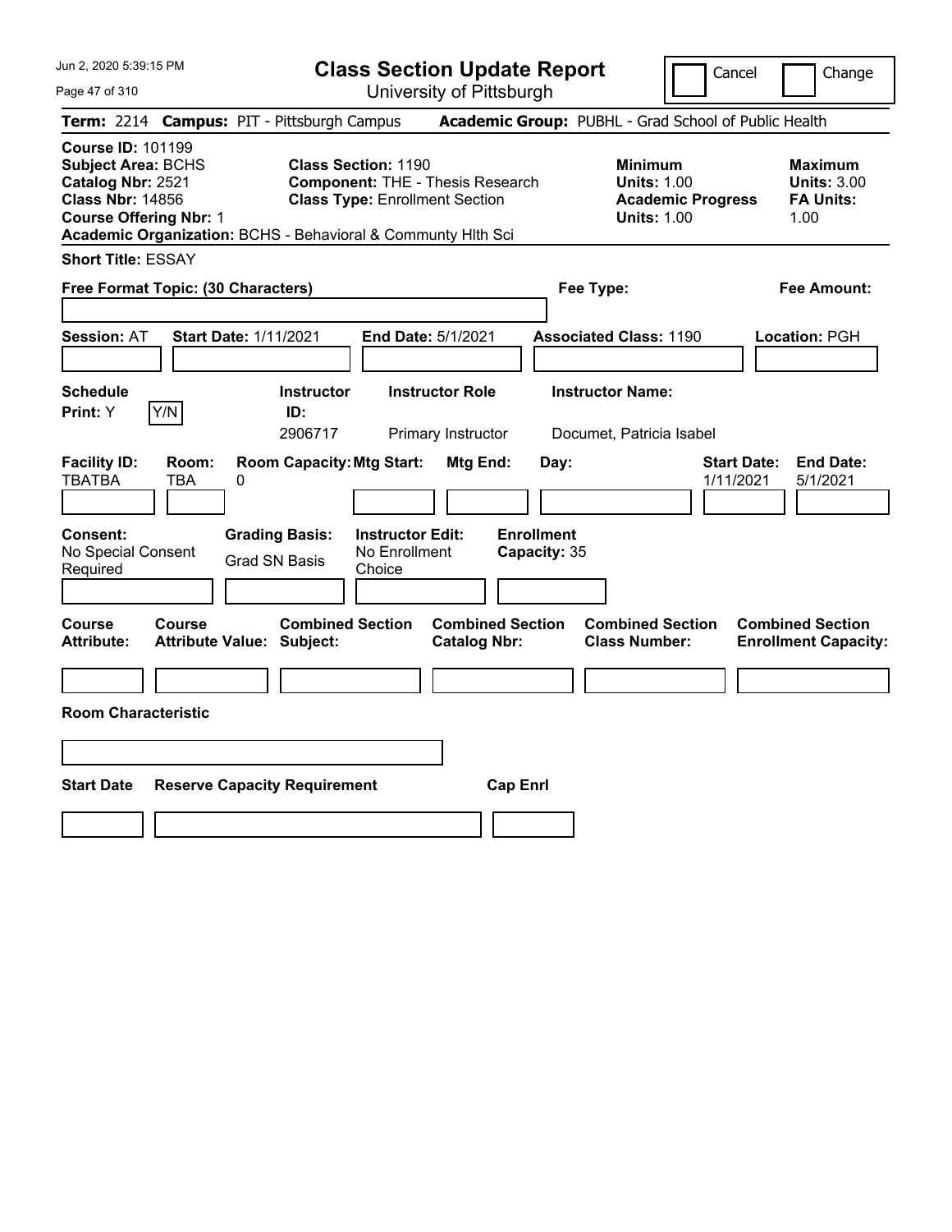Jun 2, 2020 5:39:15 PM

# Class Section Update Report

University of Pittsburgh

Cancel Change

**Term:** 2214 **Campus:** PIT - Pittsburgh Campus **Academic Group:** PUBHL - Grad School of Public Health

**Course ID:** 101199
**Subject Area:** BCHS
**Catalog Nbr:** 2521
**Class Nbr:** 14856
**Course Offering Nbr:** 1
**Academic Organization:** BCHS - Behavioral & Communty Hlth Sci

**Class Section:** 1190
**Component:** THE - Thesis Research
**Class Type:** Enrollment Section

**Minimum**
**Units:** 1.00
**Academic Progress Units:** 1.00

**Maximum**
**Units:** 3.00
**FA Units:** 1.00

**Short Title:** ESSAY

**Free Format Topic: (30 Characters)**

**Fee Type:**

**Fee Amount:**

**Session:** AT **Start Date:** 1/11/2021 **End Date:** 5/1/2021 **Associated Class:** 1190 **Location:** PGH

| Schedule Print: | | Instructor ID: | Instructor Role | Instructor Name: |
|---|---|---|---|---|
| Y | Y/N | 2906717 | Primary Instructor | Documet, Patricia Isabel |

| Facility ID: | Room: | Room Capacity: | Mtg Start: | Mtg End: | Day: | Start Date: | End Date: |
|---|---|---|---|---|---|---|---|
| TBATBA | TBA | 0 | | | | 1/11/2021 | 5/1/2021 |

| Consent: | Grading Basis: | Instructor Edit: | Enrollment Capacity: |
|---|---|---|---|
| No Special Consent Required | Grad SN Basis | No Enrollment Choice | 35 |

| Course Attribute: | Course Attribute Value: | Combined Section Subject: | Combined Section Catalog Nbr: | Combined Section Class Number: | Combined Section Enrollment Capacity: |
|---|---|---|---|---|---|
| | | | | | |

**Room Characteristic**

| Start Date | Reserve Capacity Requirement | Cap Enrl |
|---|---|---|
| | | |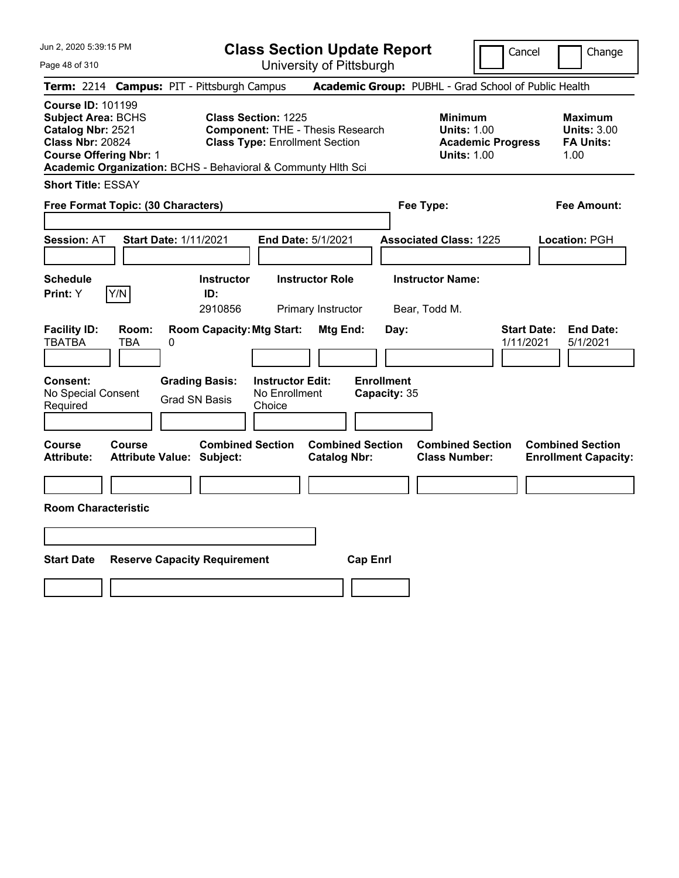# Class Section Update Report

University of Pittsburgh

Jun 2, 2020 5:39:15 PM

Cancel ☐ Change ☐

**Term:** 2214 **Campus:** PIT - Pittsburgh Campus **Academic Group:** PUBHL - Grad School of Public Health

**Course ID:** 101199
**Subject Area:** BCHS
**Catalog Nbr:** 2521
**Class Nbr:** 20824
**Course Offering Nbr:** 1
**Academic Organization:** BCHS - Behavioral & Communty Hlth Sci

**Class Section:** 1225
**Component:** THE - Thesis Research
**Class Type:** Enrollment Section

**Minimum Units:** 1.00
**Academic Progress Units:** 1.00

**Maximum Units:** 3.00
**FA Units:** 1.00

**Short Title:** ESSAY

**Free Format Topic: (30 Characters)**

**Fee Type:**

**Fee Amount:**

**Session:** AT **Start Date:** 1/11/2021 **End Date:** 5/1/2021 **Associated Class:** 1225 **Location:** PGH

| Schedule Print: | Instructor ID: | Instructor Role | Instructor Name: |
|---|---|---|---|
| Y | 2910856 | Primary Instructor | Bear, Todd M. |

| Facility ID: | Room: | Room Capacity: | Mtg Start: | Mtg End: | Day: | Start Date: | End Date: |
|---|---|---|---|---|---|---|---|
| TBATBA | TBA | 0 | | | | 1/11/2021 | 5/1/2021 |

| Consent: | Grading Basis: | Instructor Edit: | Enrollment Capacity: |
|---|---|---|---|
| No Special Consent Required | Grad SN Basis | No Enrollment Choice | 35 |

| Course Attribute: | Course Attribute Value: | Combined Section Subject: | Combined Section Catalog Nbr: | Combined Section Class Number: | Combined Section Enrollment Capacity: |
|---|---|---|---|---|---|
| | | | | | |

**Room Characteristic**

| Start Date | Reserve Capacity Requirement | Cap Enrl |
|---|---|---|
| | | |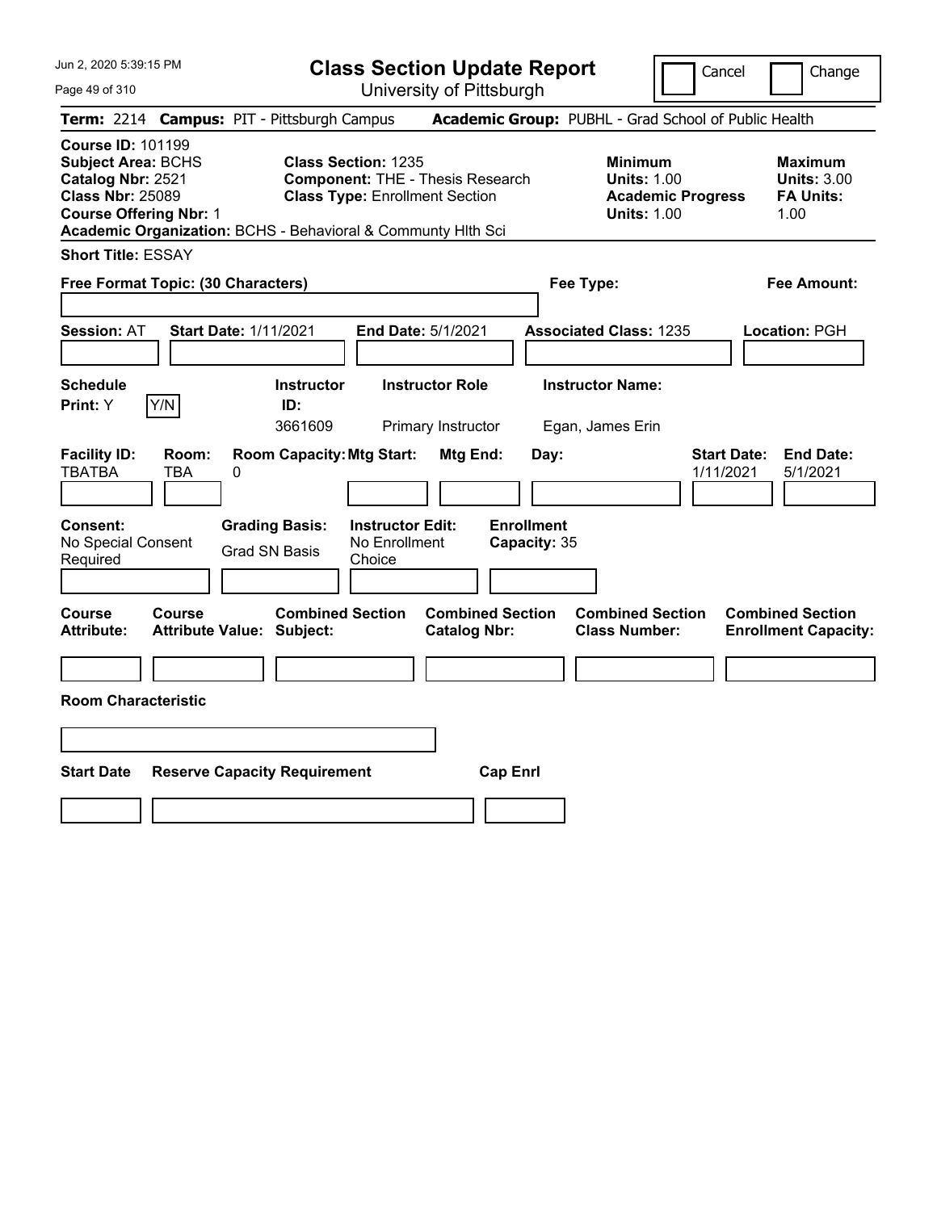# Class Section Update Report

University of Pittsburgh

Cancel | Change

**Term:** 2214 **Campus:** PIT - Pittsburgh Campus **Academic Group:** PUBHL - Grad School of Public Health

**Course ID:** 101199
**Subject Area:** BCHS
**Catalog Nbr:** 2521
**Class Nbr:** 25089
**Course Offering Nbr:** 1
**Academic Organization:** BCHS - Behavioral & Communty Hlth Sci

**Class Section:** 1235
**Component:** THE - Thesis Research
**Class Type:** Enrollment Section

| | Minimum | Maximum |
|---|---|---|
| Units | 1.00 | 3.00 |
| Academic Progress Units / FA Units | 1.00 | 1.00 |

**Short Title:** ESSAY

**Free Format Topic: (30 Characters)**

**Fee Type:**

**Fee Amount:**

**Session:** AT **Start Date:** 1/11/2021 **End Date:** 5/1/2021 **Associated Class:** 1235 **Location:** PGH

| Schedule Print | Instructor ID | Instructor Role | Instructor Name |
|---|---|---|---|
| Y | 3661609 | Primary Instructor | Egan, James Erin |

| Facility ID | Room | Room Capacity | Mtg Start | Mtg End | Day | Start Date | End Date |
|---|---|---|---|---|---|---|---|
| TBATBA | TBA | 0 | | | | 1/11/2021 | 5/1/2021 |

**Consent:** No Special Consent Required
**Grading Basis:** Grad SN Basis
**Instructor Edit:** No Enrollment Choice
**Enrollment Capacity:** 35

| Course Attribute | Course Attribute Value | Combined Section Subject | Combined Section Catalog Nbr | Combined Section Class Number | Combined Section Enrollment Capacity |
|---|---|---|---|---|---|
| | | | | | |

**Room Characteristic**

| Start Date | Reserve Capacity Requirement | Cap Enrl |
|---|---|---|
| | | |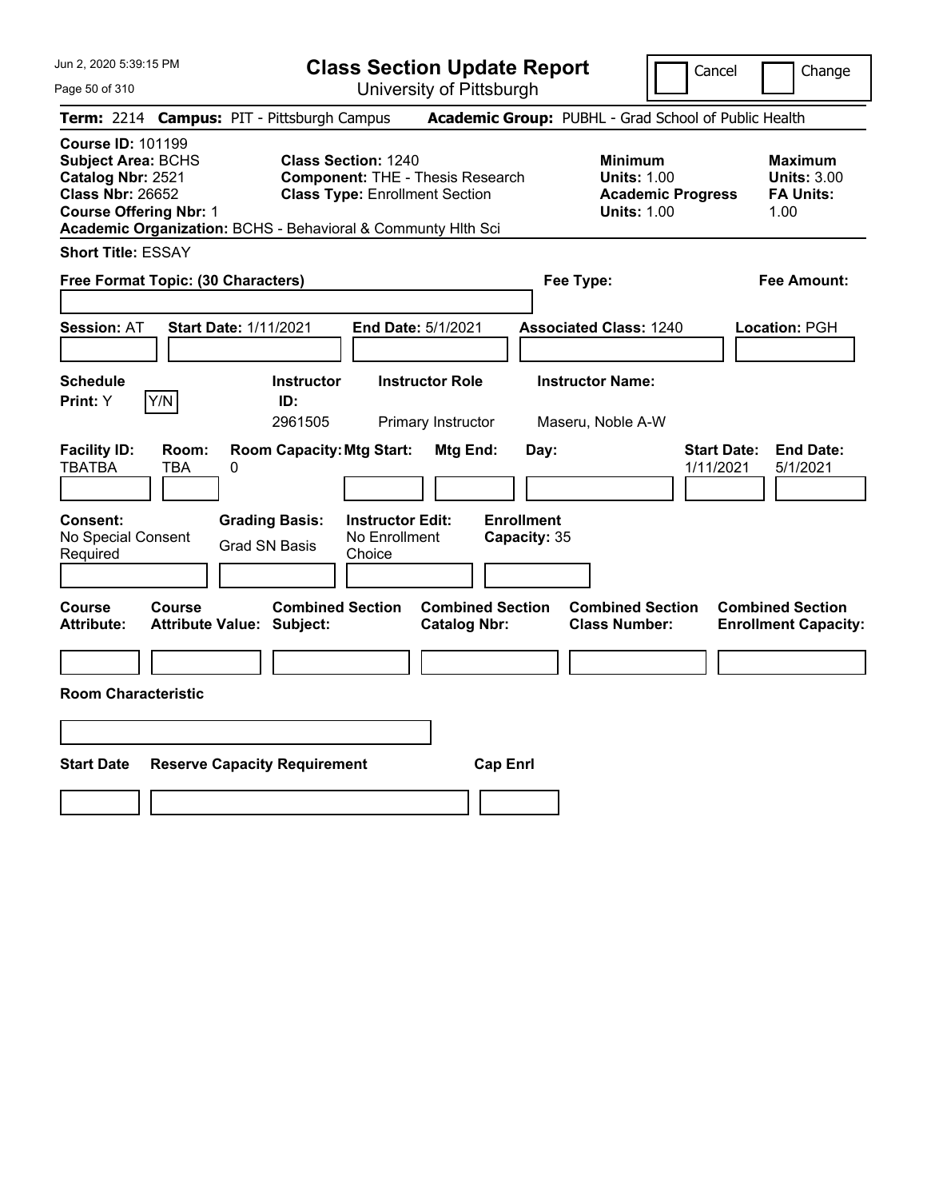# Class Section Update Report

University of Pittsburgh

Cancel | Change

**Term:** 2214 **Campus:** PIT - Pittsburgh Campus **Academic Group:** PUBHL - Grad School of Public Health

**Course ID:** 101199
**Subject Area:** BCHS
**Catalog Nbr:** 2521
**Class Nbr:** 26652
**Course Offering Nbr:** 1
**Academic Organization:** BCHS - Behavioral & Communty Hlth Sci

**Class Section:** 1240
**Component:** THE - Thesis Research
**Class Type:** Enrollment Section

**Minimum**
**Units:** 1.00
**Academic Progress Units:** 1.00

**Maximum**
**Units:** 3.00
**FA Units:** 1.00

**Short Title:** ESSAY

**Free Format Topic: (30 Characters)**

**Fee Type:**

**Fee Amount:**

**Session:** AT **Start Date:** 1/11/2021 **End Date:** 5/1/2021 **Associated Class:** 1240 **Location:** PGH

| Schedule Print | Instructor ID | Instructor Role | Instructor Name |
|---|---|---|---|
| Y (Y/N) | 2961505 | Primary Instructor | Maseru, Noble A-W |

| Facility ID | Room | Room Capacity | Mtg Start | Mtg End | Day | Start Date | End Date |
|---|---|---|---|---|---|---|---|
| TBATBA | TBA | 0 | | | | 1/11/2021 | 5/1/2021 |

**Consent:** No Special Consent Required
**Grading Basis:** Grad SN Basis
**Instructor Edit:** No Enrollment Choice
**Enrollment Capacity:** 35

| Course Attribute | Course Attribute Value | Combined Section Subject | Combined Section Catalog Nbr | Combined Section Class Number | Combined Section Enrollment Capacity |
|---|---|---|---|---|---|
| | | | | | |

**Room Characteristic**

| Start Date | Reserve Capacity Requirement | Cap Enrl |
|---|---|---|
| | | |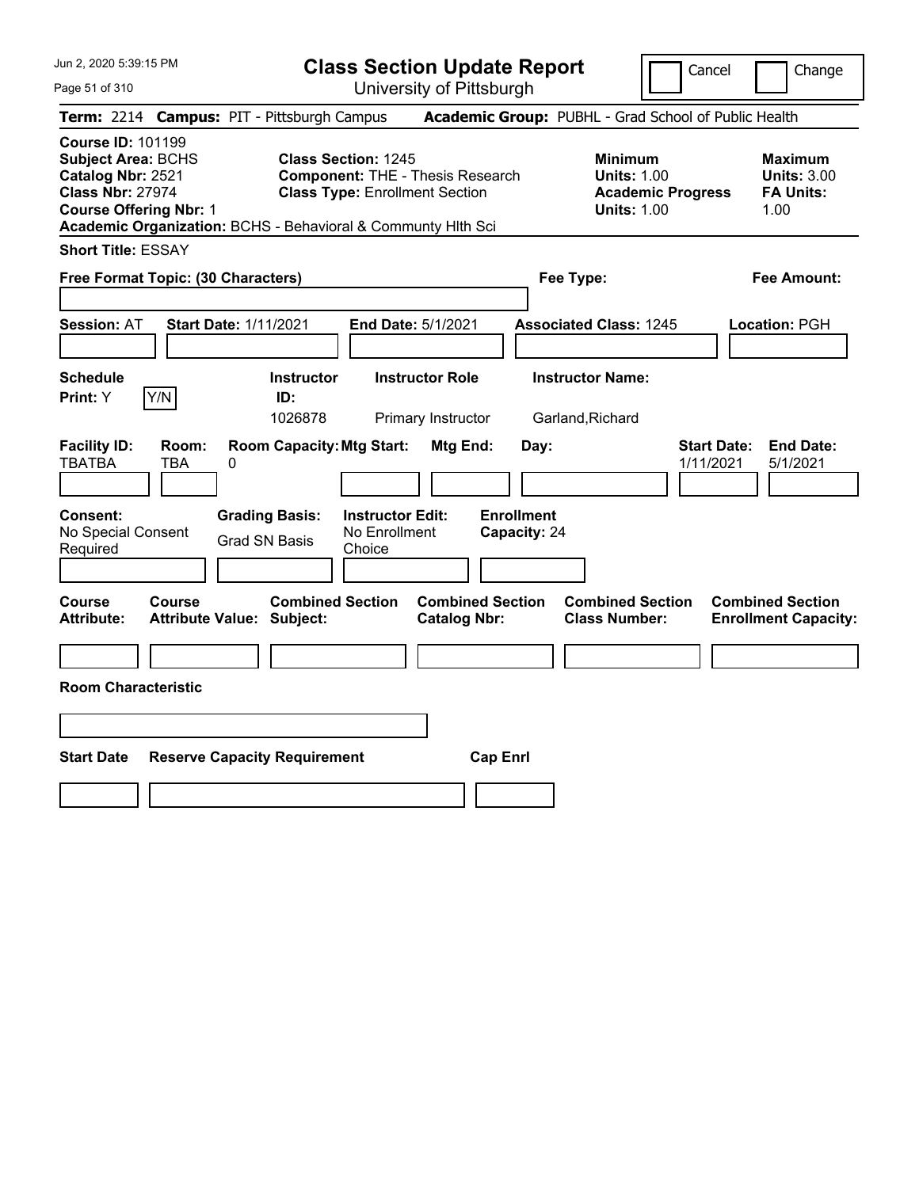# Class Section Update Report

University of Pittsburgh

Jun 2, 2020 5:39:15 PM

Cancel | Change

**Term:** 2214 **Campus:** PIT - Pittsburgh Campus **Academic Group:** PUBHL - Grad School of Public Health

**Course ID:** 101199
**Subject Area:** BCHS
**Catalog Nbr:** 2521
**Class Nbr:** 27974
**Course Offering Nbr:** 1
**Academic Organization:** BCHS - Behavioral & Communty Hlth Sci

**Class Section:** 1245
**Component:** THE - Thesis Research
**Class Type:** Enrollment Section

**Minimum**
**Units:** 1.00
**Academic Progress Units:** 1.00

**Maximum**
**Units:** 3.00
**FA Units:** 1.00

**Short Title:** ESSAY

**Free Format Topic: (30 Characters)**

**Fee Type:**

**Fee Amount:**

**Session:** AT **Start Date:** 1/11/2021 **End Date:** 5/1/2021 **Associated Class:** 1245 **Location:** PGH

| Schedule Print: | Instructor ID: | Instructor Role | Instructor Name: |
|---|---|---|---|
| Y [Y/N] | 1026878 | Primary Instructor | Garland,Richard |

| Facility ID: | Room: | Room Capacity: | Mtg Start: | Mtg End: | Day: | Start Date: | End Date: |
|---|---|---|---|---|---|---|---|
| TBATBA | TBA | 0 | | | | 1/11/2021 | 5/1/2021 |

| Consent: | Grading Basis: | Instructor Edit: | Enrollment Capacity: |
|---|---|---|---|
| No Special Consent Required | Grad SN Basis | No Enrollment Choice | 24 |

| Course Attribute: | Course Attribute Value: | Combined Section Subject: | Combined Section Catalog Nbr: | Combined Section Class Number: | Combined Section Enrollment Capacity: |
|---|---|---|---|---|---|
| | | | | | |

**Room Characteristic**

| Start Date | Reserve Capacity Requirement | Cap Enrl |
|---|---|---|
| | | |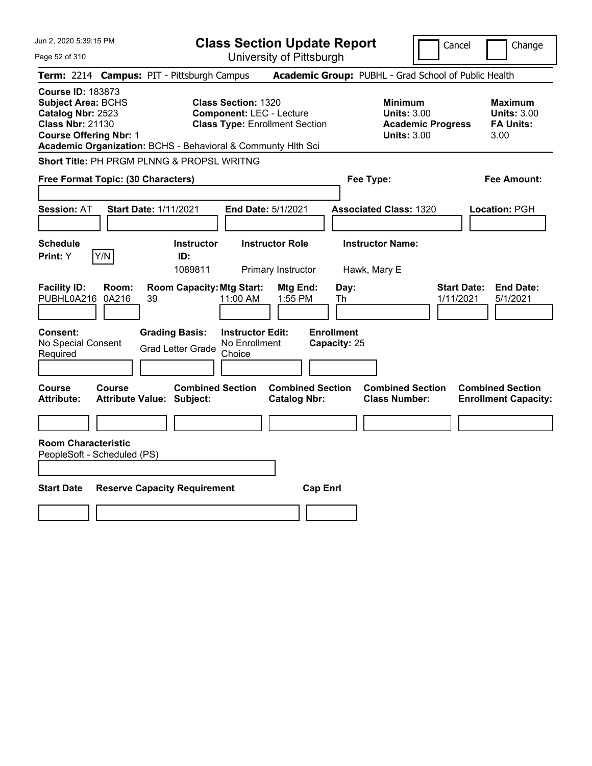# Class Section Update Report

University of Pittsburgh

Cancel ☐ Change ☐

**Term:** 2214 **Campus:** PIT - Pittsburgh Campus **Academic Group:** PUBHL - Grad School of Public Health

**Course ID:** 183873
**Subject Area:** BCHS
**Catalog Nbr:** 2523
**Class Nbr:** 21130
**Course Offering Nbr:** 1
**Academic Organization:** BCHS - Behavioral & Communty Hlth Sci

**Class Section:** 1320
**Component:** LEC - Lecture
**Class Type:** Enrollment Section

**Minimum Units:** 3.00
**Academic Progress Units:** 3.00

**Maximum Units:** 3.00
**FA Units:** 3.00

**Short Title:** PH PRGM PLNNG & PROPSL WRITNG

**Free Format Topic: (30 Characters)**

**Fee Type:**

**Fee Amount:**

**Session:** AT **Start Date:** 1/11/2021 **End Date:** 5/1/2021 **Associated Class:** 1320 **Location:** PGH

| Schedule Print | Instructor ID | Instructor Role | Instructor Name |
|---|---|---|---|
| Y | 1089811 | Primary Instructor | Hawk, Mary E |

| Facility ID | Room | Room Capacity | Mtg Start | Mtg End | Day | Start Date | End Date |
|---|---|---|---|---|---|---|---|
| PUBHL0A216 | 0A216 | 39 | 11:00 AM | 1:55 PM | Th | 1/11/2021 | 5/1/2021 |

**Consent:** No Special Consent Required
**Grading Basis:** Grad Letter Grade
**Instructor Edit:** No Enrollment Choice
**Enrollment Capacity:** 25

| Course Attribute | Course Attribute Value | Combined Section Subject | Combined Section Catalog Nbr | Combined Section Class Number | Combined Section Enrollment Capacity |
|---|---|---|---|---|---|
| | | | | | |

**Room Characteristic**
PeopleSoft - Scheduled (PS)

| Start Date | Reserve Capacity Requirement | Cap Enrl |
|---|---|---|
| | | |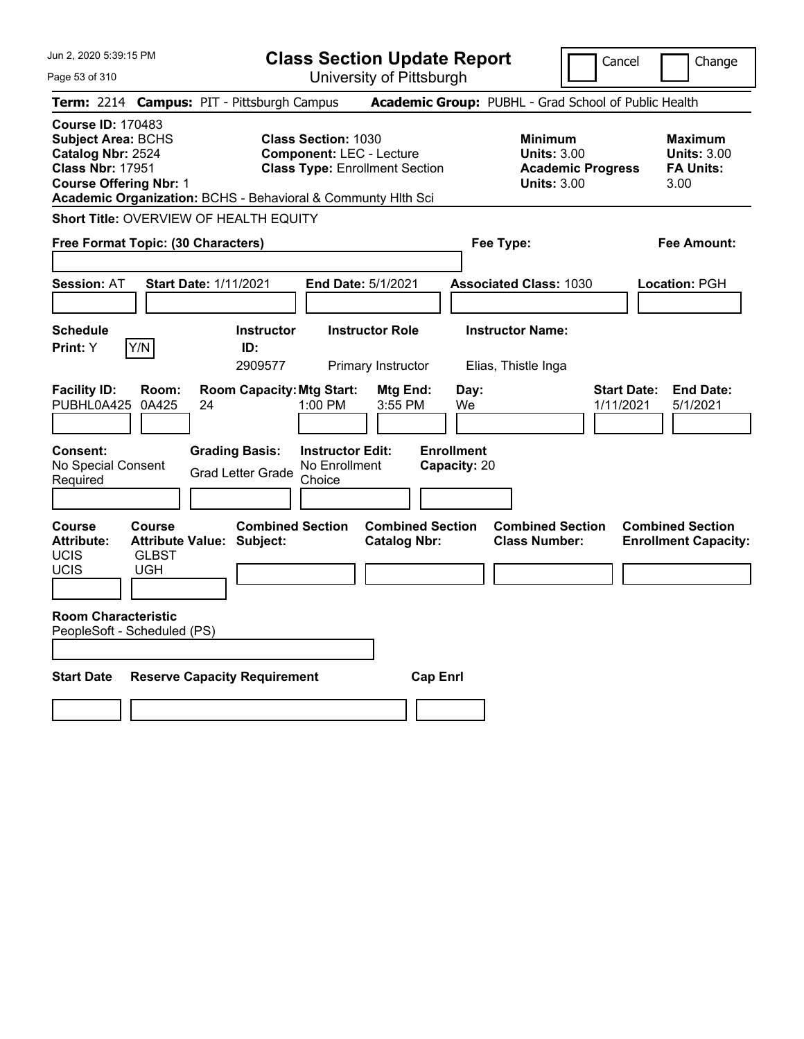# Class Section Update Report

University of Pittsburgh

Cancel / Change

**Term:** 2214 **Campus:** PIT - Pittsburgh Campus **Academic Group:** PUBHL - Grad School of Public Health

**Course ID:** 170483
**Subject Area:** BCHS
**Catalog Nbr:** 2524
**Class Nbr:** 17951
**Course Offering Nbr:** 1
**Academic Organization:** BCHS - Behavioral & Communty Hlth Sci

**Class Section:** 1030
**Component:** LEC - Lecture
**Class Type:** Enrollment Section

| | Minimum | Maximum |
|---|---|---|
| Units | 3.00 | 3.00 |
| Academic Progress / FA Units | 3.00 | 3.00 |

**Short Title:** OVERVIEW OF HEALTH EQUITY

**Free Format Topic: (30 Characters)**

**Fee Type:**

**Fee Amount:**

**Session:** AT **Start Date:** 1/11/2021 **End Date:** 5/1/2021 **Associated Class:** 1030 **Location:** PGH

**Schedule Print:** Y Y/N

| Instructor ID | Instructor Role | Instructor Name |
|---|---|---|
| 2909577 | Primary Instructor | Elias, Thistle Inga |

| Facility ID | Room | Room Capacity | Mtg Start | Mtg End | Day | Start Date | End Date |
|---|---|---|---|---|---|---|---|
| PUBHL0A425 | 0A425 | 24 | 1:00 PM | 3:55 PM | We | 1/11/2021 | 5/1/2021 |

**Consent:** No Special Consent Required
**Grading Basis:** Grad Letter Grade
**Instructor Edit:** No Enrollment Choice
**Enrollment Capacity:** 20

| Course Attribute | Course Attribute Value |
|---|---|
| UCIS | GLBST |
| UCIS | UGH |

**Combined Section Subject:**
**Combined Section Catalog Nbr:**
**Combined Section Class Number:**
**Combined Section Enrollment Capacity:**

**Room Characteristic**
PeopleSoft - Scheduled (PS)

**Start Date** **Reserve Capacity Requirement** **Cap Enrl**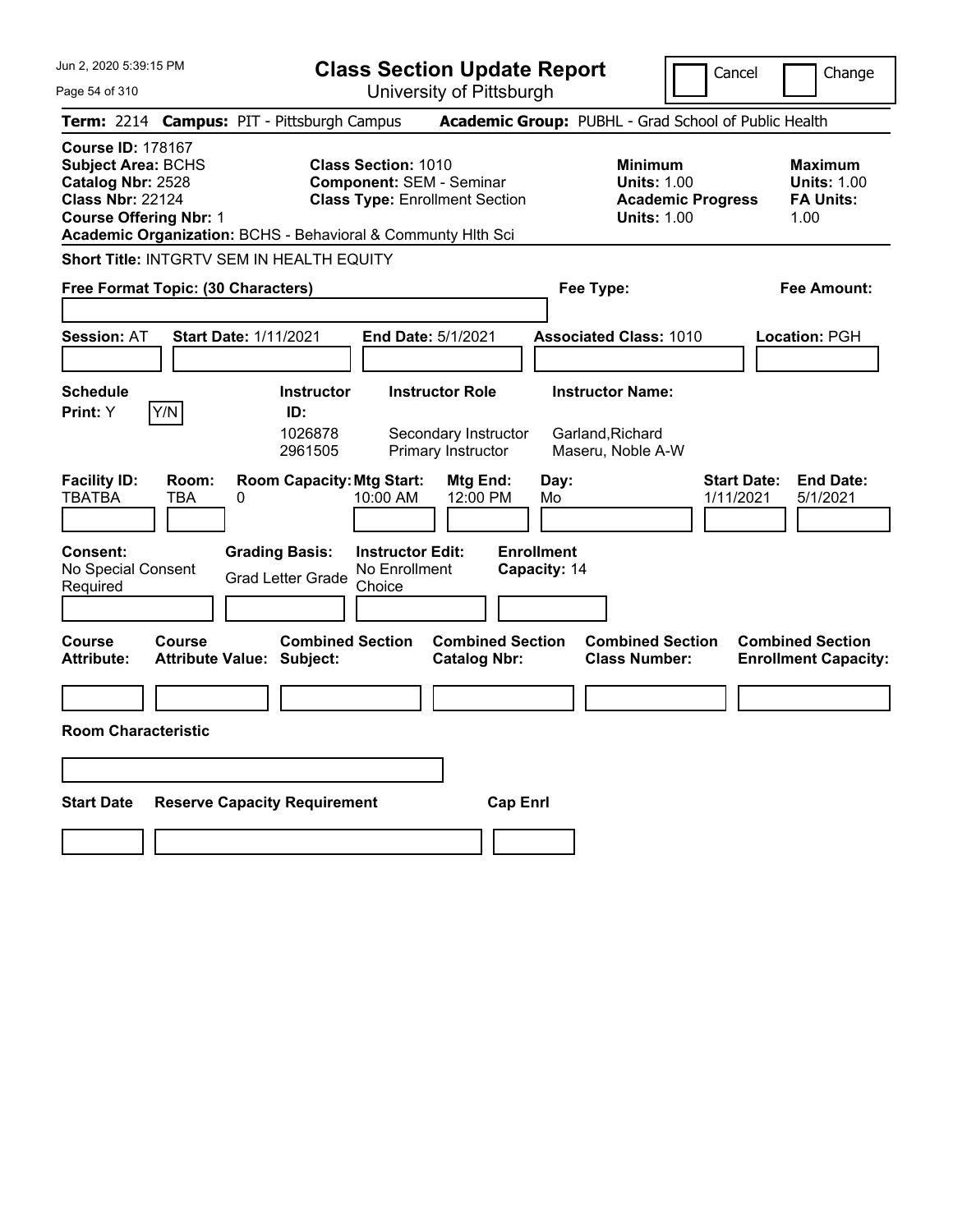# Class Section Update Report

University of Pittsburgh

Cancel | Change

**Term:** 2214 **Campus:** PIT - Pittsburgh Campus **Academic Group:** PUBHL - Grad School of Public Health

**Course ID:** 178167
**Subject Area:** BCHS
**Catalog Nbr:** 2528
**Class Nbr:** 22124
**Course Offering Nbr:** 1
**Academic Organization:** BCHS - Behavioral & Communty Hlth Sci

**Class Section:** 1010
**Component:** SEM - Seminar
**Class Type:** Enrollment Section

**Minimum Units:** 1.00
**Academic Progress Units:** 1.00

**Maximum Units:** 1.00
**FA Units:** 1.00

**Short Title:** INTGRTV SEM IN HEALTH EQUITY

**Free Format Topic: (30 Characters)**

**Fee Type:**

**Fee Amount:**

**Session:** AT **Start Date:** 1/11/2021 **End Date:** 5/1/2021 **Associated Class:** 1010 **Location:** PGH

**Schedule Print:** Y Y/N

| Instructor ID: | Instructor Role | Instructor Name: |
|---|---|---|
| 1026878 | Secondary Instructor | Garland,Richard |
| 2961505 | Primary Instructor | Maseru, Noble A-W |

| Facility ID: | Room: | Room Capacity: | Mtg Start: | Mtg End: | Day: | Start Date: | End Date: |
|---|---|---|---|---|---|---|---|
| TBATBA | TBA | 0 | 10:00 AM | 12:00 PM | Mo | 1/11/2021 | 5/1/2021 |

**Consent:** No Special Consent Required

**Grading Basis:** Grad Letter Grade

**Instructor Edit:** No Enrollment Choice

**Enrollment Capacity:** 14

| Course Attribute: | Course Attribute Value: | Combined Section Subject: | Combined Section Catalog Nbr: | Combined Section Class Number: | Combined Section Enrollment Capacity: |
|---|---|---|---|---|---|
| | | | | | |

**Room Characteristic**

| Start Date | Reserve Capacity Requirement | Cap Enrl |
|---|---|---|
| | | |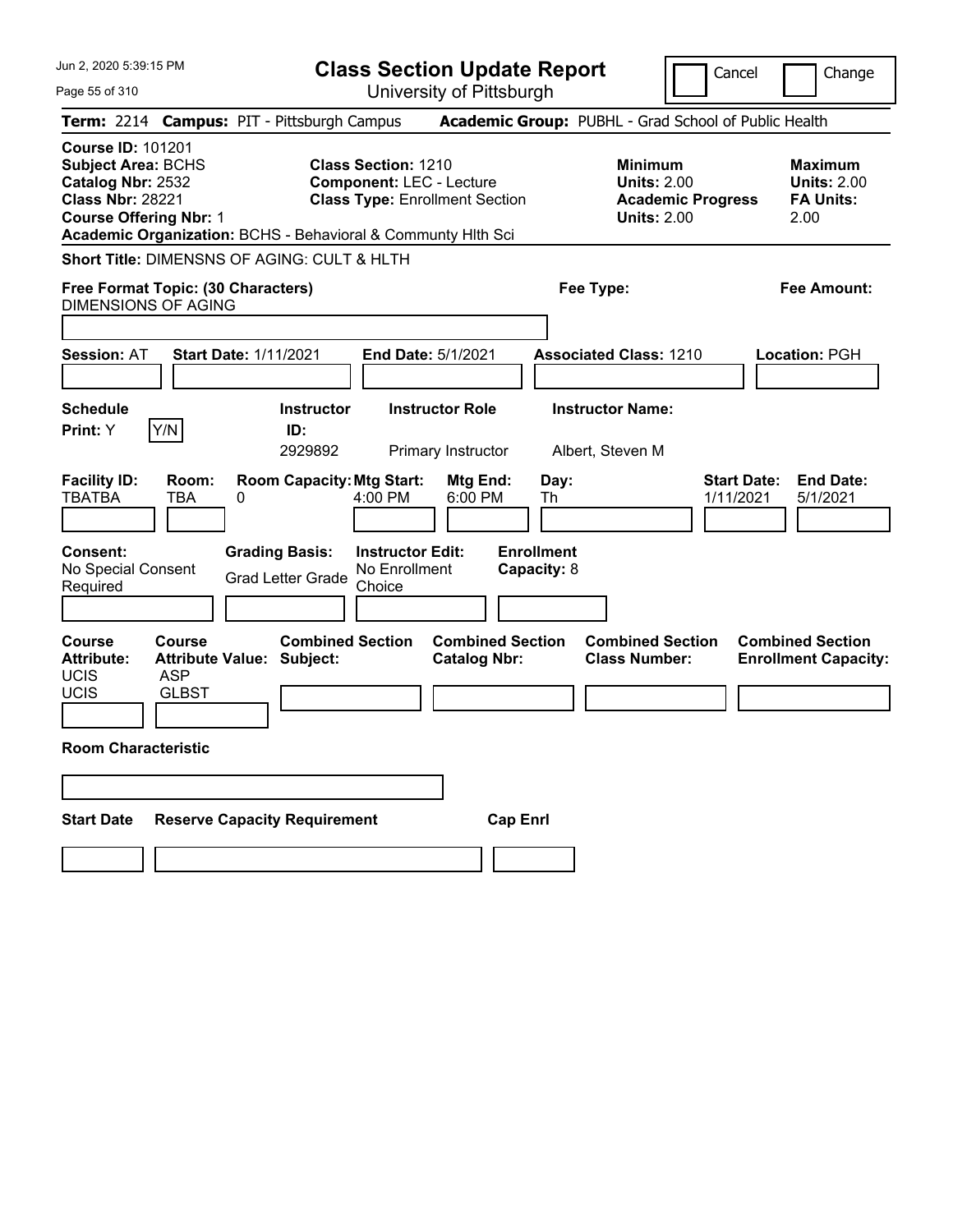Jun 2, 2020 5:39:15 PM

# Class Section Update Report

University of Pittsburgh

Cancel | Change

**Term:** 2214 **Campus:** PIT - Pittsburgh Campus **Academic Group:** PUBHL - Grad School of Public Health

**Course ID:** 101201
**Subject Area:** BCHS
**Catalog Nbr:** 2532
**Class Nbr:** 28221
**Course Offering Nbr:** 1
**Academic Organization:** BCHS - Behavioral & Communty Hlth Sci

**Class Section:** 1210
**Component:** LEC - Lecture
**Class Type:** Enrollment Section

**Minimum**
**Units:** 2.00
**Academic Progress Units:** 2.00

**Maximum**
**Units:** 2.00
**FA Units:** 2.00

**Short Title:** DIMENSNS OF AGING: CULT & HLTH

**Free Format Topic: (30 Characters)**
DIMENSIONS OF AGING

**Fee Type:**

**Fee Amount:**

**Session:** AT **Start Date:** 1/11/2021 **End Date:** 5/1/2021 **Associated Class:** 1210 **Location:** PGH

| Schedule Print: | | Instructor ID: | Instructor Role | Instructor Name: |
|---|---|---|---|---|
| Y | Y/N | 2929892 | Primary Instructor | Albert, Steven M |

| Facility ID: | Room: | Room Capacity: | Mtg Start: | Mtg End: | Day: | Start Date: | End Date: |
|---|---|---|---|---|---|---|---|
| TBATBA | TBA | 0 | 4:00 PM | 6:00 PM | Th | 1/11/2021 | 5/1/2021 |

| Consent: | Grading Basis: | Instructor Edit: | Enrollment Capacity: |
|---|---|---|---|
| No Special Consent Required | Grad Letter Grade | No Enrollment Choice | 8 |

| Course Attribute: | Course Attribute Value: | Combined Section Subject: | Combined Section Catalog Nbr: | Combined Section Class Number: | Combined Section Enrollment Capacity: |
|---|---|---|---|---|---|
| UCIS | ASP | | | | |
| UCIS | GLBST | | | | |

**Room Characteristic**

| Start Date | Reserve Capacity Requirement | Cap Enrl |
|---|---|---|
| | | |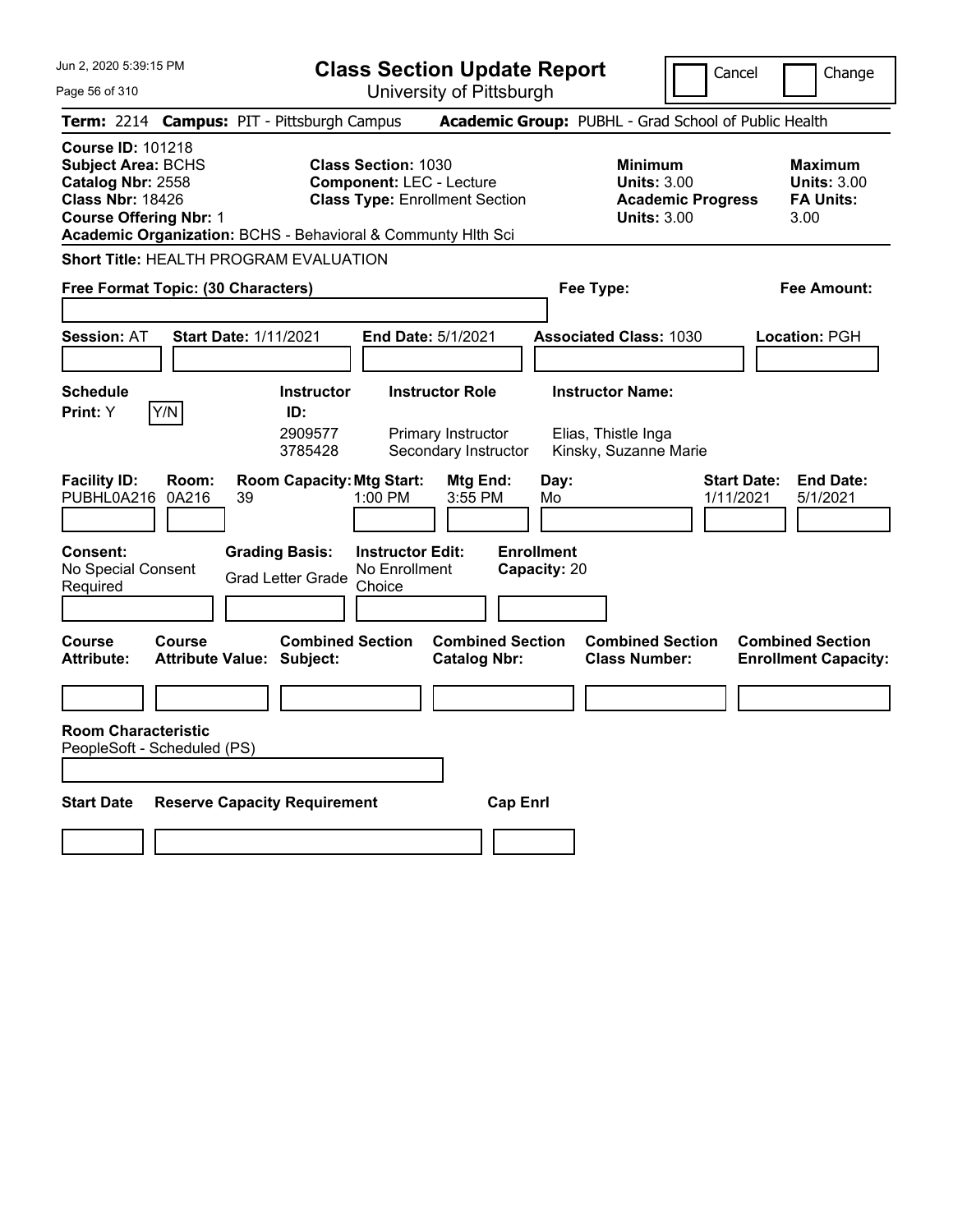# Class Section Update Report

University of Pittsburgh

Cancel / Change

**Term:** 2214 **Campus:** PIT - Pittsburgh Campus **Academic Group:** PUBHL - Grad School of Public Health

**Course ID:** 101218
**Subject Area:** BCHS
**Catalog Nbr:** 2558
**Class Nbr:** 18426
**Course Offering Nbr:** 1

**Class Section:** 1030
**Component:** LEC - Lecture
**Class Type:** Enrollment Section

**Minimum Units:** 3.00
**Academic Progress Units:** 3.00

**Maximum Units:** 3.00
**FA Units:** 3.00

**Academic Organization:** BCHS - Behavioral & Communty Hlth Sci

**Short Title:** HEALTH PROGRAM EVALUATION

**Free Format Topic: (30 Characters)**

**Fee Type:**

**Fee Amount:**

**Session:** AT **Start Date:** 1/11/2021 **End Date:** 5/1/2021 **Associated Class:** 1030 **Location:** PGH

**Schedule Print:** Y Y/N

| Instructor ID | Instructor Role | Instructor Name |
|---|---|---|
| 2909577 | Primary Instructor | Elias, Thistle Inga |
| 3785428 | Secondary Instructor | Kinsky, Suzanne Marie |

| Facility ID | Room | Room Capacity | Mtg Start | Mtg End | Day | Start Date | End Date |
|---|---|---|---|---|---|---|---|
| PUBHL0A216 | 0A216 | 39 | 1:00 PM | 3:55 PM | Mo | 1/11/2021 | 5/1/2021 |

**Consent:** No Special Consent Required
**Grading Basis:** Grad Letter Grade
**Instructor Edit:** No Enrollment Choice
**Enrollment Capacity:** 20

| Course Attribute | Course Attribute Value | Combined Section Subject | Combined Section Catalog Nbr | Combined Section Class Number | Combined Section Enrollment Capacity |
|---|---|---|---|---|---|
| | | | | | |

**Room Characteristic**
PeopleSoft - Scheduled (PS)

| Start Date | Reserve Capacity Requirement | Cap Enrl |
|---|---|---|
| | | |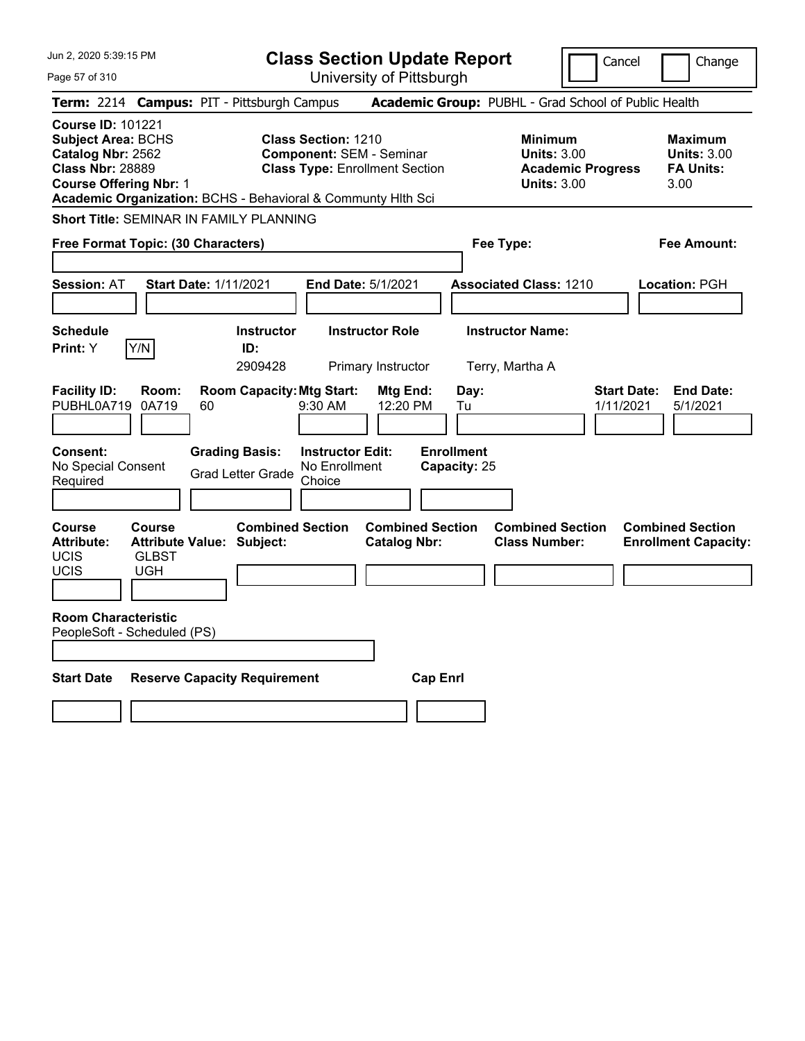# Class Section Update Report

University of Pittsburgh

Cancel | Change

**Term:** 2214 **Campus:** PIT - Pittsburgh Campus **Academic Group:** PUBHL - Grad School of Public Health

**Course ID:** 101221
**Subject Area:** BCHS
**Catalog Nbr:** 2562
**Class Nbr:** 28889
**Course Offering Nbr:** 1
**Academic Organization:** BCHS - Behavioral & Communty Hlth Sci

**Class Section:** 1210
**Component:** SEM - Seminar
**Class Type:** Enrollment Section

**Minimum Units:** 3.00
**Academic Progress Units:** 3.00

**Maximum Units:** 3.00
**FA Units:** 3.00

**Short Title:** SEMINAR IN FAMILY PLANNING

**Free Format Topic: (30 Characters)**

**Fee Type:**

**Fee Amount:**

**Session:** AT **Start Date:** 1/11/2021 **End Date:** 5/1/2021 **Associated Class:** 1210 **Location:** PGH

| Schedule Print | Instructor ID | Instructor Role | Instructor Name |
|---|---|---|---|
| Y | 2909428 | Primary Instructor | Terry, Martha A |

| Facility ID | Room | Room Capacity | Mtg Start | Mtg End | Day | Start Date | End Date |
|---|---|---|---|---|---|---|---|
| PUBHL0A719 | 0A719 | 60 | 9:30 AM | 12:20 PM | Tu | 1/11/2021 | 5/1/2021 |

**Consent:** No Special Consent Required
**Grading Basis:** Grad Letter Grade
**Instructor Edit:** No Enrollment Choice
**Enrollment Capacity:** 25

| Course Attribute | Course Attribute Value | Combined Section Subject | Combined Section Catalog Nbr | Combined Section Class Number | Combined Section Enrollment Capacity |
|---|---|---|---|---|---|
| UCIS | GLBST | | | | |
| UCIS | UGH | | | | |

**Room Characteristic**
PeopleSoft - Scheduled (PS)

| Start Date | Reserve Capacity Requirement | Cap Enrl |
|---|---|---|
| | | |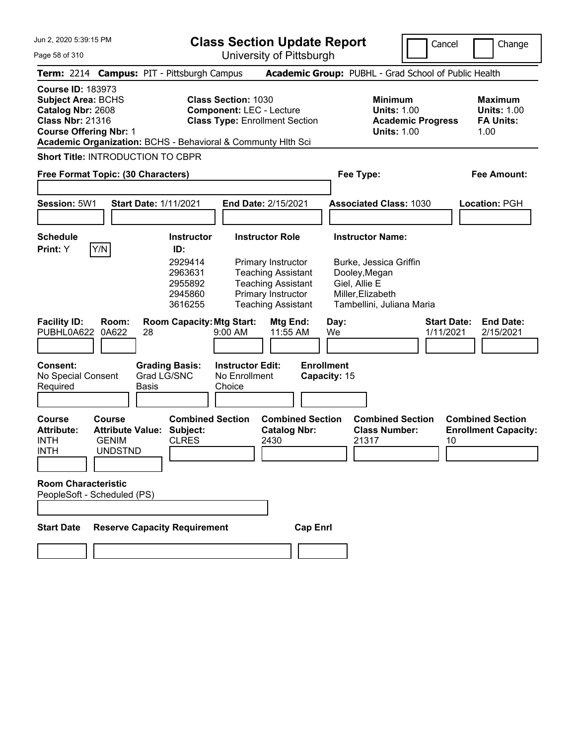Jun 2, 2020 5:39:15 PM

# Class Section Update Report

University of Pittsburgh

Cancel | Change

**Term:** 2214 **Campus:** PIT - Pittsburgh Campus **Academic Group:** PUBHL - Grad School of Public Health

**Course ID:** 183973
**Subject Area:** BCHS
**Catalog Nbr:** 2608
**Class Nbr:** 21316
**Course Offering Nbr:** 1

**Class Section:** 1030
**Component:** LEC - Lecture
**Class Type:** Enrollment Section

**Minimum Units:** 1.00
**Academic Progress Units:** 1.00

**Maximum Units:** 1.00
**FA Units:** 1.00

**Academic Organization:** BCHS - Behavioral & Communty Hlth Sci

**Short Title:** INTRODUCTION TO CBPR

**Free Format Topic: (30 Characters)**

**Fee Type:**

**Fee Amount:**

**Session:** 5W1 **Start Date:** 1/11/2021 **End Date:** 2/15/2021 **Associated Class:** 1030 **Location:** PGH

**Schedule Print:** Y Y/N

| Instructor ID | Instructor Role | Instructor Name |
|---|---|---|
| 2929414 | Primary Instructor | Burke, Jessica Griffin |
| 2963631 | Teaching Assistant | Dooley,Megan |
| 2955892 | Teaching Assistant | Giel, Allie E |
| 2945860 | Primary Instructor | Miller,Elizabeth |
| 3616255 | Teaching Assistant | Tambellini, Juliana Maria |

| Facility ID | Room | Room Capacity | Mtg Start | Mtg End | Day | Start Date | End Date |
|---|---|---|---|---|---|---|---|
| PUBHL0A622 | 0A622 | 28 | 9:00 AM | 11:55 AM | We | 1/11/2021 | 2/15/2021 |

**Consent:** No Special Consent Required
**Grading Basis:** Grad LG/SNC Basis
**Instructor Edit:** No Enrollment Choice
**Enrollment Capacity:** 15

| Course Attribute | Course Attribute Value | Combined Section Subject | Combined Section Catalog Nbr | Combined Section Class Number | Combined Section Enrollment Capacity |
|---|---|---|---|---|---|
| INTH | GENIM | CLRES | 2430 | 21317 | 10 |
| INTH | UNDSTND | | | | |

**Room Characteristic**
PeopleSoft - Scheduled (PS)

**Start Date** | **Reserve Capacity Requirement** | **Cap Enrl**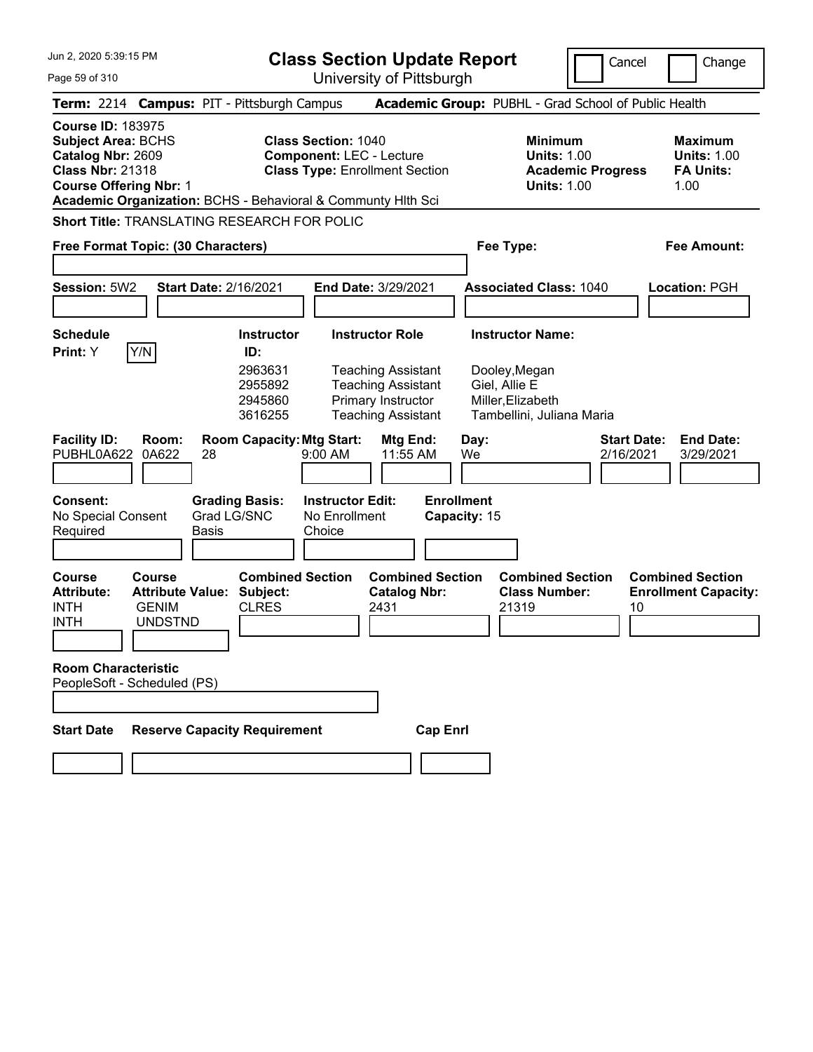# Class Section Update Report

University of Pittsburgh

Cancel | Change

Jun 2, 2020 5:39:15 PM

**Term:** 2214 **Campus:** PIT - Pittsburgh Campus **Academic Group:** PUBHL - Grad School of Public Health

**Course ID:** 183975
**Subject Area:** BCHS
**Catalog Nbr:** 2609
**Class Nbr:** 21318
**Course Offering Nbr:** 1

**Class Section:** 1040
**Component:** LEC - Lecture
**Class Type:** Enrollment Section

| | Minimum | Maximum |
|---|---|---|
| Units | 1.00 | 1.00 |
| Academic Progress Units | 1.00 | |
| FA Units | | 1.00 |

**Academic Organization:** BCHS - Behavioral & Communty Hlth Sci

**Short Title:** TRANSLATING RESEARCH FOR POLIC

**Free Format Topic: (30 Characters)**

**Fee Type:**

**Fee Amount:**

**Session:** 5W2 **Start Date:** 2/16/2021 **End Date:** 3/29/2021 **Associated Class:** 1040 **Location:** PGH

**Schedule Print:** Y Y/N

| Instructor ID | Instructor Role | Instructor Name |
|---|---|---|
| 2963631 | Teaching Assistant | Dooley,Megan |
| 2955892 | Teaching Assistant | Giel, Allie E |
| 2945860 | Primary Instructor | Miller,Elizabeth |
| 3616255 | Teaching Assistant | Tambellini, Juliana Maria |

| Facility ID | Room | Room Capacity | Mtg Start | Mtg End | Day | Start Date | End Date |
|---|---|---|---|---|---|---|---|
| PUBHL0A622 | 0A622 | 28 | 9:00 AM | 11:55 AM | We | 2/16/2021 | 3/29/2021 |

**Consent:** No Special Consent Required
**Grading Basis:** Grad LG/SNC Basis
**Instructor Edit:** No Enrollment Choice
**Enrollment Capacity:** 15

| Course Attribute | Course Attribute Value | Combined Section Subject | Combined Section Catalog Nbr | Combined Section Class Number | Combined Section Enrollment Capacity |
|---|---|---|---|---|---|
| INTH | GENIM | CLRES | 2431 | 21319 | 10 |
| INTH | UNDSTND | | | | |

**Room Characteristic**
PeopleSoft - Scheduled (PS)

**Start Date** **Reserve Capacity Requirement** **Cap Enrl**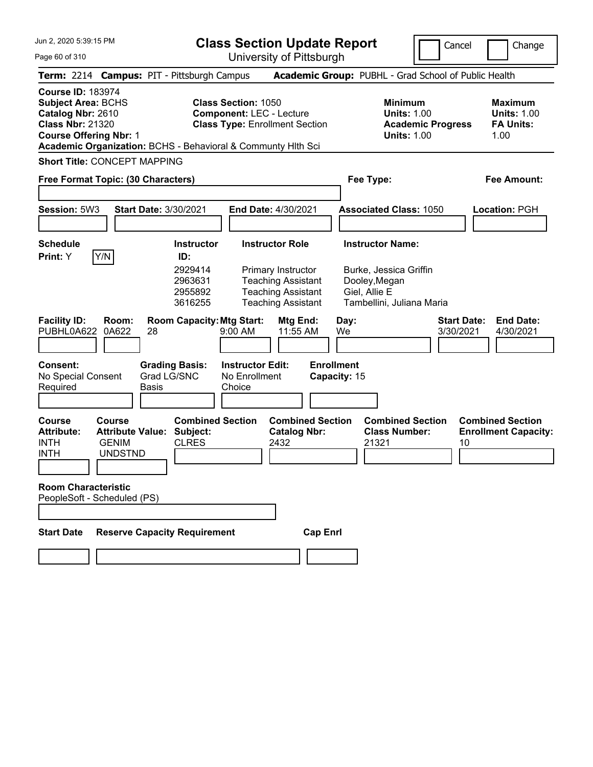# Class Section Update Report

University of Pittsburgh

Cancel | Change

**Term:** 2214 **Campus:** PIT - Pittsburgh Campus **Academic Group:** PUBHL - Grad School of Public Health

**Course ID:** 183974
**Subject Area:** BCHS
**Catalog Nbr:** 2610
**Class Nbr:** 21320
**Course Offering Nbr:** 1
**Academic Organization:** BCHS - Behavioral & Communty Hlth Sci

**Class Section:** 1050
**Component:** LEC - Lecture
**Class Type:** Enrollment Section

**Minimum Units:** 1.00
**Academic Progress Units:** 1.00

**Maximum Units:** 1.00
**FA Units:** 1.00

**Short Title:** CONCEPT MAPPING

**Free Format Topic: (30 Characters)**

**Fee Type:**

**Fee Amount:**

**Session:** 5W3 **Start Date:** 3/30/2021 **End Date:** 4/30/2021 **Associated Class:** 1050 **Location:** PGH

**Schedule Print:** Y Y/N

| Instructor ID: | Instructor Role | Instructor Name: |
|---|---|---|
| 2929414 | Primary Instructor | Burke, Jessica Griffin |
| 2963631 | Teaching Assistant | Dooley,Megan |
| 2955892 | Teaching Assistant | Giel, Allie E |
| 3616255 | Teaching Assistant | Tambellini, Juliana Maria |

| Facility ID: | Room: | Room Capacity: | Mtg Start: | Mtg End: | Day: | Start Date: | End Date: |
|---|---|---|---|---|---|---|---|
| PUBHL0A622 | 0A622 | 28 | 9:00 AM | 11:55 AM | We | 3/30/2021 | 4/30/2021 |

**Consent:** No Special Consent Required
**Grading Basis:** Grad LG/SNC Basis
**Instructor Edit:** No Enrollment Choice
**Enrollment Capacity:** 15

| Course Attribute: | Course Attribute Value: | Combined Section Subject: | Combined Section Catalog Nbr: | Combined Section Class Number: | Combined Section Enrollment Capacity: |
|---|---|---|---|---|---|
| INTH | GENIM | CLRES | 2432 | 21321 | 10 |
| INTH | UNDSTND | | | | |

**Room Characteristic**
PeopleSoft - Scheduled (PS)

**Start Date** **Reserve Capacity Requirement** **Cap Enrl**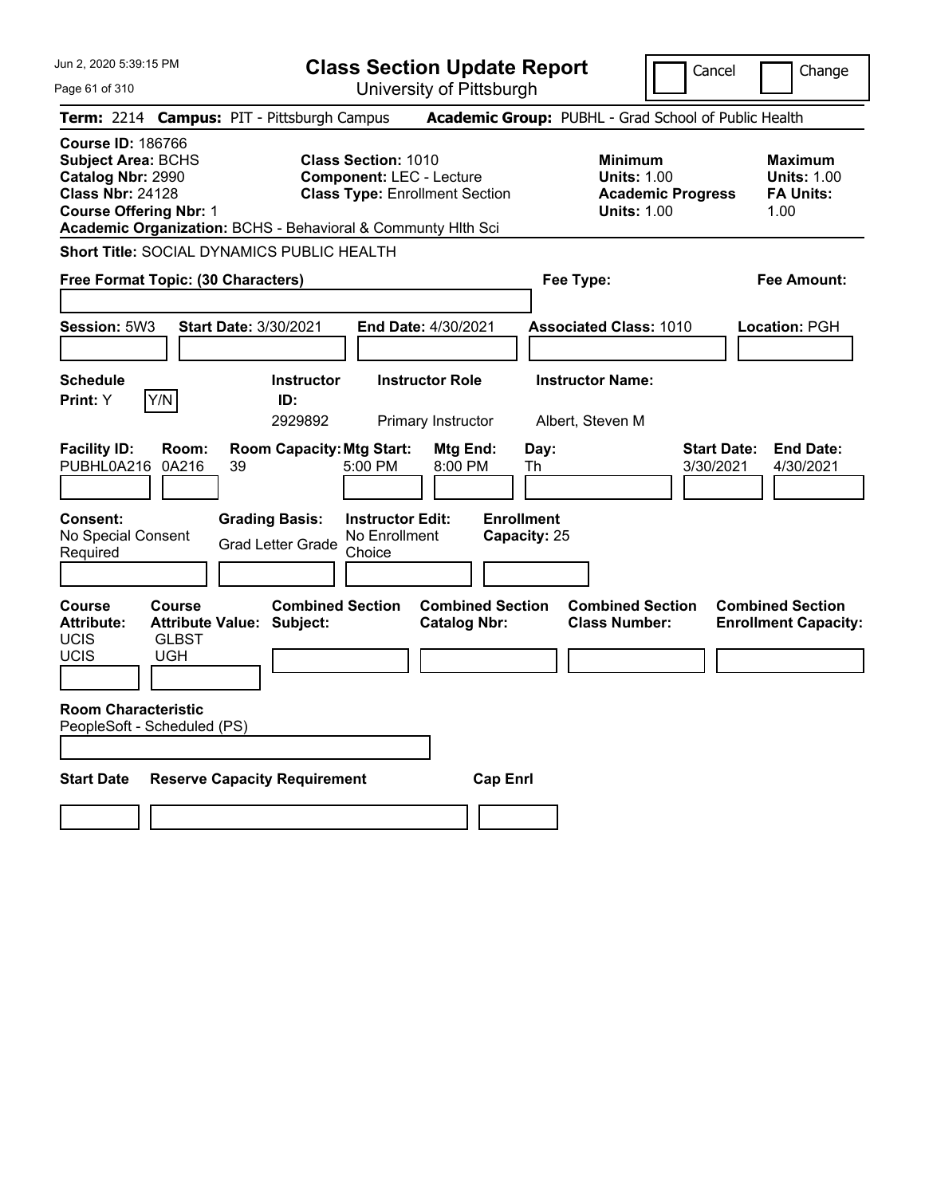# Class Section Update Report

University of Pittsburgh

Cancel | Change

**Term:** 2214 **Campus:** PIT - Pittsburgh Campus **Academic Group:** PUBHL - Grad School of Public Health

**Course ID:** 186766
**Subject Area:** BCHS
**Catalog Nbr:** 2990
**Class Nbr:** 24128
**Course Offering Nbr:** 1
**Academic Organization:** BCHS - Behavioral & Communty Hlth Sci

**Class Section:** 1010
**Component:** LEC - Lecture
**Class Type:** Enrollment Section

**Minimum Units:** 1.00
**Academic Progress Units:** 1.00

**Maximum Units:** 1.00
**FA Units:** 1.00

**Short Title:** SOCIAL DYNAMICS PUBLIC HEALTH

**Free Format Topic: (30 Characters)**

**Fee Type:**

**Fee Amount:**

**Session:** 5W3 **Start Date:** 3/30/2021 **End Date:** 4/30/2021 **Associated Class:** 1010 **Location:** PGH

| Schedule Print | Instructor ID | Instructor Role | Instructor Name |
|---|---|---|---|
| Y | 2929892 | Primary Instructor | Albert, Steven M |

| Facility ID | Room | Room Capacity | Mtg Start | Mtg End | Day | Start Date | End Date |
|---|---|---|---|---|---|---|---|
| PUBHL0A216 | 0A216 | 39 | 5:00 PM | 8:00 PM | Th | 3/30/2021 | 4/30/2021 |

**Consent:** No Special Consent Required
**Grading Basis:** Grad Letter Grade
**Instructor Edit:** No Enrollment Choice
**Enrollment Capacity:** 25

| Course Attribute | Course Attribute Value | Combined Section Subject | Combined Section Catalog Nbr | Combined Section Class Number | Combined Section Enrollment Capacity |
|---|---|---|---|---|---|
| UCIS | GLBST | | | | |
| UCIS | UGH | | | | |

**Room Characteristic**
PeopleSoft - Scheduled (PS)

| Start Date | Reserve Capacity Requirement | Cap Enrl |
|---|---|---|
| | | |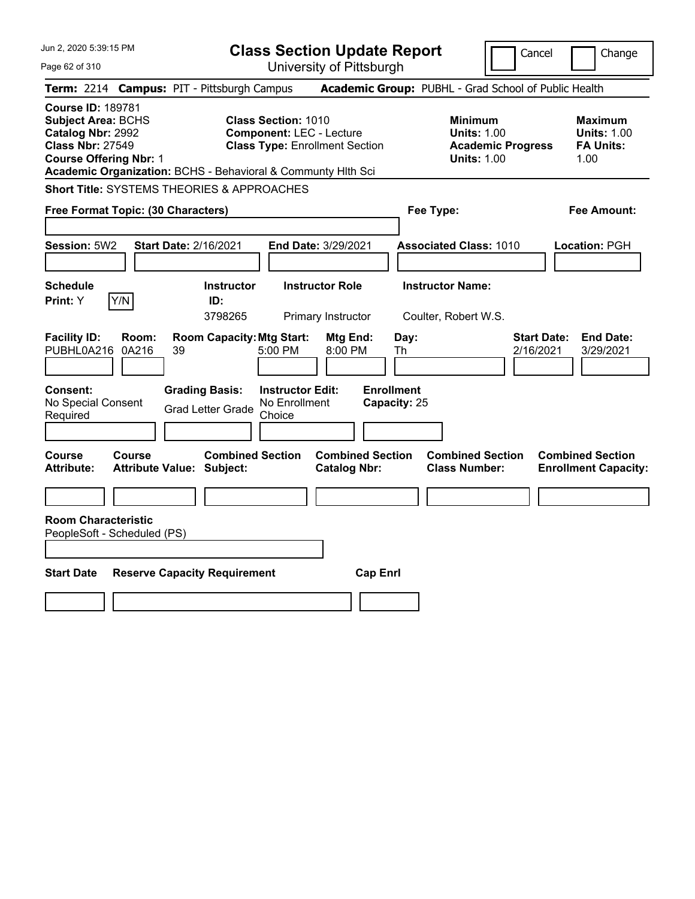# Class Section Update Report

University of Pittsburgh

Cancel ☐ Change ☐

**Term:** 2214 **Campus:** PIT - Pittsburgh Campus **Academic Group:** PUBHL - Grad School of Public Health

**Course ID:** 189781
**Subject Area:** BCHS
**Catalog Nbr:** 2992
**Class Nbr:** 27549
**Course Offering Nbr:** 1
**Academic Organization:** BCHS - Behavioral & Communty Hlth Sci

**Class Section:** 1010
**Component:** LEC - Lecture
**Class Type:** Enrollment Section

**Minimum**
**Units:** 1.00
**Academic Progress Units:** 1.00

**Maximum**
**Units:** 1.00
**FA Units:** 1.00

**Short Title:** SYSTEMS THEORIES & APPROACHES

**Free Format Topic: (30 Characters)**

**Fee Type:**

**Fee Amount:**

**Session:** 5W2 **Start Date:** 2/16/2021 **End Date:** 3/29/2021 **Associated Class:** 1010 **Location:** PGH

| Schedule Print: | Instructor ID: | Instructor Role | Instructor Name: |
|---|---|---|---|
| Y (Y/N) | 3798265 | Primary Instructor | Coulter, Robert W.S. |

| Facility ID: | Room: | Room Capacity: | Mtg Start: | Mtg End: | Day: | Start Date: | End Date: |
|---|---|---|---|---|---|---|---|
| PUBHL0A216 | 0A216 | 39 | 5:00 PM | 8:00 PM | Th | 2/16/2021 | 3/29/2021 |

| Consent: | Grading Basis: | Instructor Edit: | Enrollment Capacity: |
|---|---|---|---|
| No Special Consent Required | Grad Letter Grade | No Enrollment Choice | 25 |

| Course Attribute: | Course Attribute Value: | Combined Section Subject: | Combined Section Catalog Nbr: | Combined Section Class Number: | Combined Section Enrollment Capacity: |
|---|---|---|---|---|---|
| | | | | | |

**Room Characteristic**
PeopleSoft - Scheduled (PS)

| Start Date | Reserve Capacity Requirement | Cap Enrl |
|---|---|---|
| | | |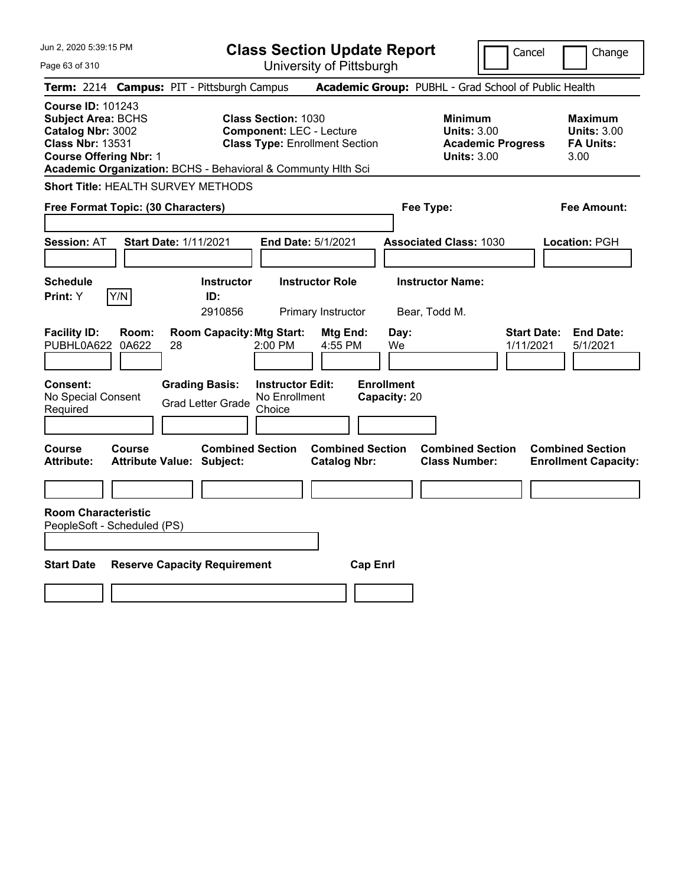# Class Section Update Report

University of Pittsburgh

Cancel | Change

**Term:** 2214 **Campus:** PIT - Pittsburgh Campus **Academic Group:** PUBHL - Grad School of Public Health

**Course ID:** 101243
**Subject Area:** BCHS
**Catalog Nbr:** 3002
**Class Nbr:** 13531
**Course Offering Nbr:** 1

**Class Section:** 1030
**Component:** LEC - Lecture
**Class Type:** Enrollment Section

**Minimum Units:** 3.00
**Academic Progress Units:** 3.00

**Maximum Units:** 3.00
**FA Units:** 3.00

**Academic Organization:** BCHS - Behavioral & Communty Hlth Sci

**Short Title:** HEALTH SURVEY METHODS

**Free Format Topic: (30 Characters)**

**Fee Type:**

**Fee Amount:**

**Session:** AT **Start Date:** 1/11/2021 **End Date:** 5/1/2021 **Associated Class:** 1030 **Location:** PGH

| Schedule Print: | Instructor ID: | Instructor Role | Instructor Name: |
|---|---|---|---|
| Y (Y/N) | 2910856 | Primary Instructor | Bear, Todd M. |

| Facility ID: | Room: | Room Capacity: | Mtg Start: | Mtg End: | Day: | Start Date: | End Date: |
|---|---|---|---|---|---|---|---|
| PUBHL0A622 | 0A622 | 28 | 2:00 PM | 4:55 PM | We | 1/11/2021 | 5/1/2021 |

**Consent:** No Special Consent Required
**Grading Basis:** Grad Letter Grade
**Instructor Edit:** No Enrollment Choice
**Enrollment Capacity:** 20

| Course Attribute: | Course Attribute Value: | Combined Section Subject: | Combined Section Catalog Nbr: | Combined Section Class Number: | Combined Section Enrollment Capacity: |
|---|---|---|---|---|---|
| | | | | | |

**Room Characteristic**
PeopleSoft - Scheduled (PS)

| Start Date | Reserve Capacity Requirement | Cap Enrl |
|---|---|---|
| | | |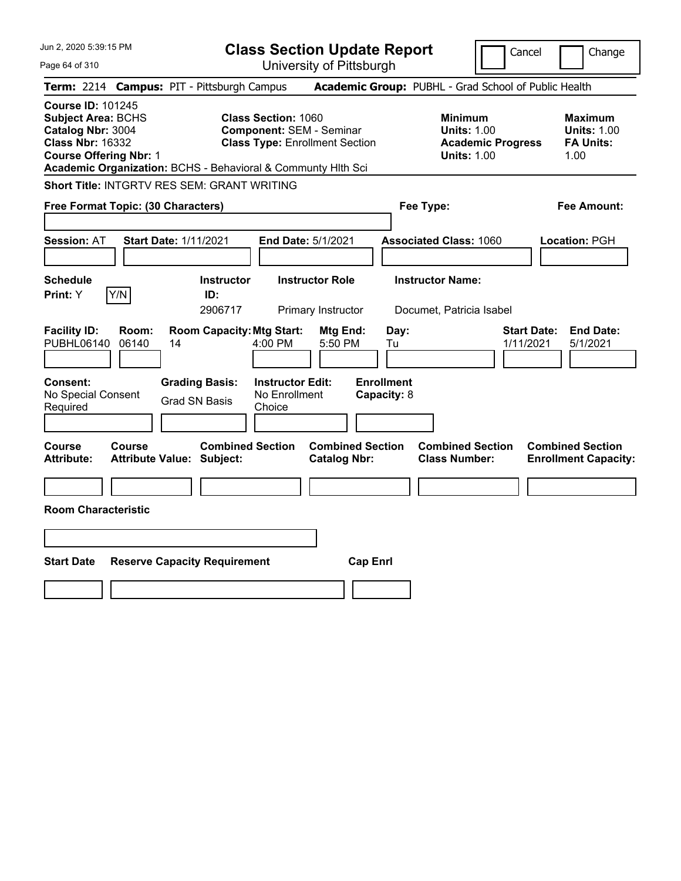Jun 2, 2020 5:39:15 PM

# Class Section Update Report

University of Pittsburgh

Cancel | Change

**Term:** 2214 **Campus:** PIT - Pittsburgh Campus **Academic Group:** PUBHL - Grad School of Public Health

**Course ID:** 101245
**Subject Area:** BCHS
**Catalog Nbr:** 3004
**Class Nbr:** 16332
**Course Offering Nbr:** 1
**Academic Organization:** BCHS - Behavioral & Communty Hlth Sci

**Class Section:** 1060
**Component:** SEM - Seminar
**Class Type:** Enrollment Section

**Minimum Units:** 1.00
**Academic Progress Units:** 1.00

**Maximum Units:** 1.00
**FA Units:** 1.00

**Short Title:** INTGRTV RES SEM: GRANT WRITING

**Free Format Topic: (30 Characters)**

**Fee Type:**

**Fee Amount:**

**Session:** AT **Start Date:** 1/11/2021 **End Date:** 5/1/2021 **Associated Class:** 1060 **Location:** PGH

| Schedule Print | Instructor ID | Instructor Role | Instructor Name |
|---|---|---|---|
| Y (Y/N) | 2906717 | Primary Instructor | Documet, Patricia Isabel |

| Facility ID | Room | Room Capacity | Mtg Start | Mtg End | Day | Start Date | End Date |
|---|---|---|---|---|---|---|---|
| PUBHL06140 | 06140 | 14 | 4:00 PM | 5:50 PM | Tu | 1/11/2021 | 5/1/2021 |

**Consent:** No Special Consent Required
**Grading Basis:** Grad SN Basis
**Instructor Edit:** No Enrollment Choice
**Enrollment Capacity:** 8

| Course Attribute | Course Attribute Value | Combined Section Subject | Combined Section Catalog Nbr | Combined Section Class Number | Combined Section Enrollment Capacity |
|---|---|---|---|---|---|
| | | | | | |

**Room Characteristic**

| Start Date | Reserve Capacity Requirement | Cap Enrl |
|---|---|---|
| | | |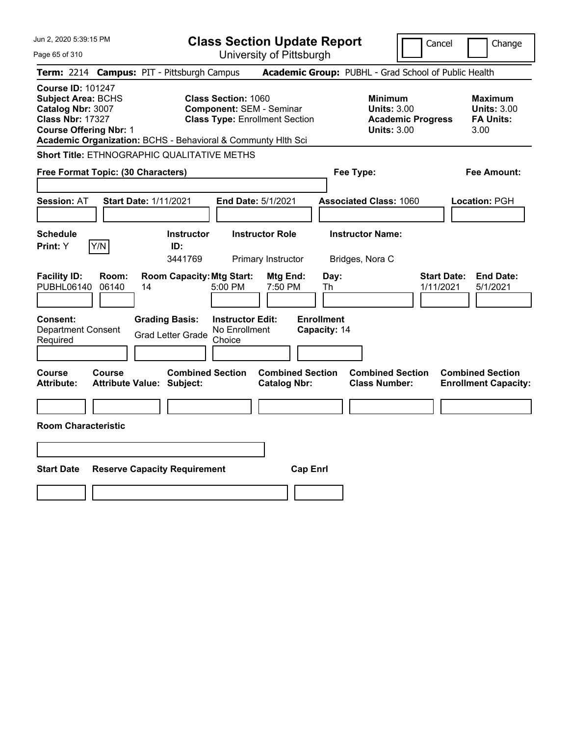# Class Section Update Report

University of Pittsburgh

Cancel | Change

**Term:** 2214 **Campus:** PIT - Pittsburgh Campus **Academic Group:** PUBHL - Grad School of Public Health

**Course ID:** 101247
**Subject Area:** BCHS
**Catalog Nbr:** 3007
**Class Nbr:** 17327
**Course Offering Nbr:** 1
**Academic Organization:** BCHS - Behavioral & Communty Hlth Sci

**Class Section:** 1060
**Component:** SEM - Seminar
**Class Type:** Enrollment Section

**Minimum**
**Units:** 3.00
**Academic Progress Units:** 3.00

**Maximum**
**Units:** 3.00
**FA Units:** 3.00

**Short Title:** ETHNOGRAPHIC QUALITATIVE METHS

**Free Format Topic: (30 Characters)**

**Fee Type:**

**Fee Amount:**

**Session:** AT **Start Date:** 1/11/2021 **End Date:** 5/1/2021 **Associated Class:** 1060 **Location:** PGH

| Schedule Print | Instructor ID | Instructor Role | Instructor Name |
|---|---|---|---|
| Y (Y/N) | 3441769 | Primary Instructor | Bridges, Nora C |

| Facility ID | Room | Room Capacity | Mtg Start | Mtg End | Day | Start Date | End Date |
|---|---|---|---|---|---|---|---|
| PUBHL06140 | 06140 | 14 | 5:00 PM | 7:50 PM | Th | 1/11/2021 | 5/1/2021 |

| Consent | Grading Basis | Instructor Edit | Enrollment Capacity |
|---|---|---|---|
| Department Consent Required | Grad Letter Grade | No Enrollment Choice | 14 |

| Course Attribute | Course Attribute Value | Combined Section Subject | Combined Section Catalog Nbr | Combined Section Class Number | Combined Section Enrollment Capacity |
|---|---|---|---|---|---|
| | | | | | |

**Room Characteristic**

| Start Date | Reserve Capacity Requirement | Cap Enrl |
|---|---|---|
| | | |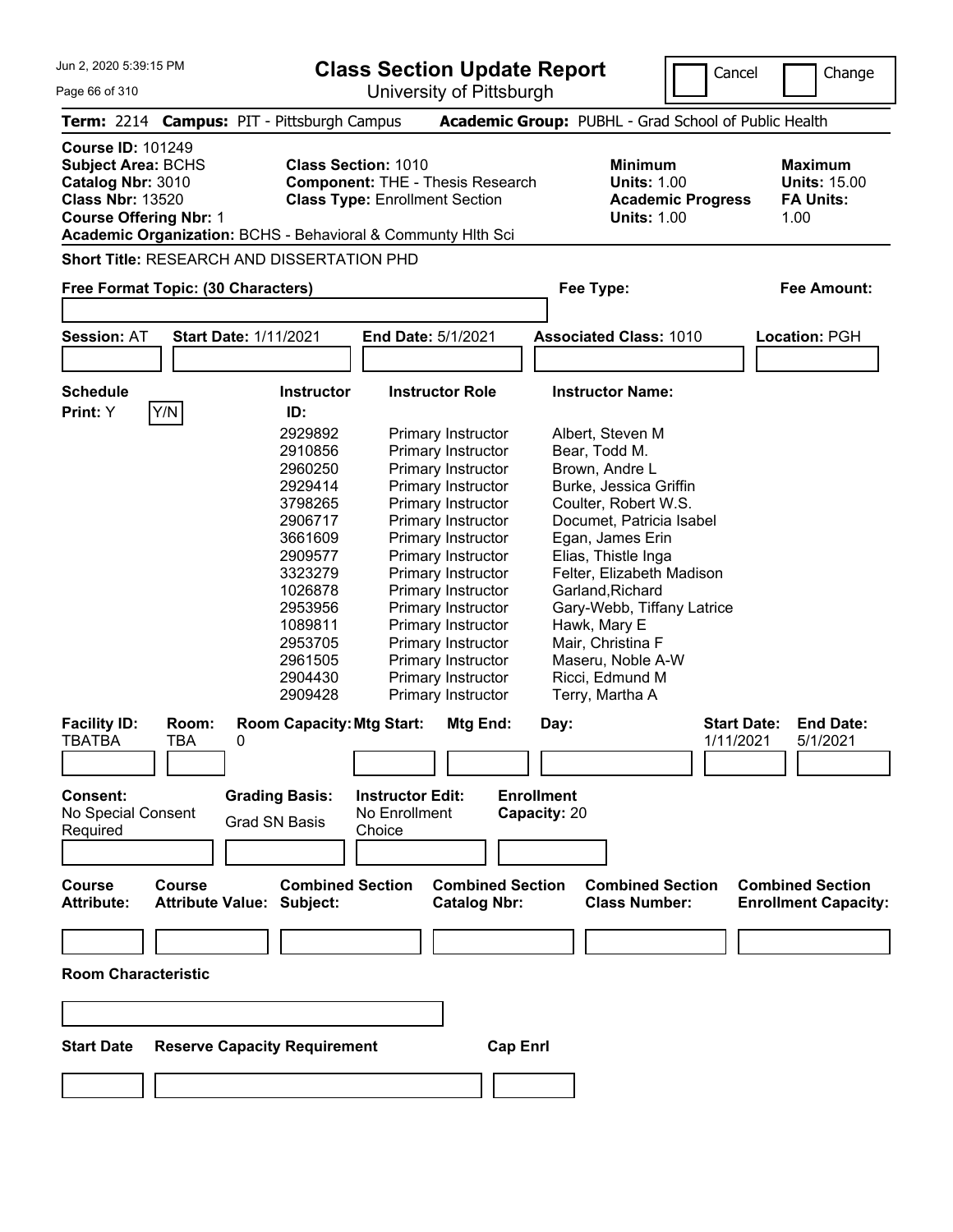# Class Section Update Report

University of Pittsburgh

Jun 2, 2020 5:39:15 PM

Cancel | Change

**Term:** 2214 **Campus:** PIT - Pittsburgh Campus **Academic Group:** PUBHL - Grad School of Public Health

**Course ID:** 101249
**Subject Area:** BCHS
**Catalog Nbr:** 3010
**Class Nbr:** 13520
**Course Offering Nbr:** 1
**Academic Organization:** BCHS - Behavioral & Communty Hlth Sci

**Class Section:** 1010
**Component:** THE - Thesis Research
**Class Type:** Enrollment Section

**Minimum Units:** 1.00
**Academic Progress Units:** 1.00

**Maximum Units:** 15.00
**FA Units:** 1.00

**Short Title:** RESEARCH AND DISSERTATION PHD

**Free Format Topic: (30 Characters)**

**Fee Type:**

**Fee Amount:**

**Session:** AT **Start Date:** 1/11/2021 **End Date:** 5/1/2021 **Associated Class:** 1010 **Location:** PGH

**Schedule Print:** Y Y/N

| Instructor ID: | Instructor Role | Instructor Name: |
|---|---|---|
| 2929892 | Primary Instructor | Albert, Steven M |
| 2910856 | Primary Instructor | Bear, Todd M. |
| 2960250 | Primary Instructor | Brown, Andre L |
| 2929414 | Primary Instructor | Burke, Jessica Griffin |
| 3798265 | Primary Instructor | Coulter, Robert W.S. |
| 2906717 | Primary Instructor | Documet, Patricia Isabel |
| 3661609 | Primary Instructor | Egan, James Erin |
| 2909577 | Primary Instructor | Elias, Thistle Inga |
| 3323279 | Primary Instructor | Felter, Elizabeth Madison |
| 1026878 | Primary Instructor | Garland,Richard |
| 2953956 | Primary Instructor | Gary-Webb, Tiffany Latrice |
| 1089811 | Primary Instructor | Hawk, Mary E |
| 2953705 | Primary Instructor | Mair, Christina F |
| 2961505 | Primary Instructor | Maseru, Noble A-W |
| 2904430 | Primary Instructor | Ricci, Edmund M |
| 2909428 | Primary Instructor | Terry, Martha A |

| Facility ID: | Room: | Room Capacity: | Mtg Start: | Mtg End: | Day: | Start Date: | End Date: |
|---|---|---|---|---|---|---|---|
| TBATBA | TBA | 0 | | | | 1/11/2021 | 5/1/2021 |

**Consent:** No Special Consent Required
**Grading Basis:** Grad SN Basis
**Instructor Edit:** No Enrollment Choice
**Enrollment Capacity:** 20

| Course Attribute: | Course Attribute Value: | Combined Section Subject: | Combined Section Catalog Nbr: | Combined Section Class Number: | Combined Section Enrollment Capacity: |
|---|---|---|---|---|---|
| | | | | | |

**Room Characteristic**

| Start Date | Reserve Capacity Requirement | Cap Enrl |
|---|---|---|
| | | |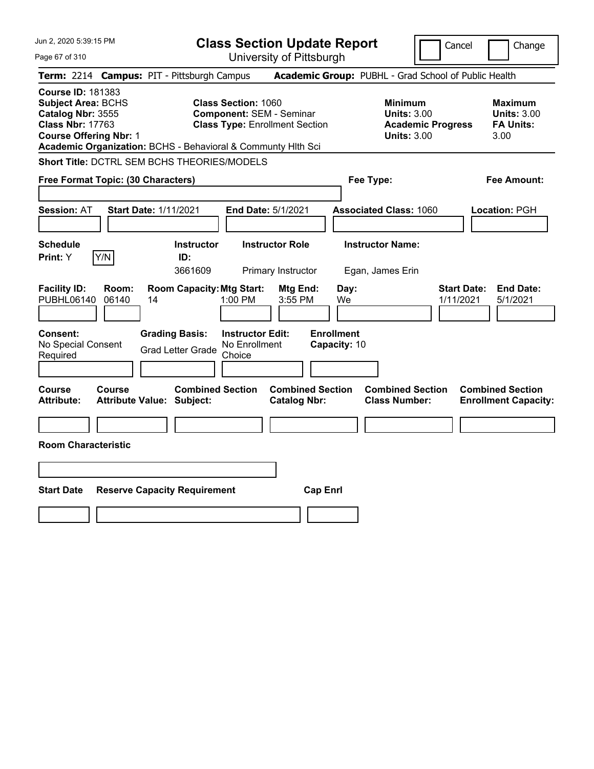# Class Section Update Report

University of Pittsburgh

Cancel | Change

**Term:** 2214 **Campus:** PIT - Pittsburgh Campus **Academic Group:** PUBHL - Grad School of Public Health

**Course ID:** 181383
**Subject Area:** BCHS
**Catalog Nbr:** 3555
**Class Nbr:** 17763
**Course Offering Nbr:** 1
**Academic Organization:** BCHS - Behavioral & Communty Hlth Sci

**Class Section:** 1060
**Component:** SEM - Seminar
**Class Type:** Enrollment Section

**Minimum**
**Units:** 3.00
**Academic Progress Units:** 3.00

**Maximum**
**Units:** 3.00
**FA Units:** 3.00

**Short Title:** DCTRL SEM BCHS THEORIES/MODELS

**Free Format Topic: (30 Characters)**

**Fee Type:**

**Fee Amount:**

**Session:** AT **Start Date:** 1/11/2021 **End Date:** 5/1/2021 **Associated Class:** 1060 **Location:** PGH

| Schedule Print | Instructor ID | Instructor Role | Instructor Name |
|---|---|---|---|
| Y | 3661609 | Primary Instructor | Egan, James Erin |

| Facility ID | Room | Room Capacity | Mtg Start | Mtg End | Day | Start Date | End Date |
|---|---|---|---|---|---|---|---|
| PUBHL06140 | 06140 | 14 | 1:00 PM | 3:55 PM | We | 1/11/2021 | 5/1/2021 |

| Consent | Grading Basis | Instructor Edit | Enrollment Capacity |
|---|---|---|---|
| No Special Consent Required | Grad Letter Grade | No Enrollment Choice | 10 |

| Course Attribute | Course Attribute Value | Combined Section Subject | Combined Section Catalog Nbr | Combined Section Class Number | Combined Section Enrollment Capacity |
|---|---|---|---|---|---|
| | | | | | |

**Room Characteristic**

| Start Date | Reserve Capacity Requirement | Cap Enrl |
|---|---|---|
| | | |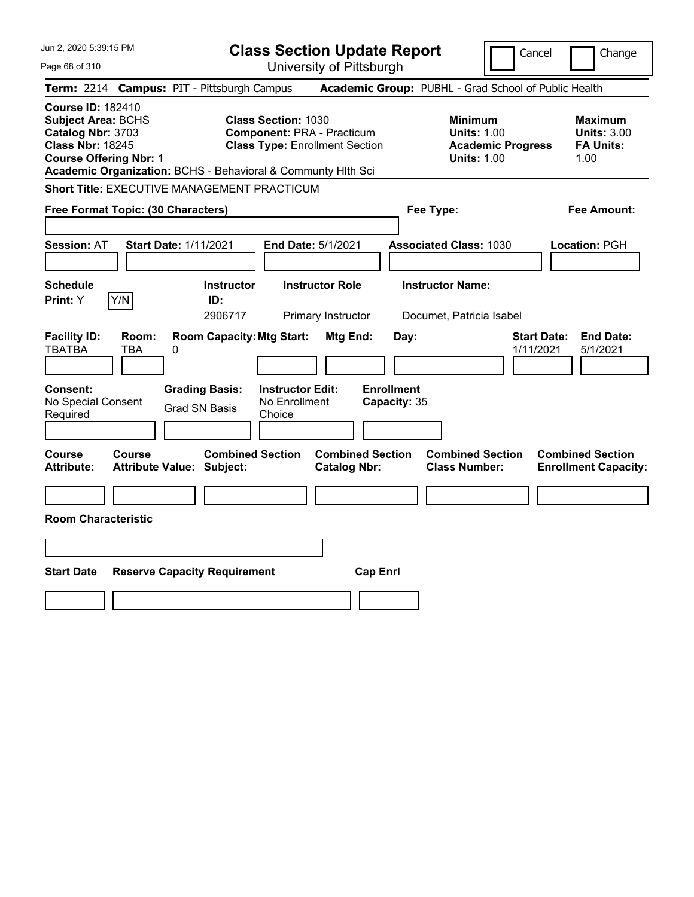Jun 2, 2020 5:39:15 PM

# Class Section Update Report

University of Pittsburgh

Cancel | Change

**Term:** 2214 **Campus:** PIT - Pittsburgh Campus **Academic Group:** PUBHL - Grad School of Public Health

**Course ID:** 182410
**Subject Area:** BCHS
**Catalog Nbr:** 3703
**Class Nbr:** 18245
**Course Offering Nbr:** 1
**Academic Organization:** BCHS - Behavioral & Communty Hlth Sci

**Class Section:** 1030
**Component:** PRA - Practicum
**Class Type:** Enrollment Section

**Minimum**
**Units:** 1.00
**Academic Progress Units:** 1.00

**Maximum**
**Units:** 3.00
**FA Units:** 1.00

**Short Title:** EXECUTIVE MANAGEMENT PRACTICUM

**Free Format Topic: (30 Characters)**

**Fee Type:**

**Fee Amount:**

**Session:** AT **Start Date:** 1/11/2021 **End Date:** 5/1/2021 **Associated Class:** 1030 **Location:** PGH

**Schedule Print:** Y Y/N

| Instructor ID: | Instructor Role | Instructor Name: |
|---|---|---|
| 2906717 | Primary Instructor | Documet, Patricia Isabel |

| Facility ID: | Room: | Room Capacity: | Mtg Start: | Mtg End: | Day: | Start Date: | End Date: |
|---|---|---|---|---|---|---|---|
| TBATBA | TBA | 0 | | | | 1/11/2021 | 5/1/2021 |

**Consent:** No Special Consent Required
**Grading Basis:** Grad SN Basis
**Instructor Edit:** No Enrollment Choice
**Enrollment Capacity:** 35

| Course Attribute: | Course Attribute Value: | Combined Section Subject: | Combined Section Catalog Nbr: | Combined Section Class Number: | Combined Section Enrollment Capacity: |
|---|---|---|---|---|---|
| | | | | | |

**Room Characteristic**

| Start Date | Reserve Capacity Requirement | Cap Enrl |
|---|---|---|
| | | |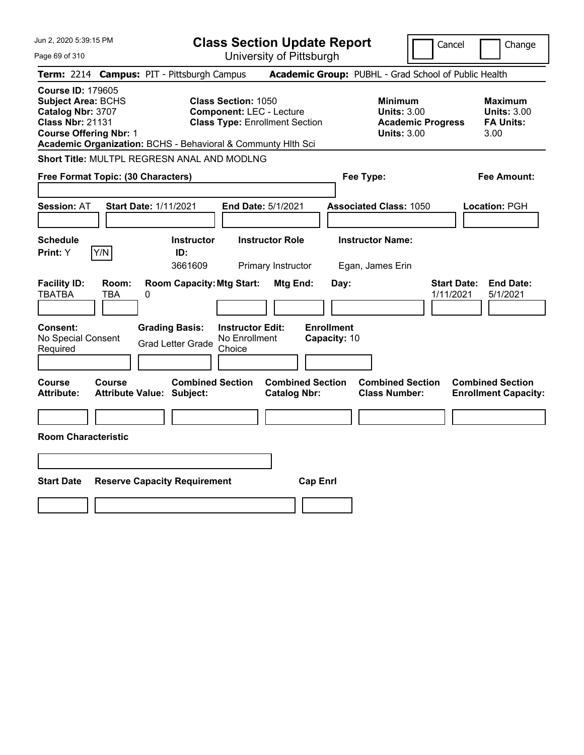# Class Section Update Report

University of Pittsburgh

Jun 2, 2020 5:39:15 PM

Cancel | Change

**Term:** 2214 **Campus:** PIT - Pittsburgh Campus **Academic Group:** PUBHL - Grad School of Public Health

**Course ID:** 179605
**Subject Area:** BCHS
**Catalog Nbr:** 3707
**Class Nbr:** 21131
**Course Offering Nbr:** 1
**Academic Organization:** BCHS - Behavioral & Communty Hlth Sci

**Class Section:** 1050
**Component:** LEC - Lecture
**Class Type:** Enrollment Section

**Minimum Units:** 3.00
**Academic Progress Units:** 3.00

**Maximum Units:** 3.00
**FA Units:** 3.00

**Short Title:** MULTPL REGRESN ANAL AND MODLNG

**Free Format Topic: (30 Characters)**

**Fee Type:**

**Fee Amount:**

**Session:** AT **Start Date:** 1/11/2021 **End Date:** 5/1/2021 **Associated Class:** 1050 **Location:** PGH

| Schedule Print | Instructor ID | Instructor Role | Instructor Name |
|---|---|---|---|
| Y (Y/N) | 3661609 | Primary Instructor | Egan, James Erin |

| Facility ID | Room | Room Capacity | Mtg Start | Mtg End | Day | Start Date | End Date |
|---|---|---|---|---|---|---|---|
| TBATBA | TBA | 0 | | | | 1/11/2021 | 5/1/2021 |

**Consent:** No Special Consent Required
**Grading Basis:** Grad Letter Grade
**Instructor Edit:** No Enrollment Choice
**Enrollment Capacity:** 10

| Course Attribute | Course Attribute Value | Combined Section Subject | Combined Section Catalog Nbr | Combined Section Class Number | Combined Section Enrollment Capacity |
|---|---|---|---|---|---|
| | | | | | |

**Room Characteristic**

| Start Date | Reserve Capacity Requirement | Cap Enrl |
|---|---|---|
| | | |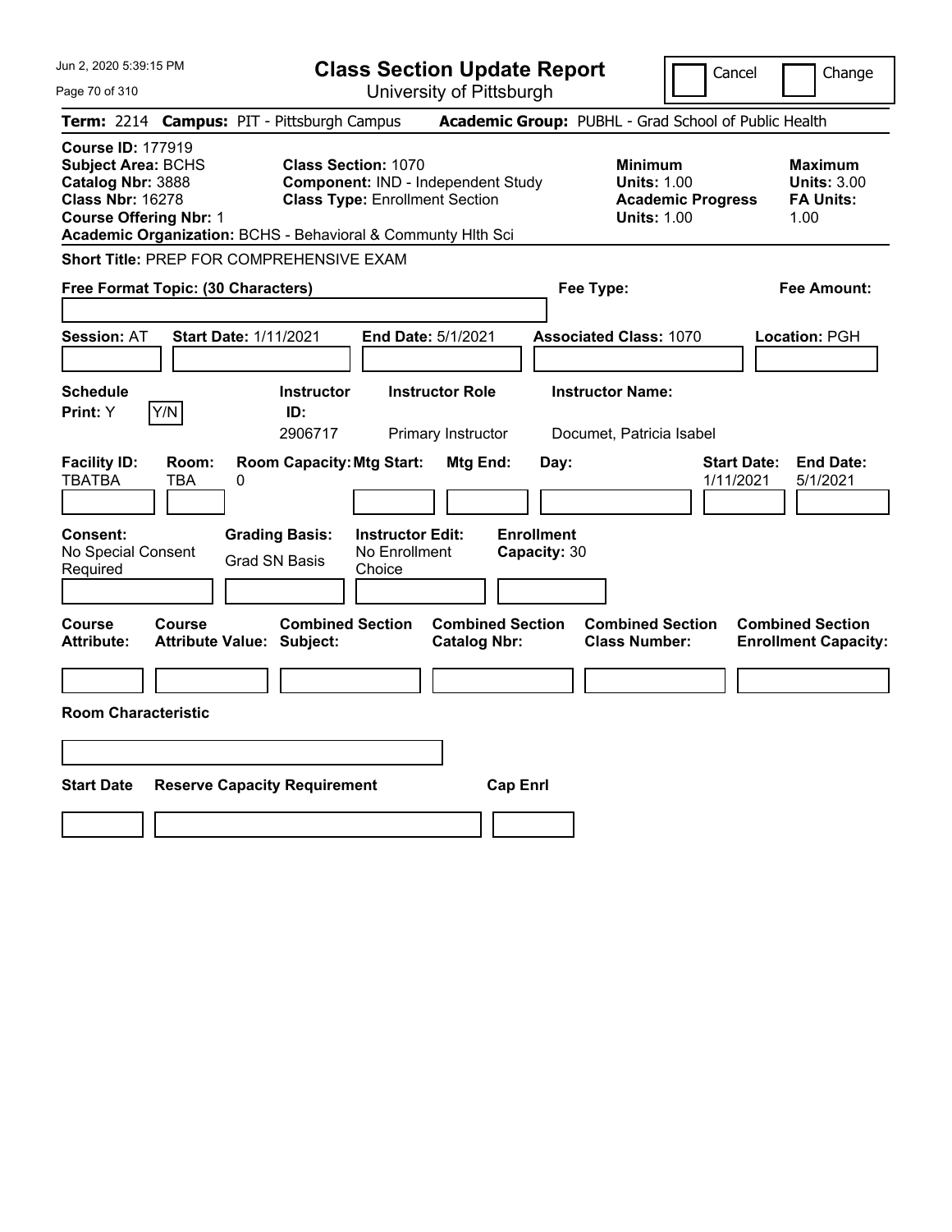# Class Section Update Report

University of Pittsburgh

Jun 2, 2020 5:39:15 PM

Cancel | Change

**Term:** 2214 **Campus:** PIT - Pittsburgh Campus **Academic Group:** PUBHL - Grad School of Public Health

**Course ID:** 177919
**Subject Area:** BCHS
**Catalog Nbr:** 3888
**Class Nbr:** 16278
**Course Offering Nbr:** 1

**Class Section:** 1070
**Component:** IND - Independent Study
**Class Type:** Enrollment Section

| | Minimum | Maximum |
|---|---|---|
| Units | 1.00 | 3.00 |
| Academic Progress Units / FA Units | 1.00 | 1.00 |

**Academic Organization:** BCHS - Behavioral & Communty Hlth Sci

**Short Title:** PREP FOR COMPREHENSIVE EXAM

**Free Format Topic: (30 Characters)**

**Fee Type:**

**Fee Amount:**

**Session:** AT **Start Date:** 1/11/2021 **End Date:** 5/1/2021 **Associated Class:** 1070 **Location:** PGH

| Schedule Print | Instructor ID | Instructor Role | Instructor Name |
|---|---|---|---|
| Y (Y/N) | 2906717 | Primary Instructor | Documet, Patricia Isabel |

| Facility ID | Room | Room Capacity | Mtg Start | Mtg End | Day | Start Date | End Date |
|---|---|---|---|---|---|---|---|
| TBATBA | TBA | 0 | | | | 1/11/2021 | 5/1/2021 |

| Consent | Grading Basis | Instructor Edit | Enrollment Capacity |
|---|---|---|---|
| No Special Consent Required | Grad SN Basis | No Enrollment Choice | 30 |

| Course Attribute | Course Attribute Value | Combined Section Subject | Combined Section Catalog Nbr | Combined Section Class Number | Combined Section Enrollment Capacity |
|---|---|---|---|---|---|
| | | | | | |

**Room Characteristic**

| Start Date | Reserve Capacity Requirement | Cap Enrl |
|---|---|---|
| | | |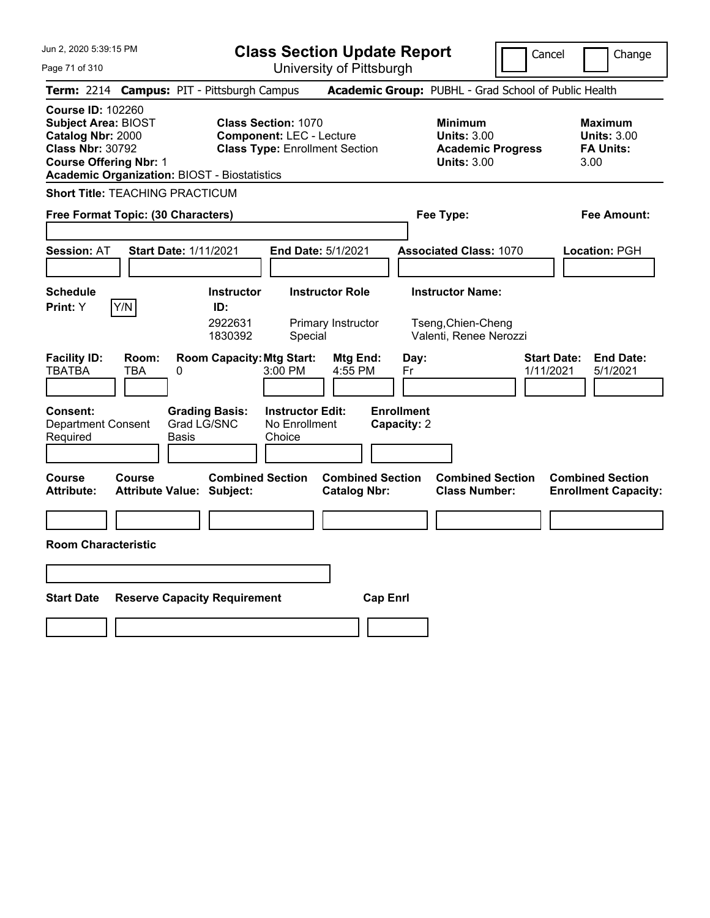# Class Section Update Report

University of Pittsburgh

Cancel | Change

**Term:** 2214 **Campus:** PIT - Pittsburgh Campus **Academic Group:** PUBHL - Grad School of Public Health

**Course ID:** 102260
**Subject Area:** BIOST
**Catalog Nbr:** 2000
**Class Nbr:** 30792
**Course Offering Nbr:** 1
**Academic Organization:** BIOST - Biostatistics

**Class Section:** 1070
**Component:** LEC - Lecture
**Class Type:** Enrollment Section

**Minimum**
**Units:** 3.00
**Academic Progress Units:** 3.00

**Maximum**
**Units:** 3.00
**FA Units:** 3.00

**Short Title:** TEACHING PRACTICUM

**Free Format Topic: (30 Characters)**

**Fee Type:**

**Fee Amount:**

**Session:** AT **Start Date:** 1/11/2021 **End Date:** 5/1/2021 **Associated Class:** 1070 **Location:** PGH

**Schedule Print:** Y Y/N

| Instructor ID | Instructor Role | Instructor Name |
|---|---|---|
| 2922631 | Primary Instructor | Tseng,Chien-Cheng |
| 1830392 | Special | Valenti, Renee Nerozzi |

| Facility ID | Room | Room Capacity | Mtg Start | Mtg End | Day | Start Date | End Date |
|---|---|---|---|---|---|---|---|
| TBATBA | TBA | 0 | 3:00 PM | 4:55 PM | Fr | 1/11/2021 | 5/1/2021 |

**Consent:** Department Consent Required
**Grading Basis:** Grad LG/SNC Basis
**Instructor Edit:** No Enrollment Choice
**Enrollment Capacity:** 2

| Course Attribute | Course Attribute Value | Combined Section Subject | Combined Section Catalog Nbr | Combined Section Class Number | Combined Section Enrollment Capacity |
|---|---|---|---|---|---|
| | | | | | |

**Room Characteristic**

| Start Date | Reserve Capacity Requirement | Cap Enrl |
|---|---|---|
| | | |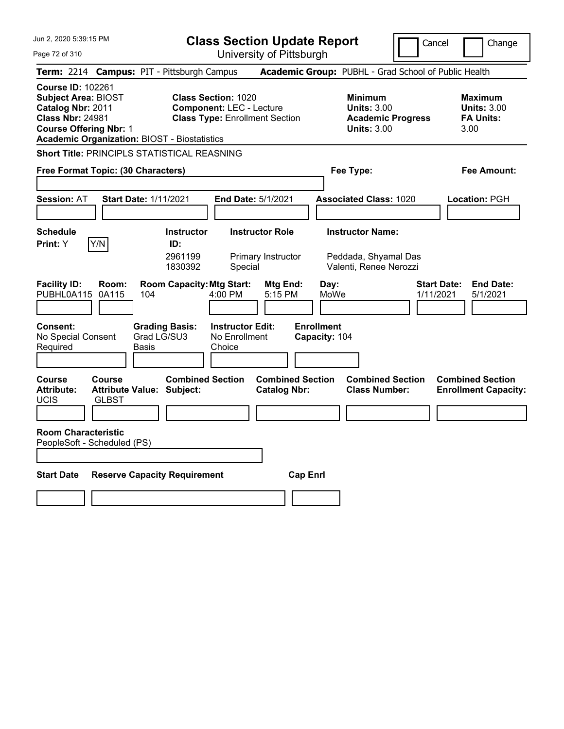Jun 2, 2020 5:39:15 PM

# Class Section Update Report

University of Pittsburgh

Cancel | Change

**Term:** 2214 **Campus:** PIT - Pittsburgh Campus **Academic Group:** PUBHL - Grad School of Public Health

**Course ID:** 102261
**Subject Area:** BIOST
**Catalog Nbr:** 2011
**Class Nbr:** 24981
**Course Offering Nbr:** 1
**Academic Organization:** BIOST - Biostatistics

**Class Section:** 1020
**Component:** LEC - Lecture
**Class Type:** Enrollment Section

**Minimum Units:** 3.00
**Academic Progress Units:** 3.00

**Maximum Units:** 3.00
**FA Units:** 3.00

**Short Title:** PRINCIPLS STATISTICAL REASNING

**Free Format Topic: (30 Characters)**

**Fee Type:**

**Fee Amount:**

**Session:** AT **Start Date:** 1/11/2021 **End Date:** 5/1/2021 **Associated Class:** 1020 **Location:** PGH

**Schedule Print:** Y Y/N

| Instructor ID: | Instructor Role | Instructor Name: |
|---|---|---|
| 2961199 | Primary Instructor | Peddada, Shyamal Das |
| 1830392 | Special | Valenti, Renee Nerozzi |

| Facility ID: | Room: | Room Capacity: | Mtg Start: | Mtg End: | Day: | Start Date: | End Date: |
|---|---|---|---|---|---|---|---|
| PUBHL0A115 | 0A115 | 104 | 4:00 PM | 5:15 PM | MoWe | 1/11/2021 | 5/1/2021 |

**Consent:** No Special Consent Required
**Grading Basis:** Grad LG/SU3 Basis
**Instructor Edit:** No Enrollment Choice
**Enrollment Capacity:** 104

| Course Attribute: | Course Attribute Value: | Combined Section Subject: | Combined Section Catalog Nbr: | Combined Section Class Number: | Combined Section Enrollment Capacity: |
|---|---|---|---|---|---|
| UCIS | GLBST | | | | |

**Room Characteristic**
PeopleSoft - Scheduled (PS)

**Start Date** **Reserve Capacity Requirement** **Cap Enrl**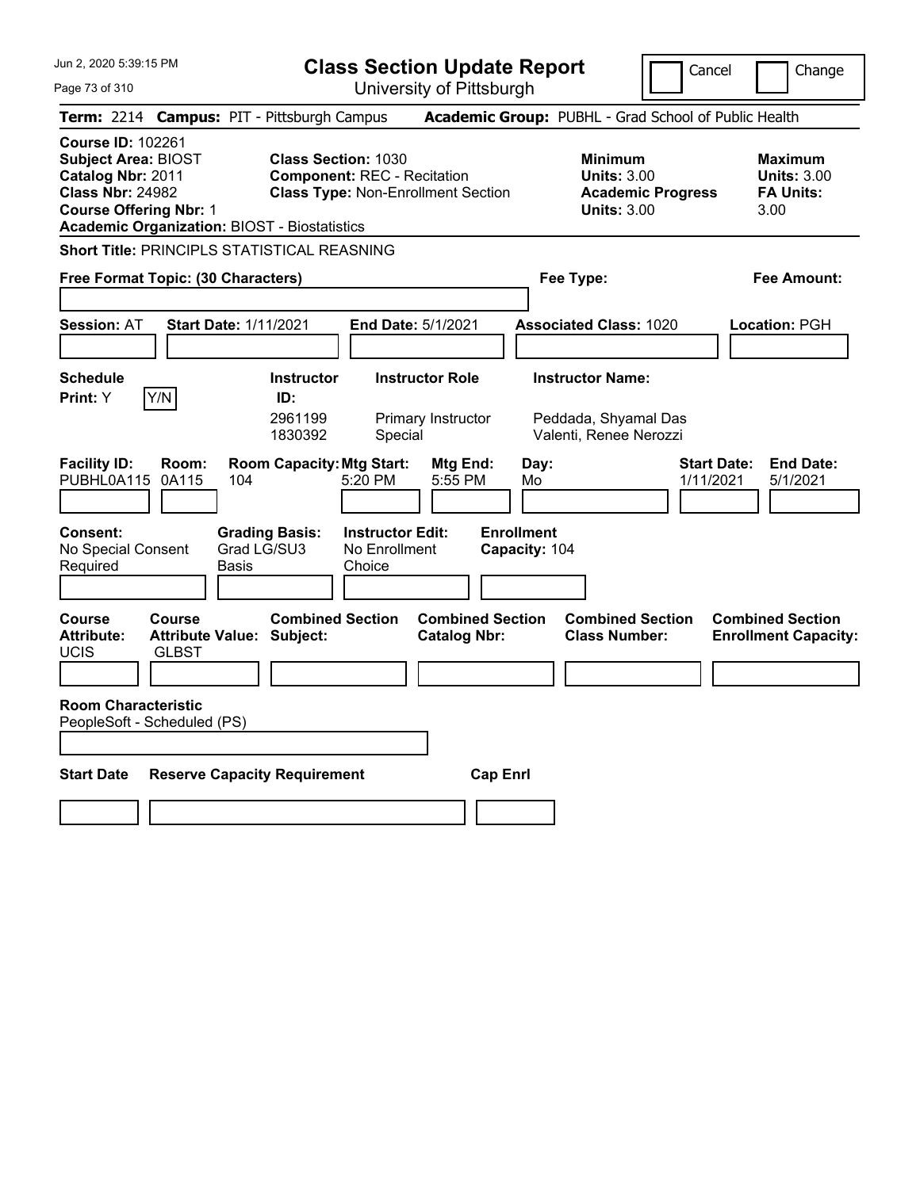# Class Section Update Report

University of Pittsburgh

Jun 2, 2020 5:39:15 PM

Cancel | Change

**Term:** 2214 **Campus:** PIT - Pittsburgh Campus **Academic Group:** PUBHL - Grad School of Public Health

**Course ID:** 102261
**Subject Area:** BIOST
**Catalog Nbr:** 2011
**Class Nbr:** 24982
**Course Offering Nbr:** 1
**Academic Organization:** BIOST - Biostatistics

**Class Section:** 1030
**Component:** REC - Recitation
**Class Type:** Non-Enrollment Section

**Minimum Units:** 3.00
**Academic Progress Units:** 3.00

**Maximum Units:** 3.00
**FA Units:** 3.00

**Short Title:** PRINCIPLS STATISTICAL REASNING

**Free Format Topic: (30 Characters)**

**Fee Type:**

**Fee Amount:**

**Session:** AT **Start Date:** 1/11/2021 **End Date:** 5/1/2021 **Associated Class:** 1020 **Location:** PGH

**Schedule Print:** Y Y/N

| Instructor ID: | Instructor Role | Instructor Name: |
| --- | --- | --- |
| 2961199 | Primary Instructor | Peddada, Shyamal Das |
| 1830392 | Special | Valenti, Renee Nerozzi |

| Facility ID: | Room: | Room Capacity: | Mtg Start: | Mtg End: | Day: | Start Date: | End Date: |
| --- | --- | --- | --- | --- | --- | --- | --- |
| PUBHL0A115 | 0A115 | 104 | 5:20 PM | 5:55 PM | Mo | 1/11/2021 | 5/1/2021 |

**Consent:** No Special Consent Required

**Grading Basis:** Grad LG/SU3 Basis

**Instructor Edit:** No Enrollment Choice

**Enrollment Capacity:** 104

| Course Attribute: | Course Attribute Value: | Combined Section Subject: | Combined Section Catalog Nbr: | Combined Section Class Number: | Combined Section Enrollment Capacity: |
| --- | --- | --- | --- | --- | --- |
| UCIS | GLBST | | | | |

**Room Characteristic**
PeopleSoft - Scheduled (PS)

| Start Date | Reserve Capacity Requirement | Cap Enrl |
| --- | --- | --- |
| | | |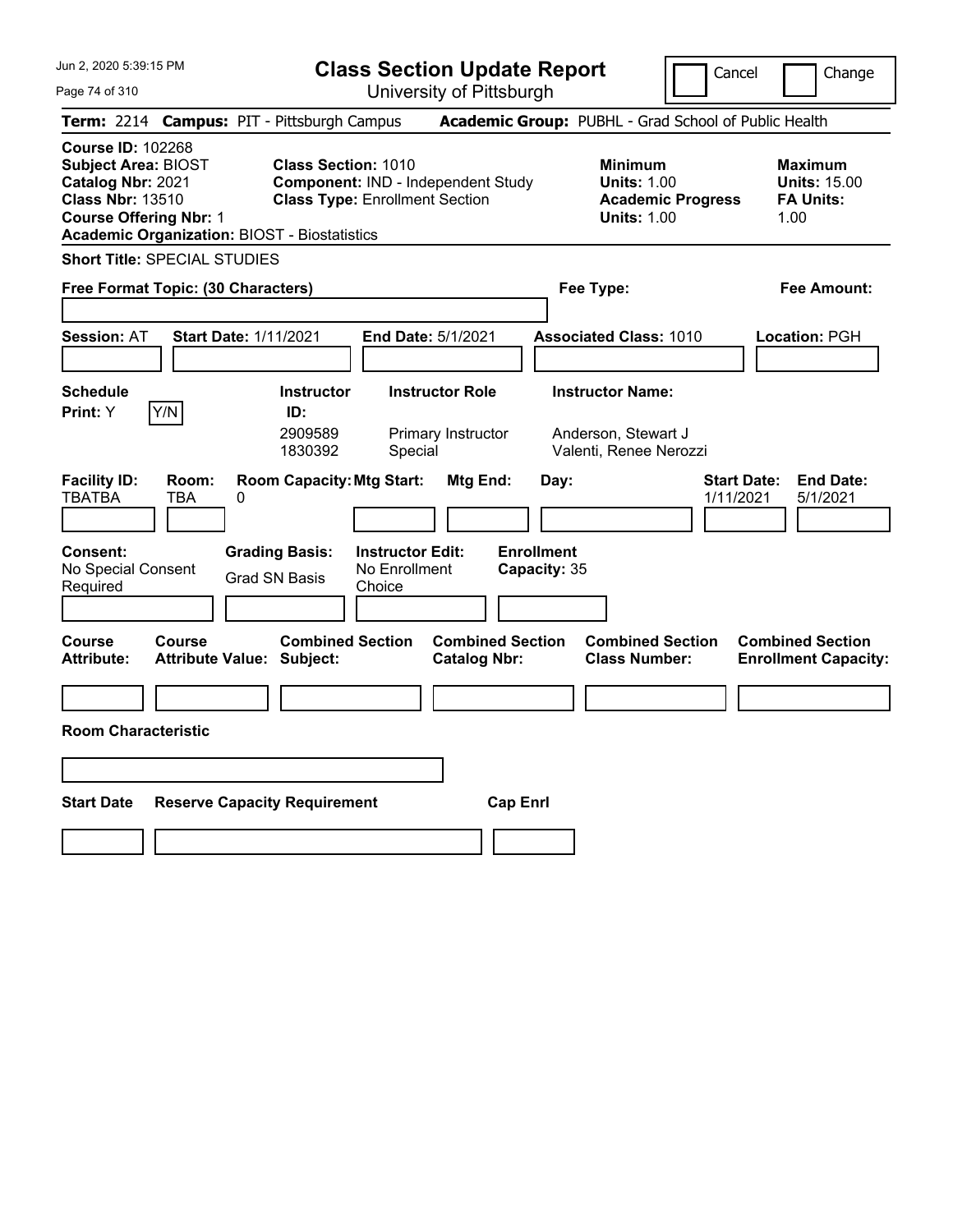# Class Section Update Report

University of Pittsburgh

Cancel | Change

Jun 2, 2020 5:39:15 PM

**Term:** 2214 **Campus:** PIT - Pittsburgh Campus **Academic Group:** PUBHL - Grad School of Public Health

**Course ID:** 102268
**Subject Area:** BIOST
**Catalog Nbr:** 2021
**Class Nbr:** 13510
**Course Offering Nbr:** 1
**Academic Organization:** BIOST - Biostatistics

**Class Section:** 1010
**Component:** IND - Independent Study
**Class Type:** Enrollment Section

**Minimum**
**Units:** 1.00
**Academic Progress Units:** 1.00

**Maximum**
**Units:** 15.00
**FA Units:** 1.00

**Short Title:** SPECIAL STUDIES

**Free Format Topic: (30 Characters)**

**Fee Type:**

**Fee Amount:**

**Session:** AT **Start Date:** 1/11/2021 **End Date:** 5/1/2021 **Associated Class:** 1010 **Location:** PGH

**Schedule Print:** Y Y/N

| Instructor ID: | Instructor Role | Instructor Name: |
|---|---|---|
| 2909589 | Primary Instructor | Anderson, Stewart J |
| 1830392 | Special | Valenti, Renee Nerozzi |

| Facility ID: | Room: | Room Capacity: | Mtg Start: | Mtg End: | Day: | Start Date: | End Date: |
|---|---|---|---|---|---|---|---|
| TBATBA | TBA | 0 | | | | 1/11/2021 | 5/1/2021 |

**Consent:** No Special Consent Required
**Grading Basis:** Grad SN Basis
**Instructor Edit:** No Enrollment Choice
**Enrollment Capacity:** 35

| Course Attribute: | Course Attribute Value: | Combined Section Subject: | Combined Section Catalog Nbr: | Combined Section Class Number: | Combined Section Enrollment Capacity: |
|---|---|---|---|---|---|
| | | | | | |

**Room Characteristic**

| Start Date | Reserve Capacity Requirement | Cap Enrl |
|---|---|---|
| | | |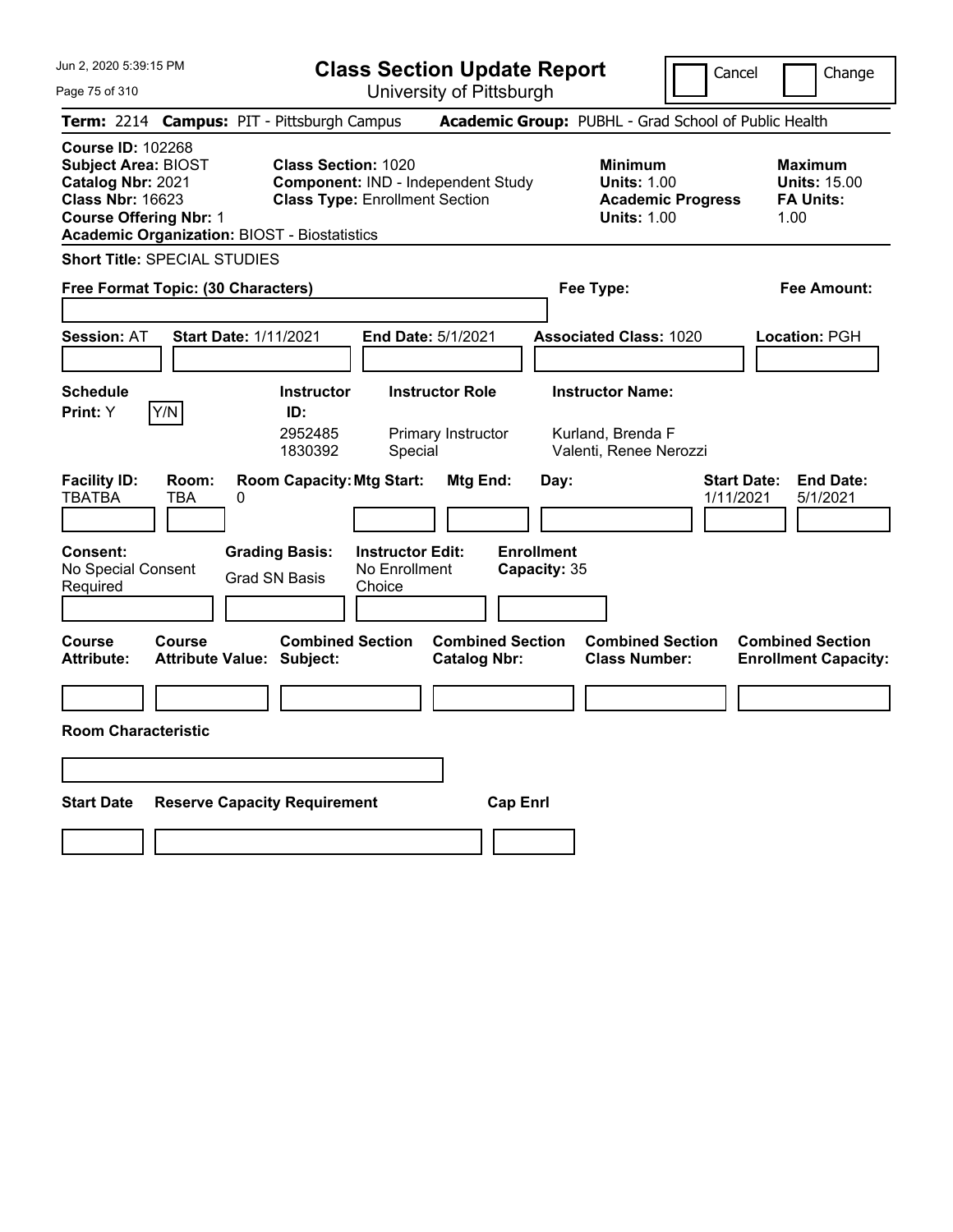# Class Section Update Report

University of Pittsburgh

Cancel | Change

**Term:** 2214 **Campus:** PIT - Pittsburgh Campus **Academic Group:** PUBHL - Grad School of Public Health

**Course ID:** 102268
**Subject Area:** BIOST
**Catalog Nbr:** 2021
**Class Nbr:** 16623
**Course Offering Nbr:** 1
**Academic Organization:** BIOST - Biostatistics

**Class Section:** 1020
**Component:** IND - Independent Study
**Class Type:** Enrollment Section

**Minimum Units:** 1.00
**Academic Progress Units:** 1.00

**Maximum Units:** 15.00
**FA Units:** 1.00

**Short Title:** SPECIAL STUDIES

**Free Format Topic: (30 Characters)**

**Fee Type:**

**Fee Amount:**

**Session:** AT **Start Date:** 1/11/2021 **End Date:** 5/1/2021 **Associated Class:** 1020 **Location:** PGH

**Schedule Print:** Y Y/N

| Instructor ID: | Instructor Role | Instructor Name: |
|---|---|---|
| 2952485 | Primary Instructor | Kurland, Brenda F |
| 1830392 | Special | Valenti, Renee Nerozzi |

| Facility ID: | Room: | Room Capacity: | Mtg Start: | Mtg End: | Day: | Start Date: | End Date: |
|---|---|---|---|---|---|---|---|
| TBATBA | TBA | 0 | | | | 1/11/2021 | 5/1/2021 |

**Consent:** No Special Consent Required
**Grading Basis:** Grad SN Basis
**Instructor Edit:** No Enrollment Choice
**Enrollment Capacity:** 35

| Course Attribute: | Course Attribute Value: | Combined Section Subject: | Combined Section Catalog Nbr: | Combined Section Class Number: | Combined Section Enrollment Capacity: |
|---|---|---|---|---|---|
| | | | | | |

**Room Characteristic**

| Start Date | Reserve Capacity Requirement | Cap Enrl |
|---|---|---|
| | | |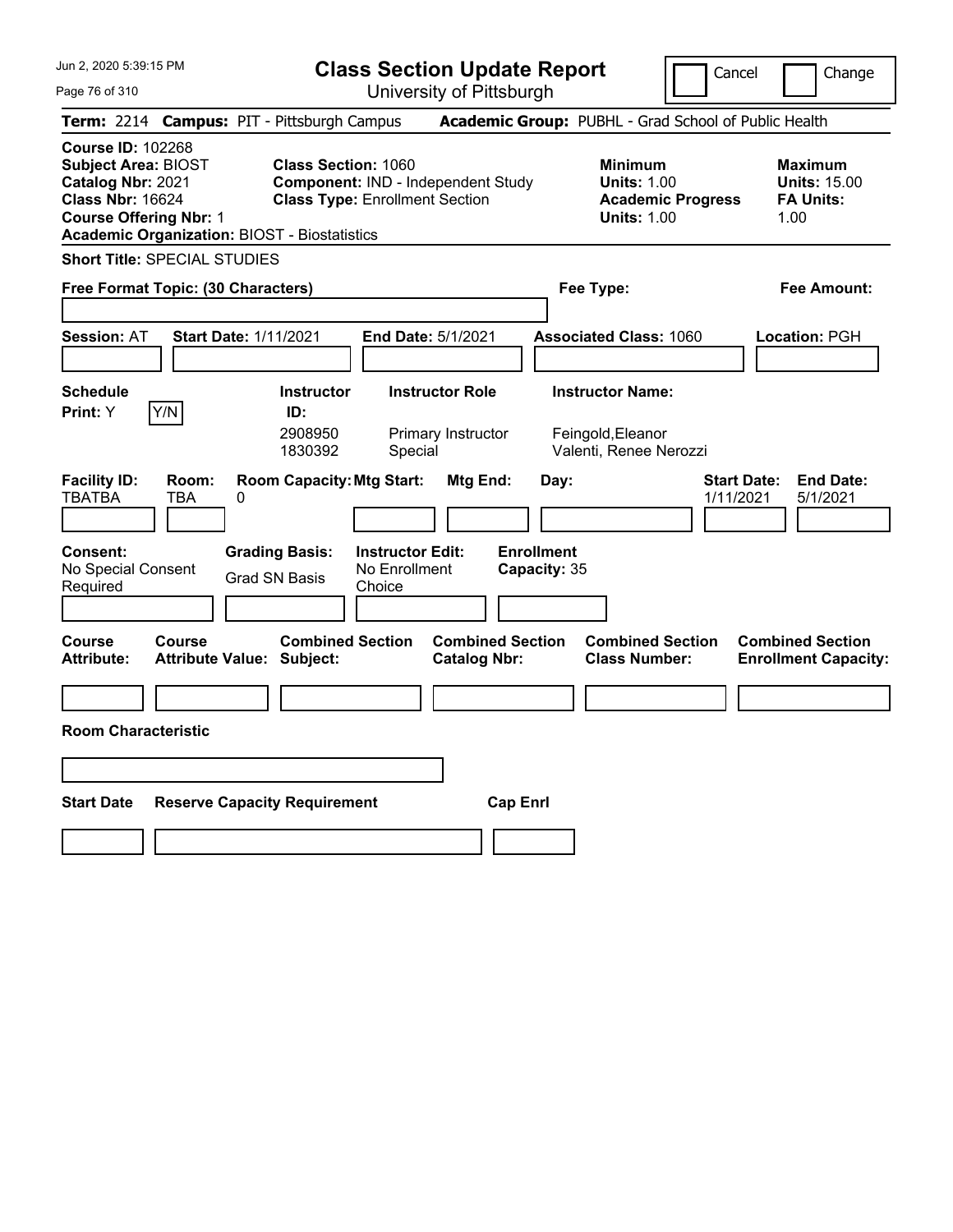# Class Section Update Report

University of Pittsburgh

Cancel | Change

**Term:** 2214 **Campus:** PIT - Pittsburgh Campus **Academic Group:** PUBHL - Grad School of Public Health

**Course ID:** 102268
**Subject Area:** BIOST
**Catalog Nbr:** 2021
**Class Nbr:** 16624
**Course Offering Nbr:** 1
**Academic Organization:** BIOST - Biostatistics

**Class Section:** 1060
**Component:** IND - Independent Study
**Class Type:** Enrollment Section

**Minimum**
**Units:** 1.00
**Academic Progress Units:** 1.00

**Maximum**
**Units:** 15.00
**FA Units:** 1.00

**Short Title:** SPECIAL STUDIES

**Free Format Topic: (30 Characters)**

**Fee Type:**

**Fee Amount:**

**Session:** AT **Start Date:** 1/11/2021 **End Date:** 5/1/2021 **Associated Class:** 1060 **Location:** PGH

| Schedule Print: | Instructor ID: | Instructor Role | Instructor Name: |
|---|---|---|---|
| Y Y/N | 2908950 | Primary Instructor | Feingold,Eleanor |
| | 1830392 | Special | Valenti, Renee Nerozzi |

| Facility ID: | Room: | Room Capacity: | Mtg Start: | Mtg End: | Day: | Start Date: | End Date: |
|---|---|---|---|---|---|---|---|
| TBATBA | TBA | 0 | | | | 1/11/2021 | 5/1/2021 |

**Consent:** No Special Consent Required
**Grading Basis:** Grad SN Basis
**Instructor Edit:** No Enrollment Choice
**Enrollment Capacity:** 35

| Course Attribute: | Course Attribute Value: | Combined Section Subject: | Combined Section Catalog Nbr: | Combined Section Class Number: | Combined Section Enrollment Capacity: |
|---|---|---|---|---|---|
| | | | | | |

**Room Characteristic**

| Start Date | Reserve Capacity Requirement | Cap Enrl |
|---|---|---|
| | | |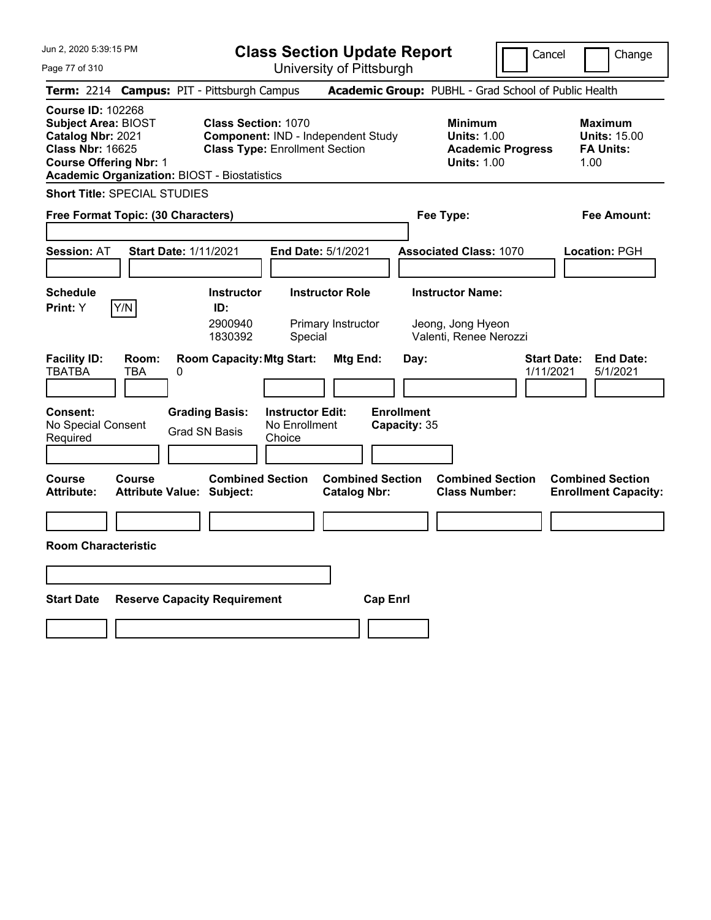# Class Section Update Report

University of Pittsburgh

Cancel | Change

**Term:** 2214 **Campus:** PIT - Pittsburgh Campus **Academic Group:** PUBHL - Grad School of Public Health

**Course ID:** 102268
**Subject Area:** BIOST
**Catalog Nbr:** 2021
**Class Nbr:** 16625
**Course Offering Nbr:** 1
**Academic Organization:** BIOST - Biostatistics

**Class Section:** 1070
**Component:** IND - Independent Study
**Class Type:** Enrollment Section

**Minimum**
**Units:** 1.00
**Academic Progress Units:** 1.00

**Maximum**
**Units:** 15.00
**FA Units:** 1.00

**Short Title:** SPECIAL STUDIES

**Free Format Topic: (30 Characters)**

**Fee Type:**

**Fee Amount:**

**Session:** AT **Start Date:** 1/11/2021 **End Date:** 5/1/2021 **Associated Class:** 1070 **Location:** PGH

**Schedule Print:** Y Y/N

| Instructor ID: | Instructor Role | Instructor Name: |
|---|---|---|
| 2900940 | Primary Instructor | Jeong, Jong Hyeon |
| 1830392 | Special | Valenti, Renee Nerozzi |

| Facility ID: | Room: | Room Capacity: | Mtg Start: | Mtg End: | Day: | Start Date: | End Date: |
|---|---|---|---|---|---|---|---|
| TBATBA | TBA | 0 | | | | 1/11/2021 | 5/1/2021 |

**Consent:** No Special Consent Required
**Grading Basis:** Grad SN Basis
**Instructor Edit:** No Enrollment Choice
**Enrollment Capacity:** 35

| Course Attribute: | Course Attribute Value: | Combined Section Subject: | Combined Section Catalog Nbr: | Combined Section Class Number: | Combined Section Enrollment Capacity: |
|---|---|---|---|---|---|
| | | | | | |

**Room Characteristic**

| Start Date | Reserve Capacity Requirement | Cap Enrl |
|---|---|---|
| | | |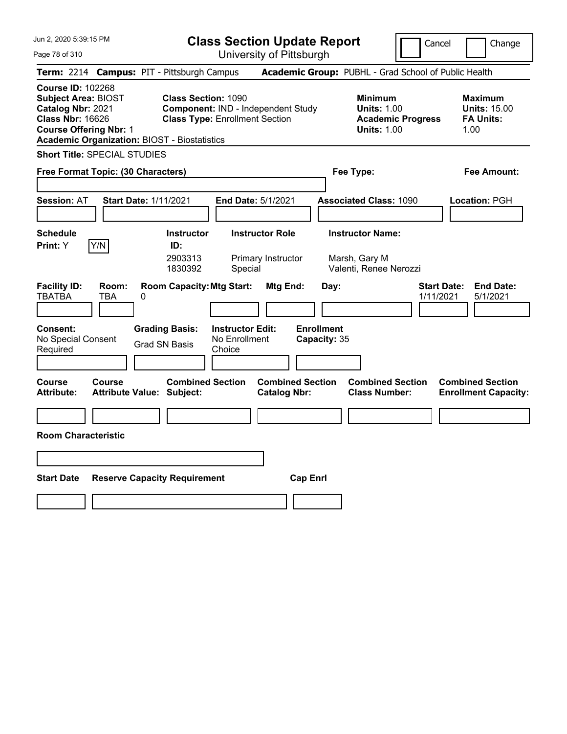# Class Section Update Report

University of Pittsburgh

Cancel | Change

**Term:** 2214 **Campus:** PIT - Pittsburgh Campus **Academic Group:** PUBHL - Grad School of Public Health

**Course ID:** 102268
**Subject Area:** BIOST
**Catalog Nbr:** 2021
**Class Nbr:** 16626
**Course Offering Nbr:** 1
**Academic Organization:** BIOST - Biostatistics

**Class Section:** 1090
**Component:** IND - Independent Study
**Class Type:** Enrollment Section

**Minimum**
**Units:** 1.00
**Academic Progress Units:** 1.00

**Maximum**
**Units:** 15.00
**FA Units:** 1.00

**Short Title:** SPECIAL STUDIES

**Free Format Topic: (30 Characters)**

**Fee Type:**

**Fee Amount:**

**Session:** AT **Start Date:** 1/11/2021 **End Date:** 5/1/2021 **Associated Class:** 1090 **Location:** PGH

| Schedule Print: | Instructor ID: | Instructor Role | Instructor Name: |
|---|---|---|---|
| Y Y/N | 2903313 | Primary Instructor | Marsh, Gary M |
| | 1830392 | Special | Valenti, Renee Nerozzi |

| Facility ID: | Room: | Room Capacity: | Mtg Start: | Mtg End: | Day: | Start Date: | End Date: |
|---|---|---|---|---|---|---|---|
| TBATBA | TBA | 0 | | | | 1/11/2021 | 5/1/2021 |

**Consent:** No Special Consent Required

**Grading Basis:** Grad SN Basis

**Instructor Edit:** No Enrollment Choice

**Enrollment Capacity:** 35

| Course Attribute: | Course Attribute Value: | Combined Section Subject: | Combined Section Catalog Nbr: | Combined Section Class Number: | Combined Section Enrollment Capacity: |
|---|---|---|---|---|---|
| | | | | | |

**Room Characteristic**

| Start Date | Reserve Capacity Requirement | Cap Enrl |
|---|---|---|
| | | |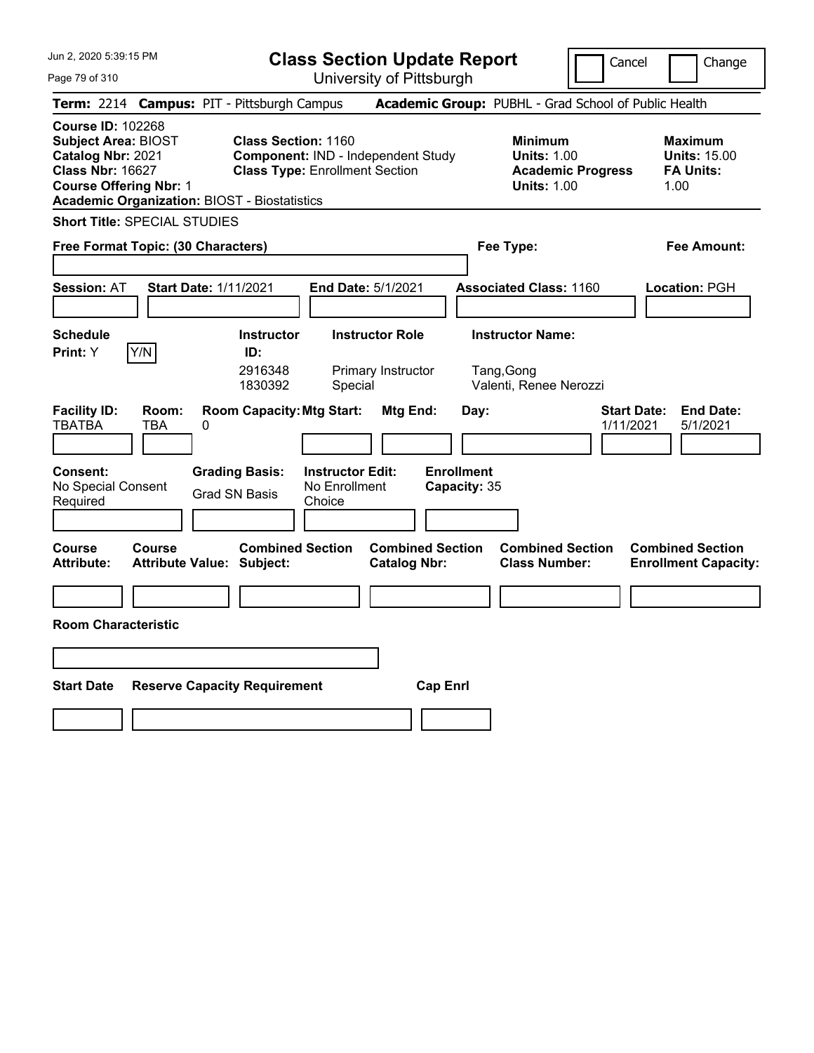# Class Section Update Report

University of Pittsburgh

Jun 2, 2020 5:39:15 PM

Cancel | Change

**Term:** 2214 **Campus:** PIT - Pittsburgh Campus **Academic Group:** PUBHL - Grad School of Public Health

**Course ID:** 102268
**Subject Area:** BIOST
**Catalog Nbr:** 2021
**Class Nbr:** 16627
**Course Offering Nbr:** 1
**Academic Organization:** BIOST - Biostatistics

**Class Section:** 1160
**Component:** IND - Independent Study
**Class Type:** Enrollment Section

**Minimum**
**Units:** 1.00
**Academic Progress Units:** 1.00

**Maximum**
**Units:** 15.00
**FA Units:** 1.00

**Short Title:** SPECIAL STUDIES

**Free Format Topic: (30 Characters)**

**Fee Type:**

**Fee Amount:**

**Session:** AT **Start Date:** 1/11/2021 **End Date:** 5/1/2021 **Associated Class:** 1160 **Location:** PGH

**Schedule Print:** Y Y/N

| Instructor ID: | Instructor Role | Instructor Name: |
| --- | --- | --- |
| 2916348 | Primary Instructor | Tang,Gong |
| 1830392 | Special | Valenti, Renee Nerozzi |

| Facility ID: | Room: | Room Capacity: | Mtg Start: | Mtg End: | Day: | Start Date: | End Date: |
| --- | --- | --- | --- | --- | --- | --- | --- |
| TBATBA | TBA | 0 | | | | 1/11/2021 | 5/1/2021 |

**Consent:** No Special Consent Required

**Grading Basis:** Grad SN Basis

**Instructor Edit:** No Enrollment Choice

**Enrollment Capacity:** 35

| Course Attribute: | Course Attribute Value: | Combined Section Subject: | Combined Section Catalog Nbr: | Combined Section Class Number: | Combined Section Enrollment Capacity: |
| --- | --- | --- | --- | --- | --- |
| | | | | | |

**Room Characteristic**

| Start Date | Reserve Capacity Requirement | Cap Enrl |
| --- | --- | --- |
| | | |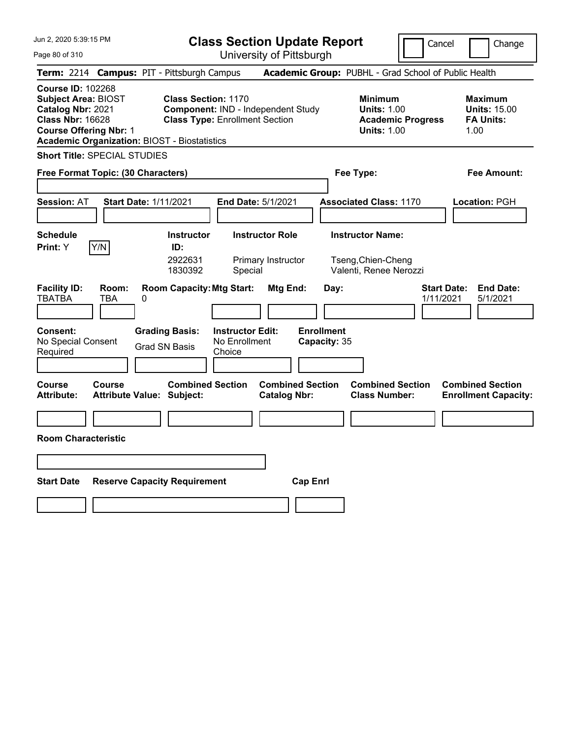Jun 2, 2020 5:39:15 PM

# Class Section Update Report

University of Pittsburgh

Cancel | Change

**Term:** 2214 **Campus:** PIT - Pittsburgh Campus **Academic Group:** PUBHL - Grad School of Public Health

**Course ID:** 102268
**Subject Area:** BIOST
**Catalog Nbr:** 2021
**Class Nbr:** 16628
**Course Offering Nbr:** 1
**Academic Organization:** BIOST - Biostatistics

**Class Section:** 1170
**Component:** IND - Independent Study
**Class Type:** Enrollment Section

**Minimum**
**Units:** 1.00
**Academic Progress Units:** 1.00

**Maximum**
**Units:** 15.00
**FA Units:** 1.00

**Short Title:** SPECIAL STUDIES

**Free Format Topic: (30 Characters)**

**Fee Type:**

**Fee Amount:**

**Session:** AT **Start Date:** 1/11/2021 **End Date:** 5/1/2021 **Associated Class:** 1170 **Location:** PGH

**Schedule Print:** Y [Y/N]

| Instructor ID: | Instructor Role | Instructor Name: |
|---|---|---|
| 2922631 | Primary Instructor | Tseng,Chien-Cheng |
| 1830392 | Special | Valenti, Renee Nerozzi |

| Facility ID: | Room: | Room Capacity: | Mtg Start: | Mtg End: | Day: | Start Date: | End Date: |
|---|---|---|---|---|---|---|---|
| TBATBA | TBA | 0 | | | | 1/11/2021 | 5/1/2021 |

**Consent:** No Special Consent Required
**Grading Basis:** Grad SN Basis
**Instructor Edit:** No Enrollment Choice
**Enrollment Capacity:** 35

| Course Attribute: | Course Attribute Value: | Combined Section Subject: | Combined Section Catalog Nbr: | Combined Section Class Number: | Combined Section Enrollment Capacity: |
|---|---|---|---|---|---|
| | | | | | |

**Room Characteristic**

| Start Date | Reserve Capacity Requirement | Cap Enrl |
|---|---|---|
| | | |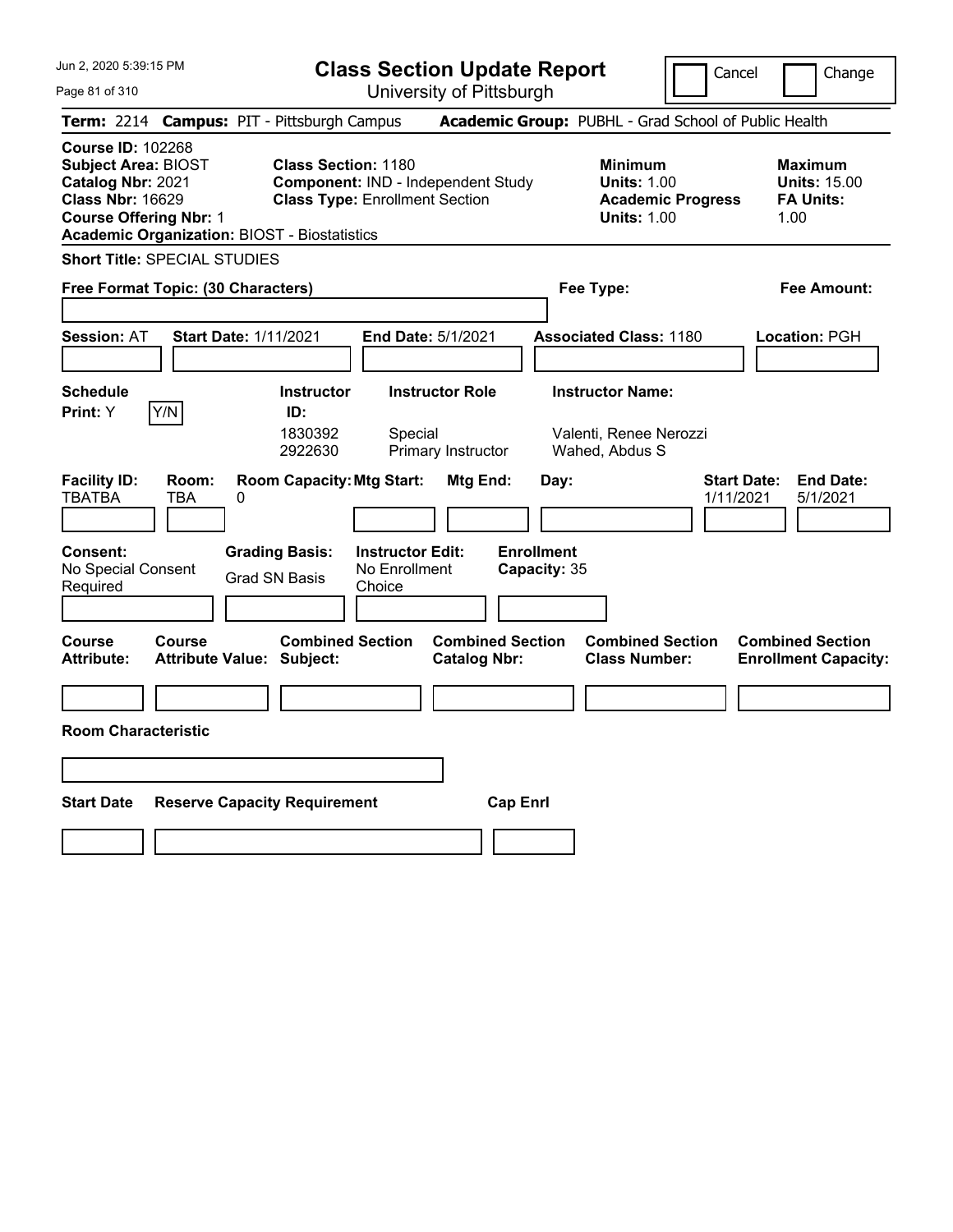# Class Section Update Report

University of Pittsburgh

Cancel | Change

**Term:** 2214 **Campus:** PIT - Pittsburgh Campus **Academic Group:** PUBHL - Grad School of Public Health

**Course ID:** 102268
**Subject Area:** BIOST
**Catalog Nbr:** 2021
**Class Nbr:** 16629
**Course Offering Nbr:** 1
**Academic Organization:** BIOST - Biostatistics

**Class Section:** 1180
**Component:** IND - Independent Study
**Class Type:** Enrollment Section

**Minimum**
**Units:** 1.00
**Academic Progress Units:** 1.00

**Maximum**
**Units:** 15.00
**FA Units:** 1.00

**Short Title:** SPECIAL STUDIES

**Free Format Topic: (30 Characters)**

**Fee Type:**

**Fee Amount:**

**Session:** AT **Start Date:** 1/11/2021 **End Date:** 5/1/2021 **Associated Class:** 1180 **Location:** PGH

**Schedule Print:** Y Y/N

| Instructor ID: | Instructor Role | Instructor Name: |
|---|---|---|
| 1830392 | Special | Valenti, Renee Nerozzi |
| 2922630 | Primary Instructor | Wahed, Abdus S |

| Facility ID: | Room: | Room Capacity: | Mtg Start: | Mtg End: | Day: | Start Date: | End Date: |
|---|---|---|---|---|---|---|---|
| TBATBA | TBA | 0 | | | | 1/11/2021 | 5/1/2021 |

**Consent:** No Special Consent Required
**Grading Basis:** Grad SN Basis
**Instructor Edit:** No Enrollment Choice
**Enrollment Capacity:** 35

| Course Attribute: | Course Attribute Value: | Combined Section Subject: | Combined Section Catalog Nbr: | Combined Section Class Number: | Combined Section Enrollment Capacity: |
|---|---|---|---|---|---|
| | | | | | |

**Room Characteristic**

| Start Date | Reserve Capacity Requirement | Cap Enrl |
|---|---|---|
| | | |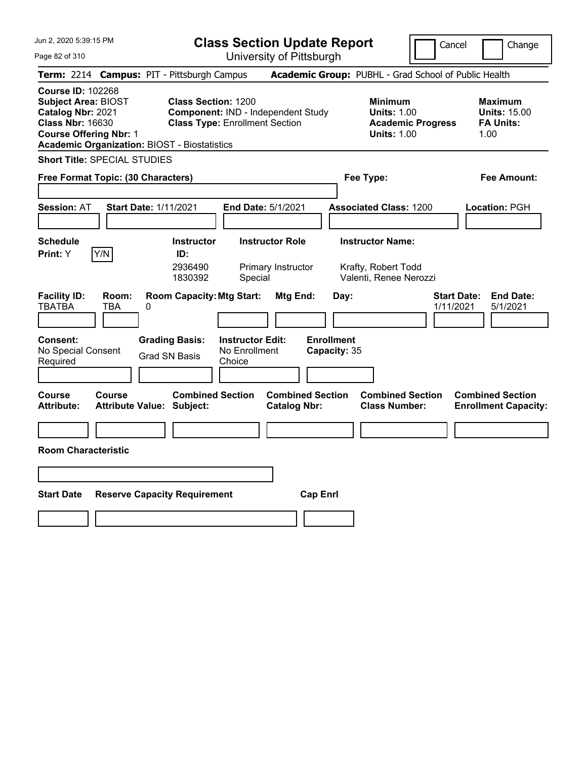# Class Section Update Report

University of Pittsburgh

Jun 2, 2020 5:39:15 PM

Cancel | Change

**Term:** 2214 **Campus:** PIT - Pittsburgh Campus **Academic Group:** PUBHL - Grad School of Public Health

**Course ID:** 102268
**Subject Area:** BIOST
**Catalog Nbr:** 2021
**Class Nbr:** 16630
**Course Offering Nbr:** 1
**Academic Organization:** BIOST - Biostatistics

**Class Section:** 1200
**Component:** IND - Independent Study
**Class Type:** Enrollment Section

**Minimum**
**Units:** 1.00
**Academic Progress Units:** 1.00

**Maximum**
**Units:** 15.00
**FA Units:** 1.00

**Short Title:** SPECIAL STUDIES

**Free Format Topic: (30 Characters)**

**Fee Type:**

**Fee Amount:**

**Session:** AT **Start Date:** 1/11/2021 **End Date:** 5/1/2021 **Associated Class:** 1200 **Location:** PGH

**Schedule Print:** Y [Y/N]

| Instructor ID: | Instructor Role | Instructor Name: |
|---|---|---|
| 2936490 | Primary Instructor | Krafty, Robert Todd |
| 1830392 | Special | Valenti, Renee Nerozzi |

| Facility ID: | Room: | Room Capacity: | Mtg Start: | Mtg End: | Day: | Start Date: | End Date: |
|---|---|---|---|---|---|---|---|
| TBATBA | TBA | 0 | | | | 1/11/2021 | 5/1/2021 |

**Consent:** No Special Consent Required
**Grading Basis:** Grad SN Basis
**Instructor Edit:** No Enrollment Choice
**Enrollment Capacity:** 35

| Course Attribute: | Course Attribute Value: | Combined Section Subject: | Combined Section Catalog Nbr: | Combined Section Class Number: | Combined Section Enrollment Capacity: |
|---|---|---|---|---|---|
| | | | | | |

**Room Characteristic**

| Start Date | Reserve Capacity Requirement | Cap Enrl |
|---|---|---|
| | | |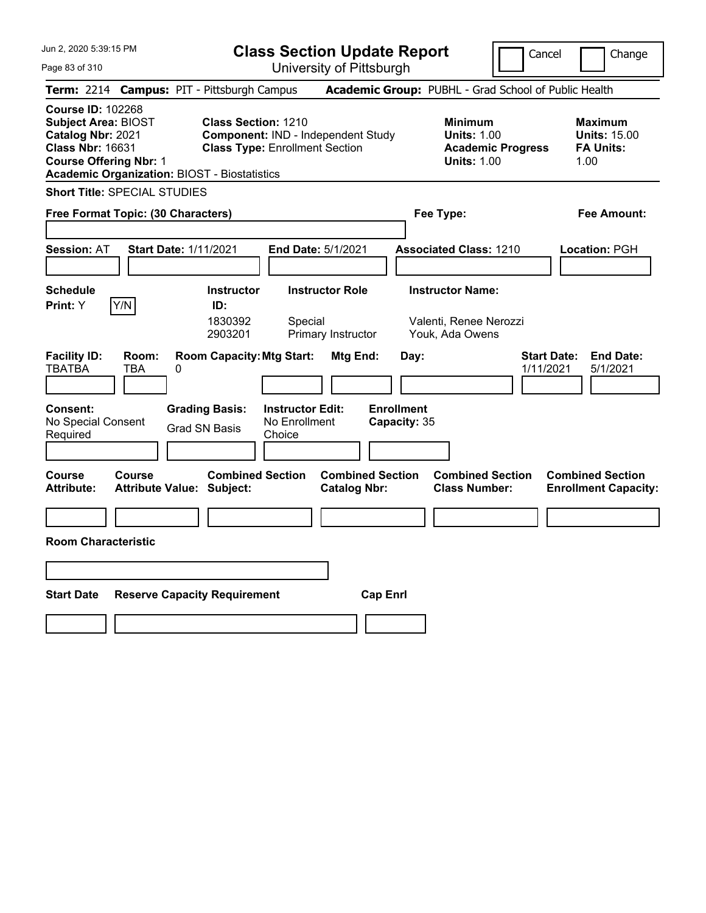# Class Section Update Report

University of Pittsburgh

Jun 2, 2020 5:39:15 PM

Cancel | Change

**Term:** 2214 **Campus:** PIT - Pittsburgh Campus **Academic Group:** PUBHL - Grad School of Public Health

**Course ID:** 102268
**Subject Area:** BIOST
**Catalog Nbr:** 2021
**Class Nbr:** 16631
**Course Offering Nbr:** 1
**Academic Organization:** BIOST - Biostatistics

**Class Section:** 1210
**Component:** IND - Independent Study
**Class Type:** Enrollment Section

**Minimum**
**Units:** 1.00
**Academic Progress Units:** 1.00

**Maximum**
**Units:** 15.00
**FA Units:** 1.00

**Short Title:** SPECIAL STUDIES

**Free Format Topic: (30 Characters)**

**Fee Type:**

**Fee Amount:**

**Session:** AT **Start Date:** 1/11/2021 **End Date:** 5/1/2021 **Associated Class:** 1210 **Location:** PGH

**Schedule Print:** Y Y/N

| Instructor ID: | Instructor Role | Instructor Name: |
|---|---|---|
| 1830392 | Special | Valenti, Renee Nerozzi |
| 2903201 | Primary Instructor | Youk, Ada Owens |

| Facility ID: | Room: | Room Capacity: | Mtg Start: | Mtg End: | Day: | Start Date: | End Date: |
|---|---|---|---|---|---|---|---|
| TBATBA | TBA | 0 | | | | 1/11/2021 | 5/1/2021 |

**Consent:** No Special Consent Required
**Grading Basis:** Grad SN Basis
**Instructor Edit:** No Enrollment Choice
**Enrollment Capacity:** 35

| Course Attribute: | Course Attribute Value: | Combined Section Subject: | Combined Section Catalog Nbr: | Combined Section Class Number: | Combined Section Enrollment Capacity: |
|---|---|---|---|---|---|
| | | | | | |

**Room Characteristic**

| Start Date | Reserve Capacity Requirement | Cap Enrl |
|---|---|---|
| | | |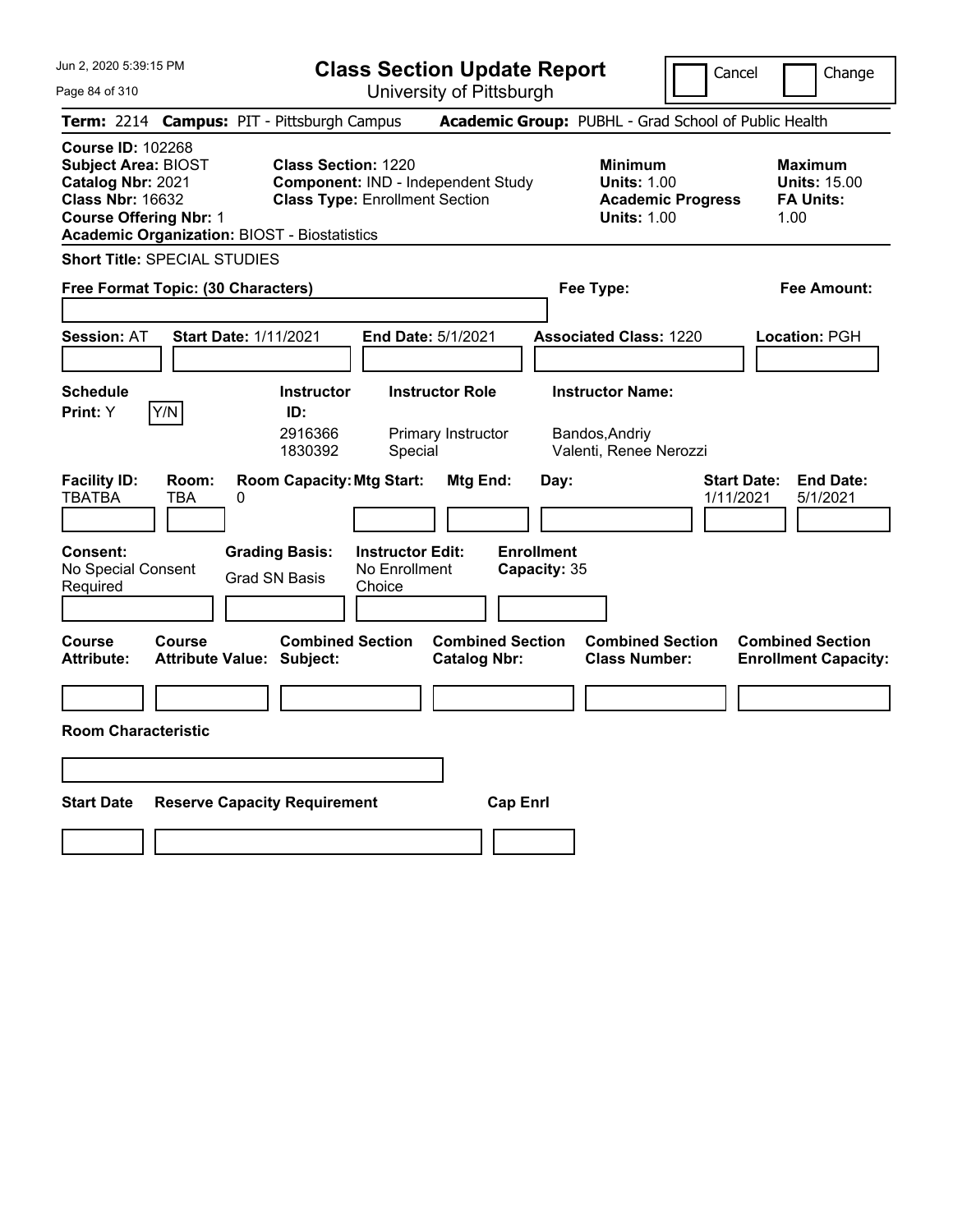# Class Section Update Report

University of Pittsburgh

Cancel | Change

Jun 2, 2020 5:39:15 PM

**Term:** 2214 **Campus:** PIT - Pittsburgh Campus **Academic Group:** PUBHL - Grad School of Public Health

**Course ID:** 102268
**Subject Area:** BIOST
**Catalog Nbr:** 2021
**Class Nbr:** 16632
**Course Offering Nbr:** 1
**Academic Organization:** BIOST - Biostatistics

**Class Section:** 1220
**Component:** IND - Independent Study
**Class Type:** Enrollment Section

**Minimum**
**Units:** 1.00
**Academic Progress Units:** 1.00

**Maximum**
**Units:** 15.00
**FA Units:** 1.00

**Short Title:** SPECIAL STUDIES

**Free Format Topic: (30 Characters)**

**Fee Type:**

**Fee Amount:**

**Session:** AT **Start Date:** 1/11/2021 **End Date:** 5/1/2021 **Associated Class:** 1220 **Location:** PGH

**Schedule Print:** Y [Y/N]

| Instructor ID: | Instructor Role | Instructor Name: |
|---|---|---|
| 2916366 | Primary Instructor | Bandos,Andriy |
| 1830392 | Special | Valenti, Renee Nerozzi |

| Facility ID: | Room: | Room Capacity: | Mtg Start: | Mtg End: | Day: | Start Date: | End Date: |
|---|---|---|---|---|---|---|---|
| TBATBA | TBA | 0 | | | | 1/11/2021 | 5/1/2021 |

**Consent:** No Special Consent Required

**Grading Basis:** Grad SN Basis

**Instructor Edit:** No Enrollment Choice

**Enrollment Capacity:** 35

| Course Attribute: | Course Attribute Value: | Combined Section Subject: | Combined Section Catalog Nbr: | Combined Section Class Number: | Combined Section Enrollment Capacity: |
|---|---|---|---|---|---|
| | | | | | |

**Room Characteristic**

| Start Date | Reserve Capacity Requirement | Cap Enrl |
|---|---|---|
| | | |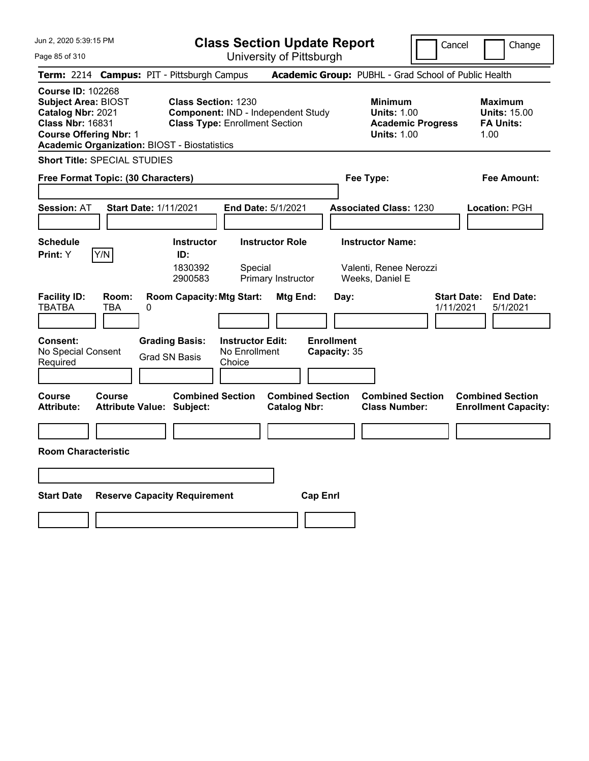# Class Section Update Report

University of Pittsburgh

Cancel ☐ Change ☐

**Term:** 2214 **Campus:** PIT - Pittsburgh Campus **Academic Group:** PUBHL - Grad School of Public Health

**Course ID:** 102268
**Subject Area:** BIOST
**Catalog Nbr:** 2021
**Class Nbr:** 16831
**Course Offering Nbr:** 1
**Academic Organization:** BIOST - Biostatistics

**Class Section:** 1230
**Component:** IND - Independent Study
**Class Type:** Enrollment Section

**Minimum**
**Units:** 1.00
**Academic Progress Units:** 1.00

**Maximum**
**Units:** 15.00
**FA Units:** 1.00

**Short Title:** SPECIAL STUDIES

**Free Format Topic: (30 Characters)**

**Fee Type:**

**Fee Amount:**

**Session:** AT **Start Date:** 1/11/2021 **End Date:** 5/1/2021 **Associated Class:** 1230 **Location:** PGH

**Schedule Print:** Y Y/N

| Instructor ID: | Instructor Role | Instructor Name: |
|---|---|---|
| 1830392 | Special | Valenti, Renee Nerozzi |
| 2900583 | Primary Instructor | Weeks, Daniel E |

| Facility ID: | Room: | Room Capacity: | Mtg Start: | Mtg End: | Day: | Start Date: | End Date: |
|---|---|---|---|---|---|---|---|
| TBATBA | TBA | 0 | | | | 1/11/2021 | 5/1/2021 |

**Consent:** No Special Consent Required
**Grading Basis:** Grad SN Basis
**Instructor Edit:** No Enrollment Choice
**Enrollment Capacity:** 35

| Course Attribute: | Course Attribute Value: | Combined Section Subject: | Combined Section Catalog Nbr: | Combined Section Class Number: | Combined Section Enrollment Capacity: |
|---|---|---|---|---|---|
| | | | | | |

**Room Characteristic**

| Start Date | Reserve Capacity Requirement | Cap Enrl |
|---|---|---|
| | | |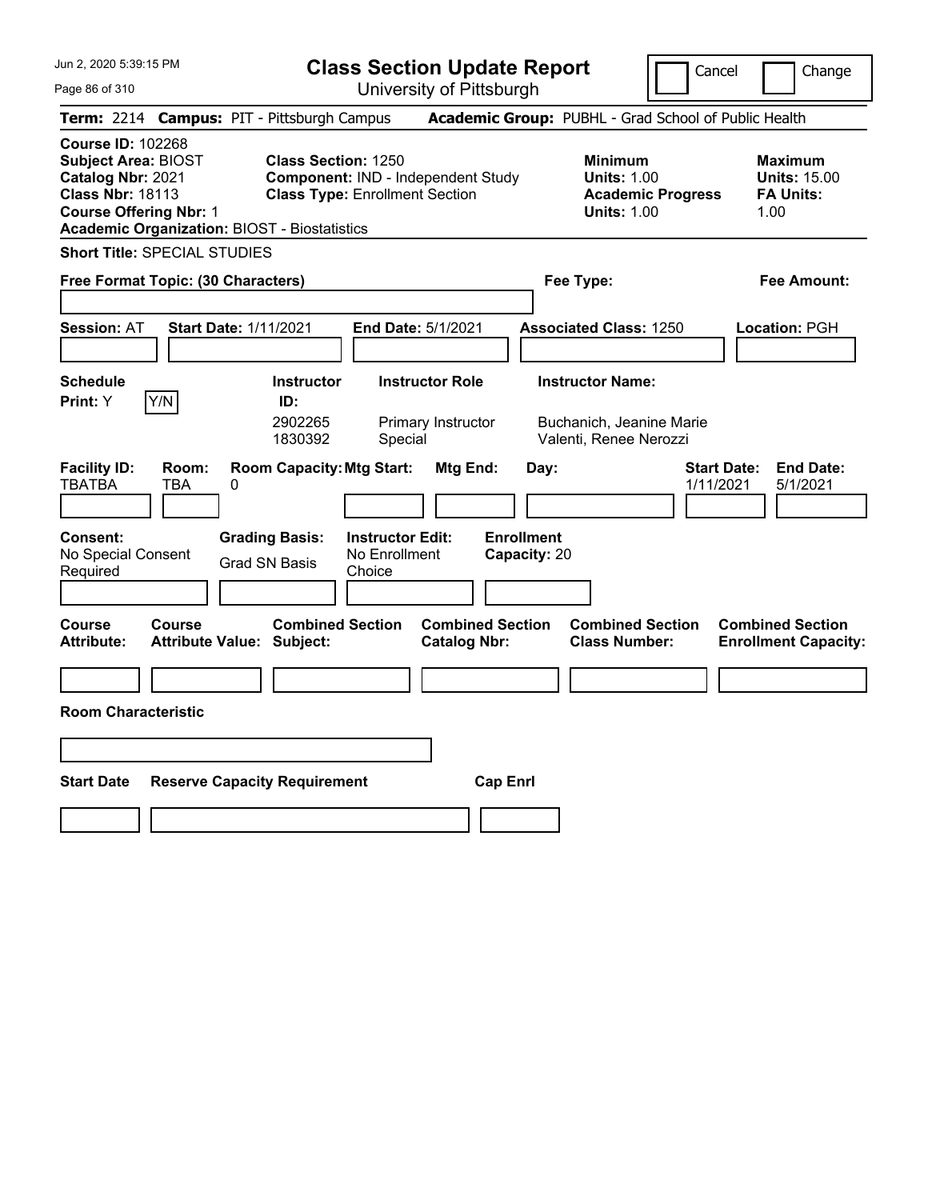# Class Section Update Report

University of Pittsburgh

Cancel | Change

**Term:** 2214 **Campus:** PIT - Pittsburgh Campus **Academic Group:** PUBHL - Grad School of Public Health

**Course ID:** 102268
**Subject Area:** BIOST
**Catalog Nbr:** 2021
**Class Nbr:** 18113
**Course Offering Nbr:** 1
**Academic Organization:** BIOST - Biostatistics

**Class Section:** 1250
**Component:** IND - Independent Study
**Class Type:** Enrollment Section

**Minimum Units:** 1.00
**Academic Progress Units:** 1.00

**Maximum Units:** 15.00
**FA Units:** 1.00

**Short Title:** SPECIAL STUDIES

**Free Format Topic: (30 Characters)**

**Fee Type:**

**Fee Amount:**

**Session:** AT **Start Date:** 1/11/2021 **End Date:** 5/1/2021 **Associated Class:** 1250 **Location:** PGH

**Schedule Print:** Y [Y/N]

| Instructor ID | Instructor Role | Instructor Name |
|---|---|---|
| 2902265 | Primary Instructor | Buchanich, Jeanine Marie |
| 1830392 | Special | Valenti, Renee Nerozzi |

| Facility ID | Room | Room Capacity | Mtg Start | Mtg End | Day | Start Date | End Date |
|---|---|---|---|---|---|---|---|
| TBATBA | TBA | 0 | | | | 1/11/2021 | 5/1/2021 |

**Consent:** No Special Consent Required
**Grading Basis:** Grad SN Basis
**Instructor Edit:** No Enrollment Choice
**Enrollment Capacity:** 20

| Course Attribute | Course Attribute Value | Combined Section Subject | Combined Section Catalog Nbr | Combined Section Class Number | Combined Section Enrollment Capacity |
|---|---|---|---|---|---|
| | | | | | |

**Room Characteristic**

| Start Date | Reserve Capacity Requirement | Cap Enrl |
|---|---|---|
| | | |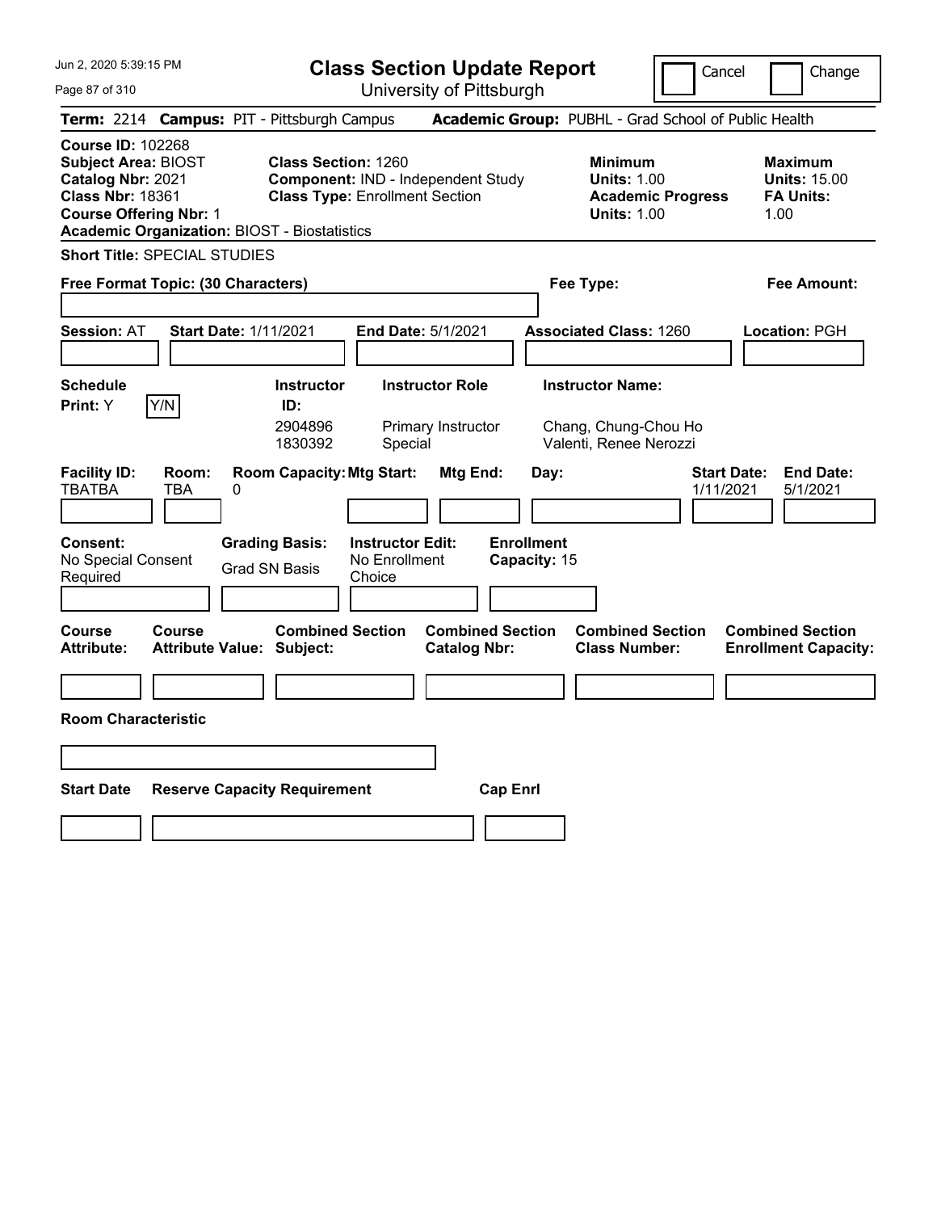# Class Section Update Report

University of Pittsburgh

Jun 2, 2020 5:39:15 PM

Cancel | Change

**Term:** 2214 **Campus:** PIT - Pittsburgh Campus **Academic Group:** PUBHL - Grad School of Public Health

**Course ID:** 102268
**Subject Area:** BIOST
**Catalog Nbr:** 2021
**Class Nbr:** 18361
**Course Offering Nbr:** 1
**Academic Organization:** BIOST - Biostatistics

**Class Section:** 1260
**Component:** IND - Independent Study
**Class Type:** Enrollment Section

**Minimum**
**Units:** 1.00
**Academic Progress Units:** 1.00

**Maximum**
**Units:** 15.00
**FA Units:** 1.00

**Short Title:** SPECIAL STUDIES

**Free Format Topic: (30 Characters)**

**Fee Type:**

**Fee Amount:**

**Session:** AT **Start Date:** 1/11/2021 **End Date:** 5/1/2021 **Associated Class:** 1260 **Location:** PGH

**Schedule Print:** Y Y/N

| Instructor ID: | Instructor Role | Instructor Name: |
|---|---|---|
| 2904896 | Primary Instructor | Chang, Chung-Chou Ho |
| 1830392 | Special | Valenti, Renee Nerozzi |

| Facility ID: | Room: | Room Capacity: | Mtg Start: | Mtg End: | Day: | Start Date: | End Date: |
|---|---|---|---|---|---|---|---|
| TBATBA | TBA | 0 | | | | 1/11/2021 | 5/1/2021 |

**Consent:** No Special Consent Required

**Grading Basis:** Grad SN Basis

**Instructor Edit:** No Enrollment Choice

**Enrollment Capacity:** 15

| Course Attribute: | Course Attribute Value: | Combined Section Subject: | Combined Section Catalog Nbr: | Combined Section Class Number: | Combined Section Enrollment Capacity: |
|---|---|---|---|---|---|
| | | | | | |

**Room Characteristic**

| Start Date | Reserve Capacity Requirement | Cap Enrl |
|---|---|---|
| | | |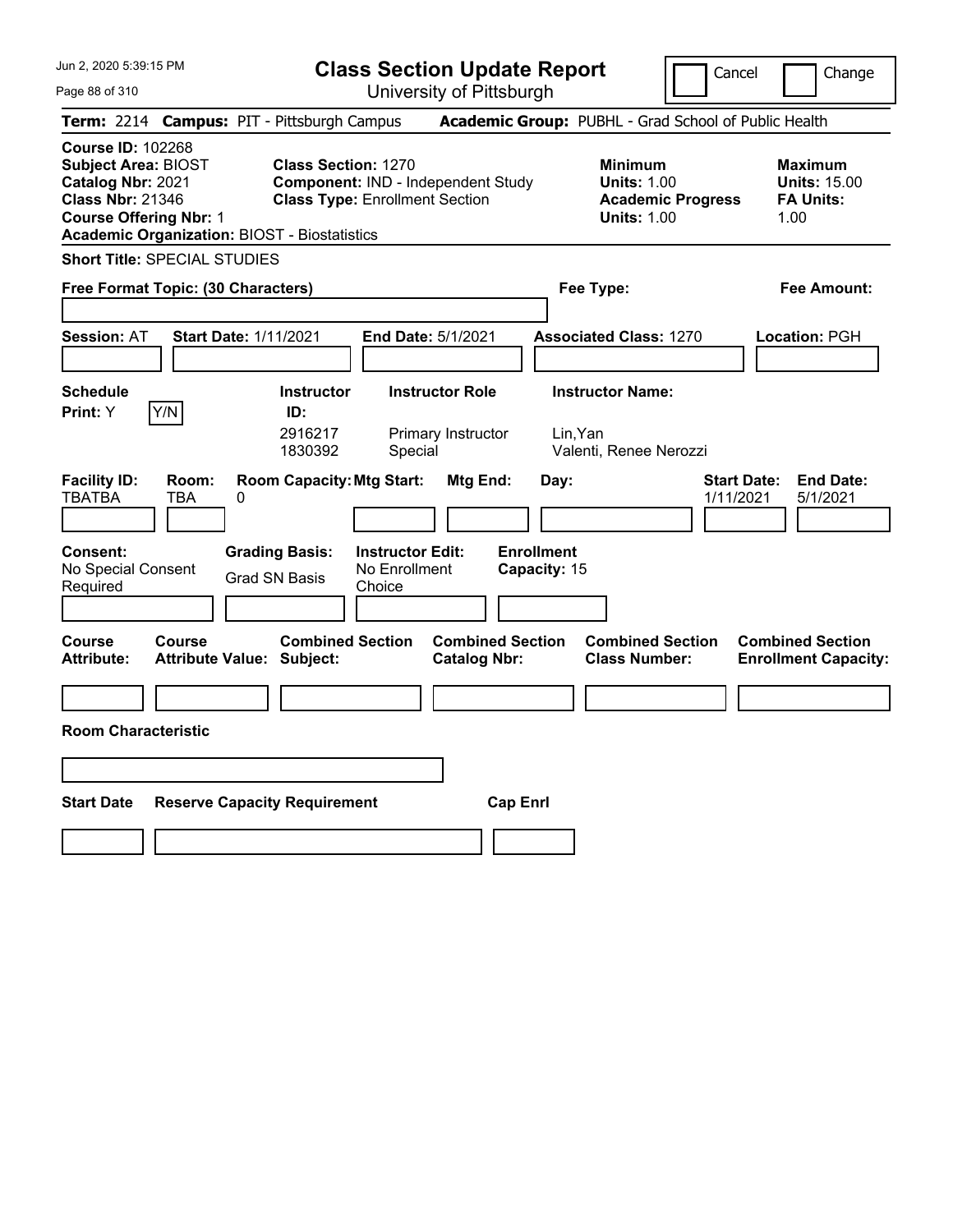# Class Section Update Report

University of Pittsburgh

Cancel | Change

**Term:** 2214 **Campus:** PIT - Pittsburgh Campus **Academic Group:** PUBHL - Grad School of Public Health

**Course ID:** 102268
**Subject Area:** BIOST
**Catalog Nbr:** 2021
**Class Nbr:** 21346
**Course Offering Nbr:** 1
**Academic Organization:** BIOST - Biostatistics

**Class Section:** 1270
**Component:** IND - Independent Study
**Class Type:** Enrollment Section

**Minimum**
**Units:** 1.00
**Academic Progress Units:** 1.00

**Maximum**
**Units:** 15.00
**FA Units:** 1.00

**Short Title:** SPECIAL STUDIES

**Free Format Topic: (30 Characters)**

**Fee Type:**

**Fee Amount:**

**Session:** AT **Start Date:** 1/11/2021 **End Date:** 5/1/2021 **Associated Class:** 1270 **Location:** PGH

| Schedule Print | Instructor ID | Instructor Role | Instructor Name |
|---|---|---|---|
| Y (Y/N) | 2916217 | Primary Instructor | Lin,Yan |
| | 1830392 | Special | Valenti, Renee Nerozzi |

| Facility ID | Room | Room Capacity | Mtg Start | Mtg End | Day | Start Date | End Date |
|---|---|---|---|---|---|---|---|
| TBATBA | TBA | 0 | | | | 1/11/2021 | 5/1/2021 |

**Consent:** No Special Consent Required
**Grading Basis:** Grad SN Basis
**Instructor Edit:** No Enrollment Choice
**Enrollment Capacity:** 15

| Course Attribute | Course Attribute Value | Combined Section Subject | Combined Section Catalog Nbr | Combined Section Class Number | Combined Section Enrollment Capacity |
|---|---|---|---|---|---|
| | | | | | |

**Room Characteristic**

| Start Date | Reserve Capacity Requirement | Cap Enrl |
|---|---|---|
| | | |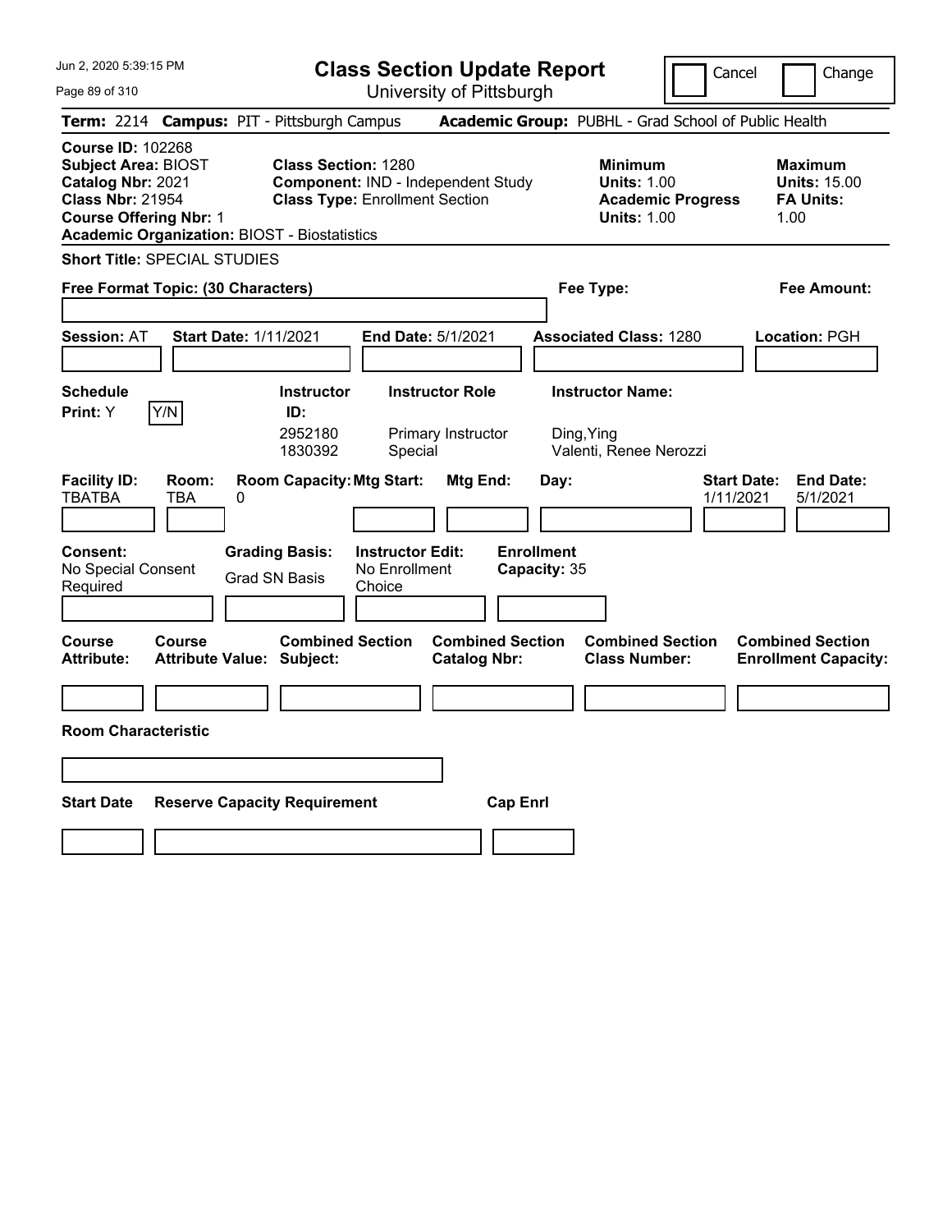# Class Section Update Report

University of Pittsburgh

Jun 2, 2020 5:39:15 PM

Cancel | Change

**Term:** 2214 **Campus:** PIT - Pittsburgh Campus **Academic Group:** PUBHL - Grad School of Public Health

**Course ID:** 102268
**Subject Area:** BIOST
**Catalog Nbr:** 2021
**Class Nbr:** 21954
**Course Offering Nbr:** 1
**Academic Organization:** BIOST - Biostatistics

**Class Section:** 1280
**Component:** IND - Independent Study
**Class Type:** Enrollment Section

**Minimum**
**Units:** 1.00
**Academic Progress Units:** 1.00

**Maximum**
**Units:** 15.00
**FA Units:** 1.00

**Short Title:** SPECIAL STUDIES

**Free Format Topic: (30 Characters)**

**Fee Type:**

**Fee Amount:**

**Session:** AT **Start Date:** 1/11/2021 **End Date:** 5/1/2021 **Associated Class:** 1280 **Location:** PGH

**Schedule Print:** Y [Y/N]

| Instructor ID: | Instructor Role | Instructor Name: |
|---|---|---|
| 2952180 | Primary Instructor | Ding,Ying |
| 1830392 | Special | Valenti, Renee Nerozzi |

| Facility ID: | Room: | Room Capacity: | Mtg Start: | Mtg End: | Day: | Start Date: | End Date: |
|---|---|---|---|---|---|---|---|
| TBATBA | TBA | 0 | | | | 1/11/2021 | 5/1/2021 |

**Consent:** No Special Consent Required

**Grading Basis:** Grad SN Basis

**Instructor Edit:** No Enrollment Choice

**Enrollment Capacity:** 35

| Course Attribute: | Course Attribute Value: | Combined Section Subject: | Combined Section Catalog Nbr: | Combined Section Class Number: | Combined Section Enrollment Capacity: |
|---|---|---|---|---|---|
| | | | | | |

**Room Characteristic**

| Start Date | Reserve Capacity Requirement | Cap Enrl |
|---|---|---|
| | | |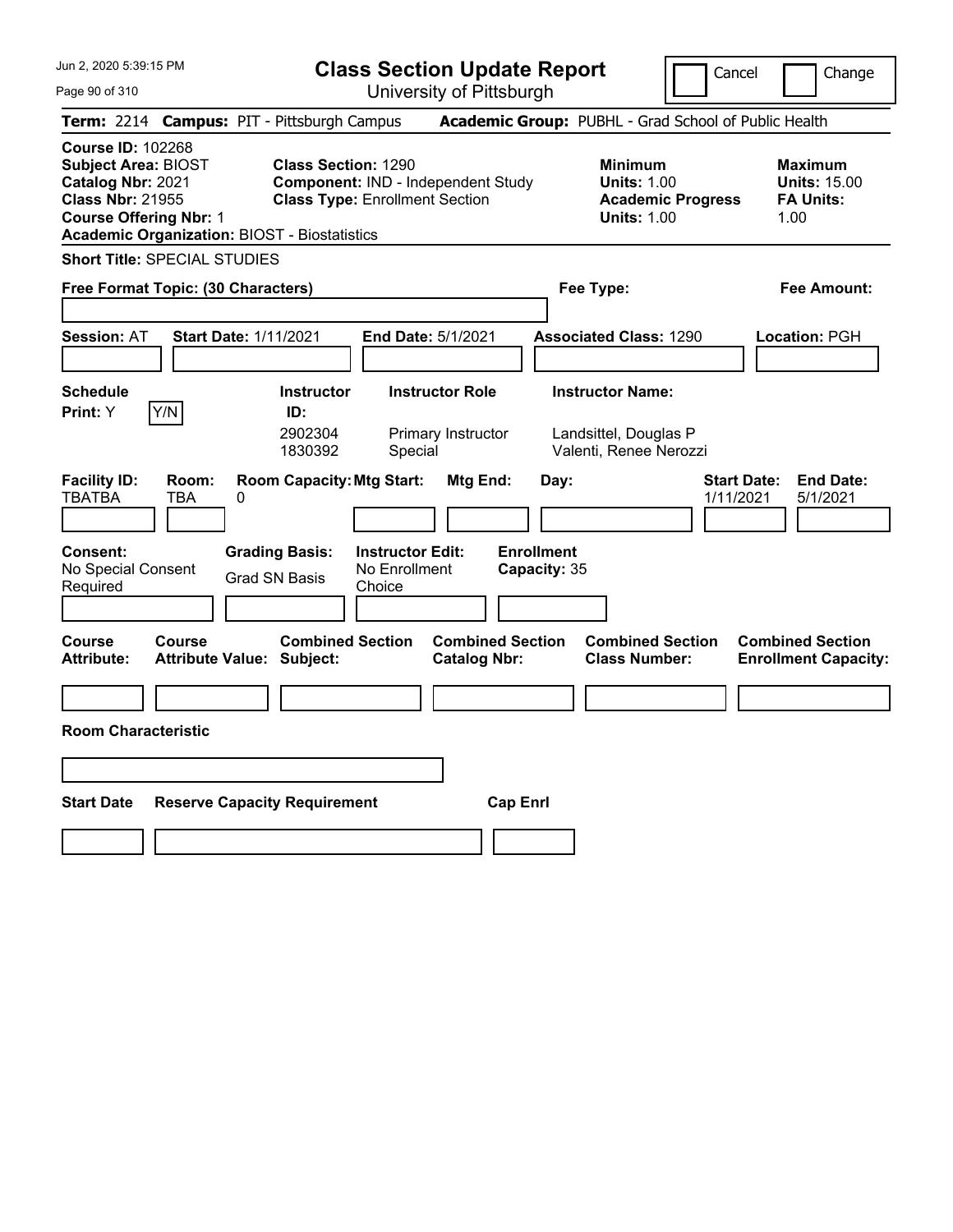Jun 2, 2020 5:39:15 PM

# Class Section Update Report

University of Pittsburgh

Cancel | Change

**Term:** 2214 **Campus:** PIT - Pittsburgh Campus **Academic Group:** PUBHL - Grad School of Public Health

**Course ID:** 102268
**Subject Area:** BIOST
**Catalog Nbr:** 2021
**Class Nbr:** 21955
**Course Offering Nbr:** 1
**Academic Organization:** BIOST - Biostatistics

**Class Section:** 1290
**Component:** IND - Independent Study
**Class Type:** Enrollment Section

**Minimum**
**Units:** 1.00
**Academic Progress Units:** 1.00

**Maximum**
**Units:** 15.00
**FA Units:** 1.00

**Short Title:** SPECIAL STUDIES

**Free Format Topic: (30 Characters)**

**Fee Type:**

**Fee Amount:**

**Session:** AT **Start Date:** 1/11/2021 **End Date:** 5/1/2021 **Associated Class:** 1290 **Location:** PGH

**Schedule Print:** Y Y/N

| Instructor ID: | Instructor Role | Instructor Name: |
|---|---|---|
| 2902304 | Primary Instructor | Landsittel, Douglas P |
| 1830392 | Special | Valenti, Renee Nerozzi |

| Facility ID: | Room: | Room Capacity: | Mtg Start: | Mtg End: | Day: | Start Date: | End Date: |
|---|---|---|---|---|---|---|---|
| TBATBA | TBA | 0 | | | | 1/11/2021 | 5/1/2021 |

**Consent:** No Special Consent Required
**Grading Basis:** Grad SN Basis
**Instructor Edit:** No Enrollment Choice
**Enrollment Capacity:** 35

| Course Attribute: | Course Attribute Value: | Combined Section Subject: | Combined Section Catalog Nbr: | Combined Section Class Number: | Combined Section Enrollment Capacity: |
|---|---|---|---|---|---|
| | | | | | |

**Room Characteristic**

| Start Date | Reserve Capacity Requirement | Cap Enrl |
|---|---|---|
| | | |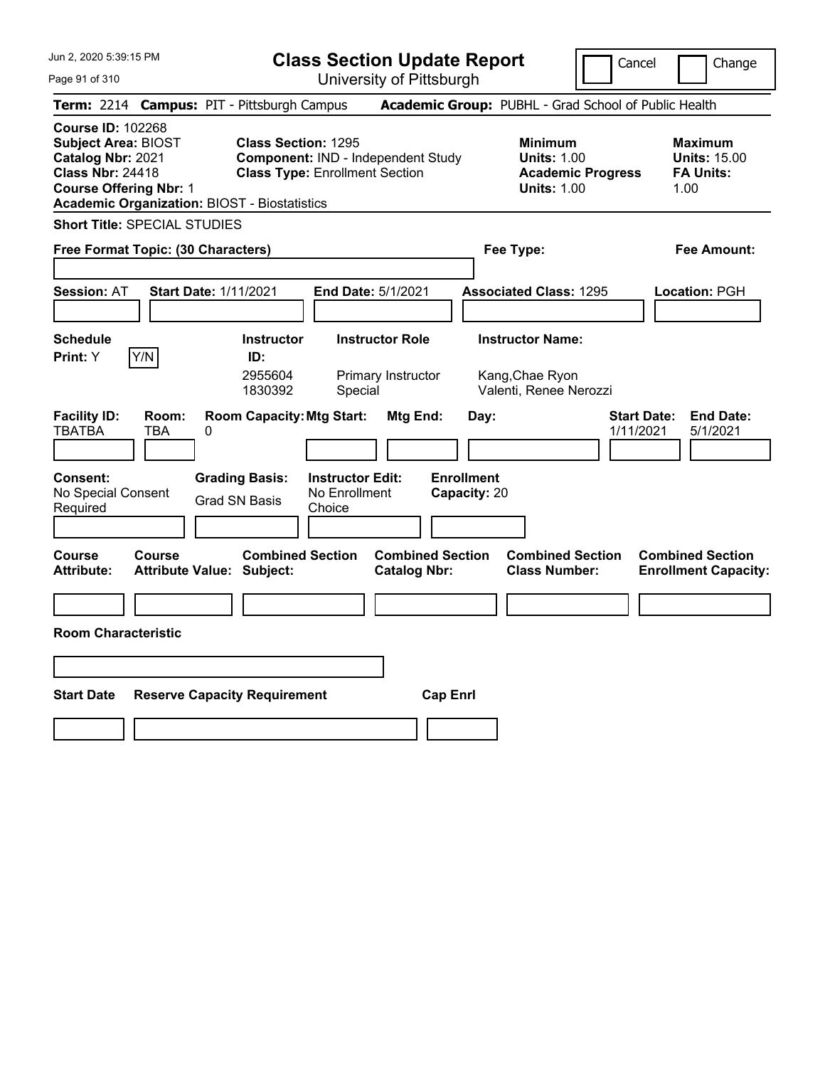# Class Section Update Report

University of Pittsburgh

Jun 2, 2020 5:39:15 PM

Cancel | Change

**Term:** 2214 **Campus:** PIT - Pittsburgh Campus **Academic Group:** PUBHL - Grad School of Public Health

**Course ID:** 102268
**Subject Area:** BIOST
**Catalog Nbr:** 2021
**Class Nbr:** 24418
**Course Offering Nbr:** 1
**Academic Organization:** BIOST - Biostatistics

**Class Section:** 1295
**Component:** IND - Independent Study
**Class Type:** Enrollment Section

**Minimum**
**Units:** 1.00
**Academic Progress Units:** 1.00

**Maximum**
**Units:** 15.00
**FA Units:** 1.00

**Short Title:** SPECIAL STUDIES

**Free Format Topic: (30 Characters)**

**Fee Type:**

**Fee Amount:**

**Session:** AT **Start Date:** 1/11/2021 **End Date:** 5/1/2021 **Associated Class:** 1295 **Location:** PGH

**Schedule Print:** Y

| Y/N | Instructor ID: | Instructor Role | Instructor Name: |
|---|---|---|---|
| | 2955604 | Primary Instructor | Kang,Chae Ryon |
| | 1830392 | Special | Valenti, Renee Nerozzi |

| Facility ID: | Room: | Room Capacity: | Mtg Start: | Mtg End: | Day: | Start Date: | End Date: |
|---|---|---|---|---|---|---|---|
| TBATBA | TBA | 0 | | | | 1/11/2021 | 5/1/2021 |

| Consent: | Grading Basis: | Instructor Edit: | Enrollment Capacity: |
|---|---|---|---|
| No Special Consent Required | Grad SN Basis | No Enrollment Choice | 20 |

| Course Attribute: | Course Attribute Value: | Combined Section Subject: | Combined Section Catalog Nbr: | Combined Section Class Number: | Combined Section Enrollment Capacity: |
|---|---|---|---|---|---|
| | | | | | |

**Room Characteristic**

| Start Date | Reserve Capacity Requirement | Cap Enrl |
|---|---|---|
| | | |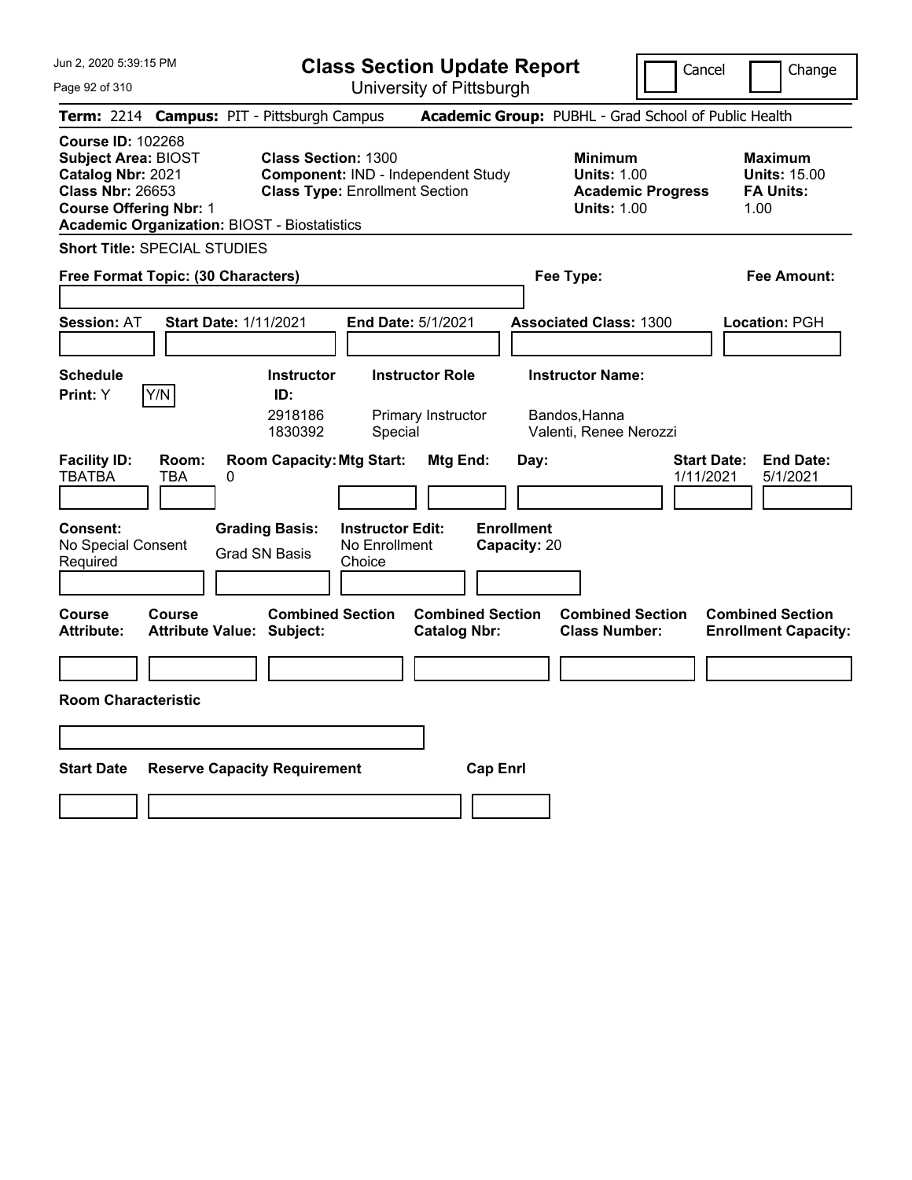# Class Section Update Report

University of Pittsburgh

Cancel | Change

**Term:** 2214 **Campus:** PIT - Pittsburgh Campus **Academic Group:** PUBHL - Grad School of Public Health

**Course ID:** 102268
**Subject Area:** BIOST
**Catalog Nbr:** 2021
**Class Nbr:** 26653
**Course Offering Nbr:** 1
**Academic Organization:** BIOST - Biostatistics

**Class Section:** 1300
**Component:** IND - Independent Study
**Class Type:** Enrollment Section

**Minimum**
**Units:** 1.00
**Academic Progress Units:** 1.00

**Maximum**
**Units:** 15.00
**FA Units:** 1.00

**Short Title:** SPECIAL STUDIES

**Free Format Topic: (30 Characters)**

**Fee Type:**

**Fee Amount:**

**Session:** AT **Start Date:** 1/11/2021 **End Date:** 5/1/2021 **Associated Class:** 1300 **Location:** PGH

**Schedule Print:** Y [Y/N]

| Instructor ID: | Instructor Role | Instructor Name: |
|---|---|---|
| 2918186 | Primary Instructor | Bandos,Hanna |
| 1830392 | Special | Valenti, Renee Nerozzi |

| Facility ID: | Room: | Room Capacity: | Mtg Start: | Mtg End: | Day: | Start Date: | End Date: |
|---|---|---|---|---|---|---|---|
| TBATBA | TBA | 0 | | | | 1/11/2021 | 5/1/2021 |

**Consent:** No Special Consent Required
**Grading Basis:** Grad SN Basis
**Instructor Edit:** No Enrollment Choice
**Enrollment Capacity:** 20

| Course Attribute: | Course Attribute Value: | Combined Section Subject: | Combined Section Catalog Nbr: | Combined Section Class Number: | Combined Section Enrollment Capacity: |
|---|---|---|---|---|---|
| | | | | | |

**Room Characteristic**

| Start Date | Reserve Capacity Requirement | Cap Enrl |
|---|---|---|
| | | |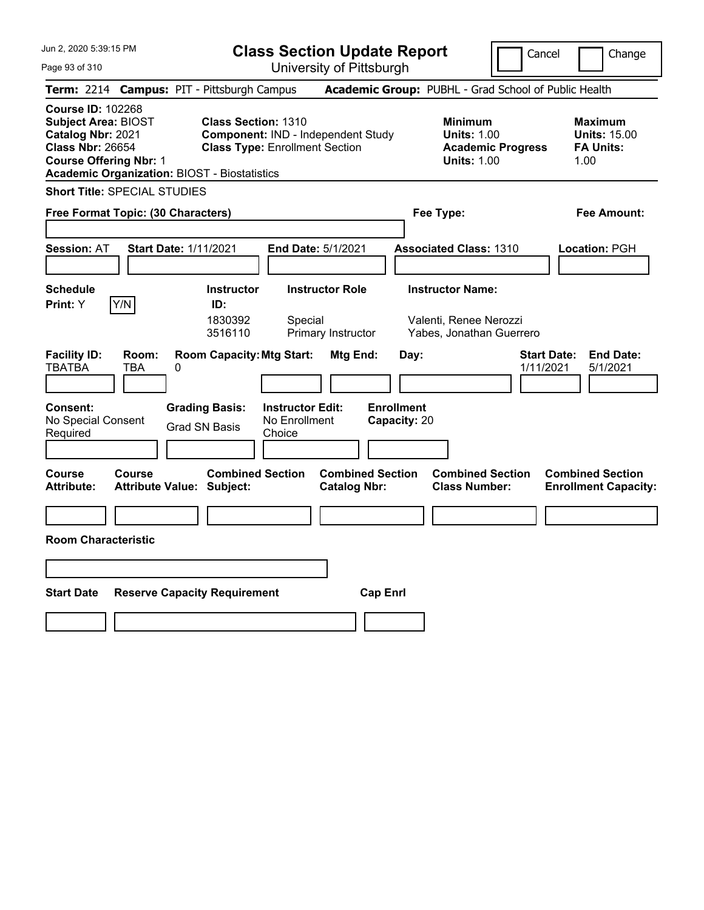# Class Section Update Report

University of Pittsburgh

Cancel | Change

Jun 2, 2020 5:39:15 PM

**Term:** 2214 **Campus:** PIT - Pittsburgh Campus **Academic Group:** PUBHL - Grad School of Public Health

**Course ID:** 102268
**Subject Area:** BIOST
**Catalog Nbr:** 2021
**Class Nbr:** 26654
**Course Offering Nbr:** 1
**Academic Organization:** BIOST - Biostatistics

**Class Section:** 1310
**Component:** IND - Independent Study
**Class Type:** Enrollment Section

**Minimum**
**Units:** 1.00
**Academic Progress Units:** 1.00

**Maximum**
**Units:** 15.00
**FA Units:** 1.00

**Short Title:** SPECIAL STUDIES

**Free Format Topic: (30 Characters)**

**Fee Type:**

**Fee Amount:**

**Session:** AT **Start Date:** 1/11/2021 **End Date:** 5/1/2021 **Associated Class:** 1310 **Location:** PGH

**Schedule Print:** Y [Y/N]

| Instructor ID: | Instructor Role | Instructor Name: |
|---|---|---|
| 1830392 | Special | Valenti, Renee Nerozzi |
| 3516110 | Primary Instructor | Yabes, Jonathan Guerrero |

| Facility ID: | Room: | Room Capacity: | Mtg Start: | Mtg End: | Day: | Start Date: | End Date: |
|---|---|---|---|---|---|---|---|
| TBATBA | TBA | 0 | | | | 1/11/2021 | 5/1/2021 |

**Consent:** No Special Consent Required
**Grading Basis:** Grad SN Basis
**Instructor Edit:** No Enrollment Choice
**Enrollment Capacity:** 20

| Course Attribute: | Course Attribute Value: | Combined Section Subject: | Combined Section Catalog Nbr: | Combined Section Class Number: | Combined Section Enrollment Capacity: |
|---|---|---|---|---|---|
| | | | | | |

**Room Characteristic**

| Start Date | Reserve Capacity Requirement | Cap Enrl |
|---|---|---|
| | | |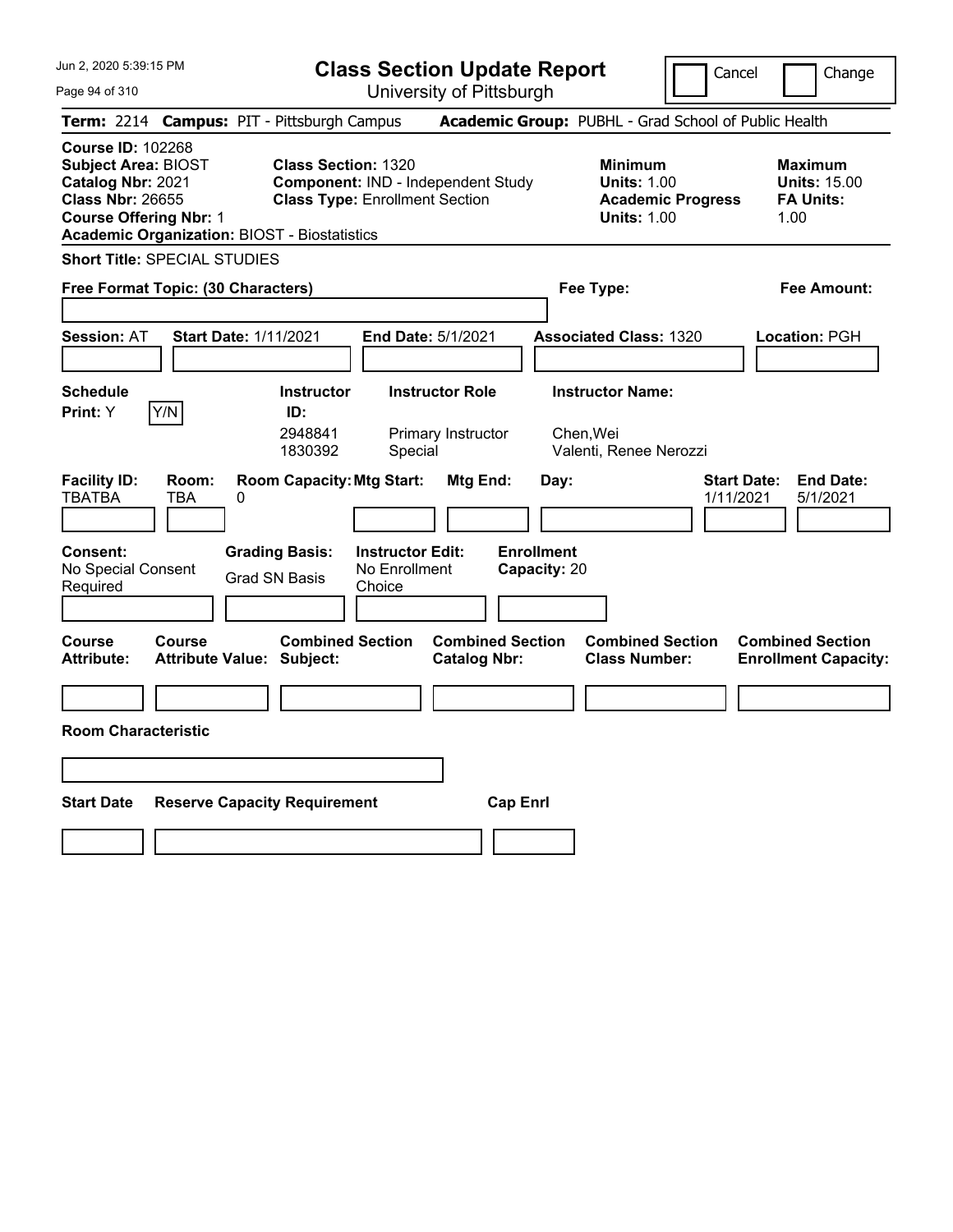# Class Section Update Report

University of Pittsburgh

Cancel | Change

**Term:** 2214 **Campus:** PIT - Pittsburgh Campus **Academic Group:** PUBHL - Grad School of Public Health

**Course ID:** 102268
**Subject Area:** BIOST
**Catalog Nbr:** 2021
**Class Nbr:** 26655
**Course Offering Nbr:** 1
**Academic Organization:** BIOST - Biostatistics

**Class Section:** 1320
**Component:** IND - Independent Study
**Class Type:** Enrollment Section

**Minimum**
**Units:** 1.00
**Academic Progress Units:** 1.00

**Maximum**
**Units:** 15.00
**FA Units:** 1.00

**Short Title:** SPECIAL STUDIES

**Free Format Topic: (30 Characters)**

**Fee Type:**

**Fee Amount:**

**Session:** AT **Start Date:** 1/11/2021 **End Date:** 5/1/2021 **Associated Class:** 1320 **Location:** PGH

**Schedule Print:** Y Y/N

| Instructor ID: | Instructor Role | Instructor Name: |
| --- | --- | --- |
| 2948841 | Primary Instructor | Chen,Wei |
| 1830392 | Special | Valenti, Renee Nerozzi |

| Facility ID: | Room: | Room Capacity: | Mtg Start: | Mtg End: | Day: | Start Date: | End Date: |
| --- | --- | --- | --- | --- | --- | --- | --- |
| TBATBA | TBA | 0 | | | | 1/11/2021 | 5/1/2021 |

**Consent:** No Special Consent Required
**Grading Basis:** Grad SN Basis
**Instructor Edit:** No Enrollment Choice
**Enrollment Capacity:** 20

| Course Attribute: | Course Attribute Value: | Combined Section Subject: | Combined Section Catalog Nbr: | Combined Section Class Number: | Combined Section Enrollment Capacity: |
| --- | --- | --- | --- | --- | --- |
| | | | | | |

**Room Characteristic**

| Start Date | Reserve Capacity Requirement | Cap Enrl |
| --- | --- | --- |
| | | |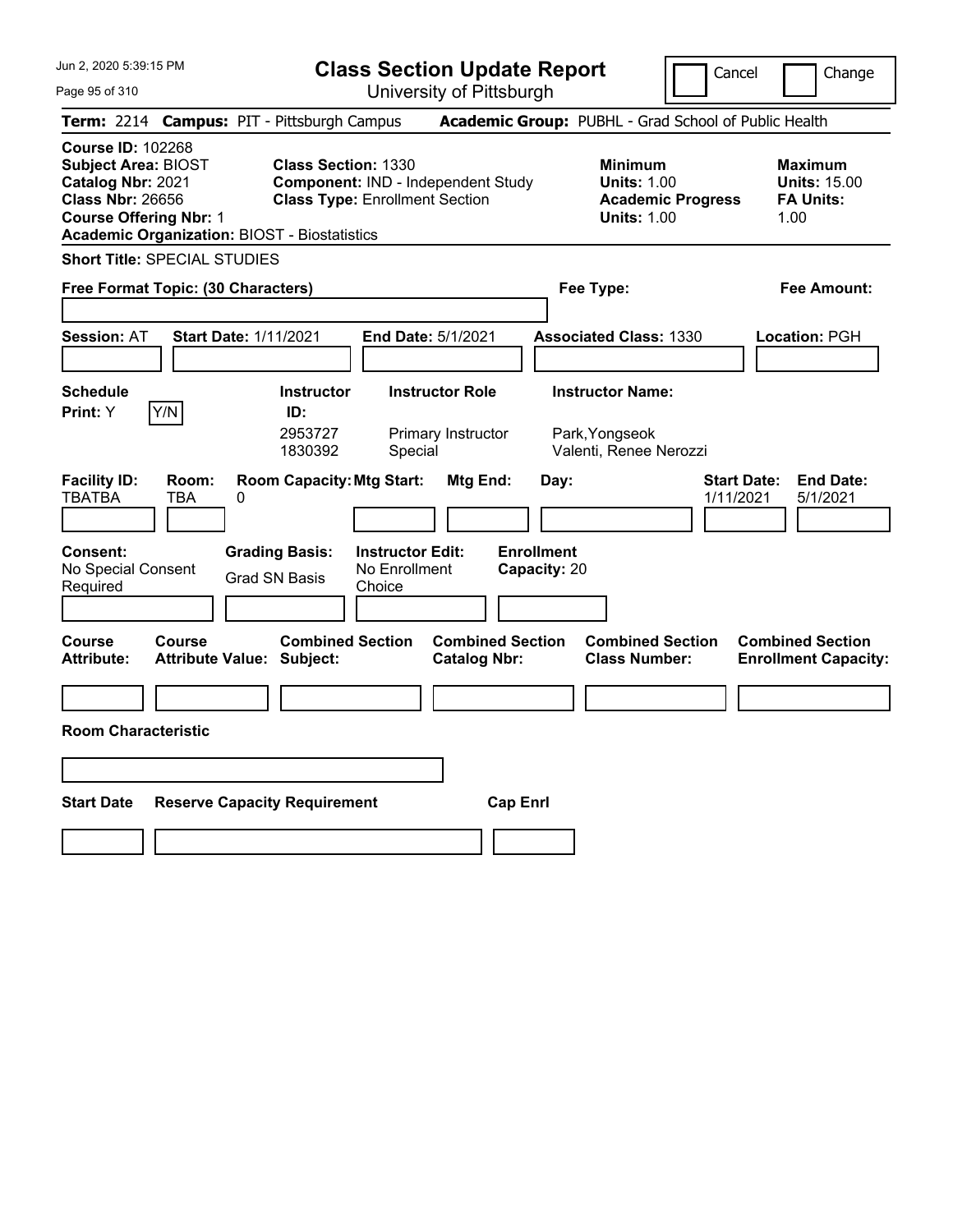# Class Section Update Report

University of Pittsburgh

Cancel | Change

**Term:** 2214 **Campus:** PIT - Pittsburgh Campus **Academic Group:** PUBHL - Grad School of Public Health

**Course ID:** 102268
**Subject Area:** BIOST
**Catalog Nbr:** 2021
**Class Nbr:** 26656
**Course Offering Nbr:** 1
**Academic Organization:** BIOST - Biostatistics

**Class Section:** 1330
**Component:** IND - Independent Study
**Class Type:** Enrollment Section

**Minimum Units:** 1.00
**Academic Progress Units:** 1.00

**Maximum Units:** 15.00
**FA Units:** 1.00

**Short Title:** SPECIAL STUDIES

**Free Format Topic: (30 Characters)**

**Fee Type:**

**Fee Amount:**

**Session:** AT **Start Date:** 1/11/2021 **End Date:** 5/1/2021 **Associated Class:** 1330 **Location:** PGH

**Schedule Print:** Y Y/N

| Instructor ID: | Instructor Role | Instructor Name: |
|---|---|---|
| 2953727 | Primary Instructor | Park,Yongseok |
| 1830392 | Special | Valenti, Renee Nerozzi |

| Facility ID: | Room: | Room Capacity: | Mtg Start: | Mtg End: | Day: | Start Date: | End Date: |
|---|---|---|---|---|---|---|---|
| TBATBA | TBA | 0 | | | | 1/11/2021 | 5/1/2021 |

**Consent:** No Special Consent Required
**Grading Basis:** Grad SN Basis
**Instructor Edit:** No Enrollment Choice
**Enrollment Capacity:** 20

| Course Attribute: | Course Attribute Value: | Combined Section Subject: | Combined Section Catalog Nbr: | Combined Section Class Number: | Combined Section Enrollment Capacity: |
|---|---|---|---|---|---|
| | | | | | |

**Room Characteristic**

| Start Date | Reserve Capacity Requirement | Cap Enrl |
|---|---|---|
| | | |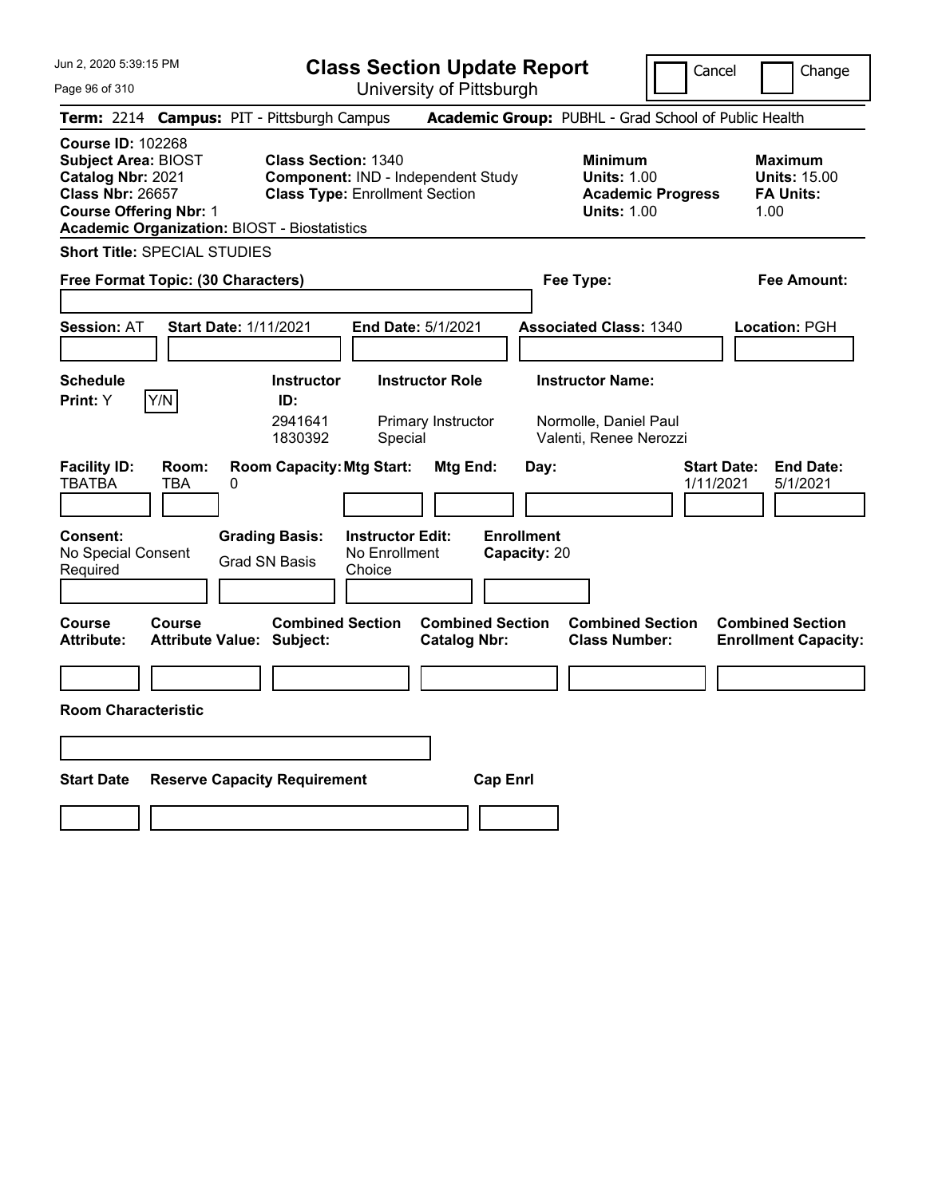# Class Section Update Report

University of Pittsburgh

Jun 2, 2020 5:39:15 PM

Cancel | Change

**Term:** 2214 **Campus:** PIT - Pittsburgh Campus **Academic Group:** PUBHL - Grad School of Public Health

**Course ID:** 102268
**Subject Area:** BIOST
**Catalog Nbr:** 2021
**Class Nbr:** 26657
**Course Offering Nbr:** 1
**Academic Organization:** BIOST - Biostatistics

**Class Section:** 1340
**Component:** IND - Independent Study
**Class Type:** Enrollment Section

**Minimum**
**Units:** 1.00
**Academic Progress Units:** 1.00

**Maximum**
**Units:** 15.00
**FA Units:** 1.00

**Short Title:** SPECIAL STUDIES

**Free Format Topic: (30 Characters)**

**Fee Type:**

**Fee Amount:**

**Session:** AT **Start Date:** 1/11/2021 **End Date:** 5/1/2021 **Associated Class:** 1340 **Location:** PGH

**Schedule Print:** Y Y/N

| Instructor ID: | Instructor Role | Instructor Name: |
|---|---|---|
| 2941641 | Primary Instructor | Normolle, Daniel Paul |
| 1830392 | Special | Valenti, Renee Nerozzi |

| Facility ID: | Room: | Room Capacity: | Mtg Start: | Mtg End: | Day: | Start Date: | End Date: |
|---|---|---|---|---|---|---|---|
| TBATBA | TBA | 0 | | | | 1/11/2021 | 5/1/2021 |

**Consent:** No Special Consent Required

**Grading Basis:** Grad SN Basis

**Instructor Edit:** No Enrollment Choice

**Enrollment Capacity:** 20

| Course Attribute: | Course Attribute Value: | Combined Section Subject: | Combined Section Catalog Nbr: | Combined Section Class Number: | Combined Section Enrollment Capacity: |
|---|---|---|---|---|---|
| | | | | | |

**Room Characteristic**

| Start Date | Reserve Capacity Requirement | Cap Enrl |
|---|---|---|
| | | |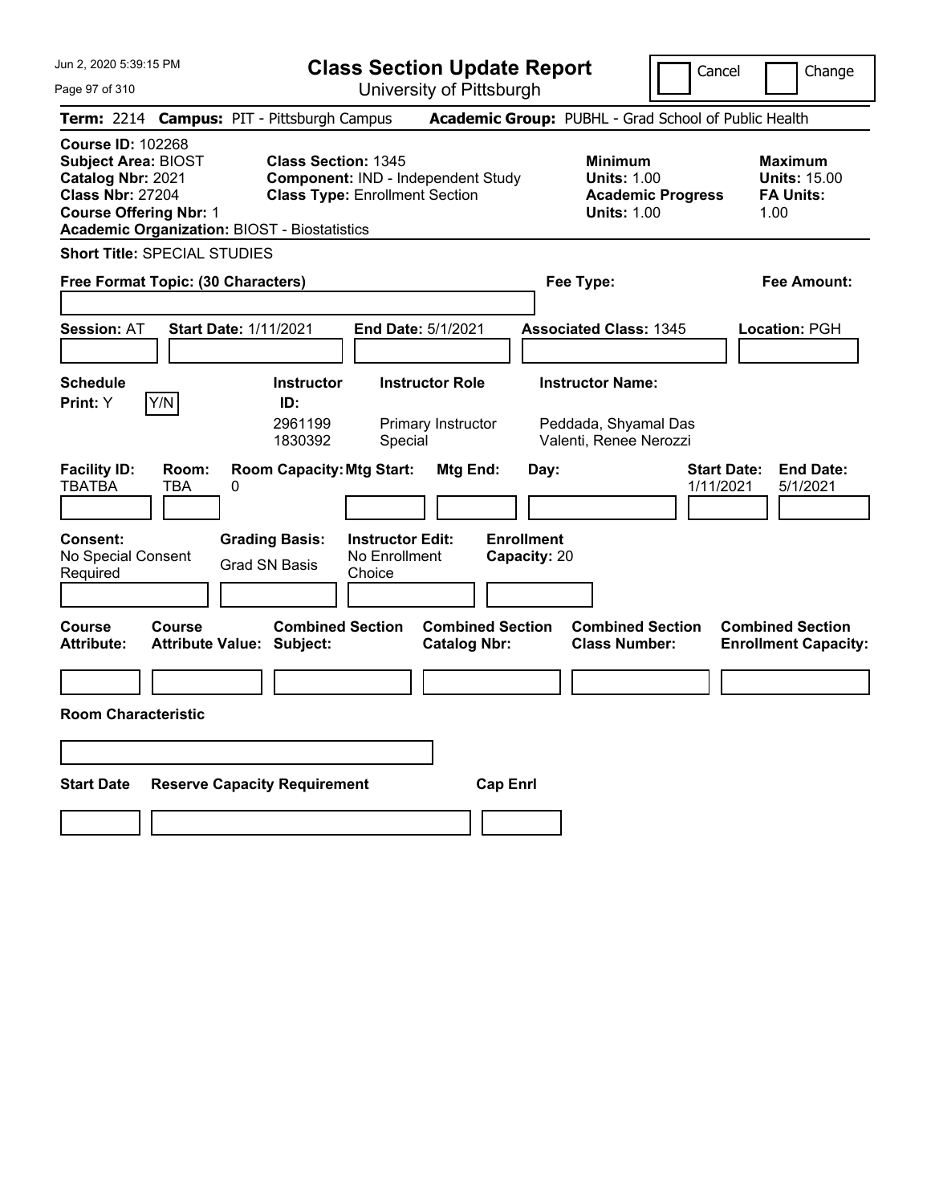# Class Section Update Report

University of Pittsburgh

Jun 2, 2020 5:39:15 PM

Cancel / Change

**Term:** 2214 **Campus:** PIT - Pittsburgh Campus **Academic Group:** PUBHL - Grad School of Public Health

**Course ID:** 102268
**Subject Area:** BIOST
**Catalog Nbr:** 2021
**Class Nbr:** 27204
**Course Offering Nbr:** 1
**Academic Organization:** BIOST - Biostatistics

**Class Section:** 1345
**Component:** IND - Independent Study
**Class Type:** Enrollment Section

**Minimum**
**Units:** 1.00
**Academic Progress Units:** 1.00

**Maximum**
**Units:** 15.00
**FA Units:** 1.00

**Short Title:** SPECIAL STUDIES

**Free Format Topic: (30 Characters)**

**Fee Type:**

**Fee Amount:**

**Session:** AT **Start Date:** 1/11/2021 **End Date:** 5/1/2021 **Associated Class:** 1345 **Location:** PGH

**Schedule Print:** Y Y/N

| Instructor ID: | Instructor Role | Instructor Name: |
|---|---|---|
| 2961199 | Primary Instructor | Peddada, Shyamal Das |
| 1830392 | Special | Valenti, Renee Nerozzi |

| Facility ID: | Room: | Room Capacity: | Mtg Start: | Mtg End: | Day: | Start Date: | End Date: |
|---|---|---|---|---|---|---|---|
| TBATBA | TBA | 0 | | | | 1/11/2021 | 5/1/2021 |

**Consent:** No Special Consent Required

**Grading Basis:** Grad SN Basis

**Instructor Edit:** No Enrollment Choice

**Enrollment Capacity:** 20

| Course Attribute: | Course Attribute Value: | Combined Section Subject: | Combined Section Catalog Nbr: | Combined Section Class Number: | Combined Section Enrollment Capacity: |
|---|---|---|---|---|---|
| | | | | | |

**Room Characteristic**

| Start Date | Reserve Capacity Requirement | Cap Enrl |
|---|---|---|
| | | |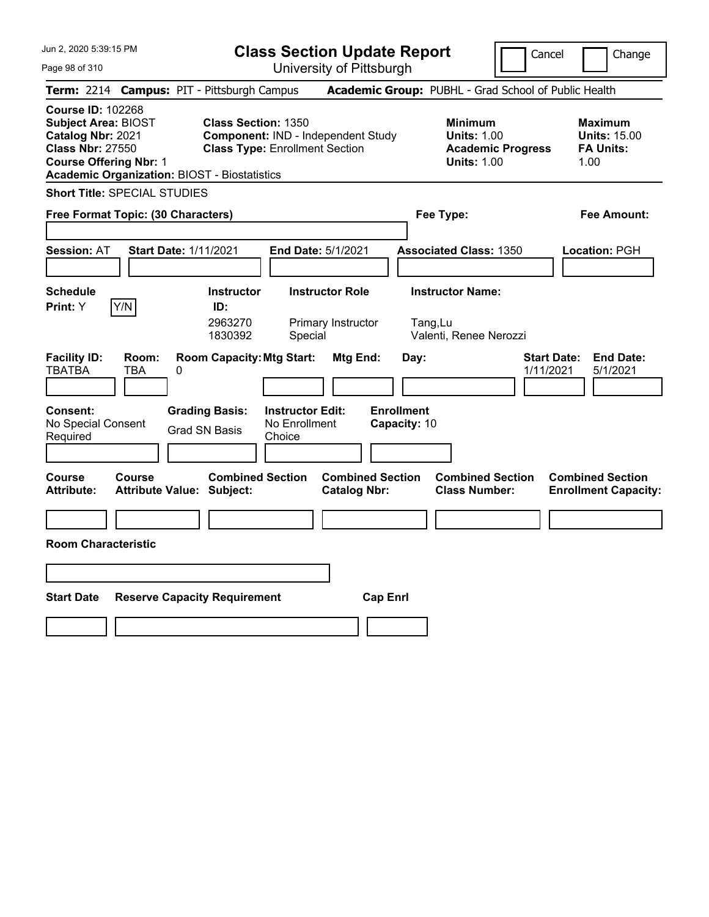# Class Section Update Report

University of Pittsburgh

Cancel | Change

**Term:** 2214 **Campus:** PIT - Pittsburgh Campus **Academic Group:** PUBHL - Grad School of Public Health

**Course ID:** 102268
**Subject Area:** BIOST
**Catalog Nbr:** 2021
**Class Nbr:** 27550
**Course Offering Nbr:** 1
**Academic Organization:** BIOST - Biostatistics

**Class Section:** 1350
**Component:** IND - Independent Study
**Class Type:** Enrollment Section

**Minimum Units:** 1.00
**Academic Progress Units:** 1.00

**Maximum Units:** 15.00
**FA Units:** 1.00

**Short Title:** SPECIAL STUDIES

**Free Format Topic: (30 Characters)**

**Fee Type:**

**Fee Amount:**

**Session:** AT **Start Date:** 1/11/2021 **End Date:** 5/1/2021 **Associated Class:** 1350 **Location:** PGH

**Schedule Print:** Y Y/N

| Instructor ID: | Instructor Role | Instructor Name: |
|---|---|---|
| 2963270 | Primary Instructor | Tang,Lu |
| 1830392 | Special | Valenti, Renee Nerozzi |

| Facility ID: | Room: | Room Capacity: | Mtg Start: | Mtg End: | Day: | Start Date: | End Date: |
|---|---|---|---|---|---|---|---|
| TBATBA | TBA | 0 | | | | 1/11/2021 | 5/1/2021 |

**Consent:** No Special Consent Required

**Grading Basis:** Grad SN Basis

**Instructor Edit:** No Enrollment Choice

**Enrollment Capacity:** 10

| Course Attribute: | Course Attribute Value: | Combined Section Subject: | Combined Section Catalog Nbr: | Combined Section Class Number: | Combined Section Enrollment Capacity: |
|---|---|---|---|---|---|
| | | | | | |

**Room Characteristic**

| Start Date | Reserve Capacity Requirement | Cap Enrl |
|---|---|---|
| | | |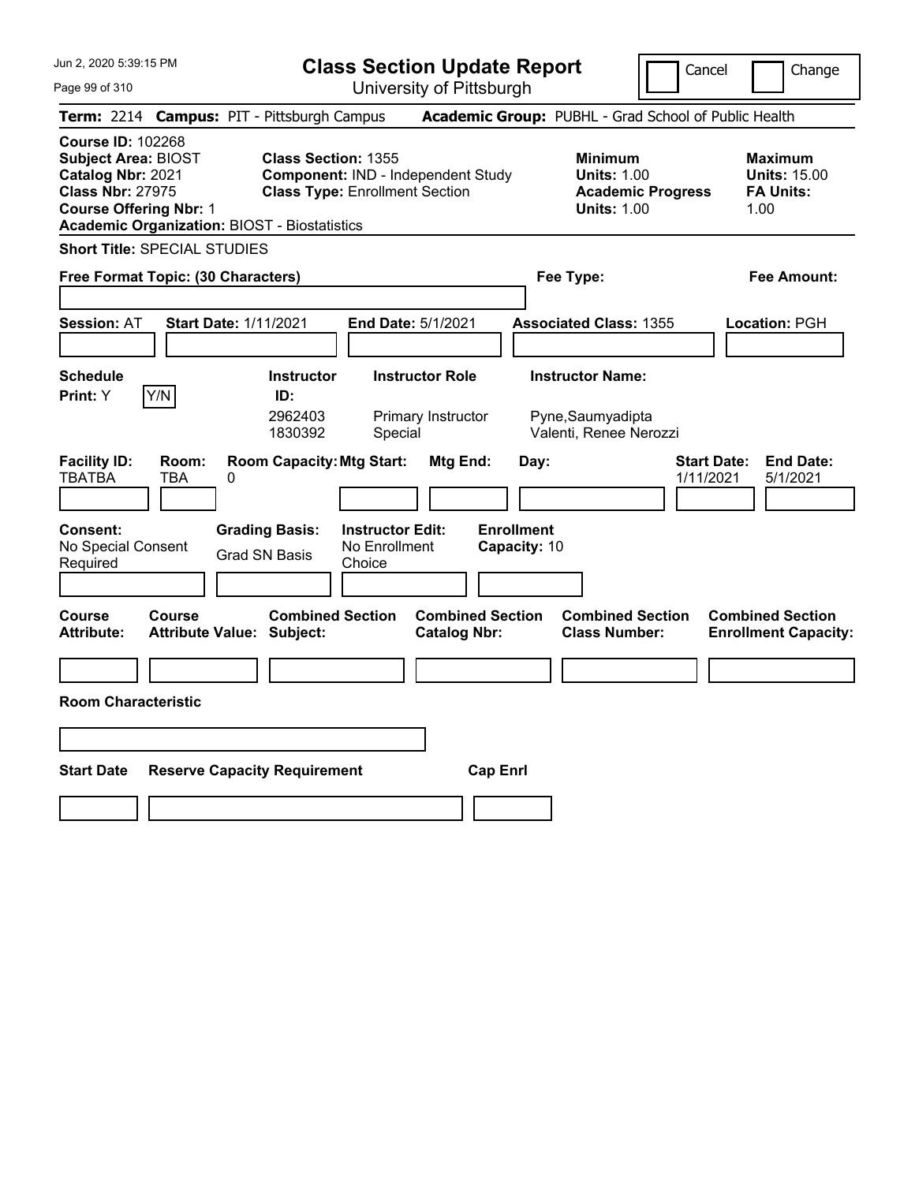# Class Section Update Report

University of Pittsburgh

Cancel | Change

**Term:** 2214 **Campus:** PIT - Pittsburgh Campus **Academic Group:** PUBHL - Grad School of Public Health

**Course ID:** 102268
**Subject Area:** BIOST
**Catalog Nbr:** 2021
**Class Nbr:** 27975
**Course Offering Nbr:** 1
**Academic Organization:** BIOST - Biostatistics

**Class Section:** 1355
**Component:** IND - Independent Study
**Class Type:** Enrollment Section

**Minimum**
**Units:** 1.00
**Academic Progress Units:** 1.00

**Maximum**
**Units:** 15.00
**FA Units:** 1.00

**Short Title:** SPECIAL STUDIES

**Free Format Topic: (30 Characters)**

**Fee Type:**

**Fee Amount:**

**Session:** AT **Start Date:** 1/11/2021 **End Date:** 5/1/2021 **Associated Class:** 1355 **Location:** PGH

**Schedule Print:** Y Y/N

| Instructor ID: | Instructor Role | Instructor Name: |
|---|---|---|
| 2962403 | Primary Instructor | Pyne,Saumyadipta |
| 1830392 | Special | Valenti, Renee Nerozzi |

| Facility ID: | Room: | Room Capacity: | Mtg Start: | Mtg End: | Day: | Start Date: | End Date: |
|---|---|---|---|---|---|---|---|
| TBATBA | TBA | 0 | | | | 1/11/2021 | 5/1/2021 |

**Consent:** No Special Consent Required
**Grading Basis:** Grad SN Basis
**Instructor Edit:** No Enrollment Choice
**Enrollment Capacity:** 10

| Course Attribute: | Course Attribute Value: | Combined Section Subject: | Combined Section Catalog Nbr: | Combined Section Class Number: | Combined Section Enrollment Capacity: |
|---|---|---|---|---|---|
| | | | | | |

**Room Characteristic**

| Start Date | Reserve Capacity Requirement | Cap Enrl |
|---|---|---|
| | | |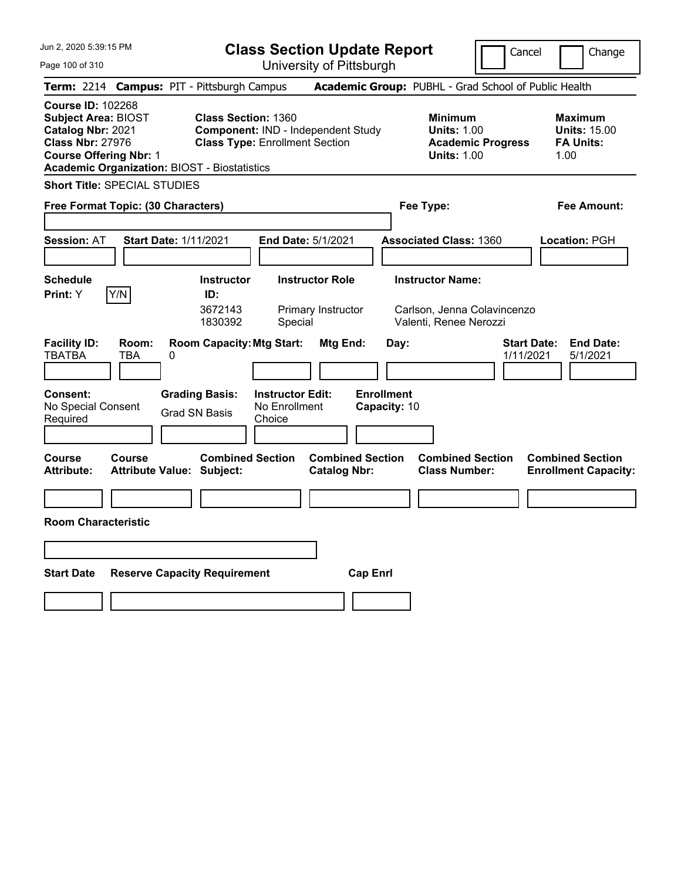# Class Section Update Report

University of Pittsburgh

Cancel | Change

**Term:** 2214 **Campus:** PIT - Pittsburgh Campus **Academic Group:** PUBHL - Grad School of Public Health

**Course ID:** 102268
**Subject Area:** BIOST
**Catalog Nbr:** 2021
**Class Nbr:** 27976
**Course Offering Nbr:** 1
**Academic Organization:** BIOST - Biostatistics

**Class Section:** 1360
**Component:** IND - Independent Study
**Class Type:** Enrollment Section

**Minimum**
**Units:** 1.00
**Academic Progress Units:** 1.00

**Maximum**
**Units:** 15.00
**FA Units:** 1.00

**Short Title:** SPECIAL STUDIES

**Free Format Topic: (30 Characters)**

**Fee Type:**

**Fee Amount:**

**Session:** AT **Start Date:** 1/11/2021 **End Date:** 5/1/2021 **Associated Class:** 1360 **Location:** PGH

| Schedule Print: | Instructor ID: | Instructor Role | Instructor Name: |
|---|---|---|---|
| Y [Y/N] | 3672143 | Primary Instructor | Carlson, Jenna Colavincenzo |
| | 1830392 | Special | Valenti, Renee Nerozzi |

| Facility ID: | Room: | Room Capacity: | Mtg Start: | Mtg End: | Day: | Start Date: | End Date: |
|---|---|---|---|---|---|---|---|
| TBATBA | TBA | 0 | | | | 1/11/2021 | 5/1/2021 |

**Consent:** No Special Consent Required

**Grading Basis:** Grad SN Basis

**Instructor Edit:** No Enrollment Choice

**Enrollment Capacity:** 10

| Course Attribute: | Course Attribute Value: | Combined Section Subject: | Combined Section Catalog Nbr: | Combined Section Class Number: | Combined Section Enrollment Capacity: |
|---|---|---|---|---|---|
| | | | | | |

**Room Characteristic**

| Start Date | Reserve Capacity Requirement | Cap Enrl |
|---|---|---|
| | | |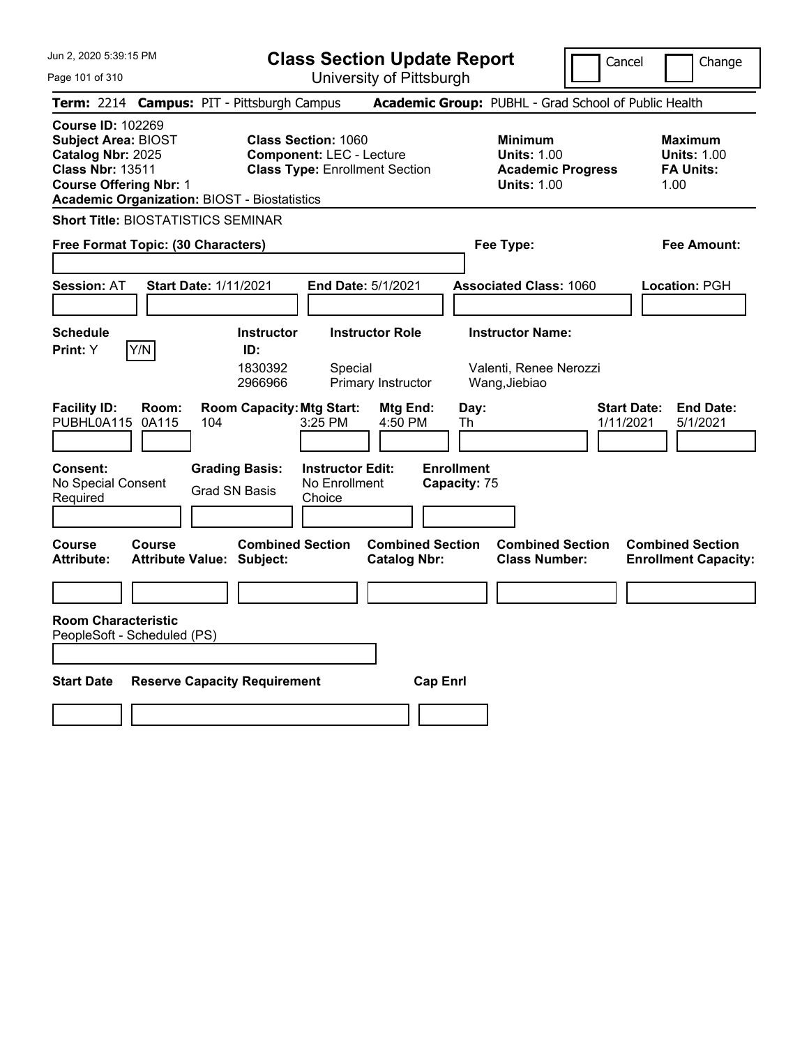Jun 2, 2020 5:39:15 PM

# Class Section Update Report

University of Pittsburgh

Cancel | Change

**Term:** 2214 **Campus:** PIT - Pittsburgh Campus **Academic Group:** PUBHL - Grad School of Public Health

**Course ID:** 102269
**Subject Area:** BIOST
**Catalog Nbr:** 2025
**Class Nbr:** 13511
**Course Offering Nbr:** 1
**Academic Organization:** BIOST - Biostatistics

**Class Section:** 1060
**Component:** LEC - Lecture
**Class Type:** Enrollment Section

**Minimum Units:** 1.00
**Academic Progress Units:** 1.00

**Maximum Units:** 1.00
**FA Units:** 1.00

**Short Title:** BIOSTATISTICS SEMINAR

**Free Format Topic: (30 Characters)**

**Fee Type:**

**Fee Amount:**

**Session:** AT **Start Date:** 1/11/2021 **End Date:** 5/1/2021 **Associated Class:** 1060 **Location:** PGH

**Schedule Print:** Y [Y/N]

| Instructor ID | Instructor Role | Instructor Name |
|---|---|---|
| 1830392 | Special | Valenti, Renee Nerozzi |
| 2966966 | Primary Instructor | Wang,Jiebiao |

| Facility ID | Room | Room Capacity | Mtg Start | Mtg End | Day | Start Date | End Date |
|---|---|---|---|---|---|---|---|
| PUBHL0A115 | 0A115 | 104 | 3:25 PM | 4:50 PM | Th | 1/11/2021 | 5/1/2021 |

**Consent:** No Special Consent Required
**Grading Basis:** Grad SN Basis
**Instructor Edit:** No Enrollment Choice
**Enrollment Capacity:** 75

| Course Attribute | Course Attribute Value | Combined Section Subject | Combined Section Catalog Nbr | Combined Section Class Number | Combined Section Enrollment Capacity |
|---|---|---|---|---|---|
| | | | | | |

**Room Characteristic**
PeopleSoft - Scheduled (PS)

| Start Date | Reserve Capacity Requirement | Cap Enrl |
|---|---|---|
| | | |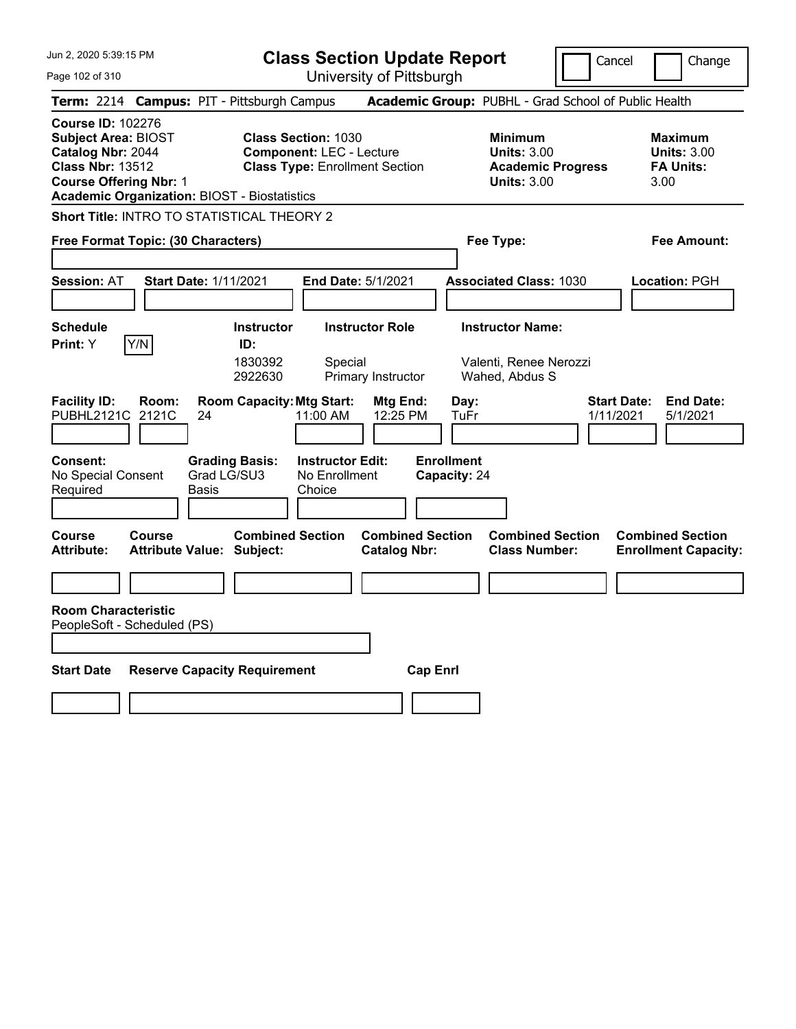# Class Section Update Report

University of Pittsburgh

Jun 2, 2020 5:39:15 PM

Cancel | Change

**Term:** 2214 **Campus:** PIT - Pittsburgh Campus **Academic Group:** PUBHL - Grad School of Public Health

**Course ID:** 102276
**Subject Area:** BIOST
**Catalog Nbr:** 2044
**Class Nbr:** 13512
**Course Offering Nbr:** 1
**Academic Organization:** BIOST - Biostatistics

**Class Section:** 1030
**Component:** LEC - Lecture
**Class Type:** Enrollment Section

**Minimum Units:** 3.00
**Academic Progress Units:** 3.00

**Maximum Units:** 3.00
**FA Units:** 3.00

**Short Title:** INTRO TO STATISTICAL THEORY 2

**Free Format Topic: (30 Characters)**

**Fee Type:**

**Fee Amount:**

**Session:** AT **Start Date:** 1/11/2021 **End Date:** 5/1/2021 **Associated Class:** 1030 **Location:** PGH

**Schedule Print:** Y Y/N

| Instructor ID | Instructor Role | Instructor Name |
|---|---|---|
| 1830392 | Special | Valenti, Renee Nerozzi |
| 2922630 | Primary Instructor | Wahed, Abdus S |

| Facility ID | Room | Room Capacity | Mtg Start | Mtg End | Day | Start Date | End Date |
|---|---|---|---|---|---|---|---|
| PUBHL2121C | 2121C | 24 | 11:00 AM | 12:25 PM | TuFr | 1/11/2021 | 5/1/2021 |

**Consent:** No Special Consent Required
**Grading Basis:** Grad LG/SU3 Basis
**Instructor Edit:** No Enrollment Choice
**Enrollment Capacity:** 24

| Course Attribute | Course Attribute Value | Combined Section Subject | Combined Section Catalog Nbr | Combined Section Class Number | Combined Section Enrollment Capacity |
|---|---|---|---|---|---|
| | | | | | |

**Room Characteristic**
PeopleSoft - Scheduled (PS)

| Start Date | Reserve Capacity Requirement | Cap Enrl |
|---|---|---|
| | | |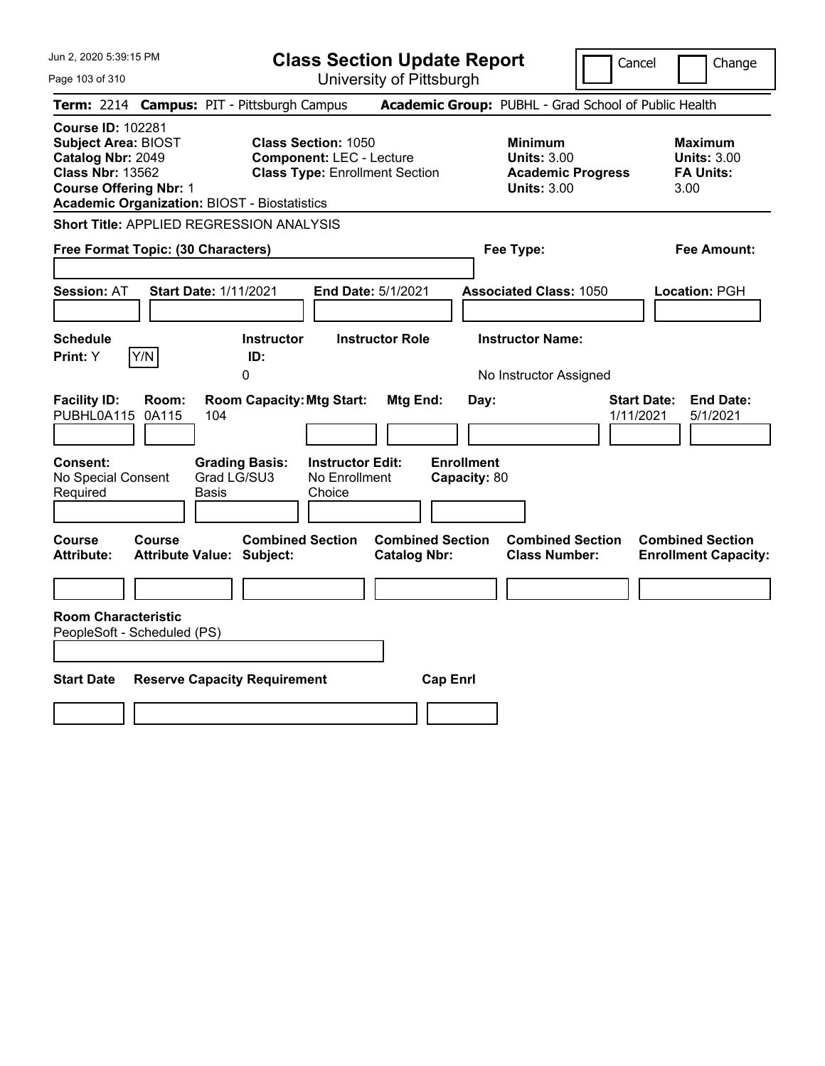Jun 2, 2020 5:39:15 PM

# Class Section Update Report

University of Pittsburgh

Cancel | Change

**Term:** 2214 **Campus:** PIT - Pittsburgh Campus **Academic Group:** PUBHL - Grad School of Public Health

**Course ID:** 102281
**Subject Area:** BIOST
**Catalog Nbr:** 2049
**Class Nbr:** 13562
**Course Offering Nbr:** 1
**Academic Organization:** BIOST - Biostatistics

**Class Section:** 1050
**Component:** LEC - Lecture
**Class Type:** Enrollment Section

**Minimum**
**Units:** 3.00
**Academic Progress Units:** 3.00

**Maximum**
**Units:** 3.00
**FA Units:** 3.00

**Short Title:** APPLIED REGRESSION ANALYSIS

**Free Format Topic: (30 Characters)**

**Fee Type:**

**Fee Amount:**

**Session:** AT **Start Date:** 1/11/2021 **End Date:** 5/1/2021 **Associated Class:** 1050 **Location:** PGH

| Schedule Print: | Instructor ID: | Instructor Role | Instructor Name: |
|---|---|---|---|
| Y Y/N | 0 | | No Instructor Assigned |

| Facility ID: | Room: | Room Capacity: | Mtg Start: | Mtg End: | Day: | Start Date: | End Date: |
|---|---|---|---|---|---|---|---|
| PUBHL0A115 | 0A115 | 104 | | | | 1/11/2021 | 5/1/2021 |

| Consent: | Grading Basis: | Instructor Edit: | Enrollment Capacity: |
|---|---|---|---|
| No Special Consent Required | Grad LG/SU3 Basis | No Enrollment Choice | 80 |

| Course Attribute: | Course Attribute Value: | Combined Section Subject: | Combined Section Catalog Nbr: | Combined Section Class Number: | Combined Section Enrollment Capacity: |
|---|---|---|---|---|---|
| | | | | | |

**Room Characteristic**
PeopleSoft - Scheduled (PS)

| Start Date | Reserve Capacity Requirement | Cap Enrl |
|---|---|---|
| | | |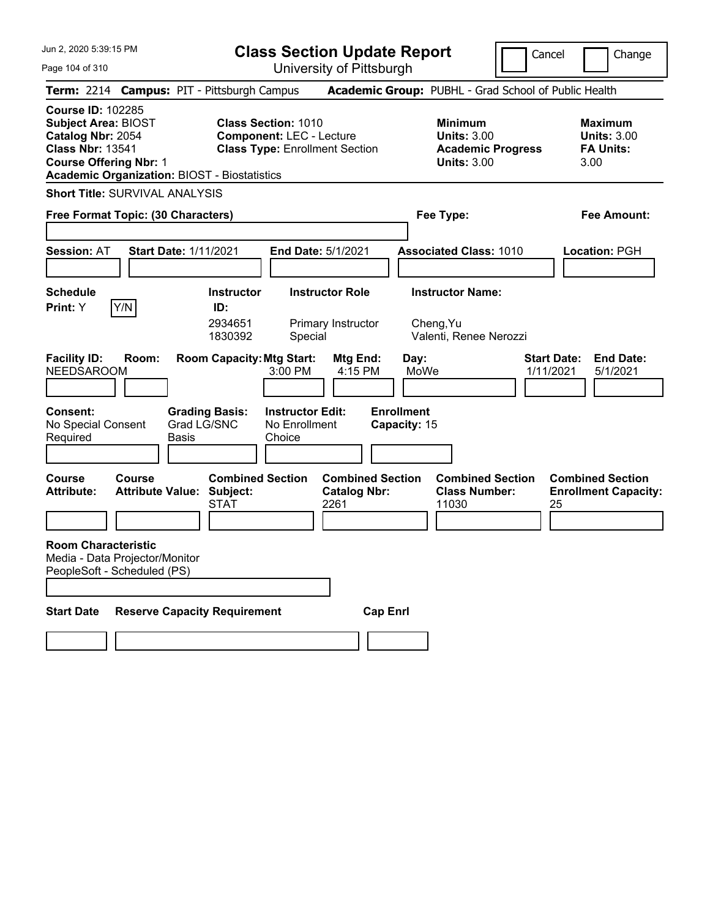Jun 2, 2020 5:39:15 PM

# Class Section Update Report

University of Pittsburgh

Cancel | Change

**Term:** 2214 **Campus:** PIT - Pittsburgh Campus **Academic Group:** PUBHL - Grad School of Public Health

**Course ID:** 102285
**Subject Area:** BIOST
**Catalog Nbr:** 2054
**Class Nbr:** 13541
**Course Offering Nbr:** 1
**Academic Organization:** BIOST - Biostatistics

**Class Section:** 1010
**Component:** LEC - Lecture
**Class Type:** Enrollment Section

**Minimum Units:** 3.00
**Academic Progress Units:** 3.00

**Maximum Units:** 3.00
**FA Units:** 3.00

**Short Title:** SURVIVAL ANALYSIS

**Free Format Topic: (30 Characters)**

**Fee Type:**

**Fee Amount:**

**Session:** AT **Start Date:** 1/11/2021 **End Date:** 5/1/2021 **Associated Class:** 1010 **Location:** PGH

**Schedule Print:** Y Y/N

| Instructor ID | Instructor Role | Instructor Name |
|---|---|---|
| 2934651 | Primary Instructor | Cheng,Yu |
| 1830392 | Special | Valenti, Renee Nerozzi |

| Facility ID | Room | Room Capacity | Mtg Start | Mtg End | Day | Start Date | End Date |
|---|---|---|---|---|---|---|---|
| NEEDSAROOM | | | 3:00 PM | 4:15 PM | MoWe | 1/11/2021 | 5/1/2021 |

**Consent:** No Special Consent Required
**Grading Basis:** Grad LG/SNC Basis
**Instructor Edit:** No Enrollment Choice
**Enrollment Capacity:** 15

| Course Attribute | Course Attribute Value | Combined Section Subject | Combined Section Catalog Nbr | Combined Section Class Number | Combined Section Enrollment Capacity |
|---|---|---|---|---|---|
| | | STAT | 2261 | 11030 | 25 |

**Room Characteristic**
Media - Data Projector/Monitor
PeopleSoft - Scheduled (PS)

| Start Date | Reserve Capacity Requirement | Cap Enrl |
|---|---|---|
| | | |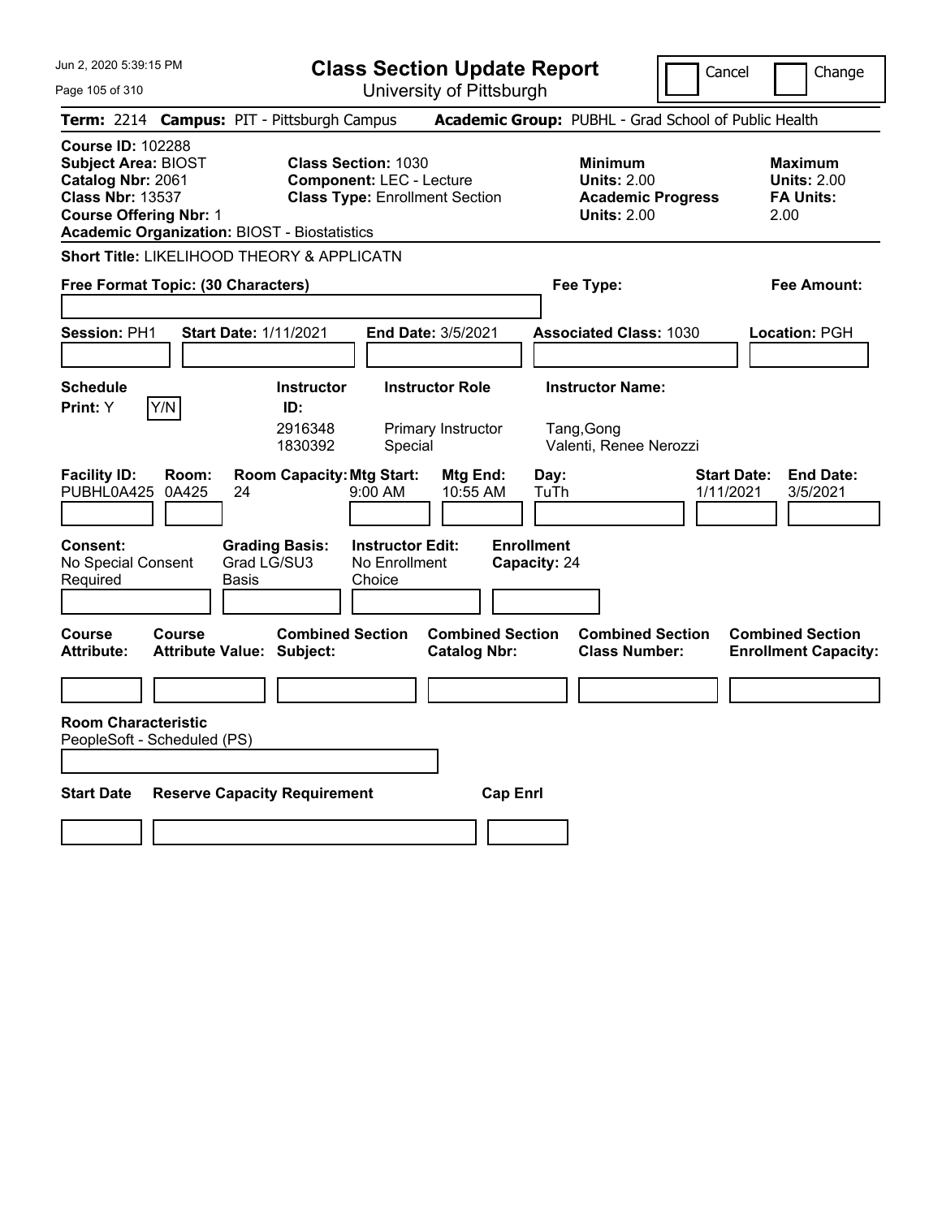# Class Section Update Report

University of Pittsburgh

Jun 2, 2020 5:39:15 PM

Cancel | Change

**Term:** 2214 **Campus:** PIT - Pittsburgh Campus **Academic Group:** PUBHL - Grad School of Public Health

**Course ID:** 102288
**Subject Area:** BIOST
**Catalog Nbr:** 2061
**Class Nbr:** 13537
**Course Offering Nbr:** 1
**Academic Organization:** BIOST - Biostatistics

**Class Section:** 1030
**Component:** LEC - Lecture
**Class Type:** Enrollment Section

**Minimum Units:** 2.00
**Academic Progress Units:** 2.00

**Maximum Units:** 2.00
**FA Units:** 2.00

**Short Title:** LIKELIHOOD THEORY & APPLICATN

**Free Format Topic: (30 Characters)**

**Fee Type:**

**Fee Amount:**

**Session:** PH1 **Start Date:** 1/11/2021 **End Date:** 3/5/2021 **Associated Class:** 1030 **Location:** PGH

| Schedule Print | Instructor ID | Instructor Role | Instructor Name |
|---|---|---|---|
| Y (Y/N) | 2916348 | Primary Instructor | Tang,Gong |
| | 1830392 | Special | Valenti, Renee Nerozzi |

| Facility ID | Room | Room Capacity | Mtg Start | Mtg End | Day | Start Date | End Date |
|---|---|---|---|---|---|---|---|
| PUBHL0A425 | 0A425 | 24 | 9:00 AM | 10:55 AM | TuTh | 1/11/2021 | 3/5/2021 |

**Consent:** No Special Consent Required
**Grading Basis:** Grad LG/SU3 Basis
**Instructor Edit:** No Enrollment Choice
**Enrollment Capacity:** 24

| Course Attribute | Course Attribute Value | Combined Section Subject | Combined Section Catalog Nbr | Combined Section Class Number | Combined Section Enrollment Capacity |
|---|---|---|---|---|---|
| | | | | | |

**Room Characteristic**
PeopleSoft - Scheduled (PS)

| Start Date | Reserve Capacity Requirement | Cap Enrl |
|---|---|---|
| | | |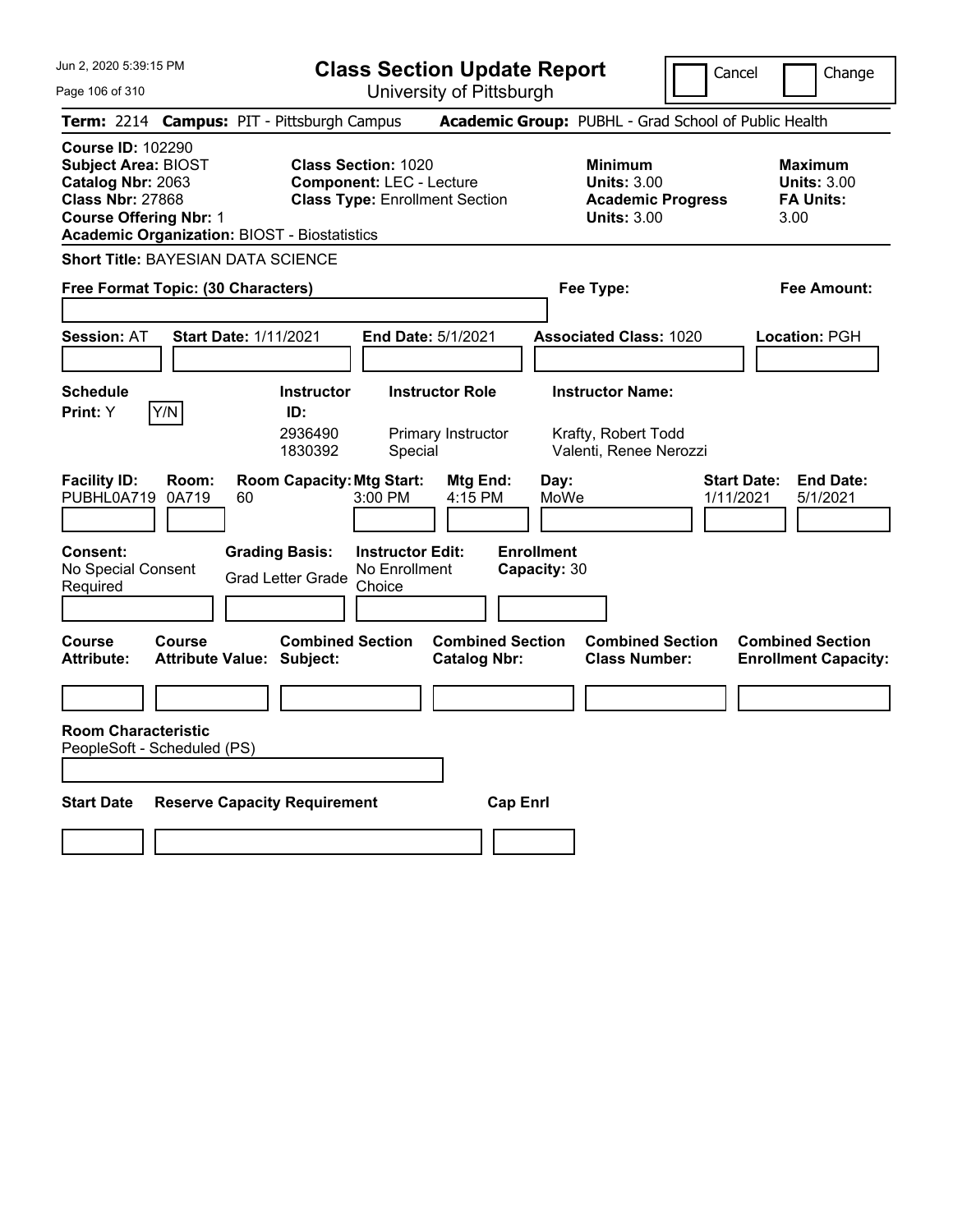# Class Section Update Report

University of Pittsburgh

Cancel | Change

**Term:** 2214 **Campus:** PIT - Pittsburgh Campus **Academic Group:** PUBHL - Grad School of Public Health

**Course ID:** 102290
**Subject Area:** BIOST
**Catalog Nbr:** 2063
**Class Nbr:** 27868
**Course Offering Nbr:** 1
**Academic Organization:** BIOST - Biostatistics

**Class Section:** 1020
**Component:** LEC - Lecture
**Class Type:** Enrollment Section

**Minimum Units:** 3.00
**Academic Progress Units:** 3.00

**Maximum Units:** 3.00
**FA Units:** 3.00

**Short Title:** BAYESIAN DATA SCIENCE

**Free Format Topic: (30 Characters)**

**Fee Type:**

**Fee Amount:**

**Session:** AT **Start Date:** 1/11/2021 **End Date:** 5/1/2021 **Associated Class:** 1020 **Location:** PGH

**Schedule Print:** Y [Y/N]

| Instructor ID | Instructor Role | Instructor Name |
|---|---|---|
| 2936490 | Primary Instructor | Krafty, Robert Todd |
| 1830392 | Special | Valenti, Renee Nerozzi |

| Facility ID | Room | Room Capacity | Mtg Start | Mtg End | Day | Start Date | End Date |
|---|---|---|---|---|---|---|---|
| PUBHL0A719 | 0A719 | 60 | 3:00 PM | 4:15 PM | MoWe | 1/11/2021 | 5/1/2021 |

**Consent:** No Special Consent Required
**Grading Basis:** Grad Letter Grade
**Instructor Edit:** No Enrollment Choice
**Enrollment Capacity:** 30

| Course Attribute | Course Attribute Value | Combined Section Subject | Combined Section Catalog Nbr | Combined Section Class Number | Combined Section Enrollment Capacity |
|---|---|---|---|---|---|
| | | | | | |

**Room Characteristic**
PeopleSoft - Scheduled (PS)

| Start Date | Reserve Capacity Requirement | Cap Enrl |
|---|---|---|
| | | |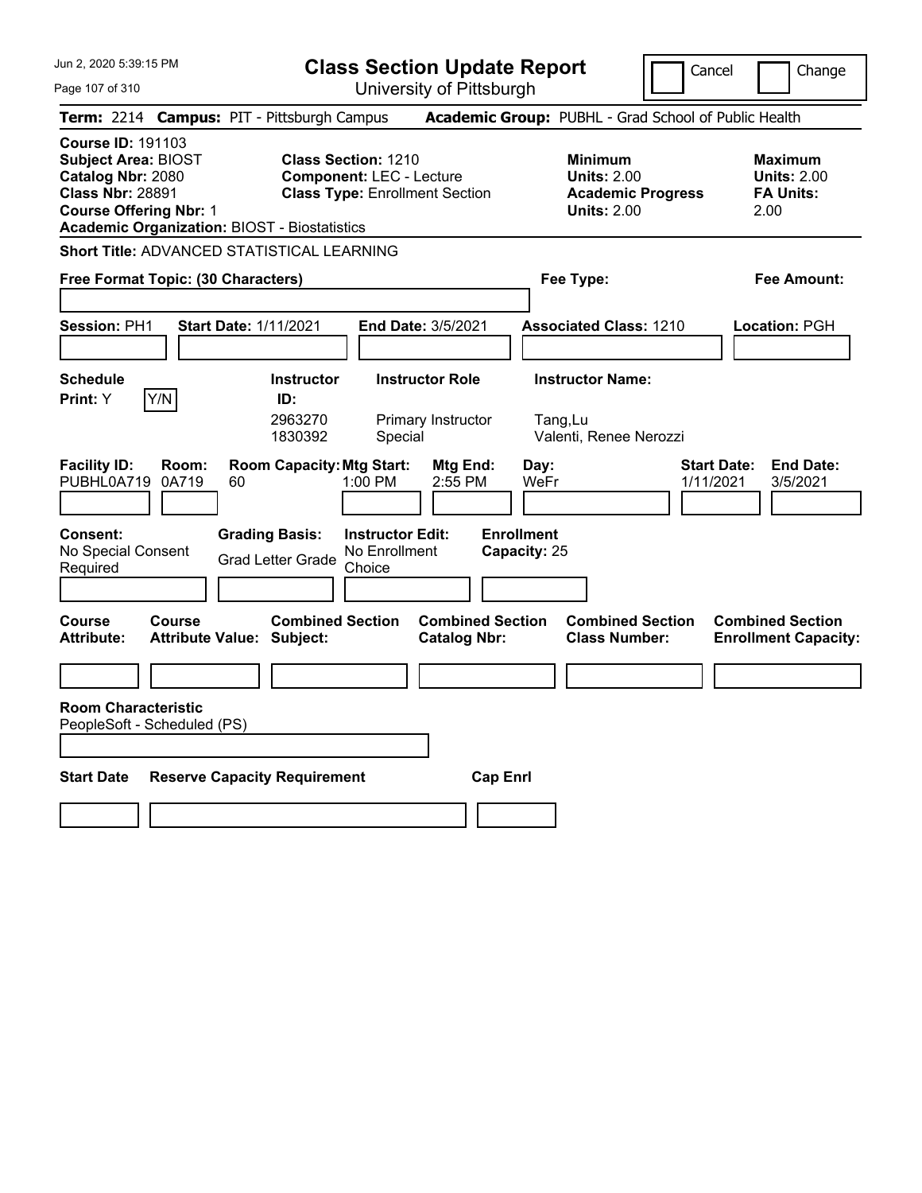Jun 2, 2020 5:39:15 PM

# Class Section Update Report

University of Pittsburgh

Cancel | Change

**Term:** 2214 **Campus:** PIT - Pittsburgh Campus **Academic Group:** PUBHL - Grad School of Public Health

**Course ID:** 191103
**Subject Area:** BIOST
**Catalog Nbr:** 2080
**Class Nbr:** 28891
**Course Offering Nbr:** 1
**Academic Organization:** BIOST - Biostatistics

**Class Section:** 1210
**Component:** LEC - Lecture
**Class Type:** Enrollment Section

**Minimum Units:** 2.00
**Academic Progress Units:** 2.00

**Maximum Units:** 2.00
**FA Units:** 2.00

**Short Title:** ADVANCED STATISTICAL LEARNING

**Free Format Topic: (30 Characters)**

**Fee Type:**

**Fee Amount:**

**Session:** PH1 **Start Date:** 1/11/2021 **End Date:** 3/5/2021 **Associated Class:** 1210 **Location:** PGH

**Schedule Print:** Y Y/N

| Instructor ID: | Instructor Role | Instructor Name: |
|---|---|---|
| 2963270 | Primary Instructor | Tang,Lu |
| 1830392 | Special | Valenti, Renee Nerozzi |

| Facility ID: | Room: | Room Capacity: | Mtg Start: | Mtg End: | Day: | Start Date: | End Date: |
|---|---|---|---|---|---|---|---|
| PUBHL0A719 | 0A719 | 60 | 1:00 PM | 2:55 PM | WeFr | 1/11/2021 | 3/5/2021 |

**Consent:** No Special Consent Required

**Grading Basis:** Grad Letter Grade

**Instructor Edit:** No Enrollment Choice

**Enrollment Capacity:** 25

| Course Attribute: | Course Attribute Value: | Combined Section Subject: | Combined Section Catalog Nbr: | Combined Section Class Number: | Combined Section Enrollment Capacity: |
|---|---|---|---|---|---|
| | | | | | |

**Room Characteristic**
PeopleSoft - Scheduled (PS)

| Start Date | Reserve Capacity Requirement | Cap Enrl |
|---|---|---|
| | | |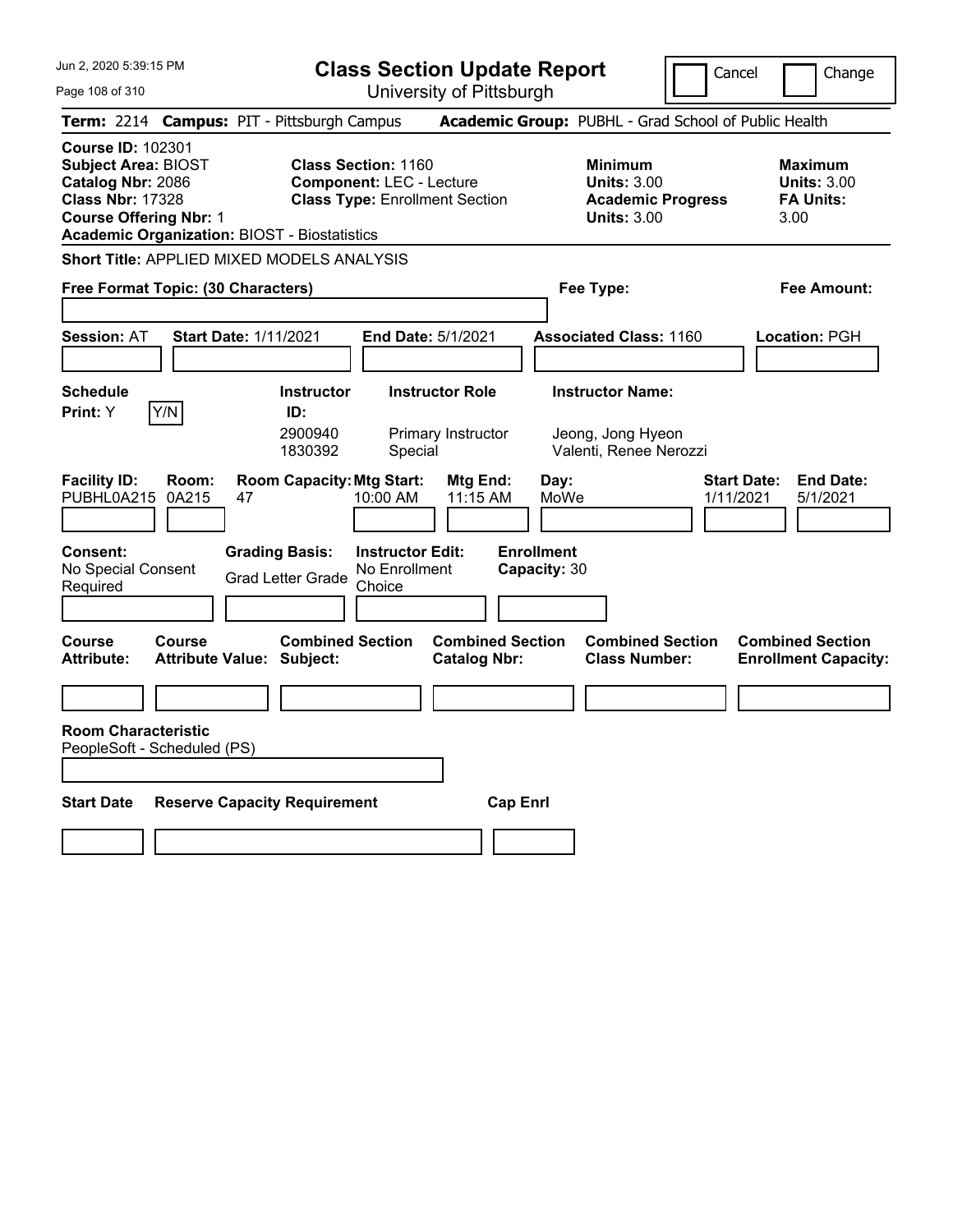# Class Section Update Report

University of Pittsburgh

Cancel ☐ Change ☐

**Term:** 2214 **Campus:** PIT - Pittsburgh Campus **Academic Group:** PUBHL - Grad School of Public Health

**Course ID:** 102301
**Subject Area:** BIOST
**Catalog Nbr:** 2086
**Class Nbr:** 17328
**Course Offering Nbr:** 1
**Academic Organization:** BIOST - Biostatistics

**Class Section:** 1160
**Component:** LEC - Lecture
**Class Type:** Enrollment Section

**Minimum Units:** 3.00
**Academic Progress Units:** 3.00

**Maximum Units:** 3.00
**FA Units:** 3.00

**Short Title:** APPLIED MIXED MODELS ANALYSIS

**Free Format Topic: (30 Characters)**

**Fee Type:**

**Fee Amount:**

**Session:** AT **Start Date:** 1/11/2021 **End Date:** 5/1/2021 **Associated Class:** 1160 **Location:** PGH

**Schedule Print:** Y [Y/N]

| Instructor ID: | Instructor Role | Instructor Name: |
|---|---|---|
| 2900940 | Primary Instructor | Jeong, Jong Hyeon |
| 1830392 | Special | Valenti, Renee Nerozzi |

| Facility ID: | Room: | Room Capacity: | Mtg Start: | Mtg End: | Day: | Start Date: | End Date: |
|---|---|---|---|---|---|---|---|
| PUBHL0A215 | 0A215 | 47 | 10:00 AM | 11:15 AM | MoWe | 1/11/2021 | 5/1/2021 |

**Consent:** No Special Consent Required
**Grading Basis:** Grad Letter Grade
**Instructor Edit:** No Enrollment Choice
**Enrollment Capacity:** 30

| Course Attribute: | Course Attribute Value: | Combined Section Subject: | Combined Section Catalog Nbr: | Combined Section Class Number: | Combined Section Enrollment Capacity: |
|---|---|---|---|---|---|
| | | | | | |

**Room Characteristic**
PeopleSoft - Scheduled (PS)

| Start Date | Reserve Capacity Requirement | Cap Enrl |
|---|---|---|
| | | |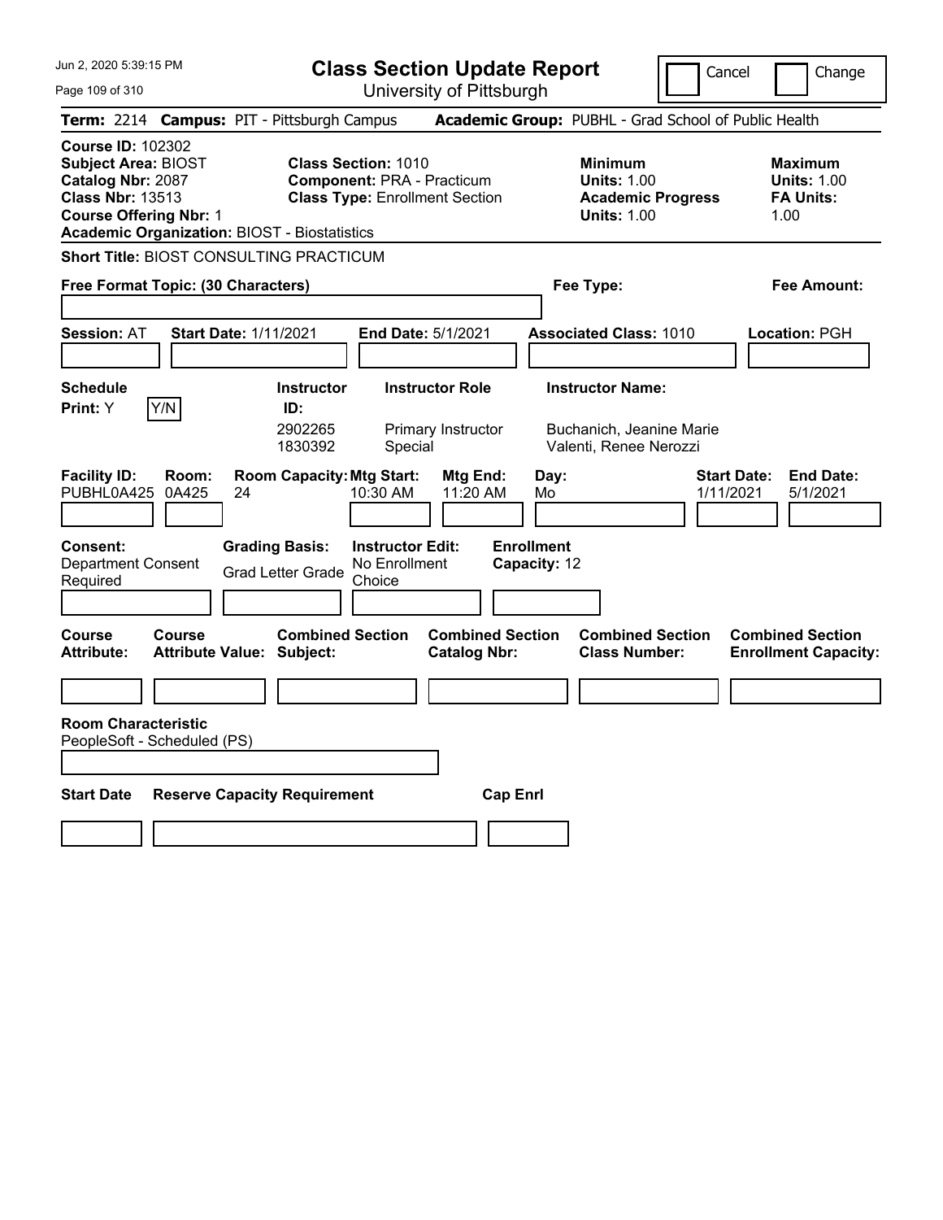# Class Section Update Report

University of Pittsburgh

Cancel | Change

**Term:** 2214 **Campus:** PIT - Pittsburgh Campus **Academic Group:** PUBHL - Grad School of Public Health

**Course ID:** 102302
**Subject Area:** BIOST
**Catalog Nbr:** 2087
**Class Nbr:** 13513
**Course Offering Nbr:** 1
**Academic Organization:** BIOST - Biostatistics

**Class Section:** 1010
**Component:** PRA - Practicum
**Class Type:** Enrollment Section

**Minimum Units:** 1.00
**Academic Progress Units:** 1.00

**Maximum Units:** 1.00
**FA Units:** 1.00

**Short Title:** BIOST CONSULTING PRACTICUM

**Free Format Topic: (30 Characters)**

**Fee Type:**

**Fee Amount:**

**Session:** AT **Start Date:** 1/11/2021 **End Date:** 5/1/2021 **Associated Class:** 1010 **Location:** PGH

**Schedule Print:** Y  Y/N

| Instructor ID: | Instructor Role | Instructor Name: |
|---|---|---|
| 2902265 | Primary Instructor | Buchanich, Jeanine Marie |
| 1830392 | Special | Valenti, Renee Nerozzi |

| Facility ID: | Room: | Room Capacity: | Mtg Start: | Mtg End: | Day: | Start Date: | End Date: |
|---|---|---|---|---|---|---|---|
| PUBHL0A425 | 0A425 | 24 | 10:30 AM | 11:20 AM | Mo | 1/11/2021 | 5/1/2021 |

**Consent:** Department Consent Required
**Grading Basis:** Grad Letter Grade
**Instructor Edit:** No Enrollment Choice
**Enrollment Capacity:** 12

| Course Attribute: | Course Attribute Value: | Combined Section Subject: | Combined Section Catalog Nbr: | Combined Section Class Number: | Combined Section Enrollment Capacity: |
|---|---|---|---|---|---|
| | | | | | |

**Room Characteristic**
PeopleSoft - Scheduled (PS)

| Start Date | Reserve Capacity Requirement | Cap Enrl |
|---|---|---|
| | | |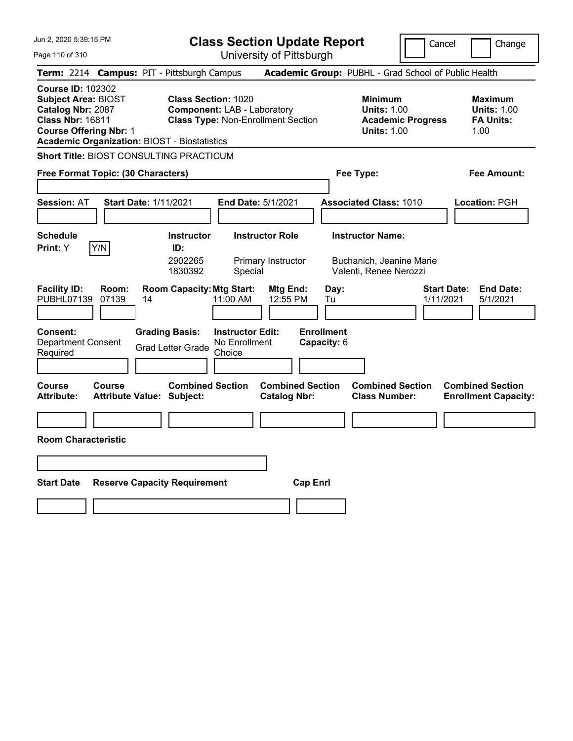# Class Section Update Report

University of Pittsburgh

Cancel | Change

**Term:** 2214 **Campus:** PIT - Pittsburgh Campus **Academic Group:** PUBHL - Grad School of Public Health

**Course ID:** 102302
**Subject Area:** BIOST
**Catalog Nbr:** 2087
**Class Nbr:** 16811
**Course Offering Nbr:** 1
**Academic Organization:** BIOST - Biostatistics

**Class Section:** 1020
**Component:** LAB - Laboratory
**Class Type:** Non-Enrollment Section

**Minimum Units:** 1.00
**Academic Progress Units:** 1.00

**Maximum Units:** 1.00
**FA Units:** 1.00

**Short Title:** BIOST CONSULTING PRACTICUM

**Free Format Topic: (30 Characters)**

**Fee Type:**

**Fee Amount:**

**Session:** AT **Start Date:** 1/11/2021 **End Date:** 5/1/2021 **Associated Class:** 1010 **Location:** PGH

**Schedule Print:** Y Y/N

| Instructor ID: | Instructor Role | Instructor Name: |
|---|---|---|
| 2902265 | Primary Instructor | Buchanich, Jeanine Marie |
| 1830392 | Special | Valenti, Renee Nerozzi |

| Facility ID: | Room: | Room Capacity: | Mtg Start: | Mtg End: | Day: | Start Date: | End Date: |
|---|---|---|---|---|---|---|---|
| PUBHL07139 | 07139 | 14 | 11:00 AM | 12:55 PM | Tu | 1/11/2021 | 5/1/2021 |

**Consent:** Department Consent Required

**Grading Basis:** Grad Letter Grade

**Instructor Edit:** No Enrollment Choice

**Enrollment Capacity:** 6

| Course Attribute: | Course Attribute Value: | Combined Section Subject: | Combined Section Catalog Nbr: | Combined Section Class Number: | Combined Section Enrollment Capacity: |
|---|---|---|---|---|---|
| | | | | | |

**Room Characteristic**

| Start Date | Reserve Capacity Requirement | Cap Enrl |
|---|---|---|
| | | |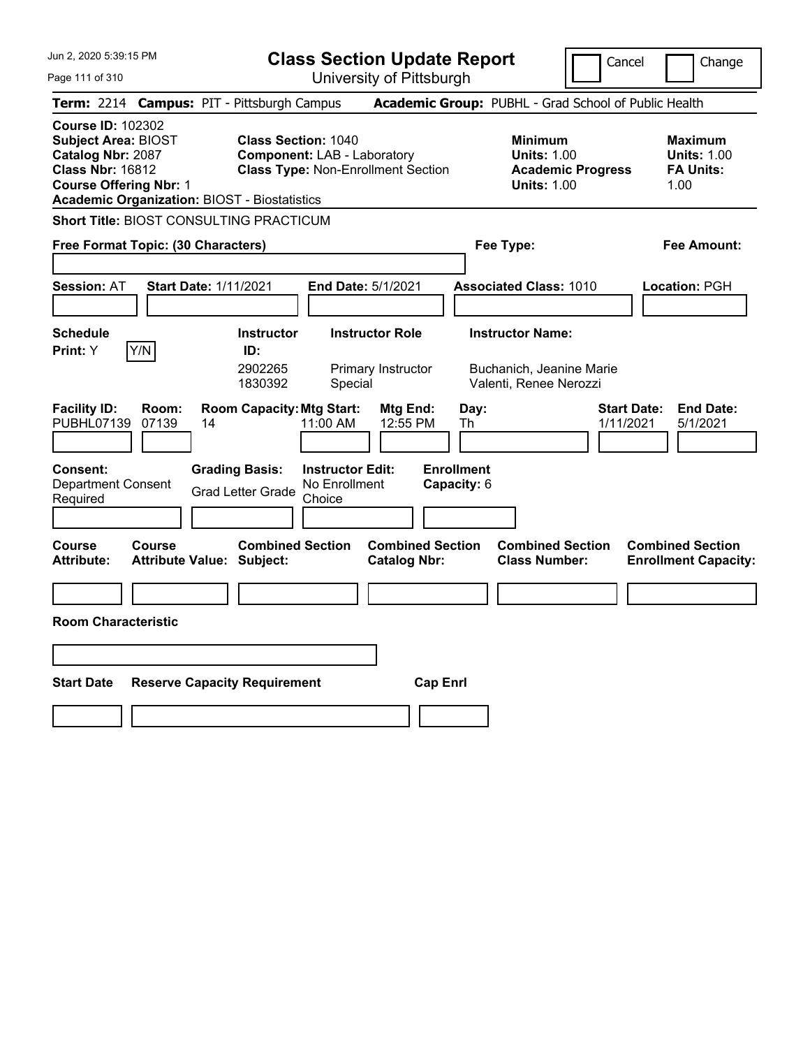# Class Section Update Report

University of Pittsburgh

Cancel | Change

**Term:** 2214 **Campus:** PIT - Pittsburgh Campus **Academic Group:** PUBHL - Grad School of Public Health

**Course ID:** 102302
**Subject Area:** BIOST
**Catalog Nbr:** 2087
**Class Nbr:** 16812
**Course Offering Nbr:** 1
**Academic Organization:** BIOST - Biostatistics

**Class Section:** 1040
**Component:** LAB - Laboratory
**Class Type:** Non-Enrollment Section

**Minimum**
**Units:** 1.00
**Academic Progress**
**Units:** 1.00

**Maximum**
**Units:** 1.00
**FA Units:**
1.00

**Short Title:** BIOST CONSULTING PRACTICUM

**Free Format Topic: (30 Characters)**

**Fee Type:**

**Fee Amount:**

**Session:** AT **Start Date:** 1/11/2021 **End Date:** 5/1/2021 **Associated Class:** 1010 **Location:** PGH

**Schedule Print:** Y [Y/N]

| Instructor ID | Instructor Role | Instructor Name |
|---|---|---|
| 2902265 | Primary Instructor | Buchanich, Jeanine Marie |
| 1830392 | Special | Valenti, Renee Nerozzi |

| Facility ID: | Room: | Room Capacity: | Mtg Start: | Mtg End: | Day: | Start Date: | End Date: |
|---|---|---|---|---|---|---|---|
| PUBHL07139 | 07139 | 14 | 11:00 AM | 12:55 PM | Th | 1/11/2021 | 5/1/2021 |

**Consent:** Department Consent Required
**Grading Basis:** Grad Letter Grade
**Instructor Edit:** No Enrollment Choice
**Enrollment Capacity:** 6

| Course Attribute: | Course Attribute Value: | Combined Section Subject: | Combined Section Catalog Nbr: | Combined Section Class Number: | Combined Section Enrollment Capacity: |
|---|---|---|---|---|---|
| | | | | | |

**Room Characteristic**

| Start Date | Reserve Capacity Requirement | Cap Enrl |
|---|---|---|
| | | |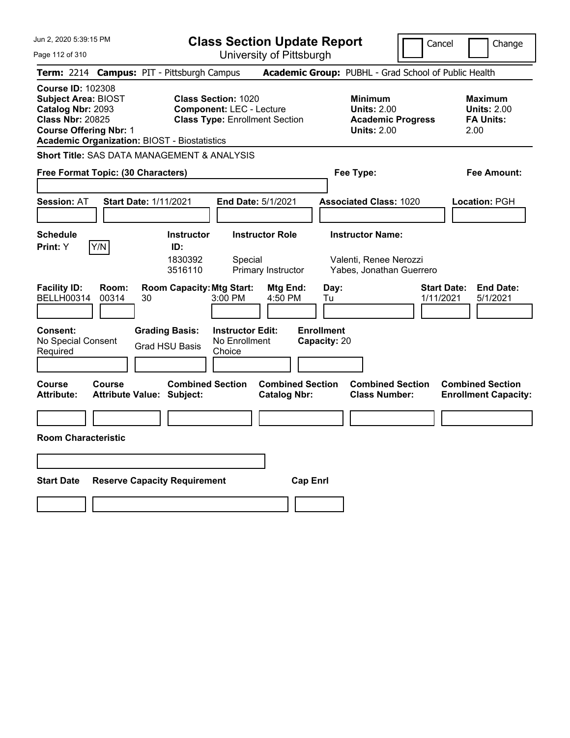Jun 2, 2020 5:39:15 PM

# Class Section Update Report

University of Pittsburgh

Cancel | Change

**Term:** 2214 **Campus:** PIT - Pittsburgh Campus **Academic Group:** PUBHL - Grad School of Public Health

**Course ID:** 102308
**Subject Area:** BIOST
**Catalog Nbr:** 2093
**Class Nbr:** 20825
**Course Offering Nbr:** 1
**Academic Organization:** BIOST - Biostatistics

**Class Section:** 1020
**Component:** LEC - Lecture
**Class Type:** Enrollment Section

**Minimum Units:** 2.00
**Academic Progress Units:** 2.00

**Maximum Units:** 2.00
**FA Units:** 2.00

**Short Title:** SAS DATA MANAGEMENT & ANALYSIS

**Free Format Topic: (30 Characters)**

**Fee Type:**

**Fee Amount:**

**Session:** AT **Start Date:** 1/11/2021 **End Date:** 5/1/2021 **Associated Class:** 1020 **Location:** PGH

**Schedule Print:** Y Y/N

| Instructor ID: | Instructor Role | Instructor Name: |
|---|---|---|
| 1830392 | Special | Valenti, Renee Nerozzi |
| 3516110 | Primary Instructor | Yabes, Jonathan Guerrero |

| Facility ID: | Room: | Room Capacity: | Mtg Start: | Mtg End: | Day: | Start Date: | End Date: |
|---|---|---|---|---|---|---|---|
| BELLH00314 | 00314 | 30 | 3:00 PM | 4:50 PM | Tu | 1/11/2021 | 5/1/2021 |

**Consent:** No Special Consent Required

**Grading Basis:** Grad HSU Basis

**Instructor Edit:** No Enrollment Choice

**Enrollment Capacity:** 20

| Course Attribute: | Course Attribute Value: | Combined Section Subject: | Combined Section Catalog Nbr: | Combined Section Class Number: | Combined Section Enrollment Capacity: |
|---|---|---|---|---|---|
| | | | | | |

**Room Characteristic**

| Start Date | Reserve Capacity Requirement | Cap Enrl |
|---|---|---|
| | | |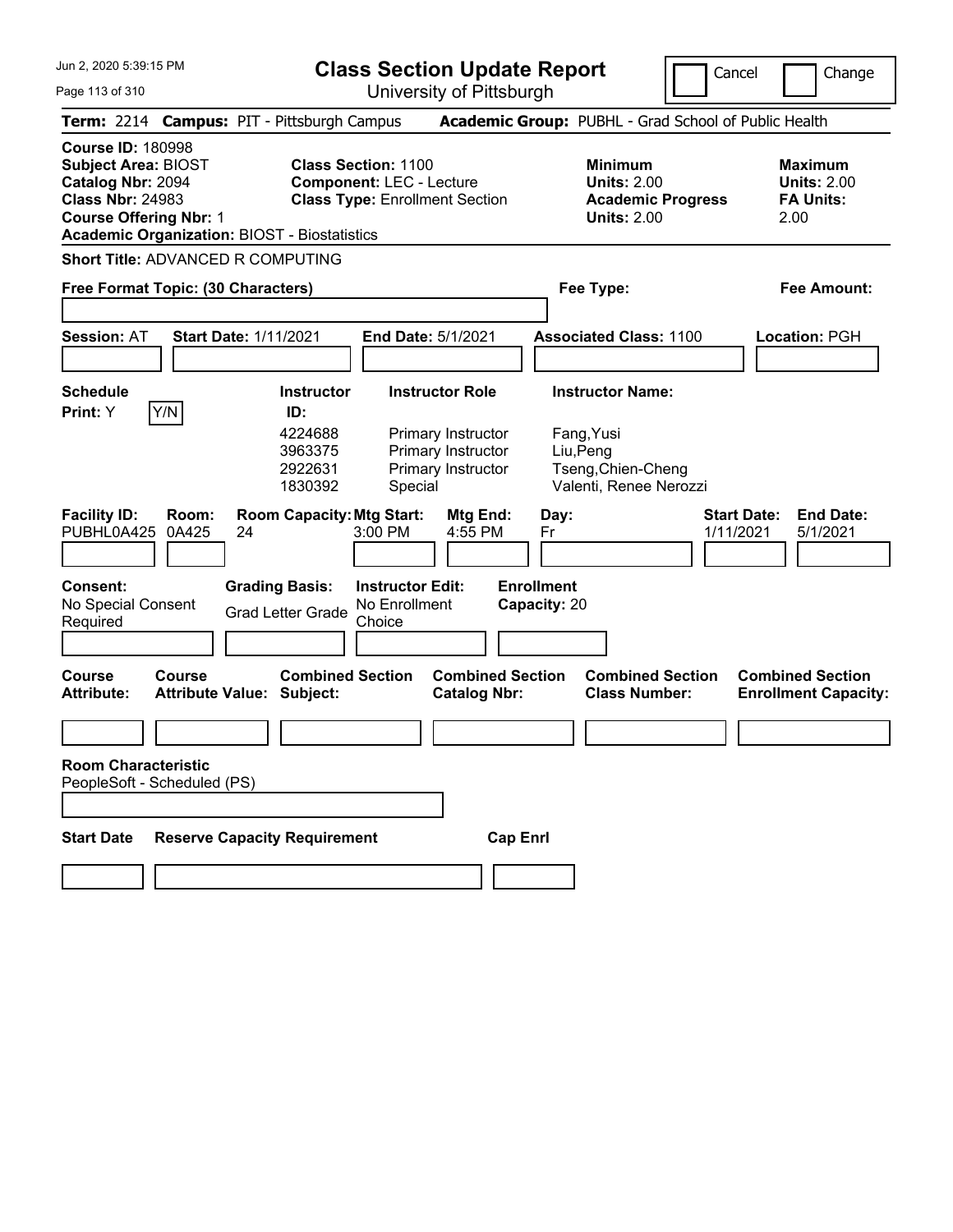# Class Section Update Report

University of Pittsburgh

Jun 2, 2020 5:39:15 PM

Cancel | Change

**Term:** 2214 **Campus:** PIT - Pittsburgh Campus **Academic Group:** PUBHL - Grad School of Public Health

**Course ID:** 180998
**Subject Area:** BIOST
**Catalog Nbr:** 2094
**Class Nbr:** 24983
**Course Offering Nbr:** 1
**Academic Organization:** BIOST - Biostatistics

**Class Section:** 1100
**Component:** LEC - Lecture
**Class Type:** Enrollment Section

**Minimum Units:** 2.00
**Academic Progress Units:** 2.00

**Maximum Units:** 2.00
**FA Units:** 2.00

**Short Title:** ADVANCED R COMPUTING

**Free Format Topic: (30 Characters)**

**Fee Type:**

**Fee Amount:**

**Session:** AT **Start Date:** 1/11/2021 **End Date:** 5/1/2021 **Associated Class:** 1100 **Location:** PGH

**Schedule Print:** Y Y/N

| Instructor ID: | Instructor Role | Instructor Name: |
| --- | --- | --- |
| 4224688 | Primary Instructor | Fang,Yusi |
| 3963375 | Primary Instructor | Liu,Peng |
| 2922631 | Primary Instructor | Tseng,Chien-Cheng |
| 1830392 | Special | Valenti, Renee Nerozzi |

| Facility ID: | Room: | Room Capacity: | Mtg Start: | Mtg End: | Day: | Start Date: | End Date: |
| --- | --- | --- | --- | --- | --- | --- | --- |
| PUBHL0A425 | 0A425 | 24 | 3:00 PM | 4:55 PM | Fr | 1/11/2021 | 5/1/2021 |

**Consent:** No Special Consent Required

**Grading Basis:** Grad Letter Grade

**Instructor Edit:** No Enrollment Choice

**Enrollment Capacity:** 20

| Course Attribute: | Course Attribute Value: | Combined Section Subject: | Combined Section Catalog Nbr: | Combined Section Class Number: | Combined Section Enrollment Capacity: |
| --- | --- | --- | --- | --- | --- |
| | | | | | |

**Room Characteristic**
PeopleSoft - Scheduled (PS)

| Start Date | Reserve Capacity Requirement | Cap Enrl |
| --- | --- | --- |
| | | |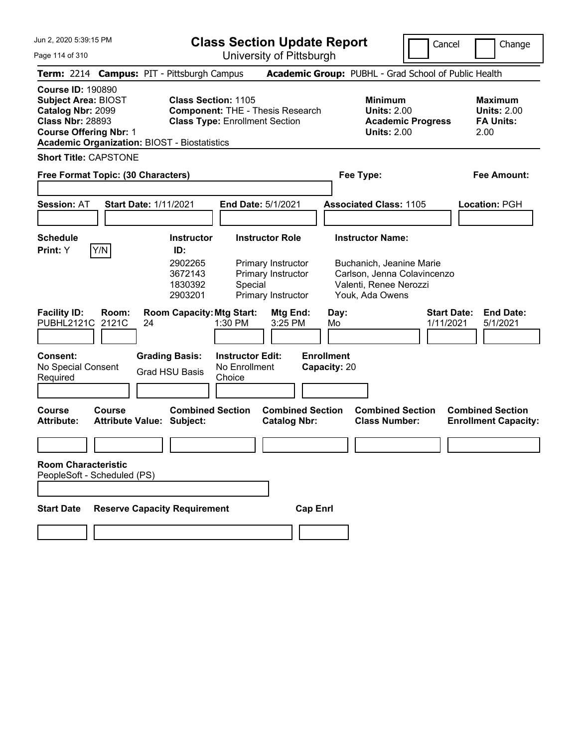# Class Section Update Report

University of Pittsburgh

Cancel | Change

**Term:** 2214 **Campus:** PIT - Pittsburgh Campus **Academic Group:** PUBHL - Grad School of Public Health

**Course ID:** 190890
**Subject Area:** BIOST
**Catalog Nbr:** 2099
**Class Nbr:** 28893
**Course Offering Nbr:** 1
**Academic Organization:** BIOST - Biostatistics

**Class Section:** 1105
**Component:** THE - Thesis Research
**Class Type:** Enrollment Section

**Minimum**
**Units:** 2.00
**Academic Progress**
**Units:** 2.00

**Maximum**
**Units:** 2.00
**FA Units:** 2.00

**Short Title:** CAPSTONE

**Free Format Topic: (30 Characters)**

**Fee Type:**

**Fee Amount:**

**Session:** AT **Start Date:** 1/11/2021 **End Date:** 5/1/2021 **Associated Class:** 1105 **Location:** PGH

**Schedule Print:** Y Y/N

| Instructor ID: | Instructor Role | Instructor Name: |
|---|---|---|
| 2902265 | Primary Instructor | Buchanich, Jeanine Marie |
| 3672143 | Primary Instructor | Carlson, Jenna Colavincenzo |
| 1830392 | Special | Valenti, Renee Nerozzi |
| 2903201 | Primary Instructor | Youk, Ada Owens |

| Facility ID: | Room: | Room Capacity: | Mtg Start: | Mtg End: | Day: | Start Date: | End Date: |
|---|---|---|---|---|---|---|---|
| PUBHL2121C | 2121C | 24 | 1:30 PM | 3:25 PM | Mo | 1/11/2021 | 5/1/2021 |

**Consent:** No Special Consent Required
**Grading Basis:** Grad HSU Basis
**Instructor Edit:** No Enrollment Choice
**Enrollment Capacity:** 20

| Course Attribute: | Course Attribute Value: | Combined Section Subject: | Combined Section Catalog Nbr: | Combined Section Class Number: | Combined Section Enrollment Capacity: |
|---|---|---|---|---|---|
| | | | | | |

**Room Characteristic**
PeopleSoft - Scheduled (PS)

| Start Date | Reserve Capacity Requirement | Cap Enrl |
|---|---|---|
| | | |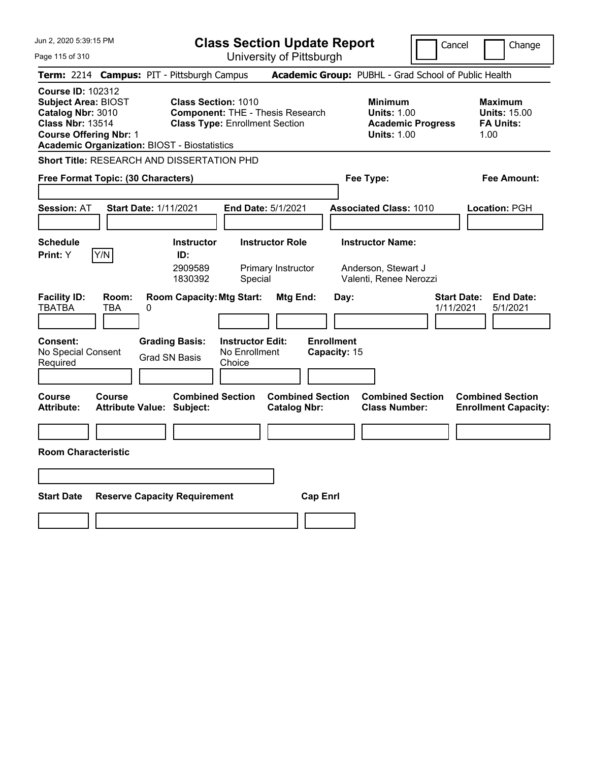# Class Section Update Report

University of Pittsburgh

Cancel | Change

**Term:** 2214 **Campus:** PIT - Pittsburgh Campus **Academic Group:** PUBHL - Grad School of Public Health

**Course ID:** 102312
**Subject Area:** BIOST
**Catalog Nbr:** 3010
**Class Nbr:** 13514
**Course Offering Nbr:** 1
**Academic Organization:** BIOST - Biostatistics

**Class Section:** 1010
**Component:** THE - Thesis Research
**Class Type:** Enrollment Section

**Minimum**
**Units:** 1.00
**Academic Progress Units:** 1.00

**Maximum**
**Units:** 15.00
**FA Units:** 1.00

**Short Title:** RESEARCH AND DISSERTATION PHD

**Free Format Topic: (30 Characters)**

**Fee Type:**

**Fee Amount:**

**Session:** AT **Start Date:** 1/11/2021 **End Date:** 5/1/2021 **Associated Class:** 1010 **Location:** PGH

**Schedule Print:** Y Y/N

| Instructor ID: | Instructor Role | Instructor Name: |
|---|---|---|
| 2909589 | Primary Instructor | Anderson, Stewart J |
| 1830392 | Special | Valenti, Renee Nerozzi |

| Facility ID: | Room: | Room Capacity: | Mtg Start: | Mtg End: | Day: | Start Date: | End Date: |
|---|---|---|---|---|---|---|---|
| TBATBA | TBA | 0 | | | | 1/11/2021 | 5/1/2021 |

**Consent:** No Special Consent Required

**Grading Basis:** Grad SN Basis

**Instructor Edit:** No Enrollment Choice

**Enrollment Capacity:** 15

| Course Attribute: | Course Attribute Value: | Combined Section Subject: | Combined Section Catalog Nbr: | Combined Section Class Number: | Combined Section Enrollment Capacity: |
|---|---|---|---|---|---|
| | | | | | |

**Room Characteristic**

| Start Date | Reserve Capacity Requirement | Cap Enrl |
|---|---|---|
| | | |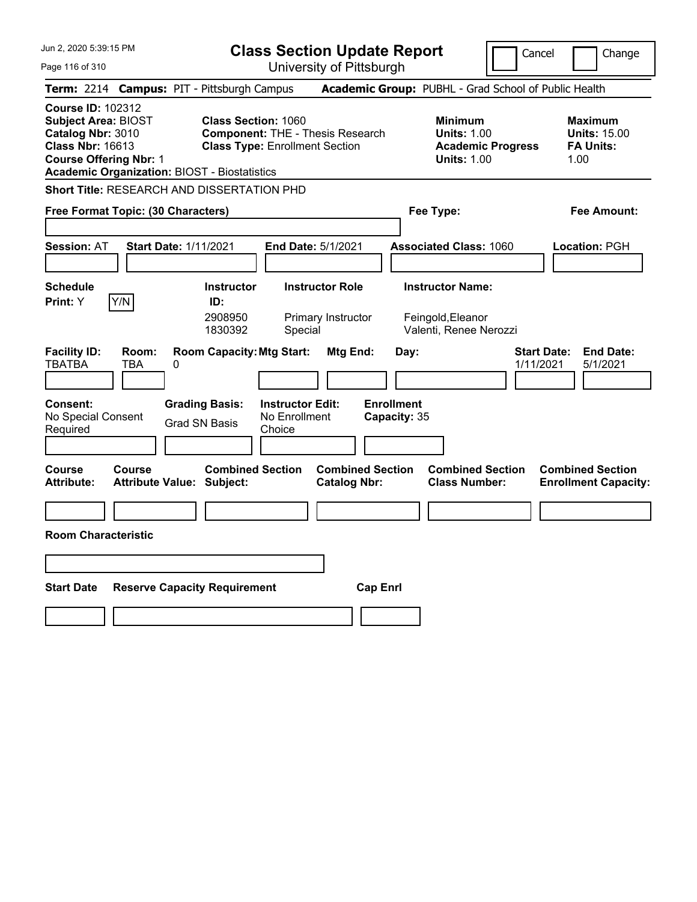# Class Section Update Report

University of Pittsburgh

Cancel | Change

**Term:** 2214 **Campus:** PIT - Pittsburgh Campus **Academic Group:** PUBHL - Grad School of Public Health

**Course ID:** 102312
**Subject Area:** BIOST
**Catalog Nbr:** 3010
**Class Nbr:** 16613
**Course Offering Nbr:** 1
**Academic Organization:** BIOST - Biostatistics

**Class Section:** 1060
**Component:** THE - Thesis Research
**Class Type:** Enrollment Section

**Minimum Units:** 1.00
**Academic Progress Units:** 1.00

**Maximum Units:** 15.00
**FA Units:** 1.00

**Short Title:** RESEARCH AND DISSERTATION PHD

**Free Format Topic: (30 Characters)**

**Fee Type:**

**Fee Amount:**

**Session:** AT **Start Date:** 1/11/2021 **End Date:** 5/1/2021 **Associated Class:** 1060 **Location:** PGH

**Schedule Print:** Y [Y/N]

| Instructor ID: | Instructor Role | Instructor Name: |
|---|---|---|
| 2908950 | Primary Instructor | Feingold,Eleanor |
| 1830392 | Special | Valenti, Renee Nerozzi |

| Facility ID: | Room: | Room Capacity: | Mtg Start: | Mtg End: | Day: | Start Date: | End Date: |
|---|---|---|---|---|---|---|---|
| TBATBA | TBA | 0 | | | | 1/11/2021 | 5/1/2021 |

**Consent:** No Special Consent Required
**Grading Basis:** Grad SN Basis
**Instructor Edit:** No Enrollment Choice
**Enrollment Capacity:** 35

| Course Attribute: | Course Attribute Value: | Combined Section Subject: | Combined Section Catalog Nbr: | Combined Section Class Number: | Combined Section Enrollment Capacity: |
|---|---|---|---|---|---|
| | | | | | |

**Room Characteristic**

| Start Date | Reserve Capacity Requirement | Cap Enrl |
|---|---|---|
| | | |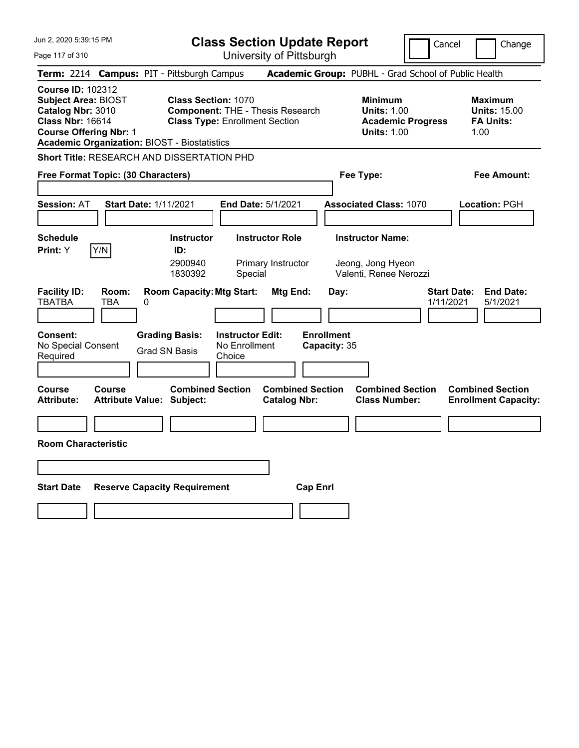# Class Section Update Report

University of Pittsburgh

Cancel | Change

**Term:** 2214 **Campus:** PIT - Pittsburgh Campus **Academic Group:** PUBHL - Grad School of Public Health

**Course ID:** 102312
**Subject Area:** BIOST
**Catalog Nbr:** 3010
**Class Nbr:** 16614
**Course Offering Nbr:** 1
**Academic Organization:** BIOST - Biostatistics

**Class Section:** 1070
**Component:** THE - Thesis Research
**Class Type:** Enrollment Section

**Minimum**
**Units:** 1.00
**Academic Progress Units:** 1.00

**Maximum**
**Units:** 15.00
**FA Units:** 1.00

**Short Title:** RESEARCH AND DISSERTATION PHD

**Free Format Topic: (30 Characters)**

**Fee Type:**

**Fee Amount:**

**Session:** AT **Start Date:** 1/11/2021 **End Date:** 5/1/2021 **Associated Class:** 1070 **Location:** PGH

**Schedule Print:** Y Y/N

| Instructor ID: | Instructor Role | Instructor Name: |
|---|---|---|
| 2900940 | Primary Instructor | Jeong, Jong Hyeon |
| 1830392 | Special | Valenti, Renee Nerozzi |

| Facility ID: | Room: | Room Capacity: | Mtg Start: | Mtg End: | Day: | Start Date: | End Date: |
|---|---|---|---|---|---|---|---|
| TBATBA | TBA | 0 | | | | 1/11/2021 | 5/1/2021 |

**Consent:** No Special Consent Required

**Grading Basis:** Grad SN Basis

**Instructor Edit:** No Enrollment Choice

**Enrollment Capacity:** 35

| Course Attribute: | Course Attribute Value: | Combined Section Subject: | Combined Section Catalog Nbr: | Combined Section Class Number: | Combined Section Enrollment Capacity: |
|---|---|---|---|---|---|
| | | | | | |

**Room Characteristic**

| Start Date | Reserve Capacity Requirement | Cap Enrl |
|---|---|---|
| | | |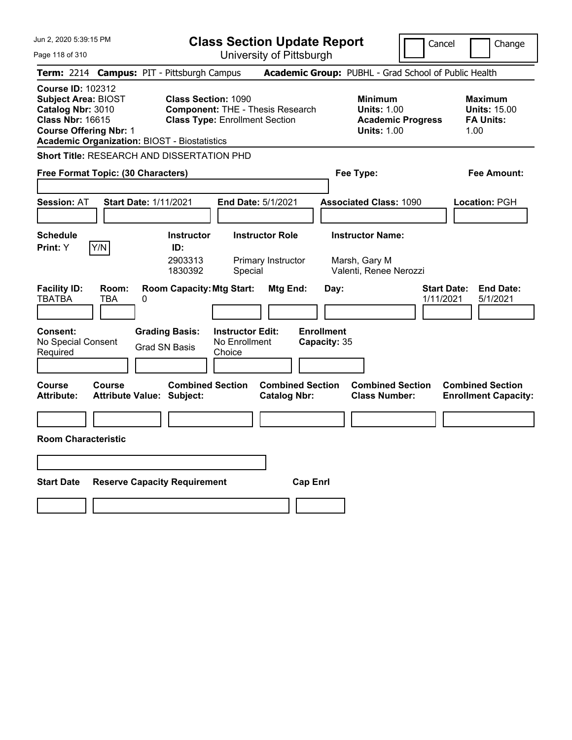# Class Section Update Report

University of Pittsburgh

Cancel | Change

**Term:** 2214 **Campus:** PIT - Pittsburgh Campus **Academic Group:** PUBHL - Grad School of Public Health

**Course ID:** 102312
**Subject Area:** BIOST
**Catalog Nbr:** 3010
**Class Nbr:** 16615
**Course Offering Nbr:** 1
**Academic Organization:** BIOST - Biostatistics

**Class Section:** 1090
**Component:** THE - Thesis Research
**Class Type:** Enrollment Section

**Minimum**
**Units:** 1.00
**Academic Progress Units:** 1.00

**Maximum**
**Units:** 15.00
**FA Units:** 1.00

**Short Title:** RESEARCH AND DISSERTATION PHD

**Free Format Topic: (30 Characters)**

**Fee Type:**

**Fee Amount:**

**Session:** AT **Start Date:** 1/11/2021 **End Date:** 5/1/2021 **Associated Class:** 1090 **Location:** PGH

**Schedule Print:** Y Y/N

| Instructor ID: | Instructor Role | Instructor Name: |
|---|---|---|
| 2903313 | Primary Instructor | Marsh, Gary M |
| 1830392 | Special | Valenti, Renee Nerozzi |

| Facility ID: | Room: | Room Capacity: | Mtg Start: | Mtg End: | Day: | Start Date: | End Date: |
|---|---|---|---|---|---|---|---|
| TBATBA | TBA | 0 | | | | 1/11/2021 | 5/1/2021 |

**Consent:** No Special Consent Required

**Grading Basis:** Grad SN Basis

**Instructor Edit:** No Enrollment Choice

**Enrollment Capacity:** 35

| Course Attribute: | Course Attribute Value: | Combined Section Subject: | Combined Section Catalog Nbr: | Combined Section Class Number: | Combined Section Enrollment Capacity: |
|---|---|---|---|---|---|
| | | | | | |

**Room Characteristic**

| Start Date | Reserve Capacity Requirement | Cap Enrl |
|---|---|---|
| | | |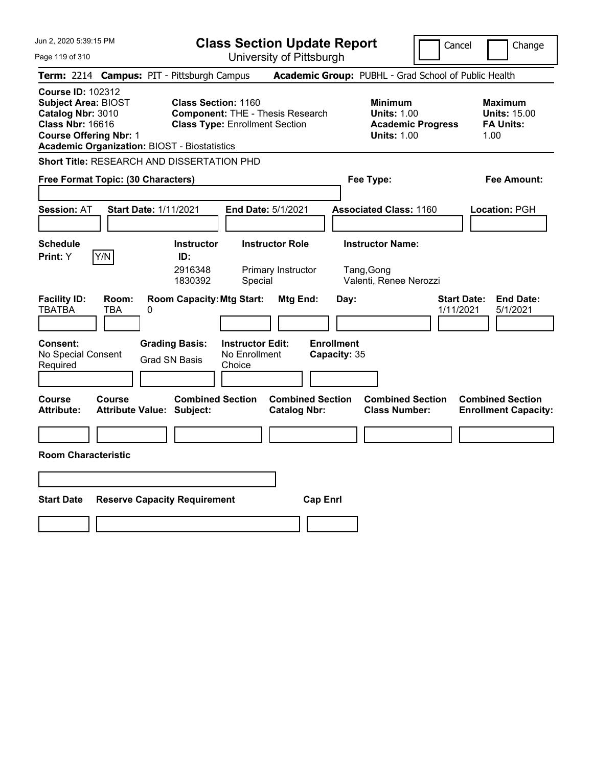# Class Section Update Report

University of Pittsburgh

Cancel | Change

**Term:** 2214 **Campus:** PIT - Pittsburgh Campus **Academic Group:** PUBHL - Grad School of Public Health

**Course ID:** 102312
**Subject Area:** BIOST
**Catalog Nbr:** 3010
**Class Nbr:** 16616
**Course Offering Nbr:** 1
**Academic Organization:** BIOST - Biostatistics

**Class Section:** 1160
**Component:** THE - Thesis Research
**Class Type:** Enrollment Section

**Minimum Units:** 1.00
**Academic Progress Units:** 1.00

**Maximum Units:** 15.00
**FA Units:** 1.00

**Short Title:** RESEARCH AND DISSERTATION PHD

**Free Format Topic: (30 Characters)**

**Fee Type:**

**Fee Amount:**

**Session:** AT **Start Date:** 1/11/2021 **End Date:** 5/1/2021 **Associated Class:** 1160 **Location:** PGH

**Schedule Print:** Y Y/N

| Instructor ID | Instructor Role | Instructor Name |
|---|---|---|
| 2916348 | Primary Instructor | Tang,Gong |
| 1830392 | Special | Valenti, Renee Nerozzi |

| Facility ID | Room | Room Capacity | Mtg Start | Mtg End | Day | Start Date | End Date |
|---|---|---|---|---|---|---|---|
| TBATBA | TBA | 0 | | | | 1/11/2021 | 5/1/2021 |

**Consent:** No Special Consent Required
**Grading Basis:** Grad SN Basis
**Instructor Edit:** No Enrollment Choice
**Enrollment Capacity:** 35

| Course Attribute | Course Attribute Value | Combined Section Subject | Combined Section Catalog Nbr | Combined Section Class Number | Combined Section Enrollment Capacity |
|---|---|---|---|---|---|
| | | | | | |

**Room Characteristic**

| Start Date | Reserve Capacity Requirement | Cap Enrl |
|---|---|---|
| | | |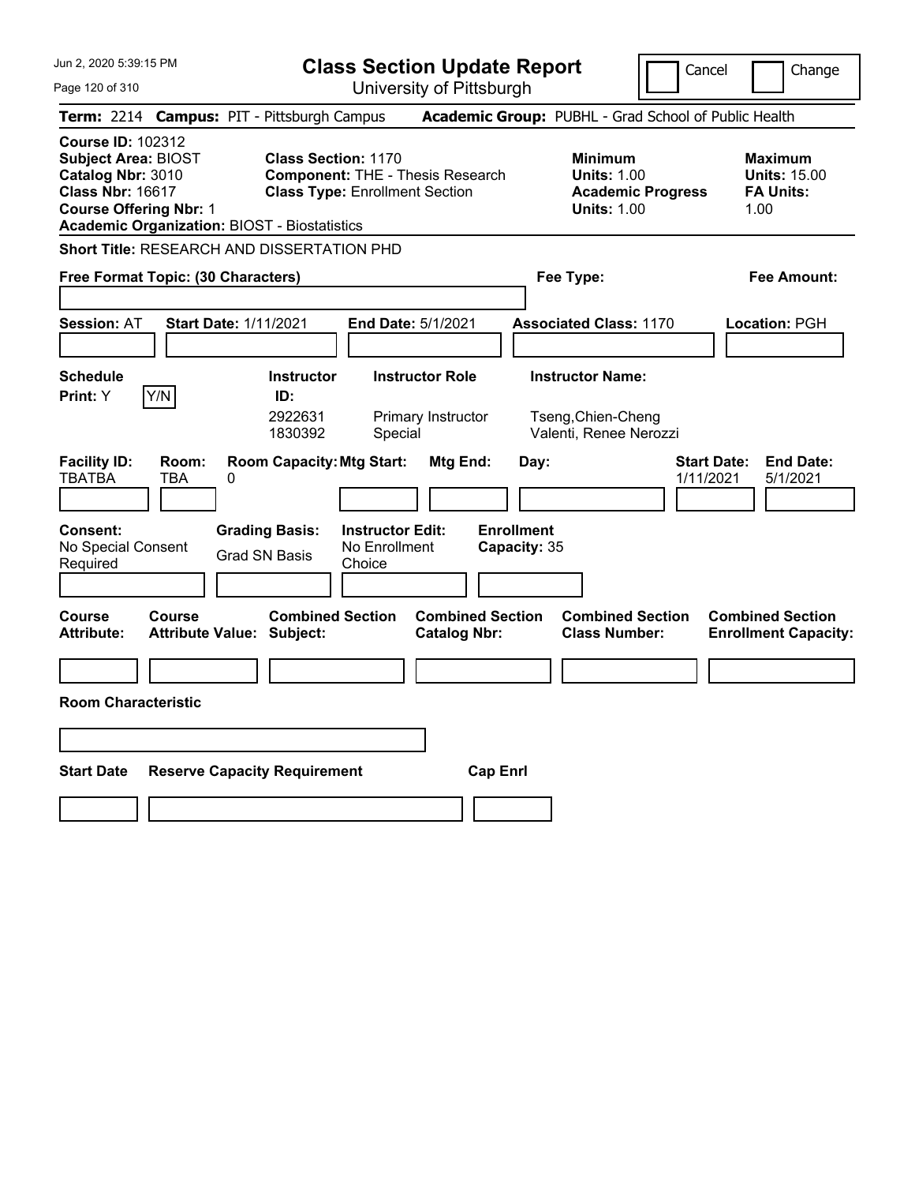# Class Section Update Report

University of Pittsburgh

Cancel | Change

**Term:** 2214 **Campus:** PIT - Pittsburgh Campus **Academic Group:** PUBHL - Grad School of Public Health

**Course ID:** 102312
**Subject Area:** BIOST
**Catalog Nbr:** 3010
**Class Nbr:** 16617
**Course Offering Nbr:** 1
**Academic Organization:** BIOST - Biostatistics

**Class Section:** 1170
**Component:** THE - Thesis Research
**Class Type:** Enrollment Section

**Minimum**
**Units:** 1.00
**Academic Progress**
**Units:** 1.00

**Maximum**
**Units:** 15.00
**FA Units:** 1.00

**Short Title:** RESEARCH AND DISSERTATION PHD

**Free Format Topic: (30 Characters)**

**Fee Type:**

**Fee Amount:**

**Session:** AT **Start Date:** 1/11/2021 **End Date:** 5/1/2021 **Associated Class:** 1170 **Location:** PGH

**Schedule Print:** Y [Y/N]

| Instructor ID: | Instructor Role | Instructor Name: |
|---|---|---|
| 2922631 | Primary Instructor | Tseng,Chien-Cheng |
| 1830392 | Special | Valenti, Renee Nerozzi |

| Facility ID: | Room: | Room Capacity: | Mtg Start: | Mtg End: | Day: | Start Date: | End Date: |
|---|---|---|---|---|---|---|---|
| TBATBA | TBA | 0 | | | | 1/11/2021 | 5/1/2021 |

**Consent:** No Special Consent Required
**Grading Basis:** Grad SN Basis
**Instructor Edit:** No Enrollment Choice
**Enrollment Capacity:** 35

| Course Attribute: | Course Attribute Value: | Combined Section Subject: | Combined Section Catalog Nbr: | Combined Section Class Number: | Combined Section Enrollment Capacity: |
|---|---|---|---|---|---|
| | | | | | |

**Room Characteristic**

| Start Date | Reserve Capacity Requirement | Cap Enrl |
|---|---|---|
| | | |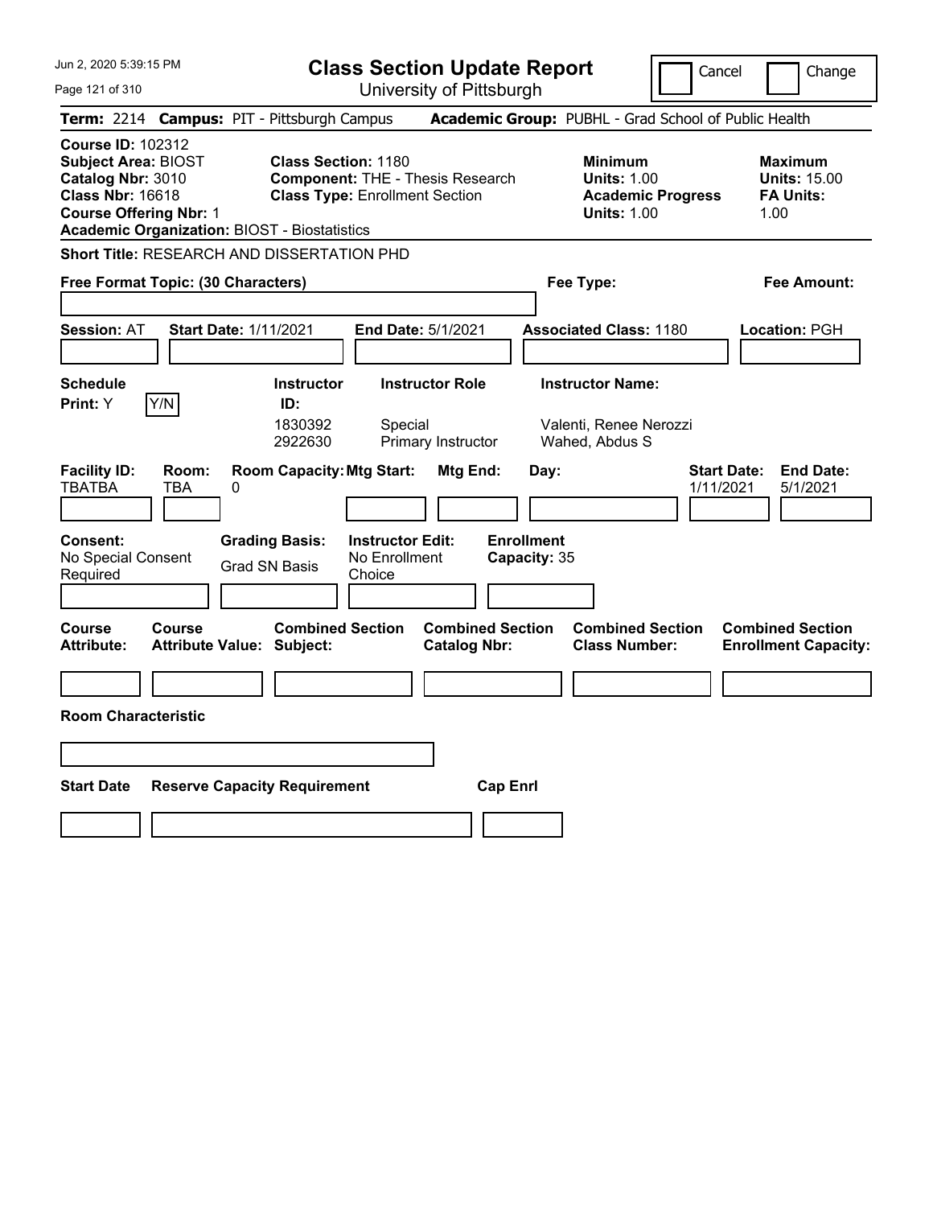# Class Section Update Report

University of Pittsburgh

Cancel | Change

**Term:** 2214 **Campus:** PIT - Pittsburgh Campus **Academic Group:** PUBHL - Grad School of Public Health

**Course ID:** 102312
**Subject Area:** BIOST
**Catalog Nbr:** 3010
**Class Nbr:** 16618
**Course Offering Nbr:** 1
**Academic Organization:** BIOST - Biostatistics

**Class Section:** 1180
**Component:** THE - Thesis Research
**Class Type:** Enrollment Section

**Minimum**
**Units:** 1.00
**Academic Progress Units:** 1.00

**Maximum**
**Units:** 15.00
**FA Units:** 1.00

**Short Title:** RESEARCH AND DISSERTATION PHD

**Free Format Topic: (30 Characters)**

**Fee Type:**

**Fee Amount:**

**Session:** AT **Start Date:** 1/11/2021 **End Date:** 5/1/2021 **Associated Class:** 1180 **Location:** PGH

**Schedule Print:** Y [Y/N]

| Instructor ID: | Instructor Role | Instructor Name: |
|---|---|---|
| 1830392 | Special | Valenti, Renee Nerozzi |
| 2922630 | Primary Instructor | Wahed, Abdus S |

| Facility ID: | Room: | Room Capacity: | Mtg Start: | Mtg End: | Day: | Start Date: | End Date: |
|---|---|---|---|---|---|---|---|
| TBATBA | TBA | 0 | | | | 1/11/2021 | 5/1/2021 |

**Consent:** No Special Consent Required
**Grading Basis:** Grad SN Basis
**Instructor Edit:** No Enrollment Choice
**Enrollment Capacity:** 35

| Course Attribute: | Course Attribute Value: | Combined Section Subject: | Combined Section Catalog Nbr: | Combined Section Class Number: | Combined Section Enrollment Capacity: |
|---|---|---|---|---|---|
| | | | | | |

**Room Characteristic**

| Start Date | Reserve Capacity Requirement | Cap Enrl |
|---|---|---|
| | | |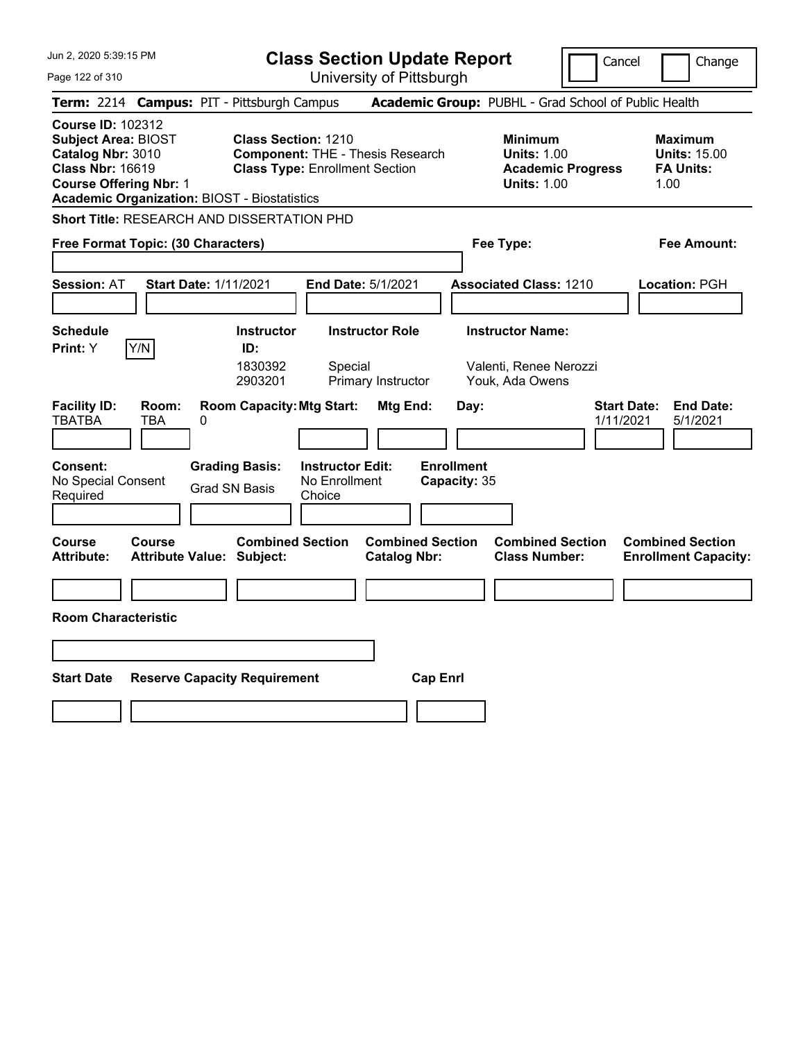# Class Section Update Report

University of Pittsburgh

Jun 2, 2020 5:39:15 PM

Cancel | Change

**Term:** 2214 **Campus:** PIT - Pittsburgh Campus **Academic Group:** PUBHL - Grad School of Public Health

**Course ID:** 102312
**Subject Area:** BIOST
**Catalog Nbr:** 3010
**Class Nbr:** 16619
**Course Offering Nbr:** 1
**Academic Organization:** BIOST - Biostatistics

**Class Section:** 1210
**Component:** THE - Thesis Research
**Class Type:** Enrollment Section

**Minimum Units:** 1.00
**Academic Progress Units:** 1.00

**Maximum Units:** 15.00
**FA Units:** 1.00

**Short Title:** RESEARCH AND DISSERTATION PHD

**Free Format Topic: (30 Characters)**

**Fee Type:**

**Fee Amount:**

**Session:** AT **Start Date:** 1/11/2021 **End Date:** 5/1/2021 **Associated Class:** 1210 **Location:** PGH

**Schedule Print:** Y Y/N

| Instructor ID | Instructor Role | Instructor Name |
| --- | --- | --- |
| 1830392 | Special | Valenti, Renee Nerozzi |
| 2903201 | Primary Instructor | Youk, Ada Owens |

| Facility ID | Room | Room Capacity | Mtg Start | Mtg End | Day | Start Date | End Date |
| --- | --- | --- | --- | --- | --- | --- | --- |
| TBATBA | TBA | 0 | | | | 1/11/2021 | 5/1/2021 |

**Consent:** No Special Consent Required

**Grading Basis:** Grad SN Basis

**Instructor Edit:** No Enrollment Choice

**Enrollment Capacity:** 35

| Course Attribute | Course Attribute Value | Combined Section Subject | Combined Section Catalog Nbr | Combined Section Class Number | Combined Section Enrollment Capacity |
| --- | --- | --- | --- | --- | --- |
| | | | | | |

**Room Characteristic**

| Start Date | Reserve Capacity Requirement | Cap Enrl |
| --- | --- | --- |
| | | |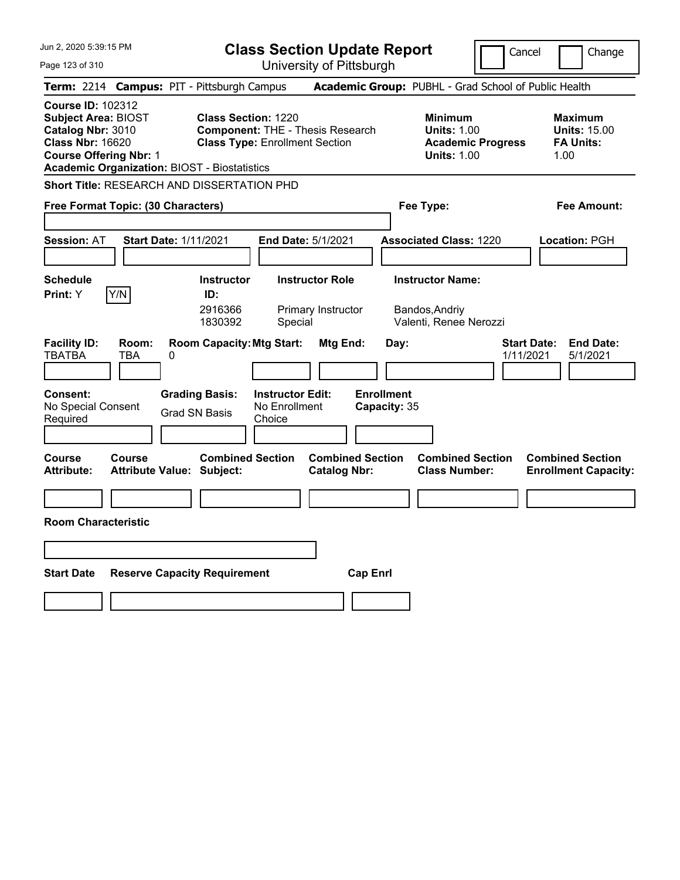# Class Section Update Report

University of Pittsburgh

Jun 2, 2020 5:39:15 PM

Cancel | Change

**Term:** 2214 **Campus:** PIT - Pittsburgh Campus **Academic Group:** PUBHL - Grad School of Public Health

**Course ID:** 102312
**Subject Area:** BIOST
**Catalog Nbr:** 3010
**Class Nbr:** 16620
**Course Offering Nbr:** 1
**Academic Organization:** BIOST - Biostatistics

**Class Section:** 1220
**Component:** THE - Thesis Research
**Class Type:** Enrollment Section

**Minimum**
**Units:** 1.00
**Academic Progress Units:** 1.00

**Maximum**
**Units:** 15.00
**FA Units:** 1.00

**Short Title:** RESEARCH AND DISSERTATION PHD

**Free Format Topic: (30 Characters)**

**Fee Type:**

**Fee Amount:**

**Session:** AT **Start Date:** 1/11/2021 **End Date:** 5/1/2021 **Associated Class:** 1220 **Location:** PGH

**Schedule Print:** Y Y/N

| Instructor ID: | Instructor Role | Instructor Name: |
|---|---|---|
| 2916366 | Primary Instructor | Bandos,Andriy |
| 1830392 | Special | Valenti, Renee Nerozzi |

| Facility ID: | Room: | Room Capacity: | Mtg Start: | Mtg End: | Day: | Start Date: | End Date: |
|---|---|---|---|---|---|---|---|
| TBATBA | TBA | 0 | | | | 1/11/2021 | 5/1/2021 |

**Consent:** No Special Consent Required

**Grading Basis:** Grad SN Basis

**Instructor Edit:** No Enrollment Choice

**Enrollment Capacity:** 35

| Course Attribute: | Course Attribute Value: | Combined Section Subject: | Combined Section Catalog Nbr: | Combined Section Class Number: | Combined Section Enrollment Capacity: |
|---|---|---|---|---|---|
| | | | | | |

**Room Characteristic**

| Start Date | Reserve Capacity Requirement | Cap Enrl |
|---|---|---|
| | | |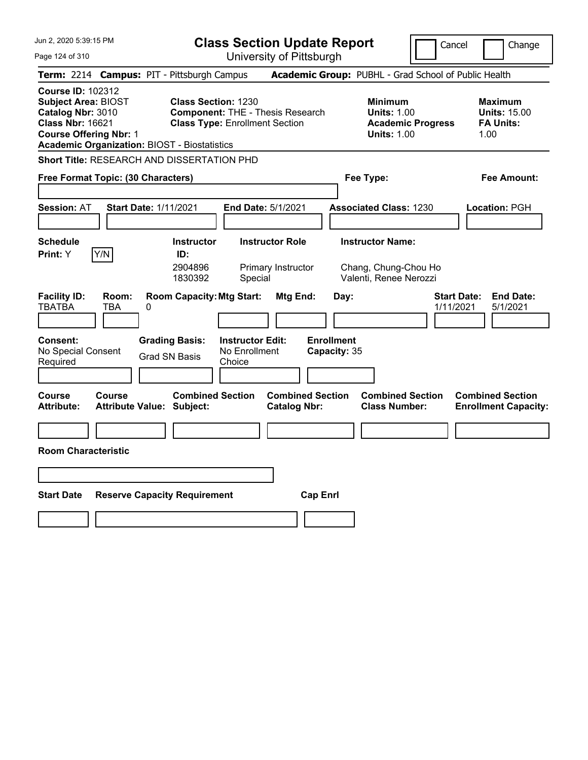# Class Section Update Report

University of Pittsburgh

Cancel | Change

**Term:** 2214 **Campus:** PIT - Pittsburgh Campus **Academic Group:** PUBHL - Grad School of Public Health

**Course ID:** 102312
**Subject Area:** BIOST
**Catalog Nbr:** 3010
**Class Nbr:** 16621
**Course Offering Nbr:** 1
**Academic Organization:** BIOST - Biostatistics

**Class Section:** 1230
**Component:** THE - Thesis Research
**Class Type:** Enrollment Section

**Minimum**
**Units:** 1.00
**Academic Progress Units:** 1.00

**Maximum**
**Units:** 15.00
**FA Units:** 1.00

**Short Title:** RESEARCH AND DISSERTATION PHD

**Free Format Topic: (30 Characters)**

**Fee Type:**

**Fee Amount:**

**Session:** AT **Start Date:** 1/11/2021 **End Date:** 5/1/2021 **Associated Class:** 1230 **Location:** PGH

**Schedule Print:** Y Y/N

| Instructor ID: | Instructor Role | Instructor Name: |
|---|---|---|
| 2904896 | Primary Instructor | Chang, Chung-Chou Ho |
| 1830392 | Special | Valenti, Renee Nerozzi |

| Facility ID: | Room: | Room Capacity: | Mtg Start: | Mtg End: | Day: | Start Date: | End Date: |
|---|---|---|---|---|---|---|---|
| TBATBA | TBA | 0 | | | | 1/11/2021 | 5/1/2021 |

**Consent:** No Special Consent Required

**Grading Basis:** Grad SN Basis

**Instructor Edit:** No Enrollment Choice

**Enrollment Capacity:** 35

| Course Attribute: | Course Attribute Value: | Combined Section Subject: | Combined Section Catalog Nbr: | Combined Section Class Number: | Combined Section Enrollment Capacity: |
|---|---|---|---|---|---|
| | | | | | |

**Room Characteristic**

| Start Date | Reserve Capacity Requirement | Cap Enrl |
|---|---|---|
| | | |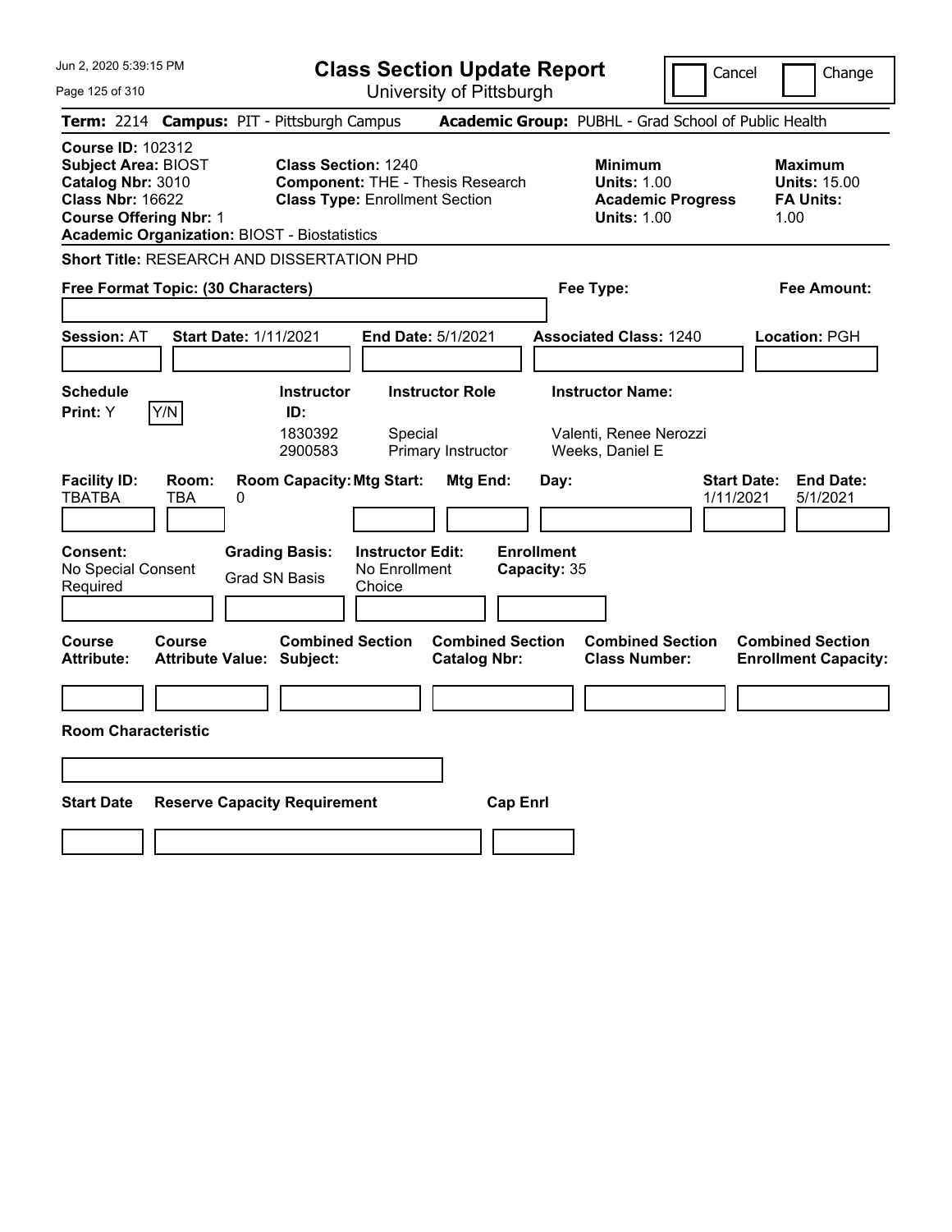# Class Section Update Report

University of Pittsburgh

Cancel | Change

**Term:** 2214 **Campus:** PIT - Pittsburgh Campus **Academic Group:** PUBHL - Grad School of Public Health

**Course ID:** 102312
**Subject Area:** BIOST
**Catalog Nbr:** 3010
**Class Nbr:** 16622
**Course Offering Nbr:** 1
**Academic Organization:** BIOST - Biostatistics

**Class Section:** 1240
**Component:** THE - Thesis Research
**Class Type:** Enrollment Section

**Minimum**
**Units:** 1.00
**Academic Progress Units:** 1.00

**Maximum**
**Units:** 15.00
**FA Units:** 1.00

**Short Title:** RESEARCH AND DISSERTATION PHD

**Free Format Topic: (30 Characters)** | **Fee Type:** | **Fee Amount:**

**Session:** AT **Start Date:** 1/11/2021 **End Date:** 5/1/2021 **Associated Class:** 1240 **Location:** PGH

**Schedule Print:** Y Y/N

| Instructor ID: | Instructor Role | Instructor Name: |
|---|---|---|
| 1830392 | Special | Valenti, Renee Nerozzi |
| 2900583 | Primary Instructor | Weeks, Daniel E |

| Facility ID: | Room: | Room Capacity: | Mtg Start: | Mtg End: | Day: | Start Date: | End Date: |
|---|---|---|---|---|---|---|---|
| TBATBA | TBA | 0 | | | | 1/11/2021 | 5/1/2021 |

**Consent:** No Special Consent Required
**Grading Basis:** Grad SN Basis
**Instructor Edit:** No Enrollment Choice
**Enrollment Capacity:** 35

| Course Attribute: | Course Attribute Value: | Combined Section Subject: | Combined Section Catalog Nbr: | Combined Section Class Number: | Combined Section Enrollment Capacity: |
|---|---|---|---|---|---|
| | | | | | |

**Room Characteristic**

| Start Date | Reserve Capacity Requirement | Cap Enrl |
|---|---|---|
| | | |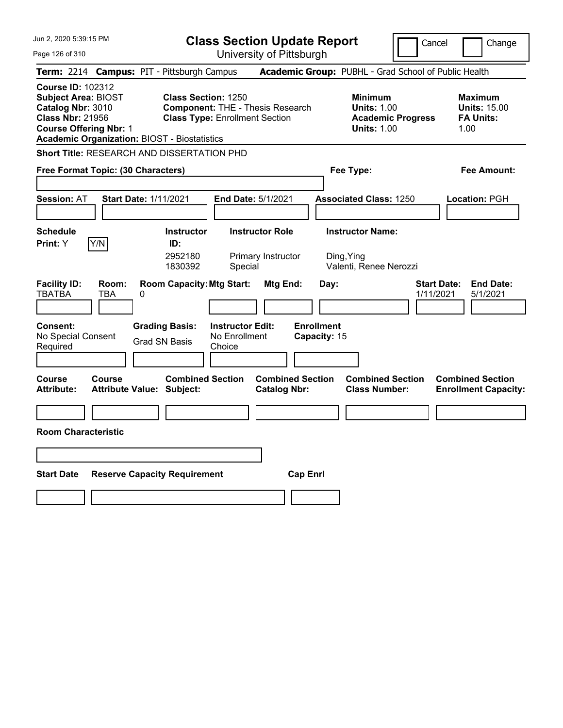# Class Section Update Report

University of Pittsburgh

Cancel | Change

**Term:** 2214 **Campus:** PIT - Pittsburgh Campus **Academic Group:** PUBHL - Grad School of Public Health

**Course ID:** 102312
**Subject Area:** BIOST
**Catalog Nbr:** 3010
**Class Nbr:** 21956
**Course Offering Nbr:** 1
**Academic Organization:** BIOST - Biostatistics

**Class Section:** 1250
**Component:** THE - Thesis Research
**Class Type:** Enrollment Section

**Minimum Units:** 1.00
**Academic Progress Units:** 1.00

**Maximum Units:** 15.00
**FA Units:** 1.00

**Short Title:** RESEARCH AND DISSERTATION PHD

**Free Format Topic: (30 Characters)**

**Fee Type:**

**Fee Amount:**

**Session:** AT **Start Date:** 1/11/2021 **End Date:** 5/1/2021 **Associated Class:** 1250 **Location:** PGH

**Schedule Print:** Y Y/N

| Instructor ID: | Instructor Role | Instructor Name: |
|---|---|---|
| 2952180 | Primary Instructor | Ding,Ying |
| 1830392 | Special | Valenti, Renee Nerozzi |

| Facility ID: | Room: | Room Capacity: | Mtg Start: | Mtg End: | Day: | Start Date: | End Date: |
|---|---|---|---|---|---|---|---|
| TBATBA | TBA | 0 | | | | 1/11/2021 | 5/1/2021 |

**Consent:** No Special Consent Required
**Grading Basis:** Grad SN Basis
**Instructor Edit:** No Enrollment Choice
**Enrollment Capacity:** 15

| Course Attribute: | Course Attribute Value: | Combined Section Subject: | Combined Section Catalog Nbr: | Combined Section Class Number: | Combined Section Enrollment Capacity: |
|---|---|---|---|---|---|
| | | | | | |

**Room Characteristic**

| Start Date | Reserve Capacity Requirement | Cap Enrl |
|---|---|---|
| | | |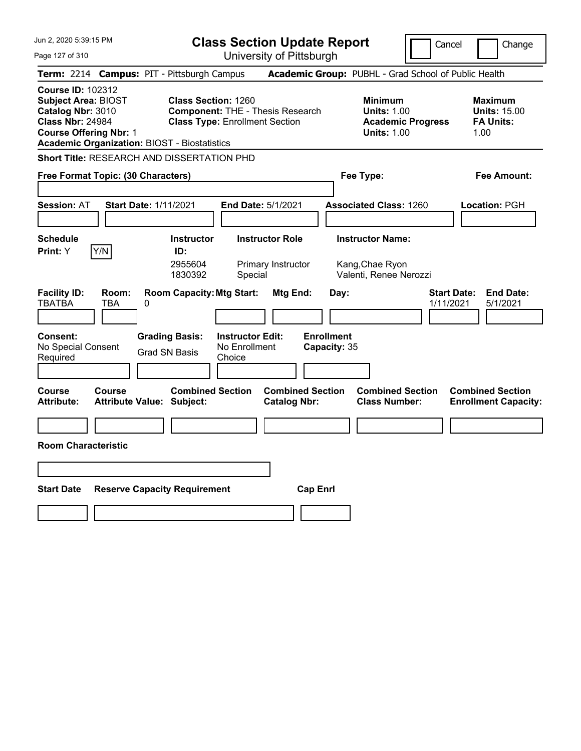# Class Section Update Report

University of Pittsburgh

Cancel | Change

Jun 2, 2020 5:39:15 PM

**Term:** 2214 **Campus:** PIT - Pittsburgh Campus **Academic Group:** PUBHL - Grad School of Public Health

**Course ID:** 102312
**Subject Area:** BIOST
**Catalog Nbr:** 3010
**Class Nbr:** 24984
**Course Offering Nbr:** 1
**Academic Organization:** BIOST - Biostatistics

**Class Section:** 1260
**Component:** THE - Thesis Research
**Class Type:** Enrollment Section

**Minimum Units:** 1.00
**Academic Progress Units:** 1.00

**Maximum Units:** 15.00
**FA Units:** 1.00

**Short Title:** RESEARCH AND DISSERTATION PHD

**Free Format Topic: (30 Characters)**

**Fee Type:**

**Fee Amount:**

**Session:** AT **Start Date:** 1/11/2021 **End Date:** 5/1/2021 **Associated Class:** 1260 **Location:** PGH

**Schedule Print:** Y Y/N

| Instructor ID: | Instructor Role | Instructor Name: |
|---|---|---|
| 2955604 | Primary Instructor | Kang,Chae Ryon |
| 1830392 | Special | Valenti, Renee Nerozzi |

| Facility ID: | Room: | Room Capacity: | Mtg Start: | Mtg End: | Day: | Start Date: | End Date: |
|---|---|---|---|---|---|---|---|
| TBATBA | TBA | 0 | | | | 1/11/2021 | 5/1/2021 |

**Consent:** No Special Consent Required

**Grading Basis:** Grad SN Basis

**Instructor Edit:** No Enrollment Choice

**Enrollment Capacity:** 35

| Course Attribute: | Course Attribute Value: | Combined Section Subject: | Combined Section Catalog Nbr: | Combined Section Class Number: | Combined Section Enrollment Capacity: |
|---|---|---|---|---|---|
| | | | | | |

**Room Characteristic**

| Start Date | Reserve Capacity Requirement | Cap Enrl |
|---|---|---|
| | | |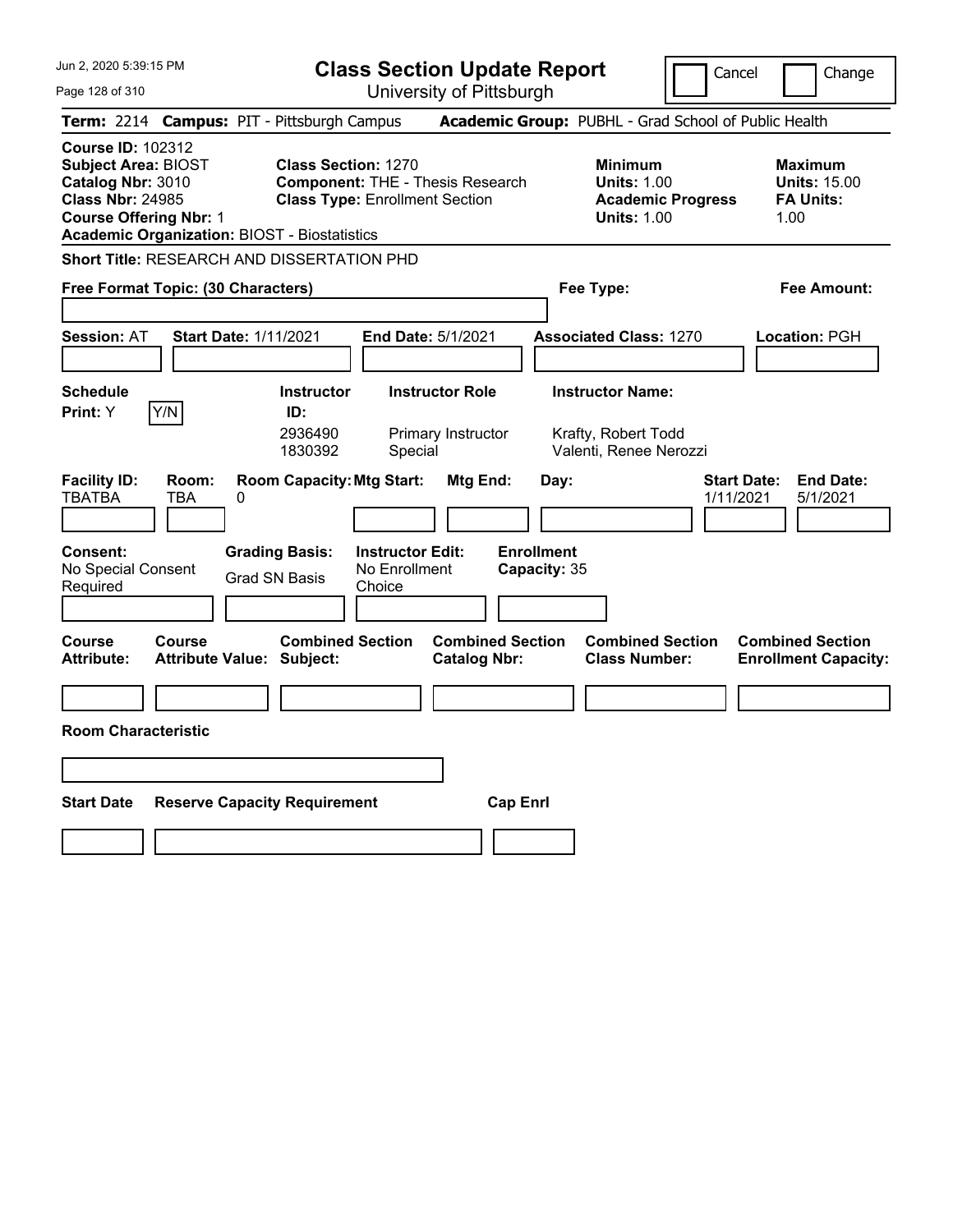Jun 2, 2020 5:39:15 PM

# Class Section Update Report

University of Pittsburgh

Cancel | Change

**Term:** 2214 **Campus:** PIT - Pittsburgh Campus **Academic Group:** PUBHL - Grad School of Public Health

**Course ID:** 102312
**Subject Area:** BIOST
**Catalog Nbr:** 3010
**Class Nbr:** 24985
**Course Offering Nbr:** 1
**Academic Organization:** BIOST - Biostatistics

**Class Section:** 1270
**Component:** THE - Thesis Research
**Class Type:** Enrollment Section

**Minimum**
**Units:** 1.00
**Academic Progress Units:** 1.00

**Maximum**
**Units:** 15.00
**FA Units:** 1.00

**Short Title:** RESEARCH AND DISSERTATION PHD

**Free Format Topic: (30 Characters)**

**Fee Type:**

**Fee Amount:**

**Session:** AT **Start Date:** 1/11/2021 **End Date:** 5/1/2021 **Associated Class:** 1270 **Location:** PGH

**Schedule Print:** Y Y/N

| Instructor ID: | Instructor Role | Instructor Name: |
|---|---|---|
| 2936490 | Primary Instructor | Krafty, Robert Todd |
| 1830392 | Special | Valenti, Renee Nerozzi |

| Facility ID: | Room: | Room Capacity: | Mtg Start: | Mtg End: | Day: | Start Date: | End Date: |
|---|---|---|---|---|---|---|---|
| TBATBA | TBA | 0 | | | | 1/11/2021 | 5/1/2021 |

**Consent:** No Special Consent Required
**Grading Basis:** Grad SN Basis
**Instructor Edit:** No Enrollment Choice
**Enrollment Capacity:** 35

| Course Attribute: | Course Attribute Value: | Combined Section Subject: | Combined Section Catalog Nbr: | Combined Section Class Number: | Combined Section Enrollment Capacity: |
|---|---|---|---|---|---|
| | | | | | |

**Room Characteristic**

| Start Date | Reserve Capacity Requirement | Cap Enrl |
|---|---|---|
| | | |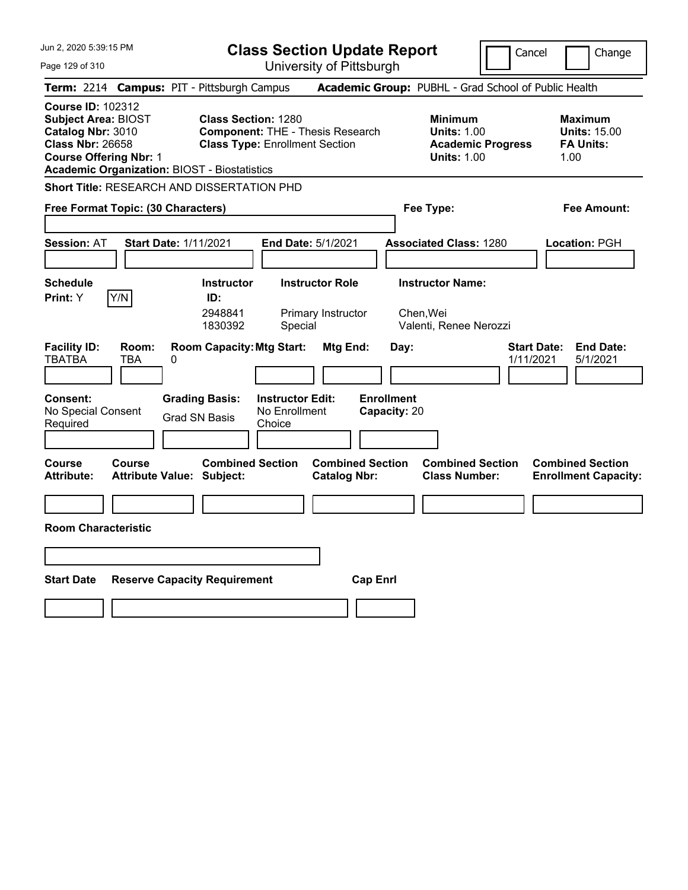# Class Section Update Report

University of Pittsburgh

Cancel | Change

**Term:** 2214 **Campus:** PIT - Pittsburgh Campus **Academic Group:** PUBHL - Grad School of Public Health

**Course ID:** 102312
**Subject Area:** BIOST
**Catalog Nbr:** 3010
**Class Nbr:** 26658
**Course Offering Nbr:** 1
**Academic Organization:** BIOST - Biostatistics

**Class Section:** 1280
**Component:** THE - Thesis Research
**Class Type:** Enrollment Section

**Minimum Units:** 1.00
**Academic Progress Units:** 1.00

**Maximum Units:** 15.00
**FA Units:** 1.00

**Short Title:** RESEARCH AND DISSERTATION PHD

**Free Format Topic: (30 Characters)**

**Fee Type:**

**Fee Amount:**

**Session:** AT **Start Date:** 1/11/2021 **End Date:** 5/1/2021 **Associated Class:** 1280 **Location:** PGH

**Schedule Print:** Y Y/N

| Instructor ID: | Instructor Role | Instructor Name: |
|---|---|---|
| 2948841 | Primary Instructor | Chen,Wei |
| 1830392 | Special | Valenti, Renee Nerozzi |

| Facility ID: | Room: | Room Capacity: | Mtg Start: | Mtg End: | Day: | Start Date: | End Date: |
|---|---|---|---|---|---|---|---|
| TBATBA | TBA | 0 | | | | 1/11/2021 | 5/1/2021 |

**Consent:** No Special Consent Required

**Grading Basis:** Grad SN Basis

**Instructor Edit:** No Enrollment Choice

**Enrollment Capacity:** 20

| Course Attribute: | Course Attribute Value: | Combined Section Subject: | Combined Section Catalog Nbr: | Combined Section Class Number: | Combined Section Enrollment Capacity: |
|---|---|---|---|---|---|
| | | | | | |

**Room Characteristic**

| Start Date | Reserve Capacity Requirement | Cap Enrl |
|---|---|---|
| | | |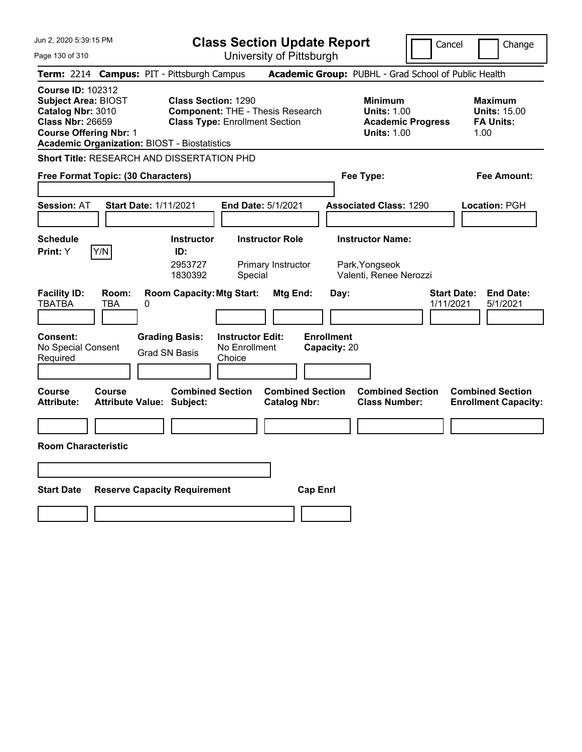# Class Section Update Report

University of Pittsburgh

Cancel | Change

**Term:** 2214 **Campus:** PIT - Pittsburgh Campus **Academic Group:** PUBHL - Grad School of Public Health

**Course ID:** 102312
**Subject Area:** BIOST
**Catalog Nbr:** 3010
**Class Nbr:** 26659
**Course Offering Nbr:** 1
**Academic Organization:** BIOST - Biostatistics

**Class Section:** 1290
**Component:** THE - Thesis Research
**Class Type:** Enrollment Section

**Minimum**
**Units:** 1.00
**Academic Progress Units:** 1.00

**Maximum**
**Units:** 15.00
**FA Units:** 1.00

**Short Title:** RESEARCH AND DISSERTATION PHD

**Free Format Topic: (30 Characters)**

**Fee Type:**

**Fee Amount:**

**Session:** AT **Start Date:** 1/11/2021 **End Date:** 5/1/2021 **Associated Class:** 1290 **Location:** PGH

**Schedule Print:** Y Y/N

| Instructor ID: | Instructor Role | Instructor Name: |
|---|---|---|
| 2953727 | Primary Instructor | Park,Yongseok |
| 1830392 | Special | Valenti, Renee Nerozzi |

| Facility ID: | Room: | Room Capacity: | Mtg Start: | Mtg End: | Day: | Start Date: | End Date: |
|---|---|---|---|---|---|---|---|
| TBATBA | TBA | 0 | | | | 1/11/2021 | 5/1/2021 |

**Consent:** No Special Consent Required
**Grading Basis:** Grad SN Basis
**Instructor Edit:** No Enrollment Choice
**Enrollment Capacity:** 20

| Course Attribute: | Course Attribute Value: | Combined Section Subject: | Combined Section Catalog Nbr: | Combined Section Class Number: | Combined Section Enrollment Capacity: |
|---|---|---|---|---|---|
| | | | | | |

**Room Characteristic**

| Start Date | Reserve Capacity Requirement | Cap Enrl |
|---|---|---|
| | | |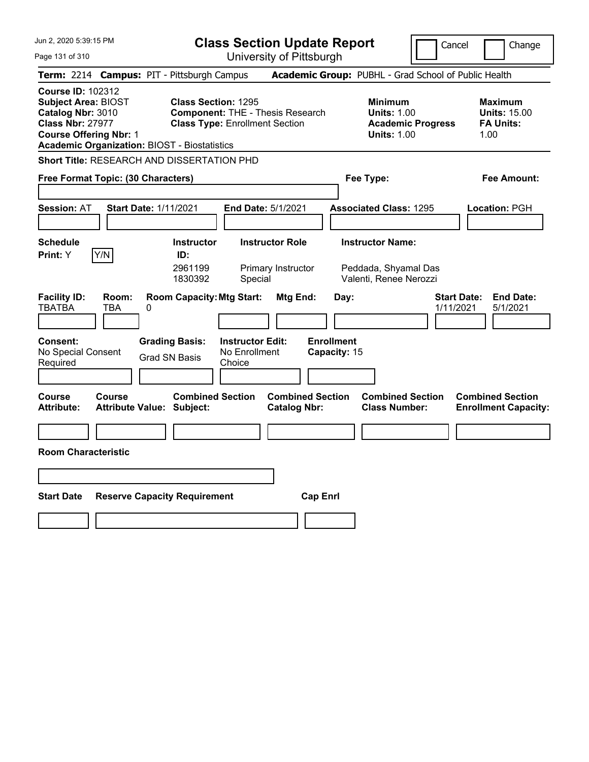# Class Section Update Report

University of Pittsburgh

Cancel | Change

**Term:** 2214 **Campus:** PIT - Pittsburgh Campus **Academic Group:** PUBHL - Grad School of Public Health

**Course ID:** 102312
**Subject Area:** BIOST
**Catalog Nbr:** 3010
**Class Nbr:** 27977
**Course Offering Nbr:** 1
**Academic Organization:** BIOST - Biostatistics

**Class Section:** 1295
**Component:** THE - Thesis Research
**Class Type:** Enrollment Section

**Minimum**
**Units:** 1.00
**Academic Progress Units:** 1.00

**Maximum**
**Units:** 15.00
**FA Units:** 1.00

**Short Title:** RESEARCH AND DISSERTATION PHD

**Free Format Topic: (30 Characters)**

**Fee Type:**

**Fee Amount:**

**Session:** AT **Start Date:** 1/11/2021 **End Date:** 5/1/2021 **Associated Class:** 1295 **Location:** PGH

**Schedule Print:** Y Y/N

| Instructor ID: | Instructor Role | Instructor Name: |
|---|---|---|
| 2961199 | Primary Instructor | Peddada, Shyamal Das |
| 1830392 | Special | Valenti, Renee Nerozzi |

| Facility ID: | Room: | Room Capacity: | Mtg Start: | Mtg End: | Day: | Start Date: | End Date: |
|---|---|---|---|---|---|---|---|
| TBATBA | TBA | 0 | | | | 1/11/2021 | 5/1/2021 |

**Consent:** No Special Consent Required
**Grading Basis:** Grad SN Basis
**Instructor Edit:** No Enrollment Choice
**Enrollment Capacity:** 15

| Course Attribute: | Course Attribute Value: | Combined Section Subject: | Combined Section Catalog Nbr: | Combined Section Class Number: | Combined Section Enrollment Capacity: |
|---|---|---|---|---|---|
| | | | | | |

**Room Characteristic**

| Start Date | Reserve Capacity Requirement | Cap Enrl |
|---|---|---|
| | | |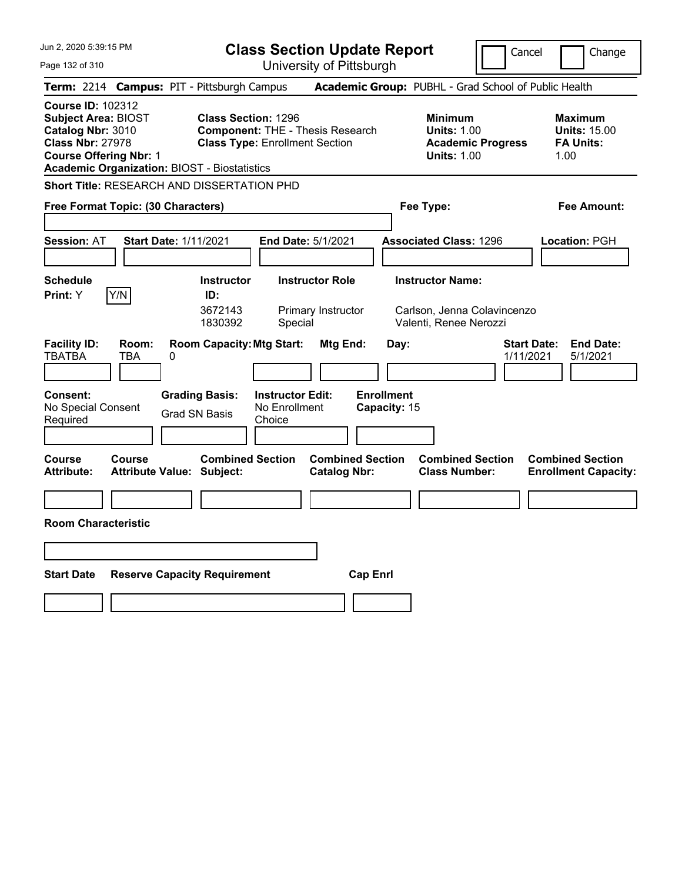# Class Section Update Report

University of Pittsburgh

Jun 2, 2020 5:39:15 PM

Cancel / Change

**Term:** 2214 **Campus:** PIT - Pittsburgh Campus **Academic Group:** PUBHL - Grad School of Public Health

**Course ID:** 102312
**Subject Area:** BIOST
**Catalog Nbr:** 3010
**Class Nbr:** 27978
**Course Offering Nbr:** 1
**Academic Organization:** BIOST - Biostatistics

**Class Section:** 1296
**Component:** THE - Thesis Research
**Class Type:** Enrollment Section

**Minimum**
**Units:** 1.00
**Academic Progress Units:** 1.00

**Maximum**
**Units:** 15.00
**FA Units:** 1.00

**Short Title:** RESEARCH AND DISSERTATION PHD

**Free Format Topic: (30 Characters)**

**Fee Type:**

**Fee Amount:**

**Session:** AT **Start Date:** 1/11/2021 **End Date:** 5/1/2021 **Associated Class:** 1296 **Location:** PGH

**Schedule Print:** Y Y/N

| Instructor ID | Instructor Role | Instructor Name |
|---|---|---|
| 3672143 | Primary Instructor | Carlson, Jenna Colavincenzo |
| 1830392 | Special | Valenti, Renee Nerozzi |

| Facility ID: | Room: | Room Capacity: | Mtg Start: | Mtg End: | Day: | Start Date: | End Date: |
|---|---|---|---|---|---|---|---|
| TBATBA | TBA | 0 | | | | 1/11/2021 | 5/1/2021 |

**Consent:** No Special Consent Required

**Grading Basis:** Grad SN Basis

**Instructor Edit:** No Enrollment Choice

**Enrollment Capacity:** 15

| Course Attribute: | Course Attribute Value: | Combined Section Subject: | Combined Section Catalog Nbr: | Combined Section Class Number: | Combined Section Enrollment Capacity: |
|---|---|---|---|---|---|
| | | | | | |

**Room Characteristic**

| Start Date | Reserve Capacity Requirement | Cap Enrl |
|---|---|---|
| | | |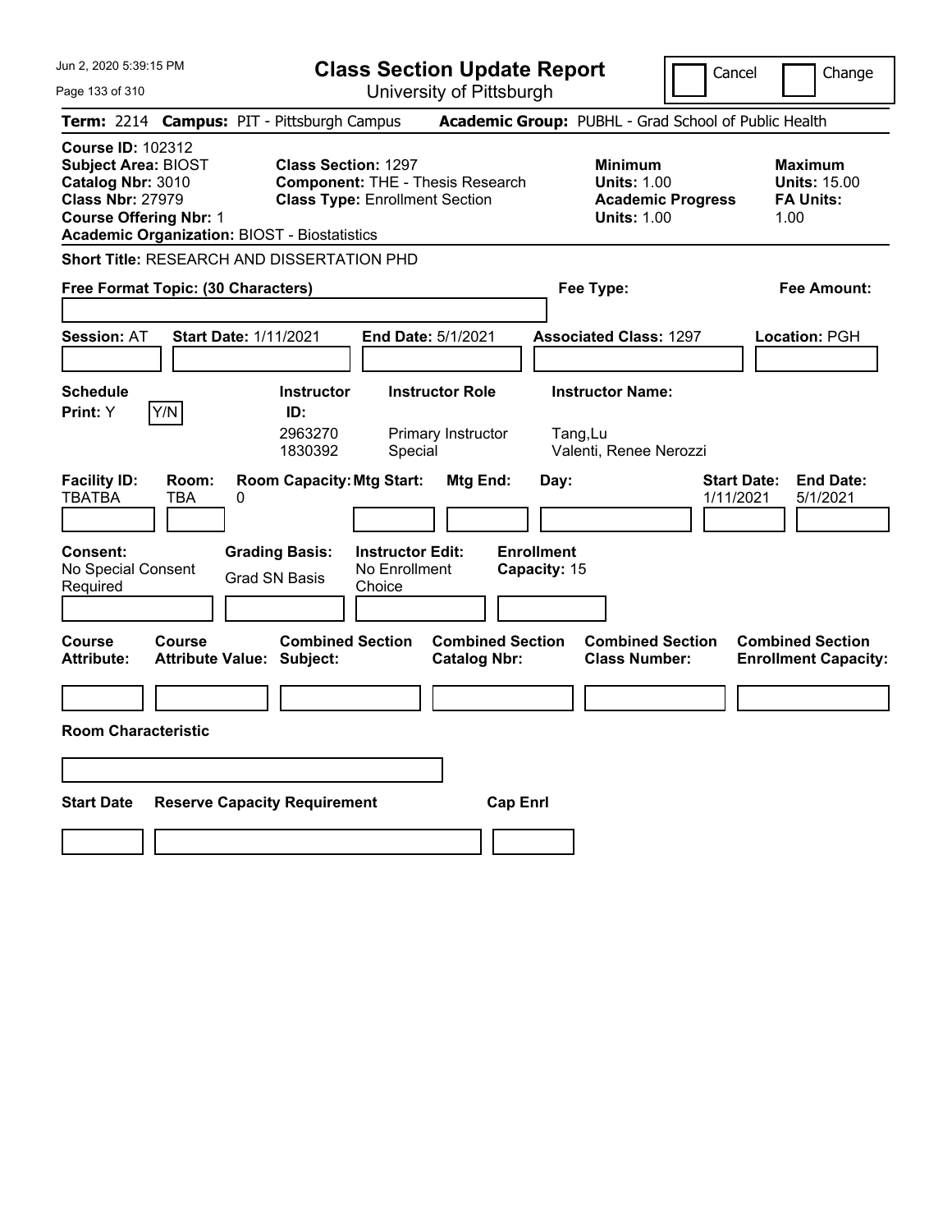# Class Section Update Report

University of Pittsburgh

Cancel | Change

**Term:** 2214 **Campus:** PIT - Pittsburgh Campus **Academic Group:** PUBHL - Grad School of Public Health

**Course ID:** 102312
**Subject Area:** BIOST
**Catalog Nbr:** 3010
**Class Nbr:** 27979
**Course Offering Nbr:** 1
**Academic Organization:** BIOST - Biostatistics

**Class Section:** 1297
**Component:** THE - Thesis Research
**Class Type:** Enrollment Section

**Minimum**
**Units:** 1.00
**Academic Progress Units:** 1.00

**Maximum**
**Units:** 15.00
**FA Units:** 1.00

**Short Title:** RESEARCH AND DISSERTATION PHD

**Free Format Topic: (30 Characters)**

**Fee Type:**

**Fee Amount:**

**Session:** AT **Start Date:** 1/11/2021 **End Date:** 5/1/2021 **Associated Class:** 1297 **Location:** PGH

**Schedule Print:** Y Y/N

| Instructor ID: | Instructor Role | Instructor Name: |
|---|---|---|
| 2963270 | Primary Instructor | Tang,Lu |
| 1830392 | Special | Valenti, Renee Nerozzi |

| Facility ID: | Room: | Room Capacity: | Mtg Start: | Mtg End: | Day: | Start Date: | End Date: |
|---|---|---|---|---|---|---|---|
| TBATBA | TBA | 0 | | | | 1/11/2021 | 5/1/2021 |

**Consent:** No Special Consent Required
**Grading Basis:** Grad SN Basis
**Instructor Edit:** No Enrollment Choice
**Enrollment Capacity:** 15

| Course Attribute: | Course Attribute Value: | Combined Section Subject: | Combined Section Catalog Nbr: | Combined Section Class Number: | Combined Section Enrollment Capacity: |
|---|---|---|---|---|---|
| | | | | | |

**Room Characteristic**

| Start Date | Reserve Capacity Requirement | Cap Enrl |
|---|---|---|
| | | |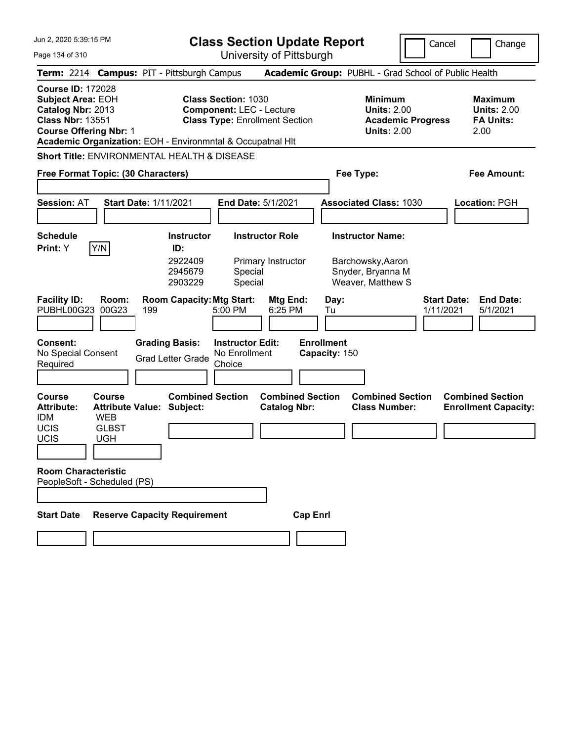Jun 2, 2020 5:39:15 PM

# Class Section Update Report

University of Pittsburgh

Cancel | Change

**Term:** 2214 **Campus:** PIT - Pittsburgh Campus **Academic Group:** PUBHL - Grad School of Public Health

**Course ID:** 172028
**Subject Area:** EOH
**Catalog Nbr:** 2013
**Class Nbr:** 13551
**Course Offering Nbr:** 1

**Class Section:** 1030
**Component:** LEC - Lecture
**Class Type:** Enrollment Section

**Minimum Units:** 2.00
**Academic Progress Units:** 2.00

**Maximum Units:** 2.00
**FA Units:** 2.00

**Academic Organization:** EOH - Environmntal & Occupatnal Hlt

**Short Title:** ENVIRONMENTAL HEALTH & DISEASE

**Free Format Topic: (30 Characters)**

**Fee Type:**

**Fee Amount:**

**Session:** AT **Start Date:** 1/11/2021 **End Date:** 5/1/2021 **Associated Class:** 1030 **Location:** PGH

**Schedule Print:** Y Y/N

| Instructor ID | Instructor Role | Instructor Name |
|---|---|---|
| 2922409 | Primary Instructor | Barchowsky,Aaron |
| 2945679 | Special | Snyder, Bryanna M |
| 2903229 | Special | Weaver, Matthew S |

| Facility ID | Room | Room Capacity | Mtg Start | Mtg End | Day | Start Date | End Date |
|---|---|---|---|---|---|---|---|
| PUBHL00G23 | 00G23 | 199 | 5:00 PM | 6:25 PM | Tu | 1/11/2021 | 5/1/2021 |

**Consent:** No Special Consent Required
**Grading Basis:** Grad Letter Grade
**Instructor Edit:** No Enrollment Choice
**Enrollment Capacity:** 150

| Course Attribute | Course Attribute Value |
|---|---|
| IDM | WEB |
| UCIS | GLBST |
| UCIS | UGH |

**Combined Section Subject:**
**Combined Section Catalog Nbr:**
**Combined Section Class Number:**
**Combined Section Enrollment Capacity:**

**Room Characteristic**
PeopleSoft - Scheduled (PS)

**Start Date** **Reserve Capacity Requirement** **Cap Enrl**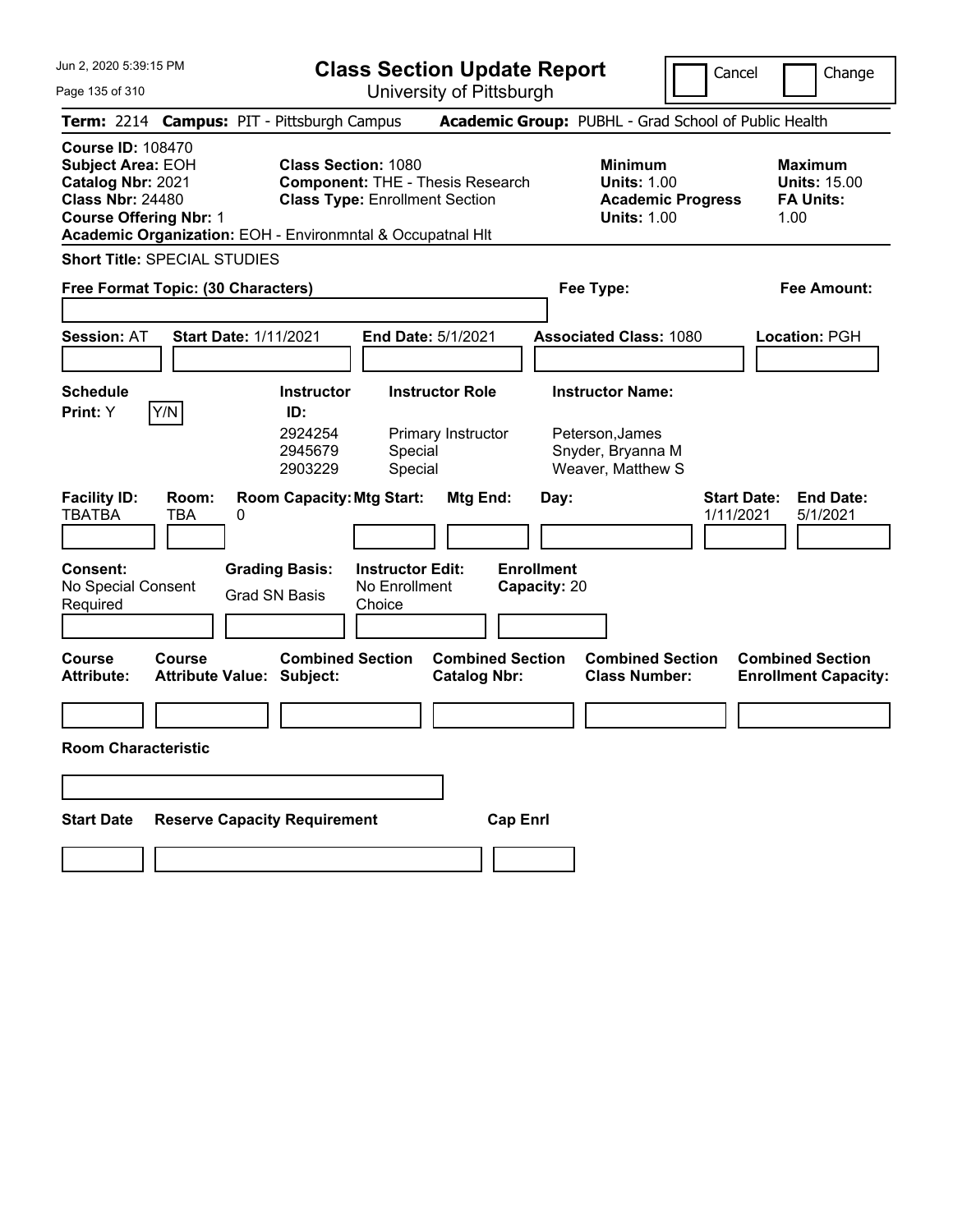# Class Section Update Report

University of Pittsburgh

Jun 2, 2020 5:39:15 PM

Cancel | Change

**Term:** 2214 **Campus:** PIT - Pittsburgh Campus **Academic Group:** PUBHL - Grad School of Public Health

**Course ID:** 108470
**Subject Area:** EOH
**Catalog Nbr:** 2021
**Class Nbr:** 24480
**Course Offering Nbr:** 1
**Academic Organization:** EOH - Environmntal & Occupatnal Hlt

**Class Section:** 1080
**Component:** THE - Thesis Research
**Class Type:** Enrollment Section

**Minimum**
**Units:** 1.00
**Academic Progress Units:** 1.00

**Maximum**
**Units:** 15.00
**FA Units:** 1.00

**Short Title:** SPECIAL STUDIES

**Free Format Topic: (30 Characters)**

**Fee Type:**

**Fee Amount:**

**Session:** AT **Start Date:** 1/11/2021 **End Date:** 5/1/2021 **Associated Class:** 1080 **Location:** PGH

**Schedule Print:** Y Y/N

| Instructor ID: | Instructor Role | Instructor Name: |
|---|---|---|
| 2924254 | Primary Instructor | Peterson,James |
| 2945679 | Special | Snyder, Bryanna M |
| 2903229 | Special | Weaver, Matthew S |

| Facility ID: | Room: | Room Capacity: | Mtg Start: | Mtg End: | Day: | Start Date: | End Date: |
|---|---|---|---|---|---|---|---|
| TBATBA | TBA | 0 | | | | 1/11/2021 | 5/1/2021 |

**Consent:** No Special Consent Required

**Grading Basis:** Grad SN Basis

**Instructor Edit:** No Enrollment Choice

**Enrollment Capacity:** 20

| Course Attribute: | Course Attribute Value: | Combined Section Subject: | Combined Section Catalog Nbr: | Combined Section Class Number: | Combined Section Enrollment Capacity: |
|---|---|---|---|---|---|
| | | | | | |

**Room Characteristic**

| Start Date | Reserve Capacity Requirement | Cap Enrl |
|---|---|---|
| | | |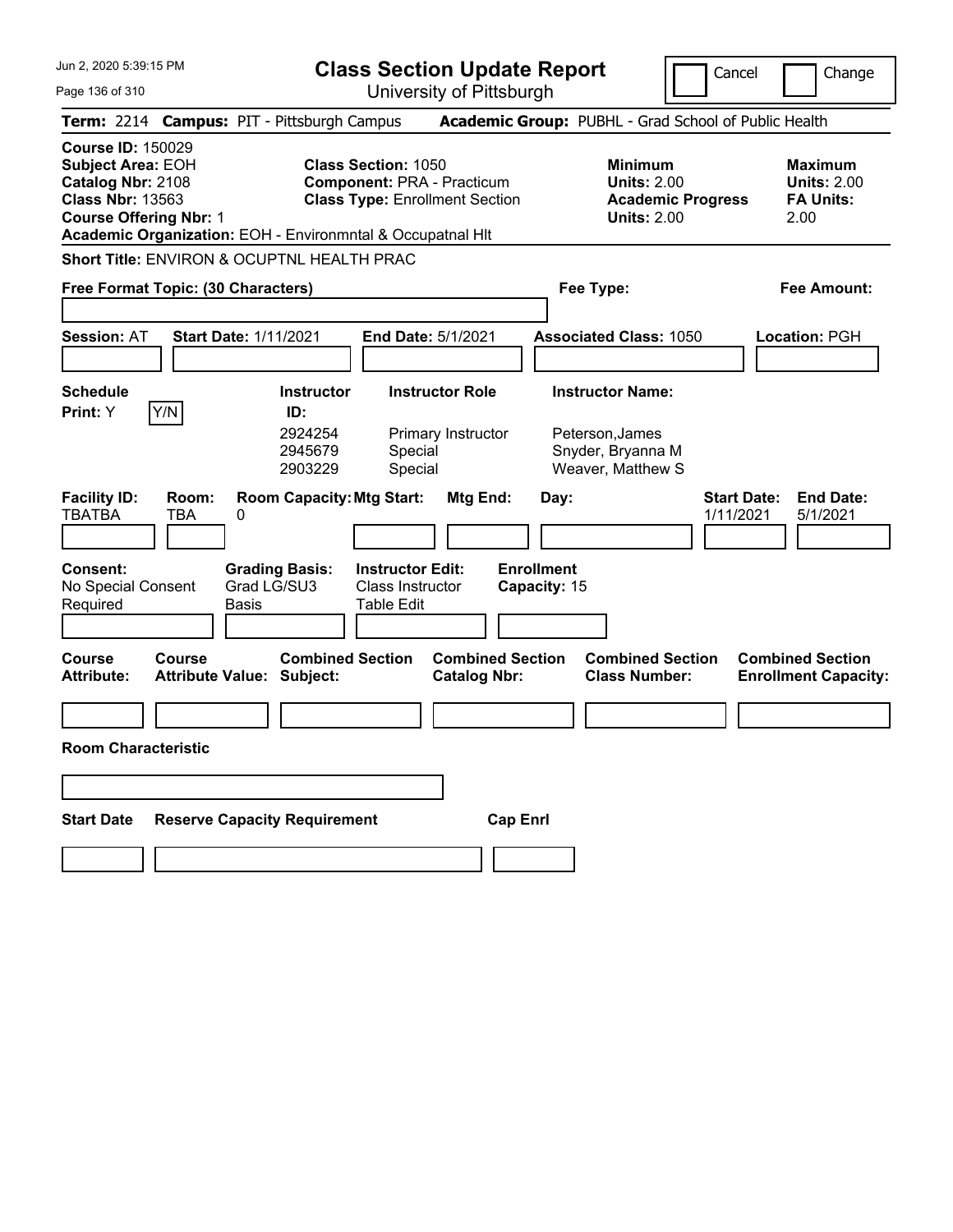# Class Section Update Report

University of Pittsburgh

Cancel ☐ Change ☐

**Term:** 2214 **Campus:** PIT - Pittsburgh Campus **Academic Group:** PUBHL - Grad School of Public Health

**Course ID:** 150029
**Subject Area:** EOH
**Catalog Nbr:** 2108
**Class Nbr:** 13563
**Course Offering Nbr:** 1
**Academic Organization:** EOH - Environmntal & Occupatnal Hlt

**Class Section:** 1050
**Component:** PRA - Practicum
**Class Type:** Enrollment Section

**Minimum Units:** 2.00
**Academic Progress Units:** 2.00

**Maximum Units:** 2.00
**FA Units:** 2.00

**Short Title:** ENVIRON & OCUPTNL HEALTH PRAC

**Free Format Topic: (30 Characters)**

**Fee Type:**

**Fee Amount:**

**Session:** AT **Start Date:** 1/11/2021 **End Date:** 5/1/2021 **Associated Class:** 1050 **Location:** PGH

**Schedule Print:** Y [Y/N]

| Instructor ID: | Instructor Role | Instructor Name: |
|---|---|---|
| 2924254 | Primary Instructor | Peterson,James |
| 2945679 | Special | Snyder, Bryanna M |
| 2903229 | Special | Weaver, Matthew S |

| Facility ID: | Room: | Room Capacity: | Mtg Start: | Mtg End: | Day: | Start Date: | End Date: |
|---|---|---|---|---|---|---|---|
| TBATBA | TBA | 0 | | | | 1/11/2021 | 5/1/2021 |

**Consent:** No Special Consent Required
**Grading Basis:** Grad LG/SU3 Basis
**Instructor Edit:** Class Instructor Table Edit
**Enrollment Capacity:** 15

| Course Attribute: | Course Attribute Value: | Combined Section Subject: | Combined Section Catalog Nbr: | Combined Section Class Number: | Combined Section Enrollment Capacity: |
|---|---|---|---|---|---|
| | | | | | |

**Room Characteristic**

| Start Date | Reserve Capacity Requirement | Cap Enrl |
|---|---|---|
| | | |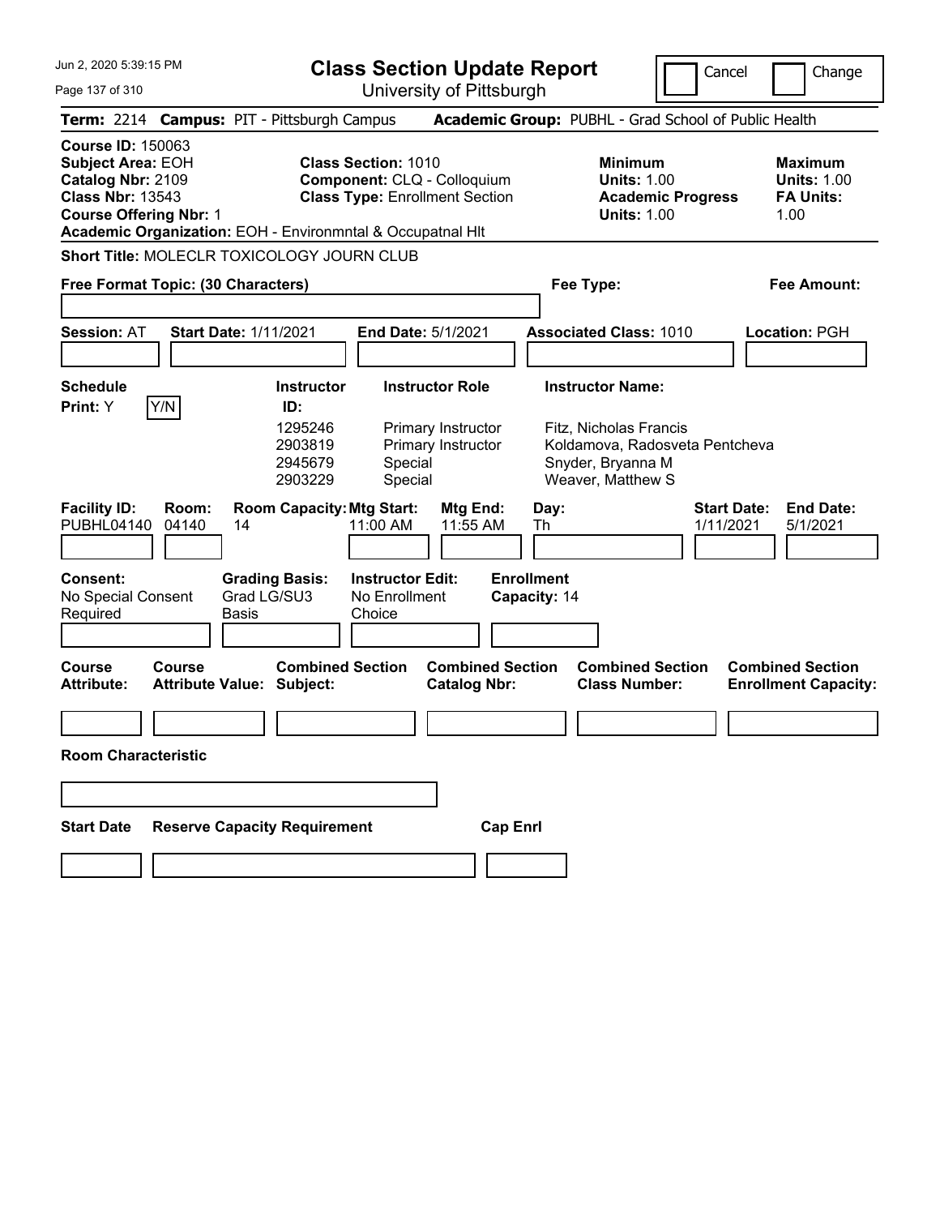# Class Section Update Report

University of Pittsburgh

Cancel | Change

**Term:** 2214 **Campus:** PIT - Pittsburgh Campus **Academic Group:** PUBHL - Grad School of Public Health

**Course ID:** 150063
**Subject Area:** EOH
**Catalog Nbr:** 2109
**Class Nbr:** 13543
**Course Offering Nbr:** 1

**Class Section:** 1010
**Component:** CLQ - Colloquium
**Class Type:** Enrollment Section

**Minimum Units:** 1.00
**Academic Progress Units:** 1.00

**Maximum Units:** 1.00
**FA Units:** 1.00

**Academic Organization:** EOH - Environmntal & Occupatnal Hlt

**Short Title:** MOLECLR TOXICOLOGY JOURN CLUB

**Free Format Topic: (30 Characters)**

**Fee Type:**

**Fee Amount:**

**Session:** AT **Start Date:** 1/11/2021 **End Date:** 5/1/2021 **Associated Class:** 1010 **Location:** PGH

**Schedule Print:** Y

| Instructor ID | Instructor Role | Instructor Name |
|---|---|---|
| 1295246 | Primary Instructor | Fitz, Nicholas Francis |
| 2903819 | Primary Instructor | Koldamova, Radosveta Pentcheva |
| 2945679 | Special | Snyder, Bryanna M |
| 2903229 | Special | Weaver, Matthew S |

| Facility ID | Room | Room Capacity | Mtg Start | Mtg End | Day | Start Date | End Date |
|---|---|---|---|---|---|---|---|
| PUBHL04140 | 04140 | 14 | 11:00 AM | 11:55 AM | Th | 1/11/2021 | 5/1/2021 |

**Consent:** No Special Consent Required

**Grading Basis:** Grad LG/SU3 Basis

**Instructor Edit:** No Enrollment Choice

**Enrollment Capacity:** 14

| Course Attribute: | Course Attribute Value: | Combined Section Subject: | Combined Section Catalog Nbr: | Combined Section Class Number: | Combined Section Enrollment Capacity: |
|---|---|---|---|---|---|
| | | | | | |

**Room Characteristic**

| Start Date | Reserve Capacity Requirement | Cap Enrl |
|---|---|---|
| | | |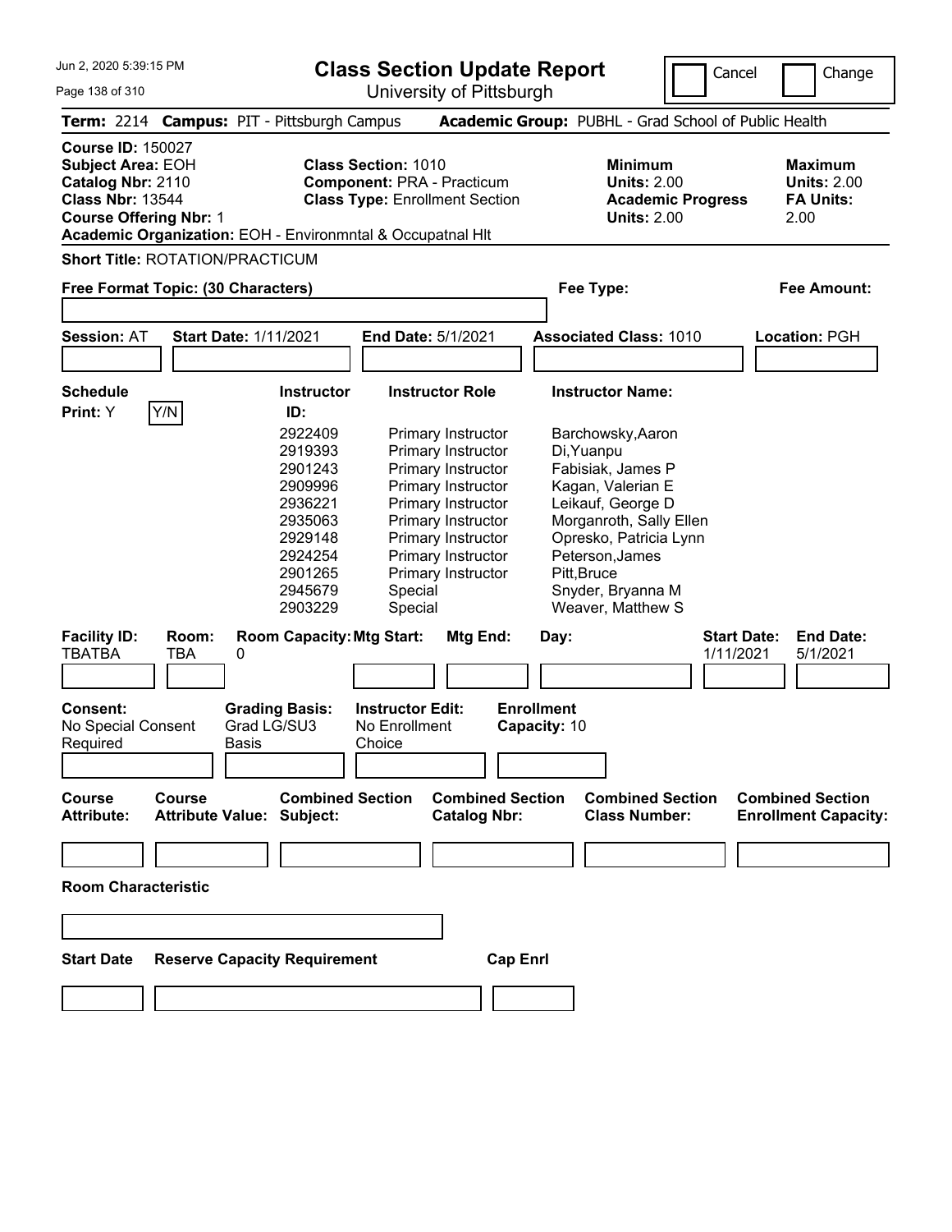Jun 2, 2020 5:39:15 PM

# Class Section Update Report

University of Pittsburgh

Cancel | Change

**Term:** 2214 **Campus:** PIT - Pittsburgh Campus **Academic Group:** PUBHL - Grad School of Public Health

**Course ID:** 150027
**Subject Area:** EOH
**Catalog Nbr:** 2110
**Class Nbr:** 13544
**Course Offering Nbr:** 1
**Academic Organization:** EOH - Environmntal & Occupatnal Hlt

**Class Section:** 1010
**Component:** PRA - Practicum
**Class Type:** Enrollment Section

**Minimum Units:** 2.00
**Academic Progress Units:** 2.00

**Maximum Units:** 2.00
**FA Units:** 2.00

**Short Title:** ROTATION/PRACTICUM

**Free Format Topic: (30 Characters)**

**Fee Type:**

**Fee Amount:**

**Session:** AT **Start Date:** 1/11/2021 **End Date:** 5/1/2021 **Associated Class:** 1010 **Location:** PGH

**Schedule Print:** Y [Y/N]

| Instructor ID: | Instructor Role | Instructor Name: |
|---|---|---|
| 2922409 | Primary Instructor | Barchowsky,Aaron |
| 2919393 | Primary Instructor | Di,Yuanpu |
| 2901243 | Primary Instructor | Fabisiak, James P |
| 2909996 | Primary Instructor | Kagan, Valerian E |
| 2936221 | Primary Instructor | Leikauf, George D |
| 2935063 | Primary Instructor | Morganroth, Sally Ellen |
| 2929148 | Primary Instructor | Opresko, Patricia Lynn |
| 2924254 | Primary Instructor | Peterson,James |
| 2901265 | Primary Instructor | Pitt,Bruce |
| 2945679 | Special | Snyder, Bryanna M |
| 2903229 | Special | Weaver, Matthew S |

| Facility ID: | Room: | Room Capacity: | Mtg Start: | Mtg End: | Day: | Start Date: | End Date: |
|---|---|---|---|---|---|---|---|
| TBATBA | TBA | 0 | | | | 1/11/2021 | 5/1/2021 |

**Consent:** No Special Consent Required
**Grading Basis:** Grad LG/SU3 Basis
**Instructor Edit:** No Enrollment Choice
**Enrollment Capacity:** 10

| Course Attribute: | Course Attribute Value: | Combined Section Subject: | Combined Section Catalog Nbr: | Combined Section Class Number: | Combined Section Enrollment Capacity: |
|---|---|---|---|---|---|
| | | | | | |

**Room Characteristic**

| Start Date | Reserve Capacity Requirement | Cap Enrl |
|---|---|---|
| | | |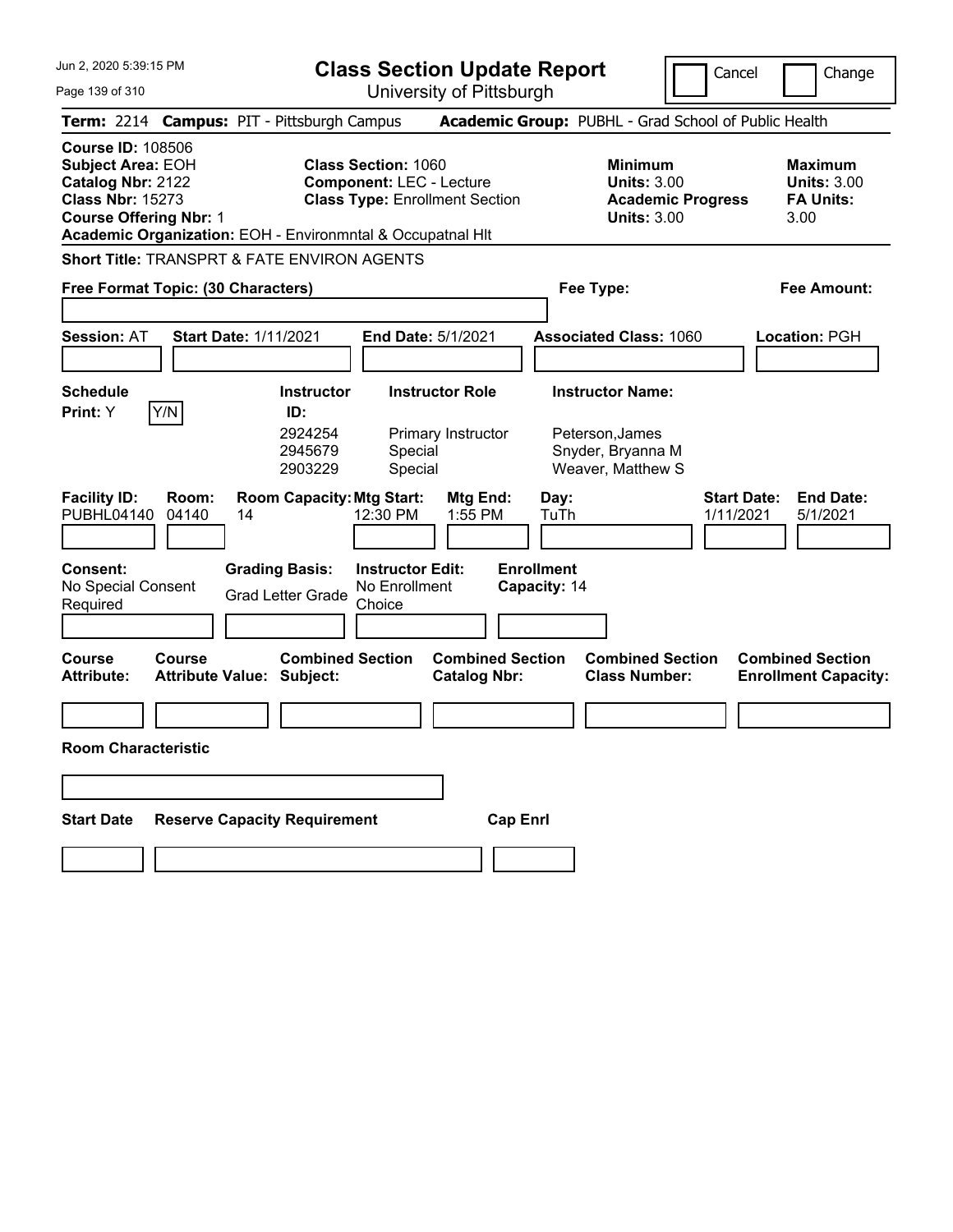# Class Section Update Report

University of Pittsburgh

Cancel | Change

**Term:** 2214 **Campus:** PIT - Pittsburgh Campus **Academic Group:** PUBHL - Grad School of Public Health

**Course ID:** 108506
**Subject Area:** EOH
**Catalog Nbr:** 2122
**Class Nbr:** 15273
**Course Offering Nbr:** 1
**Academic Organization:** EOH - Environmntal & Occupatnal Hlt

**Class Section:** 1060
**Component:** LEC - Lecture
**Class Type:** Enrollment Section

**Minimum Units:** 3.00
**Academic Progress Units:** 3.00

**Maximum Units:** 3.00
**FA Units:** 3.00

**Short Title:** TRANSPRT & FATE ENVIRON AGENTS

**Free Format Topic: (30 Characters)**

**Fee Type:**

**Fee Amount:**

**Session:** AT **Start Date:** 1/11/2021 **End Date:** 5/1/2021 **Associated Class:** 1060 **Location:** PGH

**Schedule Print:** Y Y/N

| Instructor ID: | Instructor Role | Instructor Name: |
|---|---|---|
| 2924254 | Primary Instructor | Peterson,James |
| 2945679 | Special | Snyder, Bryanna M |
| 2903229 | Special | Weaver, Matthew S |

| Facility ID: | Room: | Room Capacity: | Mtg Start: | Mtg End: | Day: | Start Date: | End Date: |
|---|---|---|---|---|---|---|---|
| PUBHL04140 | 04140 | 14 | 12:30 PM | 1:55 PM | TuTh | 1/11/2021 | 5/1/2021 |

**Consent:** No Special Consent Required

**Grading Basis:** Grad Letter Grade

**Instructor Edit:** No Enrollment Choice

**Enrollment Capacity:** 14

| Course Attribute: | Course Attribute Value: | Combined Section Subject: | Combined Section Catalog Nbr: | Combined Section Class Number: | Combined Section Enrollment Capacity: |
|---|---|---|---|---|---|
| | | | | | |

**Room Characteristic**

| Start Date | Reserve Capacity Requirement | Cap Enrl |
|---|---|---|
| | | |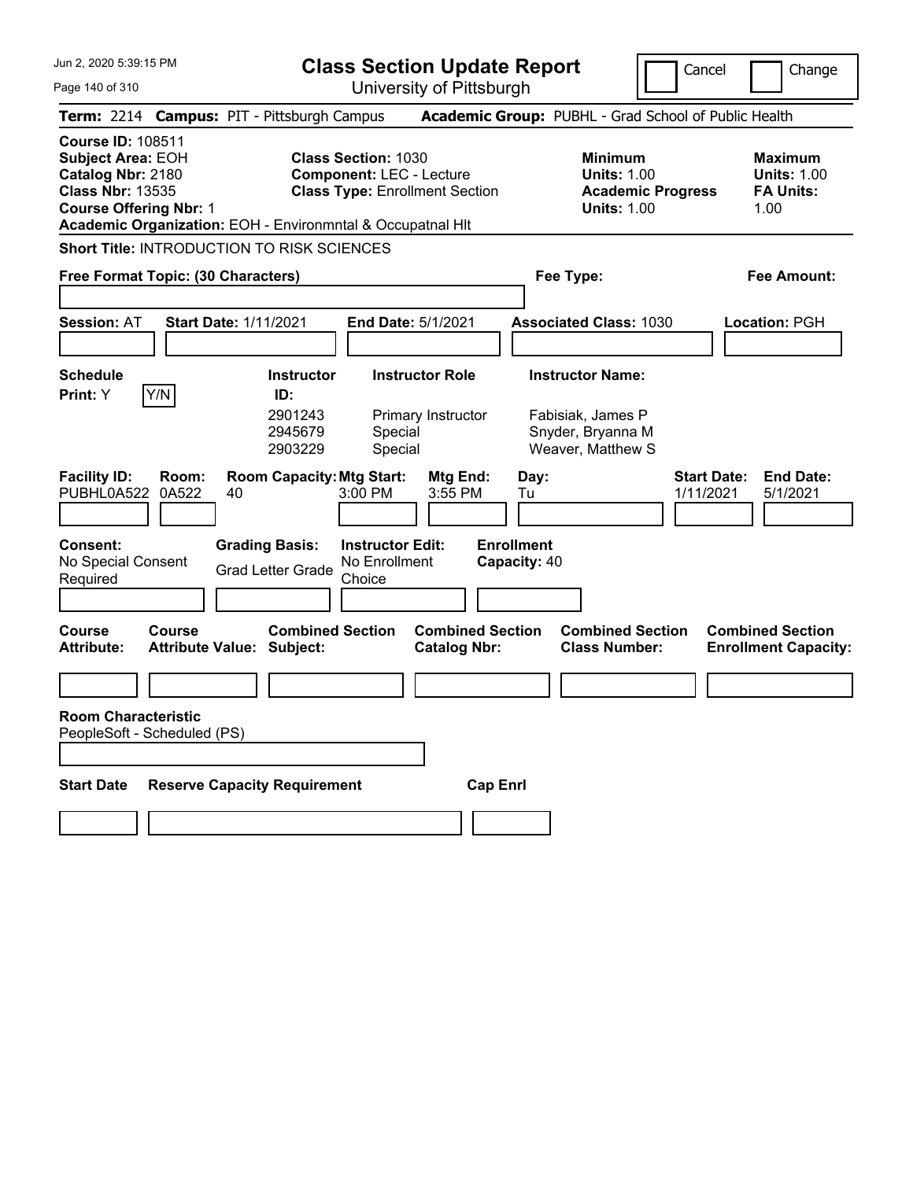Jun 2, 2020 5:39:15 PM

# Class Section Update Report

University of Pittsburgh

Cancel | Change

**Term:** 2214 **Campus:** PIT - Pittsburgh Campus **Academic Group:** PUBHL - Grad School of Public Health

**Course ID:** 108511
**Subject Area:** EOH
**Catalog Nbr:** 2180
**Class Nbr:** 13535
**Course Offering Nbr:** 1
**Academic Organization:** EOH - Environmntal & Occupatnal Hlt

**Class Section:** 1030
**Component:** LEC - Lecture
**Class Type:** Enrollment Section

**Minimum Units:** 1.00
**Academic Progress Units:** 1.00

**Maximum Units:** 1.00
**FA Units:** 1.00

**Short Title:** INTRODUCTION TO RISK SCIENCES

**Free Format Topic: (30 Characters)**

**Fee Type:**

**Fee Amount:**

**Session:** AT **Start Date:** 1/11/2021 **End Date:** 5/1/2021 **Associated Class:** 1030 **Location:** PGH

**Schedule Print:** Y [Y/N]

| Instructor ID | Instructor Role | Instructor Name |
|---|---|---|
| 2901243 | Primary Instructor | Fabisiak, James P |
| 2945679 | Special | Snyder, Bryanna M |
| 2903229 | Special | Weaver, Matthew S |

| Facility ID | Room | Room Capacity | Mtg Start | Mtg End | Day | Start Date | End Date |
|---|---|---|---|---|---|---|---|
| PUBHL0A522 | 0A522 | 40 | 3:00 PM | 3:55 PM | Tu | 1/11/2021 | 5/1/2021 |

**Consent:** No Special Consent Required
**Grading Basis:** Grad Letter Grade
**Instructor Edit:** No Enrollment Choice
**Enrollment Capacity:** 40

| Course Attribute | Course Attribute Value | Combined Section Subject | Combined Section Catalog Nbr | Combined Section Class Number | Combined Section Enrollment Capacity |
|---|---|---|---|---|---|
| | | | | | |

**Room Characteristic**
PeopleSoft - Scheduled (PS)

| Start Date | Reserve Capacity Requirement | Cap Enrl |
|---|---|---|
| | | |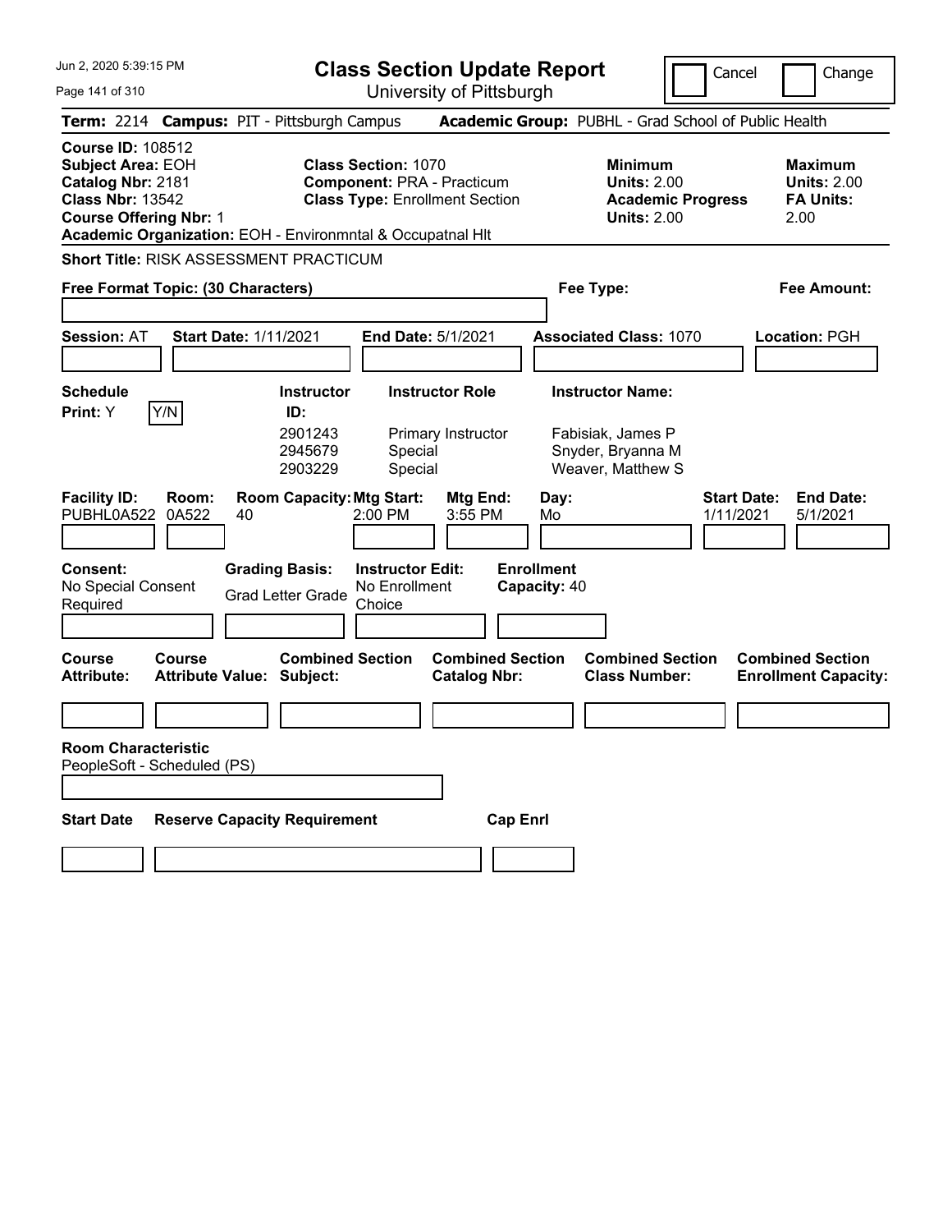Jun 2, 2020 5:39:15 PM

# Class Section Update Report

University of Pittsburgh

Cancel | Change

**Term:** 2214 **Campus:** PIT - Pittsburgh Campus **Academic Group:** PUBHL - Grad School of Public Health

**Course ID:** 108512
**Subject Area:** EOH
**Catalog Nbr:** 2181
**Class Nbr:** 13542
**Course Offering Nbr:** 1
**Academic Organization:** EOH - Environmntal & Occupatnal Hlt

**Class Section:** 1070
**Component:** PRA - Practicum
**Class Type:** Enrollment Section

**Minimum Units:** 2.00
**Academic Progress Units:** 2.00

**Maximum Units:** 2.00
**FA Units:** 2.00

**Short Title:** RISK ASSESSMENT PRACTICUM

**Free Format Topic: (30 Characters)**

**Fee Type:**

**Fee Amount:**

**Session:** AT **Start Date:** 1/11/2021 **End Date:** 5/1/2021 **Associated Class:** 1070 **Location:** PGH

**Schedule Print:** Y [Y/N]

| Instructor ID | Instructor Role | Instructor Name |
|---|---|---|
| 2901243 | Primary Instructor | Fabisiak, James P |
| 2945679 | Special | Snyder, Bryanna M |
| 2903229 | Special | Weaver, Matthew S |

| Facility ID: | Room: | Room Capacity: | Mtg Start: | Mtg End: | Day: | Start Date: | End Date: |
|---|---|---|---|---|---|---|---|
| PUBHL0A522 | 0A522 | 40 | 2:00 PM | 3:55 PM | Mo | 1/11/2021 | 5/1/2021 |

**Consent:** No Special Consent Required
**Grading Basis:** Grad Letter Grade
**Instructor Edit:** No Enrollment Choice
**Enrollment Capacity:** 40

| Course Attribute: | Course Attribute Value: | Combined Section Subject: | Combined Section Catalog Nbr: | Combined Section Class Number: | Combined Section Enrollment Capacity: |
|---|---|---|---|---|---|
| | | | | | |

**Room Characteristic**
PeopleSoft - Scheduled (PS)

| Start Date | Reserve Capacity Requirement | Cap Enrl |
|---|---|---|
| | | |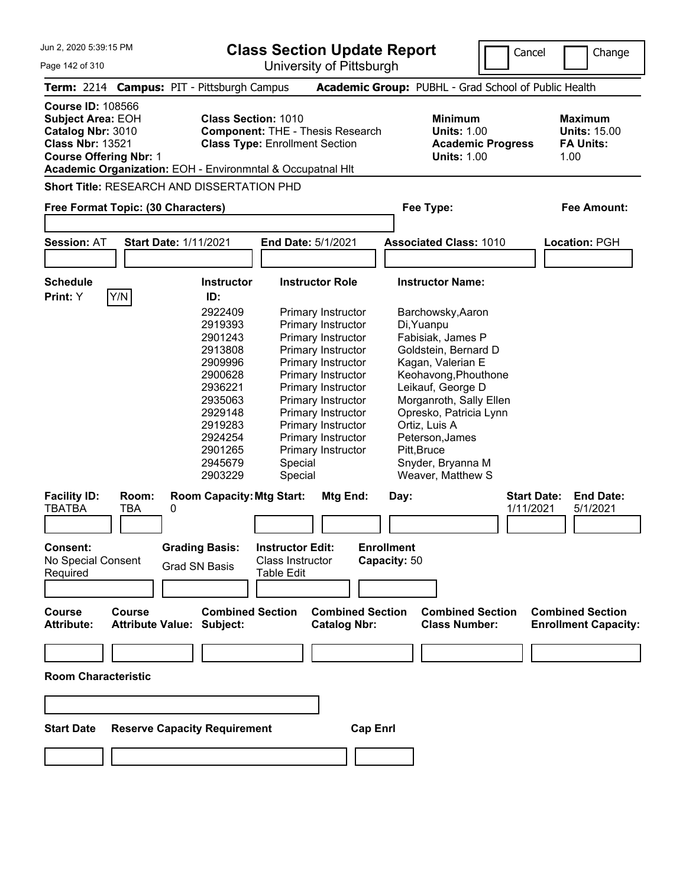Jun 2, 2020 5:39:15 PM

# Class Section Update Report

University of Pittsburgh

Cancel | Change

**Term:** 2214 **Campus:** PIT - Pittsburgh Campus **Academic Group:** PUBHL - Grad School of Public Health

**Course ID:** 108566
**Subject Area:** EOH
**Catalog Nbr:** 3010
**Class Nbr:** 13521
**Course Offering Nbr:** 1
**Academic Organization:** EOH - Environmntal & Occupatnal Hlt

**Class Section:** 1010
**Component:** THE - Thesis Research
**Class Type:** Enrollment Section

**Minimum Units:** 1.00
**Academic Progress Units:** 1.00

**Maximum Units:** 15.00
**FA Units:** 1.00

**Short Title:** RESEARCH AND DISSERTATION PHD

**Free Format Topic: (30 Characters)**

**Fee Type:**

**Fee Amount:**

**Session:** AT **Start Date:** 1/11/2021 **End Date:** 5/1/2021 **Associated Class:** 1010 **Location:** PGH

**Schedule Print:** Y Y/N

| Instructor ID: | Instructor Role | Instructor Name: |
|---|---|---|
| 2922409 | Primary Instructor | Barchowsky,Aaron |
| 2919393 | Primary Instructor | Di,Yuanpu |
| 2901243 | Primary Instructor | Fabisiak, James P |
| 2913808 | Primary Instructor | Goldstein, Bernard D |
| 2909996 | Primary Instructor | Kagan, Valerian E |
| 2900628 | Primary Instructor | Keohavong,Phouthone |
| 2936221 | Primary Instructor | Leikauf, George D |
| 2935063 | Primary Instructor | Morganroth, Sally Ellen |
| 2929148 | Primary Instructor | Opresko, Patricia Lynn |
| 2919283 | Primary Instructor | Ortiz, Luis A |
| 2924254 | Primary Instructor | Peterson,James |
| 2901265 | Primary Instructor | Pitt,Bruce |
| 2945679 | Special | Snyder, Bryanna M |
| 2903229 | Special | Weaver, Matthew S |

| Facility ID: | Room: | Room Capacity: | Mtg Start: | Mtg End: | Day: | Start Date: | End Date: |
|---|---|---|---|---|---|---|---|
| TBATBA | TBA | 0 | | | | 1/11/2021 | 5/1/2021 |

**Consent:** No Special Consent Required

**Grading Basis:** Grad SN Basis

**Instructor Edit:** Class Instructor Table Edit

**Enrollment Capacity:** 50

| Course Attribute: | Course Attribute Value: | Combined Section Subject: | Combined Section Catalog Nbr: | Combined Section Class Number: | Combined Section Enrollment Capacity: |
|---|---|---|---|---|---|
| | | | | | |

**Room Characteristic**

| Start Date | Reserve Capacity Requirement | Cap Enrl |
|---|---|---|
| | | |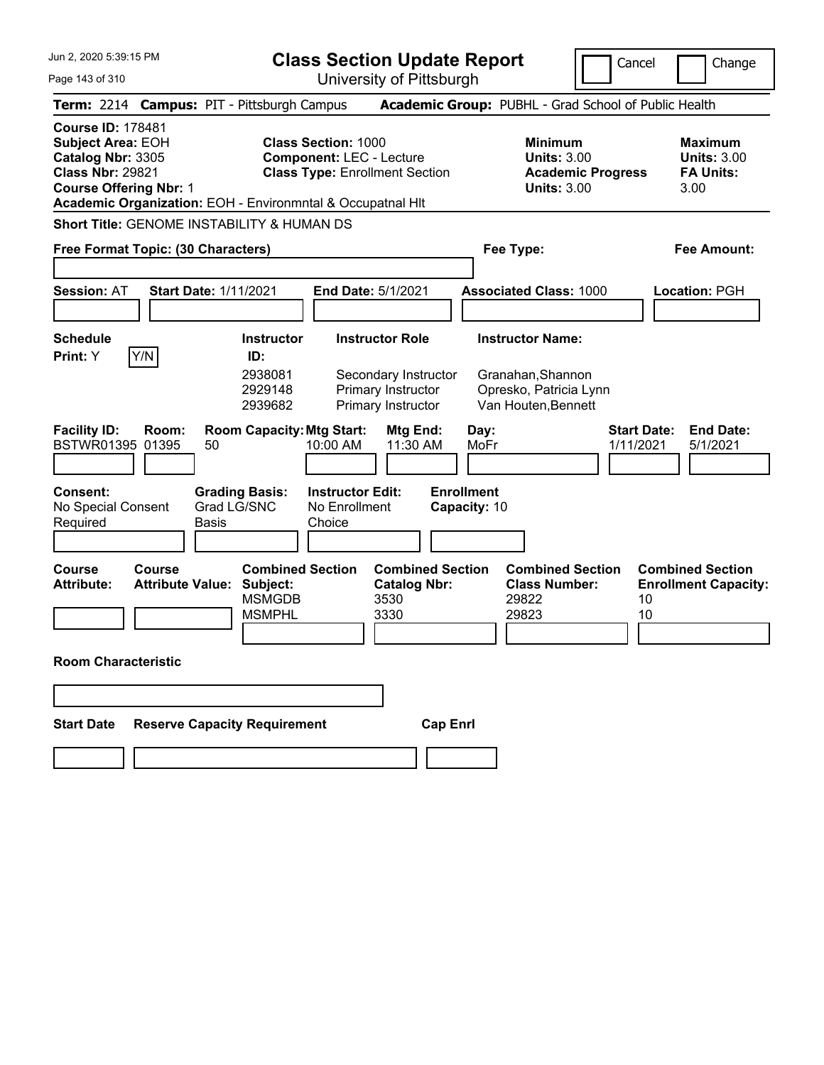Jun 2, 2020 5:39:15 PM

# Class Section Update Report

University of Pittsburgh

Cancel | Change

**Term:** 2214 **Campus:** PIT - Pittsburgh Campus **Academic Group:** PUBHL - Grad School of Public Health

**Course ID:** 178481
**Subject Area:** EOH
**Catalog Nbr:** 3305
**Class Nbr:** 29821
**Course Offering Nbr:** 1
**Academic Organization:** EOH - Environmntal & Occupatnal Hlt

**Class Section:** 1000
**Component:** LEC - Lecture
**Class Type:** Enrollment Section

**Minimum Units:** 3.00
**Academic Progress Units:** 3.00

**Maximum Units:** 3.00
**FA Units:** 3.00

**Short Title:** GENOME INSTABILITY & HUMAN DS

**Free Format Topic: (30 Characters)**

**Fee Type:**

**Fee Amount:**

**Session:** AT **Start Date:** 1/11/2021 **End Date:** 5/1/2021 **Associated Class:** 1000 **Location:** PGH

**Schedule Print:** Y Y/N

| Instructor ID | Instructor Role | Instructor Name |
|---|---|---|
| 2938081 | Secondary Instructor | Granahan,Shannon |
| 2929148 | Primary Instructor | Opresko, Patricia Lynn |
| 2939682 | Primary Instructor | Van Houten,Bennett |

| Facility ID | Room | Room Capacity | Mtg Start | Mtg End | Day | Start Date | End Date |
|---|---|---|---|---|---|---|---|
| BSTWR01395 | 01395 | 50 | 10:00 AM | 11:30 AM | MoFr | 1/11/2021 | 5/1/2021 |

**Consent:** No Special Consent Required
**Grading Basis:** Grad LG/SNC Basis
**Instructor Edit:** No Enrollment Choice
**Enrollment Capacity:** 10

**Course Attribute:**
**Course Attribute Value:**

| Combined Section Subject | Combined Section Catalog Nbr | Combined Section Class Number | Combined Section Enrollment Capacity |
|---|---|---|---|
| MSMGDB | 3530 | 29822 | 10 |
| MSMPHL | 3330 | 29823 | 10 |

**Room Characteristic**

**Start Date** **Reserve Capacity Requirement** **Cap Enrl**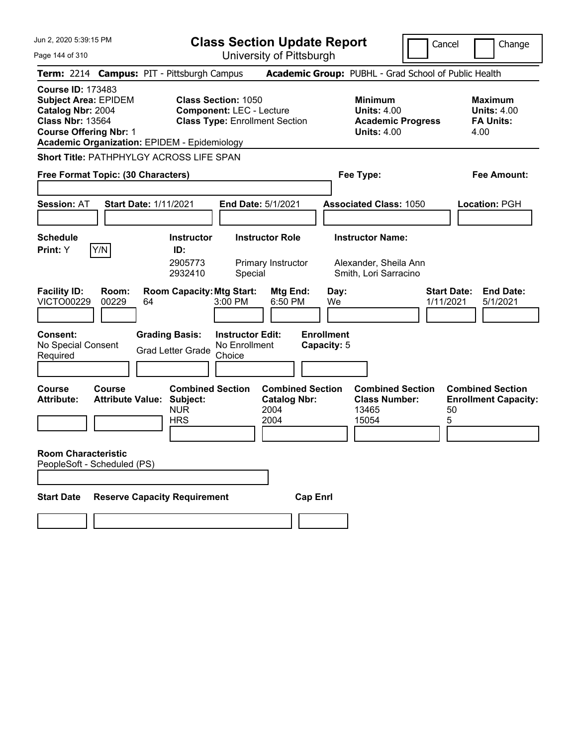# Class Section Update Report

University of Pittsburgh

Jun 2, 2020 5:39:15 PM

Cancel ☐ Change ☐

**Term:** 2214 **Campus:** PIT - Pittsburgh Campus **Academic Group:** PUBHL - Grad School of Public Health

**Course ID:** 173483
**Subject Area:** EPIDEM
**Catalog Nbr:** 2004
**Class Nbr:** 13564
**Course Offering Nbr:** 1
**Academic Organization:** EPIDEM - Epidemiology

**Class Section:** 1050
**Component:** LEC - Lecture
**Class Type:** Enrollment Section

**Minimum Units:** 4.00
**Academic Progress Units:** 4.00

**Maximum Units:** 4.00
**FA Units:** 4.00

**Short Title:** PATHPHYLGY ACROSS LIFE SPAN

**Free Format Topic: (30 Characters)**

**Fee Type:**

**Fee Amount:**

**Session:** AT **Start Date:** 1/11/2021 **End Date:** 5/1/2021 **Associated Class:** 1050 **Location:** PGH

**Schedule Print:** Y Y/N

| Instructor ID: | Instructor Role | Instructor Name: |
|---|---|---|
| 2905773 | Primary Instructor | Alexander, Sheila Ann |
| 2932410 | Special | Smith, Lori Sarracino |

| Facility ID: | Room: | Room Capacity: | Mtg Start: | Mtg End: | Day: | Start Date: | End Date: |
|---|---|---|---|---|---|---|---|
| VICTO00229 | 00229 | 64 | 3:00 PM | 6:50 PM | We | 1/11/2021 | 5/1/2021 |

**Consent:** No Special Consent Required
**Grading Basis:** Grad Letter Grade
**Instructor Edit:** No Enrollment Choice
**Enrollment Capacity:** 5

| Course Attribute: | Course Attribute Value: | Combined Section Subject: | Combined Section Catalog Nbr: | Combined Section Class Number: | Combined Section Enrollment Capacity: |
|---|---|---|---|---|---|
| | | NUR | 2004 | 13465 | 50 |
| | | HRS | 2004 | 15054 | 5 |

**Room Characteristic**
PeopleSoft - Scheduled (PS)

| Start Date | Reserve Capacity Requirement | Cap Enrl |
|---|---|---|
| | | |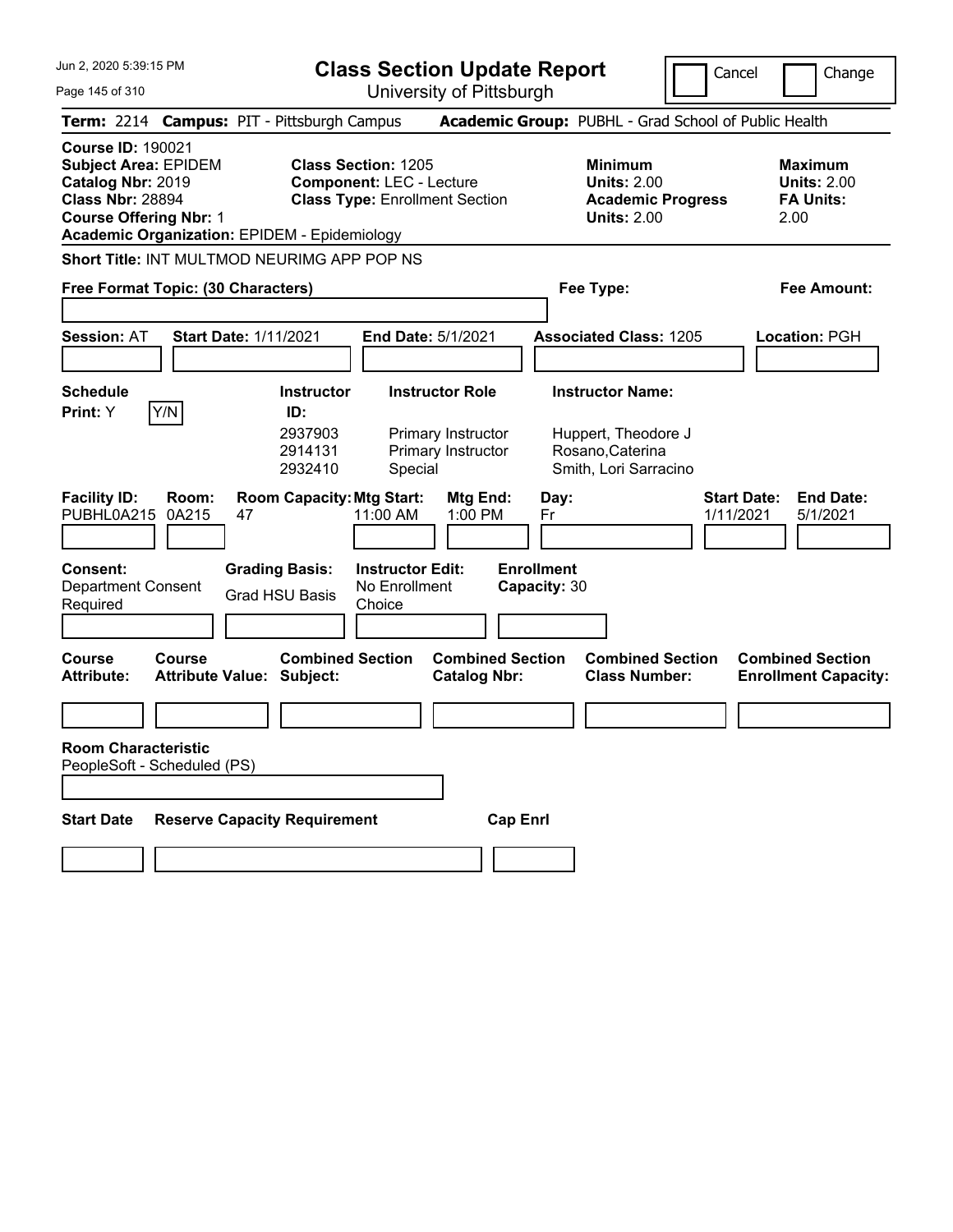Jun 2, 2020 5:39:15 PM

# Class Section Update Report

University of Pittsburgh

Cancel | Change

**Term:** 2214 **Campus:** PIT - Pittsburgh Campus **Academic Group:** PUBHL - Grad School of Public Health

**Course ID:** 190021
**Subject Area:** EPIDEM
**Catalog Nbr:** 2019
**Class Nbr:** 28894
**Course Offering Nbr:** 1
**Academic Organization:** EPIDEM - Epidemiology

**Class Section:** 1205
**Component:** LEC - Lecture
**Class Type:** Enrollment Section

**Minimum Units:** 2.00
**Academic Progress Units:** 2.00

**Maximum Units:** 2.00
**FA Units:** 2.00

**Short Title:** INT MULTMOD NEURIMG APP POP NS

**Free Format Topic: (30 Characters)**

**Fee Type:**

**Fee Amount:**

**Session:** AT **Start Date:** 1/11/2021 **End Date:** 5/1/2021 **Associated Class:** 1205 **Location:** PGH

**Schedule Print:** Y [Y/N]

| Instructor ID | Instructor Role | Instructor Name |
|---|---|---|
| 2937903 | Primary Instructor | Huppert, Theodore J |
| 2914131 | Primary Instructor | Rosano,Caterina |
| 2932410 | Special | Smith, Lori Sarracino |

| Facility ID | Room | Room Capacity | Mtg Start | Mtg End | Day | Start Date | End Date |
|---|---|---|---|---|---|---|---|
| PUBHL0A215 | 0A215 | 47 | 11:00 AM | 1:00 PM | Fr | 1/11/2021 | 5/1/2021 |

**Consent:** Department Consent Required
**Grading Basis:** Grad HSU Basis
**Instructor Edit:** No Enrollment Choice
**Enrollment Capacity:** 30

| Course Attribute | Course Attribute Value | Combined Section Subject | Combined Section Catalog Nbr | Combined Section Class Number | Combined Section Enrollment Capacity |
|---|---|---|---|---|---|
| | | | | | |

**Room Characteristic**
PeopleSoft - Scheduled (PS)

| Start Date | Reserve Capacity Requirement | Cap Enrl |
|---|---|---|
| | | |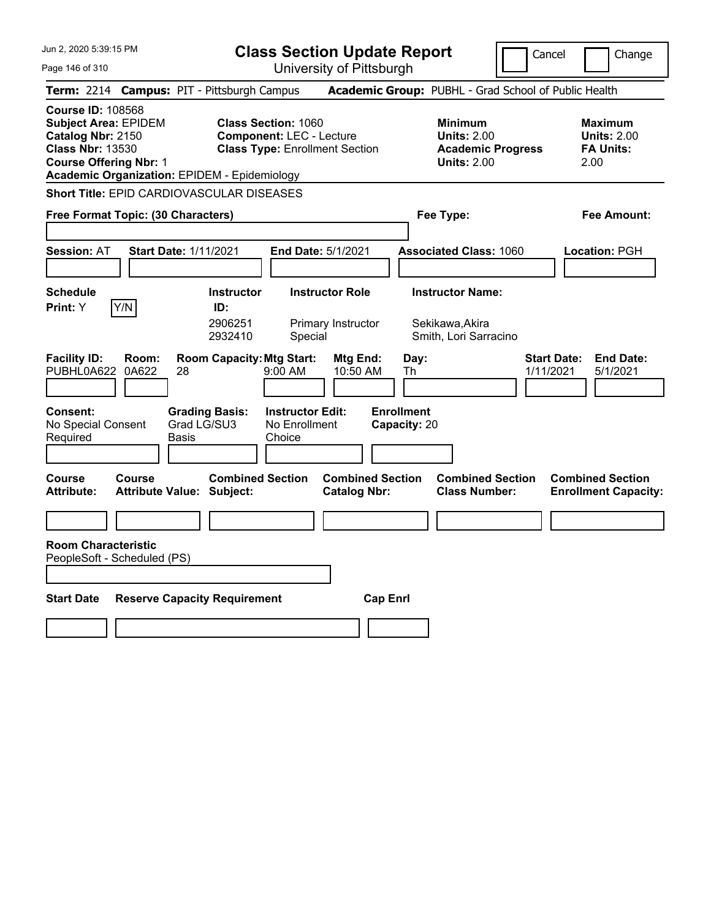# Class Section Update Report

University of Pittsburgh

Jun 2, 2020 5:39:15 PM

Cancel | Change

**Term:** 2214 **Campus:** PIT - Pittsburgh Campus **Academic Group:** PUBHL - Grad School of Public Health

**Course ID:** 108568
**Subject Area:** EPIDEM
**Catalog Nbr:** 2150
**Class Nbr:** 13530
**Course Offering Nbr:** 1
**Academic Organization:** EPIDEM - Epidemiology

**Class Section:** 1060
**Component:** LEC - Lecture
**Class Type:** Enrollment Section

**Minimum Units:** 2.00
**Academic Progress Units:** 2.00

**Maximum Units:** 2.00
**FA Units:** 2.00

**Short Title:** EPID CARDIOVASCULAR DISEASES

**Free Format Topic: (30 Characters)**

**Fee Type:**

**Fee Amount:**

**Session:** AT **Start Date:** 1/11/2021 **End Date:** 5/1/2021 **Associated Class:** 1060 **Location:** PGH

**Schedule Print:** Y Y/N

| Instructor ID: | Instructor Role | Instructor Name: |
|---|---|---|
| 2906251 | Primary Instructor | Sekikawa,Akira |
| 2932410 | Special | Smith, Lori Sarracino |

| Facility ID: | Room: | Room Capacity: | Mtg Start: | Mtg End: | Day: | Start Date: | End Date: |
|---|---|---|---|---|---|---|---|
| PUBHL0A622 | 0A622 | 28 | 9:00 AM | 10:50 AM | Th | 1/11/2021 | 5/1/2021 |

**Consent:** No Special Consent Required
**Grading Basis:** Grad LG/SU3 Basis
**Instructor Edit:** No Enrollment Choice
**Enrollment Capacity:** 20

| Course Attribute: | Course Attribute Value: | Combined Section Subject: | Combined Section Catalog Nbr: | Combined Section Class Number: | Combined Section Enrollment Capacity: |
|---|---|---|---|---|---|
| | | | | | |

**Room Characteristic**
PeopleSoft - Scheduled (PS)

| Start Date | Reserve Capacity Requirement | Cap Enrl |
|---|---|---|
| | | |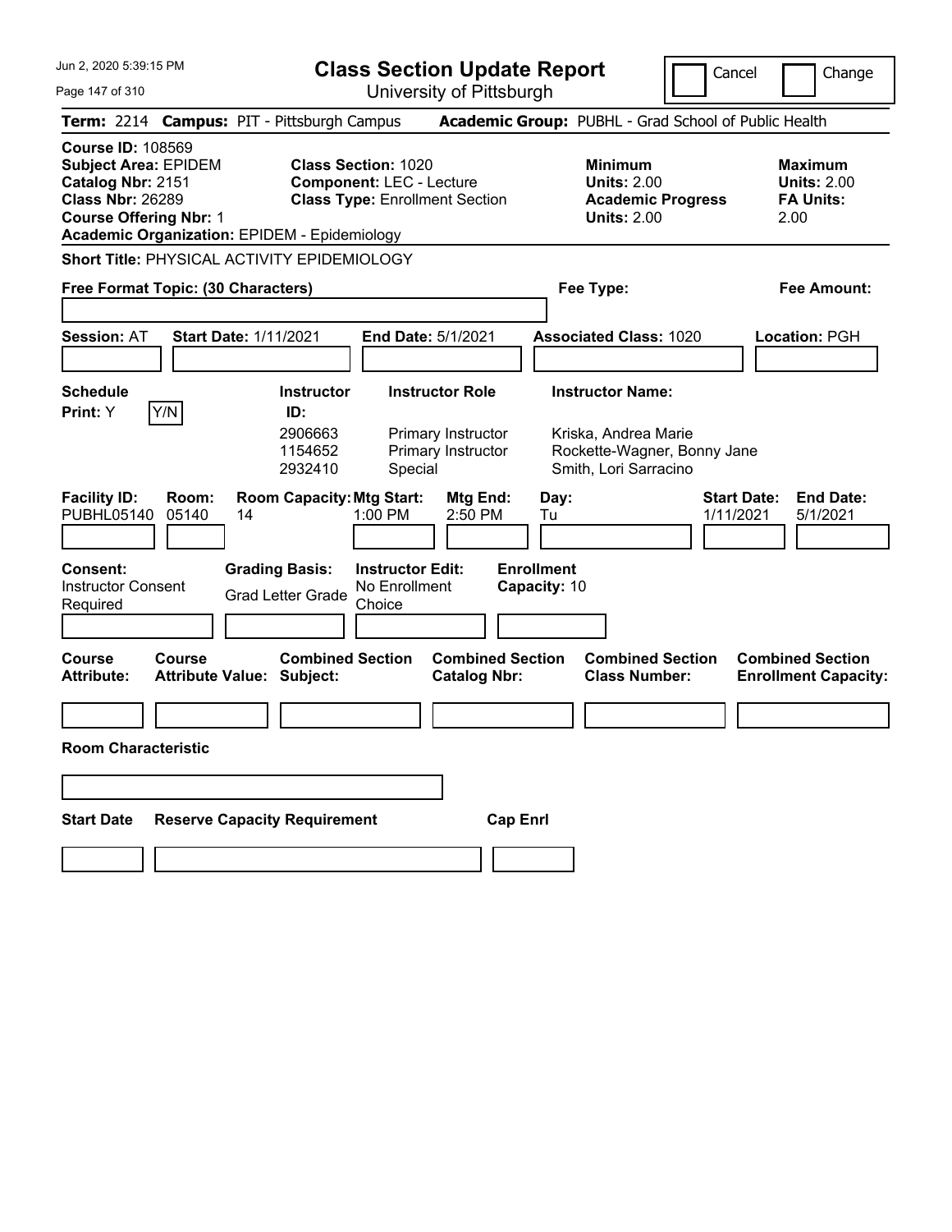Jun 2, 2020 5:39:15 PM

# Class Section Update Report

University of Pittsburgh

Cancel | Change

**Term:** 2214 **Campus:** PIT - Pittsburgh Campus **Academic Group:** PUBHL - Grad School of Public Health

**Course ID:** 108569
**Subject Area:** EPIDEM
**Catalog Nbr:** 2151
**Class Nbr:** 26289
**Course Offering Nbr:** 1
**Academic Organization:** EPIDEM - Epidemiology

**Class Section:** 1020
**Component:** LEC - Lecture
**Class Type:** Enrollment Section

**Minimum Units:** 2.00
**Academic Progress Units:** 2.00

**Maximum Units:** 2.00
**FA Units:** 2.00

**Short Title:** PHYSICAL ACTIVITY EPIDEMIOLOGY

**Free Format Topic: (30 Characters)**

**Fee Type:**

**Fee Amount:**

**Session:** AT **Start Date:** 1/11/2021 **End Date:** 5/1/2021 **Associated Class:** 1020 **Location:** PGH

**Schedule Print:** Y [Y/N]

| Instructor ID: | Instructor Role | Instructor Name: |
| --- | --- | --- |
| 2906663 | Primary Instructor | Kriska, Andrea Marie |
| 1154652 | Primary Instructor | Rockette-Wagner, Bonny Jane |
| 2932410 | Special | Smith, Lori Sarracino |

| Facility ID: | Room: | Room Capacity: | Mtg Start: | Mtg End: | Day: | Start Date: | End Date: |
| --- | --- | --- | --- | --- | --- | --- | --- |
| PUBHL05140 | 05140 | 14 | 1:00 PM | 2:50 PM | Tu | 1/11/2021 | 5/1/2021 |

**Consent:** Instructor Consent Required
**Grading Basis:** Grad Letter Grade
**Instructor Edit:** No Enrollment Choice
**Enrollment Capacity:** 10

| Course Attribute: | Course Attribute Value: | Combined Section Subject: | Combined Section Catalog Nbr: | Combined Section Class Number: | Combined Section Enrollment Capacity: |
| --- | --- | --- | --- | --- | --- |
| | | | | | |

**Room Characteristic**

| Start Date | Reserve Capacity Requirement | Cap Enrl |
| --- | --- | --- |
| | | |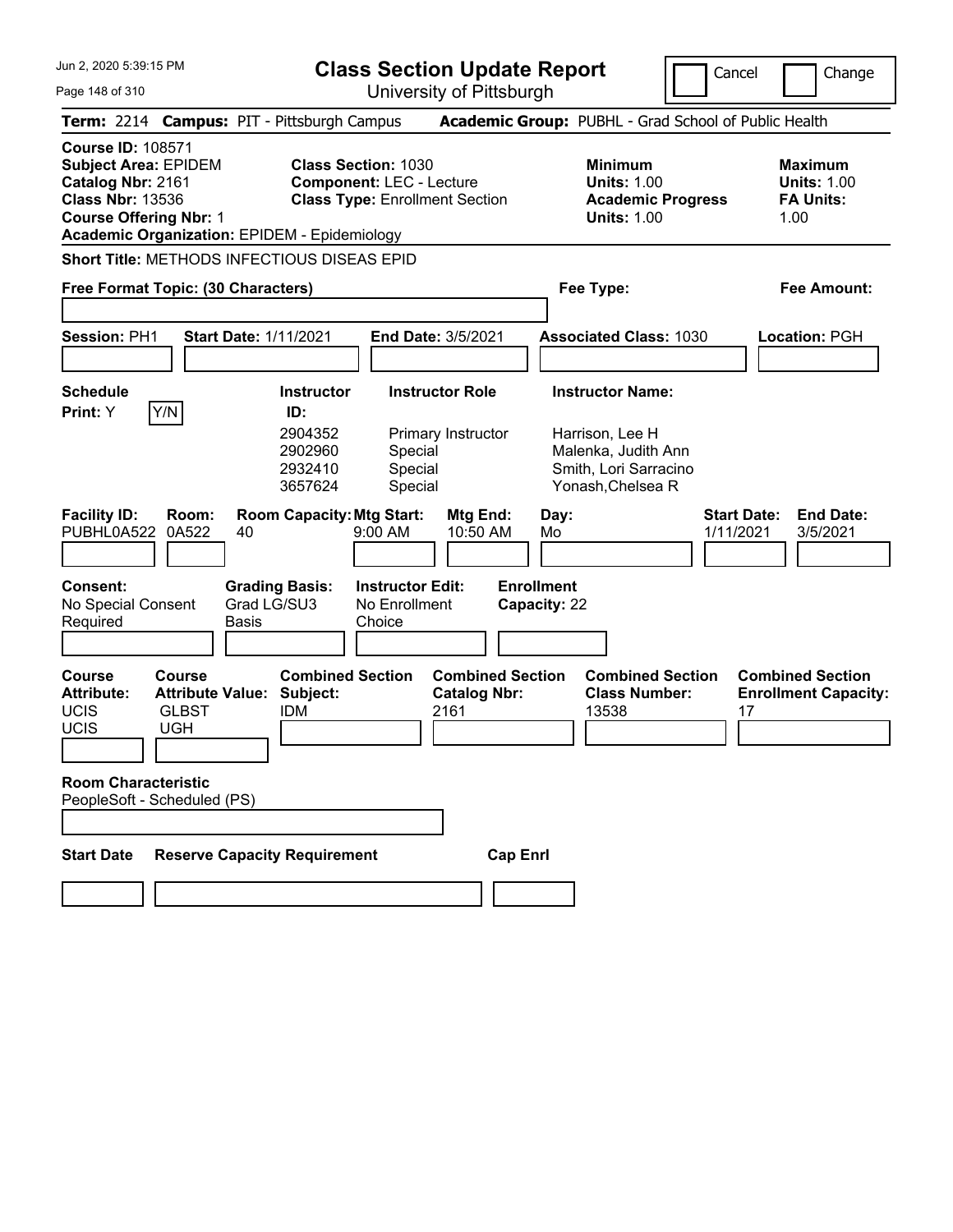# Class Section Update Report

University of Pittsburgh

Cancel | Change

**Term:** 2214 **Campus:** PIT - Pittsburgh Campus **Academic Group:** PUBHL - Grad School of Public Health

**Course ID:** 108571
**Subject Area:** EPIDEM
**Catalog Nbr:** 2161
**Class Nbr:** 13536
**Course Offering Nbr:** 1
**Academic Organization:** EPIDEM - Epidemiology

**Class Section:** 1030
**Component:** LEC - Lecture
**Class Type:** Enrollment Section

**Minimum Units:** 1.00
**Academic Progress Units:** 1.00

**Maximum Units:** 1.00
**FA Units:** 1.00

**Short Title:** METHODS INFECTIOUS DISEAS EPID

**Free Format Topic: (30 Characters)**

**Fee Type:**

**Fee Amount:**

**Session:** PH1 **Start Date:** 1/11/2021 **End Date:** 3/5/2021 **Associated Class:** 1030 **Location:** PGH

**Schedule Print:** Y [Y/N]

| Instructor ID | Instructor Role | Instructor Name |
|---|---|---|
| 2904352 | Primary Instructor | Harrison, Lee H |
| 2902960 | Special | Malenka, Judith Ann |
| 2932410 | Special | Smith, Lori Sarracino |
| 3657624 | Special | Yonash,Chelsea R |

| Facility ID | Room | Room Capacity | Mtg Start | Mtg End | Day | Start Date | End Date |
|---|---|---|---|---|---|---|---|
| PUBHL0A522 | 0A522 | 40 | 9:00 AM | 10:50 AM | Mo | 1/11/2021 | 3/5/2021 |

**Consent:** No Special Consent Required
**Grading Basis:** Grad LG/SU3 Basis
**Instructor Edit:** No Enrollment Choice
**Enrollment Capacity:** 22

| Course Attribute | Course Attribute Value | Combined Section Subject | Combined Section Catalog Nbr | Combined Section Class Number | Combined Section Enrollment Capacity |
|---|---|---|---|---|---|
| UCIS | GLBST | IDM | 2161 | 13538 | 17 |
| UCIS | UGH | | | | |

**Room Characteristic**
PeopleSoft - Scheduled (PS)

| Start Date | Reserve Capacity Requirement | Cap Enrl |
|---|---|---|
| | | |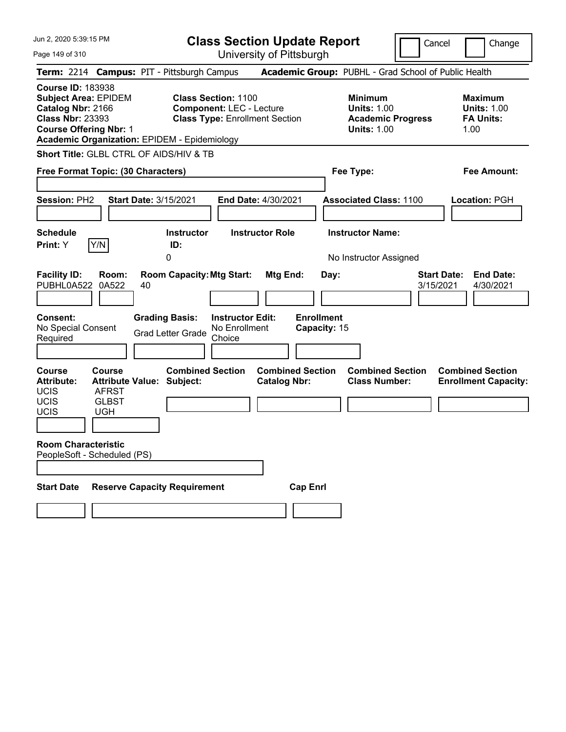# Class Section Update Report

University of Pittsburgh

Cancel ☐ Change ☐

**Term:** 2214 **Campus:** PIT - Pittsburgh Campus **Academic Group:** PUBHL - Grad School of Public Health

**Course ID:** 183938
**Subject Area:** EPIDEM
**Catalog Nbr:** 2166
**Class Nbr:** 23393
**Course Offering Nbr:** 1
**Academic Organization:** EPIDEM - Epidemiology

**Class Section:** 1100
**Component:** LEC - Lecture
**Class Type:** Enrollment Section

**Minimum Units:** 1.00
**Academic Progress Units:** 1.00

**Maximum Units:** 1.00
**FA Units:** 1.00

**Short Title:** GLBL CTRL OF AIDS/HIV & TB

**Free Format Topic: (30 Characters)**

**Fee Type:**

**Fee Amount:**

**Session:** PH2 **Start Date:** 3/15/2021 **End Date:** 4/30/2021 **Associated Class:** 1100 **Location:** PGH

**Schedule Print:** Y Y/N

**Instructor ID:** 0

**Instructor Role:**

**Instructor Name:** No Instructor Assigned

| Facility ID: | Room: | Room Capacity: | Mtg Start: | Mtg End: | Day: | Start Date: | End Date: |
|---|---|---|---|---|---|---|---|
| PUBHL0A522 | 0A522 | 40 | | | | 3/15/2021 | 4/30/2021 |

**Consent:** No Special Consent Required

**Grading Basis:** Grad Letter Grade

**Instructor Edit:** No Enrollment Choice

**Enrollment Capacity:** 15

| Course Attribute: | Course Attribute Value: | Combined Section Subject: | Combined Section Catalog Nbr: | Combined Section Class Number: | Combined Section Enrollment Capacity: |
|---|---|---|---|---|---|
| UCIS | AFRST | | | | |
| UCIS | GLBST | | | | |
| UCIS | UGH | | | | |

**Room Characteristic**
PeopleSoft - Scheduled (PS)

| Start Date | Reserve Capacity Requirement | Cap Enrl |
|---|---|---|
| | | |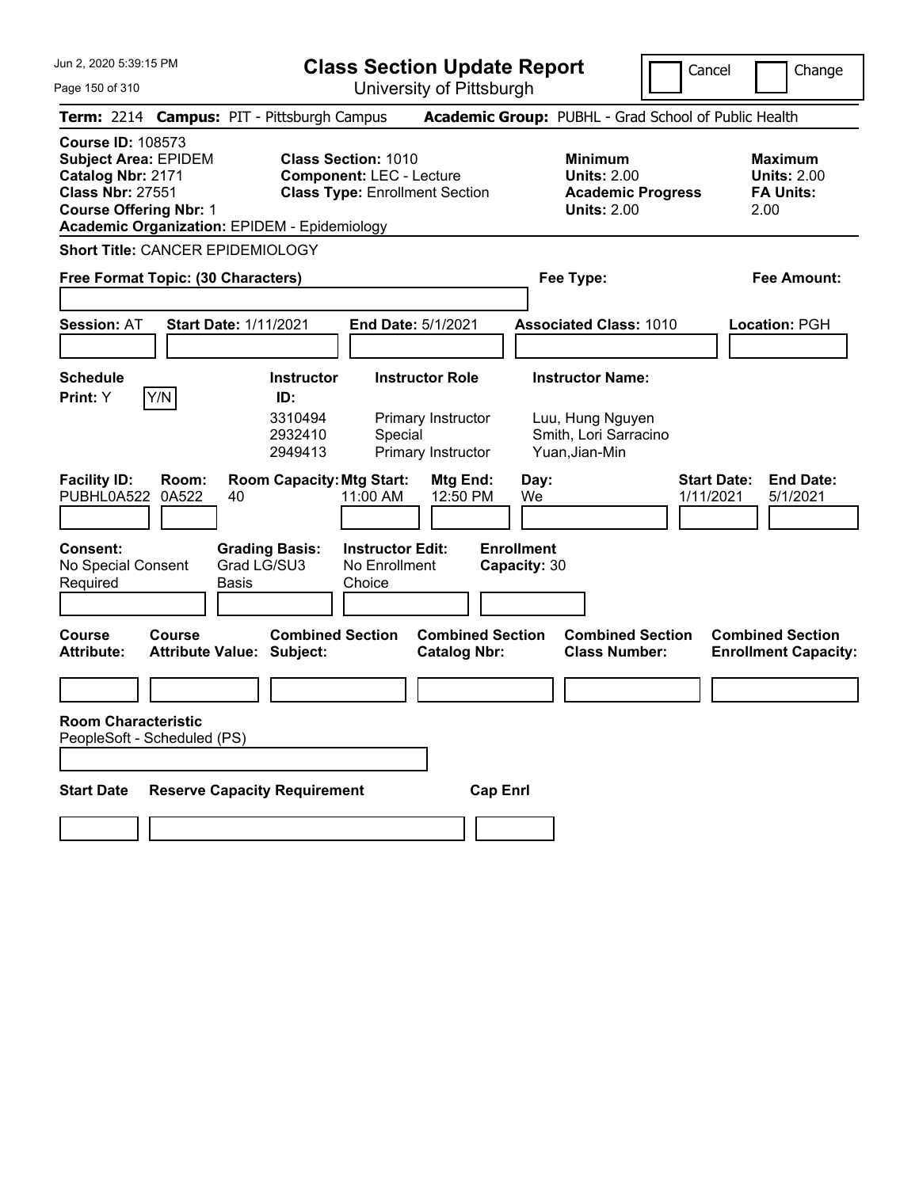Jun 2, 2020 5:39:15 PM

# Class Section Update Report

University of Pittsburgh

Cancel | Change

**Term:** 2214 **Campus:** PIT - Pittsburgh Campus **Academic Group:** PUBHL - Grad School of Public Health

**Course ID:** 108573
**Subject Area:** EPIDEM
**Catalog Nbr:** 2171
**Class Nbr:** 27551
**Course Offering Nbr:** 1
**Academic Organization:** EPIDEM - Epidemiology

**Class Section:** 1010
**Component:** LEC - Lecture
**Class Type:** Enrollment Section

**Minimum Units:** 2.00
**Academic Progress Units:** 2.00

**Maximum Units:** 2.00
**FA Units:** 2.00

**Short Title:** CANCER EPIDEMIOLOGY

**Free Format Topic: (30 Characters)**

**Fee Type:**

**Fee Amount:**

**Session:** AT **Start Date:** 1/11/2021 **End Date:** 5/1/2021 **Associated Class:** 1010 **Location:** PGH

**Schedule Print:** Y  Y/N

| Instructor ID: | Instructor Role | Instructor Name: |
|---|---|---|
| 3310494 | Primary Instructor | Luu, Hung Nguyen |
| 2932410 | Special | Smith, Lori Sarracino |
| 2949413 | Primary Instructor | Yuan,Jian-Min |

| Facility ID: | Room: | Room Capacity: | Mtg Start: | Mtg End: | Day: | Start Date: | End Date: |
|---|---|---|---|---|---|---|---|
| PUBHL0A522 | 0A522 | 40 | 11:00 AM | 12:50 PM | We | 1/11/2021 | 5/1/2021 |

**Consent:** No Special Consent Required
**Grading Basis:** Grad LG/SU3 Basis
**Instructor Edit:** No Enrollment Choice
**Enrollment Capacity:** 30

| Course Attribute: | Course Attribute Value: | Combined Section Subject: | Combined Section Catalog Nbr: | Combined Section Class Number: | Combined Section Enrollment Capacity: |
|---|---|---|---|---|---|
| | | | | | |

**Room Characteristic**
PeopleSoft - Scheduled (PS)

| Start Date | Reserve Capacity Requirement | Cap Enrl |
|---|---|---|
| | | |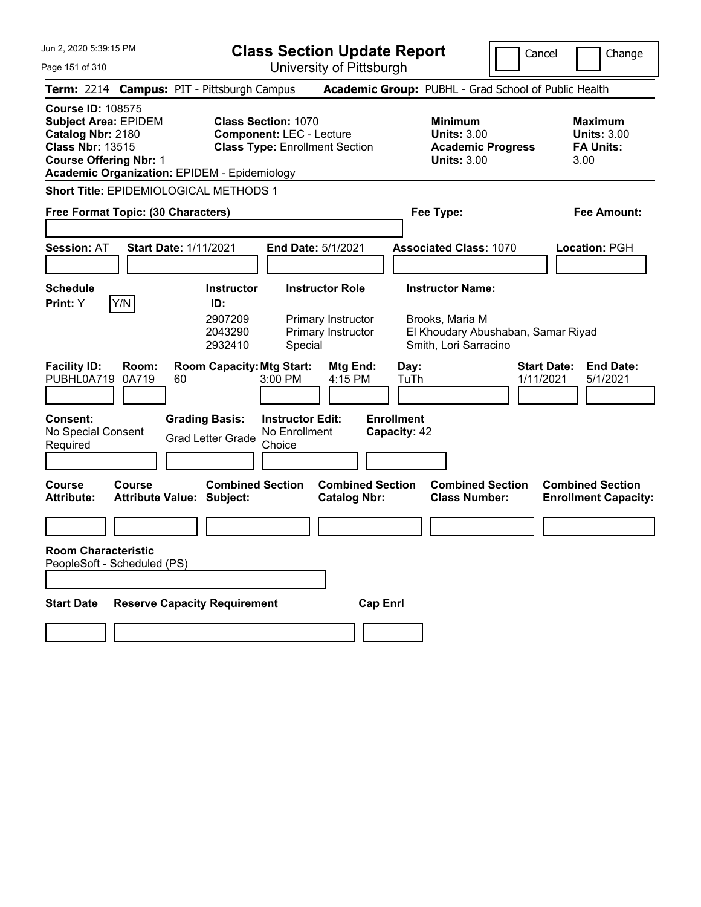# Class Section Update Report

University of Pittsburgh

Jun 2, 2020 5:39:15 PM

Cancel | Change

**Term:** 2214 **Campus:** PIT - Pittsburgh Campus **Academic Group:** PUBHL - Grad School of Public Health

**Course ID:** 108575
**Subject Area:** EPIDEM
**Catalog Nbr:** 2180
**Class Nbr:** 13515
**Course Offering Nbr:** 1
**Academic Organization:** EPIDEM - Epidemiology

**Class Section:** 1070
**Component:** LEC - Lecture
**Class Type:** Enrollment Section

**Minimum Units:** 3.00
**Academic Progress Units:** 3.00

**Maximum Units:** 3.00
**FA Units:** 3.00

**Short Title:** EPIDEMIOLOGICAL METHODS 1

**Free Format Topic: (30 Characters)**

**Fee Type:**

**Fee Amount:**

**Session:** AT **Start Date:** 1/11/2021 **End Date:** 5/1/2021 **Associated Class:** 1070 **Location:** PGH

**Schedule Print:** Y Y/N

| Instructor ID: | Instructor Role | Instructor Name: |
|---|---|---|
| 2907209 | Primary Instructor | Brooks, Maria M |
| 2043290 | Primary Instructor | El Khoudary Abushaban, Samar Riyad |
| 2932410 | Special | Smith, Lori Sarracino |

| Facility ID: | Room: | Room Capacity: | Mtg Start: | Mtg End: | Day: | Start Date: | End Date: |
|---|---|---|---|---|---|---|---|
| PUBHL0A719 | 0A719 | 60 | 3:00 PM | 4:15 PM | TuTh | 1/11/2021 | 5/1/2021 |

**Consent:** No Special Consent Required

**Grading Basis:** Grad Letter Grade

**Instructor Edit:** No Enrollment Choice

**Enrollment Capacity:** 42

| Course Attribute: | Course Attribute Value: | Combined Section Subject: | Combined Section Catalog Nbr: | Combined Section Class Number: | Combined Section Enrollment Capacity: |
|---|---|---|---|---|---|
| | | | | | |

**Room Characteristic**
PeopleSoft - Scheduled (PS)

| Start Date | Reserve Capacity Requirement | Cap Enrl |
|---|---|---|
| | | |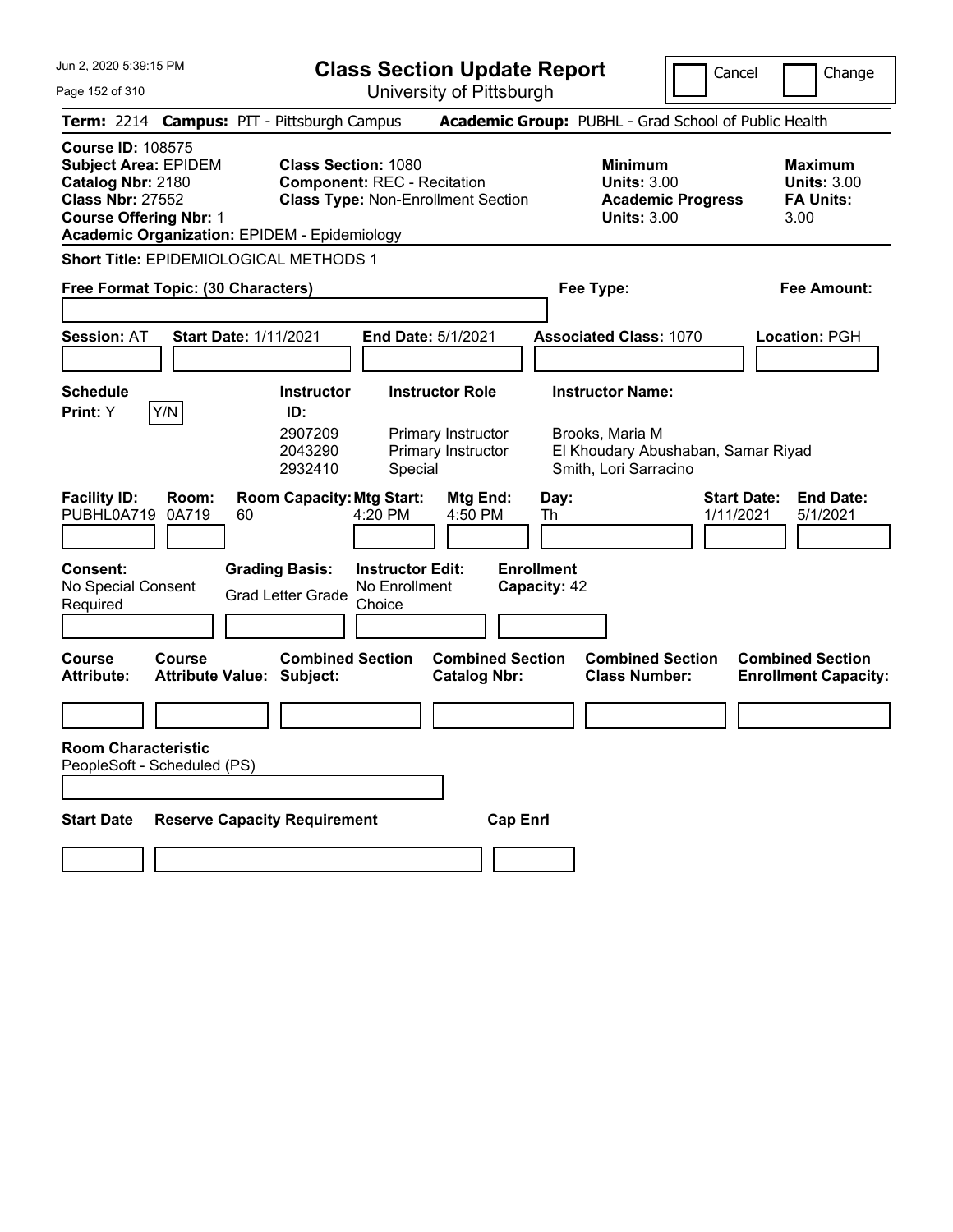Jun 2, 2020 5:39:15 PM

# Class Section Update Report

University of Pittsburgh

Cancel | Change

**Term:** 2214 **Campus:** PIT - Pittsburgh Campus **Academic Group:** PUBHL - Grad School of Public Health

**Course ID:** 108575
**Subject Area:** EPIDEM
**Catalog Nbr:** 2180
**Class Nbr:** 27552
**Course Offering Nbr:** 1
**Academic Organization:** EPIDEM - Epidemiology

**Class Section:** 1080
**Component:** REC - Recitation
**Class Type:** Non-Enrollment Section

**Minimum Units:** 3.00
**Academic Progress Units:** 3.00

**Maximum Units:** 3.00
**FA Units:** 3.00

**Short Title:** EPIDEMIOLOGICAL METHODS 1

**Free Format Topic: (30 Characters)**

**Fee Type:**

**Fee Amount:**

**Session:** AT **Start Date:** 1/11/2021 **End Date:** 5/1/2021 **Associated Class:** 1070 **Location:** PGH

**Schedule Print:** Y Y/N

| Instructor ID: | Instructor Role | Instructor Name: |
|---|---|---|
| 2907209 | Primary Instructor | Brooks, Maria M |
| 2043290 | Primary Instructor | El Khoudary Abushaban, Samar Riyad |
| 2932410 | Special | Smith, Lori Sarracino |

| Facility ID: | Room: | Room Capacity: | Mtg Start: | Mtg End: | Day: | Start Date: | End Date: |
|---|---|---|---|---|---|---|---|
| PUBHL0A719 | 0A719 | 60 | 4:20 PM | 4:50 PM | Th | 1/11/2021 | 5/1/2021 |

**Consent:** No Special Consent Required
**Grading Basis:** Grad Letter Grade
**Instructor Edit:** No Enrollment Choice
**Enrollment Capacity:** 42

| Course Attribute: | Course Attribute Value: | Combined Section Subject: | Combined Section Catalog Nbr: | Combined Section Class Number: | Combined Section Enrollment Capacity: |
|---|---|---|---|---|---|
| | | | | | |

**Room Characteristic**
PeopleSoft - Scheduled (PS)

| Start Date | Reserve Capacity Requirement | Cap Enrl |
|---|---|---|
| | | |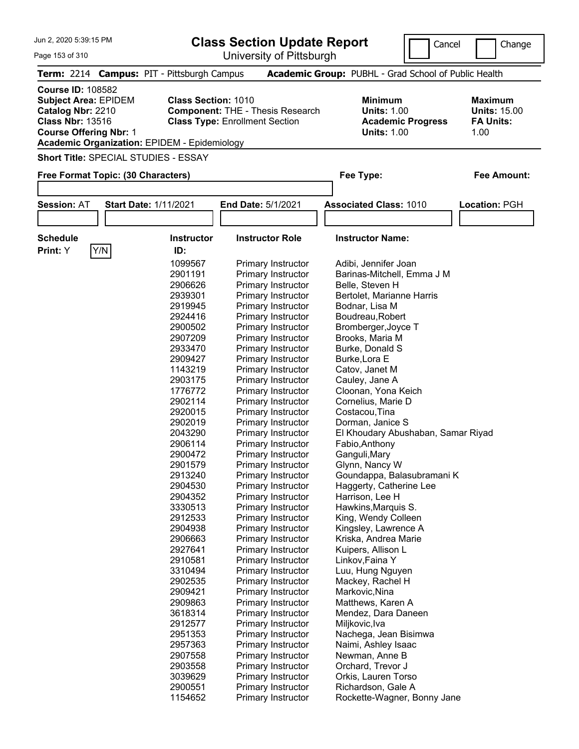Jun 2, 2020 5:39:15 PM

# Class Section Update Report

University of Pittsburgh

Cancel ☐ Change ☐

**Term:** 2214 **Campus:** PIT - Pittsburgh Campus **Academic Group:** PUBHL - Grad School of Public Health

**Course ID:** 108582
**Subject Area:** EPIDEM
**Catalog Nbr:** 2210
**Class Nbr:** 13516
**Course Offering Nbr:** 1
**Academic Organization:** EPIDEM - Epidemiology

**Class Section:** 1010
**Component:** THE - Thesis Research
**Class Type:** Enrollment Section

**Minimum Units:** 1.00
**Academic Progress Units:** 1.00

**Maximum Units:** 15.00
**FA Units:** 1.00

**Short Title:** SPECIAL STUDIES - ESSAY

**Free Format Topic: (30 Characters)**

**Fee Type:**

**Fee Amount:**

**Session:** AT **Start Date:** 1/11/2021 **End Date:** 5/1/2021 **Associated Class:** 1010 **Location:** PGH

**Schedule Print:** Y Y/N

| Instructor ID: | Instructor Role | Instructor Name: |
|---|---|---|
| 1099567 | Primary Instructor | Adibi, Jennifer Joan |
| 2901191 | Primary Instructor | Barinas-Mitchell, Emma J M |
| 2906626 | Primary Instructor | Belle, Steven H |
| 2939301 | Primary Instructor | Bertolet, Marianne Harris |
| 2919945 | Primary Instructor | Bodnar, Lisa M |
| 2924416 | Primary Instructor | Boudreau,Robert |
| 2900502 | Primary Instructor | Bromberger,Joyce T |
| 2907209 | Primary Instructor | Brooks, Maria M |
| 2933470 | Primary Instructor | Burke, Donald S |
| 2909427 | Primary Instructor | Burke,Lora E |
| 1143219 | Primary Instructor | Catov, Janet M |
| 2903175 | Primary Instructor | Cauley, Jane A |
| 1776772 | Primary Instructor | Cloonan, Yona Keich |
| 2902114 | Primary Instructor | Cornelius, Marie D |
| 2920015 | Primary Instructor | Costacou,Tina |
| 2902019 | Primary Instructor | Dorman, Janice S |
| 2043290 | Primary Instructor | El Khoudary Abushaban, Samar Riyad |
| 2906114 | Primary Instructor | Fabio,Anthony |
| 2900472 | Primary Instructor | Ganguli,Mary |
| 2901579 | Primary Instructor | Glynn, Nancy W |
| 2913240 | Primary Instructor | Goundappa, Balasubramani K |
| 2904530 | Primary Instructor | Haggerty, Catherine Lee |
| 2904352 | Primary Instructor | Harrison, Lee H |
| 3330513 | Primary Instructor | Hawkins,Marquis S. |
| 2912533 | Primary Instructor | King, Wendy Colleen |
| 2904938 | Primary Instructor | Kingsley, Lawrence A |
| 2906663 | Primary Instructor | Kriska, Andrea Marie |
| 2927641 | Primary Instructor | Kuipers, Allison L |
| 2910581 | Primary Instructor | Linkov,Faina Y |
| 3310494 | Primary Instructor | Luu, Hung Nguyen |
| 2902535 | Primary Instructor | Mackey, Rachel H |
| 2909421 | Primary Instructor | Markovic,Nina |
| 2909863 | Primary Instructor | Matthews, Karen A |
| 3618314 | Primary Instructor | Mendez, Dara Daneen |
| 2912577 | Primary Instructor | Miljkovic,Iva |
| 2951353 | Primary Instructor | Nachega, Jean Bisimwa |
| 2957363 | Primary Instructor | Naimi, Ashley Isaac |
| 2907558 | Primary Instructor | Newman, Anne B |
| 2903558 | Primary Instructor | Orchard, Trevor J |
| 3039629 | Primary Instructor | Orkis, Lauren Torso |
| 2900551 | Primary Instructor | Richardson, Gale A |
| 1154652 | Primary Instructor | Rockette-Wagner, Bonny Jane |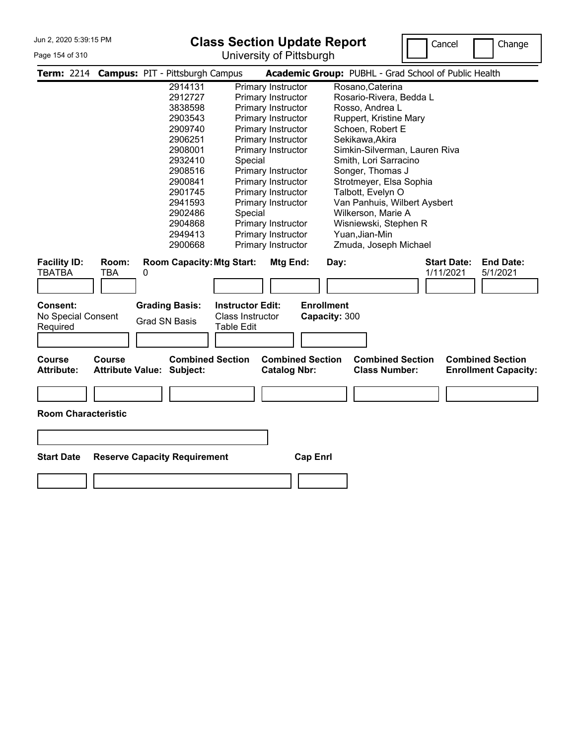# Class Section Update Report

University of Pittsburgh

Cancel | Change

**Term:** 2214 **Campus:** PIT - Pittsburgh Campus **Academic Group:** PUBHL - Grad School of Public Health

| ID | Role | Name |
|---|---|---|
| 2914131 | Primary Instructor | Rosano,Caterina |
| 2912727 | Primary Instructor | Rosario-Rivera, Bedda L |
| 3838598 | Primary Instructor | Rosso, Andrea L |
| 2903543 | Primary Instructor | Ruppert, Kristine Mary |
| 2909740 | Primary Instructor | Schoen, Robert E |
| 2906251 | Primary Instructor | Sekikawa,Akira |
| 2908001 | Primary Instructor | Simkin-Silverman, Lauren Riva |
| 2932410 | Special | Smith, Lori Sarracino |
| 2908516 | Primary Instructor | Songer, Thomas J |
| 2900841 | Primary Instructor | Strotmeyer, Elsa Sophia |
| 2901745 | Primary Instructor | Talbott, Evelyn O |
| 2941593 | Primary Instructor | Van Panhuis, Wilbert Aysbert |
| 2902486 | Special | Wilkerson, Marie A |
| 2904868 | Primary Instructor | Wisniewski, Stephen R |
| 2949413 | Primary Instructor | Yuan,Jian-Min |
| 2900668 | Primary Instructor | Zmuda, Joseph Michael |

| Facility ID: | Room: | Room Capacity: | Mtg Start: | Mtg End: | Day: | Start Date: | End Date: |
|---|---|---|---|---|---|---|---|
| TBATBA | TBA | 0 | | | | 1/11/2021 | 5/1/2021 |

| Consent: | Grading Basis: | Instructor Edit: | Enrollment Capacity: |
|---|---|---|---|
| No Special Consent Required | Grad SN Basis | Class Instructor Table Edit | 300 |

| Course Attribute: | Course Attribute Value: | Combined Section Subject: | Combined Section Catalog Nbr: | Combined Section Class Number: | Combined Section Enrollment Capacity: |
|---|---|---|---|---|---|
| | | | | | |

**Room Characteristic**

| Start Date | Reserve Capacity Requirement | Cap Enrl |
|---|---|---|
| | | |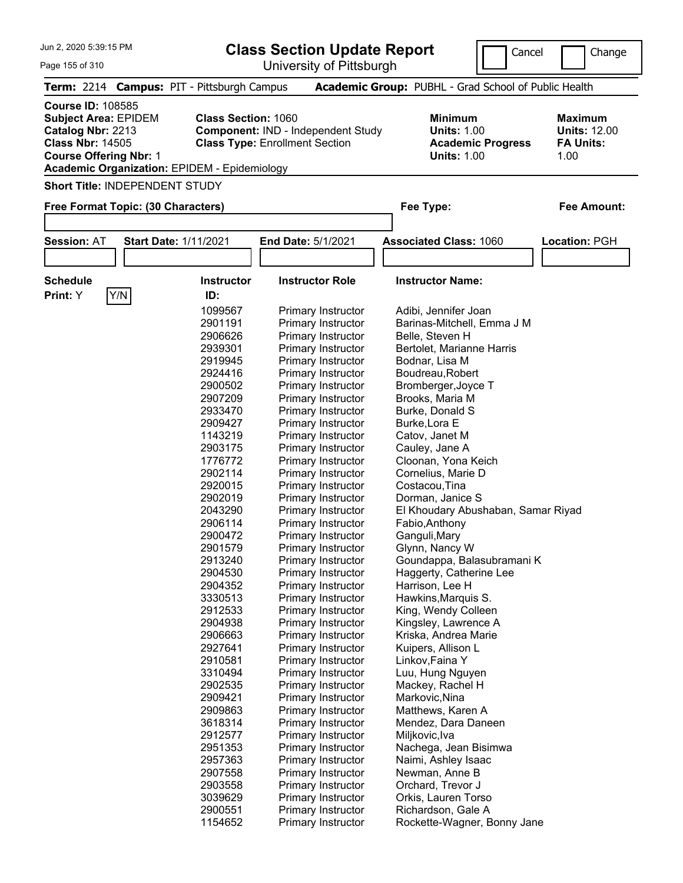Jun 2, 2020 5:39:15 PM

# Class Section Update Report

University of Pittsburgh

Cancel | Change

**Term:** 2214 **Campus:** PIT - Pittsburgh Campus **Academic Group:** PUBHL - Grad School of Public Health

**Course ID:** 108585
**Subject Area:** EPIDEM
**Catalog Nbr:** 2213
**Class Nbr:** 14505
**Course Offering Nbr:** 1
**Academic Organization:** EPIDEM - Epidemiology

**Class Section:** 1060
**Component:** IND - Independent Study
**Class Type:** Enrollment Section

**Minimum Units:** 1.00
**Academic Progress Units:** 1.00

**Maximum Units:** 12.00
**FA Units:** 1.00

**Short Title:** INDEPENDENT STUDY

**Free Format Topic: (30 Characters)**

**Fee Type:**

**Fee Amount:**

**Session:** AT **Start Date:** 1/11/2021 **End Date:** 5/1/2021 **Associated Class:** 1060 **Location:** PGH

**Schedule Print:** Y Y/N

| Instructor ID: | Instructor Role | Instructor Name: |
|---|---|---|
| 1099567 | Primary Instructor | Adibi, Jennifer Joan |
| 2901191 | Primary Instructor | Barinas-Mitchell, Emma J M |
| 2906626 | Primary Instructor | Belle, Steven H |
| 2939301 | Primary Instructor | Bertolet, Marianne Harris |
| 2919945 | Primary Instructor | Bodnar, Lisa M |
| 2924416 | Primary Instructor | Boudreau,Robert |
| 2900502 | Primary Instructor | Bromberger,Joyce T |
| 2907209 | Primary Instructor | Brooks, Maria M |
| 2933470 | Primary Instructor | Burke, Donald S |
| 2909427 | Primary Instructor | Burke,Lora E |
| 1143219 | Primary Instructor | Catov, Janet M |
| 2903175 | Primary Instructor | Cauley, Jane A |
| 1776772 | Primary Instructor | Cloonan, Yona Keich |
| 2902114 | Primary Instructor | Cornelius, Marie D |
| 2920015 | Primary Instructor | Costacou,Tina |
| 2902019 | Primary Instructor | Dorman, Janice S |
| 2043290 | Primary Instructor | El Khoudary Abushaban, Samar Riyad |
| 2906114 | Primary Instructor | Fabio,Anthony |
| 2900472 | Primary Instructor | Ganguli,Mary |
| 2901579 | Primary Instructor | Glynn, Nancy W |
| 2913240 | Primary Instructor | Goundappa, Balasubramani K |
| 2904530 | Primary Instructor | Haggerty, Catherine Lee |
| 2904352 | Primary Instructor | Harrison, Lee H |
| 3330513 | Primary Instructor | Hawkins,Marquis S. |
| 2912533 | Primary Instructor | King, Wendy Colleen |
| 2904938 | Primary Instructor | Kingsley, Lawrence A |
| 2906663 | Primary Instructor | Kriska, Andrea Marie |
| 2927641 | Primary Instructor | Kuipers, Allison L |
| 2910581 | Primary Instructor | Linkov,Faina Y |
| 3310494 | Primary Instructor | Luu, Hung Nguyen |
| 2902535 | Primary Instructor | Mackey, Rachel H |
| 2909421 | Primary Instructor | Markovic,Nina |
| 2909863 | Primary Instructor | Matthews, Karen A |
| 3618314 | Primary Instructor | Mendez, Dara Daneen |
| 2912577 | Primary Instructor | Miljkovic,Iva |
| 2951353 | Primary Instructor | Nachega, Jean Bisimwa |
| 2957363 | Primary Instructor | Naimi, Ashley Isaac |
| 2907558 | Primary Instructor | Newman, Anne B |
| 2903558 | Primary Instructor | Orchard, Trevor J |
| 3039629 | Primary Instructor | Orkis, Lauren Torso |
| 2900551 | Primary Instructor | Richardson, Gale A |
| 1154652 | Primary Instructor | Rockette-Wagner, Bonny Jane |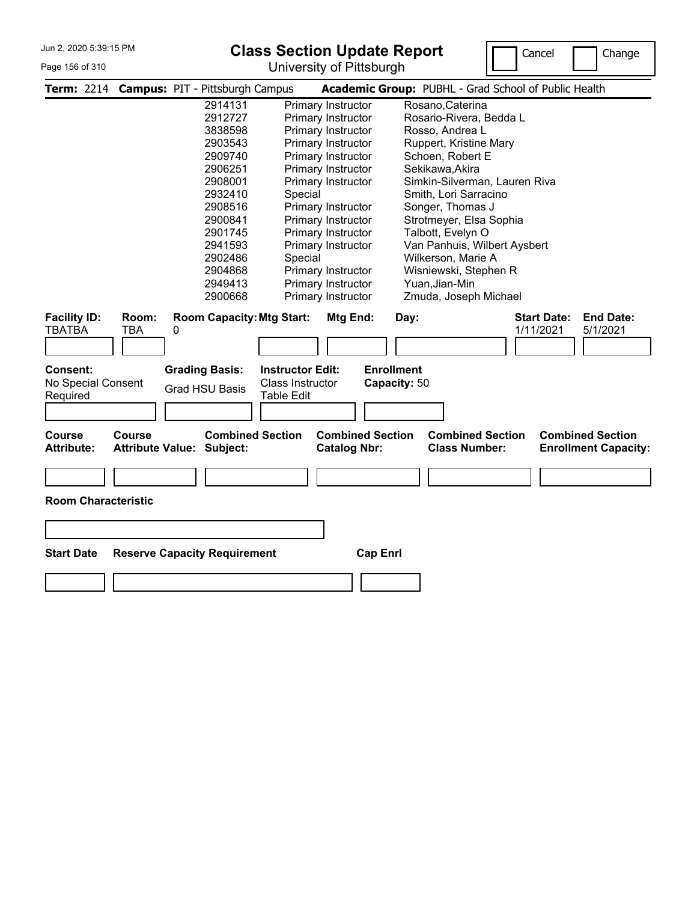**Class Section Update Report**

University of Pittsburgh

Cancel | Change

**Term:** 2214 **Campus:** PIT - Pittsburgh Campus **Academic Group:** PUBHL - Grad School of Public Health

| ID | Role | Name |
|---|---|---|
| 2914131 | Primary Instructor | Rosano,Caterina |
| 2912727 | Primary Instructor | Rosario-Rivera, Bedda L |
| 3838598 | Primary Instructor | Rosso, Andrea L |
| 2903543 | Primary Instructor | Ruppert, Kristine Mary |
| 2909740 | Primary Instructor | Schoen, Robert E |
| 2906251 | Primary Instructor | Sekikawa,Akira |
| 2908001 | Primary Instructor | Simkin-Silverman, Lauren Riva |
| 2932410 | Special | Smith, Lori Sarracino |
| 2908516 | Primary Instructor | Songer, Thomas J |
| 2900841 | Primary Instructor | Strotmeyer, Elsa Sophia |
| 2901745 | Primary Instructor | Talbott, Evelyn O |
| 2941593 | Primary Instructor | Van Panhuis, Wilbert Aysbert |
| 2902486 | Special | Wilkerson, Marie A |
| 2904868 | Primary Instructor | Wisniewski, Stephen R |
| 2949413 | Primary Instructor | Yuan,Jian-Min |
| 2900668 | Primary Instructor | Zmuda, Joseph Michael |

| Facility ID: | Room: | Room Capacity: | Mtg Start: | Mtg End: | Day: | Start Date: | End Date: |
|---|---|---|---|---|---|---|---|
| TBATBA | TBA | 0 | | | | 1/11/2021 | 5/1/2021 |

| Consent: | Grading Basis: | Instructor Edit: | Enrollment Capacity: |
|---|---|---|---|
| No Special Consent Required | Grad HSU Basis | Class Instructor Table Edit | 50 |

| Course Attribute: | Course Attribute Value: | Combined Section Subject: | Combined Section Catalog Nbr: | Combined Section Class Number: | Combined Section Enrollment Capacity: |
|---|---|---|---|---|---|
| | | | | | |

**Room Characteristic**

| Start Date | Reserve Capacity Requirement | Cap Enrl |
|---|---|---|
| | | |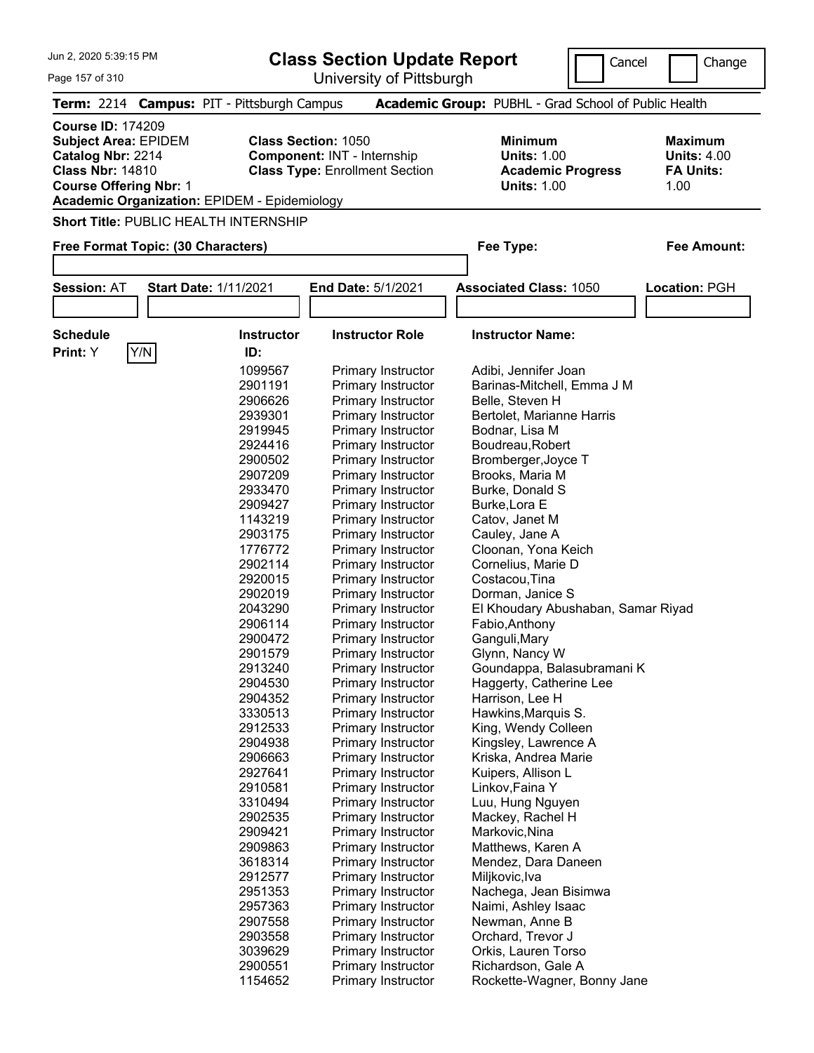Jun 2, 2020 5:39:15 PM

# Class Section Update Report

University of Pittsburgh

Cancel | Change

**Term:** 2214 **Campus:** PIT - Pittsburgh Campus **Academic Group:** PUBHL - Grad School of Public Health

**Course ID:** 174209
**Subject Area:** EPIDEM
**Catalog Nbr:** 2214
**Class Nbr:** 14810
**Course Offering Nbr:** 1
**Academic Organization:** EPIDEM - Epidemiology

**Class Section:** 1050
**Component:** INT - Internship
**Class Type:** Enrollment Section

**Minimum Units:** 1.00
**Academic Progress Units:** 1.00

**Maximum Units:** 4.00
**FA Units:** 1.00

**Short Title:** PUBLIC HEALTH INTERNSHIP

**Free Format Topic: (30 Characters)**

**Fee Type:**

**Fee Amount:**

**Session:** AT **Start Date:** 1/11/2021 **End Date:** 5/1/2021 **Associated Class:** 1050 **Location:** PGH

**Schedule Print:** Y Y/N

| Instructor ID: | Instructor Role | Instructor Name: |
|---|---|---|
| 1099567 | Primary Instructor | Adibi, Jennifer Joan |
| 2901191 | Primary Instructor | Barinas-Mitchell, Emma J M |
| 2906626 | Primary Instructor | Belle, Steven H |
| 2939301 | Primary Instructor | Bertolet, Marianne Harris |
| 2919945 | Primary Instructor | Bodnar, Lisa M |
| 2924416 | Primary Instructor | Boudreau,Robert |
| 2900502 | Primary Instructor | Bromberger,Joyce T |
| 2907209 | Primary Instructor | Brooks, Maria M |
| 2933470 | Primary Instructor | Burke, Donald S |
| 2909427 | Primary Instructor | Burke,Lora E |
| 1143219 | Primary Instructor | Catov, Janet M |
| 2903175 | Primary Instructor | Cauley, Jane A |
| 1776772 | Primary Instructor | Cloonan, Yona Keich |
| 2902114 | Primary Instructor | Cornelius, Marie D |
| 2920015 | Primary Instructor | Costacou,Tina |
| 2902019 | Primary Instructor | Dorman, Janice S |
| 2043290 | Primary Instructor | El Khoudary Abushaban, Samar Riyad |
| 2906114 | Primary Instructor | Fabio,Anthony |
| 2900472 | Primary Instructor | Ganguli,Mary |
| 2901579 | Primary Instructor | Glynn, Nancy W |
| 2913240 | Primary Instructor | Goundappa, Balasubramani K |
| 2904530 | Primary Instructor | Haggerty, Catherine Lee |
| 2904352 | Primary Instructor | Harrison, Lee H |
| 3330513 | Primary Instructor | Hawkins,Marquis S. |
| 2912533 | Primary Instructor | King, Wendy Colleen |
| 2904938 | Primary Instructor | Kingsley, Lawrence A |
| 2906663 | Primary Instructor | Kriska, Andrea Marie |
| 2927641 | Primary Instructor | Kuipers, Allison L |
| 2910581 | Primary Instructor | Linkov,Faina Y |
| 3310494 | Primary Instructor | Luu, Hung Nguyen |
| 2902535 | Primary Instructor | Mackey, Rachel H |
| 2909421 | Primary Instructor | Markovic,Nina |
| 2909863 | Primary Instructor | Matthews, Karen A |
| 3618314 | Primary Instructor | Mendez, Dara Daneen |
| 2912577 | Primary Instructor | Miljkovic,Iva |
| 2951353 | Primary Instructor | Nachega, Jean Bisimwa |
| 2957363 | Primary Instructor | Naimi, Ashley Isaac |
| 2907558 | Primary Instructor | Newman, Anne B |
| 2903558 | Primary Instructor | Orchard, Trevor J |
| 3039629 | Primary Instructor | Orkis, Lauren Torso |
| 2900551 | Primary Instructor | Richardson, Gale A |
| 1154652 | Primary Instructor | Rockette-Wagner, Bonny Jane |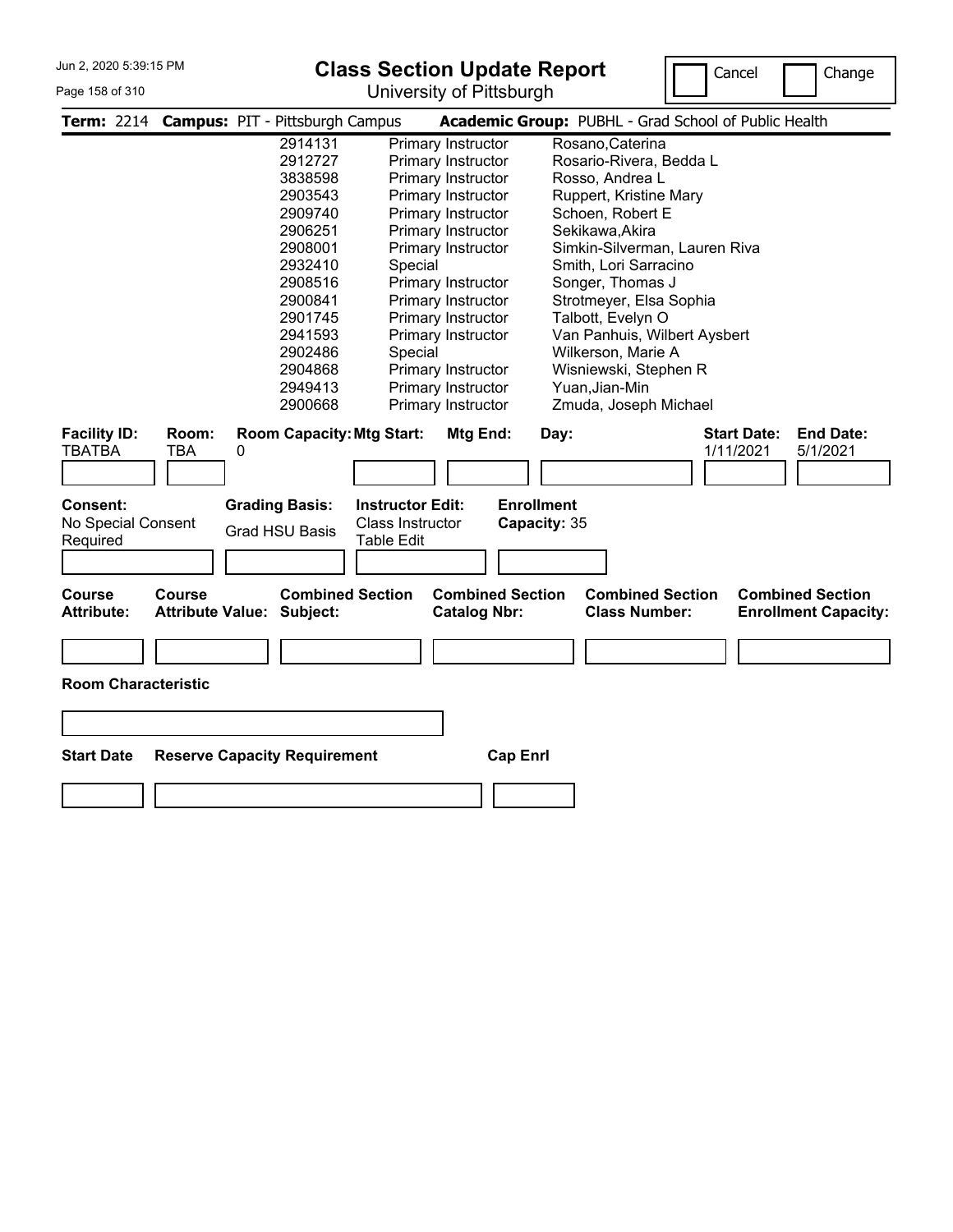**Class Section Update Report**

University of Pittsburgh

Cancel Change

**Term:** 2214 **Campus:** PIT - Pittsburgh Campus **Academic Group:** PUBHL - Grad School of Public Health

| | | |
|---|---|---|
| 2914131 | Primary Instructor | Rosano,Caterina |
| 2912727 | Primary Instructor | Rosario-Rivera, Bedda L |
| 3838598 | Primary Instructor | Rosso, Andrea L |
| 2903543 | Primary Instructor | Ruppert, Kristine Mary |
| 2909740 | Primary Instructor | Schoen, Robert E |
| 2906251 | Primary Instructor | Sekikawa,Akira |
| 2908001 | Primary Instructor | Simkin-Silverman, Lauren Riva |
| 2932410 | Special | Smith, Lori Sarracino |
| 2908516 | Primary Instructor | Songer, Thomas J |
| 2900841 | Primary Instructor | Strotmeyer, Elsa Sophia |
| 2901745 | Primary Instructor | Talbott, Evelyn O |
| 2941593 | Primary Instructor | Van Panhuis, Wilbert Aysbert |
| 2902486 | Special | Wilkerson, Marie A |
| 2904868 | Primary Instructor | Wisniewski, Stephen R |
| 2949413 | Primary Instructor | Yuan,Jian-Min |
| 2900668 | Primary Instructor | Zmuda, Joseph Michael |

| Facility ID: | Room: | Room Capacity: | Mtg Start: | Mtg End: | Day: | Start Date: | End Date: |
|---|---|---|---|---|---|---|---|
| TBATBA | TBA | 0 | | | | 1/11/2021 | 5/1/2021 |

| Consent: | Grading Basis: | Instructor Edit: | Enrollment Capacity: |
|---|---|---|---|
| No Special Consent Required | Grad HSU Basis | Class Instructor Table Edit | 35 |

| Course Attribute: | Course Attribute Value: | Combined Section Subject: | Combined Section Catalog Nbr: | Combined Section Class Number: | Combined Section Enrollment Capacity: |
|---|---|---|---|---|---|
| | | | | | |

**Room Characteristic**

| Start Date | Reserve Capacity Requirement | Cap Enrl |
|---|---|---|
| | | |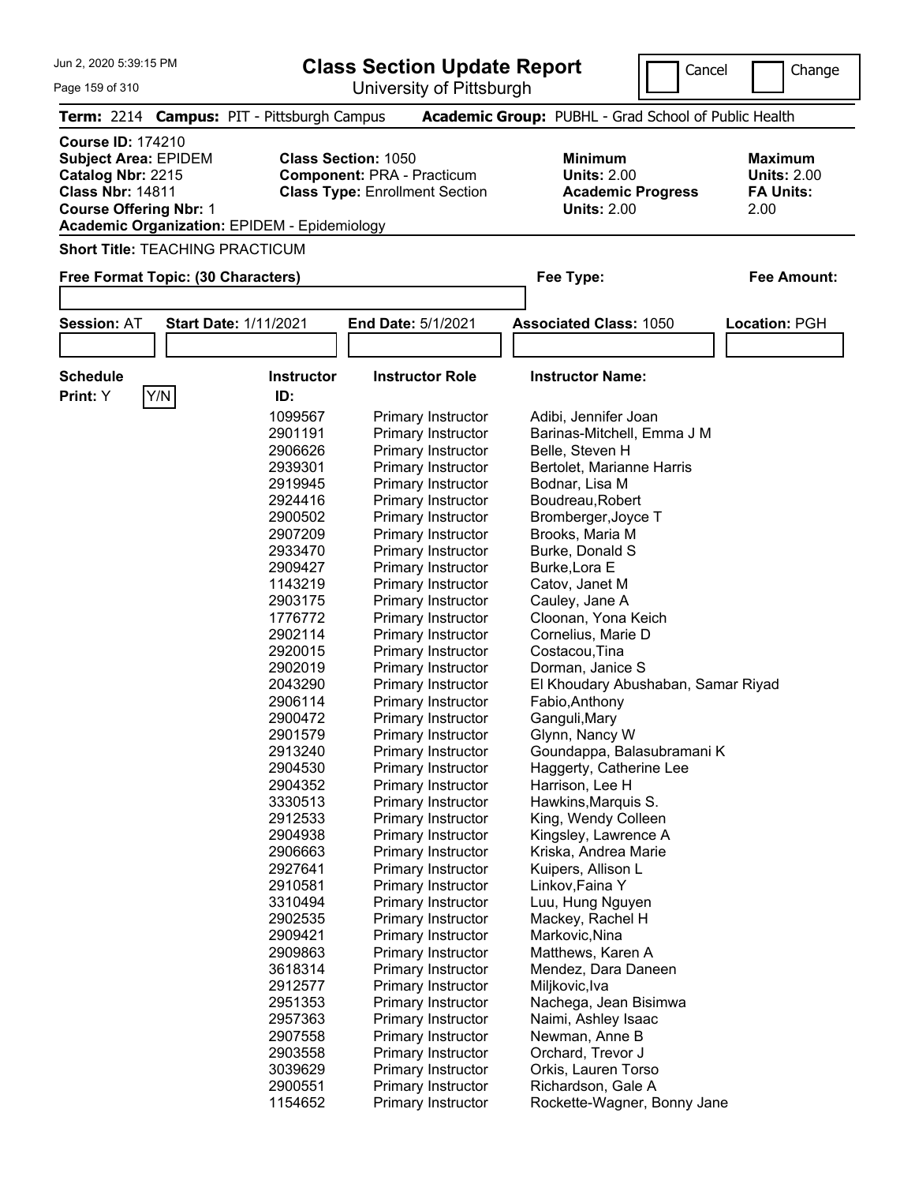# Class Section Update Report

University of Pittsburgh

Jun 2, 2020 5:39:15 PM

Cancel | Change

**Term:** 2214 **Campus:** PIT - Pittsburgh Campus **Academic Group:** PUBHL - Grad School of Public Health

**Course ID:** 174210
**Subject Area:** EPIDEM
**Catalog Nbr:** 2215
**Class Nbr:** 14811
**Course Offering Nbr:** 1
**Academic Organization:** EPIDEM - Epidemiology

**Class Section:** 1050
**Component:** PRA - Practicum
**Class Type:** Enrollment Section

**Minimum Units:** 2.00
**Academic Progress Units:** 2.00

**Maximum Units:** 2.00
**FA Units:** 2.00

**Short Title:** TEACHING PRACTICUM

**Free Format Topic: (30 Characters)**

**Fee Type:**

**Fee Amount:**

**Session:** AT **Start Date:** 1/11/2021 **End Date:** 5/1/2021 **Associated Class:** 1050 **Location:** PGH

**Schedule Print:** Y Y/N

| Instructor ID: | Instructor Role | Instructor Name: |
|---|---|---|
| 1099567 | Primary Instructor | Adibi, Jennifer Joan |
| 2901191 | Primary Instructor | Barinas-Mitchell, Emma J M |
| 2906626 | Primary Instructor | Belle, Steven H |
| 2939301 | Primary Instructor | Bertolet, Marianne Harris |
| 2919945 | Primary Instructor | Bodnar, Lisa M |
| 2924416 | Primary Instructor | Boudreau,Robert |
| 2900502 | Primary Instructor | Bromberger,Joyce T |
| 2907209 | Primary Instructor | Brooks, Maria M |
| 2933470 | Primary Instructor | Burke, Donald S |
| 2909427 | Primary Instructor | Burke,Lora E |
| 1143219 | Primary Instructor | Catov, Janet M |
| 2903175 | Primary Instructor | Cauley, Jane A |
| 1776772 | Primary Instructor | Cloonan, Yona Keich |
| 2902114 | Primary Instructor | Cornelius, Marie D |
| 2920015 | Primary Instructor | Costacou,Tina |
| 2902019 | Primary Instructor | Dorman, Janice S |
| 2043290 | Primary Instructor | El Khoudary Abushaban, Samar Riyad |
| 2906114 | Primary Instructor | Fabio,Anthony |
| 2900472 | Primary Instructor | Ganguli,Mary |
| 2901579 | Primary Instructor | Glynn, Nancy W |
| 2913240 | Primary Instructor | Goundappa, Balasubramani K |
| 2904530 | Primary Instructor | Haggerty, Catherine Lee |
| 2904352 | Primary Instructor | Harrison, Lee H |
| 3330513 | Primary Instructor | Hawkins,Marquis S. |
| 2912533 | Primary Instructor | King, Wendy Colleen |
| 2904938 | Primary Instructor | Kingsley, Lawrence A |
| 2906663 | Primary Instructor | Kriska, Andrea Marie |
| 2927641 | Primary Instructor | Kuipers, Allison L |
| 2910581 | Primary Instructor | Linkov,Faina Y |
| 3310494 | Primary Instructor | Luu, Hung Nguyen |
| 2902535 | Primary Instructor | Mackey, Rachel H |
| 2909421 | Primary Instructor | Markovic,Nina |
| 2909863 | Primary Instructor | Matthews, Karen A |
| 3618314 | Primary Instructor | Mendez, Dara Daneen |
| 2912577 | Primary Instructor | Miljkovic,Iva |
| 2951353 | Primary Instructor | Nachega, Jean Bisimwa |
| 2957363 | Primary Instructor | Naimi, Ashley Isaac |
| 2907558 | Primary Instructor | Newman, Anne B |
| 2903558 | Primary Instructor | Orchard, Trevor J |
| 3039629 | Primary Instructor | Orkis, Lauren Torso |
| 2900551 | Primary Instructor | Richardson, Gale A |
| 1154652 | Primary Instructor | Rockette-Wagner, Bonny Jane |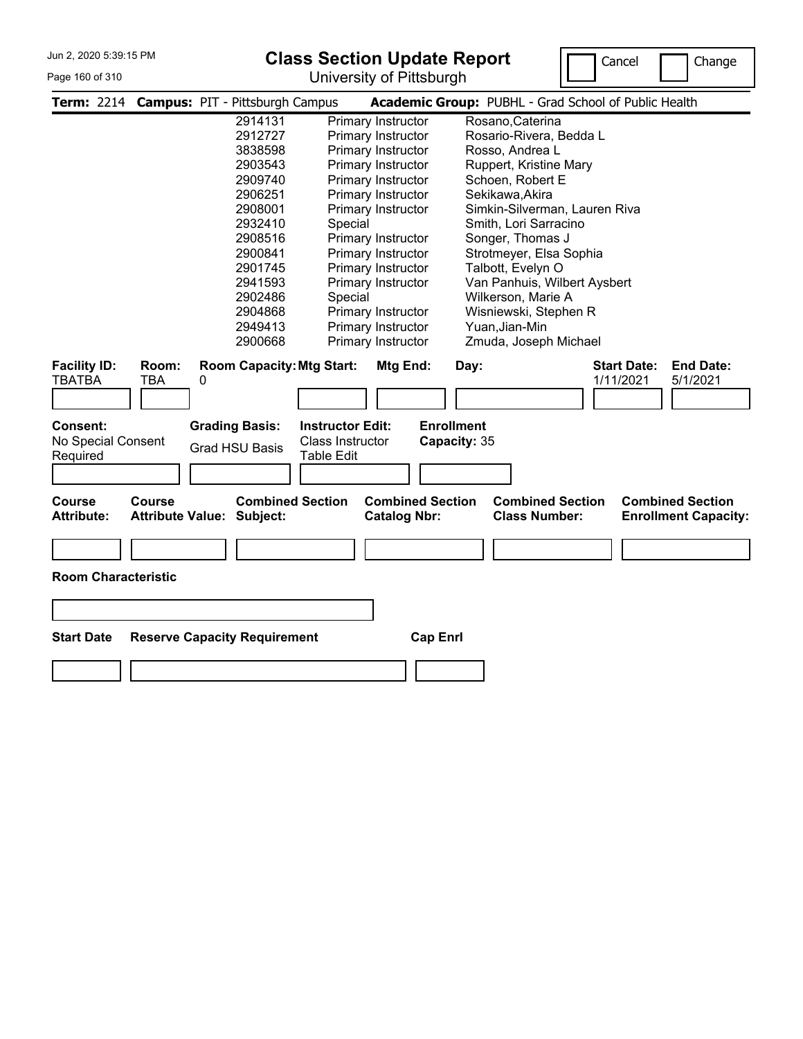# Class Section Update Report

University of Pittsburgh

Cancel | Change

**Term:** 2214 **Campus:** PIT - Pittsburgh Campus **Academic Group:** PUBHL - Grad School of Public Health

| ID | Role | Name |
|---|---|---|
| 2914131 | Primary Instructor | Rosano,Caterina |
| 2912727 | Primary Instructor | Rosario-Rivera, Bedda L |
| 3838598 | Primary Instructor | Rosso, Andrea L |
| 2903543 | Primary Instructor | Ruppert, Kristine Mary |
| 2909740 | Primary Instructor | Schoen, Robert E |
| 2906251 | Primary Instructor | Sekikawa,Akira |
| 2908001 | Primary Instructor | Simkin-Silverman, Lauren Riva |
| 2932410 | Special | Smith, Lori Sarracino |
| 2908516 | Primary Instructor | Songer, Thomas J |
| 2900841 | Primary Instructor | Strotmeyer, Elsa Sophia |
| 2901745 | Primary Instructor | Talbott, Evelyn O |
| 2941593 | Primary Instructor | Van Panhuis, Wilbert Aysbert |
| 2902486 | Special | Wilkerson, Marie A |
| 2904868 | Primary Instructor | Wisniewski, Stephen R |
| 2949413 | Primary Instructor | Yuan,Jian-Min |
| 2900668 | Primary Instructor | Zmuda, Joseph Michael |

| Facility ID: | Room: | Room Capacity: | Mtg Start: | Mtg End: | Day: | Start Date: | End Date: |
|---|---|---|---|---|---|---|---|
| TBATBA | TBA | 0 | | | | 1/11/2021 | 5/1/2021 |

| Consent: | Grading Basis: | Instructor Edit: | Enrollment Capacity: |
|---|---|---|---|
| No Special Consent Required | Grad HSU Basis | Class Instructor Table Edit | 35 |

| Course Attribute: | Course Attribute Value: | Combined Section Subject: | Combined Section Catalog Nbr: | Combined Section Class Number: | Combined Section Enrollment Capacity: |
|---|---|---|---|---|---|
| | | | | | |

**Room Characteristic**

| Start Date | Reserve Capacity Requirement | Cap Enrl |
|---|---|---|
| | | |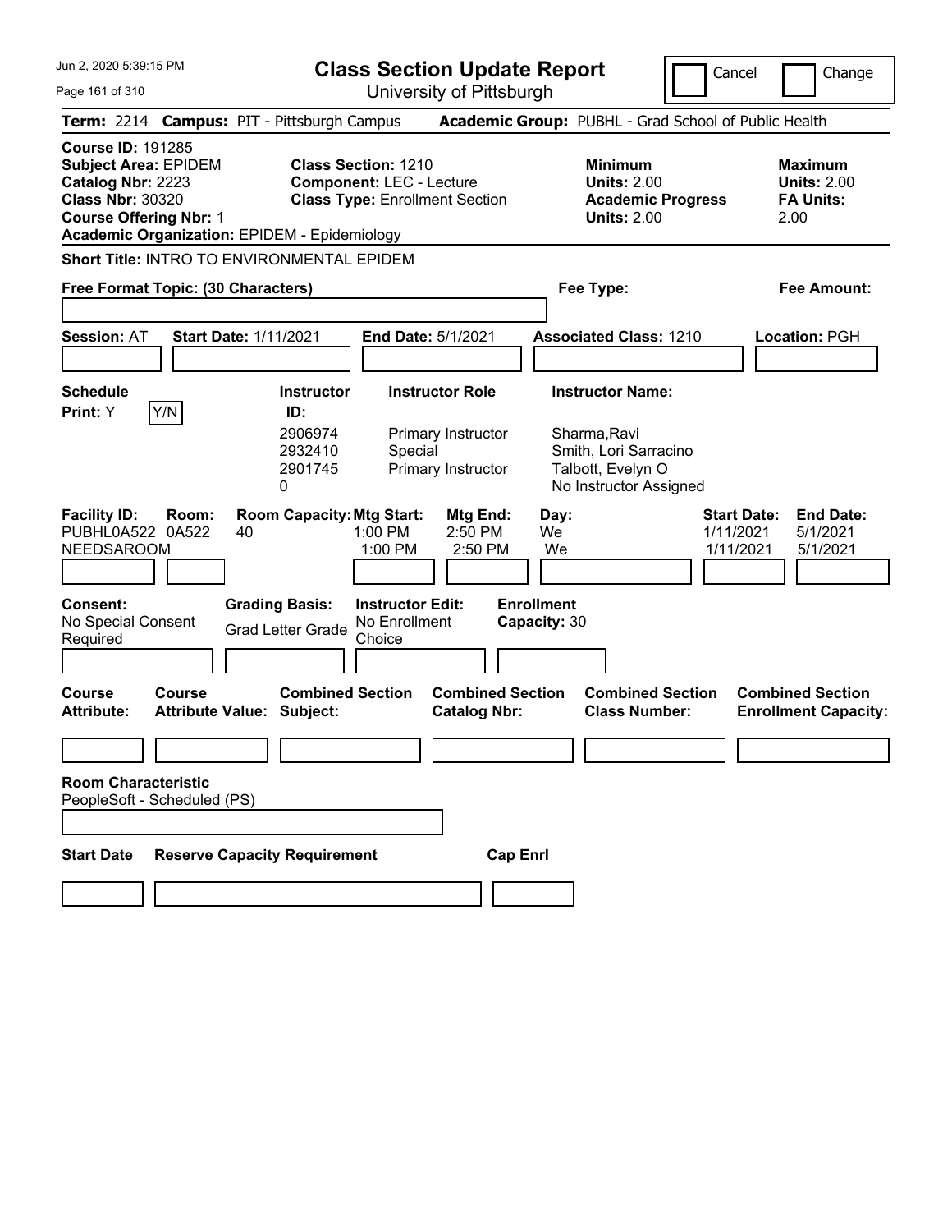# Class Section Update Report

University of Pittsburgh

Jun 2, 2020 5:39:15 PM

Cancel | Change

**Term:** 2214 **Campus:** PIT - Pittsburgh Campus **Academic Group:** PUBHL - Grad School of Public Health

**Course ID:** 191285
**Subject Area:** EPIDEM
**Catalog Nbr:** 2223
**Class Nbr:** 30320
**Course Offering Nbr:** 1
**Academic Organization:** EPIDEM - Epidemiology

**Class Section:** 1210
**Component:** LEC - Lecture
**Class Type:** Enrollment Section

**Minimum Units:** 2.00
**Academic Progress Units:** 2.00

**Maximum Units:** 2.00
**FA Units:** 2.00

**Short Title:** INTRO TO ENVIRONMENTAL EPIDEM

**Free Format Topic: (30 Characters)**

**Fee Type:**

**Fee Amount:**

**Session:** AT **Start Date:** 1/11/2021 **End Date:** 5/1/2021 **Associated Class:** 1210 **Location:** PGH

**Schedule Print:** Y [Y/N]

| Instructor ID | Instructor Role | Instructor Name |
|---|---|---|
| 2906974 | Primary Instructor | Sharma,Ravi |
| 2932410 | Special | Smith, Lori Sarracino |
| 2901745 | Primary Instructor | Talbott, Evelyn O |
| 0 | | No Instructor Assigned |

| Facility ID: | Room: | Room Capacity: | Mtg Start: | Mtg End: | Day: | Start Date: | End Date: |
|---|---|---|---|---|---|---|---|
| PUBHL0A522 | 0A522 | 40 | 1:00 PM | 2:50 PM | We | 1/11/2021 | 5/1/2021 |
| NEEDSAROOM | | | 1:00 PM | 2:50 PM | We | 1/11/2021 | 5/1/2021 |

**Consent:** No Special Consent Required

**Grading Basis:** Grad Letter Grade

**Instructor Edit:** No Enrollment Choice

**Enrollment Capacity:** 30

| Course Attribute: | Course Attribute Value: | Combined Section Subject: | Combined Section Catalog Nbr: | Combined Section Class Number: | Combined Section Enrollment Capacity: |
|---|---|---|---|---|---|
| | | | | | |

**Room Characteristic**
PeopleSoft - Scheduled (PS)

| Start Date | Reserve Capacity Requirement | Cap Enrl |
|---|---|---|
| | | |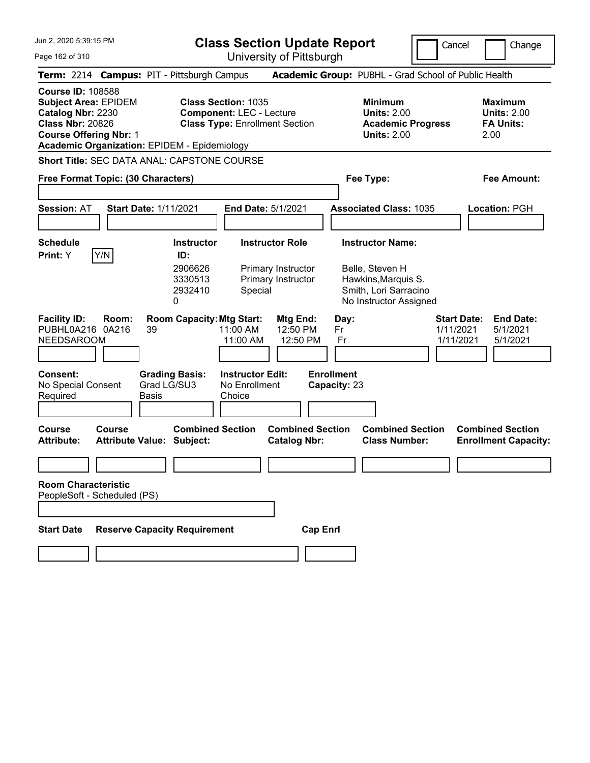Jun 2, 2020 5:39:15 PM

# Class Section Update Report

University of Pittsburgh

Cancel | Change

**Term:** 2214 **Campus:** PIT - Pittsburgh Campus **Academic Group:** PUBHL - Grad School of Public Health

**Course ID:** 108588
**Subject Area:** EPIDEM
**Catalog Nbr:** 2230
**Class Nbr:** 20826
**Course Offering Nbr:** 1
**Academic Organization:** EPIDEM - Epidemiology

**Class Section:** 1035
**Component:** LEC - Lecture
**Class Type:** Enrollment Section

**Minimum Units:** 2.00
**Academic Progress Units:** 2.00

**Maximum Units:** 2.00
**FA Units:** 2.00

**Short Title:** SEC DATA ANAL: CAPSTONE COURSE

**Free Format Topic: (30 Characters)**

**Fee Type:**

**Fee Amount:**

**Session:** AT **Start Date:** 1/11/2021 **End Date:** 5/1/2021 **Associated Class:** 1035 **Location:** PGH

**Schedule Print:** Y Y/N

| Instructor ID: | Instructor Role | Instructor Name: |
|---|---|---|
| 2906626 | Primary Instructor | Belle, Steven H |
| 3330513 | Primary Instructor | Hawkins,Marquis S. |
| 2932410 | Special | Smith, Lori Sarracino |
| 0 | | No Instructor Assigned |

| Facility ID: | Room: | Room Capacity: | Mtg Start: | Mtg End: | Day: | Start Date: | End Date: |
|---|---|---|---|---|---|---|---|
| PUBHL0A216 | 0A216 | 39 | 11:00 AM | 12:50 PM | Fr | 1/11/2021 | 5/1/2021 |
| NEEDSAROOM | | | 11:00 AM | 12:50 PM | Fr | 1/11/2021 | 5/1/2021 |

**Consent:** No Special Consent Required
**Grading Basis:** Grad LG/SU3 Basis
**Instructor Edit:** No Enrollment Choice
**Enrollment Capacity:** 23

| Course Attribute: | Course Attribute Value: | Combined Section Subject: | Combined Section Catalog Nbr: | Combined Section Class Number: | Combined Section Enrollment Capacity: |
|---|---|---|---|---|---|
| | | | | | |

**Room Characteristic**
PeopleSoft - Scheduled (PS)

| Start Date | Reserve Capacity Requirement | Cap Enrl |
|---|---|---|
| | | |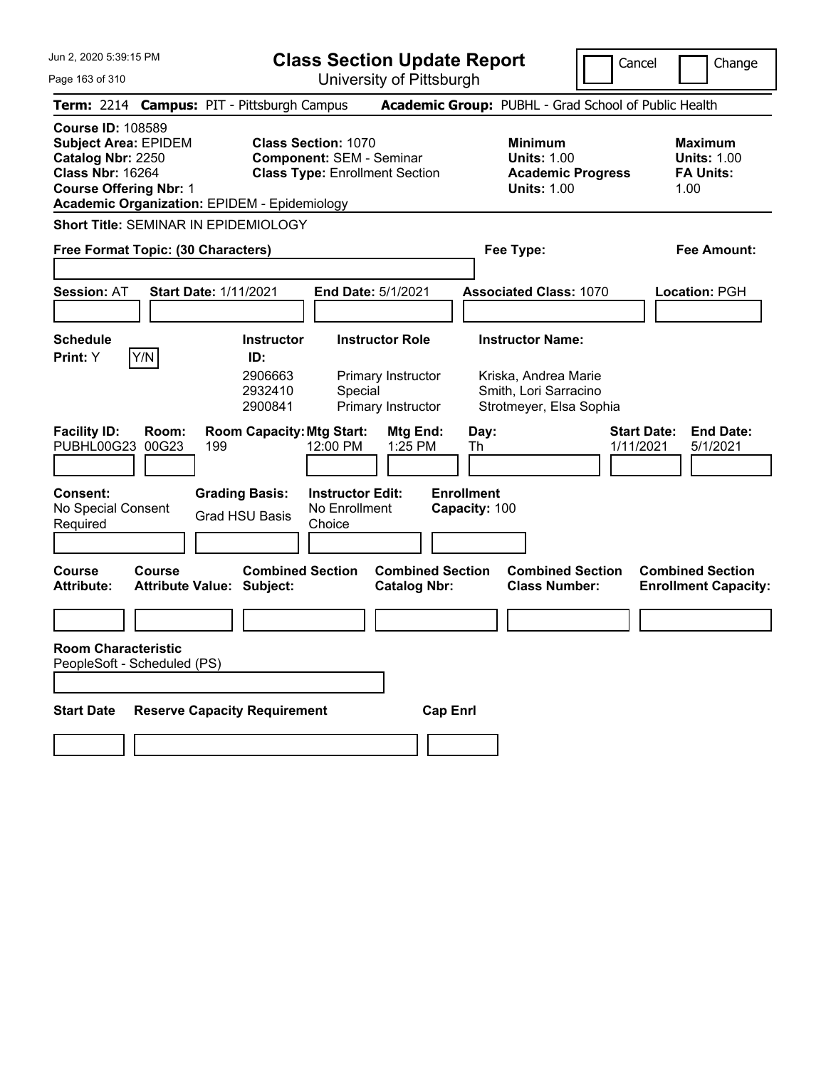Jun 2, 2020 5:39:15 PM

# Class Section Update Report

University of Pittsburgh

Cancel | Change

**Term:** 2214 **Campus:** PIT - Pittsburgh Campus **Academic Group:** PUBHL - Grad School of Public Health

**Course ID:** 108589
**Subject Area:** EPIDEM
**Catalog Nbr:** 2250
**Class Nbr:** 16264
**Course Offering Nbr:** 1
**Academic Organization:** EPIDEM - Epidemiology

**Class Section:** 1070
**Component:** SEM - Seminar
**Class Type:** Enrollment Section

**Minimum Units:** 1.00
**Academic Progress Units:** 1.00

**Maximum Units:** 1.00
**FA Units:** 1.00

**Short Title:** SEMINAR IN EPIDEMIOLOGY

**Free Format Topic: (30 Characters)**

**Fee Type:**

**Fee Amount:**

**Session:** AT **Start Date:** 1/11/2021 **End Date:** 5/1/2021 **Associated Class:** 1070 **Location:** PGH

**Schedule Print:** Y Y/N

| Instructor ID: | Instructor Role | Instructor Name: |
|---|---|---|
| 2906663 | Primary Instructor | Kriska, Andrea Marie |
| 2932410 | Special | Smith, Lori Sarracino |
| 2900841 | Primary Instructor | Strotmeyer, Elsa Sophia |

| Facility ID: | Room: | Room Capacity: | Mtg Start: | Mtg End: | Day: | Start Date: | End Date: |
|---|---|---|---|---|---|---|---|
| PUBHL00G23 | 00G23 | 199 | 12:00 PM | 1:25 PM | Th | 1/11/2021 | 5/1/2021 |

**Consent:** No Special Consent Required
**Grading Basis:** Grad HSU Basis
**Instructor Edit:** No Enrollment Choice
**Enrollment Capacity:** 100

| Course Attribute: | Course Attribute Value: | Combined Section Subject: | Combined Section Catalog Nbr: | Combined Section Class Number: | Combined Section Enrollment Capacity: |
|---|---|---|---|---|---|
| | | | | | |

**Room Characteristic**
PeopleSoft - Scheduled (PS)

| Start Date | Reserve Capacity Requirement | Cap Enrl |
|---|---|---|
| | | |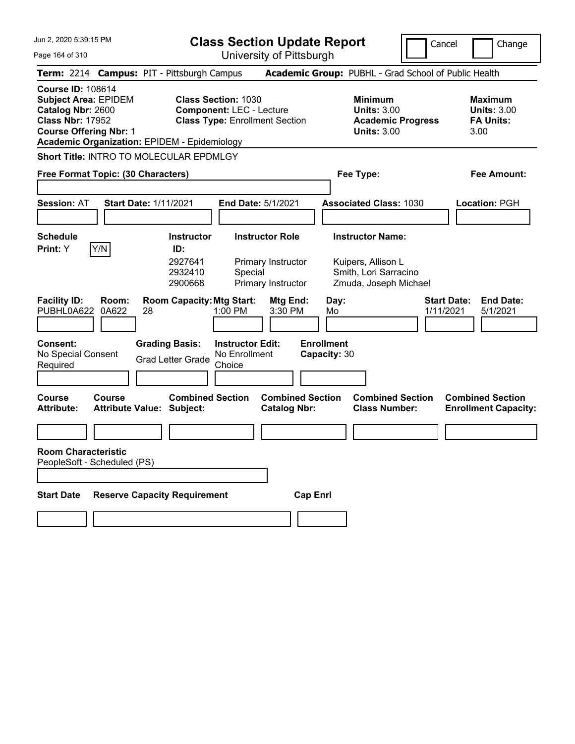# Class Section Update Report

University of Pittsburgh

Cancel | Change

**Term:** 2214 **Campus:** PIT - Pittsburgh Campus **Academic Group:** PUBHL - Grad School of Public Health

**Course ID:** 108614
**Subject Area:** EPIDEM
**Catalog Nbr:** 2600
**Class Nbr:** 17952
**Course Offering Nbr:** 1
**Academic Organization:** EPIDEM - Epidemiology

**Class Section:** 1030
**Component:** LEC - Lecture
**Class Type:** Enrollment Section

**Minimum Units:** 3.00
**Academic Progress Units:** 3.00

**Maximum Units:** 3.00
**FA Units:** 3.00

**Short Title:** INTRO TO MOLECULAR EPDMLGY

**Free Format Topic: (30 Characters)**

**Fee Type:**

**Fee Amount:**

**Session:** AT **Start Date:** 1/11/2021 **End Date:** 5/1/2021 **Associated Class:** 1030 **Location:** PGH

**Schedule Print:** Y Y/N

| Instructor ID | Instructor Role | Instructor Name |
|---|---|---|
| 2927641 | Primary Instructor | Kuipers, Allison L |
| 2932410 | Special | Smith, Lori Sarracino |
| 2900668 | Primary Instructor | Zmuda, Joseph Michael |

| Facility ID | Room | Room Capacity | Mtg Start | Mtg End | Day | Start Date | End Date |
|---|---|---|---|---|---|---|---|
| PUBHL0A622 | 0A622 | 28 | 1:00 PM | 3:30 PM | Mo | 1/11/2021 | 5/1/2021 |

**Consent:** No Special Consent Required
**Grading Basis:** Grad Letter Grade
**Instructor Edit:** No Enrollment Choice
**Enrollment Capacity:** 30

| Course Attribute | Course Attribute Value | Combined Section Subject | Combined Section Catalog Nbr | Combined Section Class Number | Combined Section Enrollment Capacity |
|---|---|---|---|---|---|
| | | | | | |

**Room Characteristic**
PeopleSoft - Scheduled (PS)

| Start Date | Reserve Capacity Requirement | Cap Enrl |
|---|---|---|
| | | |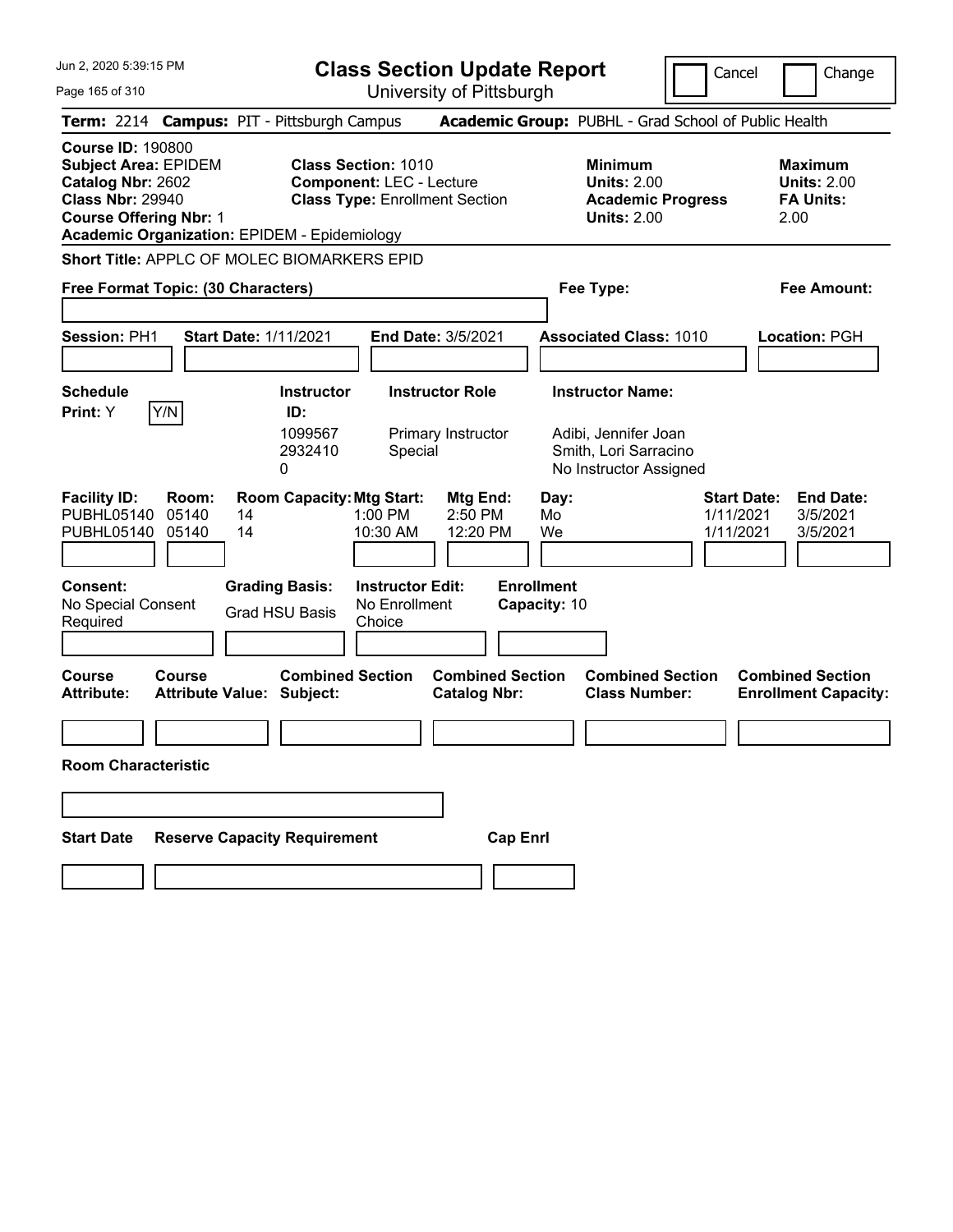# Class Section Update Report

University of Pittsburgh

Cancel | Change

**Term:** 2214 **Campus:** PIT - Pittsburgh Campus **Academic Group:** PUBHL - Grad School of Public Health

**Course ID:** 190800
**Subject Area:** EPIDEM
**Catalog Nbr:** 2602
**Class Nbr:** 29940
**Course Offering Nbr:** 1
**Academic Organization:** EPIDEM - Epidemiology

**Class Section:** 1010
**Component:** LEC - Lecture
**Class Type:** Enrollment Section

**Minimum Units:** 2.00
**Academic Progress Units:** 2.00

**Maximum Units:** 2.00
**FA Units:** 2.00

**Short Title:** APPLC OF MOLEC BIOMARKERS EPID

**Free Format Topic: (30 Characters)**

**Fee Type:**

**Fee Amount:**

**Session:** PH1 **Start Date:** 1/11/2021 **End Date:** 3/5/2021 **Associated Class:** 1010 **Location:** PGH

**Schedule Print:** Y Y/N

| Instructor ID | Instructor Role | Instructor Name |
|---|---|---|
| 1099567 | Primary Instructor | Adibi, Jennifer Joan |
| 2932410 | Special | Smith, Lori Sarracino |
| 0 | | No Instructor Assigned |

| Facility ID | Room | Room Capacity | Mtg Start | Mtg End | Day | Start Date | End Date |
|---|---|---|---|---|---|---|---|
| PUBHL05140 | 05140 | 14 | 1:00 PM | 2:50 PM | Mo | 1/11/2021 | 3/5/2021 |
| PUBHL05140 | 05140 | 14 | 10:30 AM | 12:20 PM | We | 1/11/2021 | 3/5/2021 |

**Consent:** No Special Consent Required

**Grading Basis:** Grad HSU Basis

**Instructor Edit:** No Enrollment Choice

**Enrollment Capacity:** 10

| Course Attribute | Course Attribute Value | Combined Section Subject | Combined Section Catalog Nbr | Combined Section Class Number | Combined Section Enrollment Capacity |
|---|---|---|---|---|---|
| | | | | | |

**Room Characteristic**

| Start Date | Reserve Capacity Requirement | Cap Enrl |
|---|---|---|
| | | |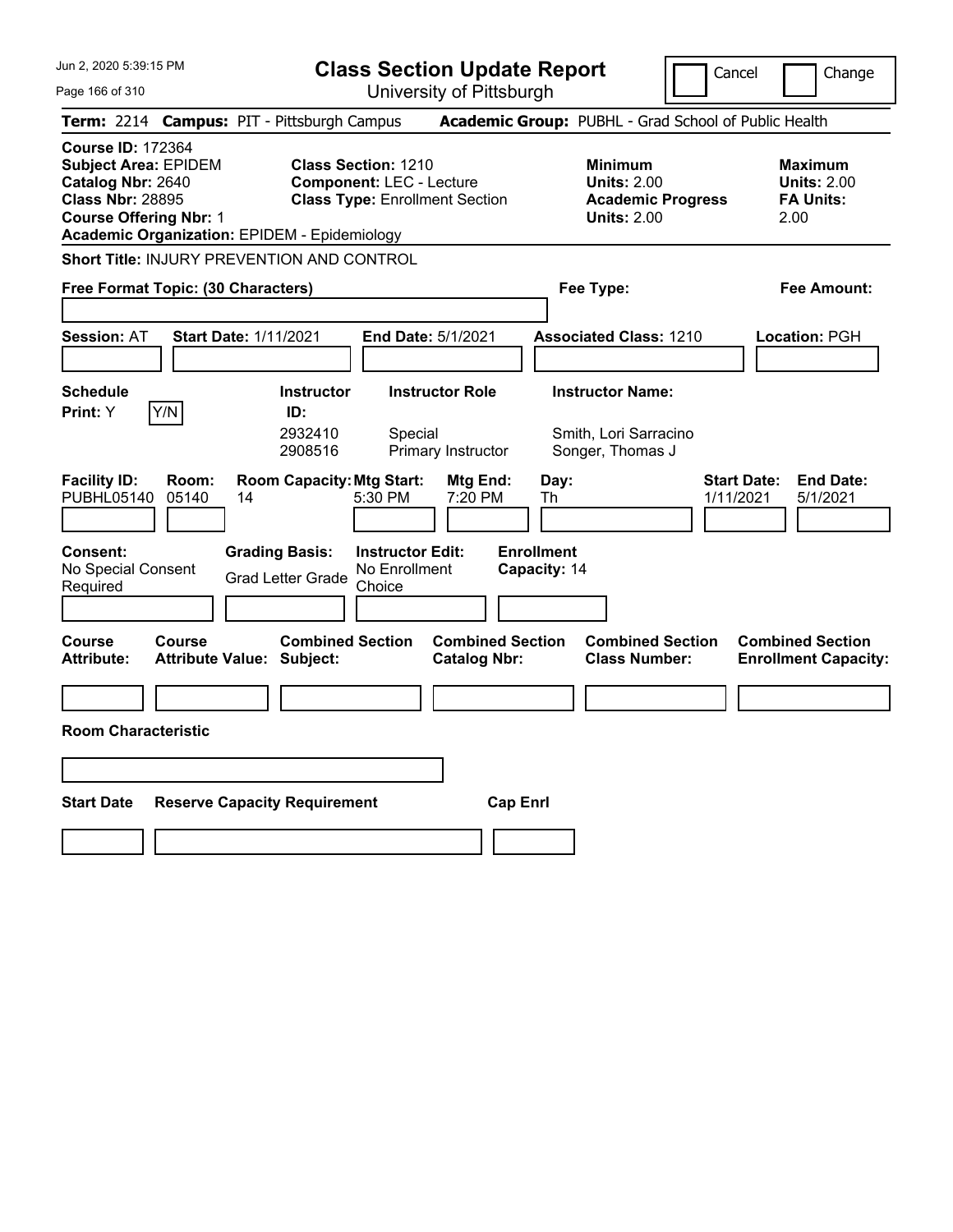# Class Section Update Report

University of Pittsburgh

Cancel | Change

**Term:** 2214 **Campus:** PIT - Pittsburgh Campus **Academic Group:** PUBHL - Grad School of Public Health

**Course ID:** 172364
**Subject Area:** EPIDEM
**Catalog Nbr:** 2640
**Class Nbr:** 28895
**Course Offering Nbr:** 1
**Academic Organization:** EPIDEM - Epidemiology

**Class Section:** 1210
**Component:** LEC - Lecture
**Class Type:** Enrollment Section

**Minimum Units:** 2.00
**Academic Progress Units:** 2.00

**Maximum Units:** 2.00
**FA Units:** 2.00

**Short Title:** INJURY PREVENTION AND CONTROL

**Free Format Topic: (30 Characters)**

**Fee Type:**

**Fee Amount:**

**Session:** AT **Start Date:** 1/11/2021 **End Date:** 5/1/2021 **Associated Class:** 1210 **Location:** PGH

**Schedule Print:** Y Y/N

| Instructor ID: | Instructor Role | Instructor Name: |
|---|---|---|
| 2932410 | Special | Smith, Lori Sarracino |
| 2908516 | Primary Instructor | Songer, Thomas J |

| Facility ID: | Room: | Room Capacity: | Mtg Start: | Mtg End: | Day: | Start Date: | End Date: |
|---|---|---|---|---|---|---|---|
| PUBHL05140 | 05140 | 14 | 5:30 PM | 7:20 PM | Th | 1/11/2021 | 5/1/2021 |

**Consent:** No Special Consent Required

**Grading Basis:** Grad Letter Grade

**Instructor Edit:** No Enrollment Choice

**Enrollment Capacity:** 14

| Course Attribute: | Course Attribute Value: | Combined Section Subject: | Combined Section Catalog Nbr: | Combined Section Class Number: | Combined Section Enrollment Capacity: |
|---|---|---|---|---|---|
| | | | | | |

**Room Characteristic**

| Start Date | Reserve Capacity Requirement | Cap Enrl |
|---|---|---|
| | | |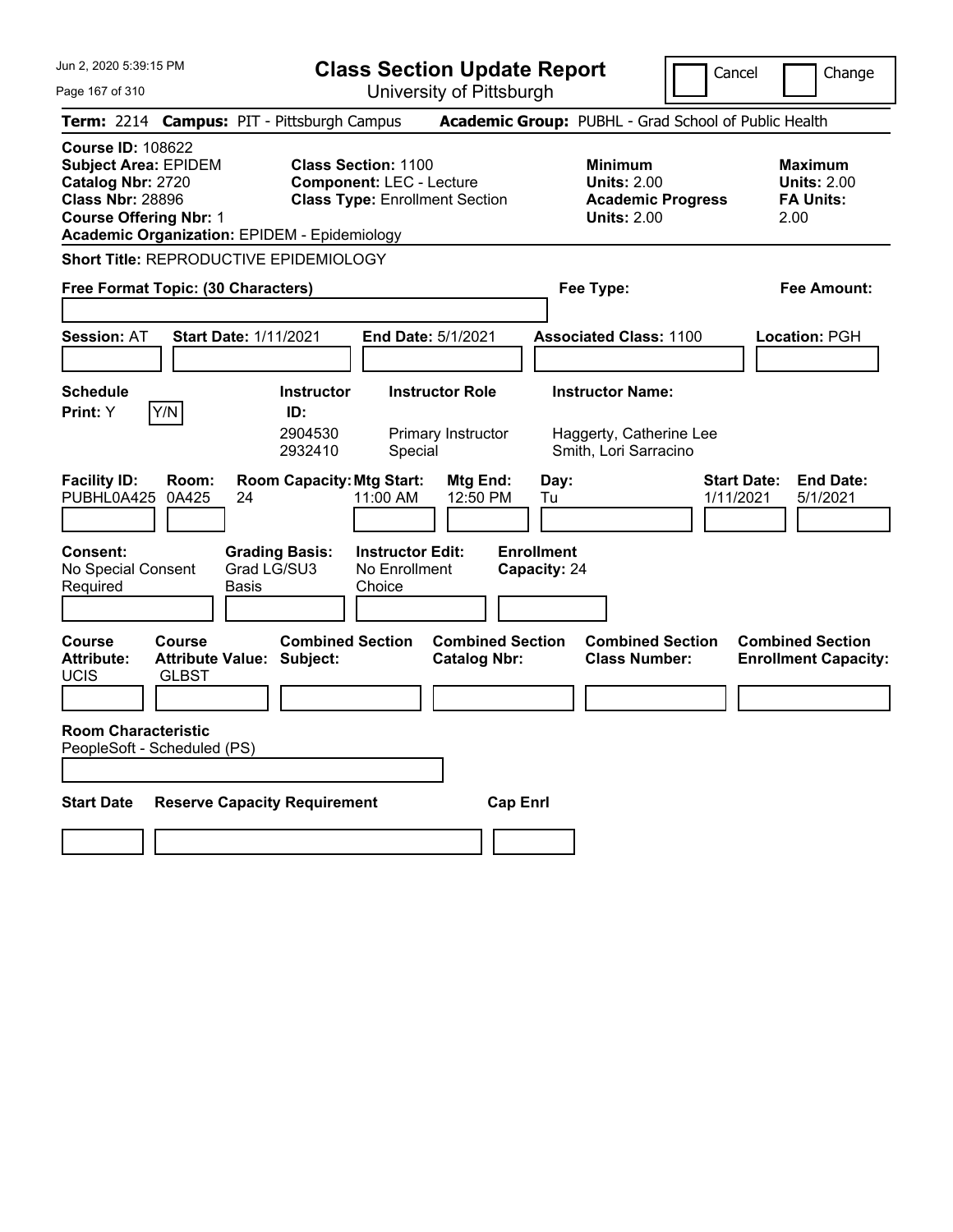# Class Section Update Report

University of Pittsburgh

Jun 2, 2020 5:39:15 PM

Cancel | Change

**Term:** 2214 **Campus:** PIT - Pittsburgh Campus **Academic Group:** PUBHL - Grad School of Public Health

**Course ID:** 108622
**Subject Area:** EPIDEM
**Catalog Nbr:** 2720
**Class Nbr:** 28896
**Course Offering Nbr:** 1
**Academic Organization:** EPIDEM - Epidemiology

**Class Section:** 1100
**Component:** LEC - Lecture
**Class Type:** Enrollment Section

**Minimum Units:** 2.00
**Academic Progress Units:** 2.00

**Maximum Units:** 2.00
**FA Units:** 2.00

**Short Title:** REPRODUCTIVE EPIDEMIOLOGY

**Free Format Topic: (30 Characters)**

**Fee Type:**

**Fee Amount:**

**Session:** AT **Start Date:** 1/11/2021 **End Date:** 5/1/2021 **Associated Class:** 1100 **Location:** PGH

**Schedule Print:** Y [Y/N]

| Instructor ID | Instructor Role | Instructor Name |
|---|---|---|
| 2904530 | Primary Instructor | Haggerty, Catherine Lee |
| 2932410 | Special | Smith, Lori Sarracino |

| Facility ID | Room | Room Capacity | Mtg Start | Mtg End | Day | Start Date | End Date |
|---|---|---|---|---|---|---|---|
| PUBHL0A425 | 0A425 | 24 | 11:00 AM | 12:50 PM | Tu | 1/11/2021 | 5/1/2021 |

**Consent:** No Special Consent Required
**Grading Basis:** Grad LG/SU3 Basis
**Instructor Edit:** No Enrollment Choice
**Enrollment Capacity:** 24

| Course Attribute | Course Attribute Value | Combined Section Subject | Combined Section Catalog Nbr | Combined Section Class Number | Combined Section Enrollment Capacity |
|---|---|---|---|---|---|
| UCIS | GLBST | | | | |

**Room Characteristic**
PeopleSoft - Scheduled (PS)

| Start Date | Reserve Capacity Requirement | Cap Enrl |
|---|---|---|
| | | |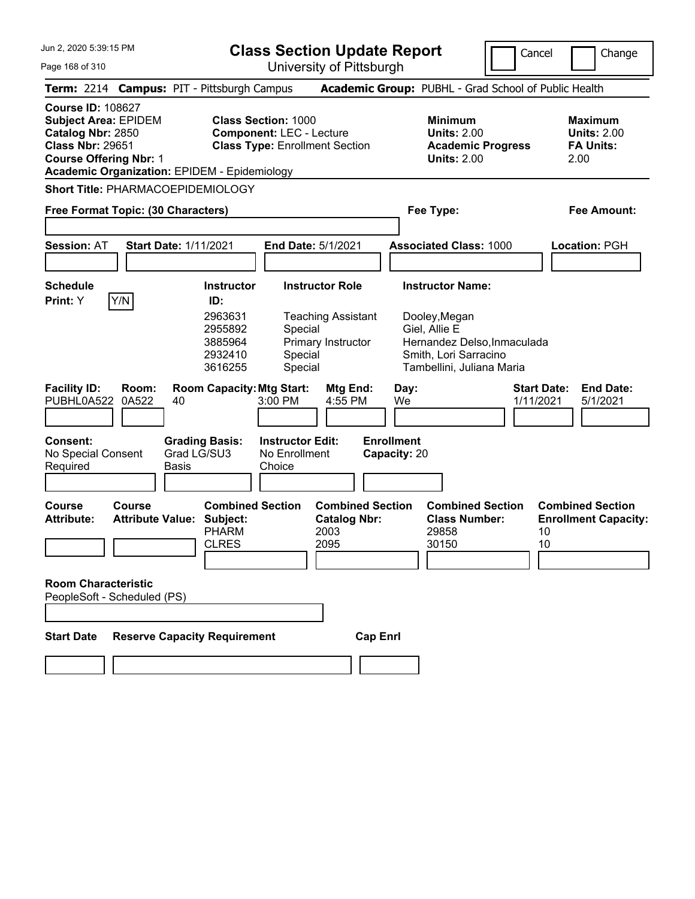Jun 2, 2020 5:39:15 PM

# Class Section Update Report

University of Pittsburgh

Cancel | Change

**Term:** 2214 **Campus:** PIT - Pittsburgh Campus **Academic Group:** PUBHL - Grad School of Public Health

**Course ID:** 108627
**Subject Area:** EPIDEM
**Catalog Nbr:** 2850
**Class Nbr:** 29651
**Course Offering Nbr:** 1
**Academic Organization:** EPIDEM - Epidemiology

**Class Section:** 1000
**Component:** LEC - Lecture
**Class Type:** Enrollment Section

**Minimum Units:** 2.00
**Academic Progress Units:** 2.00

**Maximum Units:** 2.00
**FA Units:** 2.00

**Short Title:** PHARMACOEPIDEMIOLOGY

**Free Format Topic: (30 Characters)**

**Fee Type:**

**Fee Amount:**

**Session:** AT **Start Date:** 1/11/2021 **End Date:** 5/1/2021 **Associated Class:** 1000 **Location:** PGH

**Schedule Print:** Y Y/N

| Instructor ID: | Instructor Role | Instructor Name: |
|---|---|---|
| 2963631 | Teaching Assistant | Dooley,Megan |
| 2955892 | Special | Giel, Allie E |
| 3885964 | Primary Instructor | Hernandez Delso,Inmaculada |
| 2932410 | Special | Smith, Lori Sarracino |
| 3616255 | Special | Tambellini, Juliana Maria |

| Facility ID: | Room: | Room Capacity: | Mtg Start: | Mtg End: | Day: | Start Date: | End Date: |
|---|---|---|---|---|---|---|---|
| PUBHL0A522 | 0A522 | 40 | 3:00 PM | 4:55 PM | We | 1/11/2021 | 5/1/2021 |

**Consent:** No Special Consent Required
**Grading Basis:** Grad LG/SU3 Basis
**Instructor Edit:** No Enrollment Choice
**Enrollment Capacity:** 20

**Course Attribute:**
**Course Attribute Value:**

| Combined Section Subject: | Combined Section Catalog Nbr: | Combined Section Class Number: | Combined Section Enrollment Capacity: |
|---|---|---|---|
| PHARM | 2003 | 29858 | 10 |
| CLRES | 2095 | 30150 | 10 |

**Room Characteristic**
PeopleSoft - Scheduled (PS)

**Start Date** **Reserve Capacity Requirement** **Cap Enrl**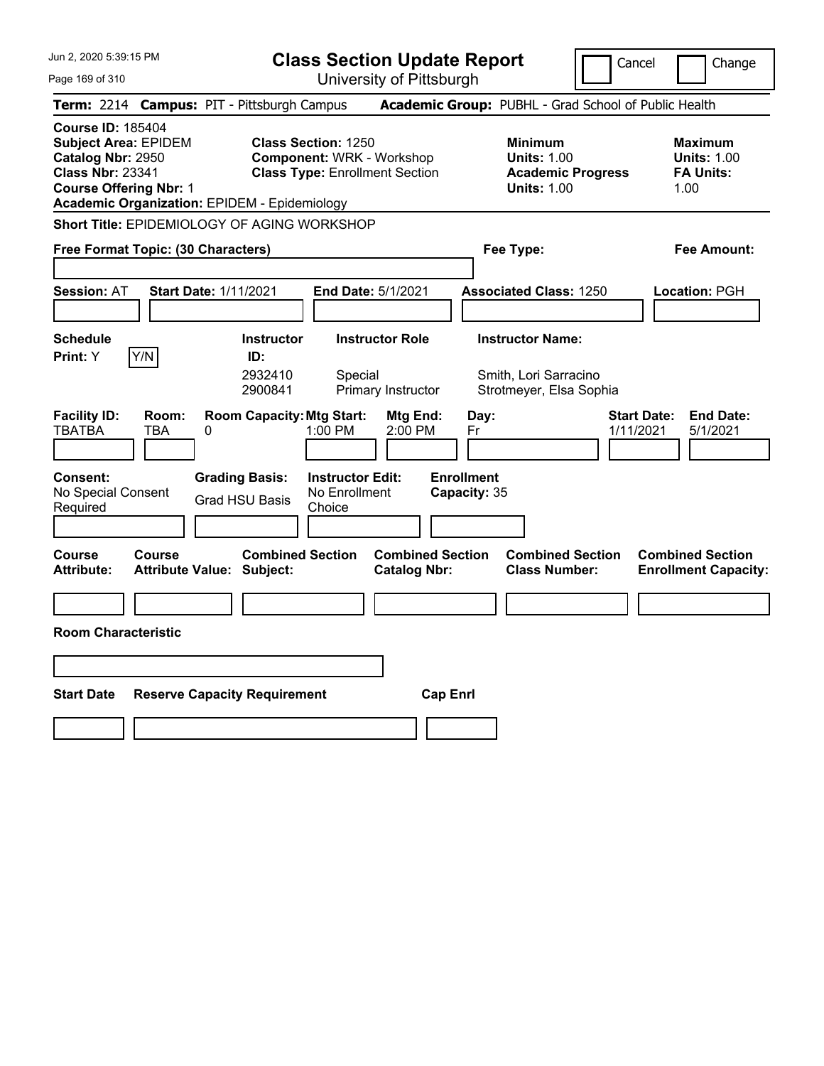Jun 2, 2020 5:39:15 PM

# Class Section Update Report

University of Pittsburgh

Cancel | Change

**Term:** 2214 **Campus:** PIT - Pittsburgh Campus **Academic Group:** PUBHL - Grad School of Public Health

**Course ID:** 185404
**Subject Area:** EPIDEM
**Catalog Nbr:** 2950
**Class Nbr:** 23341
**Course Offering Nbr:** 1
**Academic Organization:** EPIDEM - Epidemiology

**Class Section:** 1250
**Component:** WRK - Workshop
**Class Type:** Enrollment Section

**Minimum Units:** 1.00
**Academic Progress Units:** 1.00

**Maximum Units:** 1.00
**FA Units:** 1.00

**Short Title:** EPIDEMIOLOGY OF AGING WORKSHOP

**Free Format Topic: (30 Characters)**

**Fee Type:**

**Fee Amount:**

**Session:** AT **Start Date:** 1/11/2021 **End Date:** 5/1/2021 **Associated Class:** 1250 **Location:** PGH

**Schedule Print:** Y Y/N

| Instructor ID: | Instructor Role | Instructor Name: |
| --- | --- | --- |
| 2932410 | Special | Smith, Lori Sarracino |
| 2900841 | Primary Instructor | Strotmeyer, Elsa Sophia |

| Facility ID: | Room: | Room Capacity: | Mtg Start: | Mtg End: | Day: | Start Date: | End Date: |
| --- | --- | --- | --- | --- | --- | --- | --- |
| TBATBA | TBA | 0 | 1:00 PM | 2:00 PM | Fr | 1/11/2021 | 5/1/2021 |

**Consent:** No Special Consent Required

**Grading Basis:** Grad HSU Basis

**Instructor Edit:** No Enrollment Choice

**Enrollment Capacity:** 35

| Course Attribute: | Course Attribute Value: | Combined Section Subject: | Combined Section Catalog Nbr: | Combined Section Class Number: | Combined Section Enrollment Capacity: |
| --- | --- | --- | --- | --- | --- |
| | | | | | |

**Room Characteristic**

| Start Date | Reserve Capacity Requirement | Cap Enrl |
| --- | --- | --- |
| | | |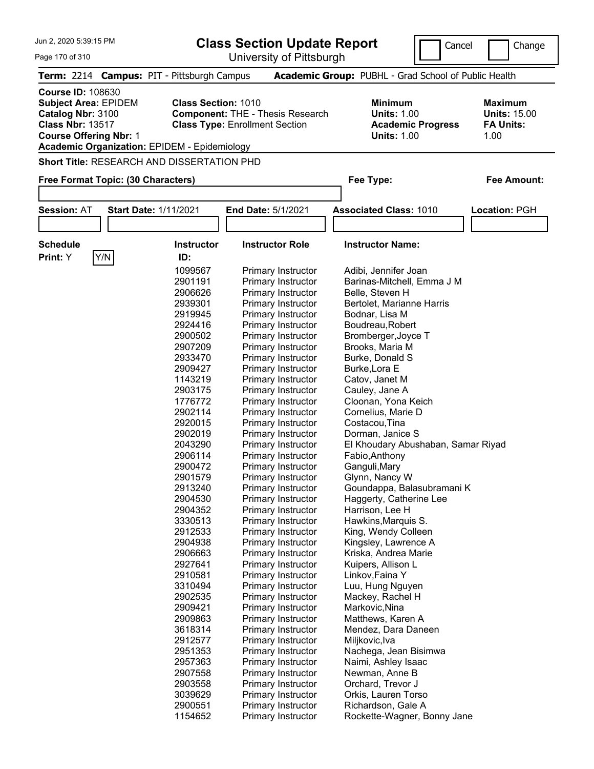# Class Section Update Report

University of Pittsburgh

Cancel / Change

**Term:** 2214 **Campus:** PIT - Pittsburgh Campus **Academic Group:** PUBHL - Grad School of Public Health

**Course ID:** 108630
**Subject Area:** EPIDEM
**Catalog Nbr:** 3100
**Class Nbr:** 13517
**Course Offering Nbr:** 1
**Academic Organization:** EPIDEM - Epidemiology

**Class Section:** 1010
**Component:** THE - Thesis Research
**Class Type:** Enrollment Section

**Minimum Units:** 1.00
**Academic Progress Units:** 1.00

**Maximum Units:** 15.00
**FA Units:** 1.00

**Short Title:** RESEARCH AND DISSERTATION PHD

**Free Format Topic: (30 Characters)**

**Fee Type:**

**Fee Amount:**

**Session:** AT **Start Date:** 1/11/2021 **End Date:** 5/1/2021 **Associated Class:** 1010 **Location:** PGH

**Schedule Print:** Y Y/N

| Instructor ID: | Instructor Role | Instructor Name: |
|---|---|---|
| 1099567 | Primary Instructor | Adibi, Jennifer Joan |
| 2901191 | Primary Instructor | Barinas-Mitchell, Emma J M |
| 2906626 | Primary Instructor | Belle, Steven H |
| 2939301 | Primary Instructor | Bertolet, Marianne Harris |
| 2919945 | Primary Instructor | Bodnar, Lisa M |
| 2924416 | Primary Instructor | Boudreau,Robert |
| 2900502 | Primary Instructor | Bromberger,Joyce T |
| 2907209 | Primary Instructor | Brooks, Maria M |
| 2933470 | Primary Instructor | Burke, Donald S |
| 2909427 | Primary Instructor | Burke,Lora E |
| 1143219 | Primary Instructor | Catov, Janet M |
| 2903175 | Primary Instructor | Cauley, Jane A |
| 1776772 | Primary Instructor | Cloonan, Yona Keich |
| 2902114 | Primary Instructor | Cornelius, Marie D |
| 2920015 | Primary Instructor | Costacou,Tina |
| 2902019 | Primary Instructor | Dorman, Janice S |
| 2043290 | Primary Instructor | El Khoudary Abushaban, Samar Riyad |
| 2906114 | Primary Instructor | Fabio,Anthony |
| 2900472 | Primary Instructor | Ganguli,Mary |
| 2901579 | Primary Instructor | Glynn, Nancy W |
| 2913240 | Primary Instructor | Goundappa, Balasubramani K |
| 2904530 | Primary Instructor | Haggerty, Catherine Lee |
| 2904352 | Primary Instructor | Harrison, Lee H |
| 3330513 | Primary Instructor | Hawkins,Marquis S. |
| 2912533 | Primary Instructor | King, Wendy Colleen |
| 2904938 | Primary Instructor | Kingsley, Lawrence A |
| 2906663 | Primary Instructor | Kriska, Andrea Marie |
| 2927641 | Primary Instructor | Kuipers, Allison L |
| 2910581 | Primary Instructor | Linkov,Faina Y |
| 3310494 | Primary Instructor | Luu, Hung Nguyen |
| 2902535 | Primary Instructor | Mackey, Rachel H |
| 2909421 | Primary Instructor | Markovic,Nina |
| 2909863 | Primary Instructor | Matthews, Karen A |
| 3618314 | Primary Instructor | Mendez, Dara Daneen |
| 2912577 | Primary Instructor | Miljkovic,Iva |
| 2951353 | Primary Instructor | Nachega, Jean Bisimwa |
| 2957363 | Primary Instructor | Naimi, Ashley Isaac |
| 2907558 | Primary Instructor | Newman, Anne B |
| 2903558 | Primary Instructor | Orchard, Trevor J |
| 3039629 | Primary Instructor | Orkis, Lauren Torso |
| 2900551 | Primary Instructor | Richardson, Gale A |
| 1154652 | Primary Instructor | Rockette-Wagner, Bonny Jane |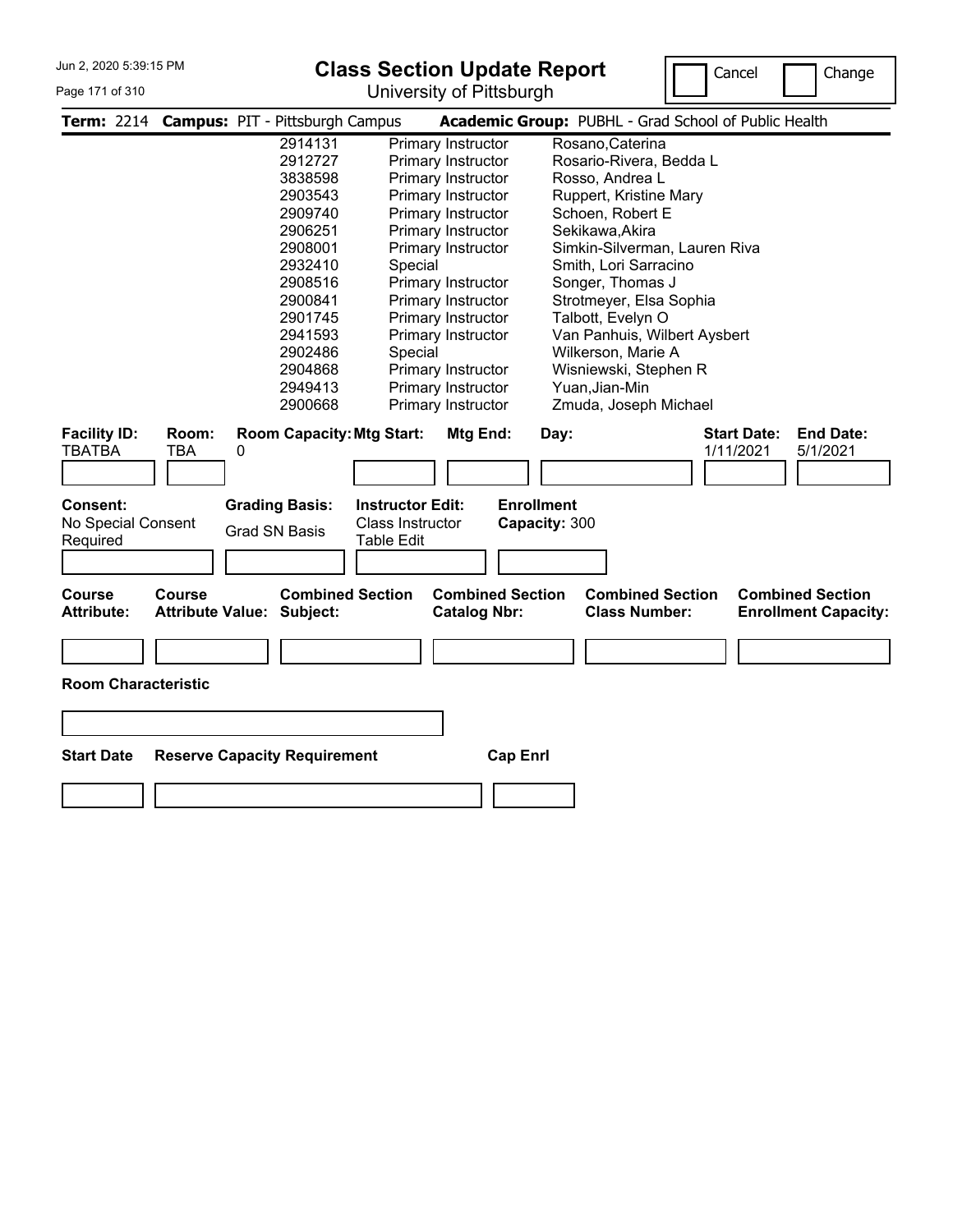**Class Section Update Report**

University of Pittsburgh

Cancel | Change

**Term:** 2214 **Campus:** PIT - Pittsburgh Campus **Academic Group:** PUBHL - Grad School of Public Health

| ID | Role | Name |
|---|---|---|
| 2914131 | Primary Instructor | Rosano,Caterina |
| 2912727 | Primary Instructor | Rosario-Rivera, Bedda L |
| 3838598 | Primary Instructor | Rosso, Andrea L |
| 2903543 | Primary Instructor | Ruppert, Kristine Mary |
| 2909740 | Primary Instructor | Schoen, Robert E |
| 2906251 | Primary Instructor | Sekikawa,Akira |
| 2908001 | Primary Instructor | Simkin-Silverman, Lauren Riva |
| 2932410 | Special | Smith, Lori Sarracino |
| 2908516 | Primary Instructor | Songer, Thomas J |
| 2900841 | Primary Instructor | Strotmeyer, Elsa Sophia |
| 2901745 | Primary Instructor | Talbott, Evelyn O |
| 2941593 | Primary Instructor | Van Panhuis, Wilbert Aysbert |
| 2902486 | Special | Wilkerson, Marie A |
| 2904868 | Primary Instructor | Wisniewski, Stephen R |
| 2949413 | Primary Instructor | Yuan,Jian-Min |
| 2900668 | Primary Instructor | Zmuda, Joseph Michael |

| Facility ID: | Room: | Room Capacity: | Mtg Start: | Mtg End: | Day: | Start Date: | End Date: |
|---|---|---|---|---|---|---|---|
| TBATBA | TBA | 0 | | | | 1/11/2021 | 5/1/2021 |

| Consent: | Grading Basis: | Instructor Edit: | Enrollment Capacity: |
|---|---|---|---|
| No Special Consent Required | Grad SN Basis | Class Instructor Table Edit | 300 |

| Course Attribute: | Course Attribute Value: | Combined Section Subject: | Combined Section Catalog Nbr: | Combined Section Class Number: | Combined Section Enrollment Capacity: |
|---|---|---|---|---|---|
| | | | | | |

**Room Characteristic**

| Start Date | Reserve Capacity Requirement | Cap Enrl |
|---|---|---|
| | | |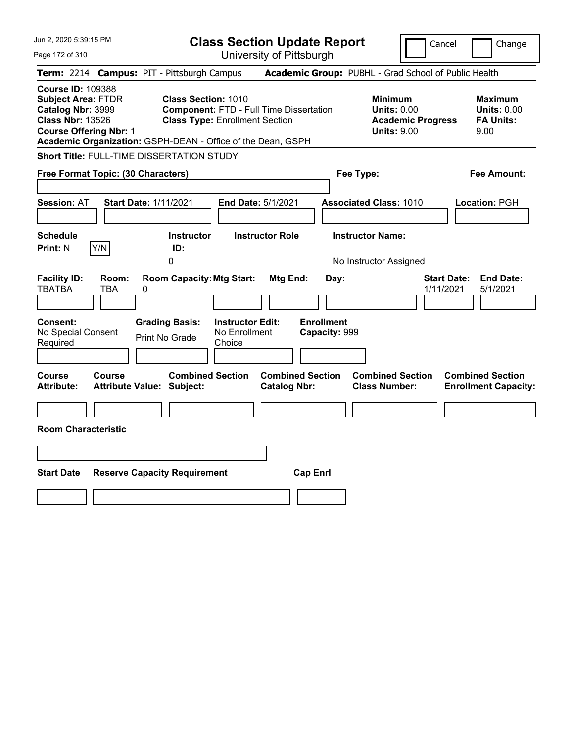# Class Section Update Report

University of Pittsburgh

Jun 2, 2020 5:39:15 PM

Cancel | Change

**Term:** 2214 **Campus:** PIT - Pittsburgh Campus **Academic Group:** PUBHL - Grad School of Public Health

**Course ID:** 109388
**Subject Area:** FTDR
**Catalog Nbr:** 3999
**Class Nbr:** 13526
**Course Offering Nbr:** 1
**Academic Organization:** GSPH-DEAN - Office of the Dean, GSPH

**Class Section:** 1010
**Component:** FTD - Full Time Dissertation
**Class Type:** Enrollment Section

**Minimum Units:** 0.00
**Academic Progress Units:** 9.00

**Maximum Units:** 0.00
**FA Units:** 9.00

**Short Title:** FULL-TIME DISSERTATION STUDY

**Free Format Topic: (30 Characters)**

**Fee Type:**

**Fee Amount:**

**Session:** AT **Start Date:** 1/11/2021 **End Date:** 5/1/2021 **Associated Class:** 1010 **Location:** PGH

| Schedule Print | Instructor ID | Instructor Role | Instructor Name |
|---|---|---|---|
| N (Y/N) | 0 | | No Instructor Assigned |

| Facility ID | Room | Room Capacity | Mtg Start | Mtg End | Day | Start Date | End Date |
|---|---|---|---|---|---|---|---|
| TBATBA | TBA | 0 | | | | 1/11/2021 | 5/1/2021 |

**Consent:** No Special Consent Required
**Grading Basis:** Print No Grade
**Instructor Edit:** No Enrollment Choice
**Enrollment Capacity:** 999

| Course Attribute | Course Attribute Value | Combined Section Subject | Combined Section Catalog Nbr | Combined Section Class Number | Combined Section Enrollment Capacity |
|---|---|---|---|---|---|
| | | | | | |

**Room Characteristic**

| Start Date | Reserve Capacity Requirement | Cap Enrl |
|---|---|---|
| | | |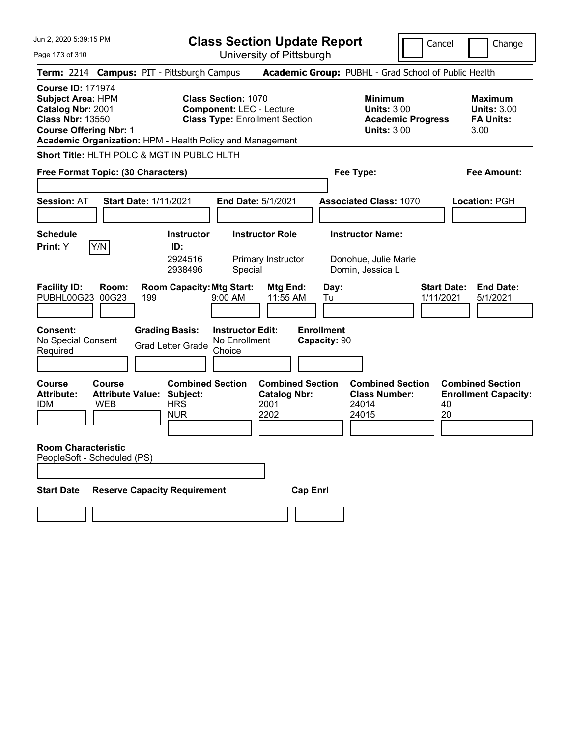# Class Section Update Report

University of Pittsburgh

Cancel | Change

**Term:** 2214 **Campus:** PIT - Pittsburgh Campus **Academic Group:** PUBHL - Grad School of Public Health

**Course ID:** 171974
**Subject Area:** HPM
**Catalog Nbr:** 2001
**Class Nbr:** 13550
**Course Offering Nbr:** 1
**Academic Organization:** HPM - Health Policy and Management

**Class Section:** 1070
**Component:** LEC - Lecture
**Class Type:** Enrollment Section

**Minimum Units:** 3.00
**Academic Progress Units:** 3.00

**Maximum Units:** 3.00
**FA Units:** 3.00

**Short Title:** HLTH POLC & MGT IN PUBLC HLTH

**Free Format Topic: (30 Characters)**

**Fee Type:**

**Fee Amount:**

**Session:** AT **Start Date:** 1/11/2021 **End Date:** 5/1/2021 **Associated Class:** 1070 **Location:** PGH

**Schedule Print:** Y

| Instructor ID | Instructor Role | Instructor Name |
|---|---|---|
| 2924516 | Primary Instructor | Donohue, Julie Marie |
| 2938496 | Special | Dornin, Jessica L |

| Facility ID | Room | Room Capacity | Mtg Start | Mtg End | Day | Start Date | End Date |
|---|---|---|---|---|---|---|---|
| PUBHL00G23 | 00G23 | 199 | 9:00 AM | 11:55 AM | Tu | 1/11/2021 | 5/1/2021 |

**Consent:** No Special Consent Required
**Grading Basis:** Grad Letter Grade
**Instructor Edit:** No Enrollment Choice
**Enrollment Capacity:** 90

| Course Attribute | Course Attribute Value | Combined Section Subject | Combined Section Catalog Nbr | Combined Section Class Number | Combined Section Enrollment Capacity |
|---|---|---|---|---|---|
| IDM | WEB | HRS | 2001 | 24014 | 40 |
| | | NUR | 2202 | 24015 | 20 |

**Room Characteristic**
PeopleSoft - Scheduled (PS)

**Start Date** | **Reserve Capacity Requirement** | **Cap Enrl**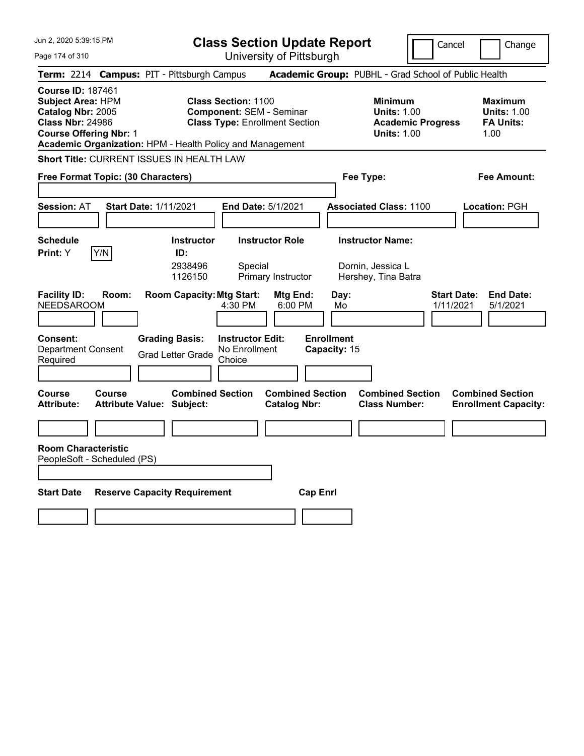# Class Section Update Report

University of Pittsburgh

Cancel | Change

**Term:** 2214 **Campus:** PIT - Pittsburgh Campus **Academic Group:** PUBHL - Grad School of Public Health

**Course ID:** 187461
**Subject Area:** HPM
**Catalog Nbr:** 2005
**Class Nbr:** 24986
**Course Offering Nbr:** 1
**Academic Organization:** HPM - Health Policy and Management

**Class Section:** 1100
**Component:** SEM - Seminar
**Class Type:** Enrollment Section

**Minimum Units:** 1.00
**Academic Progress Units:** 1.00

**Maximum Units:** 1.00
**FA Units:** 1.00

**Short Title:** CURRENT ISSUES IN HEALTH LAW

**Free Format Topic: (30 Characters)**

**Fee Type:**

**Fee Amount:**

**Session:** AT **Start Date:** 1/11/2021 **End Date:** 5/1/2021 **Associated Class:** 1100 **Location:** PGH

**Schedule Print:** Y

| Instructor ID | Instructor Role | Instructor Name |
|---|---|---|
| 2938496 | Special | Dornin, Jessica L |
| 1126150 | Primary Instructor | Hershey, Tina Batra |

| Facility ID | Room | Room Capacity | Mtg Start | Mtg End | Day | Start Date | End Date |
|---|---|---|---|---|---|---|---|
| NEEDSAROOM | | | 4:30 PM | 6:00 PM | Mo | 1/11/2021 | 5/1/2021 |

**Consent:** Department Consent Required
**Grading Basis:** Grad Letter Grade
**Instructor Edit:** No Enrollment Choice
**Enrollment Capacity:** 15

| Course Attribute | Course Attribute Value | Combined Section Subject | Combined Section Catalog Nbr | Combined Section Class Number | Combined Section Enrollment Capacity |
|---|---|---|---|---|---|
| | | | | | |

**Room Characteristic**
PeopleSoft - Scheduled (PS)

| Start Date | Reserve Capacity Requirement | Cap Enrl |
|---|---|---|
| | | |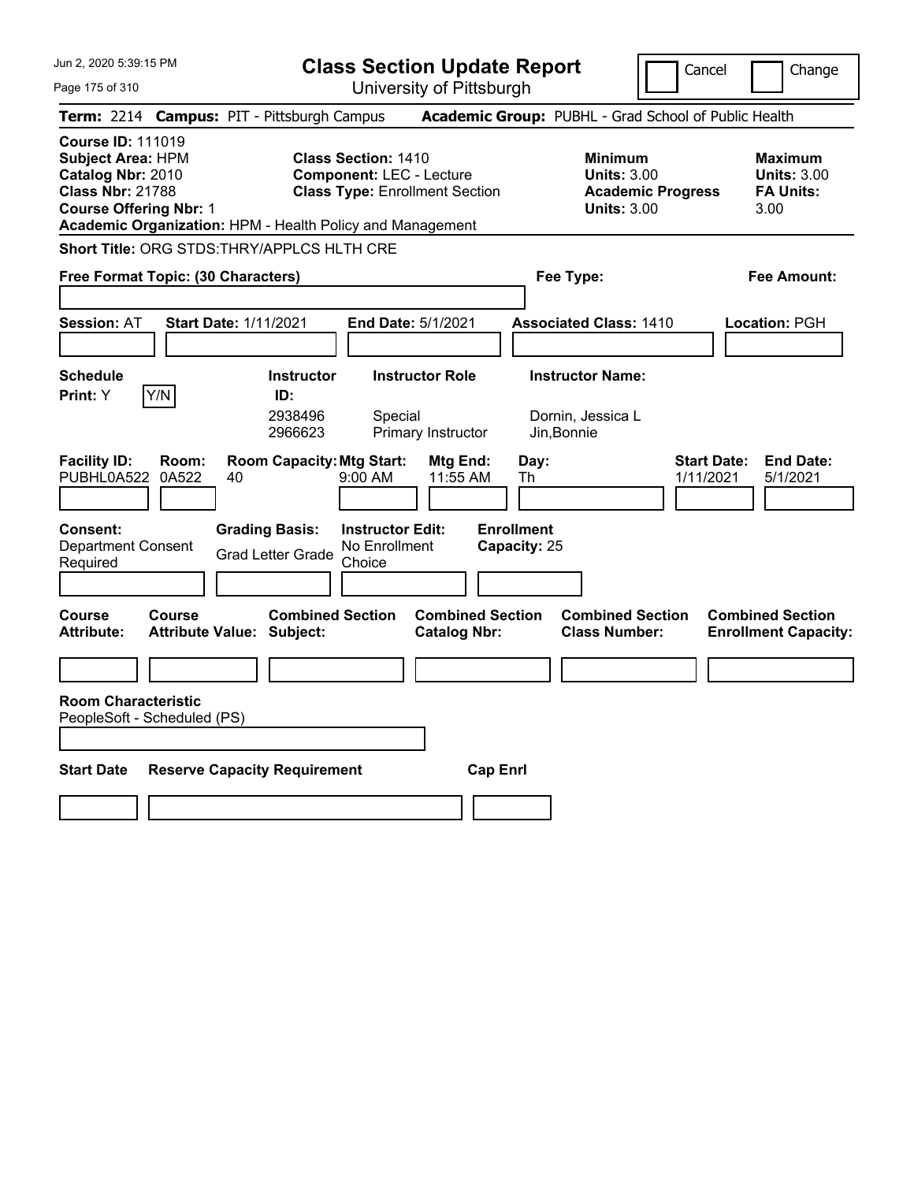Jun 2, 2020 5:39:15 PM

# Class Section Update Report

University of Pittsburgh

Cancel | Change

**Term:** 2214 **Campus:** PIT - Pittsburgh Campus **Academic Group:** PUBHL - Grad School of Public Health

**Course ID:** 111019
**Subject Area:** HPM
**Catalog Nbr:** 2010
**Class Nbr:** 21788
**Course Offering Nbr:** 1
**Academic Organization:** HPM - Health Policy and Management

**Class Section:** 1410
**Component:** LEC - Lecture
**Class Type:** Enrollment Section

**Minimum Units:** 3.00
**Academic Progress Units:** 3.00

**Maximum Units:** 3.00
**FA Units:** 3.00

**Short Title:** ORG STDS:THRY/APPLCS HLTH CRE

**Free Format Topic: (30 Characters)**

**Fee Type:**

**Fee Amount:**

**Session:** AT **Start Date:** 1/11/2021 **End Date:** 5/1/2021 **Associated Class:** 1410 **Location:** PGH

**Schedule Print:** Y Y/N

| Instructor ID: | Instructor Role | Instructor Name: |
|---|---|---|
| 2938496 | Special | Dornin, Jessica L |
| 2966623 | Primary Instructor | Jin,Bonnie |

| Facility ID: | Room: | Room Capacity: | Mtg Start: | Mtg End: | Day: | Start Date: | End Date: |
|---|---|---|---|---|---|---|---|
| PUBHL0A522 | 0A522 | 40 | 9:00 AM | 11:55 AM | Th | 1/11/2021 | 5/1/2021 |

**Consent:** Department Consent Required
**Grading Basis:** Grad Letter Grade
**Instructor Edit:** No Enrollment Choice
**Enrollment Capacity:** 25

| Course Attribute: | Course Attribute Value: | Combined Section Subject: | Combined Section Catalog Nbr: | Combined Section Class Number: | Combined Section Enrollment Capacity: |
|---|---|---|---|---|---|
| | | | | | |

**Room Characteristic**
PeopleSoft - Scheduled (PS)

| Start Date | Reserve Capacity Requirement | Cap Enrl |
|---|---|---|
| | | |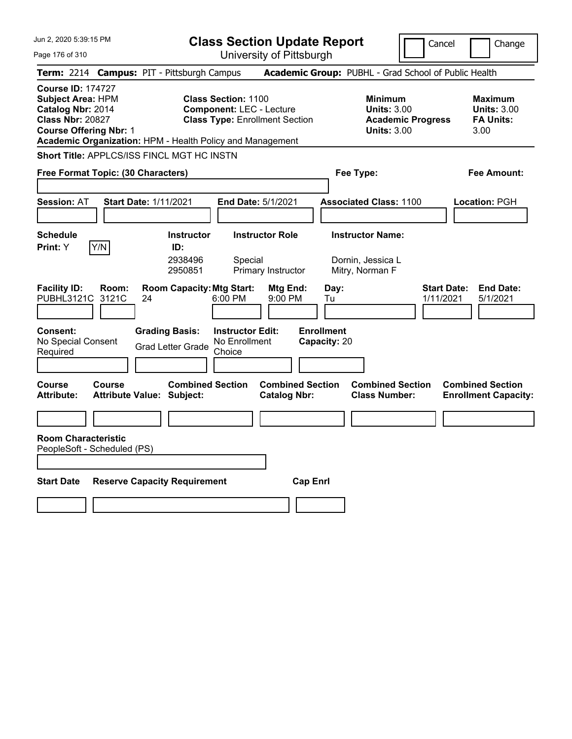Jun 2, 2020 5:39:15 PM

# Class Section Update Report

University of Pittsburgh

Cancel | Change

**Term:** 2214 **Campus:** PIT - Pittsburgh Campus **Academic Group:** PUBHL - Grad School of Public Health

**Course ID:** 174727
**Subject Area:** HPM
**Catalog Nbr:** 2014
**Class Nbr:** 20827
**Course Offering Nbr:** 1
**Academic Organization:** HPM - Health Policy and Management

**Class Section:** 1100
**Component:** LEC - Lecture
**Class Type:** Enrollment Section

**Minimum Units:** 3.00
**Academic Progress Units:** 3.00

**Maximum Units:** 3.00
**FA Units:** 3.00

**Short Title:** APPLCS/ISS FINCL MGT HC INSTN

**Free Format Topic: (30 Characters)**

**Fee Type:**

**Fee Amount:**

**Session:** AT **Start Date:** 1/11/2021 **End Date:** 5/1/2021 **Associated Class:** 1100 **Location:** PGH

| Schedule Print: | Instructor ID: | Instructor Role | Instructor Name: |
|---|---|---|---|
| Y (Y/N) | 2938496 | Special | Dornin, Jessica L |
| | 2950851 | Primary Instructor | Mitry, Norman F |

| Facility ID: | Room: | Room Capacity: | Mtg Start: | Mtg End: | Day: | Start Date: | End Date: |
|---|---|---|---|---|---|---|---|
| PUBHL3121C | 3121C | 24 | 6:00 PM | 9:00 PM | Tu | 1/11/2021 | 5/1/2021 |

**Consent:** No Special Consent Required
**Grading Basis:** Grad Letter Grade
**Instructor Edit:** No Enrollment Choice
**Enrollment Capacity:** 20

| Course Attribute: | Course Attribute Value: | Combined Section Subject: | Combined Section Catalog Nbr: | Combined Section Class Number: | Combined Section Enrollment Capacity: |
|---|---|---|---|---|---|
| | | | | | |

**Room Characteristic**
PeopleSoft - Scheduled (PS)

| Start Date | Reserve Capacity Requirement | Cap Enrl |
|---|---|---|
| | | |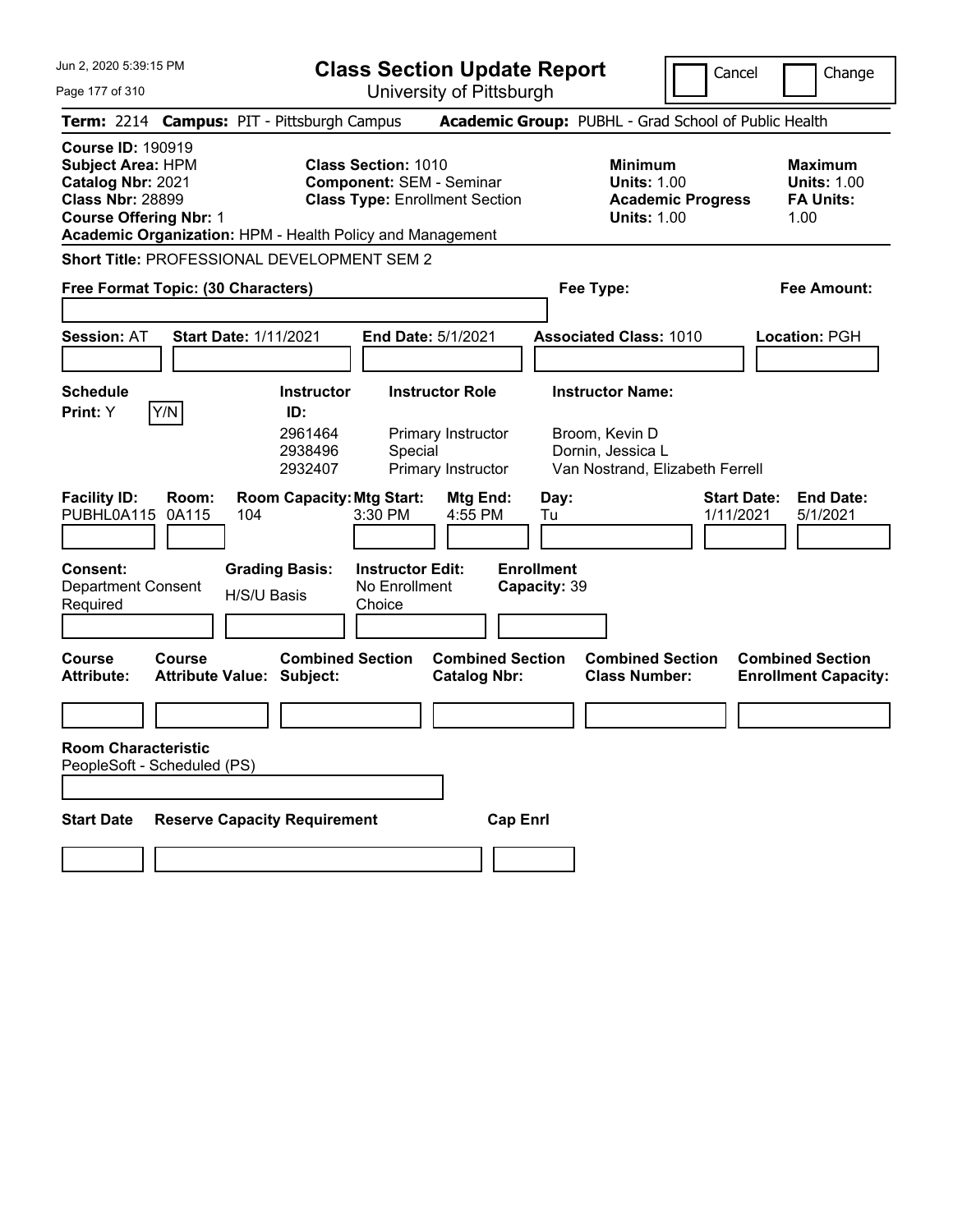# Class Section Update Report

University of Pittsburgh

Jun 2, 2020 5:39:15 PM

Cancel | Change

**Term:** 2214 **Campus:** PIT - Pittsburgh Campus **Academic Group:** PUBHL - Grad School of Public Health

**Course ID:** 190919
**Subject Area:** HPM
**Catalog Nbr:** 2021
**Class Nbr:** 28899
**Course Offering Nbr:** 1
**Academic Organization:** HPM - Health Policy and Management

**Class Section:** 1010
**Component:** SEM - Seminar
**Class Type:** Enrollment Section

**Minimum Units:** 1.00
**Academic Progress Units:** 1.00

**Maximum Units:** 1.00
**FA Units:** 1.00

**Short Title:** PROFESSIONAL DEVELOPMENT SEM 2

**Free Format Topic: (30 Characters)**

**Fee Type:**

**Fee Amount:**

**Session:** AT **Start Date:** 1/11/2021 **End Date:** 5/1/2021 **Associated Class:** 1010 **Location:** PGH

**Schedule Print:** Y Y/N

| Instructor ID | Instructor Role | Instructor Name |
|---|---|---|
| 2961464 | Primary Instructor | Broom, Kevin D |
| 2938496 | Special | Dornin, Jessica L |
| 2932407 | Primary Instructor | Van Nostrand, Elizabeth Ferrell |

| Facility ID | Room | Room Capacity | Mtg Start | Mtg End | Day | Start Date | End Date |
|---|---|---|---|---|---|---|---|
| PUBHL0A115 | 0A115 | 104 | 3:30 PM | 4:55 PM | Tu | 1/11/2021 | 5/1/2021 |

**Consent:** Department Consent Required
**Grading Basis:** H/S/U Basis
**Instructor Edit:** No Enrollment Choice
**Enrollment Capacity:** 39

| Course Attribute | Course Attribute Value | Combined Section Subject | Combined Section Catalog Nbr | Combined Section Class Number | Combined Section Enrollment Capacity |
|---|---|---|---|---|---|
| | | | | | |

**Room Characteristic**
PeopleSoft - Scheduled (PS)

| Start Date | Reserve Capacity Requirement | Cap Enrl |
|---|---|---|
| | | |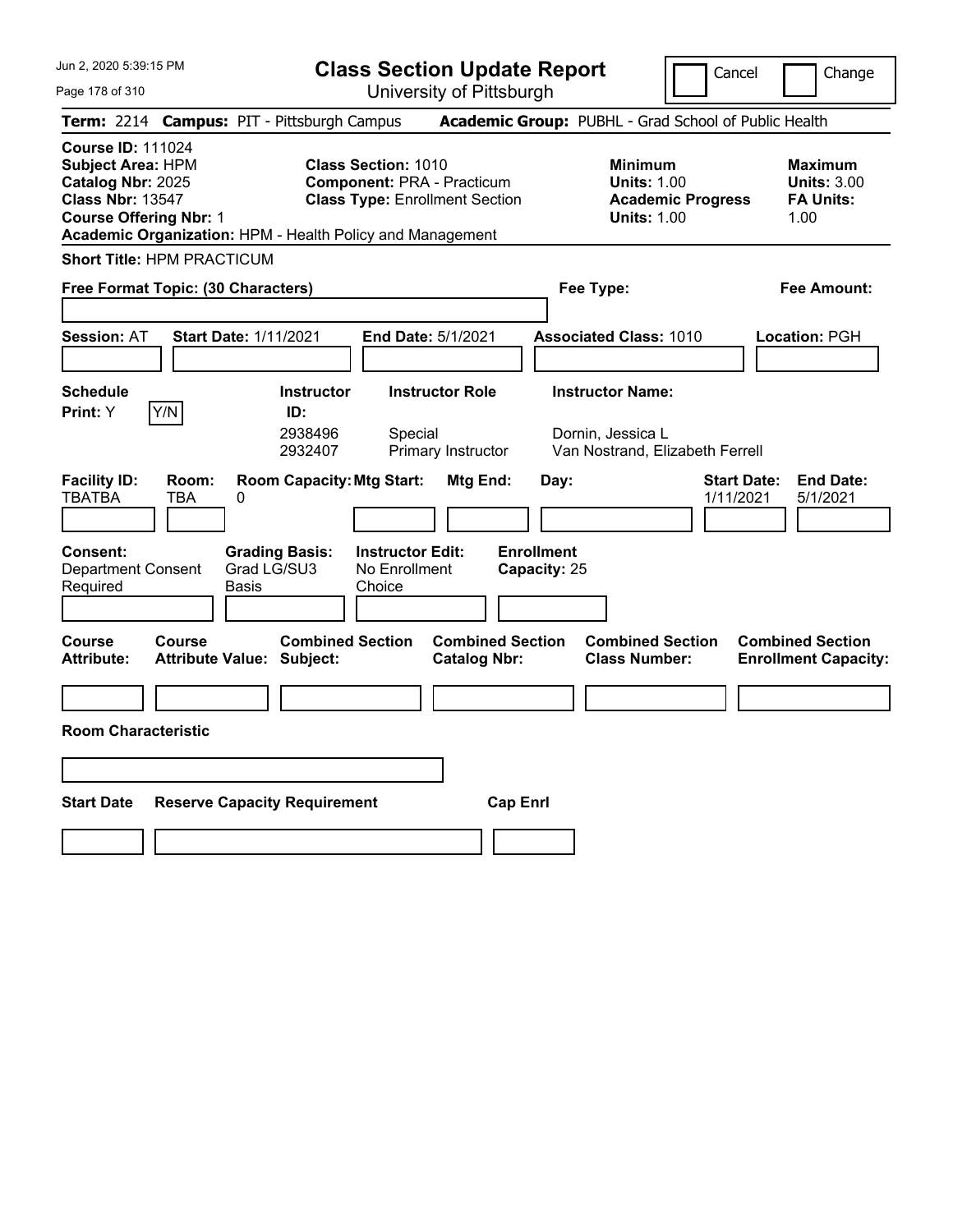# Class Section Update Report

University of Pittsburgh

Cancel | Change

**Term:** 2214 **Campus:** PIT - Pittsburgh Campus **Academic Group:** PUBHL - Grad School of Public Health

**Course ID:** 111024
**Subject Area:** HPM
**Catalog Nbr:** 2025
**Class Nbr:** 13547
**Course Offering Nbr:** 1
**Academic Organization:** HPM - Health Policy and Management

**Class Section:** 1010
**Component:** PRA - Practicum
**Class Type:** Enrollment Section

**Minimum**
**Units:** 1.00
**Academic Progress Units:** 1.00

**Maximum**
**Units:** 3.00
**FA Units:** 1.00

**Short Title:** HPM PRACTICUM

**Free Format Topic: (30 Characters)**

**Fee Type:**

**Fee Amount:**

**Session:** AT **Start Date:** 1/11/2021 **End Date:** 5/1/2021 **Associated Class:** 1010 **Location:** PGH

| Schedule Print | Instructor ID | Instructor Role | Instructor Name |
|---|---|---|---|
| Y (Y/N) | 2938496 | Special | Dornin, Jessica L |
| | 2932407 | Primary Instructor | Van Nostrand, Elizabeth Ferrell |

| Facility ID | Room | Room Capacity | Mtg Start | Mtg End | Day | Start Date | End Date |
|---|---|---|---|---|---|---|---|
| TBATBA | TBA | 0 | | | | 1/11/2021 | 5/1/2021 |

**Consent:** Department Consent Required
**Grading Basis:** Grad LG/SU3 Basis
**Instructor Edit:** No Enrollment Choice
**Enrollment Capacity:** 25

| Course Attribute | Course Attribute Value | Combined Section Subject | Combined Section Catalog Nbr | Combined Section Class Number | Combined Section Enrollment Capacity |
|---|---|---|---|---|---|
| | | | | | |

**Room Characteristic**

| Start Date | Reserve Capacity Requirement | Cap Enrl |
|---|---|---|
| | | |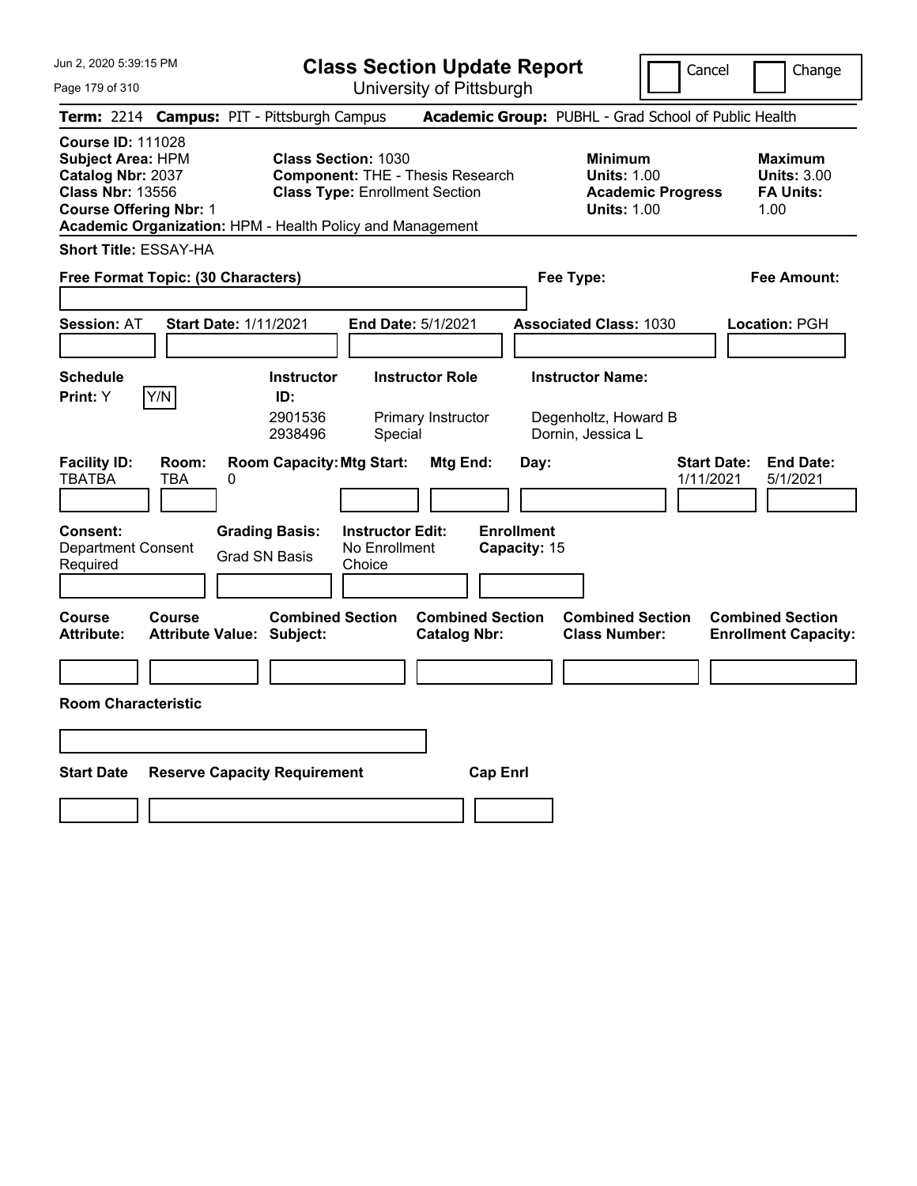Jun 2, 2020 5:39:15 PM

# Class Section Update Report

University of Pittsburgh

Cancel | Change

**Term:** 2214 **Campus:** PIT - Pittsburgh Campus **Academic Group:** PUBHL - Grad School of Public Health

**Course ID:** 111028
**Subject Area:** HPM
**Catalog Nbr:** 2037
**Class Nbr:** 13556
**Course Offering Nbr:** 1
**Academic Organization:** HPM - Health Policy and Management

**Class Section:** 1030
**Component:** THE - Thesis Research
**Class Type:** Enrollment Section

**Minimum Units:** 1.00
**Academic Progress Units:** 1.00

**Maximum Units:** 3.00
**FA Units:** 1.00

**Short Title:** ESSAY-HA

**Free Format Topic: (30 Characters)**

**Fee Type:**

**Fee Amount:**

**Session:** AT **Start Date:** 1/11/2021 **End Date:** 5/1/2021 **Associated Class:** 1030 **Location:** PGH

**Schedule Print:** Y Y/N

| Instructor ID | Instructor Role | Instructor Name |
|---|---|---|
| 2901536 | Primary Instructor | Degenholtz, Howard B |
| 2938496 | Special | Dornin, Jessica L |

| Facility ID | Room | Room Capacity | Mtg Start | Mtg End | Day | Start Date | End Date |
|---|---|---|---|---|---|---|---|
| TBATBA | TBA | 0 | | | | 1/11/2021 | 5/1/2021 |

**Consent:** Department Consent Required
**Grading Basis:** Grad SN Basis
**Instructor Edit:** No Enrollment Choice
**Enrollment Capacity:** 15

| Course Attribute | Course Attribute Value | Combined Section Subject | Combined Section Catalog Nbr | Combined Section Class Number | Combined Section Enrollment Capacity |
|---|---|---|---|---|---|
| | | | | | |

**Room Characteristic**

| Start Date | Reserve Capacity Requirement | Cap Enrl |
|---|---|---|
| | | |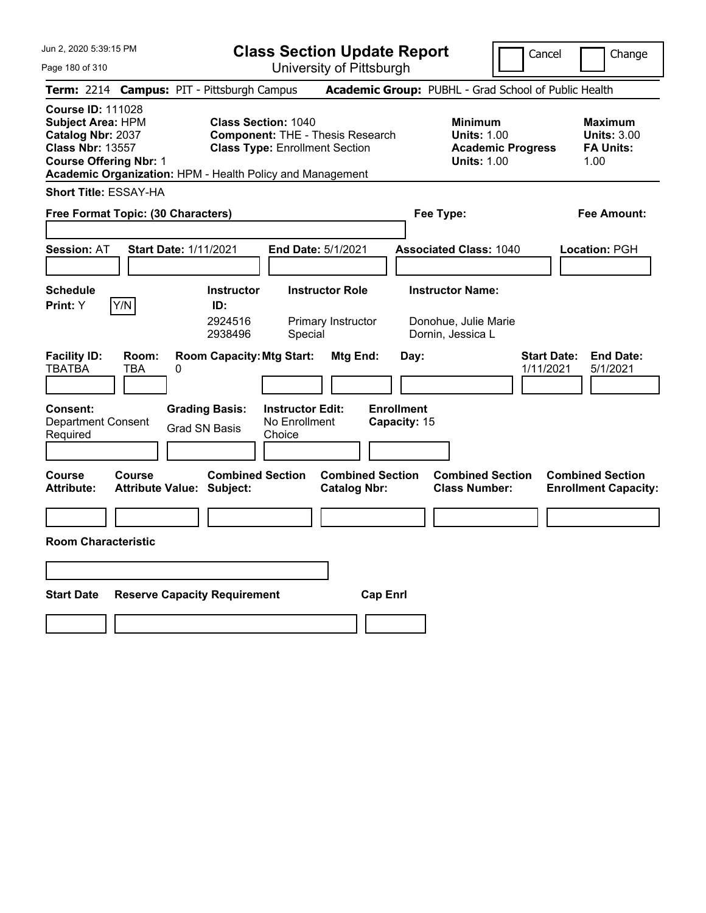# Class Section Update Report

University of Pittsburgh

Cancel | Change

**Term:** 2214 **Campus:** PIT - Pittsburgh Campus **Academic Group:** PUBHL - Grad School of Public Health

**Course ID:** 111028
**Subject Area:** HPM
**Catalog Nbr:** 2037
**Class Nbr:** 13557
**Course Offering Nbr:** 1
**Academic Organization:** HPM - Health Policy and Management

**Class Section:** 1040
**Component:** THE - Thesis Research
**Class Type:** Enrollment Section

**Minimum**
**Units:** 1.00
**Academic Progress Units:** 1.00

**Maximum**
**Units:** 3.00
**FA Units:** 1.00

**Short Title:** ESSAY-HA

**Free Format Topic: (30 Characters)**

**Fee Type:**

**Fee Amount:**

**Session:** AT **Start Date:** 1/11/2021 **End Date:** 5/1/2021 **Associated Class:** 1040 **Location:** PGH

**Schedule Print:** Y Y/N

| Instructor ID | Instructor Role | Instructor Name |
|---|---|---|
| 2924516 | Primary Instructor | Donohue, Julie Marie |
| 2938496 | Special | Dornin, Jessica L |

| Facility ID: | Room: | Room Capacity: | Mtg Start: | Mtg End: | Day: | Start Date: | End Date: |
|---|---|---|---|---|---|---|---|
| TBATBA | TBA | 0 | | | | 1/11/2021 | 5/1/2021 |

**Consent:** Department Consent Required
**Grading Basis:** Grad SN Basis
**Instructor Edit:** No Enrollment Choice
**Enrollment Capacity:** 15

| Course Attribute: | Course Attribute Value: | Combined Section Subject: | Combined Section Catalog Nbr: | Combined Section Class Number: | Combined Section Enrollment Capacity: |
|---|---|---|---|---|---|
| | | | | | |

**Room Characteristic**

| Start Date | Reserve Capacity Requirement | Cap Enrl |
|---|---|---|
| | | |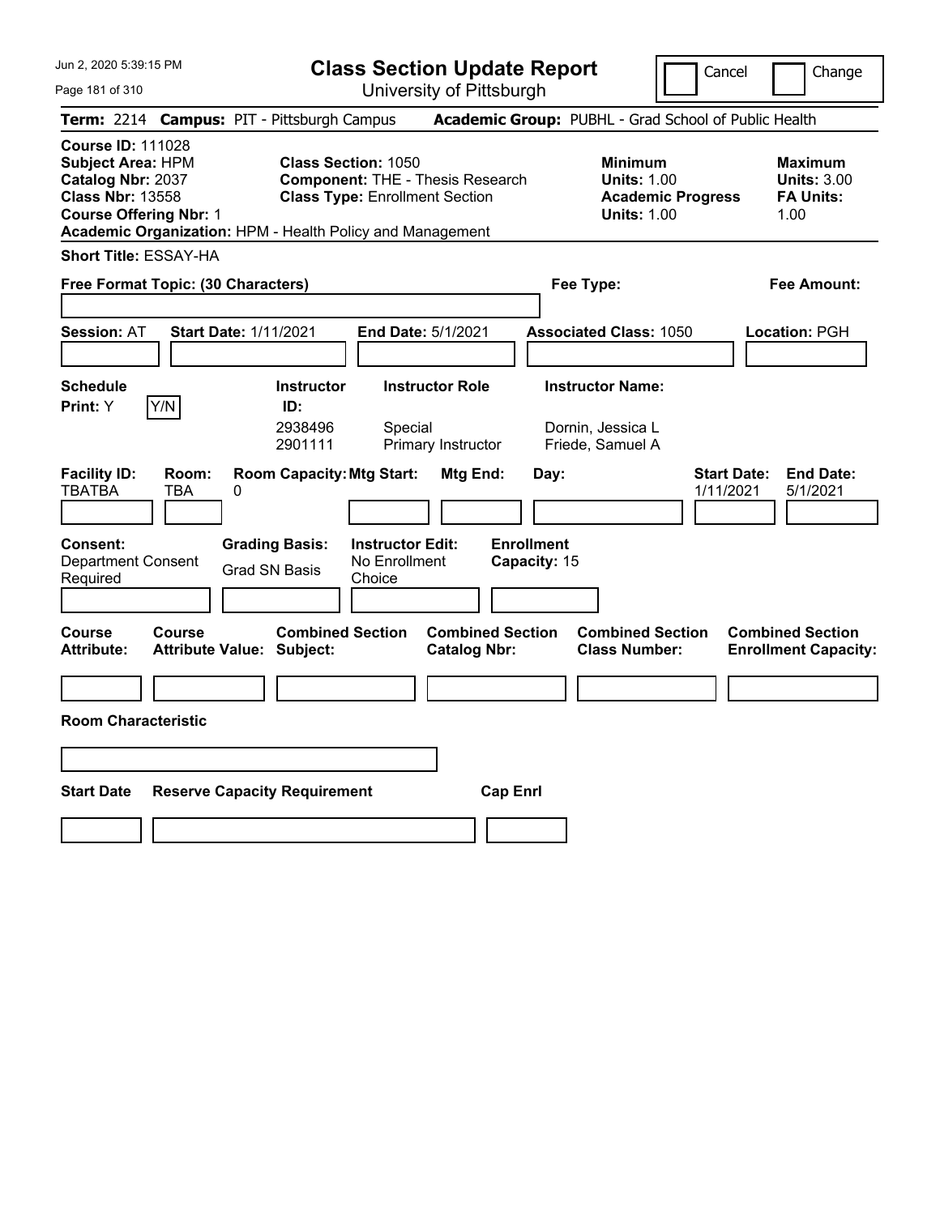# Class Section Update Report

University of Pittsburgh

Jun 2, 2020 5:39:15 PM

Cancel ☐ Change ☐

**Term:** 2214 **Campus:** PIT - Pittsburgh Campus **Academic Group:** PUBHL - Grad School of Public Health

**Course ID:** 111028
**Subject Area:** HPM
**Catalog Nbr:** 2037
**Class Nbr:** 13558
**Course Offering Nbr:** 1
**Academic Organization:** HPM - Health Policy and Management

**Class Section:** 1050
**Component:** THE - Thesis Research
**Class Type:** Enrollment Section

**Minimum Units:** 1.00
**Academic Progress Units:** 1.00

**Maximum Units:** 3.00
**FA Units:** 1.00

**Short Title:** ESSAY-HA

**Free Format Topic: (30 Characters)**

**Fee Type:**

**Fee Amount:**

**Session:** AT **Start Date:** 1/11/2021 **End Date:** 5/1/2021 **Associated Class:** 1050 **Location:** PGH

**Schedule Print:** Y Y/N

| Instructor ID | Instructor Role | Instructor Name |
|---|---|---|
| 2938496 | Special | Dornin, Jessica L |
| 2901111 | Primary Instructor | Friede, Samuel A |

| Facility ID | Room | Room Capacity | Mtg Start | Mtg End | Day | Start Date | End Date |
|---|---|---|---|---|---|---|---|
| TBATBA | TBA | 0 | | | | 1/11/2021 | 5/1/2021 |

**Consent:** Department Consent Required
**Grading Basis:** Grad SN Basis
**Instructor Edit:** No Enrollment Choice
**Enrollment Capacity:** 15

| Course Attribute | Course Attribute Value | Combined Section Subject | Combined Section Catalog Nbr | Combined Section Class Number | Combined Section Enrollment Capacity |
|---|---|---|---|---|---|
| | | | | | |

**Room Characteristic**

| Start Date | Reserve Capacity Requirement | Cap Enrl |
|---|---|---|
| | | |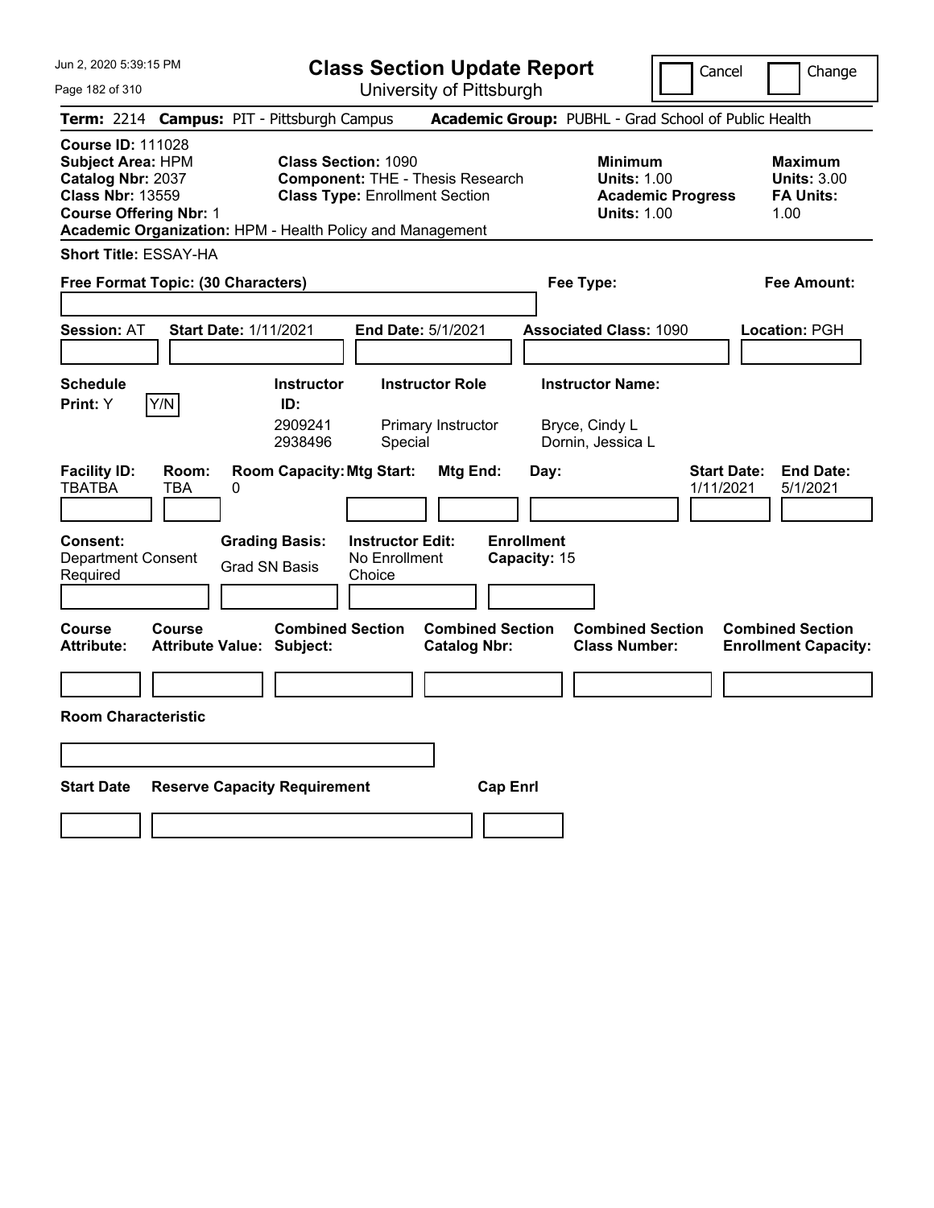# Class Section Update Report

University of Pittsburgh

Cancel | Change

**Term:** 2214 **Campus:** PIT - Pittsburgh Campus **Academic Group:** PUBHL - Grad School of Public Health

**Course ID:** 111028
**Subject Area:** HPM
**Catalog Nbr:** 2037
**Class Nbr:** 13559
**Course Offering Nbr:** 1
**Academic Organization:** HPM - Health Policy and Management

**Class Section:** 1090
**Component:** THE - Thesis Research
**Class Type:** Enrollment Section

**Minimum Units:** 1.00
**Academic Progress Units:** 1.00

**Maximum Units:** 3.00
**FA Units:** 1.00

**Short Title:** ESSAY-HA

**Free Format Topic: (30 Characters)**

**Fee Type:**

**Fee Amount:**

**Session:** AT **Start Date:** 1/11/2021 **End Date:** 5/1/2021 **Associated Class:** 1090 **Location:** PGH

**Schedule Print:** Y Y/N

| Instructor ID | Instructor Role | Instructor Name |
| --- | --- | --- |
| 2909241 | Primary Instructor | Bryce, Cindy L |
| 2938496 | Special | Dornin, Jessica L |

| Facility ID | Room | Room Capacity | Mtg Start | Mtg End | Day | Start Date | End Date |
| --- | --- | --- | --- | --- | --- | --- | --- |
| TBATBA | TBA | 0 | | | | 1/11/2021 | 5/1/2021 |

**Consent:** Department Consent Required
**Grading Basis:** Grad SN Basis
**Instructor Edit:** No Enrollment Choice
**Enrollment Capacity:** 15

| Course Attribute | Course Attribute Value | Combined Section Subject | Combined Section Catalog Nbr | Combined Section Class Number | Combined Section Enrollment Capacity |
| --- | --- | --- | --- | --- | --- |
| | | | | | |

**Room Characteristic**

| Start Date | Reserve Capacity Requirement | Cap Enrl |
| --- | --- | --- |
| | | |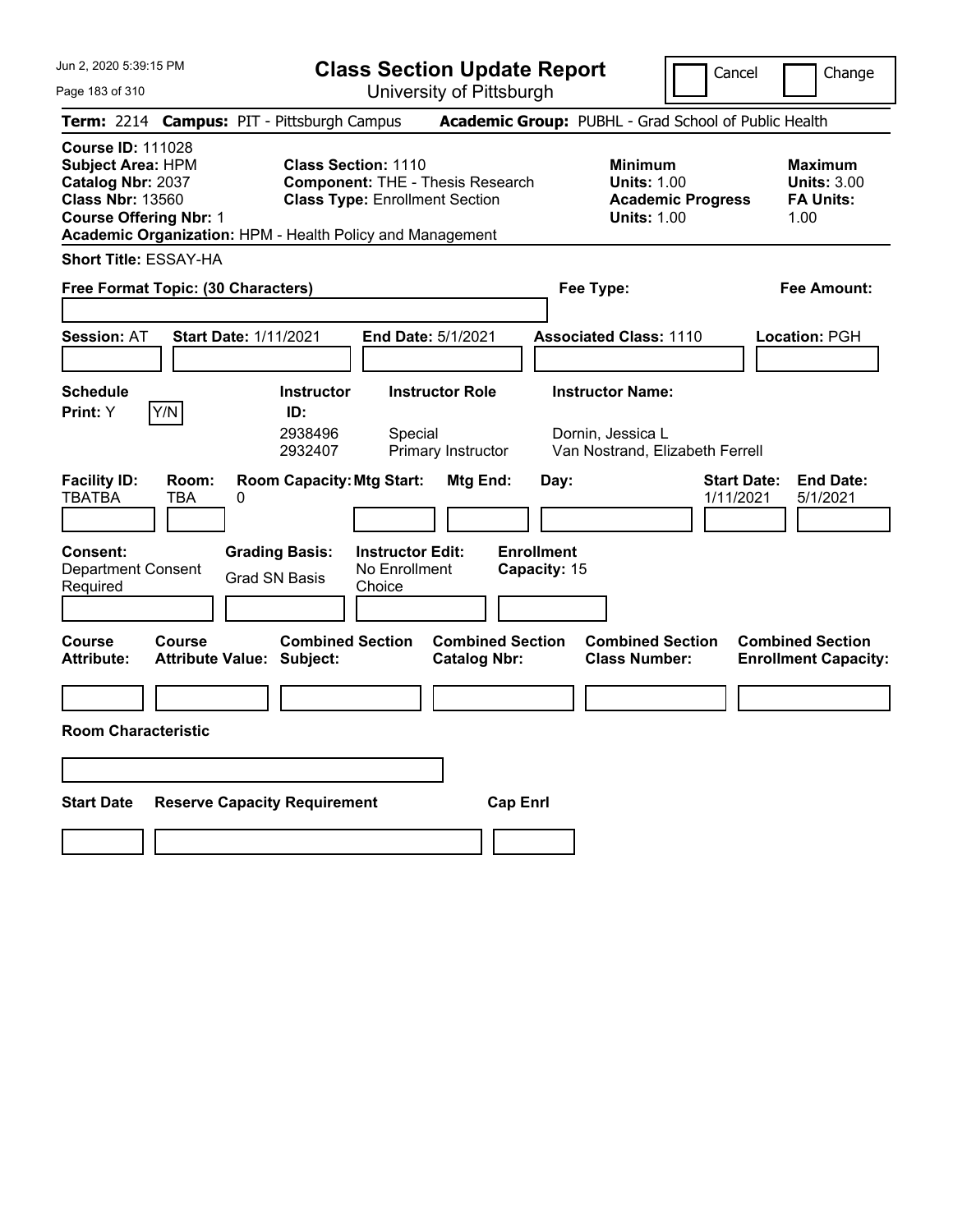# Class Section Update Report

University of Pittsburgh

Cancel | Change

**Term:** 2214 **Campus:** PIT - Pittsburgh Campus **Academic Group:** PUBHL - Grad School of Public Health

**Course ID:** 111028
**Subject Area:** HPM
**Catalog Nbr:** 2037
**Class Nbr:** 13560
**Course Offering Nbr:** 1
**Academic Organization:** HPM - Health Policy and Management

**Class Section:** 1110
**Component:** THE - Thesis Research
**Class Type:** Enrollment Section

**Minimum Units:** 1.00
**Academic Progress Units:** 1.00

**Maximum Units:** 3.00
**FA Units:** 1.00

**Short Title:** ESSAY-HA

**Free Format Topic: (30 Characters)**

**Fee Type:**

**Fee Amount:**

**Session:** AT **Start Date:** 1/11/2021 **End Date:** 5/1/2021 **Associated Class:** 1110 **Location:** PGH

**Schedule Print:** Y (Y/N)

| Instructor ID: | Instructor Role | Instructor Name: |
|---|---|---|
| 2938496 | Special | Dornin, Jessica L |
| 2932407 | Primary Instructor | Van Nostrand, Elizabeth Ferrell |

| Facility ID: | Room: | Room Capacity: | Mtg Start: | Mtg End: | Day: | Start Date: | End Date: |
|---|---|---|---|---|---|---|---|
| TBATBA | TBA | 0 | | | | 1/11/2021 | 5/1/2021 |

**Consent:** Department Consent Required
**Grading Basis:** Grad SN Basis
**Instructor Edit:** No Enrollment Choice
**Enrollment Capacity:** 15

| Course Attribute: | Course Attribute Value: | Combined Section Subject: | Combined Section Catalog Nbr: | Combined Section Class Number: | Combined Section Enrollment Capacity: |
|---|---|---|---|---|---|
| | | | | | |

**Room Characteristic**

| Start Date | Reserve Capacity Requirement | Cap Enrl |
|---|---|---|
| | | |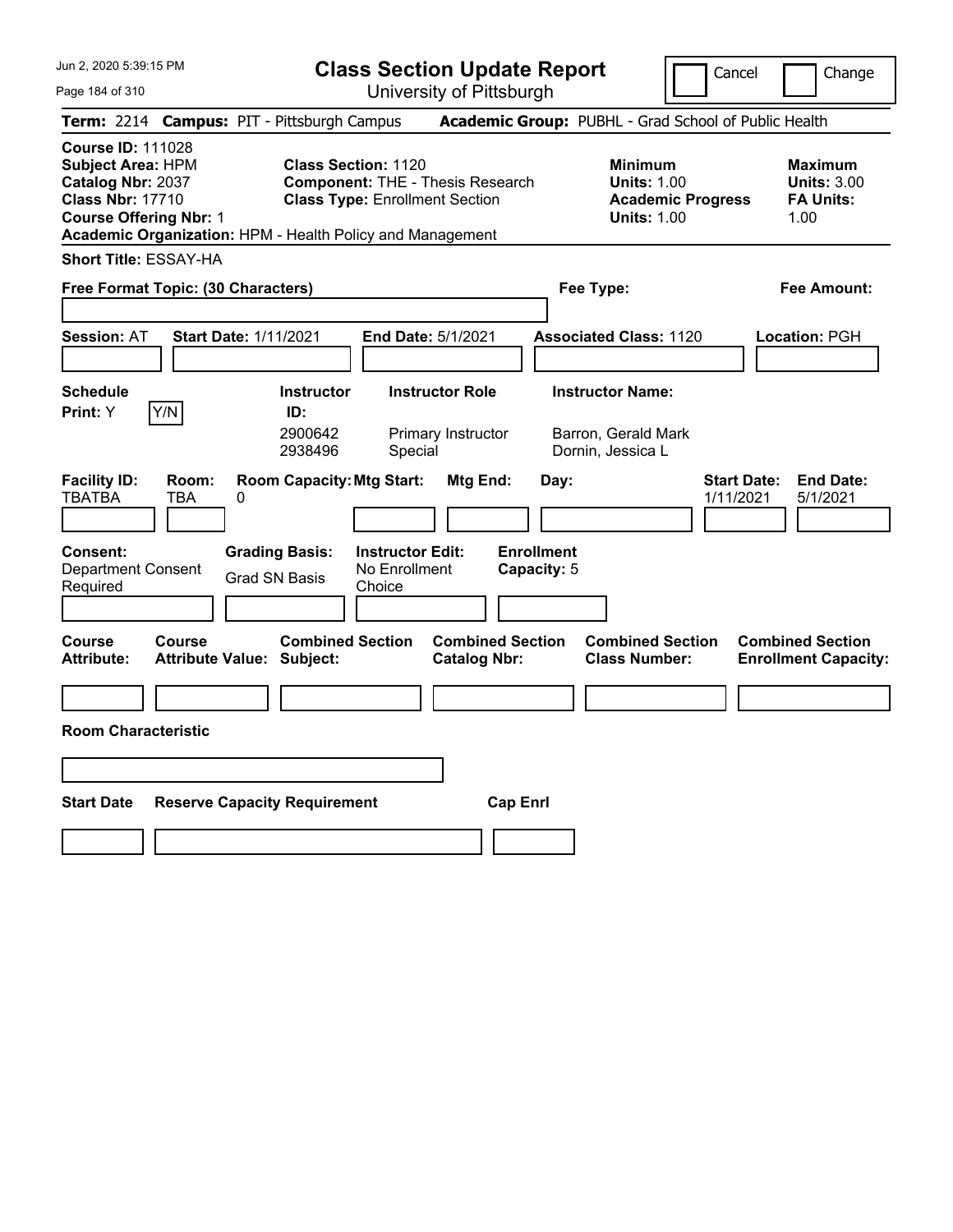# Class Section Update Report

University of Pittsburgh

Cancel | Change

**Term:** 2214 **Campus:** PIT - Pittsburgh Campus **Academic Group:** PUBHL - Grad School of Public Health

**Course ID:** 111028
**Subject Area:** HPM
**Catalog Nbr:** 2037
**Class Nbr:** 17710
**Course Offering Nbr:** 1
**Academic Organization:** HPM - Health Policy and Management

**Class Section:** 1120
**Component:** THE - Thesis Research
**Class Type:** Enrollment Section

**Minimum Units:** 1.00
**Academic Progress Units:** 1.00

**Maximum Units:** 3.00
**FA Units:** 1.00

**Short Title:** ESSAY-HA

**Free Format Topic: (30 Characters)**

**Fee Type:**

**Fee Amount:**

**Session:** AT **Start Date:** 1/11/2021 **End Date:** 5/1/2021 **Associated Class:** 1120 **Location:** PGH

| Schedule Print: | Instructor ID: | Instructor Role | Instructor Name: |
|---|---|---|---|
| Y (Y/N) | 2900642 | Primary Instructor | Barron, Gerald Mark |
| | 2938496 | Special | Dornin, Jessica L |

| Facility ID: | Room: | Room Capacity: | Mtg Start: | Mtg End: | Day: | Start Date: | End Date: |
|---|---|---|---|---|---|---|---|
| TBATBA | TBA | 0 | | | | 1/11/2021 | 5/1/2021 |

**Consent:** Department Consent Required

**Grading Basis:** Grad SN Basis

**Instructor Edit:** No Enrollment Choice

**Enrollment Capacity:** 5

| Course Attribute: | Course Attribute Value: | Combined Section Subject: | Combined Section Catalog Nbr: | Combined Section Class Number: | Combined Section Enrollment Capacity: |
|---|---|---|---|---|---|
| | | | | | |

**Room Characteristic**

| Start Date | Reserve Capacity Requirement | Cap Enrl |
|---|---|---|
| | | |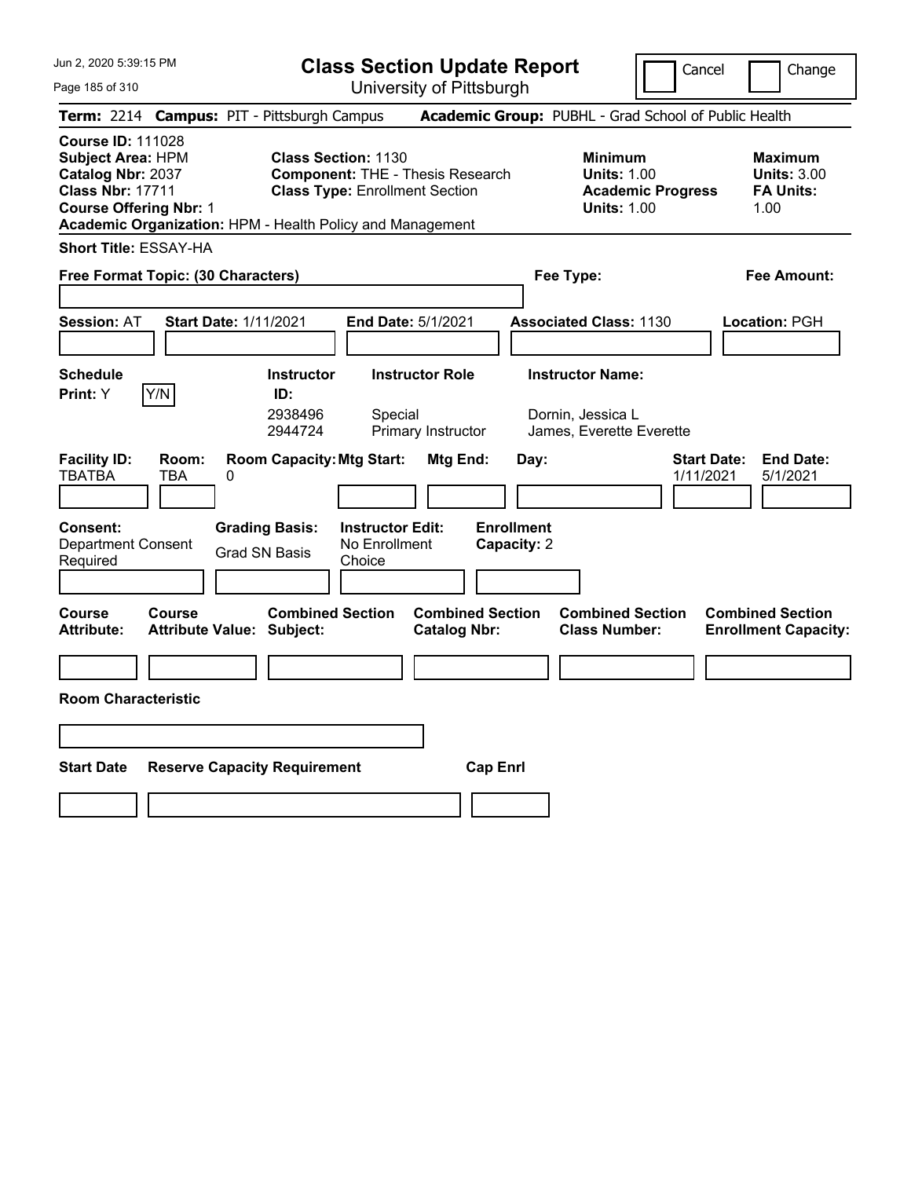# Class Section Update Report

University of Pittsburgh

Cancel | Change

**Term:** 2214 **Campus:** PIT - Pittsburgh Campus **Academic Group:** PUBHL - Grad School of Public Health

**Course ID:** 111028
**Subject Area:** HPM
**Catalog Nbr:** 2037
**Class Nbr:** 17711
**Course Offering Nbr:** 1
**Academic Organization:** HPM - Health Policy and Management

**Class Section:** 1130
**Component:** THE - Thesis Research
**Class Type:** Enrollment Section

**Minimum Units:** 1.00
**Academic Progress Units:** 1.00

**Maximum Units:** 3.00
**FA Units:** 1.00

**Short Title:** ESSAY-HA

**Free Format Topic: (30 Characters)**

**Fee Type:**

**Fee Amount:**

**Session:** AT **Start Date:** 1/11/2021 **End Date:** 5/1/2021 **Associated Class:** 1130 **Location:** PGH

**Schedule Print:** Y [Y/N]

| Instructor ID | Instructor Role | Instructor Name |
|---|---|---|
| 2938496 | Special | Dornin, Jessica L |
| 2944724 | Primary Instructor | James, Everette Everette |

| Facility ID | Room | Room Capacity | Mtg Start | Mtg End | Day | Start Date | End Date |
|---|---|---|---|---|---|---|---|
| TBATBA | TBA | 0 | | | | 1/11/2021 | 5/1/2021 |

**Consent:** Department Consent Required
**Grading Basis:** Grad SN Basis
**Instructor Edit:** No Enrollment Choice
**Enrollment Capacity:** 2

| Course Attribute | Course Attribute Value | Combined Section Subject | Combined Section Catalog Nbr | Combined Section Class Number | Combined Section Enrollment Capacity |
|---|---|---|---|---|---|
| | | | | | |

**Room Characteristic**

| Start Date | Reserve Capacity Requirement | Cap Enrl |
|---|---|---|
| | | |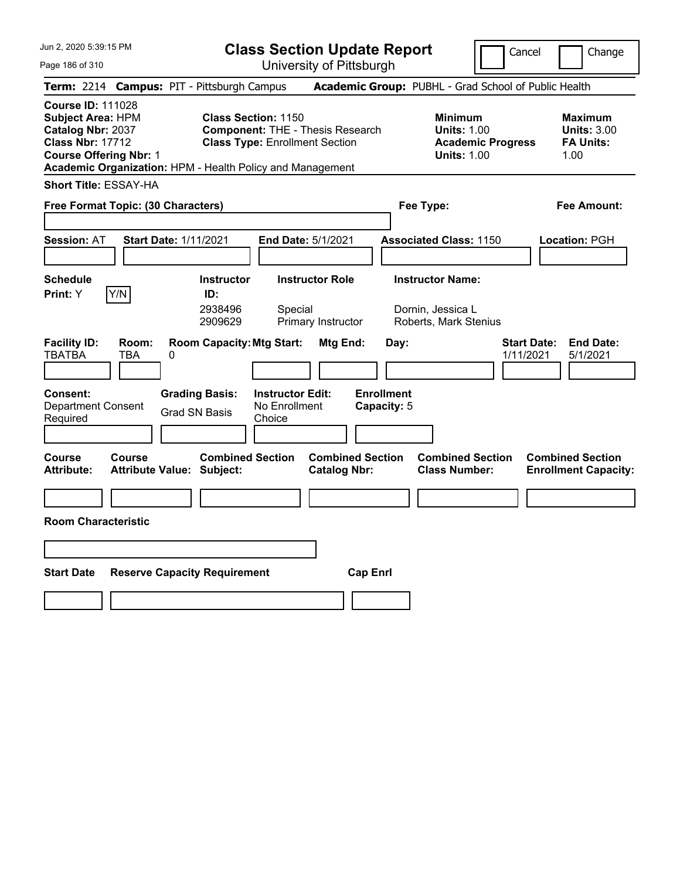# Class Section Update Report

University of Pittsburgh

Cancel ☐ Change ☐

**Term:** 2214 **Campus:** PIT - Pittsburgh Campus **Academic Group:** PUBHL - Grad School of Public Health

**Course ID:** 111028
**Subject Area:** HPM
**Catalog Nbr:** 2037
**Class Nbr:** 17712
**Course Offering Nbr:** 1
**Academic Organization:** HPM - Health Policy and Management

**Class Section:** 1150
**Component:** THE - Thesis Research
**Class Type:** Enrollment Section

**Minimum**
**Units:** 1.00
**Academic Progress Units:** 1.00

**Maximum**
**Units:** 3.00
**FA Units:** 1.00

**Short Title:** ESSAY-HA

**Free Format Topic: (30 Characters)**

**Fee Type:**

**Fee Amount:**

**Session:** AT **Start Date:** 1/11/2021 **End Date:** 5/1/2021 **Associated Class:** 1150 **Location:** PGH

| Schedule Print: | Y/N | Instructor ID: | Instructor Role | Instructor Name: |
|---|---|---|---|---|
| Y | | 2938496 | Special | Dornin, Jessica L |
| | | 2909629 | Primary Instructor | Roberts, Mark Stenius |

| Facility ID: | Room: | Room Capacity: | Mtg Start: | Mtg End: | Day: | Start Date: | End Date: |
|---|---|---|---|---|---|---|---|
| TBATBA | TBA | 0 | | | | 1/11/2021 | 5/1/2021 |

**Consent:** Department Consent Required

**Grading Basis:** Grad SN Basis

**Instructor Edit:** No Enrollment Choice

**Enrollment Capacity:** 5

| Course Attribute: | Course Attribute Value: | Combined Section Subject: | Combined Section Catalog Nbr: | Combined Section Class Number: | Combined Section Enrollment Capacity: |
|---|---|---|---|---|---|
| | | | | | |

**Room Characteristic**

| Start Date | Reserve Capacity Requirement | Cap Enrl |
|---|---|---|
| | | |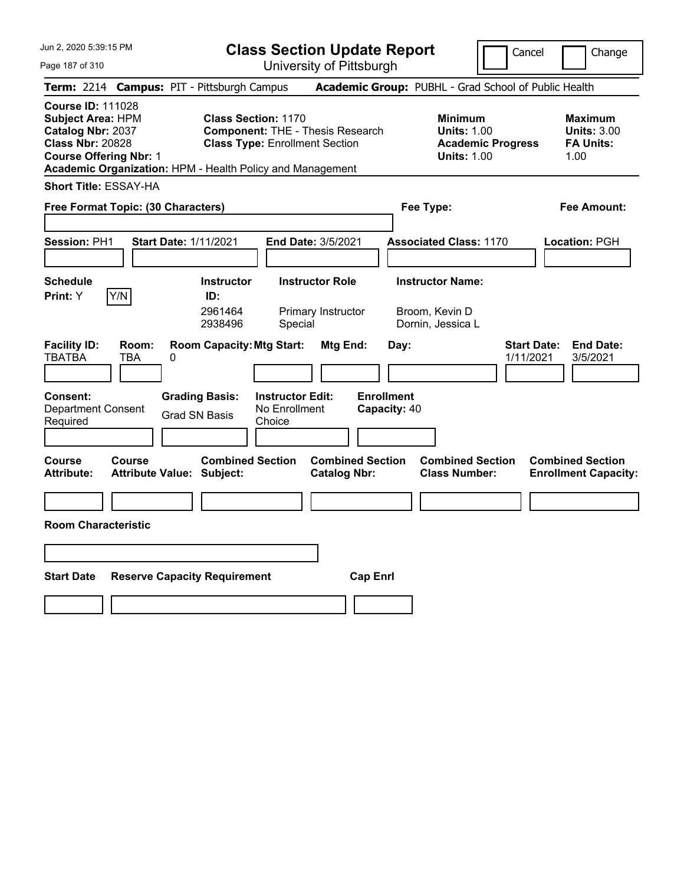# Class Section Update Report

University of Pittsburgh

Cancel | Change

**Term:** 2214 **Campus:** PIT - Pittsburgh Campus **Academic Group:** PUBHL - Grad School of Public Health

**Course ID:** 111028
**Subject Area:** HPM
**Catalog Nbr:** 2037
**Class Nbr:** 20828
**Course Offering Nbr:** 1
**Academic Organization:** HPM - Health Policy and Management

**Class Section:** 1170
**Component:** THE - Thesis Research
**Class Type:** Enrollment Section

**Minimum**
**Units:** 1.00
**Academic Progress Units:** 1.00

**Maximum**
**Units:** 3.00
**FA Units:** 1.00

**Short Title:** ESSAY-HA

**Free Format Topic: (30 Characters)**

**Fee Type:**

**Fee Amount:**

**Session:** PH1 **Start Date:** 1/11/2021 **End Date:** 3/5/2021 **Associated Class:** 1170 **Location:** PGH

**Schedule Print:** Y [Y/N]

| Instructor ID: | Instructor Role | Instructor Name: |
|---|---|---|
| 2961464 | Primary Instructor | Broom, Kevin D |
| 2938496 | Special | Dornin, Jessica L |

| Facility ID: | Room: | Room Capacity: | Mtg Start: | Mtg End: | Day: | Start Date: | End Date: |
|---|---|---|---|---|---|---|---|
| TBATBA | TBA | 0 | | | | 1/11/2021 | 3/5/2021 |

**Consent:** Department Consent Required

**Grading Basis:** Grad SN Basis

**Instructor Edit:** No Enrollment Choice

**Enrollment Capacity:** 40

| Course Attribute: | Course Attribute Value: | Combined Section Subject: | Combined Section Catalog Nbr: | Combined Section Class Number: | Combined Section Enrollment Capacity: |
|---|---|---|---|---|---|
| | | | | | |

**Room Characteristic**

| Start Date | Reserve Capacity Requirement | Cap Enrl |
|---|---|---|
| | | |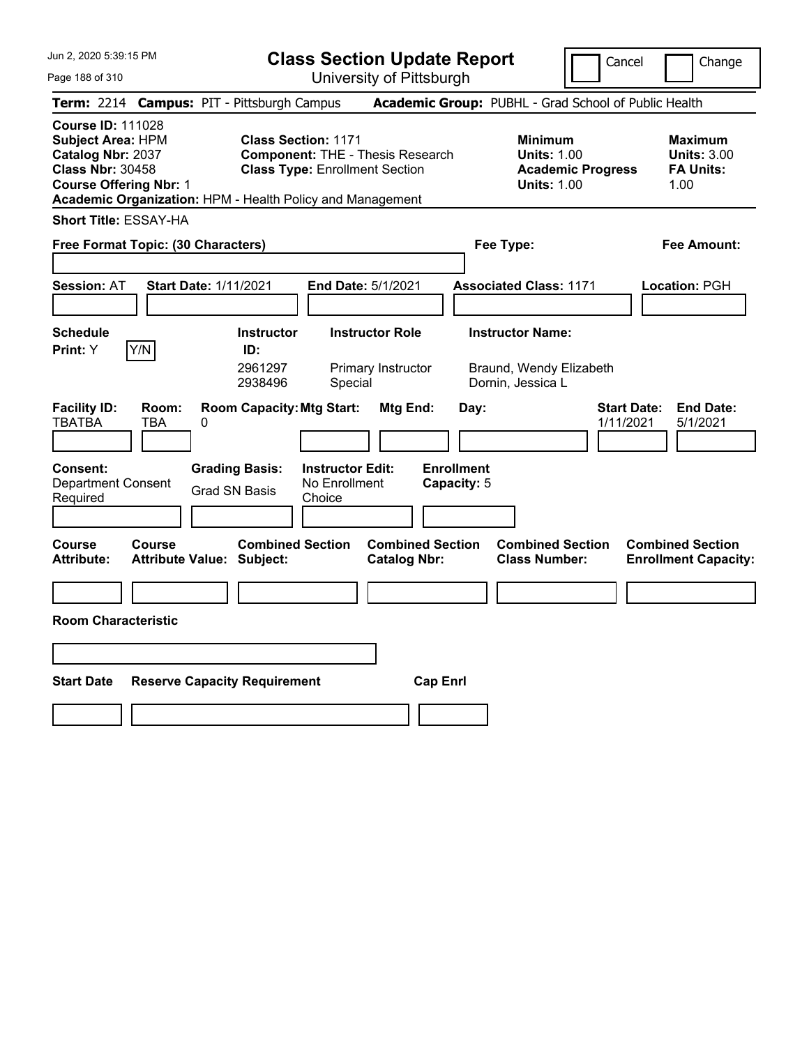# Class Section Update Report

University of Pittsburgh

Cancel | Change

**Term:** 2214 **Campus:** PIT - Pittsburgh Campus **Academic Group:** PUBHL - Grad School of Public Health

**Course ID:** 111028
**Subject Area:** HPM
**Catalog Nbr:** 2037
**Class Nbr:** 30458
**Course Offering Nbr:** 1
**Academic Organization:** HPM - Health Policy and Management

**Class Section:** 1171
**Component:** THE - Thesis Research
**Class Type:** Enrollment Section

**Minimum Units:** 1.00
**Academic Progress Units:** 1.00

**Maximum Units:** 3.00
**FA Units:** 1.00

**Short Title:** ESSAY-HA

**Free Format Topic: (30 Characters)**

**Fee Type:**

**Fee Amount:**

**Session:** AT **Start Date:** 1/11/2021 **End Date:** 5/1/2021 **Associated Class:** 1171 **Location:** PGH

**Schedule Print:** Y Y/N

| Instructor ID: | Instructor Role | Instructor Name: |
|---|---|---|
| 2961297 | Primary Instructor | Braund, Wendy Elizabeth |
| 2938496 | Special | Dornin, Jessica L |

| Facility ID: | Room: | Room Capacity: | Mtg Start: | Mtg End: | Day: | Start Date: | End Date: |
|---|---|---|---|---|---|---|---|
| TBATBA | TBA | 0 | | | | 1/11/2021 | 5/1/2021 |

**Consent:** Department Consent Required

**Grading Basis:** Grad SN Basis

**Instructor Edit:** No Enrollment Choice

**Enrollment Capacity:** 5

| Course Attribute: | Course Attribute Value: | Combined Section Subject: | Combined Section Catalog Nbr: | Combined Section Class Number: | Combined Section Enrollment Capacity: |
|---|---|---|---|---|---|
| | | | | | |

**Room Characteristic**

| Start Date | Reserve Capacity Requirement | Cap Enrl |
|---|---|---|
| | | |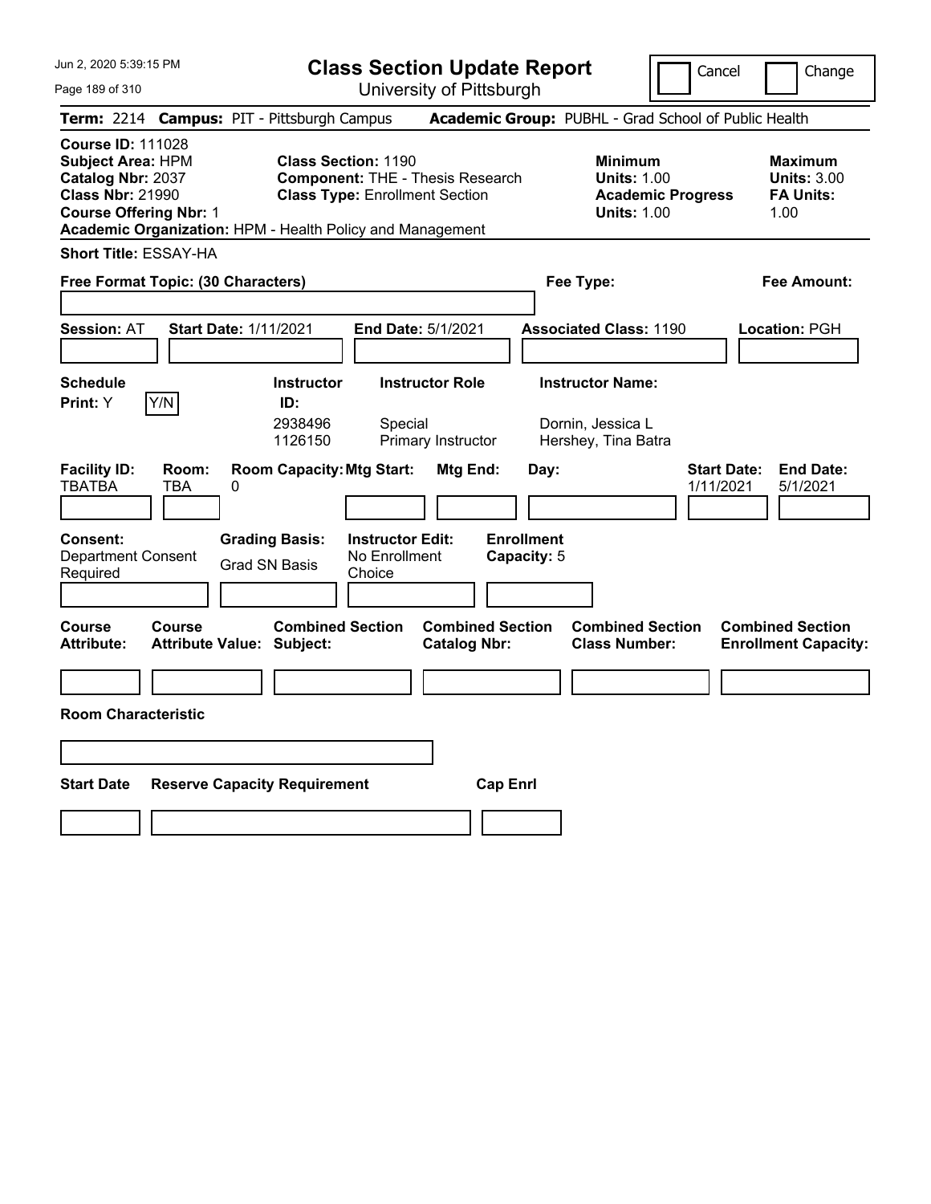# Class Section Update Report

University of Pittsburgh

Cancel | Change

**Term:** 2214 **Campus:** PIT - Pittsburgh Campus **Academic Group:** PUBHL - Grad School of Public Health

**Course ID:** 111028
**Subject Area:** HPM
**Catalog Nbr:** 2037
**Class Nbr:** 21990
**Course Offering Nbr:** 1
**Academic Organization:** HPM - Health Policy and Management

**Class Section:** 1190
**Component:** THE - Thesis Research
**Class Type:** Enrollment Section

**Minimum Units:** 1.00
**Academic Progress Units:** 1.00

**Maximum Units:** 3.00
**FA Units:** 1.00

**Short Title:** ESSAY-HA

**Free Format Topic: (30 Characters)**

**Fee Type:**

**Fee Amount:**

**Session:** AT **Start Date:** 1/11/2021 **End Date:** 5/1/2021 **Associated Class:** 1190 **Location:** PGH

**Schedule Print:** Y Y/N

| Instructor ID: | Instructor Role | Instructor Name: |
| --- | --- | --- |
| 2938496 | Special | Dornin, Jessica L |
| 1126150 | Primary Instructor | Hershey, Tina Batra |

| Facility ID: | Room: | Room Capacity: | Mtg Start: | Mtg End: | Day: | Start Date: | End Date: |
| --- | --- | --- | --- | --- | --- | --- | --- |
| TBATBA | TBA | 0 | | | | 1/11/2021 | 5/1/2021 |

**Consent:** Department Consent Required

**Grading Basis:** Grad SN Basis

**Instructor Edit:** No Enrollment Choice

**Enrollment Capacity:** 5

| Course Attribute: | Course Attribute Value: | Combined Section Subject: | Combined Section Catalog Nbr: | Combined Section Class Number: | Combined Section Enrollment Capacity: |
| --- | --- | --- | --- | --- | --- |
| | | | | | |

**Room Characteristic**

| Start Date | Reserve Capacity Requirement | Cap Enrl |
| --- | --- | --- |
| | | |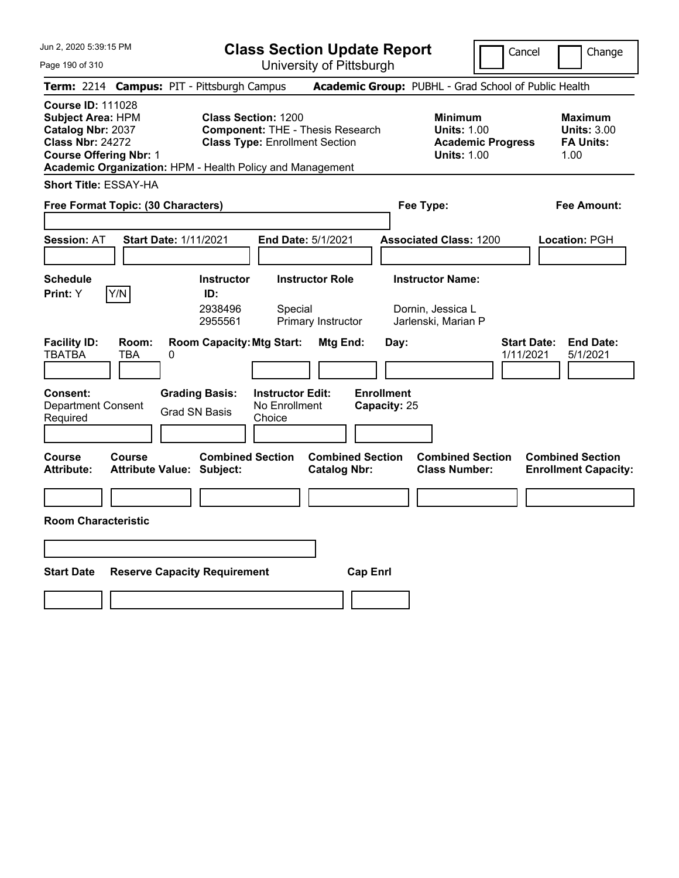# Class Section Update Report

University of Pittsburgh

Cancel | Change

**Term:** 2214 **Campus:** PIT - Pittsburgh Campus **Academic Group:** PUBHL - Grad School of Public Health

**Course ID:** 111028
**Subject Area:** HPM
**Catalog Nbr:** 2037
**Class Nbr:** 24272
**Course Offering Nbr:** 1
**Academic Organization:** HPM - Health Policy and Management

**Class Section:** 1200
**Component:** THE - Thesis Research
**Class Type:** Enrollment Section

**Minimum Units:** 1.00
**Academic Progress Units:** 1.00

**Maximum Units:** 3.00
**FA Units:** 1.00

**Short Title:** ESSAY-HA

**Free Format Topic: (30 Characters)**

**Fee Type:**

**Fee Amount:**

**Session:** AT **Start Date:** 1/11/2021 **End Date:** 5/1/2021 **Associated Class:** 1200 **Location:** PGH

| Schedule Print | Instructor ID | Instructor Role | Instructor Name |
|---|---|---|---|
| Y (Y/N) | 2938496 | Special | Dornin, Jessica L |
| | 2955561 | Primary Instructor | Jarlenski, Marian P |

| Facility ID | Room | Room Capacity | Mtg Start | Mtg End | Day | Start Date | End Date |
|---|---|---|---|---|---|---|---|
| TBATBA | TBA | 0 | | | | 1/11/2021 | 5/1/2021 |

**Consent:** Department Consent Required
**Grading Basis:** Grad SN Basis
**Instructor Edit:** No Enrollment Choice
**Enrollment Capacity:** 25

| Course Attribute | Course Attribute Value | Combined Section Subject | Combined Section Catalog Nbr | Combined Section Class Number | Combined Section Enrollment Capacity |
|---|---|---|---|---|---|
| | | | | | |

**Room Characteristic**

| Start Date | Reserve Capacity Requirement | Cap Enrl |
|---|---|---|
| | | |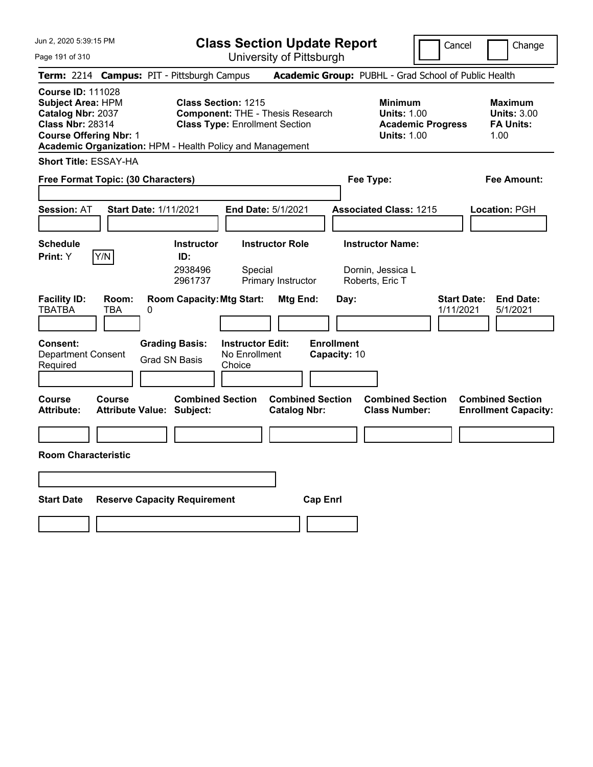# Class Section Update Report

University of Pittsburgh

Cancel | Change

**Term:** 2214 **Campus:** PIT - Pittsburgh Campus **Academic Group:** PUBHL - Grad School of Public Health

**Course ID:** 111028
**Subject Area:** HPM
**Catalog Nbr:** 2037
**Class Nbr:** 28314
**Course Offering Nbr:** 1
**Academic Organization:** HPM - Health Policy and Management

**Class Section:** 1215
**Component:** THE - Thesis Research
**Class Type:** Enrollment Section

**Minimum Units:** 1.00
**Academic Progress Units:** 1.00

**Maximum Units:** 3.00
**FA Units:** 1.00

**Short Title:** ESSAY-HA

**Free Format Topic: (30 Characters)**

**Fee Type:**

**Fee Amount:**

**Session:** AT **Start Date:** 1/11/2021 **End Date:** 5/1/2021 **Associated Class:** 1215 **Location:** PGH

**Schedule Print:** Y Y/N

| Instructor ID | Instructor Role | Instructor Name |
|---|---|---|
| 2938496 | Special | Dornin, Jessica L |
| 2961737 | Primary Instructor | Roberts, Eric T |

| Facility ID | Room | Room Capacity | Mtg Start | Mtg End | Day | Start Date | End Date |
|---|---|---|---|---|---|---|---|
| TBATBA | TBA | 0 | | | | 1/11/2021 | 5/1/2021 |

**Consent:** Department Consent Required
**Grading Basis:** Grad SN Basis
**Instructor Edit:** No Enrollment Choice
**Enrollment Capacity:** 10

| Course Attribute | Course Attribute Value | Combined Section Subject | Combined Section Catalog Nbr | Combined Section Class Number | Combined Section Enrollment Capacity |
|---|---|---|---|---|---|
| | | | | | |

**Room Characteristic**

| Start Date | Reserve Capacity Requirement | Cap Enrl |
|---|---|---|
| | | |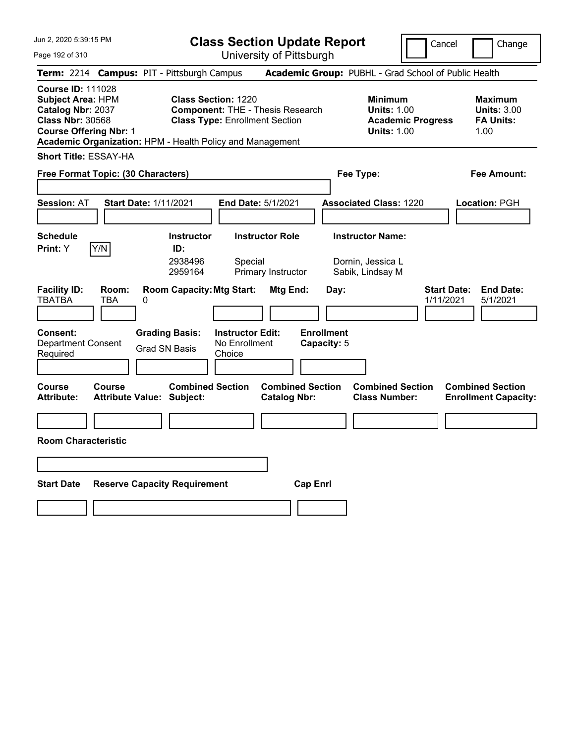# Class Section Update Report

University of Pittsburgh

Cancel / Change

**Term:** 2214 **Campus:** PIT - Pittsburgh Campus **Academic Group:** PUBHL - Grad School of Public Health

**Course ID:** 111028
**Subject Area:** HPM
**Catalog Nbr:** 2037
**Class Nbr:** 30568
**Course Offering Nbr:** 1
**Academic Organization:** HPM - Health Policy and Management

**Class Section:** 1220
**Component:** THE - Thesis Research
**Class Type:** Enrollment Section

**Minimum Units:** 1.00
**Academic Progress Units:** 1.00

**Maximum Units:** 3.00
**FA Units:** 1.00

**Short Title:** ESSAY-HA

**Free Format Topic: (30 Characters)**

**Fee Type:**

**Fee Amount:**

**Session:** AT **Start Date:** 1/11/2021 **End Date:** 5/1/2021 **Associated Class:** 1220 **Location:** PGH

**Schedule Print:** Y Y/N

| Instructor ID | Instructor Role | Instructor Name |
|---|---|---|
| 2938496 | Special | Dornin, Jessica L |
| 2959164 | Primary Instructor | Sabik, Lindsay M |

| Facility ID | Room | Room Capacity | Mtg Start | Mtg End | Day | Start Date | End Date |
|---|---|---|---|---|---|---|---|
| TBATBA | TBA | 0 | | | | 1/11/2021 | 5/1/2021 |

**Consent:** Department Consent Required
**Grading Basis:** Grad SN Basis
**Instructor Edit:** No Enrollment Choice
**Enrollment Capacity:** 5

| Course Attribute | Course Attribute Value | Combined Section Subject | Combined Section Catalog Nbr | Combined Section Class Number | Combined Section Enrollment Capacity |
|---|---|---|---|---|---|
| | | | | | |

**Room Characteristic**

| Start Date | Reserve Capacity Requirement | Cap Enrl |
|---|---|---|
| | | |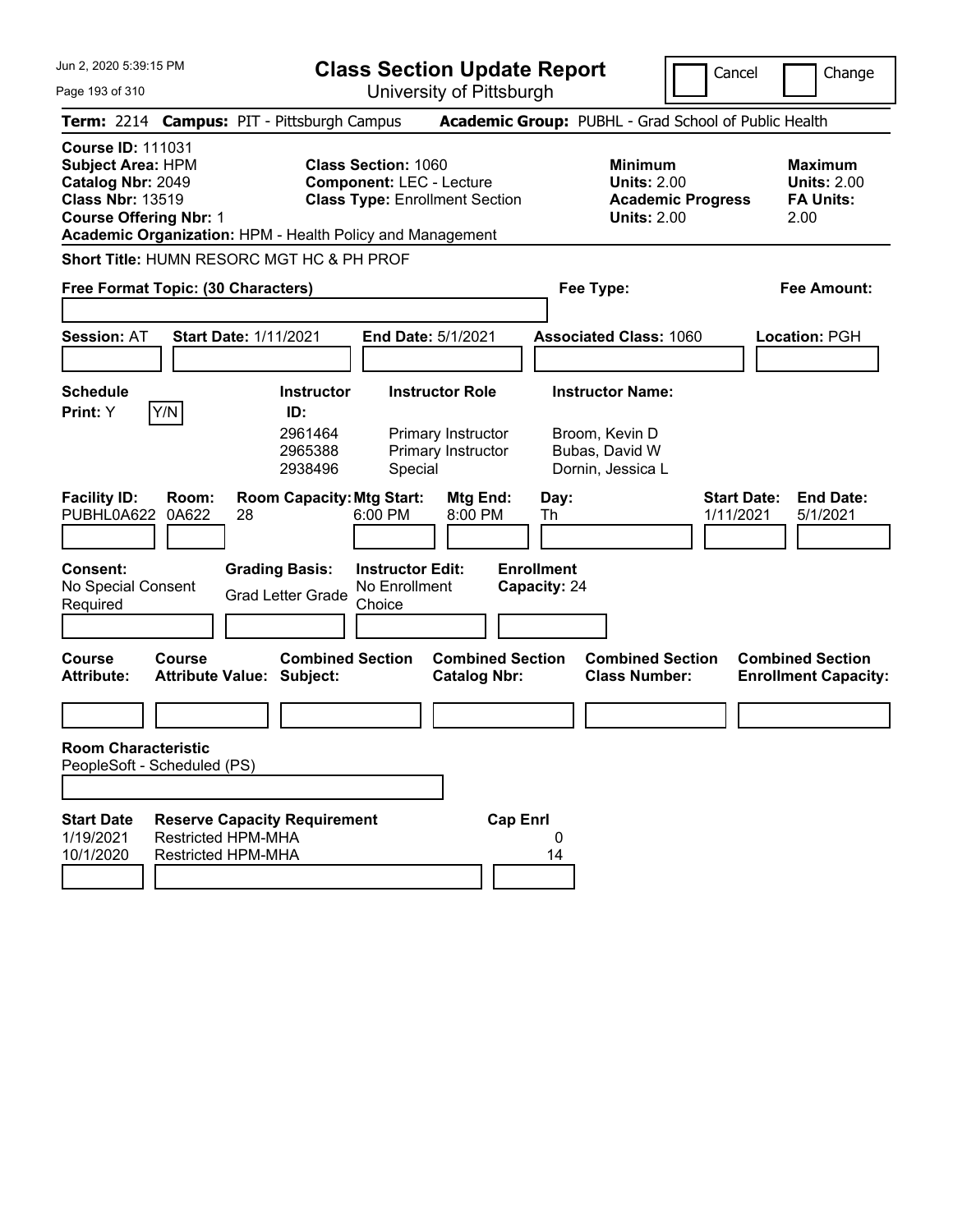Jun 2, 2020 5:39:15 PM

# Class Section Update Report

University of Pittsburgh

Cancel | Change

**Term:** 2214 **Campus:** PIT - Pittsburgh Campus **Academic Group:** PUBHL - Grad School of Public Health

**Course ID:** 111031
**Subject Area:** HPM
**Catalog Nbr:** 2049
**Class Nbr:** 13519
**Course Offering Nbr:** 1
**Academic Organization:** HPM - Health Policy and Management

**Class Section:** 1060
**Component:** LEC - Lecture
**Class Type:** Enrollment Section

**Minimum Units:** 2.00
**Academic Progress Units:** 2.00

**Maximum Units:** 2.00
**FA Units:** 2.00

**Short Title:** HUMN RESORC MGT HC & PH PROF

**Free Format Topic: (30 Characters)**

**Fee Type:**

**Fee Amount:**

**Session:** AT **Start Date:** 1/11/2021 **End Date:** 5/1/2021 **Associated Class:** 1060 **Location:** PGH

**Schedule Print:** Y Y/N

| Instructor ID: | Instructor Role | Instructor Name: |
|---|---|---|
| 2961464 | Primary Instructor | Broom, Kevin D |
| 2965388 | Primary Instructor | Bubas, David W |
| 2938496 | Special | Dornin, Jessica L |

| Facility ID: | Room: | Room Capacity: | Mtg Start: | Mtg End: | Day: | Start Date: | End Date: |
|---|---|---|---|---|---|---|---|
| PUBHL0A622 | 0A622 | 28 | 6:00 PM | 8:00 PM | Th | 1/11/2021 | 5/1/2021 |

**Consent:** No Special Consent Required
**Grading Basis:** Grad Letter Grade
**Instructor Edit:** No Enrollment Choice
**Enrollment Capacity:** 24

| Course Attribute: | Course Attribute Value: | Combined Section Subject: | Combined Section Catalog Nbr: | Combined Section Class Number: | Combined Section Enrollment Capacity: |
|---|---|---|---|---|---|
| | | | | | |

**Room Characteristic**
PeopleSoft - Scheduled (PS)

| Start Date | Reserve Capacity Requirement | Cap Enrl |
|---|---|---|
| 1/19/2021 | Restricted HPM-MHA | 0 |
| 10/1/2020 | Restricted HPM-MHA | 14 |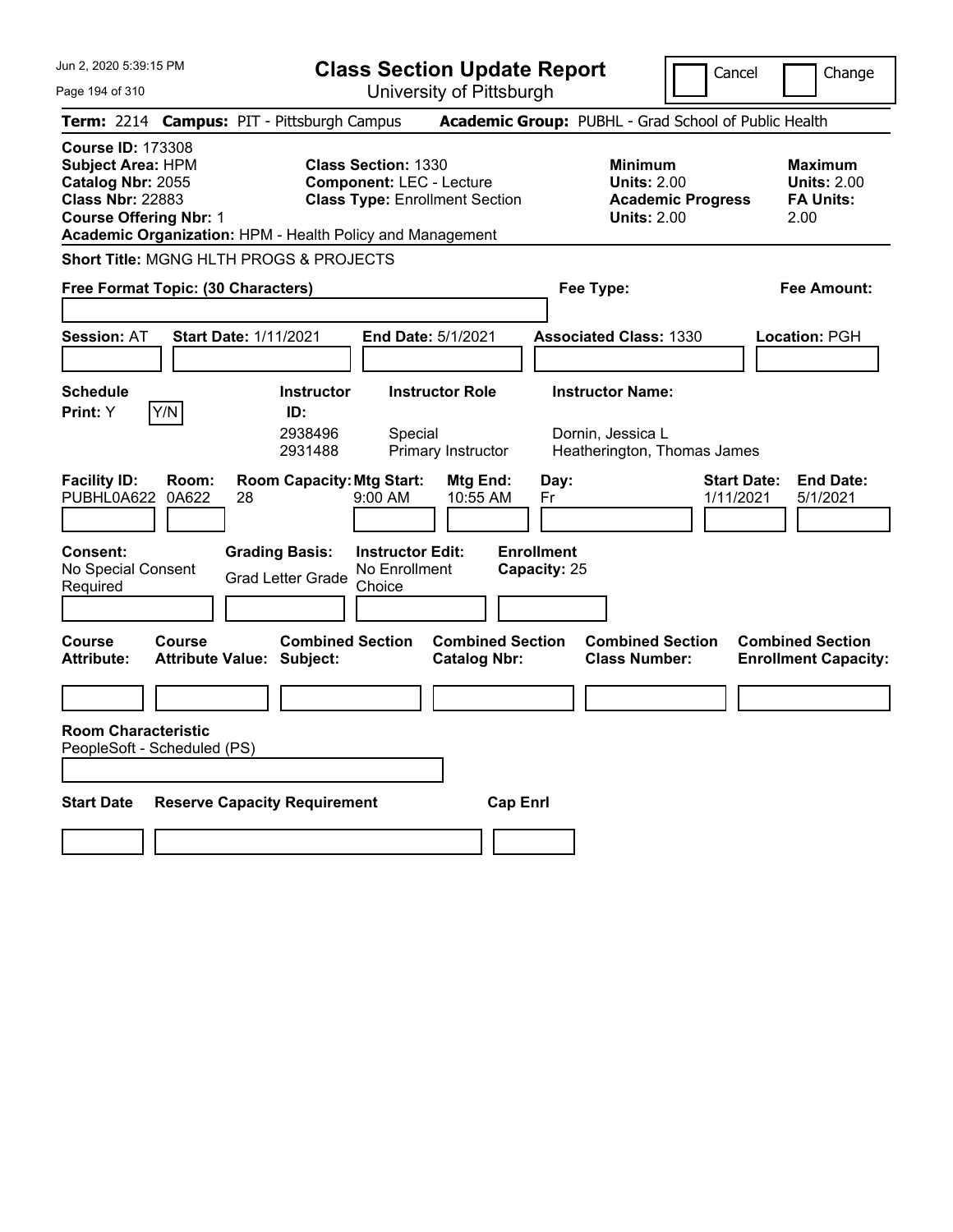# Class Section Update Report

University of Pittsburgh

Cancel | Change

**Term:** 2214 **Campus:** PIT - Pittsburgh Campus **Academic Group:** PUBHL - Grad School of Public Health

**Course ID:** 173308
**Subject Area:** HPM
**Catalog Nbr:** 2055
**Class Nbr:** 22883
**Course Offering Nbr:** 1
**Academic Organization:** HPM - Health Policy and Management

**Class Section:** 1330
**Component:** LEC - Lecture
**Class Type:** Enrollment Section

**Minimum Units:** 2.00
**Academic Progress Units:** 2.00

**Maximum Units:** 2.00
**FA Units:** 2.00

**Short Title:** MGNG HLTH PROGS & PROJECTS

**Free Format Topic: (30 Characters)**

**Fee Type:**

**Fee Amount:**

**Session:** AT **Start Date:** 1/11/2021 **End Date:** 5/1/2021 **Associated Class:** 1330 **Location:** PGH

**Schedule Print:** Y Y/N

| Instructor ID | Instructor Role | Instructor Name |
|---|---|---|
| 2938496 | Special | Dornin, Jessica L |
| 2931488 | Primary Instructor | Heatherington, Thomas James |

| Facility ID | Room | Room Capacity | Mtg Start | Mtg End | Day | Start Date | End Date |
|---|---|---|---|---|---|---|---|
| PUBHL0A622 | 0A622 | 28 | 9:00 AM | 10:55 AM | Fr | 1/11/2021 | 5/1/2021 |

**Consent:** No Special Consent Required
**Grading Basis:** Grad Letter Grade
**Instructor Edit:** No Enrollment Choice
**Enrollment Capacity:** 25

| Course Attribute | Course Attribute Value | Combined Section Subject | Combined Section Catalog Nbr | Combined Section Class Number | Combined Section Enrollment Capacity |
|---|---|---|---|---|---|
| | | | | | |

**Room Characteristic**
PeopleSoft - Scheduled (PS)

| Start Date | Reserve Capacity Requirement | Cap Enrl |
|---|---|---|
| | | |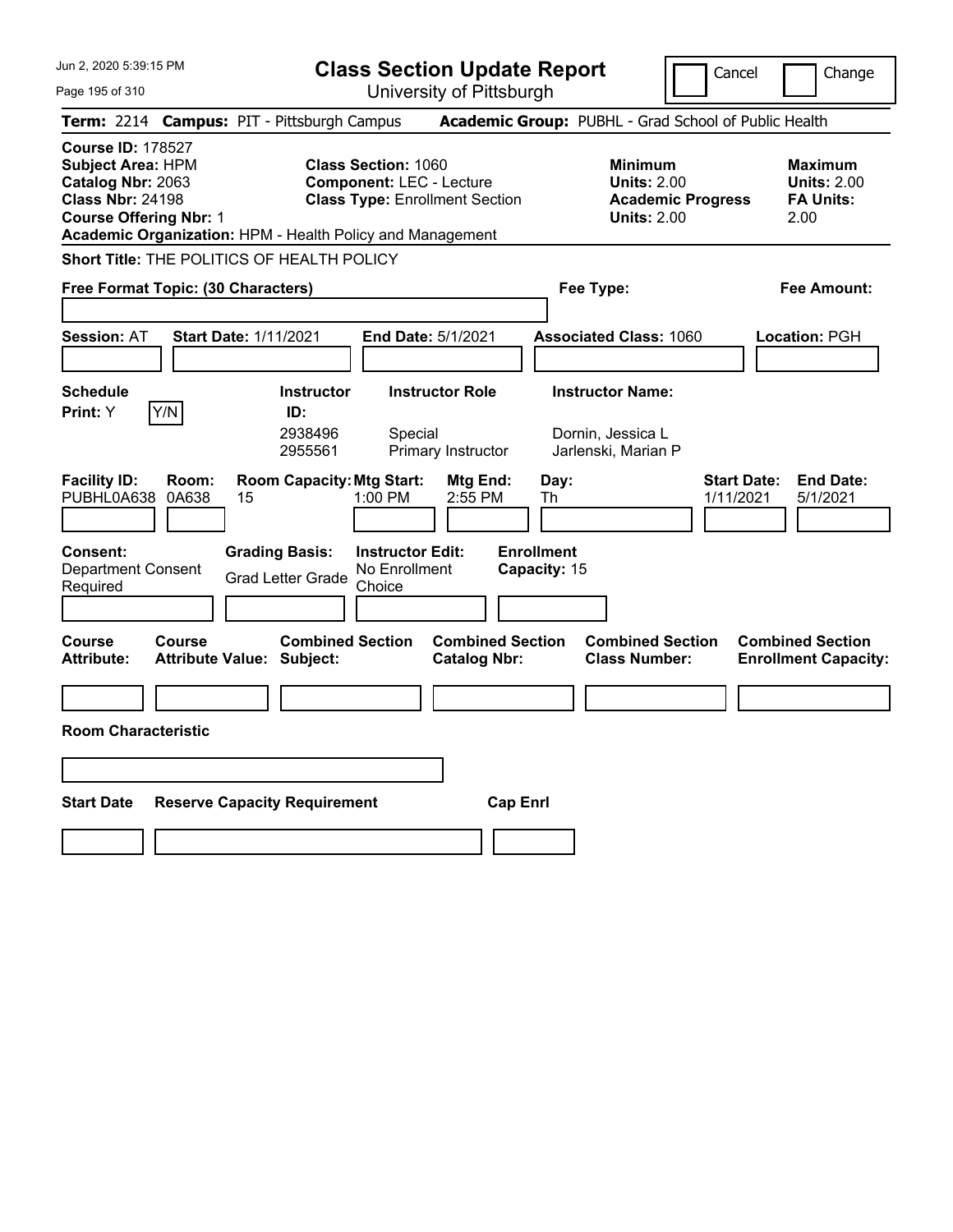# Class Section Update Report

University of Pittsburgh

Cancel | Change

**Term:** 2214 **Campus:** PIT - Pittsburgh Campus **Academic Group:** PUBHL - Grad School of Public Health

**Course ID:** 178527
**Subject Area:** HPM
**Catalog Nbr:** 2063
**Class Nbr:** 24198
**Course Offering Nbr:** 1
**Academic Organization:** HPM - Health Policy and Management

**Class Section:** 1060
**Component:** LEC - Lecture
**Class Type:** Enrollment Section

**Minimum Units:** 2.00
**Academic Progress Units:** 2.00

**Maximum Units:** 2.00
**FA Units:** 2.00

**Short Title:** THE POLITICS OF HEALTH POLICY

**Free Format Topic: (30 Characters)**

**Fee Type:**

**Fee Amount:**

**Session:** AT **Start Date:** 1/11/2021 **End Date:** 5/1/2021 **Associated Class:** 1060 **Location:** PGH

**Schedule Print:** Y [Y/N]

| Instructor ID | Instructor Role | Instructor Name |
| --- | --- | --- |
| 2938496 | Special | Dornin, Jessica L |
| 2955561 | Primary Instructor | Jarlenski, Marian P |

| Facility ID | Room | Room Capacity | Mtg Start | Mtg End | Day | Start Date | End Date |
| --- | --- | --- | --- | --- | --- | --- | --- |
| PUBHL0A638 | 0A638 | 15 | 1:00 PM | 2:55 PM | Th | 1/11/2021 | 5/1/2021 |

**Consent:** Department Consent Required
**Grading Basis:** Grad Letter Grade
**Instructor Edit:** No Enrollment Choice
**Enrollment Capacity:** 15

| Course Attribute | Course Attribute Value | Combined Section Subject | Combined Section Catalog Nbr | Combined Section Class Number | Combined Section Enrollment Capacity |
| --- | --- | --- | --- | --- | --- |
| | | | | | |

**Room Characteristic**

| Start Date | Reserve Capacity Requirement | Cap Enrl |
| --- | --- | --- |
| | | |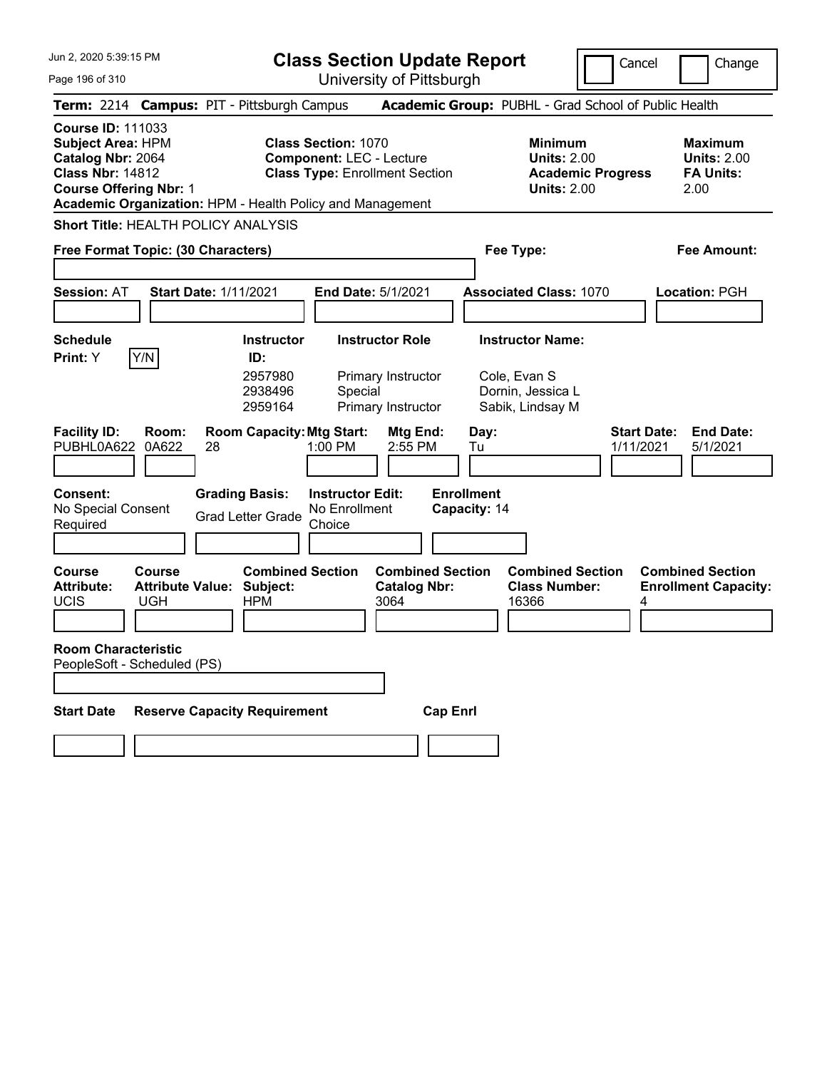Jun 2, 2020 5:39:15 PM

# Class Section Update Report

University of Pittsburgh

Cancel | Change

**Term:** 2214 **Campus:** PIT - Pittsburgh Campus **Academic Group:** PUBHL - Grad School of Public Health

**Course ID:** 111033
**Subject Area:** HPM
**Catalog Nbr:** 2064
**Class Nbr:** 14812
**Course Offering Nbr:** 1
**Academic Organization:** HPM - Health Policy and Management

**Class Section:** 1070
**Component:** LEC - Lecture
**Class Type:** Enrollment Section

**Minimum Units:** 2.00
**Academic Progress Units:** 2.00

**Maximum Units:** 2.00
**FA Units:** 2.00

**Short Title:** HEALTH POLICY ANALYSIS

**Free Format Topic: (30 Characters)**

**Fee Type:**

**Fee Amount:**

**Session:** AT **Start Date:** 1/11/2021 **End Date:** 5/1/2021 **Associated Class:** 1070 **Location:** PGH

**Schedule Print:** Y Y/N

| Instructor ID | Instructor Role | Instructor Name |
|---|---|---|
| 2957980 | Primary Instructor | Cole, Evan S |
| 2938496 | Special | Dornin, Jessica L |
| 2959164 | Primary Instructor | Sabik, Lindsay M |

| Facility ID: | Room: | Room Capacity: | Mtg Start: | Mtg End: | Day: | Start Date: | End Date: |
|---|---|---|---|---|---|---|---|
| PUBHL0A622 | 0A622 | 28 | 1:00 PM | 2:55 PM | Tu | 1/11/2021 | 5/1/2021 |

**Consent:** No Special Consent Required
**Grading Basis:** Grad Letter Grade
**Instructor Edit:** No Enrollment Choice
**Enrollment Capacity:** 14

| Course Attribute: | Course Attribute Value: | Combined Section Subject: | Combined Section Catalog Nbr: | Combined Section Class Number: | Combined Section Enrollment Capacity: |
|---|---|---|---|---|---|
| UCIS | UGH | HPM | 3064 | 16366 | 4 |

**Room Characteristic**
PeopleSoft - Scheduled (PS)

**Start Date** | **Reserve Capacity Requirement** | **Cap Enrl**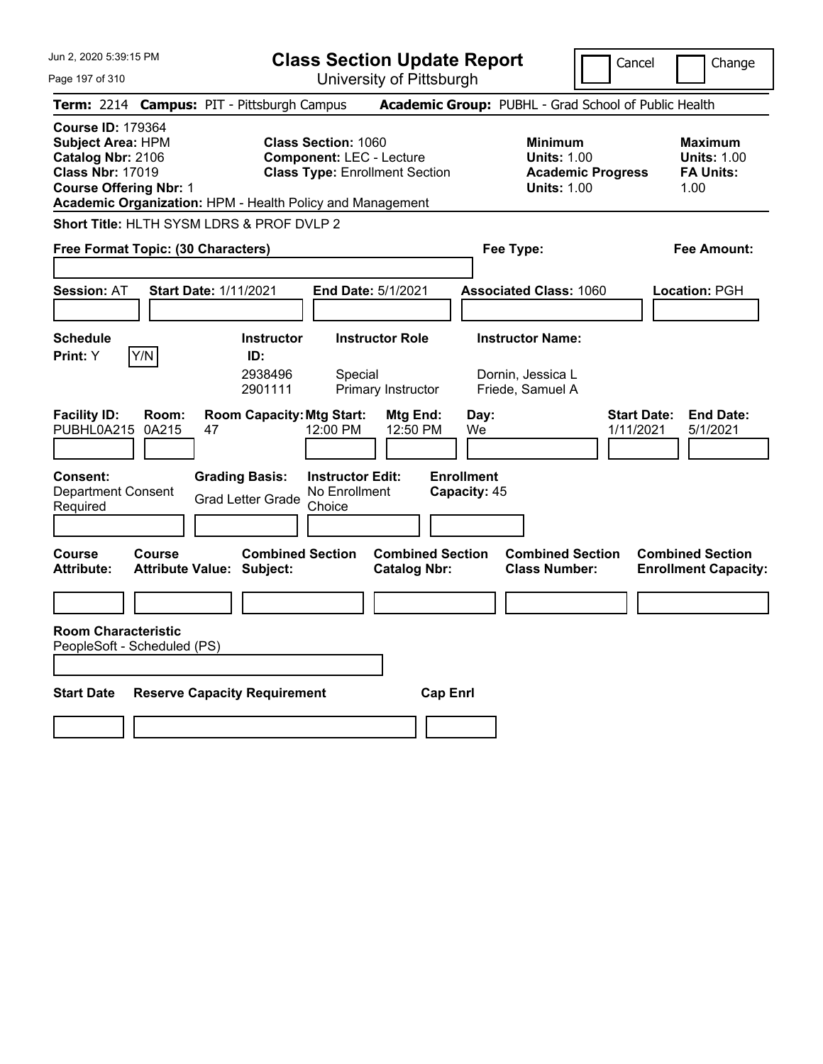Jun 2, 2020 5:39:15 PM

# Class Section Update Report

University of Pittsburgh

Cancel | Change

**Term:** 2214 **Campus:** PIT - Pittsburgh Campus **Academic Group:** PUBHL - Grad School of Public Health

**Course ID:** 179364
**Subject Area:** HPM
**Catalog Nbr:** 2106
**Class Nbr:** 17019
**Course Offering Nbr:** 1
**Academic Organization:** HPM - Health Policy and Management

**Class Section:** 1060
**Component:** LEC - Lecture
**Class Type:** Enrollment Section

**Minimum Units:** 1.00
**Academic Progress Units:** 1.00

**Maximum Units:** 1.00
**FA Units:** 1.00

**Short Title:** HLTH SYSM LDRS & PROF DVLP 2

**Free Format Topic: (30 Characters)**

**Fee Type:**

**Fee Amount:**

**Session:** AT **Start Date:** 1/11/2021 **End Date:** 5/1/2021 **Associated Class:** 1060 **Location:** PGH

**Schedule Print:** Y [Y/N]

| Instructor ID | Instructor Role | Instructor Name |
|---|---|---|
| 2938496 | Special | Dornin, Jessica L |
| 2901111 | Primary Instructor | Friede, Samuel A |

| Facility ID | Room | Room Capacity | Mtg Start | Mtg End | Day | Start Date | End Date |
|---|---|---|---|---|---|---|---|
| PUBHL0A215 | 0A215 | 47 | 12:00 PM | 12:50 PM | We | 1/11/2021 | 5/1/2021 |

**Consent:** Department Consent Required

**Grading Basis:** Grad Letter Grade

**Instructor Edit:** No Enrollment Choice

**Enrollment Capacity:** 45

| Course Attribute | Course Attribute Value | Combined Section Subject | Combined Section Catalog Nbr | Combined Section Class Number | Combined Section Enrollment Capacity |
|---|---|---|---|---|---|
| | | | | | |

**Room Characteristic**
PeopleSoft - Scheduled (PS)

| Start Date | Reserve Capacity Requirement | Cap Enrl |
|---|---|---|
| | | |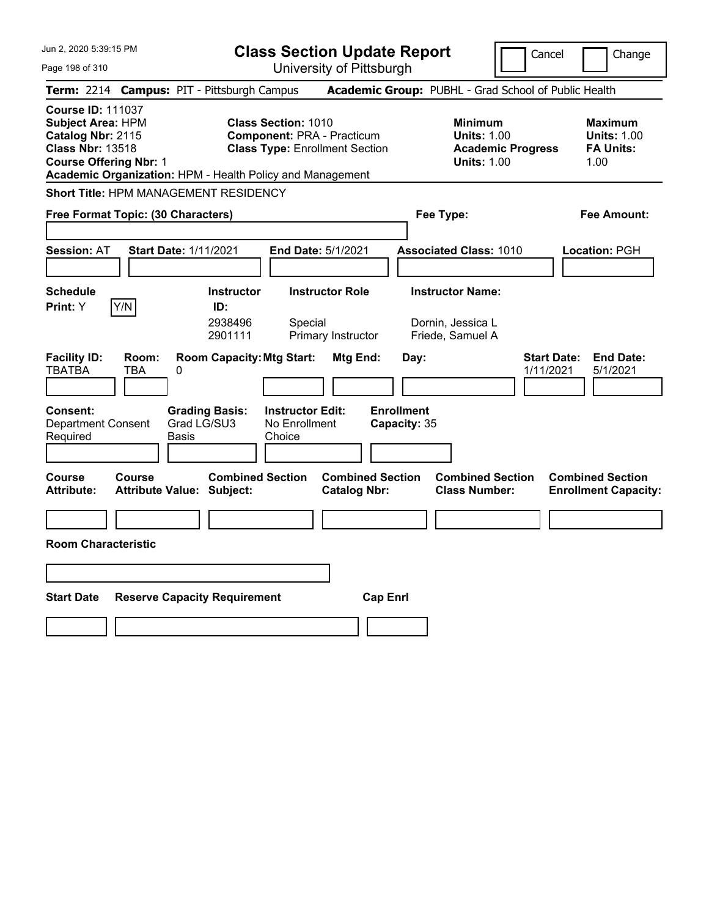# Class Section Update Report

University of Pittsburgh

Cancel | Change

**Term:** 2214 **Campus:** PIT - Pittsburgh Campus **Academic Group:** PUBHL - Grad School of Public Health

**Course ID:** 111037
**Subject Area:** HPM
**Catalog Nbr:** 2115
**Class Nbr:** 13518
**Course Offering Nbr:** 1
**Academic Organization:** HPM - Health Policy and Management

**Class Section:** 1010
**Component:** PRA - Practicum
**Class Type:** Enrollment Section

**Minimum Units:** 1.00
**Academic Progress Units:** 1.00

**Maximum Units:** 1.00
**FA Units:** 1.00

**Short Title:** HPM MANAGEMENT RESIDENCY

**Free Format Topic: (30 Characters)**

**Fee Type:**

**Fee Amount:**

**Session:** AT **Start Date:** 1/11/2021 **End Date:** 5/1/2021 **Associated Class:** 1010 **Location:** PGH

**Schedule Print:** Y Y/N

| Instructor ID | Instructor Role | Instructor Name |
|---|---|---|
| 2938496 | Special | Dornin, Jessica L |
| 2901111 | Primary Instructor | Friede, Samuel A |

| Facility ID | Room | Room Capacity | Mtg Start | Mtg End | Day | Start Date | End Date |
|---|---|---|---|---|---|---|---|
| TBATBA | TBA | 0 | | | | 1/11/2021 | 5/1/2021 |

**Consent:** Department Consent Required
**Grading Basis:** Grad LG/SU3 Basis
**Instructor Edit:** No Enrollment Choice
**Enrollment Capacity:** 35

| Course Attribute | Course Attribute Value | Combined Section Subject | Combined Section Catalog Nbr | Combined Section Class Number | Combined Section Enrollment Capacity |
|---|---|---|---|---|---|
| | | | | | |

**Room Characteristic**

| Start Date | Reserve Capacity Requirement | Cap Enrl |
|---|---|---|
| | | |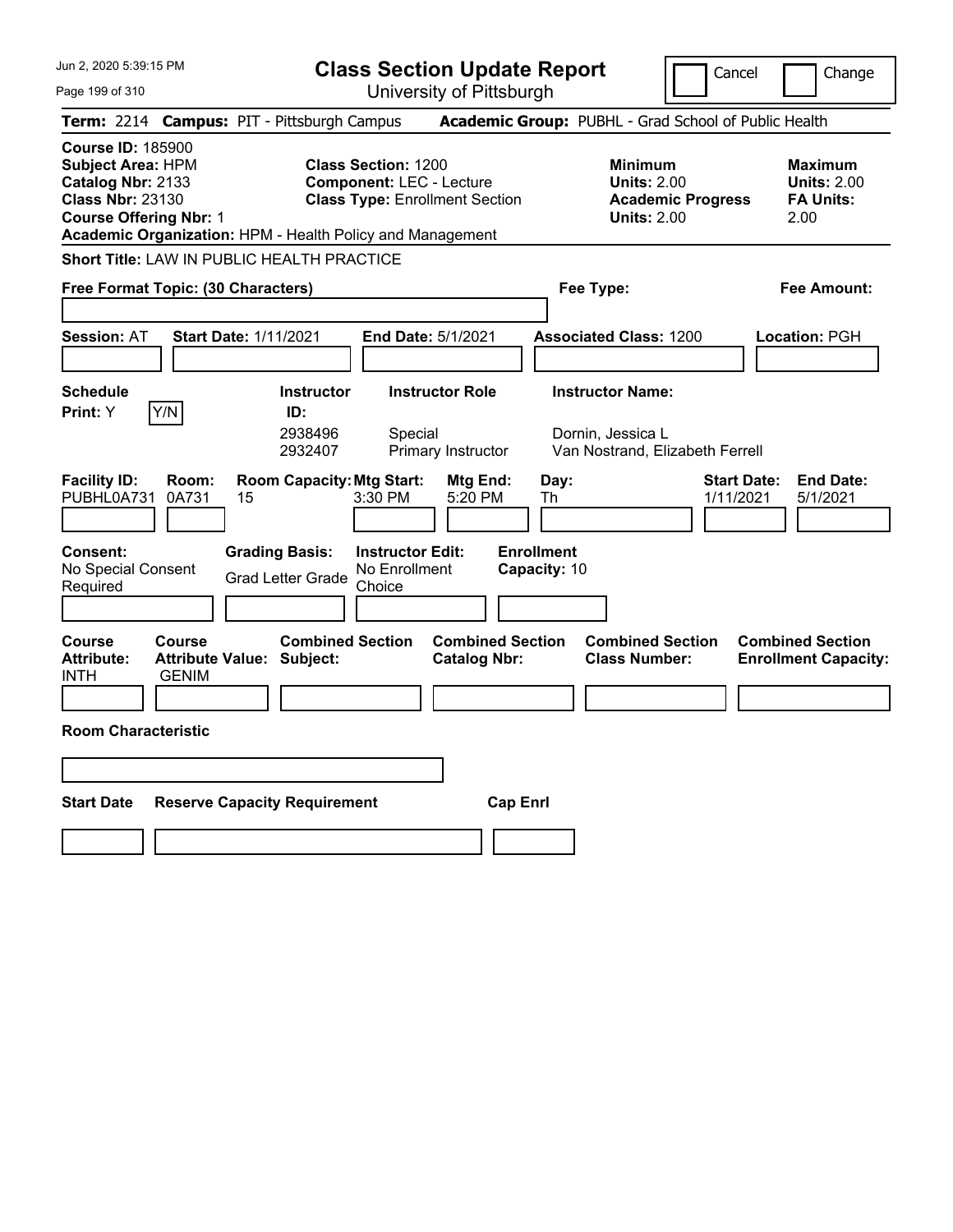Jun 2, 2020 5:39:15 PM

# Class Section Update Report

University of Pittsburgh

Cancel | Change

**Term:** 2214 **Campus:** PIT - Pittsburgh Campus **Academic Group:** PUBHL - Grad School of Public Health

**Course ID:** 185900
**Subject Area:** HPM
**Catalog Nbr:** 2133
**Class Nbr:** 23130
**Course Offering Nbr:** 1
**Academic Organization:** HPM - Health Policy and Management

**Class Section:** 1200
**Component:** LEC - Lecture
**Class Type:** Enrollment Section

**Minimum Units:** 2.00
**Academic Progress Units:** 2.00

**Maximum Units:** 2.00
**FA Units:** 2.00

**Short Title:** LAW IN PUBLIC HEALTH PRACTICE

**Free Format Topic: (30 Characters)**

**Fee Type:**

**Fee Amount:**

**Session:** AT **Start Date:** 1/11/2021 **End Date:** 5/1/2021 **Associated Class:** 1200 **Location:** PGH

**Schedule Print:** Y [Y/N]

| Instructor ID | Instructor Role | Instructor Name |
|---|---|---|
| 2938496 | Special | Dornin, Jessica L |
| 2932407 | Primary Instructor | Van Nostrand, Elizabeth Ferrell |

| Facility ID | Room | Room Capacity | Mtg Start | Mtg End | Day | Start Date | End Date |
|---|---|---|---|---|---|---|---|
| PUBHL0A731 | 0A731 | 15 | 3:30 PM | 5:20 PM | Th | 1/11/2021 | 5/1/2021 |

**Consent:** No Special Consent Required

**Grading Basis:** Grad Letter Grade

**Instructor Edit:** No Enrollment Choice

**Enrollment Capacity:** 10

| Course Attribute | Course Attribute Value | Combined Section Subject | Combined Section Catalog Nbr | Combined Section Class Number | Combined Section Enrollment Capacity |
|---|---|---|---|---|---|
| INTH | GENIM | | | | |

**Room Characteristic**

| Start Date | Reserve Capacity Requirement | Cap Enrl |
|---|---|---|
| | | |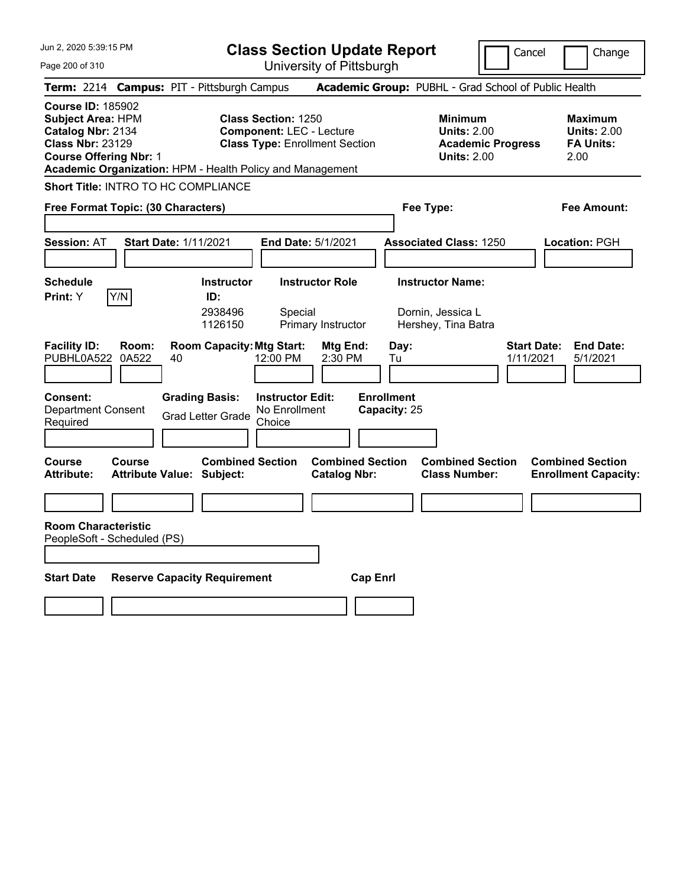# Class Section Update Report

University of Pittsburgh

Cancel | Change

**Term:** 2214 **Campus:** PIT - Pittsburgh Campus **Academic Group:** PUBHL - Grad School of Public Health

**Course ID:** 185902
**Subject Area:** HPM
**Catalog Nbr:** 2134
**Class Nbr:** 23129
**Course Offering Nbr:** 1
**Academic Organization:** HPM - Health Policy and Management

**Class Section:** 1250
**Component:** LEC - Lecture
**Class Type:** Enrollment Section

**Minimum Units:** 2.00
**Academic Progress Units:** 2.00

**Maximum Units:** 2.00
**FA Units:** 2.00

**Short Title:** INTRO TO HC COMPLIANCE

**Free Format Topic: (30 Characters)**

**Fee Type:**

**Fee Amount:**

**Session:** AT **Start Date:** 1/11/2021 **End Date:** 5/1/2021 **Associated Class:** 1250 **Location:** PGH

**Schedule Print:** Y Y/N

| Instructor ID: | Instructor Role | Instructor Name: |
|---|---|---|
| 2938496 | Special | Dornin, Jessica L |
| 1126150 | Primary Instructor | Hershey, Tina Batra |

| Facility ID: | Room: | Room Capacity: | Mtg Start: | Mtg End: | Day: | Start Date: | End Date: |
|---|---|---|---|---|---|---|---|
| PUBHL0A522 | 0A522 | 40 | 12:00 PM | 2:30 PM | Tu | 1/11/2021 | 5/1/2021 |

**Consent:** Department Consent Required
**Grading Basis:** Grad Letter Grade
**Instructor Edit:** No Enrollment Choice
**Enrollment Capacity:** 25

| Course Attribute: | Course Attribute Value: | Combined Section Subject: | Combined Section Catalog Nbr: | Combined Section Class Number: | Combined Section Enrollment Capacity: |
|---|---|---|---|---|---|
| | | | | | |

**Room Characteristic**
PeopleSoft - Scheduled (PS)

| Start Date | Reserve Capacity Requirement | Cap Enrl |
|---|---|---|
| | | |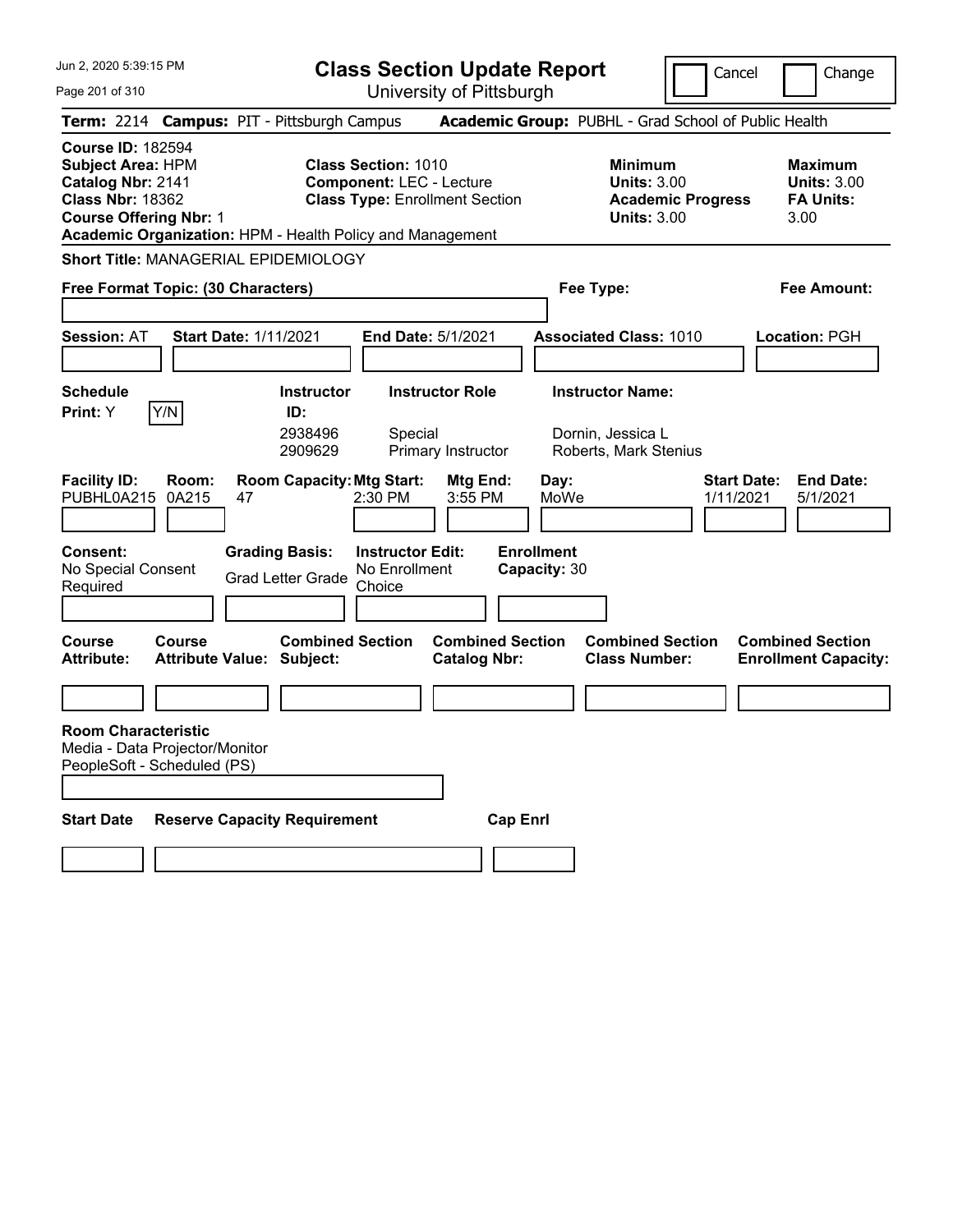# Class Section Update Report

University of Pittsburgh

Cancel | Change

**Term:** 2214 **Campus:** PIT - Pittsburgh Campus **Academic Group:** PUBHL - Grad School of Public Health

**Course ID:** 182594
**Subject Area:** HPM
**Catalog Nbr:** 2141
**Class Nbr:** 18362
**Course Offering Nbr:** 1
**Academic Organization:** HPM - Health Policy and Management

**Class Section:** 1010
**Component:** LEC - Lecture
**Class Type:** Enrollment Section

**Minimum Units:** 3.00
**Academic Progress Units:** 3.00

**Maximum Units:** 3.00
**FA Units:** 3.00

**Short Title:** MANAGERIAL EPIDEMIOLOGY

**Free Format Topic: (30 Characters)**

**Fee Type:**

**Fee Amount:**

**Session:** AT **Start Date:** 1/11/2021 **End Date:** 5/1/2021 **Associated Class:** 1010 **Location:** PGH

**Schedule Print:** Y Y/N

| Instructor ID: | Instructor Role | Instructor Name: |
|---|---|---|
| 2938496 | Special | Dornin, Jessica L |
| 2909629 | Primary Instructor | Roberts, Mark Stenius |

| Facility ID: | Room: | Room Capacity: | Mtg Start: | Mtg End: | Day: | Start Date: | End Date: |
|---|---|---|---|---|---|---|---|
| PUBHL0A215 | 0A215 | 47 | 2:30 PM | 3:55 PM | MoWe | 1/11/2021 | 5/1/2021 |

**Consent:** No Special Consent Required
**Grading Basis:** Grad Letter Grade
**Instructor Edit:** No Enrollment Choice
**Enrollment Capacity:** 30

| Course Attribute: | Course Attribute Value: | Combined Section Subject: | Combined Section Catalog Nbr: | Combined Section Class Number: | Combined Section Enrollment Capacity: |
|---|---|---|---|---|---|
| | | | | | |

**Room Characteristic**
Media - Data Projector/Monitor
PeopleSoft - Scheduled (PS)

| Start Date | Reserve Capacity Requirement | Cap Enrl |
|---|---|---|
| | | |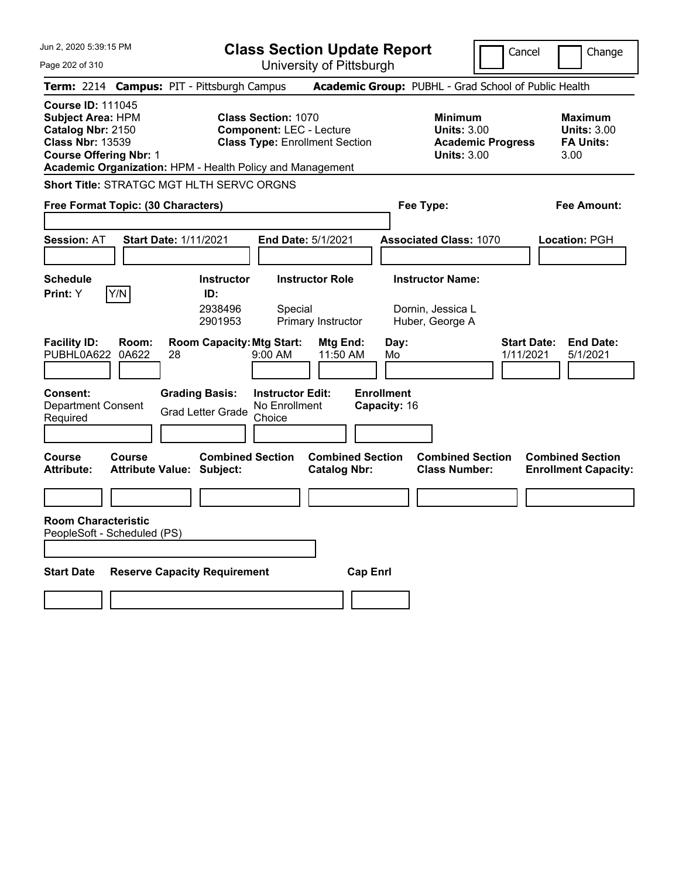# Class Section Update Report

University of Pittsburgh

Cancel | Change

**Term:** 2214 **Campus:** PIT - Pittsburgh Campus **Academic Group:** PUBHL - Grad School of Public Health

**Course ID:** 111045
**Subject Area:** HPM
**Catalog Nbr:** 2150
**Class Nbr:** 13539
**Course Offering Nbr:** 1
**Academic Organization:** HPM - Health Policy and Management

**Class Section:** 1070
**Component:** LEC - Lecture
**Class Type:** Enrollment Section

**Minimum**
**Units:** 3.00
**Academic Progress Units:** 3.00

**Maximum**
**Units:** 3.00
**FA Units:** 3.00

**Short Title:** STRATGC MGT HLTH SERVC ORGNS

**Free Format Topic: (30 Characters)**

**Fee Type:**

**Fee Amount:**

**Session:** AT **Start Date:** 1/11/2021 **End Date:** 5/1/2021 **Associated Class:** 1070 **Location:** PGH

**Schedule Print:** Y Y/N

| Instructor ID: | Instructor Role | Instructor Name: |
|---|---|---|
| 2938496 | Special | Dornin, Jessica L |
| 2901953 | Primary Instructor | Huber, George A |

| Facility ID: | Room: | Room Capacity: | Mtg Start: | Mtg End: | Day: | Start Date: | End Date: |
|---|---|---|---|---|---|---|---|
| PUBHL0A622 | 0A622 | 28 | 9:00 AM | 11:50 AM | Mo | 1/11/2021 | 5/1/2021 |

**Consent:** Department Consent Required
**Grading Basis:** Grad Letter Grade
**Instructor Edit:** No Enrollment Choice
**Enrollment Capacity:** 16

| Course Attribute: | Course Attribute Value: | Combined Section Subject: | Combined Section Catalog Nbr: | Combined Section Class Number: | Combined Section Enrollment Capacity: |
|---|---|---|---|---|---|
| | | | | | |

**Room Characteristic**
PeopleSoft - Scheduled (PS)

| Start Date | Reserve Capacity Requirement | Cap Enrl |
|---|---|---|
| | | |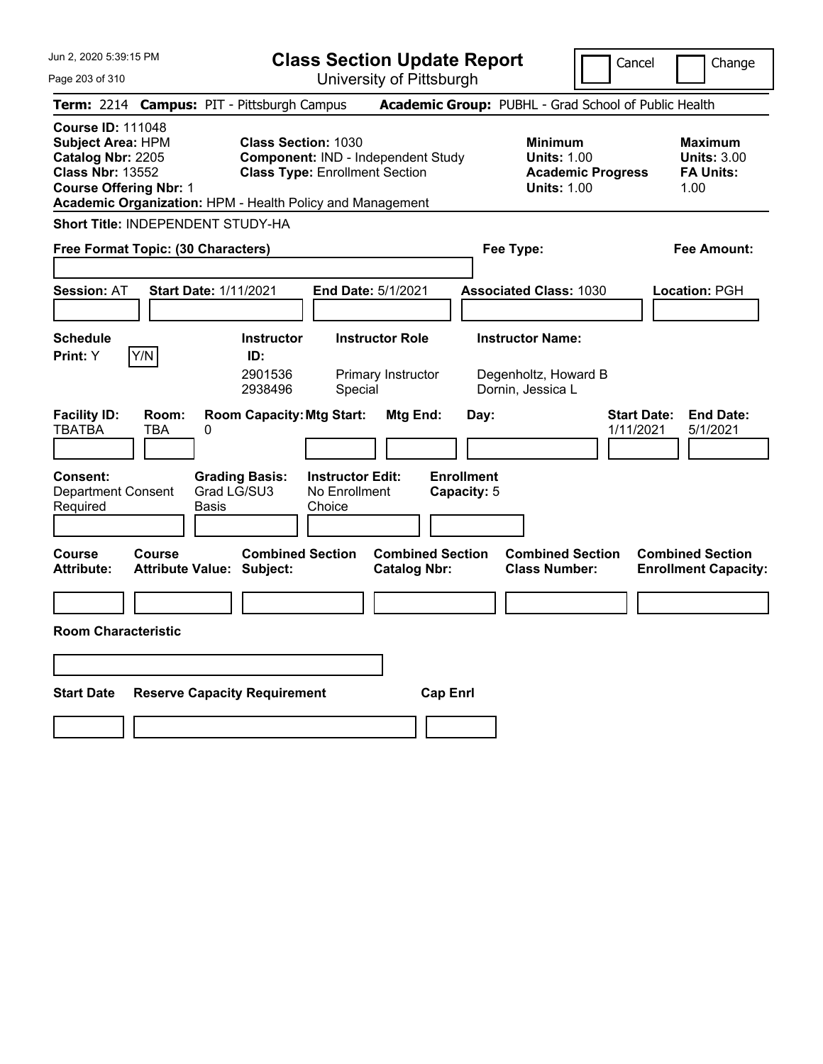# Class Section Update Report

University of Pittsburgh

Cancel Change

**Term:** 2214 **Campus:** PIT - Pittsburgh Campus **Academic Group:** PUBHL - Grad School of Public Health

**Course ID:** 111048
**Subject Area:** HPM
**Catalog Nbr:** 2205
**Class Nbr:** 13552
**Course Offering Nbr:** 1
**Academic Organization:** HPM - Health Policy and Management

**Class Section:** 1030
**Component:** IND - Independent Study
**Class Type:** Enrollment Section

**Minimum**
**Units:** 1.00
**Academic Progress Units:** 1.00

**Maximum**
**Units:** 3.00
**FA Units:** 1.00

**Short Title:** INDEPENDENT STUDY-HA

**Free Format Topic: (30 Characters)**

**Fee Type:**

**Fee Amount:**

**Session:** AT **Start Date:** 1/11/2021 **End Date:** 5/1/2021 **Associated Class:** 1030 **Location:** PGH

**Schedule Print:** Y Y/N

| Instructor ID: | Instructor Role | Instructor Name: |
|---|---|---|
| 2901536 | Primary Instructor | Degenholtz, Howard B |
| 2938496 | Special | Dornin, Jessica L |

| Facility ID: | Room: | Room Capacity: | Mtg Start: | Mtg End: | Day: | Start Date: | End Date: |
|---|---|---|---|---|---|---|---|
| TBATBA | TBA | 0 | | | | 1/11/2021 | 5/1/2021 |

**Consent:** Department Consent Required
**Grading Basis:** Grad LG/SU3 Basis
**Instructor Edit:** No Enrollment Choice
**Enrollment Capacity:** 5

| Course Attribute: | Course Attribute Value: | Combined Section Subject: | Combined Section Catalog Nbr: | Combined Section Class Number: | Combined Section Enrollment Capacity: |
|---|---|---|---|---|---|
| | | | | | |

**Room Characteristic**

| Start Date | Reserve Capacity Requirement | Cap Enrl |
|---|---|---|
| | | |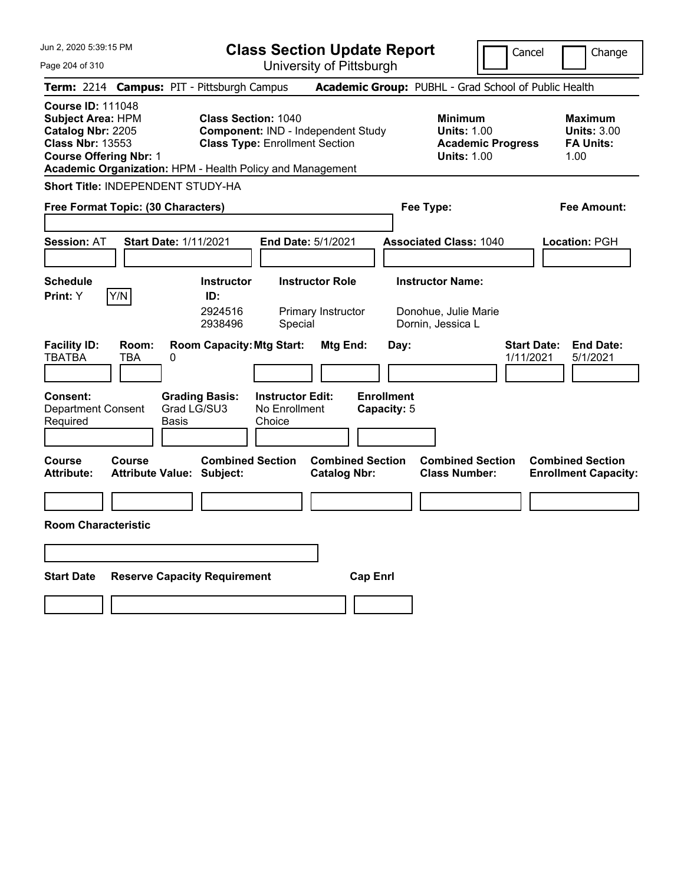# Class Section Update Report

University of Pittsburgh

Cancel | Change

**Term:** 2214 **Campus:** PIT - Pittsburgh Campus **Academic Group:** PUBHL - Grad School of Public Health

**Course ID:** 111048
**Subject Area:** HPM
**Catalog Nbr:** 2205
**Class Nbr:** 13553
**Course Offering Nbr:** 1
**Academic Organization:** HPM - Health Policy and Management

**Class Section:** 1040
**Component:** IND - Independent Study
**Class Type:** Enrollment Section

**Minimum Units:** 1.00
**Academic Progress Units:** 1.00

**Maximum Units:** 3.00
**FA Units:** 1.00

**Short Title:** INDEPENDENT STUDY-HA

**Free Format Topic: (30 Characters)**

**Fee Type:**

**Fee Amount:**

**Session:** AT **Start Date:** 1/11/2021 **End Date:** 5/1/2021 **Associated Class:** 1040 **Location:** PGH

**Schedule Print:** Y Y/N

| Instructor ID: | Instructor Role | Instructor Name: |
|---|---|---|
| 2924516 | Primary Instructor | Donohue, Julie Marie |
| 2938496 | Special | Dornin, Jessica L |

| Facility ID: | Room: | Room Capacity: | Mtg Start: | Mtg End: | Day: | Start Date: | End Date: |
|---|---|---|---|---|---|---|---|
| TBATBA | TBA | 0 | | | | 1/11/2021 | 5/1/2021 |

**Consent:** Department Consent Required
**Grading Basis:** Grad LG/SU3 Basis
**Instructor Edit:** No Enrollment Choice
**Enrollment Capacity:** 5

| Course Attribute: | Course Attribute Value: | Combined Section Subject: | Combined Section Catalog Nbr: | Combined Section Class Number: | Combined Section Enrollment Capacity: |
|---|---|---|---|---|---|
| | | | | | |

**Room Characteristic**

| Start Date | Reserve Capacity Requirement | Cap Enrl |
|---|---|---|
| | | |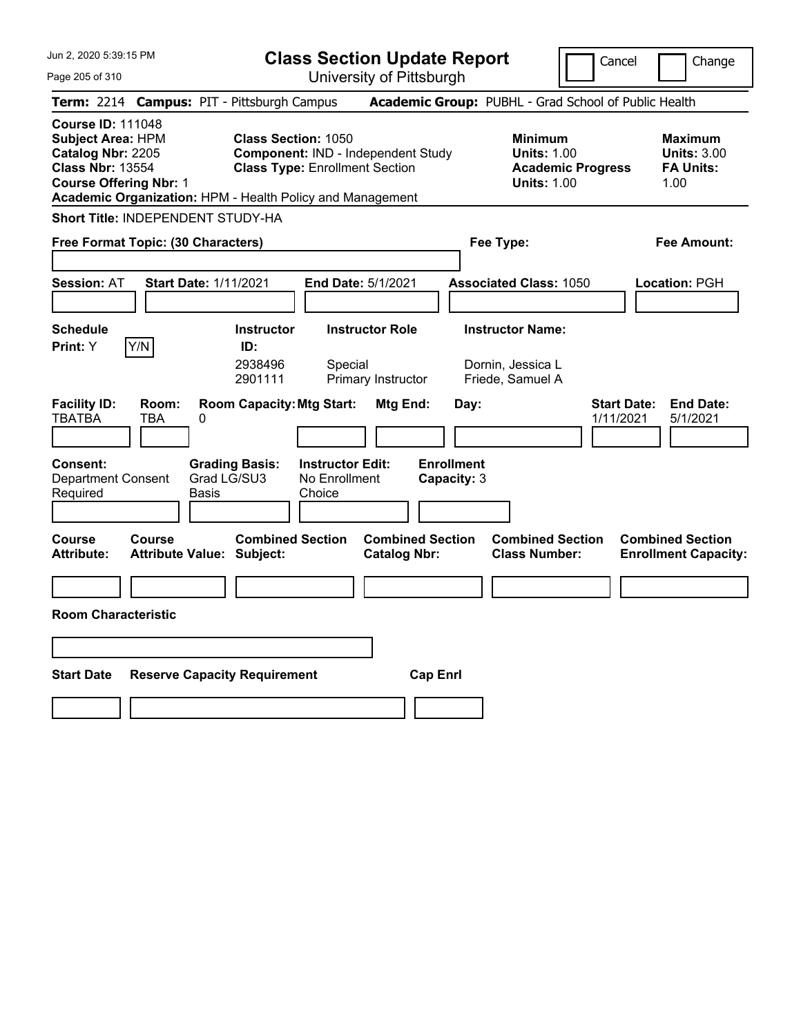# Class Section Update Report

University of Pittsburgh

Cancel | Change

**Term:** 2214 **Campus:** PIT - Pittsburgh Campus **Academic Group:** PUBHL - Grad School of Public Health

**Course ID:** 111048
**Subject Area:** HPM
**Catalog Nbr:** 2205
**Class Nbr:** 13554
**Course Offering Nbr:** 1
**Academic Organization:** HPM - Health Policy and Management

**Class Section:** 1050
**Component:** IND - Independent Study
**Class Type:** Enrollment Section

**Minimum Units:** 1.00
**Academic Progress Units:** 1.00

**Maximum Units:** 3.00
**FA Units:** 1.00

**Short Title:** INDEPENDENT STUDY-HA

**Free Format Topic: (30 Characters)**

**Fee Type:**

**Fee Amount:**

**Session:** AT **Start Date:** 1/11/2021 **End Date:** 5/1/2021 **Associated Class:** 1050 **Location:** PGH

**Schedule Print:** Y Y/N

| Instructor ID: | Instructor Role | Instructor Name: |
|---|---|---|
| 2938496 | Special | Dornin, Jessica L |
| 2901111 | Primary Instructor | Friede, Samuel A |

| Facility ID: | Room: | Room Capacity: | Mtg Start: | Mtg End: | Day: | Start Date: | End Date: |
|---|---|---|---|---|---|---|---|
| TBATBA | TBA | 0 | | | | 1/11/2021 | 5/1/2021 |

**Consent:** Department Consent Required
**Grading Basis:** Grad LG/SU3 Basis
**Instructor Edit:** No Enrollment Choice
**Enrollment Capacity:** 3

| Course Attribute: | Course Attribute Value: | Combined Section Subject: | Combined Section Catalog Nbr: | Combined Section Class Number: | Combined Section Enrollment Capacity: |
|---|---|---|---|---|---|
| | | | | | |

**Room Characteristic**

| Start Date | Reserve Capacity Requirement | Cap Enrl |
|---|---|---|
| | | |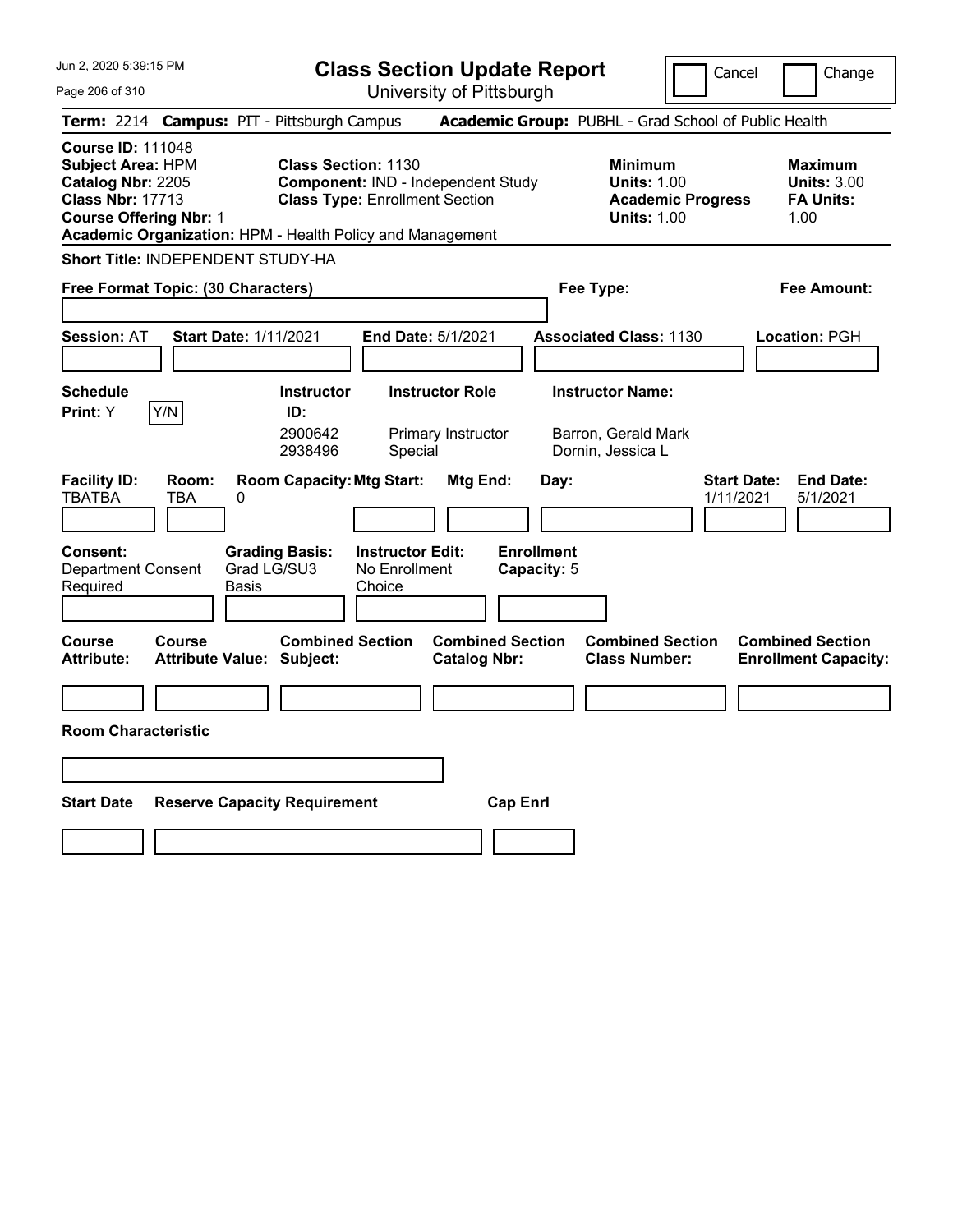# Class Section Update Report

University of Pittsburgh

Cancel | Change

**Term:** 2214 **Campus:** PIT - Pittsburgh Campus **Academic Group:** PUBHL - Grad School of Public Health

**Course ID:** 111048
**Subject Area:** HPM
**Catalog Nbr:** 2205
**Class Nbr:** 17713
**Course Offering Nbr:** 1
**Academic Organization:** HPM - Health Policy and Management

**Class Section:** 1130
**Component:** IND - Independent Study
**Class Type:** Enrollment Section

**Minimum Units:** 1.00
**Academic Progress Units:** 1.00

**Maximum Units:** 3.00
**FA Units:** 1.00

**Short Title:** INDEPENDENT STUDY-HA

**Free Format Topic: (30 Characters)**

**Fee Type:**

**Fee Amount:**

**Session:** AT **Start Date:** 1/11/2021 **End Date:** 5/1/2021 **Associated Class:** 1130 **Location:** PGH

**Schedule Print:** Y Y/N

| Instructor ID: | Instructor Role | Instructor Name: |
|---|---|---|
| 2900642 | Primary Instructor | Barron, Gerald Mark |
| 2938496 | Special | Dornin, Jessica L |

| Facility ID: | Room: | Room Capacity: | Mtg Start: | Mtg End: | Day: | Start Date: | End Date: |
|---|---|---|---|---|---|---|---|
| TBATBA | TBA | 0 | | | | 1/11/2021 | 5/1/2021 |

**Consent:** Department Consent Required
**Grading Basis:** Grad LG/SU3 Basis
**Instructor Edit:** No Enrollment Choice
**Enrollment Capacity:** 5

| Course Attribute: | Course Attribute Value: | Combined Section Subject: | Combined Section Catalog Nbr: | Combined Section Class Number: | Combined Section Enrollment Capacity: |
|---|---|---|---|---|---|
| | | | | | |

**Room Characteristic**

| Start Date | Reserve Capacity Requirement | Cap Enrl |
|---|---|---|
| | | |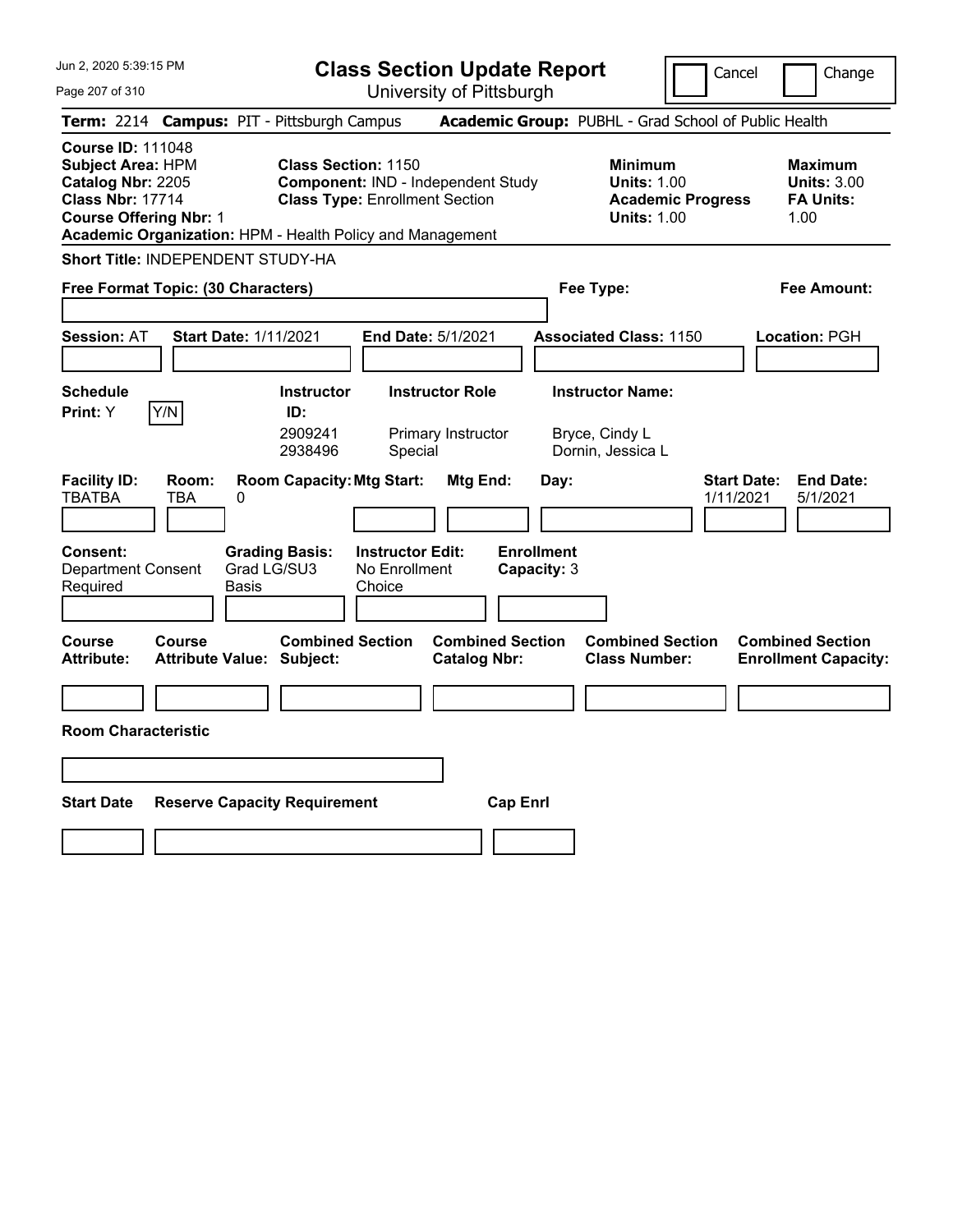# Class Section Update Report

University of Pittsburgh

Jun 2, 2020 5:39:15 PM

Cancel | Change

**Term:** 2214 **Campus:** PIT - Pittsburgh Campus **Academic Group:** PUBHL - Grad School of Public Health

**Course ID:** 111048
**Subject Area:** HPM
**Catalog Nbr:** 2205
**Class Nbr:** 17714
**Course Offering Nbr:** 1
**Academic Organization:** HPM - Health Policy and Management

**Class Section:** 1150
**Component:** IND - Independent Study
**Class Type:** Enrollment Section

**Minimum Units:** 1.00
**Academic Progress Units:** 1.00

**Maximum Units:** 3.00
**FA Units:** 1.00

**Short Title:** INDEPENDENT STUDY-HA

**Free Format Topic: (30 Characters)**

**Fee Type:**

**Fee Amount:**

**Session:** AT **Start Date:** 1/11/2021 **End Date:** 5/1/2021 **Associated Class:** 1150 **Location:** PGH

**Schedule Print:** Y Y/N

| Instructor ID: | Instructor Role | Instructor Name: |
|---|---|---|
| 2909241 | Primary Instructor | Bryce, Cindy L |
| 2938496 | Special | Dornin, Jessica L |

| Facility ID: | Room: | Room Capacity: | Mtg Start: | Mtg End: | Day: | Start Date: | End Date: |
|---|---|---|---|---|---|---|---|
| TBATBA | TBA | 0 | | | | 1/11/2021 | 5/1/2021 |

**Consent:** Department Consent Required

**Grading Basis:** Grad LG/SU3 Basis

**Instructor Edit:** No Enrollment Choice

**Enrollment Capacity:** 3

| Course Attribute: | Course Attribute Value: | Combined Section Subject: | Combined Section Catalog Nbr: | Combined Section Class Number: | Combined Section Enrollment Capacity: |
|---|---|---|---|---|---|
| | | | | | |

**Room Characteristic**

| Start Date | Reserve Capacity Requirement | Cap Enrl |
|---|---|---|
| | | |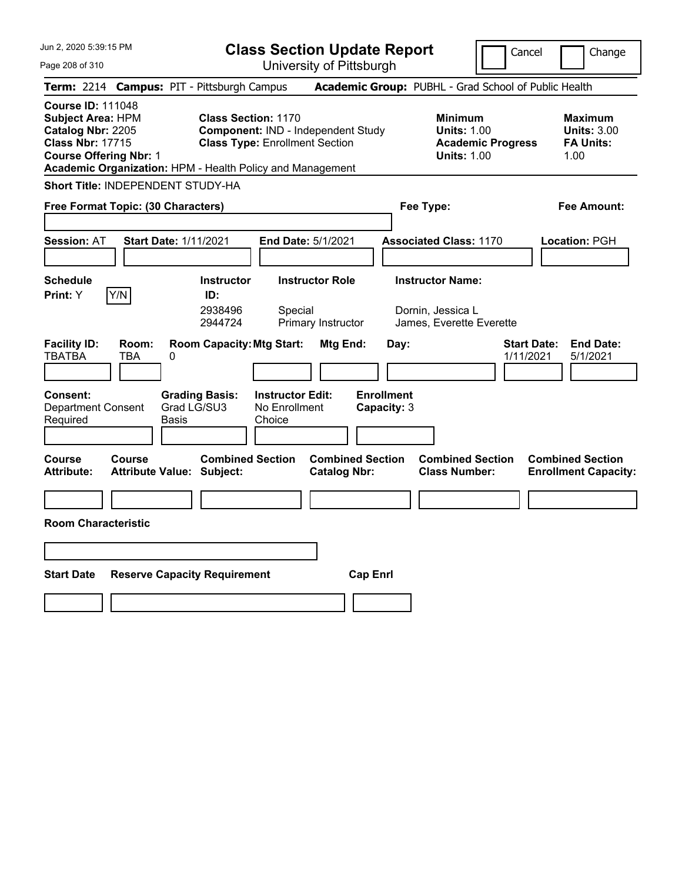# Class Section Update Report

University of Pittsburgh

Jun 2, 2020 5:39:15 PM

Cancel | Change

**Term:** 2214 **Campus:** PIT - Pittsburgh Campus **Academic Group:** PUBHL - Grad School of Public Health

**Course ID:** 111048
**Subject Area:** HPM
**Catalog Nbr:** 2205
**Class Nbr:** 17715
**Course Offering Nbr:** 1
**Academic Organization:** HPM - Health Policy and Management

**Class Section:** 1170
**Component:** IND - Independent Study
**Class Type:** Enrollment Section

**Minimum Units:** 1.00
**Academic Progress Units:** 1.00

**Maximum Units:** 3.00
**FA Units:** 1.00

**Short Title:** INDEPENDENT STUDY-HA

**Free Format Topic: (30 Characters)**

**Fee Type:**

**Fee Amount:**

**Session:** AT **Start Date:** 1/11/2021 **End Date:** 5/1/2021 **Associated Class:** 1170 **Location:** PGH

**Schedule Print:** Y Y/N

| Instructor ID | Instructor Role | Instructor Name |
|---|---|---|
| 2938496 | Special | Dornin, Jessica L |
| 2944724 | Primary Instructor | James, Everette Everette |

| Facility ID | Room | Room Capacity | Mtg Start | Mtg End | Day | Start Date | End Date |
|---|---|---|---|---|---|---|---|
| TBATBA | TBA | 0 | | | | 1/11/2021 | 5/1/2021 |

**Consent:** Department Consent Required
**Grading Basis:** Grad LG/SU3 Basis
**Instructor Edit:** No Enrollment Choice
**Enrollment Capacity:** 3

| Course Attribute | Course Attribute Value | Combined Section Subject | Combined Section Catalog Nbr | Combined Section Class Number | Combined Section Enrollment Capacity |
|---|---|---|---|---|---|
| | | | | | |

**Room Characteristic**

| Start Date | Reserve Capacity Requirement | Cap Enrl |
|---|---|---|
| | | |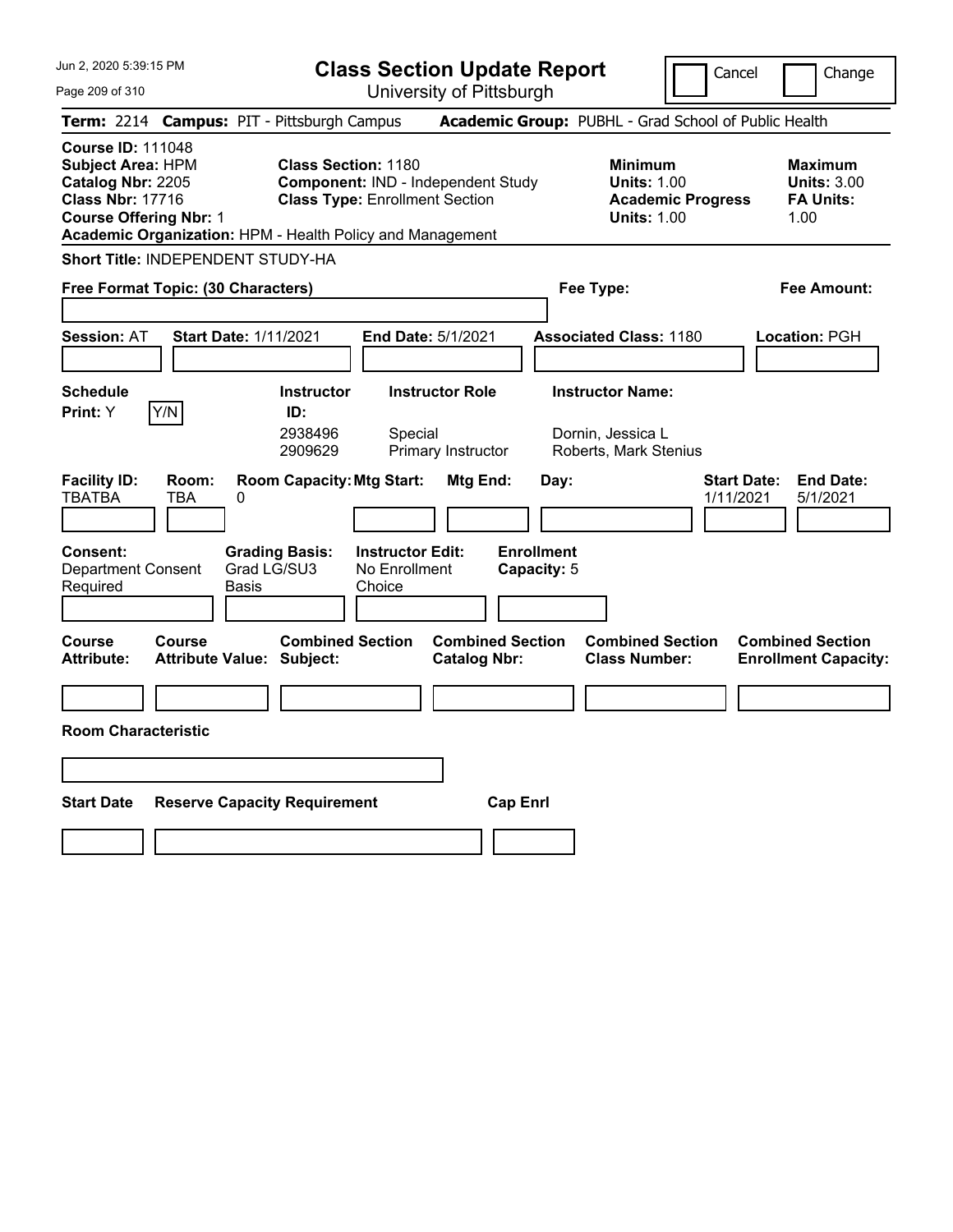# Class Section Update Report

University of Pittsburgh

Cancel | Change

**Term:** 2214 **Campus:** PIT - Pittsburgh Campus **Academic Group:** PUBHL - Grad School of Public Health

**Course ID:** 111048
**Subject Area:** HPM
**Catalog Nbr:** 2205
**Class Nbr:** 17716
**Course Offering Nbr:** 1
**Academic Organization:** HPM - Health Policy and Management

**Class Section:** 1180
**Component:** IND - Independent Study
**Class Type:** Enrollment Section

**Minimum Units:** 1.00
**Academic Progress Units:** 1.00

**Maximum Units:** 3.00
**FA Units:** 1.00

**Short Title:** INDEPENDENT STUDY-HA

**Free Format Topic: (30 Characters)**

**Fee Type:**

**Fee Amount:**

**Session:** AT **Start Date:** 1/11/2021 **End Date:** 5/1/2021 **Associated Class:** 1180 **Location:** PGH

| Schedule Print | Instructor ID | Instructor Role | Instructor Name |
|---|---|---|---|
| Y (Y/N) | 2938496 | Special | Dornin, Jessica L |
| | 2909629 | Primary Instructor | Roberts, Mark Stenius |

| Facility ID | Room | Room Capacity | Mtg Start | Mtg End | Day | Start Date | End Date |
|---|---|---|---|---|---|---|---|
| TBATBA | TBA | 0 | | | | 1/11/2021 | 5/1/2021 |

**Consent:** Department Consent Required
**Grading Basis:** Grad LG/SU3 Basis
**Instructor Edit:** No Enrollment Choice
**Enrollment Capacity:** 5

| Course Attribute | Course Attribute Value | Combined Section Subject | Combined Section Catalog Nbr | Combined Section Class Number | Combined Section Enrollment Capacity |
|---|---|---|---|---|---|
| | | | | | |

**Room Characteristic**

| Start Date | Reserve Capacity Requirement | Cap Enrl |
|---|---|---|
| | | |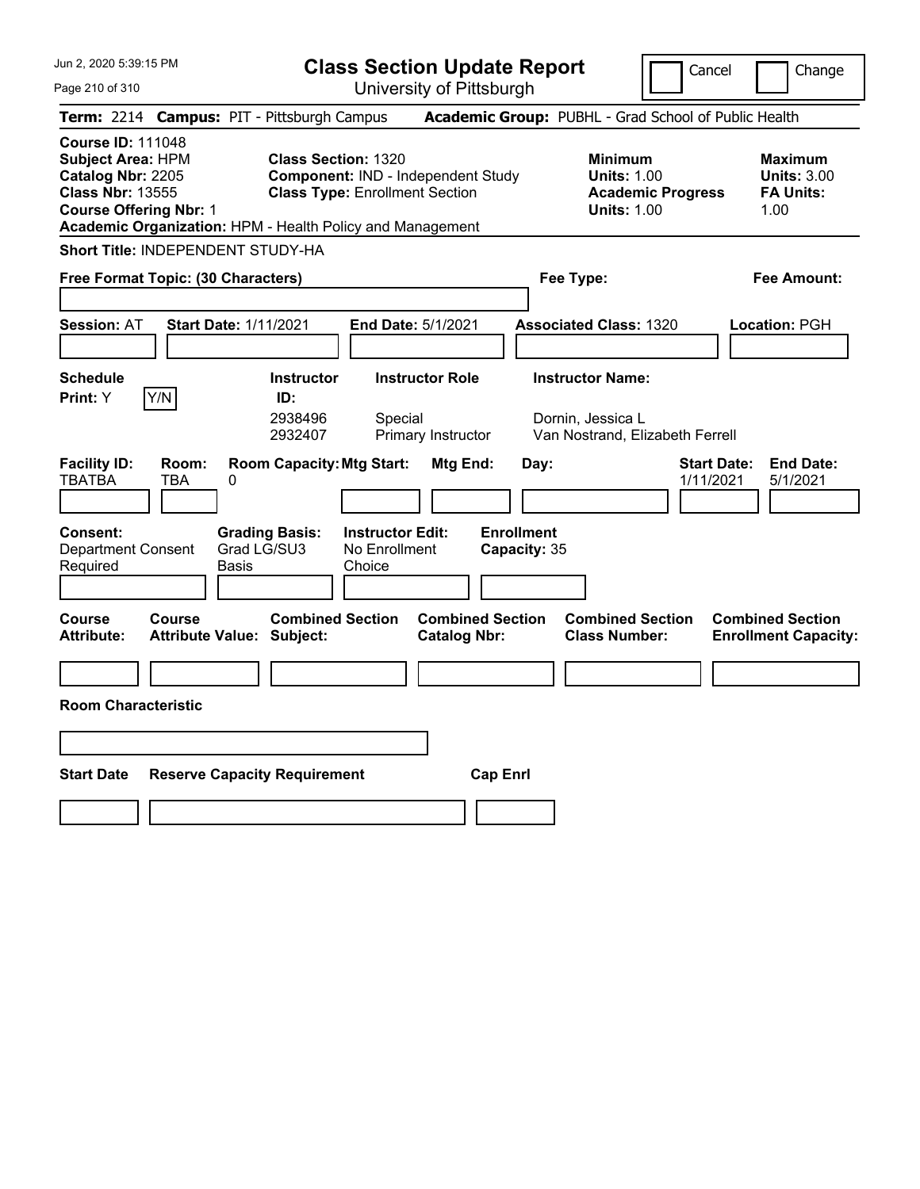Jun 2, 2020 5:39:15 PM

# Class Section Update Report

University of Pittsburgh

Cancel / Change

**Term:** 2214 **Campus:** PIT - Pittsburgh Campus **Academic Group:** PUBHL - Grad School of Public Health

**Course ID:** 111048
**Subject Area:** HPM
**Catalog Nbr:** 2205
**Class Nbr:** 13555
**Course Offering Nbr:** 1
**Academic Organization:** HPM - Health Policy and Management

**Class Section:** 1320
**Component:** IND - Independent Study
**Class Type:** Enrollment Section

**Minimum Units:** 1.00
**Academic Progress Units:** 1.00

**Maximum Units:** 3.00
**FA Units:** 1.00

**Short Title:** INDEPENDENT STUDY-HA

**Free Format Topic: (30 Characters)**

**Fee Type:**

**Fee Amount:**

**Session:** AT **Start Date:** 1/11/2021 **End Date:** 5/1/2021 **Associated Class:** 1320 **Location:** PGH

**Schedule Print:** Y Y/N

| Instructor ID | Instructor Role | Instructor Name |
|---|---|---|
| 2938496 | Special | Dornin, Jessica L |
| 2932407 | Primary Instructor | Van Nostrand, Elizabeth Ferrell |

| Facility ID | Room | Room Capacity | Mtg Start | Mtg End | Day | Start Date | End Date |
|---|---|---|---|---|---|---|---|
| TBATBA | TBA | 0 | | | | 1/11/2021 | 5/1/2021 |

**Consent:** Department Consent Required
**Grading Basis:** Grad LG/SU3 Basis
**Instructor Edit:** No Enrollment Choice
**Enrollment Capacity:** 35

| Course Attribute | Course Attribute Value | Combined Section Subject | Combined Section Catalog Nbr | Combined Section Class Number | Combined Section Enrollment Capacity |
|---|---|---|---|---|---|
| | | | | | |

**Room Characteristic**

| Start Date | Reserve Capacity Requirement | Cap Enrl |
|---|---|---|
| | | |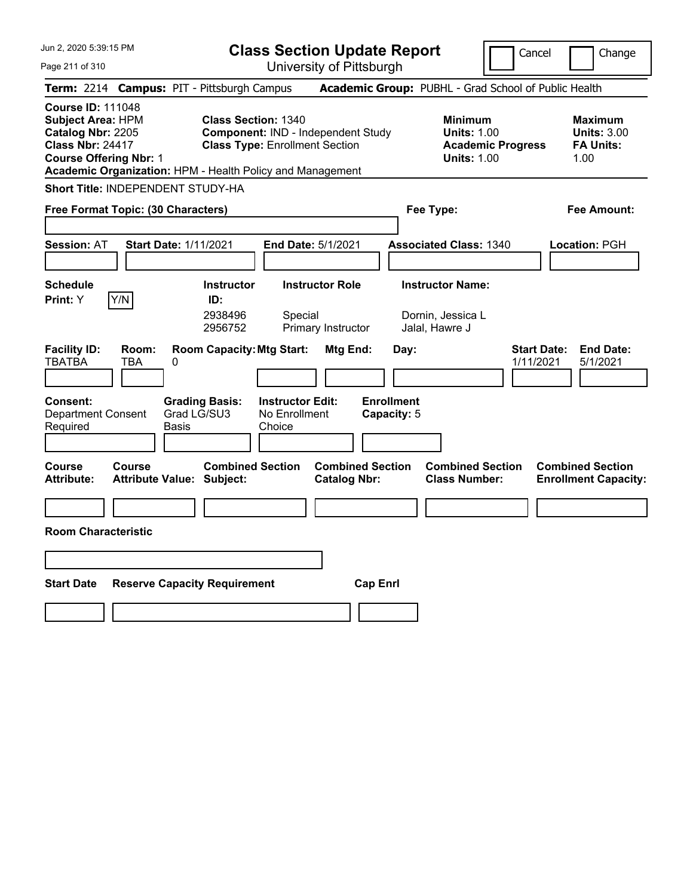Jun 2, 2020 5:39:15 PM

# Class Section Update Report

University of Pittsburgh

Cancel | Change

**Term:** 2214 **Campus:** PIT - Pittsburgh Campus **Academic Group:** PUBHL - Grad School of Public Health

**Course ID:** 111048
**Subject Area:** HPM
**Catalog Nbr:** 2205
**Class Nbr:** 24417
**Course Offering Nbr:** 1
**Academic Organization:** HPM - Health Policy and Management

**Class Section:** 1340
**Component:** IND - Independent Study
**Class Type:** Enrollment Section

**Minimum**
**Units:** 1.00
**Academic Progress Units:** 1.00

**Maximum**
**Units:** 3.00
**FA Units:** 1.00

**Short Title:** INDEPENDENT STUDY-HA

**Free Format Topic: (30 Characters)**

**Fee Type:**

**Fee Amount:**

**Session:** AT **Start Date:** 1/11/2021 **End Date:** 5/1/2021 **Associated Class:** 1340 **Location:** PGH

**Schedule Print:** Y Y/N

| Instructor ID: | Instructor Role | Instructor Name: |
|---|---|---|
| 2938496 | Special | Dornin, Jessica L |
| 2956752 | Primary Instructor | Jalal, Hawre J |

| Facility ID: | Room: | Room Capacity: | Mtg Start: | Mtg End: | Day: | Start Date: | End Date: |
|---|---|---|---|---|---|---|---|
| TBATBA | TBA | 0 | | | | 1/11/2021 | 5/1/2021 |

**Consent:** Department Consent Required
**Grading Basis:** Grad LG/SU3 Basis
**Instructor Edit:** No Enrollment Choice
**Enrollment Capacity:** 5

| Course Attribute: | Course Attribute Value: | Combined Section Subject: | Combined Section Catalog Nbr: | Combined Section Class Number: | Combined Section Enrollment Capacity: |
|---|---|---|---|---|---|
| | | | | | |

**Room Characteristic**

| Start Date | Reserve Capacity Requirement | Cap Enrl |
|---|---|---|
| | | |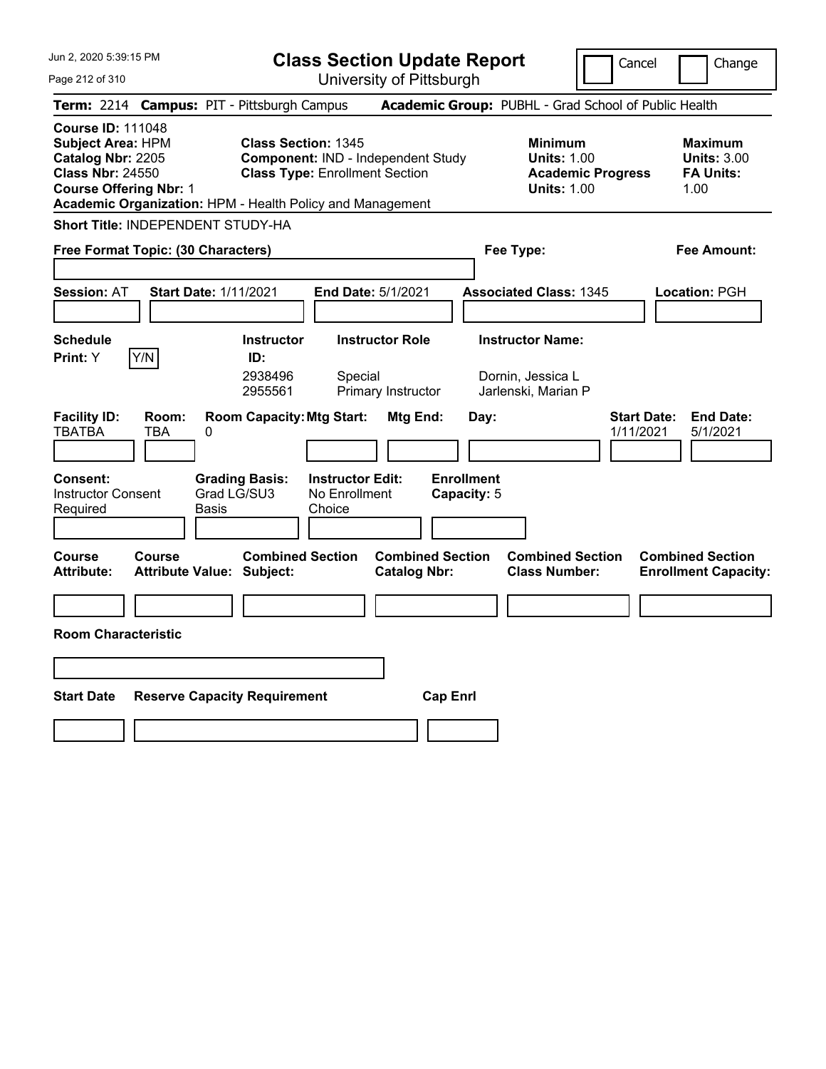Jun 2, 2020 5:39:15 PM

# Class Section Update Report

University of Pittsburgh

Cancel | Change

**Term:** 2214 **Campus:** PIT - Pittsburgh Campus **Academic Group:** PUBHL - Grad School of Public Health

**Course ID:** 111048
**Subject Area:** HPM
**Catalog Nbr:** 2205
**Class Nbr:** 24550
**Course Offering Nbr:** 1
**Academic Organization:** HPM - Health Policy and Management

**Class Section:** 1345
**Component:** IND - Independent Study
**Class Type:** Enrollment Section

**Minimum Units:** 1.00
**Academic Progress Units:** 1.00

**Maximum Units:** 3.00
**FA Units:** 1.00

**Short Title:** INDEPENDENT STUDY-HA

**Free Format Topic: (30 Characters)**

**Fee Type:**

**Fee Amount:**

**Session:** AT **Start Date:** 1/11/2021 **End Date:** 5/1/2021 **Associated Class:** 1345 **Location:** PGH

**Schedule Print:** Y Y/N

| Instructor ID | Instructor Role | Instructor Name |
|---|---|---|
| 2938496 | Special | Dornin, Jessica L |
| 2955561 | Primary Instructor | Jarlenski, Marian P |

| Facility ID | Room | Room Capacity | Mtg Start | Mtg End | Day | Start Date | End Date |
|---|---|---|---|---|---|---|---|
| TBATBA | TBA | 0 | | | | 1/11/2021 | 5/1/2021 |

**Consent:** Instructor Consent Required
**Grading Basis:** Grad LG/SU3 Basis
**Instructor Edit:** No Enrollment Choice
**Enrollment Capacity:** 5

| Course Attribute | Course Attribute Value | Combined Section Subject | Combined Section Catalog Nbr | Combined Section Class Number | Combined Section Enrollment Capacity |
|---|---|---|---|---|---|
| | | | | | |

**Room Characteristic**

| Start Date | Reserve Capacity Requirement | Cap Enrl |
|---|---|---|
| | | |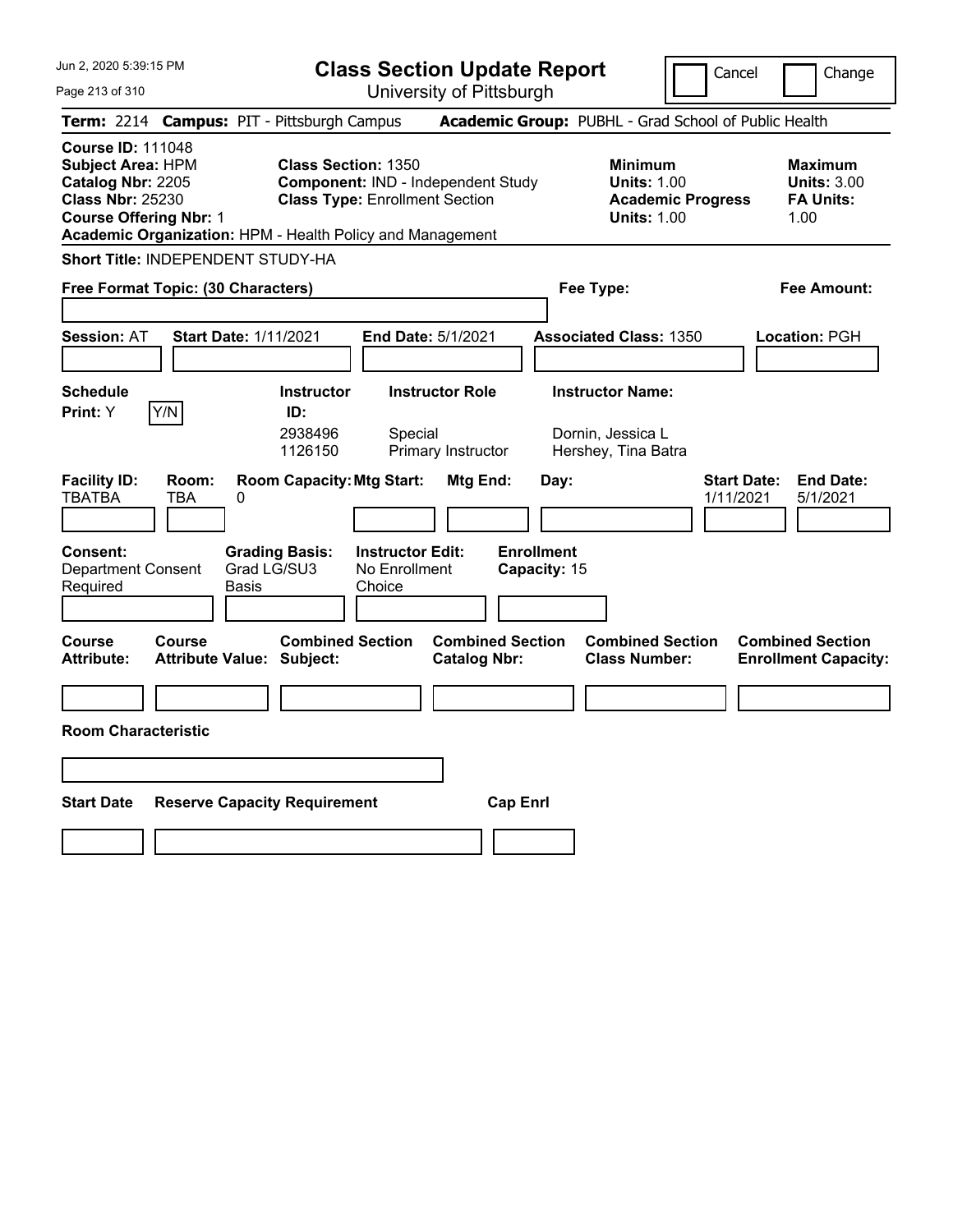# Class Section Update Report

University of Pittsburgh

Cancel | Change

**Term:** 2214 **Campus:** PIT - Pittsburgh Campus **Academic Group:** PUBHL - Grad School of Public Health

**Course ID:** 111048
**Subject Area:** HPM
**Catalog Nbr:** 2205
**Class Nbr:** 25230
**Course Offering Nbr:** 1
**Academic Organization:** HPM - Health Policy and Management

**Class Section:** 1350
**Component:** IND - Independent Study
**Class Type:** Enrollment Section

**Minimum Units:** 1.00
**Academic Progress Units:** 1.00

**Maximum Units:** 3.00
**FA Units:** 1.00

**Short Title:** INDEPENDENT STUDY-HA

**Free Format Topic: (30 Characters)**

**Fee Type:**

**Fee Amount:**

**Session:** AT **Start Date:** 1/11/2021 **End Date:** 5/1/2021 **Associated Class:** 1350 **Location:** PGH

| Schedule Print | | Instructor ID | Instructor Role | Instructor Name |
|---|---|---|---|---|
| Y | Y/N | 2938496 | Special | Dornin, Jessica L |
| | | 1126150 | Primary Instructor | Hershey, Tina Batra |

| Facility ID | Room | Room Capacity | Mtg Start | Mtg End | Day | Start Date | End Date |
|---|---|---|---|---|---|---|---|
| TBATBA | TBA | 0 | | | | 1/11/2021 | 5/1/2021 |

**Consent:** Department Consent Required
**Grading Basis:** Grad LG/SU3 Basis
**Instructor Edit:** No Enrollment Choice
**Enrollment Capacity:** 15

| Course Attribute | Course Attribute Value | Combined Section Subject | Combined Section Catalog Nbr | Combined Section Class Number | Combined Section Enrollment Capacity |
|---|---|---|---|---|---|
| | | | | | |

**Room Characteristic**

| Start Date | Reserve Capacity Requirement | Cap Enrl |
|---|---|---|
| | | |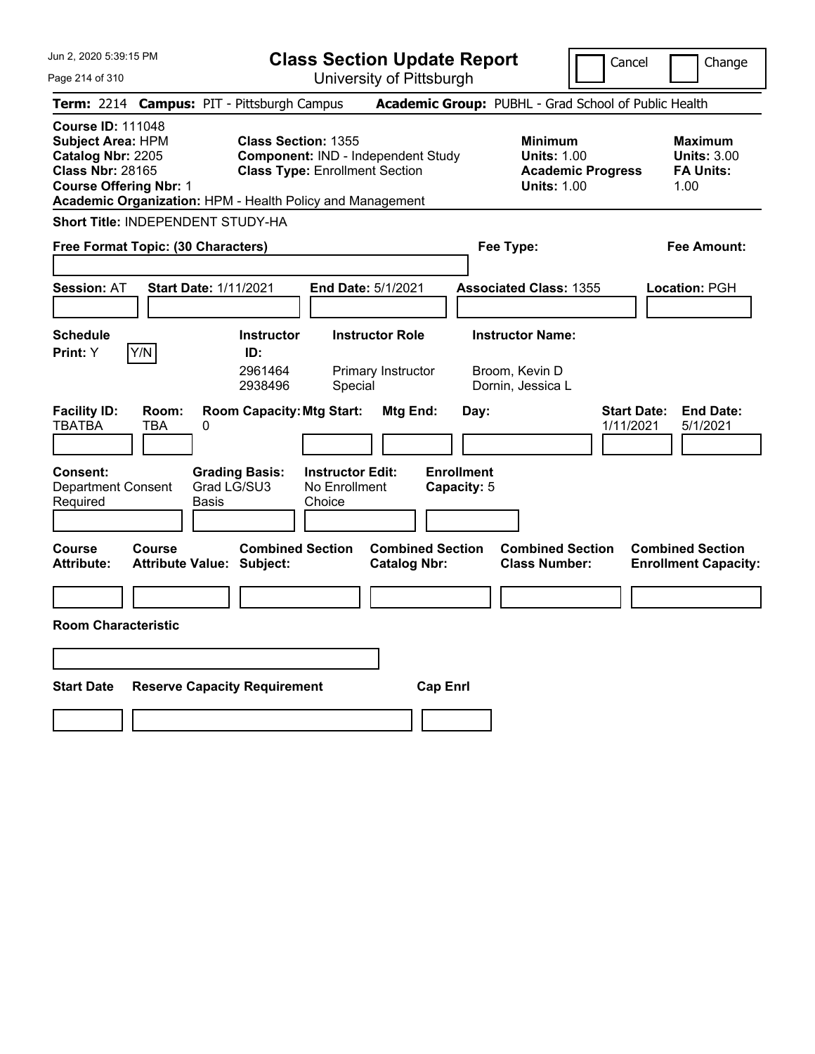Jun 2, 2020 5:39:15 PM

# Class Section Update Report

University of Pittsburgh

Cancel | Change

**Term:** 2214 **Campus:** PIT - Pittsburgh Campus **Academic Group:** PUBHL - Grad School of Public Health

**Course ID:** 111048
**Subject Area:** HPM
**Catalog Nbr:** 2205
**Class Nbr:** 28165
**Course Offering Nbr:** 1
**Academic Organization:** HPM - Health Policy and Management

**Class Section:** 1355
**Component:** IND - Independent Study
**Class Type:** Enrollment Section

**Minimum Units:** 1.00
**Academic Progress Units:** 1.00

**Maximum Units:** 3.00
**FA Units:** 1.00

**Short Title:** INDEPENDENT STUDY-HA

**Free Format Topic: (30 Characters)**

**Fee Type:**

**Fee Amount:**

**Session:** AT **Start Date:** 1/11/2021 **End Date:** 5/1/2021 **Associated Class:** 1355 **Location:** PGH

**Schedule Print:** Y Y/N

| Instructor ID: | Instructor Role | Instructor Name: |
|---|---|---|
| 2961464 | Primary Instructor | Broom, Kevin D |
| 2938496 | Special | Dornin, Jessica L |

| Facility ID: | Room: | Room Capacity: | Mtg Start: | Mtg End: | Day: | Start Date: | End Date: |
|---|---|---|---|---|---|---|---|
| TBATBA | TBA | 0 | | | | 1/11/2021 | 5/1/2021 |

**Consent:** Department Consent Required
**Grading Basis:** Grad LG/SU3 Basis
**Instructor Edit:** No Enrollment Choice
**Enrollment Capacity:** 5

| Course Attribute: | Course Attribute Value: | Combined Section Subject: | Combined Section Catalog Nbr: | Combined Section Class Number: | Combined Section Enrollment Capacity: |
|---|---|---|---|---|---|
| | | | | | |

**Room Characteristic**

| Start Date | Reserve Capacity Requirement | Cap Enrl |
|---|---|---|
| | | |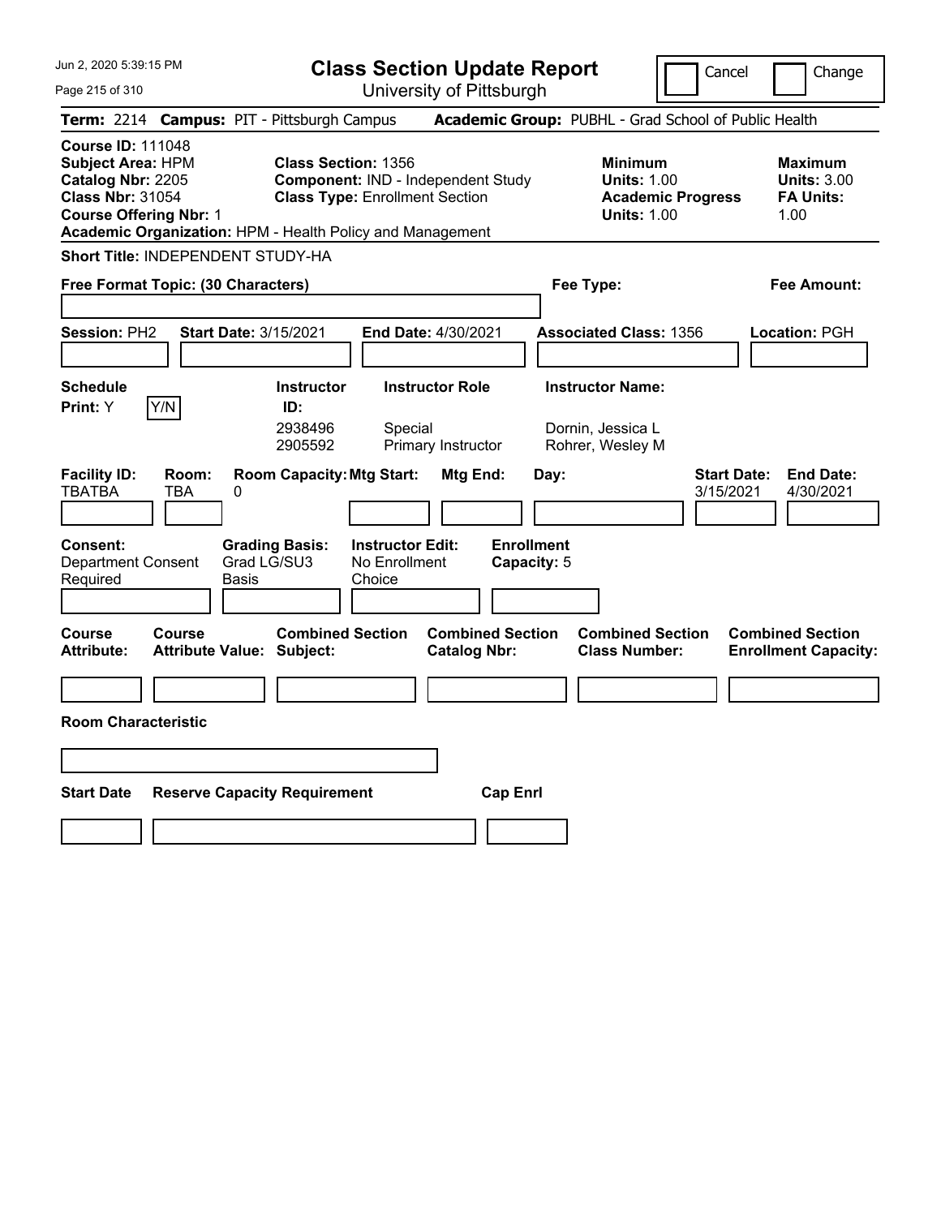# Class Section Update Report

University of Pittsburgh

Cancel | Change

**Term:** 2214 **Campus:** PIT - Pittsburgh Campus **Academic Group:** PUBHL - Grad School of Public Health

**Course ID:** 111048
**Subject Area:** HPM
**Catalog Nbr:** 2205
**Class Nbr:** 31054
**Course Offering Nbr:** 1
**Academic Organization:** HPM - Health Policy and Management

**Class Section:** 1356
**Component:** IND - Independent Study
**Class Type:** Enrollment Section

**Minimum Units:** 1.00
**Academic Progress Units:** 1.00

**Maximum Units:** 3.00
**FA Units:** 1.00

**Short Title:** INDEPENDENT STUDY-HA

**Free Format Topic: (30 Characters)**

**Fee Type:**

**Fee Amount:**

**Session:** PH2 **Start Date:** 3/15/2021 **End Date:** 4/30/2021 **Associated Class:** 1356 **Location:** PGH

**Schedule Print:** Y Y/N

| Instructor ID: | Instructor Role | Instructor Name: |
|---|---|---|
| 2938496 | Special | Dornin, Jessica L |
| 2905592 | Primary Instructor | Rohrer, Wesley M |

| Facility ID: | Room: | Room Capacity: | Mtg Start: | Mtg End: | Day: | Start Date: | End Date: |
|---|---|---|---|---|---|---|---|
| TBATBA | TBA | 0 | | | | 3/15/2021 | 4/30/2021 |

**Consent:** Department Consent Required
**Grading Basis:** Grad LG/SU3 Basis
**Instructor Edit:** No Enrollment Choice
**Enrollment Capacity:** 5

| Course Attribute: | Course Attribute Value: | Combined Section Subject: | Combined Section Catalog Nbr: | Combined Section Class Number: | Combined Section Enrollment Capacity: |
|---|---|---|---|---|---|
| | | | | | |

**Room Characteristic**

| Start Date | Reserve Capacity Requirement | Cap Enrl |
|---|---|---|
| | | |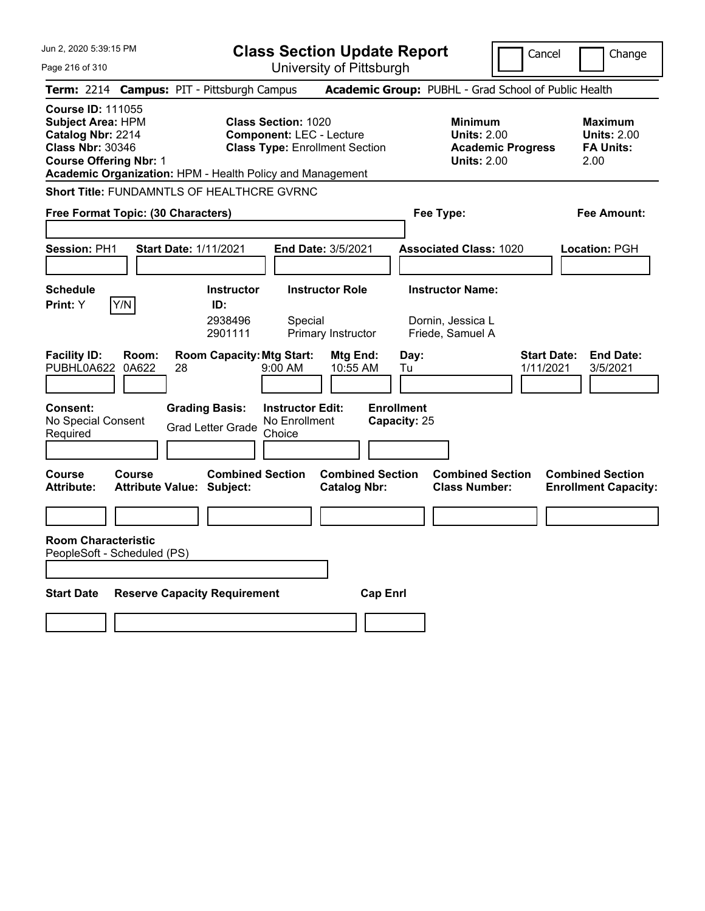Jun 2, 2020 5:39:15 PM

# Class Section Update Report

University of Pittsburgh

Cancel | Change

**Term:** 2214 **Campus:** PIT - Pittsburgh Campus **Academic Group:** PUBHL - Grad School of Public Health

**Course ID:** 111055
**Subject Area:** HPM
**Catalog Nbr:** 2214
**Class Nbr:** 30346
**Course Offering Nbr:** 1
**Academic Organization:** HPM - Health Policy and Management

**Class Section:** 1020
**Component:** LEC - Lecture
**Class Type:** Enrollment Section

**Minimum Units:** 2.00
**Academic Progress Units:** 2.00

**Maximum Units:** 2.00
**FA Units:** 2.00

**Short Title:** FUNDAMNTLS OF HEALTHCRE GVRNC

**Free Format Topic: (30 Characters)**

**Fee Type:**

**Fee Amount:**

**Session:** PH1 **Start Date:** 1/11/2021 **End Date:** 3/5/2021 **Associated Class:** 1020 **Location:** PGH

**Schedule Print:** Y [Y/N]

| Instructor ID | Instructor Role | Instructor Name |
|---|---|---|
| 2938496 | Special | Dornin, Jessica L |
| 2901111 | Primary Instructor | Friede, Samuel A |

| Facility ID | Room | Room Capacity | Mtg Start | Mtg End | Day | Start Date | End Date |
|---|---|---|---|---|---|---|---|
| PUBHL0A622 | 0A622 | 28 | 9:00 AM | 10:55 AM | Tu | 1/11/2021 | 3/5/2021 |

**Consent:** No Special Consent Required

**Grading Basis:** Grad Letter Grade

**Instructor Edit:** No Enrollment Choice

**Enrollment Capacity:** 25

| Course Attribute | Course Attribute Value | Combined Section Subject | Combined Section Catalog Nbr | Combined Section Class Number | Combined Section Enrollment Capacity |
|---|---|---|---|---|---|
| | | | | | |

**Room Characteristic**
PeopleSoft - Scheduled (PS)

| Start Date | Reserve Capacity Requirement | Cap Enrl |
|---|---|---|
| | | |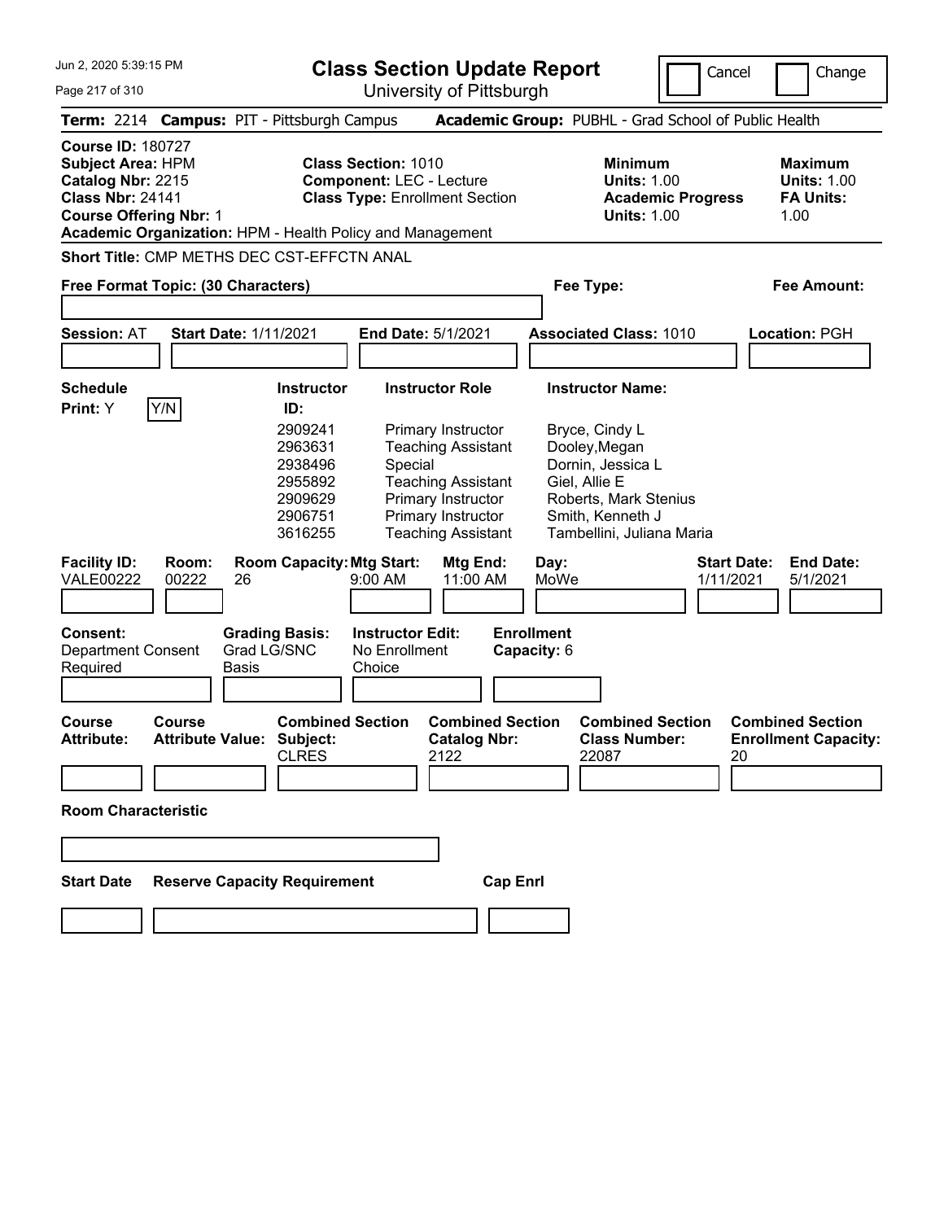# Class Section Update Report

University of Pittsburgh

Cancel | Change

**Term:** 2214 **Campus:** PIT - Pittsburgh Campus **Academic Group:** PUBHL - Grad School of Public Health

**Course ID:** 180727
**Subject Area:** HPM
**Catalog Nbr:** 2215
**Class Nbr:** 24141
**Course Offering Nbr:** 1
**Academic Organization:** HPM - Health Policy and Management

**Class Section:** 1010
**Component:** LEC - Lecture
**Class Type:** Enrollment Section

**Minimum Units:** 1.00
**Academic Progress Units:** 1.00

**Maximum Units:** 1.00
**FA Units:** 1.00

**Short Title:** CMP METHS DEC CST-EFFCTN ANAL

**Free Format Topic: (30 Characters)**

**Fee Type:**

**Fee Amount:**

**Session:** AT **Start Date:** 1/11/2021 **End Date:** 5/1/2021 **Associated Class:** 1010 **Location:** PGH

**Schedule Print:** Y

| Instructor ID | Instructor Role | Instructor Name |
|---|---|---|
| 2909241 | Primary Instructor | Bryce, Cindy L |
| 2963631 | Teaching Assistant | Dooley,Megan |
| 2938496 | Special | Dornin, Jessica L |
| 2955892 | Teaching Assistant | Giel, Allie E |
| 2909629 | Primary Instructor | Roberts, Mark Stenius |
| 2906751 | Primary Instructor | Smith, Kenneth J |
| 3616255 | Teaching Assistant | Tambellini, Juliana Maria |

| Facility ID | Room | Room Capacity | Mtg Start | Mtg End | Day | Start Date | End Date |
|---|---|---|---|---|---|---|---|
| VALE00222 | 00222 | 26 | 9:00 AM | 11:00 AM | MoWe | 1/11/2021 | 5/1/2021 |

**Consent:** Department Consent Required
**Grading Basis:** Grad LG/SNC Basis
**Instructor Edit:** No Enrollment Choice
**Enrollment Capacity:** 6

| Course Attribute | Course Attribute Value | Combined Section Subject | Combined Section Catalog Nbr | Combined Section Class Number | Combined Section Enrollment Capacity |
|---|---|---|---|---|---|
| | | CLRES | 2122 | 22087 | 20 |

**Room Characteristic**

| Start Date | Reserve Capacity Requirement | Cap Enrl |
|---|---|---|
| | | |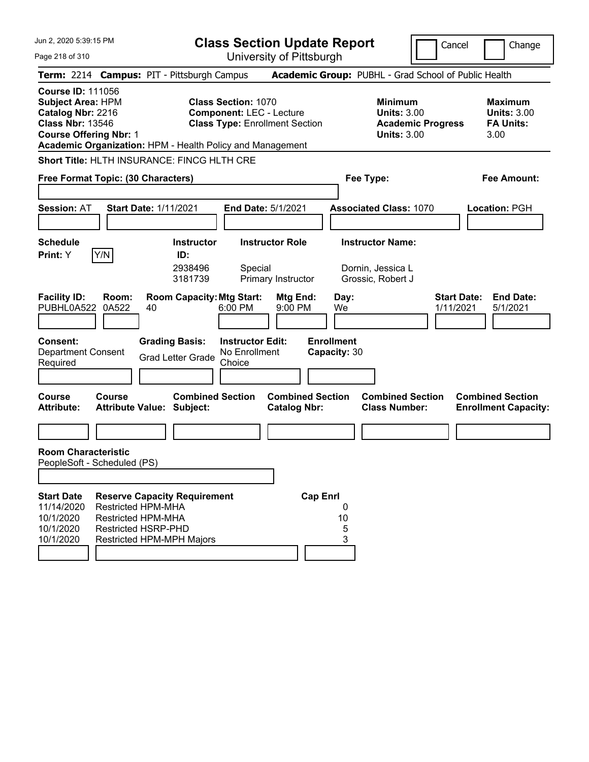# Class Section Update Report

University of Pittsburgh

Cancel | Change

**Term:** 2214 **Campus:** PIT - Pittsburgh Campus **Academic Group:** PUBHL - Grad School of Public Health

**Course ID:** 111056
**Subject Area:** HPM
**Catalog Nbr:** 2216
**Class Nbr:** 13546
**Course Offering Nbr:** 1
**Academic Organization:** HPM - Health Policy and Management

**Class Section:** 1070
**Component:** LEC - Lecture
**Class Type:** Enrollment Section

**Minimum Units:** 3.00
**Academic Progress Units:** 3.00

**Maximum Units:** 3.00
**FA Units:** 3.00

**Short Title:** HLTH INSURANCE: FINCG HLTH CRE

**Free Format Topic: (30 Characters)**

**Fee Type:**

**Fee Amount:**

**Session:** AT **Start Date:** 1/11/2021 **End Date:** 5/1/2021 **Associated Class:** 1070 **Location:** PGH

**Schedule Print:** Y Y/N

| Instructor ID | Instructor Role | Instructor Name |
|---|---|---|
| 2938496 | Special | Dornin, Jessica L |
| 3181739 | Primary Instructor | Grossic, Robert J |

| Facility ID | Room | Room Capacity | Mtg Start | Mtg End | Day | Start Date | End Date |
|---|---|---|---|---|---|---|---|
| PUBHL0A522 | 0A522 | 40 | 6:00 PM | 9:00 PM | We | 1/11/2021 | 5/1/2021 |

**Consent:** Department Consent Required
**Grading Basis:** Grad Letter Grade
**Instructor Edit:** No Enrollment Choice
**Enrollment Capacity:** 30

| Course Attribute | Course Attribute Value | Combined Section Subject | Combined Section Catalog Nbr | Combined Section Class Number | Combined Section Enrollment Capacity |
|---|---|---|---|---|---|
| | | | | | |

**Room Characteristic**
PeopleSoft - Scheduled (PS)

| Start Date | Reserve Capacity Requirement | Cap Enrl |
|---|---|---|
| 11/14/2020 | Restricted HPM-MHA | 0 |
| 10/1/2020 | Restricted HPM-MHA | 10 |
| 10/1/2020 | Restricted HSRP-PHD | 5 |
| 10/1/2020 | Restricted HPM-MPH Majors | 3 |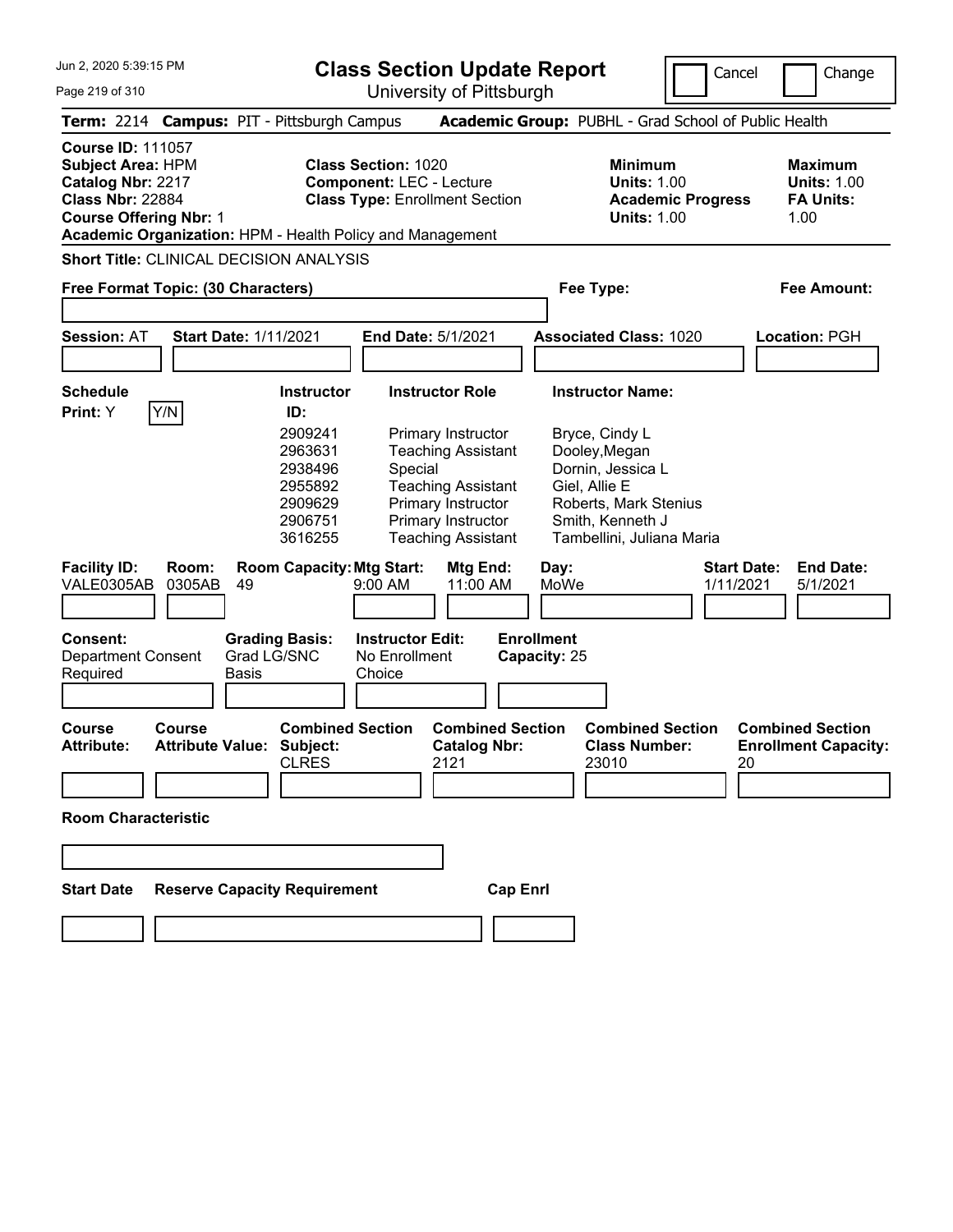Jun 2, 2020 5:39:15 PM

# Class Section Update Report

University of Pittsburgh

Cancel | Change

**Term:** 2214 **Campus:** PIT - Pittsburgh Campus **Academic Group:** PUBHL - Grad School of Public Health

**Course ID:** 111057
**Subject Area:** HPM
**Catalog Nbr:** 2217
**Class Nbr:** 22884
**Course Offering Nbr:** 1
**Academic Organization:** HPM - Health Policy and Management

**Class Section:** 1020
**Component:** LEC - Lecture
**Class Type:** Enrollment Section

**Minimum Units:** 1.00
**Academic Progress Units:** 1.00

**Maximum Units:** 1.00
**FA Units:** 1.00

**Short Title:** CLINICAL DECISION ANALYSIS

**Free Format Topic: (30 Characters)**

**Fee Type:**

**Fee Amount:**

**Session:** AT **Start Date:** 1/11/2021 **End Date:** 5/1/2021 **Associated Class:** 1020 **Location:** PGH

**Schedule Print:** Y Y/N

| Instructor ID: | Instructor Role | Instructor Name: |
|---|---|---|
| 2909241 | Primary Instructor | Bryce, Cindy L |
| 2963631 | Teaching Assistant | Dooley,Megan |
| 2938496 | Special | Dornin, Jessica L |
| 2955892 | Teaching Assistant | Giel, Allie E |
| 2909629 | Primary Instructor | Roberts, Mark Stenius |
| 2906751 | Primary Instructor | Smith, Kenneth J |
| 3616255 | Teaching Assistant | Tambellini, Juliana Maria |

| Facility ID: | Room: | Room Capacity: | Mtg Start: | Mtg End: | Day: | Start Date: | End Date: |
|---|---|---|---|---|---|---|---|
| VALE0305AB | 0305AB | 49 | 9:00 AM | 11:00 AM | MoWe | 1/11/2021 | 5/1/2021 |

**Consent:** Department Consent Required
**Grading Basis:** Grad LG/SNC Basis
**Instructor Edit:** No Enrollment Choice
**Enrollment Capacity:** 25

| Course Attribute: | Course Attribute Value: | Combined Section Subject: | Combined Section Catalog Nbr: | Combined Section Class Number: | Combined Section Enrollment Capacity: |
|---|---|---|---|---|---|
| | | CLRES | 2121 | 23010 | 20 |

**Room Characteristic**

**Start Date** **Reserve Capacity Requirement** **Cap Enrl**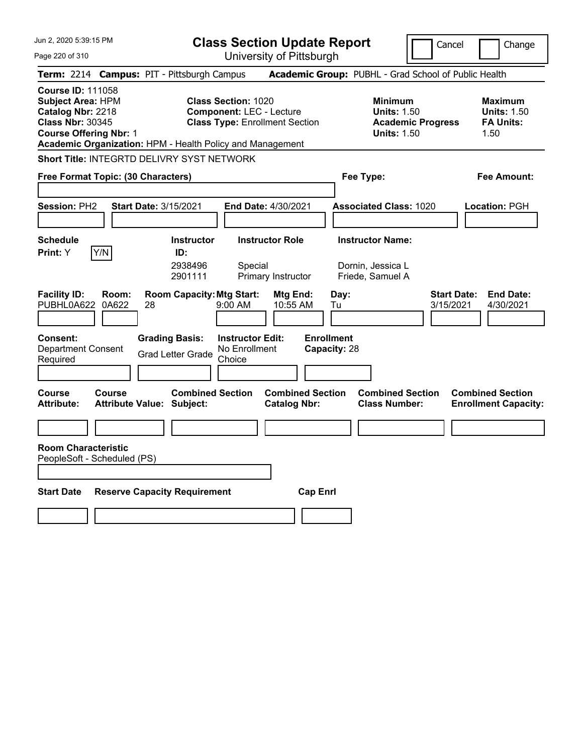Jun 2, 2020 5:39:15 PM

# Class Section Update Report

University of Pittsburgh

Cancel | Change

**Term:** 2214 **Campus:** PIT - Pittsburgh Campus **Academic Group:** PUBHL - Grad School of Public Health

**Course ID:** 111058
**Subject Area:** HPM
**Catalog Nbr:** 2218
**Class Nbr:** 30345
**Course Offering Nbr:** 1

**Class Section:** 1020
**Component:** LEC - Lecture
**Class Type:** Enrollment Section

**Minimum Units:** 1.50
**Academic Progress Units:** 1.50

**Maximum Units:** 1.50
**FA Units:** 1.50

**Academic Organization:** HPM - Health Policy and Management

**Short Title:** INTEGRTD DELIVRY SYST NETWORK

**Free Format Topic: (30 Characters)**

**Fee Type:**

**Fee Amount:**

**Session:** PH2 **Start Date:** 3/15/2021 **End Date:** 4/30/2021 **Associated Class:** 1020 **Location:** PGH

| Schedule Print | Instructor ID | Instructor Role | Instructor Name |
|---|---|---|---|
| Y (Y/N) | 2938496 | Special | Dornin, Jessica L |
| | 2901111 | Primary Instructor | Friede, Samuel A |

| Facility ID | Room | Room Capacity | Mtg Start | Mtg End | Day | Start Date | End Date |
|---|---|---|---|---|---|---|---|
| PUBHL0A622 | 0A622 | 28 | 9:00 AM | 10:55 AM | Tu | 3/15/2021 | 4/30/2021 |

**Consent:** Department Consent Required
**Grading Basis:** Grad Letter Grade
**Instructor Edit:** No Enrollment Choice
**Enrollment Capacity:** 28

| Course Attribute | Course Attribute Value | Combined Section Subject | Combined Section Catalog Nbr | Combined Section Class Number | Combined Section Enrollment Capacity |
|---|---|---|---|---|---|
| | | | | | |

**Room Characteristic**
PeopleSoft - Scheduled (PS)

| Start Date | Reserve Capacity Requirement | Cap Enrl |
|---|---|---|
| | | |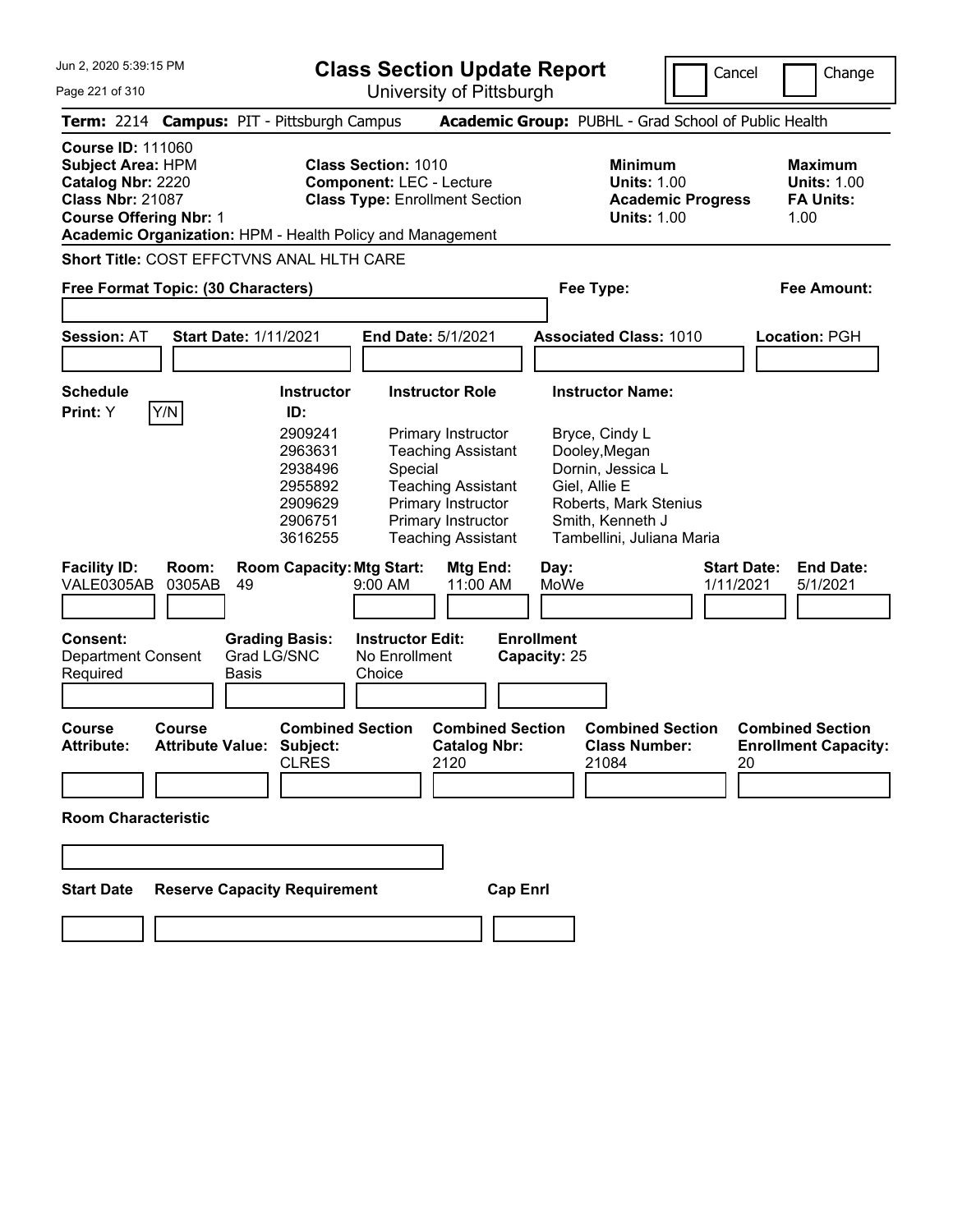# Class Section Update Report

University of Pittsburgh

Cancel | Change

**Term:** 2214 **Campus:** PIT - Pittsburgh Campus **Academic Group:** PUBHL - Grad School of Public Health

**Course ID:** 111060
**Subject Area:** HPM
**Catalog Nbr:** 2220
**Class Nbr:** 21087
**Course Offering Nbr:** 1
**Academic Organization:** HPM - Health Policy and Management

**Class Section:** 1010
**Component:** LEC - Lecture
**Class Type:** Enrollment Section

**Minimum Units:** 1.00
**Academic Progress Units:** 1.00

**Maximum Units:** 1.00
**FA Units:** 1.00

**Short Title:** COST EFFCTVNS ANAL HLTH CARE

**Free Format Topic: (30 Characters)**

**Fee Type:**

**Fee Amount:**

**Session:** AT **Start Date:** 1/11/2021 **End Date:** 5/1/2021 **Associated Class:** 1010 **Location:** PGH

**Schedule Print:** Y Y/N

| Instructor ID: | Instructor Role | Instructor Name: |
|---|---|---|
| 2909241 | Primary Instructor | Bryce, Cindy L |
| 2963631 | Teaching Assistant | Dooley,Megan |
| 2938496 | Special | Dornin, Jessica L |
| 2955892 | Teaching Assistant | Giel, Allie E |
| 2909629 | Primary Instructor | Roberts, Mark Stenius |
| 2906751 | Primary Instructor | Smith, Kenneth J |
| 3616255 | Teaching Assistant | Tambellini, Juliana Maria |

| Facility ID: | Room: | Room Capacity: | Mtg Start: | Mtg End: | Day: | Start Date: | End Date: |
|---|---|---|---|---|---|---|---|
| VALE0305AB | 0305AB | 49 | 9:00 AM | 11:00 AM | MoWe | 1/11/2021 | 5/1/2021 |

**Consent:** Department Consent Required

**Grading Basis:** Grad LG/SNC Basis

**Instructor Edit:** No Enrollment Choice

**Enrollment Capacity:** 25

| Course Attribute: | Course Attribute Value: | Combined Section Subject: | Combined Section Catalog Nbr: | Combined Section Class Number: | Combined Section Enrollment Capacity: |
|---|---|---|---|---|---|
| | | CLRES | 2120 | 21084 | 20 |

**Room Characteristic**

**Start Date** **Reserve Capacity Requirement** **Cap Enrl**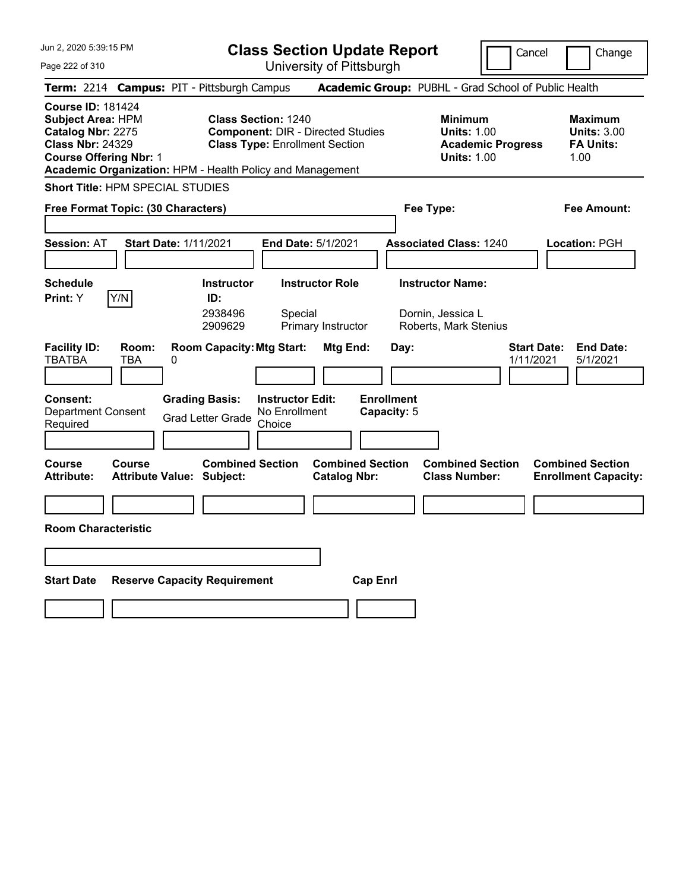# Class Section Update Report

University of Pittsburgh

Cancel | Change

**Term:** 2214 **Campus:** PIT - Pittsburgh Campus **Academic Group:** PUBHL - Grad School of Public Health

**Course ID:** 181424
**Subject Area:** HPM
**Catalog Nbr:** 2275
**Class Nbr:** 24329
**Course Offering Nbr:** 1
**Academic Organization:** HPM - Health Policy and Management

**Class Section:** 1240
**Component:** DIR - Directed Studies
**Class Type:** Enrollment Section

**Minimum Units:** 1.00
**Academic Progress Units:** 1.00

**Maximum Units:** 3.00
**FA Units:** 1.00

**Short Title:** HPM SPECIAL STUDIES

**Free Format Topic: (30 Characters)**

**Fee Type:**

**Fee Amount:**

**Session:** AT **Start Date:** 1/11/2021 **End Date:** 5/1/2021 **Associated Class:** 1240 **Location:** PGH

**Schedule Print:** Y [Y/N]

| Instructor ID: | Instructor Role | Instructor Name: |
|---|---|---|
| 2938496 | Special | Dornin, Jessica L |
| 2909629 | Primary Instructor | Roberts, Mark Stenius |

| Facility ID: | Room: | Room Capacity: | Mtg Start: | Mtg End: | Day: | Start Date: | End Date: |
|---|---|---|---|---|---|---|---|
| TBATBA | TBA | 0 | | | | 1/11/2021 | 5/1/2021 |

**Consent:** Department Consent Required

**Grading Basis:** Grad Letter Grade

**Instructor Edit:** No Enrollment Choice

**Enrollment Capacity:** 5

| Course Attribute: | Course Attribute Value: | Combined Section Subject: | Combined Section Catalog Nbr: | Combined Section Class Number: | Combined Section Enrollment Capacity: |
|---|---|---|---|---|---|
| | | | | | |

**Room Characteristic**

| Start Date | Reserve Capacity Requirement | Cap Enrl |
|---|---|---|
| | | |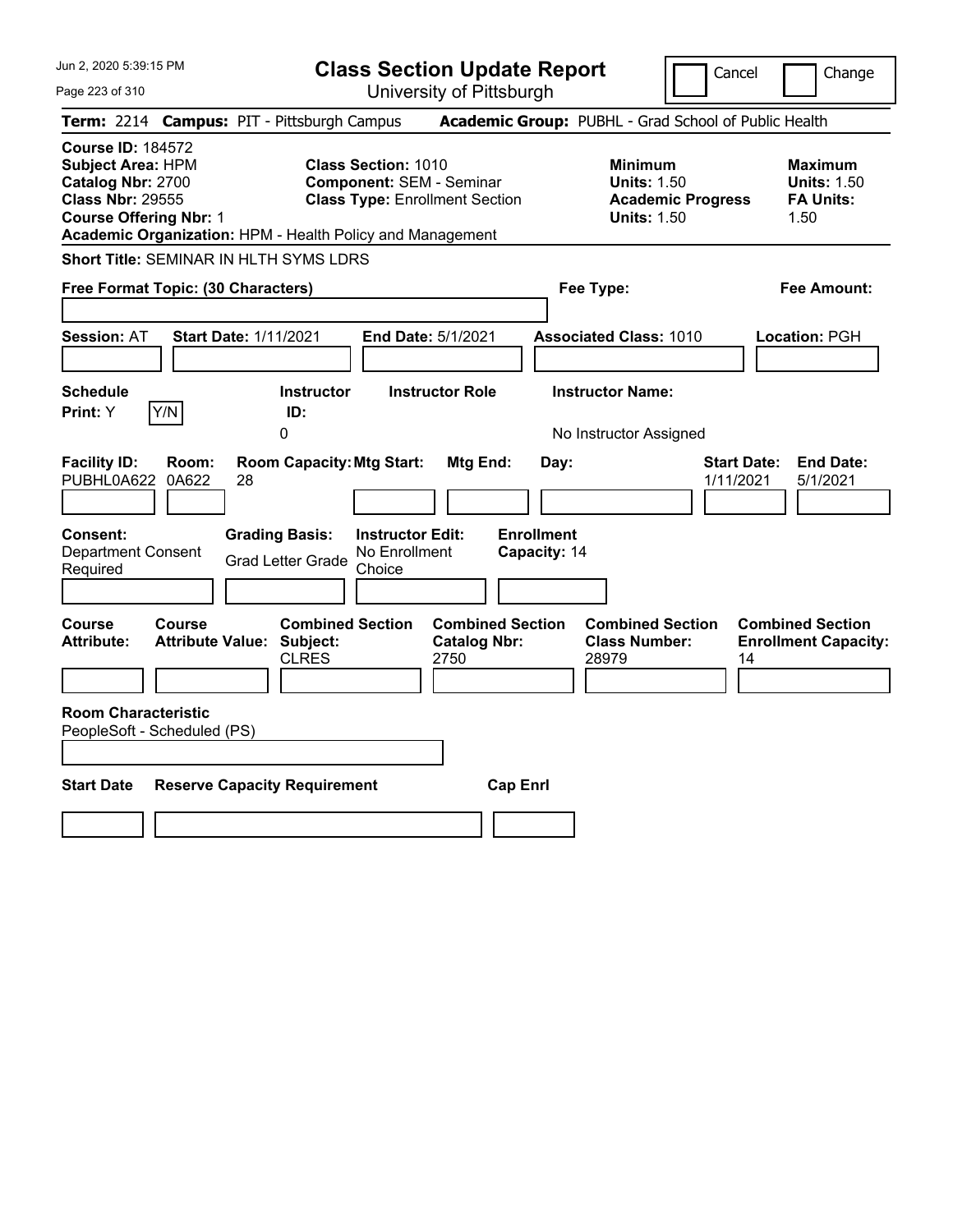Jun 2, 2020 5:39:15 PM

# Class Section Update Report

University of Pittsburgh

Cancel | Change

**Term:** 2214 **Campus:** PIT - Pittsburgh Campus **Academic Group:** PUBHL - Grad School of Public Health

**Course ID:** 184572
**Subject Area:** HPM
**Catalog Nbr:** 2700
**Class Nbr:** 29555
**Course Offering Nbr:** 1
**Academic Organization:** HPM - Health Policy and Management

**Class Section:** 1010
**Component:** SEM - Seminar
**Class Type:** Enrollment Section

**Minimum Units:** 1.50
**Academic Progress Units:** 1.50

**Maximum Units:** 1.50
**FA Units:** 1.50

**Short Title:** SEMINAR IN HLTH SYMS LDRS

**Free Format Topic: (30 Characters)**

**Fee Type:**

**Fee Amount:**

**Session:** AT **Start Date:** 1/11/2021 **End Date:** 5/1/2021 **Associated Class:** 1010 **Location:** PGH

| Schedule Print: | Instructor ID: | Instructor Role | Instructor Name: |
|---|---|---|---|
| Y | 0 | | No Instructor Assigned |

| Facility ID: | Room: | Room Capacity: | Mtg Start: | Mtg End: | Day: | Start Date: | End Date: |
|---|---|---|---|---|---|---|---|
| PUBHL0A622 | 0A622 | 28 | | | | 1/11/2021 | 5/1/2021 |

| Consent: | Grading Basis: | Instructor Edit: | Enrollment Capacity: |
|---|---|---|---|
| Department Consent Required | Grad Letter Grade | No Enrollment Choice | 14 |

| Course Attribute: | Course Attribute Value: | Combined Section Subject: | Combined Section Catalog Nbr: | Combined Section Class Number: | Combined Section Enrollment Capacity: |
|---|---|---|---|---|---|
| | | CLRES | 2750 | 28979 | 14 |

**Room Characteristic**
PeopleSoft - Scheduled (PS)

| Start Date | Reserve Capacity Requirement | Cap Enrl |
|---|---|---|
| | | |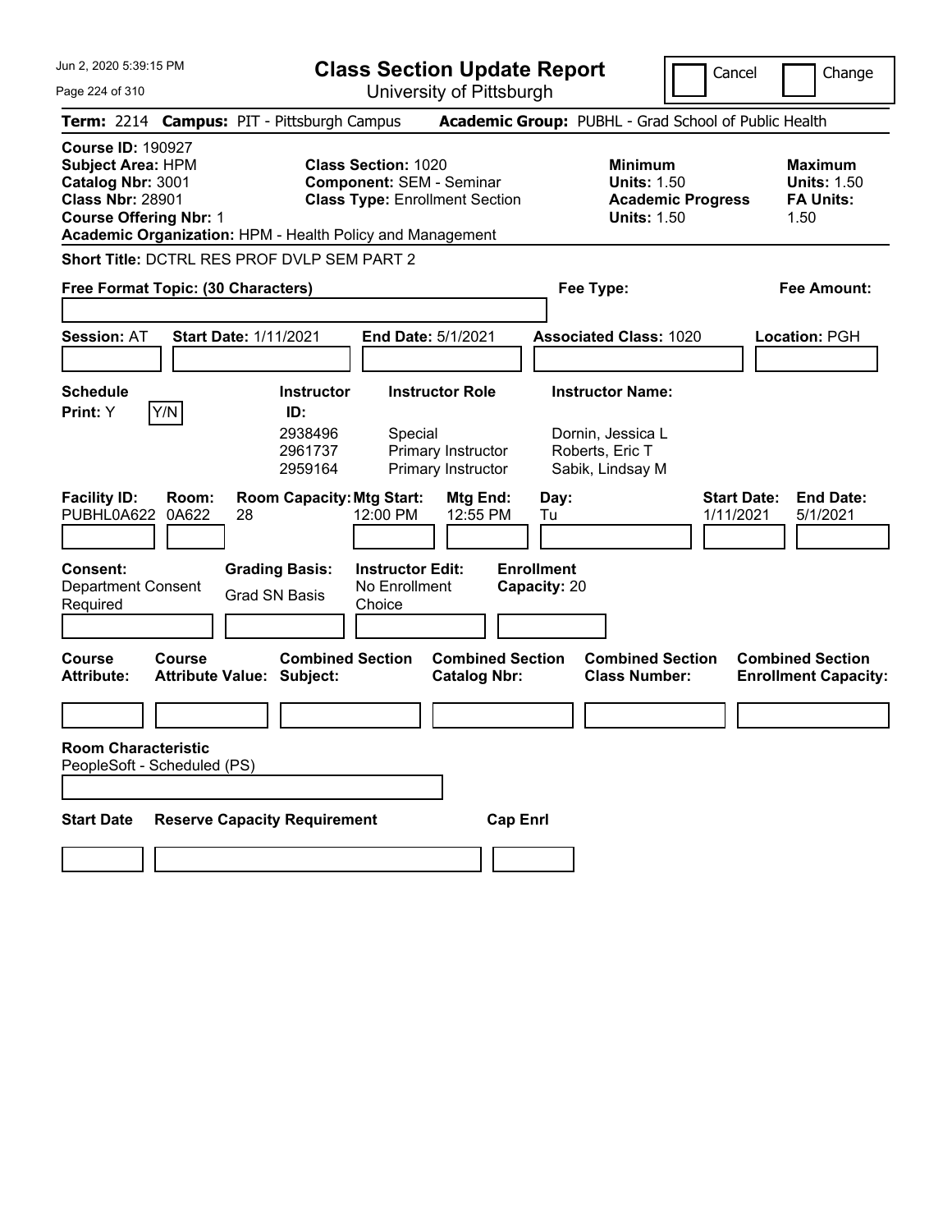Jun 2, 2020 5:39:15 PM

# Class Section Update Report

University of Pittsburgh

Cancel | Change

**Term:** 2214 **Campus:** PIT - Pittsburgh Campus **Academic Group:** PUBHL - Grad School of Public Health

**Course ID:** 190927
**Subject Area:** HPM
**Catalog Nbr:** 3001
**Class Nbr:** 28901
**Course Offering Nbr:** 1
**Academic Organization:** HPM - Health Policy and Management

**Class Section:** 1020
**Component:** SEM - Seminar
**Class Type:** Enrollment Section

**Minimum Units:** 1.50
**Academic Progress Units:** 1.50

**Maximum Units:** 1.50
**FA Units:** 1.50

**Short Title:** DCTRL RES PROF DVLP SEM PART 2

**Free Format Topic: (30 Characters)**

**Fee Type:**

**Fee Amount:**

**Session:** AT **Start Date:** 1/11/2021 **End Date:** 5/1/2021 **Associated Class:** 1020 **Location:** PGH

**Schedule Print:** Y [Y/N]

| Instructor ID: | Instructor Role | Instructor Name: |
| --- | --- | --- |
| 2938496 | Special | Dornin, Jessica L |
| 2961737 | Primary Instructor | Roberts, Eric T |
| 2959164 | Primary Instructor | Sabik, Lindsay M |

| Facility ID: | Room: | Room Capacity: | Mtg Start: | Mtg End: | Day: | Start Date: | End Date: |
| --- | --- | --- | --- | --- | --- | --- | --- |
| PUBHL0A622 | 0A622 | 28 | 12:00 PM | 12:55 PM | Tu | 1/11/2021 | 5/1/2021 |

**Consent:** Department Consent Required
**Grading Basis:** Grad SN Basis
**Instructor Edit:** No Enrollment Choice
**Enrollment Capacity:** 20

| Course Attribute: | Course Attribute Value: | Combined Section Subject: | Combined Section Catalog Nbr: | Combined Section Class Number: | Combined Section Enrollment Capacity: |
| --- | --- | --- | --- | --- | --- |
| | | | | | |

**Room Characteristic**
PeopleSoft - Scheduled (PS)

| Start Date | Reserve Capacity Requirement | Cap Enrl |
| --- | --- | --- |
| | | |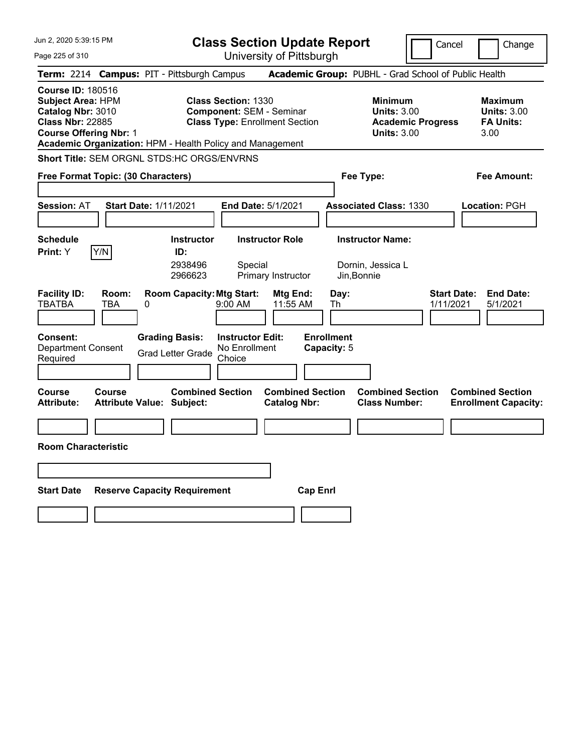# Class Section Update Report

University of Pittsburgh

Cancel ☐ Change ☐

**Term:** 2214 **Campus:** PIT - Pittsburgh Campus **Academic Group:** PUBHL - Grad School of Public Health

**Course ID:** 180516
**Subject Area:** HPM
**Catalog Nbr:** 3010
**Class Nbr:** 22885
**Course Offering Nbr:** 1
**Academic Organization:** HPM - Health Policy and Management

**Class Section:** 1330
**Component:** SEM - Seminar
**Class Type:** Enrollment Section

**Minimum Units:** 3.00
**Academic Progress Units:** 3.00

**Maximum Units:** 3.00
**FA Units:** 3.00

**Short Title:** SEM ORGNL STDS:HC ORGS/ENVRNS

**Free Format Topic: (30 Characters)**

**Fee Type:**

**Fee Amount:**

**Session:** AT **Start Date:** 1/11/2021 **End Date:** 5/1/2021 **Associated Class:** 1330 **Location:** PGH

**Schedule Print:** Y Y/N

| Instructor ID: | Instructor Role | Instructor Name: |
|---|---|---|
| 2938496 | Special | Dornin, Jessica L |
| 2966623 | Primary Instructor | Jin,Bonnie |

| Facility ID: | Room: | Room Capacity: | Mtg Start: | Mtg End: | Day: | Start Date: | End Date: |
|---|---|---|---|---|---|---|---|
| TBATBA | TBA | 0 | 9:00 AM | 11:55 AM | Th | 1/11/2021 | 5/1/2021 |

**Consent:** Department Consent Required
**Grading Basis:** Grad Letter Grade
**Instructor Edit:** No Enrollment Choice
**Enrollment Capacity:** 5

| Course Attribute: | Course Attribute Value: | Combined Section Subject: | Combined Section Catalog Nbr: | Combined Section Class Number: | Combined Section Enrollment Capacity: |
|---|---|---|---|---|---|
| | | | | | |

**Room Characteristic**

| Start Date | Reserve Capacity Requirement | Cap Enrl |
|---|---|---|
| | | |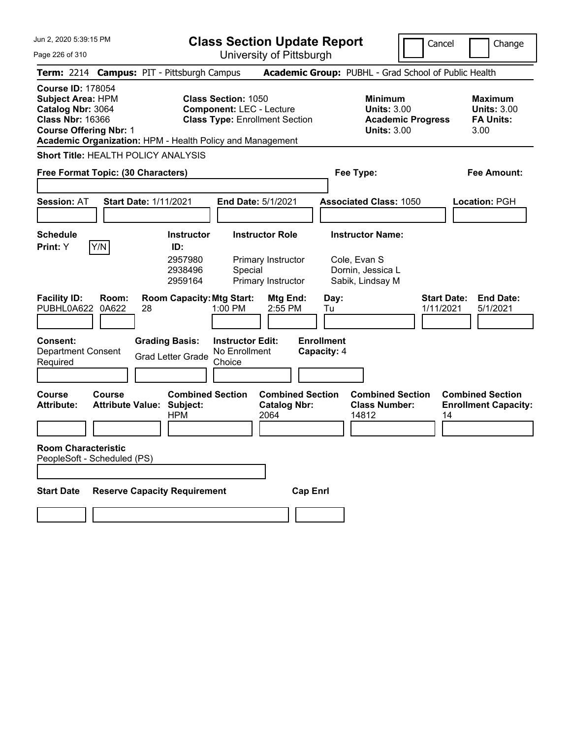# Class Section Update Report

University of Pittsburgh

Jun 2, 2020 5:39:15 PM

Cancel | Change

**Term:** 2214 **Campus:** PIT - Pittsburgh Campus **Academic Group:** PUBHL - Grad School of Public Health

**Course ID:** 178054
**Subject Area:** HPM
**Catalog Nbr:** 3064
**Class Nbr:** 16366
**Course Offering Nbr:** 1
**Academic Organization:** HPM - Health Policy and Management

**Class Section:** 1050
**Component:** LEC - Lecture
**Class Type:** Enrollment Section

**Minimum Units:** 3.00
**Academic Progress Units:** 3.00

**Maximum Units:** 3.00
**FA Units:** 3.00

**Short Title:** HEALTH POLICY ANALYSIS

**Free Format Topic: (30 Characters)**

**Fee Type:**

**Fee Amount:**

**Session:** AT **Start Date:** 1/11/2021 **End Date:** 5/1/2021 **Associated Class:** 1050 **Location:** PGH

**Schedule Print:** Y [Y/N]

| Instructor ID | Instructor Role | Instructor Name |
|---|---|---|
| 2957980 | Primary Instructor | Cole, Evan S |
| 2938496 | Special | Dornin, Jessica L |
| 2959164 | Primary Instructor | Sabik, Lindsay M |

| Facility ID | Room | Room Capacity | Mtg Start | Mtg End | Day | Start Date | End Date |
|---|---|---|---|---|---|---|---|
| PUBHL0A622 | 0A622 | 28 | 1:00 PM | 2:55 PM | Tu | 1/11/2021 | 5/1/2021 |

**Consent:** Department Consent Required
**Grading Basis:** Grad Letter Grade
**Instructor Edit:** No Enrollment Choice
**Enrollment Capacity:** 4

| Course Attribute | Course Attribute Value | Combined Section Subject | Combined Section Catalog Nbr | Combined Section Class Number | Combined Section Enrollment Capacity |
|---|---|---|---|---|---|
| | | HPM | 2064 | 14812 | 14 |

**Room Characteristic**
PeopleSoft - Scheduled (PS)

| Start Date | Reserve Capacity Requirement | Cap Enrl |
|---|---|---|
| | | |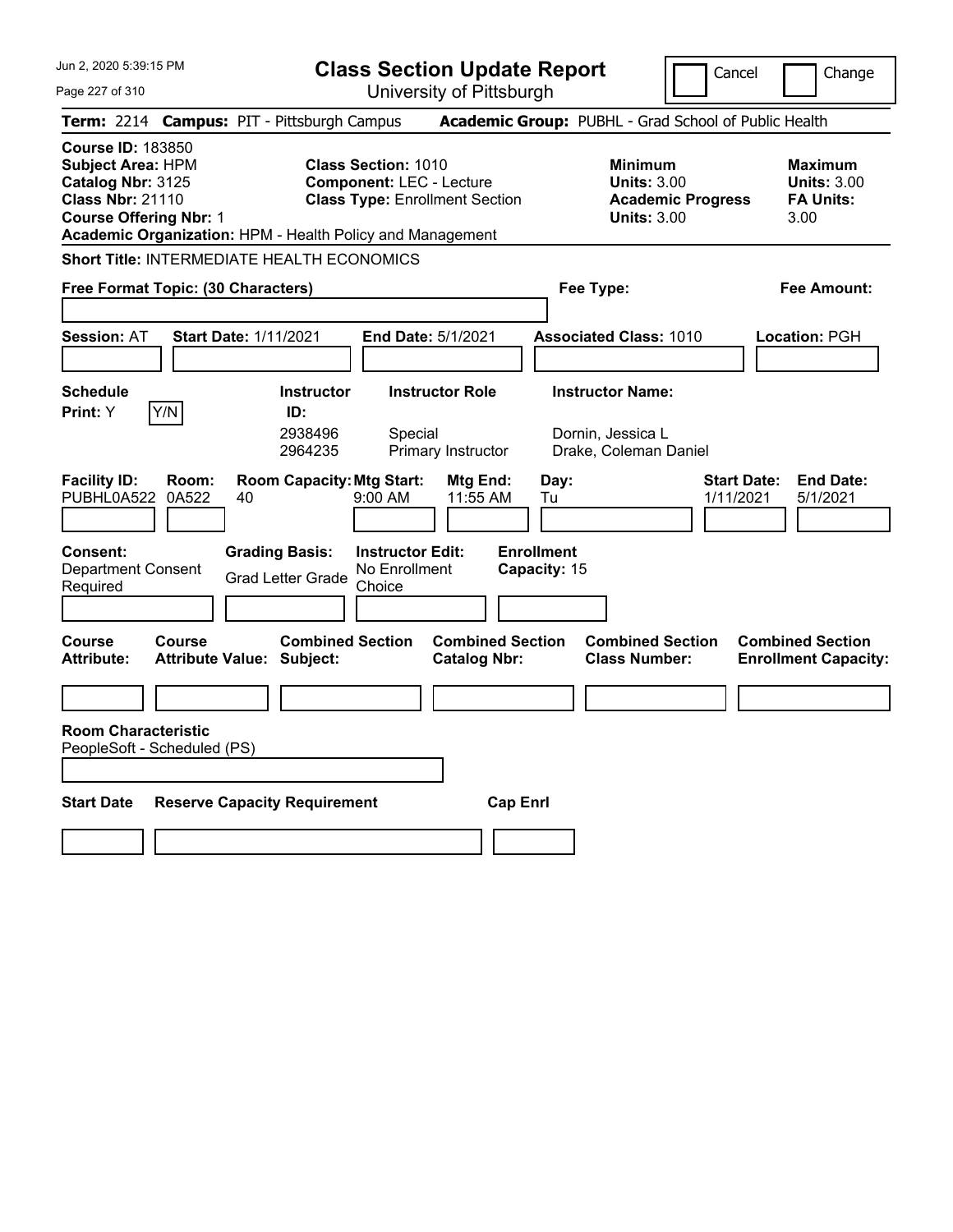# Class Section Update Report

University of Pittsburgh

Cancel | Change

**Term:** 2214 **Campus:** PIT - Pittsburgh Campus **Academic Group:** PUBHL - Grad School of Public Health

**Course ID:** 183850
**Subject Area:** HPM
**Catalog Nbr:** 3125
**Class Nbr:** 21110
**Course Offering Nbr:** 1
**Academic Organization:** HPM - Health Policy and Management

**Class Section:** 1010
**Component:** LEC - Lecture
**Class Type:** Enrollment Section

**Minimum Units:** 3.00
**Academic Progress Units:** 3.00

**Maximum Units:** 3.00
**FA Units:** 3.00

**Short Title:** INTERMEDIATE HEALTH ECONOMICS

**Free Format Topic: (30 Characters)**

**Fee Type:**

**Fee Amount:**

**Session:** AT **Start Date:** 1/11/2021 **End Date:** 5/1/2021 **Associated Class:** 1010 **Location:** PGH

**Schedule Print:** Y Y/N

| Instructor ID: | Instructor Role | Instructor Name: |
|---|---|---|
| 2938496 | Special | Dornin, Jessica L |
| 2964235 | Primary Instructor | Drake, Coleman Daniel |

| Facility ID: | Room: | Room Capacity: | Mtg Start: | Mtg End: | Day: | Start Date: | End Date: |
|---|---|---|---|---|---|---|---|
| PUBHL0A522 | 0A522 | 40 | 9:00 AM | 11:55 AM | Tu | 1/11/2021 | 5/1/2021 |

**Consent:** Department Consent Required
**Grading Basis:** Grad Letter Grade
**Instructor Edit:** No Enrollment Choice
**Enrollment Capacity:** 15

| Course Attribute: | Course Attribute Value: | Combined Section Subject: | Combined Section Catalog Nbr: | Combined Section Class Number: | Combined Section Enrollment Capacity: |
|---|---|---|---|---|---|
| | | | | | |

**Room Characteristic**
PeopleSoft - Scheduled (PS)

| Start Date | Reserve Capacity Requirement | Cap Enrl |
|---|---|---|
| | | |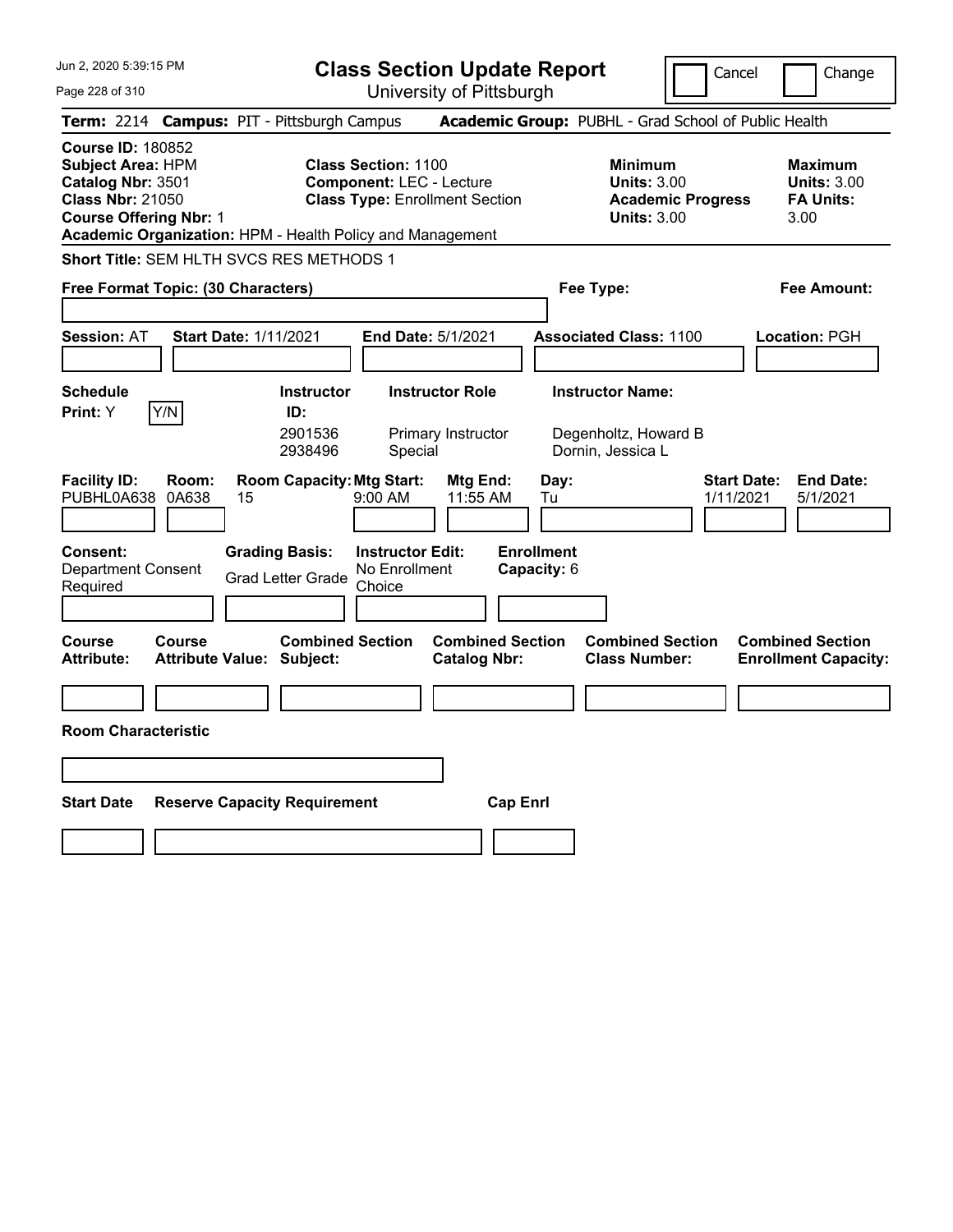# Class Section Update Report

University of Pittsburgh

Cancel | Change

**Term:** 2214 **Campus:** PIT - Pittsburgh Campus **Academic Group:** PUBHL - Grad School of Public Health

**Course ID:** 180852
**Subject Area:** HPM
**Catalog Nbr:** 3501
**Class Nbr:** 21050
**Course Offering Nbr:** 1
**Academic Organization:** HPM - Health Policy and Management

**Class Section:** 1100
**Component:** LEC - Lecture
**Class Type:** Enrollment Section

**Minimum Units:** 3.00
**Academic Progress Units:** 3.00

**Maximum Units:** 3.00
**FA Units:** 3.00

**Short Title:** SEM HLTH SVCS RES METHODS 1

**Free Format Topic: (30 Characters)**

**Fee Type:**

**Fee Amount:**

**Session:** AT **Start Date:** 1/11/2021 **End Date:** 5/1/2021 **Associated Class:** 1100 **Location:** PGH

**Schedule Print:** Y Y/N

| Instructor ID | Instructor Role | Instructor Name |
|---|---|---|
| 2901536 | Primary Instructor | Degenholtz, Howard B |
| 2938496 | Special | Dornin, Jessica L |

| Facility ID | Room | Room Capacity | Mtg Start | Mtg End | Day | Start Date | End Date |
|---|---|---|---|---|---|---|---|
| PUBHL0A638 | 0A638 | 15 | 9:00 AM | 11:55 AM | Tu | 1/11/2021 | 5/1/2021 |

**Consent:** Department Consent Required
**Grading Basis:** Grad Letter Grade
**Instructor Edit:** No Enrollment Choice
**Enrollment Capacity:** 6

| Course Attribute | Course Attribute Value | Combined Section Subject | Combined Section Catalog Nbr | Combined Section Class Number | Combined Section Enrollment Capacity |
|---|---|---|---|---|---|
| | | | | | |

**Room Characteristic**

| Start Date | Reserve Capacity Requirement | Cap Enrl |
|---|---|---|
| | | |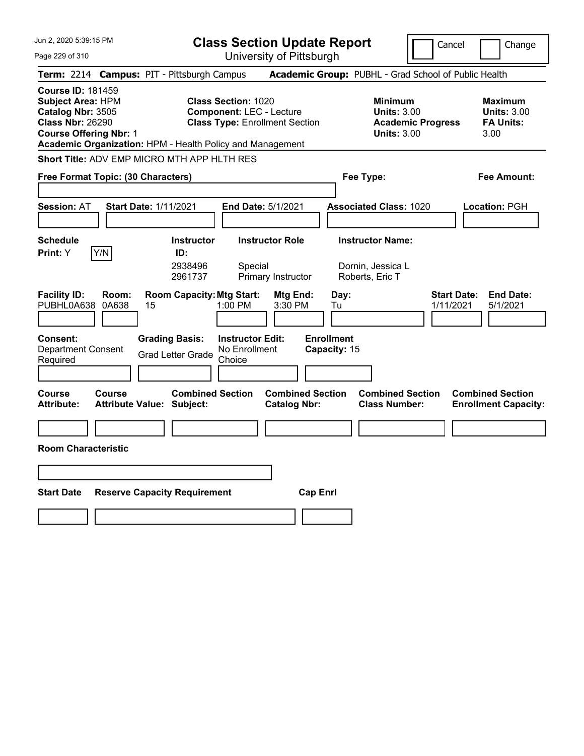# Class Section Update Report

University of Pittsburgh

Cancel | Change

**Term:** 2214 **Campus:** PIT - Pittsburgh Campus **Academic Group:** PUBHL - Grad School of Public Health

**Course ID:** 181459
**Subject Area:** HPM
**Catalog Nbr:** 3505
**Class Nbr:** 26290
**Course Offering Nbr:** 1
**Academic Organization:** HPM - Health Policy and Management

**Class Section:** 1020
**Component:** LEC - Lecture
**Class Type:** Enrollment Section

**Minimum Units:** 3.00
**Academic Progress Units:** 3.00

**Maximum Units:** 3.00
**FA Units:** 3.00

**Short Title:** ADV EMP MICRO MTH APP HLTH RES

**Free Format Topic: (30 Characters)**

**Fee Type:**

**Fee Amount:**

**Session:** AT **Start Date:** 1/11/2021 **End Date:** 5/1/2021 **Associated Class:** 1020 **Location:** PGH

**Schedule Print:** Y [Y/N]

| Instructor ID | Instructor Role | Instructor Name |
|---|---|---|
| 2938496 | Special | Dornin, Jessica L |
| 2961737 | Primary Instructor | Roberts, Eric T |

| Facility ID | Room | Room Capacity | Mtg Start | Mtg End | Day | Start Date | End Date |
|---|---|---|---|---|---|---|---|
| PUBHL0A638 | 0A638 | 15 | 1:00 PM | 3:30 PM | Tu | 1/11/2021 | 5/1/2021 |

**Consent:** Department Consent Required

**Grading Basis:** Grad Letter Grade

**Instructor Edit:** No Enrollment Choice

**Enrollment Capacity:** 15

| Course Attribute | Course Attribute Value | Combined Section Subject | Combined Section Catalog Nbr | Combined Section Class Number | Combined Section Enrollment Capacity |
|---|---|---|---|---|---|
| | | | | | |

**Room Characteristic**

| Start Date | Reserve Capacity Requirement | Cap Enrl |
|---|---|---|
| | | |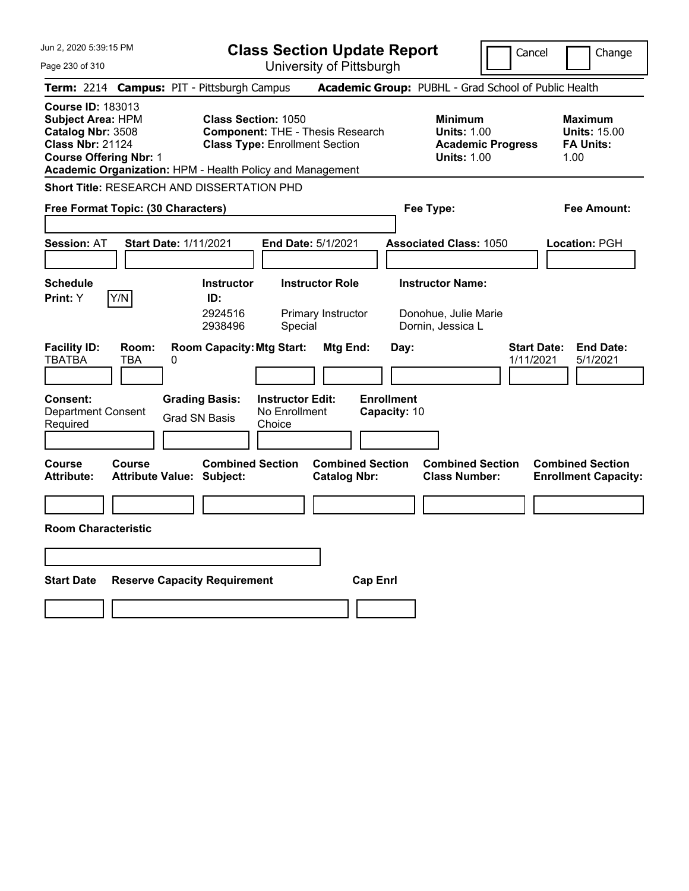# Class Section Update Report

University of Pittsburgh

Cancel | Change

**Term:** 2214 **Campus:** PIT - Pittsburgh Campus **Academic Group:** PUBHL - Grad School of Public Health

**Course ID:** 183013
**Subject Area:** HPM
**Catalog Nbr:** 3508
**Class Nbr:** 21124
**Course Offering Nbr:** 1
**Academic Organization:** HPM - Health Policy and Management

**Class Section:** 1050
**Component:** THE - Thesis Research
**Class Type:** Enrollment Section

**Minimum**
**Units:** 1.00
**Academic Progress Units:** 1.00

**Maximum**
**Units:** 15.00
**FA Units:** 1.00

**Short Title:** RESEARCH AND DISSERTATION PHD

**Free Format Topic: (30 Characters)**

**Fee Type:**

**Fee Amount:**

**Session:** AT **Start Date:** 1/11/2021 **End Date:** 5/1/2021 **Associated Class:** 1050 **Location:** PGH

**Schedule Print:** Y Y/N

| Instructor ID | Instructor Role | Instructor Name |
|---|---|---|
| 2924516 | Primary Instructor | Donohue, Julie Marie |
| 2938496 | Special | Dornin, Jessica L |

| Facility ID | Room | Room Capacity | Mtg Start | Mtg End | Day | Start Date | End Date |
|---|---|---|---|---|---|---|---|
| TBATBA | TBA | 0 | | | | 1/11/2021 | 5/1/2021 |

**Consent:** Department Consent Required
**Grading Basis:** Grad SN Basis
**Instructor Edit:** No Enrollment Choice
**Enrollment Capacity:** 10

| Course Attribute | Course Attribute Value | Combined Section Subject | Combined Section Catalog Nbr | Combined Section Class Number | Combined Section Enrollment Capacity |
|---|---|---|---|---|---|
| | | | | | |

**Room Characteristic**

| Start Date | Reserve Capacity Requirement | Cap Enrl |
|---|---|---|
| | | |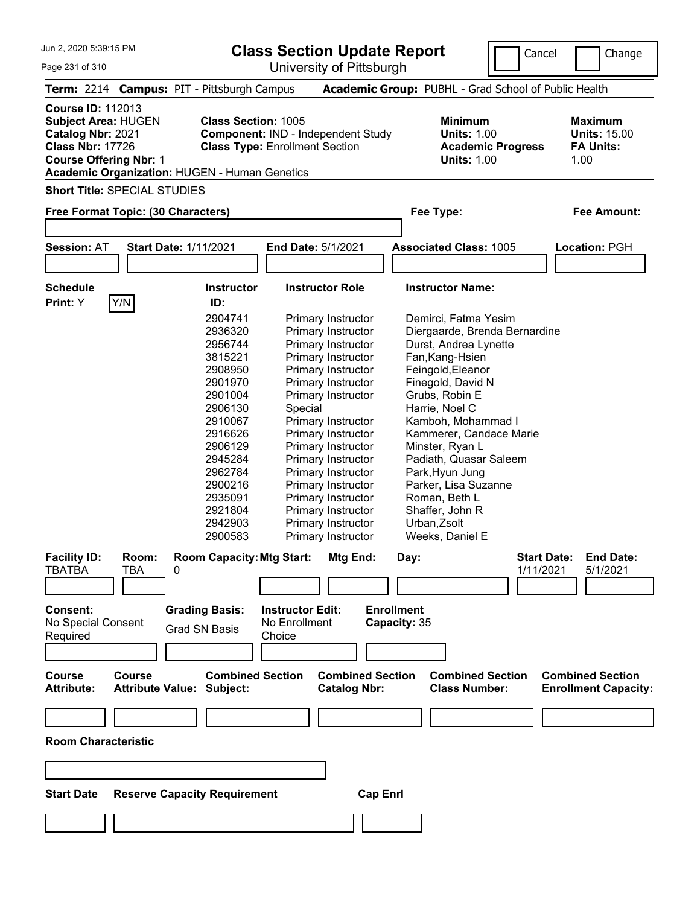# Class Section Update Report

University of Pittsburgh

Jun 2, 2020 5:39:15 PM

Cancel | Change

**Term:** 2214 **Campus:** PIT - Pittsburgh Campus **Academic Group:** PUBHL - Grad School of Public Health

**Course ID:** 112013
**Subject Area:** HUGEN
**Catalog Nbr:** 2021
**Class Nbr:** 17726
**Course Offering Nbr:** 1
**Academic Organization:** HUGEN - Human Genetics

**Class Section:** 1005
**Component:** IND - Independent Study
**Class Type:** Enrollment Section

**Minimum Units:** 1.00
**Academic Progress Units:** 1.00

**Maximum Units:** 15.00
**FA Units:** 1.00

**Short Title:** SPECIAL STUDIES

**Free Format Topic: (30 Characters)**

**Fee Type:**

**Fee Amount:**

**Session:** AT **Start Date:** 1/11/2021 **End Date:** 5/1/2021 **Associated Class:** 1005 **Location:** PGH

**Schedule Print:** Y Y/N

| Instructor ID: | Instructor Role | Instructor Name: |
|---|---|---|
| 2904741 | Primary Instructor | Demirci, Fatma Yesim |
| 2936320 | Primary Instructor | Diergaarde, Brenda Bernardine |
| 2956744 | Primary Instructor | Durst, Andrea Lynette |
| 3815221 | Primary Instructor | Fan,Kang-Hsien |
| 2908950 | Primary Instructor | Feingold,Eleanor |
| 2901970 | Primary Instructor | Finegold, David N |
| 2901004 | Primary Instructor | Grubs, Robin E |
| 2906130 | Special | Harrie, Noel C |
| 2910067 | Primary Instructor | Kamboh, Mohammad I |
| 2916626 | Primary Instructor | Kammerer, Candace Marie |
| 2906129 | Primary Instructor | Minster, Ryan L |
| 2945284 | Primary Instructor | Padiath, Quasar Saleem |
| 2962784 | Primary Instructor | Park,Hyun Jung |
| 2900216 | Primary Instructor | Parker, Lisa Suzanne |
| 2935091 | Primary Instructor | Roman, Beth L |
| 2921804 | Primary Instructor | Shaffer, John R |
| 2942903 | Primary Instructor | Urban,Zsolt |
| 2900583 | Primary Instructor | Weeks, Daniel E |

| Facility ID: | Room: | Room Capacity: | Mtg Start: | Mtg End: | Day: | Start Date: | End Date: |
|---|---|---|---|---|---|---|---|
| TBATBA | TBA | 0 | | | | 1/11/2021 | 5/1/2021 |

**Consent:** No Special Consent Required

**Grading Basis:** Grad SN Basis

**Instructor Edit:** No Enrollment Choice

**Enrollment Capacity:** 35

| Course Attribute: | Course Attribute Value: | Combined Section Subject: | Combined Section Catalog Nbr: | Combined Section Class Number: | Combined Section Enrollment Capacity: |
|---|---|---|---|---|---|
| | | | | | |

**Room Characteristic**

| Start Date | Reserve Capacity Requirement | Cap Enrl |
|---|---|---|
| | | |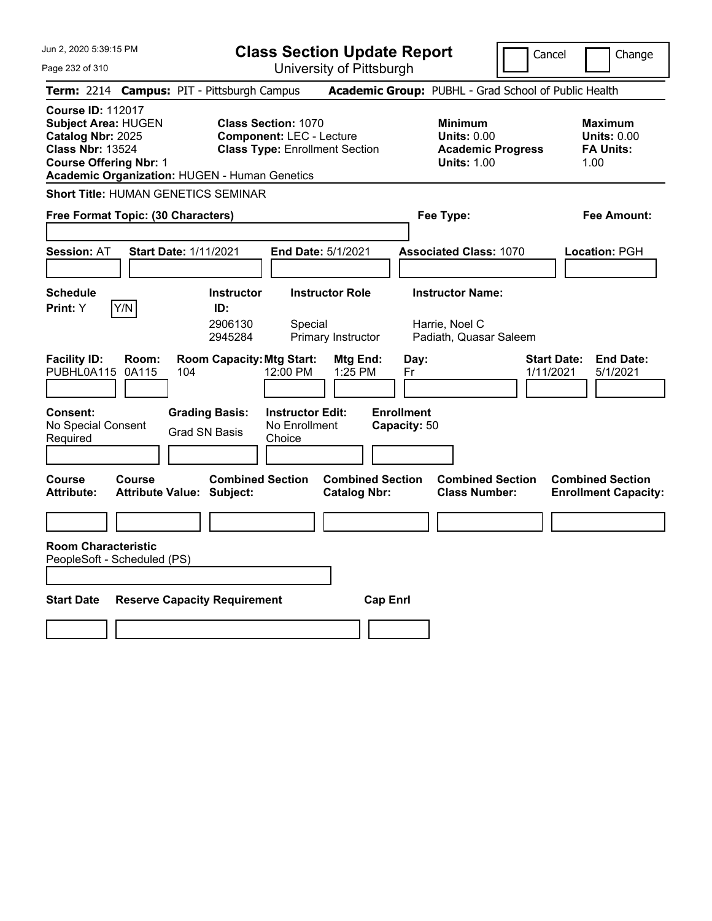Jun 2, 2020 5:39:15 PM

# Class Section Update Report

University of Pittsburgh

Cancel | Change

**Term:** 2214 **Campus:** PIT - Pittsburgh Campus **Academic Group:** PUBHL - Grad School of Public Health

**Course ID:** 112017
**Subject Area:** HUGEN
**Catalog Nbr:** 2025
**Class Nbr:** 13524
**Course Offering Nbr:** 1
**Academic Organization:** HUGEN - Human Genetics

**Class Section:** 1070
**Component:** LEC - Lecture
**Class Type:** Enrollment Section

**Minimum Units:** 0.00
**Academic Progress Units:** 1.00

**Maximum Units:** 0.00
**FA Units:** 1.00

**Short Title:** HUMAN GENETICS SEMINAR

**Free Format Topic: (30 Characters)**

**Fee Type:**

**Fee Amount:**

**Session:** AT **Start Date:** 1/11/2021 **End Date:** 5/1/2021 **Associated Class:** 1070 **Location:** PGH

**Schedule Print:** Y Y/N

| Instructor ID: | Instructor Role | Instructor Name: |
|---|---|---|
| 2906130 | Special | Harrie, Noel C |
| 2945284 | Primary Instructor | Padiath, Quasar Saleem |

| Facility ID: | Room: | Room Capacity: | Mtg Start: | Mtg End: | Day: | Start Date: | End Date: |
|---|---|---|---|---|---|---|---|
| PUBHL0A115 | 0A115 | 104 | 12:00 PM | 1:25 PM | Fr | 1/11/2021 | 5/1/2021 |

**Consent:** No Special Consent Required

**Grading Basis:** Grad SN Basis

**Instructor Edit:** No Enrollment Choice

**Enrollment Capacity:** 50

| Course Attribute: | Course Attribute Value: | Combined Section Subject: | Combined Section Catalog Nbr: | Combined Section Class Number: | Combined Section Enrollment Capacity: |
|---|---|---|---|---|---|
| | | | | | |

**Room Characteristic**
PeopleSoft - Scheduled (PS)

| Start Date | Reserve Capacity Requirement | Cap Enrl |
|---|---|---|
| | | |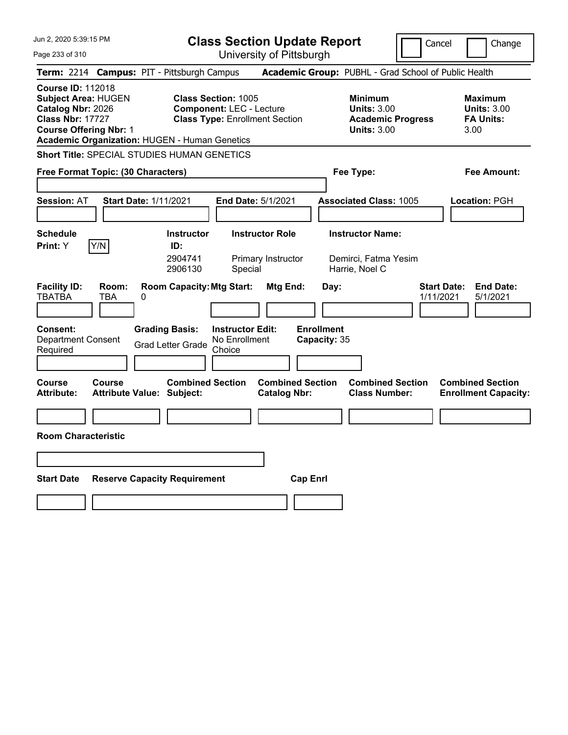# Class Section Update Report

University of Pittsburgh

Cancel | Change

**Term:** 2214 **Campus:** PIT - Pittsburgh Campus **Academic Group:** PUBHL - Grad School of Public Health

**Course ID:** 112018
**Subject Area:** HUGEN
**Catalog Nbr:** 2026
**Class Nbr:** 17727
**Course Offering Nbr:** 1
**Academic Organization:** HUGEN - Human Genetics

**Class Section:** 1005
**Component:** LEC - Lecture
**Class Type:** Enrollment Section

**Minimum Units:** 3.00
**Academic Progress Units:** 3.00

**Maximum Units:** 3.00
**FA Units:** 3.00

**Short Title:** SPECIAL STUDIES HUMAN GENETICS

**Free Format Topic: (30 Characters)**

**Fee Type:**

**Fee Amount:**

**Session:** AT **Start Date:** 1/11/2021 **End Date:** 5/1/2021 **Associated Class:** 1005 **Location:** PGH

**Schedule Print:** Y Y/N

| Instructor ID: | Instructor Role | Instructor Name: |
|---|---|---|
| 2904741 | Primary Instructor | Demirci, Fatma Yesim |
| 2906130 | Special | Harrie, Noel C |

| Facility ID: | Room: | Room Capacity: | Mtg Start: | Mtg End: | Day: | Start Date: | End Date: |
|---|---|---|---|---|---|---|---|
| TBATBA | TBA | 0 | | | | 1/11/2021 | 5/1/2021 |

**Consent:** Department Consent Required

**Grading Basis:** Grad Letter Grade

**Instructor Edit:** No Enrollment Choice

**Enrollment Capacity:** 35

| Course Attribute: | Course Attribute Value: | Combined Section Subject: | Combined Section Catalog Nbr: | Combined Section Class Number: | Combined Section Enrollment Capacity: |
|---|---|---|---|---|---|
| | | | | | |

**Room Characteristic**

| Start Date | Reserve Capacity Requirement | Cap Enrl |
|---|---|---|
| | | |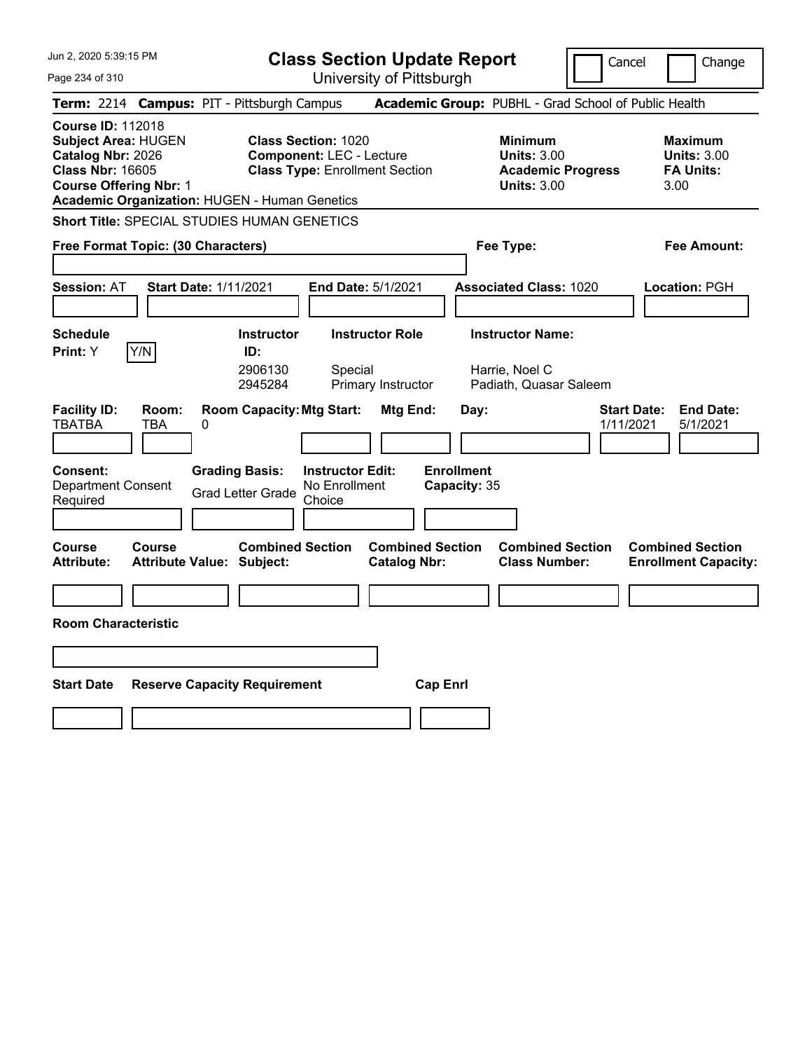# Class Section Update Report

University of Pittsburgh

Cancel | Change

**Term:** 2214 **Campus:** PIT - Pittsburgh Campus **Academic Group:** PUBHL - Grad School of Public Health

**Course ID:** 112018
**Subject Area:** HUGEN
**Catalog Nbr:** 2026
**Class Nbr:** 16605
**Course Offering Nbr:** 1
**Academic Organization:** HUGEN - Human Genetics

**Class Section:** 1020
**Component:** LEC - Lecture
**Class Type:** Enrollment Section

**Minimum Units:** 3.00
**Academic Progress Units:** 3.00

**Maximum Units:** 3.00
**FA Units:** 3.00

**Short Title:** SPECIAL STUDIES HUMAN GENETICS

**Free Format Topic: (30 Characters)**

**Fee Type:**

**Fee Amount:**

**Session:** AT **Start Date:** 1/11/2021 **End Date:** 5/1/2021 **Associated Class:** 1020 **Location:** PGH

**Schedule Print:** Y [Y/N]

| Instructor ID: | Instructor Role | Instructor Name: |
|---|---|---|
| 2906130 | Special | Harrie, Noel C |
| 2945284 | Primary Instructor | Padiath, Quasar Saleem |

| Facility ID: | Room: | Room Capacity: | Mtg Start: | Mtg End: | Day: | Start Date: | End Date: |
|---|---|---|---|---|---|---|---|
| TBATBA | TBA | 0 | | | | 1/11/2021 | 5/1/2021 |

**Consent:** Department Consent Required
**Grading Basis:** Grad Letter Grade
**Instructor Edit:** No Enrollment Choice
**Enrollment Capacity:** 35

| Course Attribute: | Course Attribute Value: | Combined Section Subject: | Combined Section Catalog Nbr: | Combined Section Class Number: | Combined Section Enrollment Capacity: |
|---|---|---|---|---|---|
| | | | | | |

**Room Characteristic**

| Start Date | Reserve Capacity Requirement | Cap Enrl |
|---|---|---|
| | | |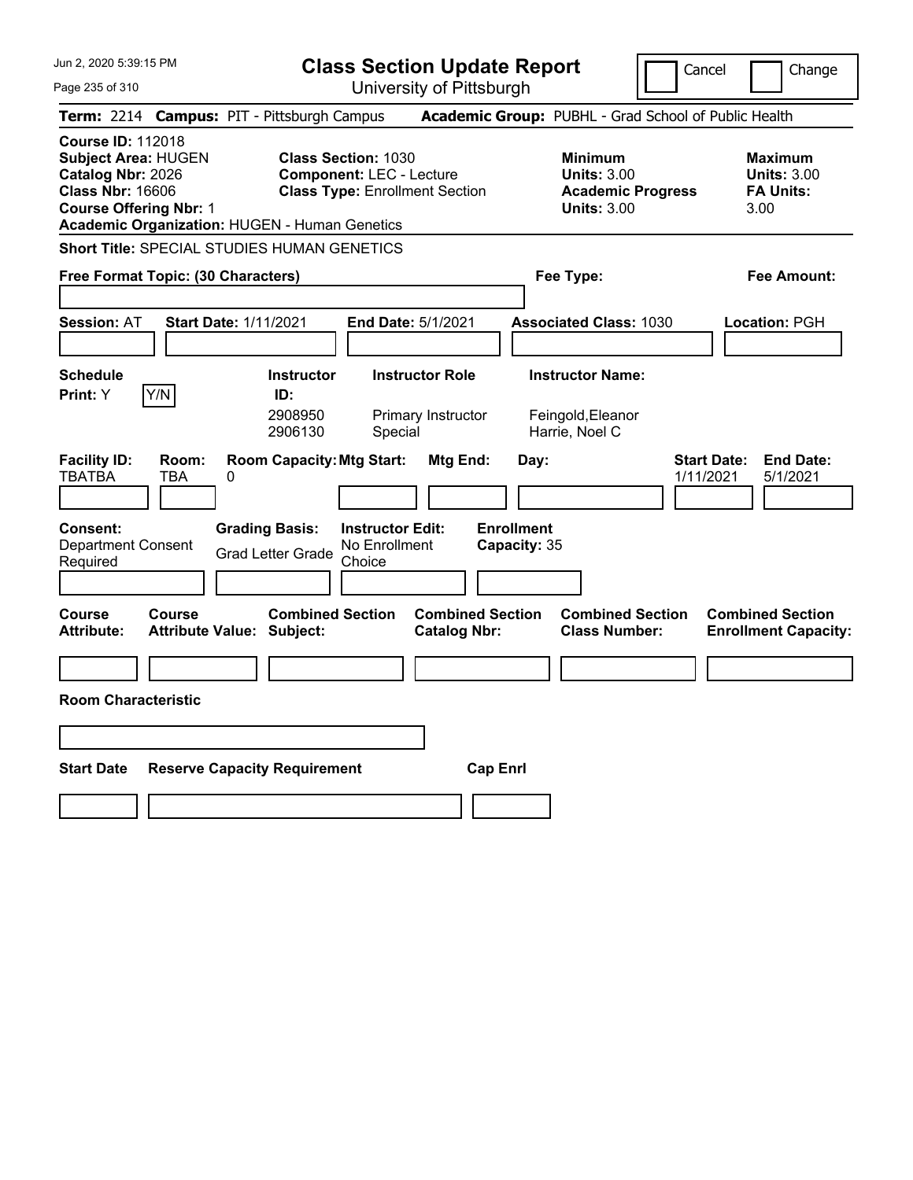# Class Section Update Report

University of Pittsburgh

Cancel | Change

**Term:** 2214 **Campus:** PIT - Pittsburgh Campus **Academic Group:** PUBHL - Grad School of Public Health

**Course ID:** 112018
**Subject Area:** HUGEN
**Catalog Nbr:** 2026
**Class Nbr:** 16606
**Course Offering Nbr:** 1
**Academic Organization:** HUGEN - Human Genetics

**Class Section:** 1030
**Component:** LEC - Lecture
**Class Type:** Enrollment Section

**Minimum Units:** 3.00
**Academic Progress Units:** 3.00

**Maximum Units:** 3.00
**FA Units:** 3.00

**Short Title:** SPECIAL STUDIES HUMAN GENETICS

**Free Format Topic: (30 Characters)**

**Fee Type:**

**Fee Amount:**

**Session:** AT **Start Date:** 1/11/2021 **End Date:** 5/1/2021 **Associated Class:** 1030 **Location:** PGH

**Schedule Print:** Y Y/N

| Instructor ID: | Instructor Role | Instructor Name: |
|---|---|---|
| 2908950 | Primary Instructor | Feingold,Eleanor |
| 2906130 | Special | Harrie, Noel C |

| Facility ID: | Room: | Room Capacity: | Mtg Start: | Mtg End: | Day: | Start Date: | End Date: |
|---|---|---|---|---|---|---|---|
| TBATBA | TBA | 0 | | | | 1/11/2021 | 5/1/2021 |

**Consent:** Department Consent Required

**Grading Basis:** Grad Letter Grade

**Instructor Edit:** No Enrollment Choice

**Enrollment Capacity:** 35

| Course Attribute: | Course Attribute Value: | Combined Section Subject: | Combined Section Catalog Nbr: | Combined Section Class Number: | Combined Section Enrollment Capacity: |
|---|---|---|---|---|---|
| | | | | | |

**Room Characteristic**

| Start Date | Reserve Capacity Requirement | Cap Enrl |
|---|---|---|
| | | |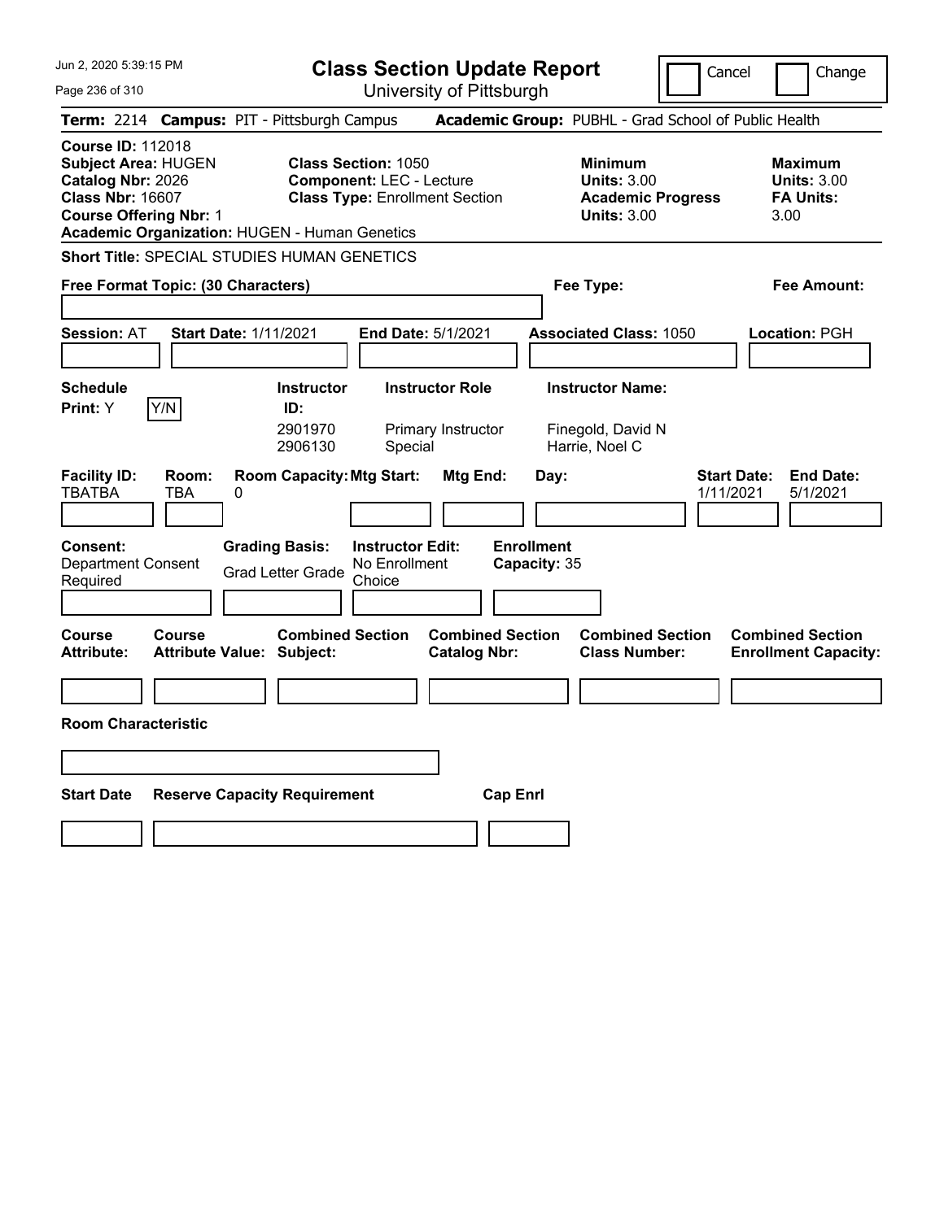# Class Section Update Report

University of Pittsburgh

Cancel | Change

**Term:** 2214 **Campus:** PIT - Pittsburgh Campus **Academic Group:** PUBHL - Grad School of Public Health

**Course ID:** 112018
**Subject Area:** HUGEN
**Catalog Nbr:** 2026
**Class Nbr:** 16607
**Course Offering Nbr:** 1
**Academic Organization:** HUGEN - Human Genetics

**Class Section:** 1050
**Component:** LEC - Lecture
**Class Type:** Enrollment Section

**Minimum Units:** 3.00
**Academic Progress Units:** 3.00

**Maximum Units:** 3.00
**FA Units:** 3.00

**Short Title:** SPECIAL STUDIES HUMAN GENETICS

**Free Format Topic: (30 Characters)**

**Fee Type:**

**Fee Amount:**

**Session:** AT **Start Date:** 1/11/2021 **End Date:** 5/1/2021 **Associated Class:** 1050 **Location:** PGH

**Schedule Print:** Y [Y/N]

| Instructor ID | Instructor Role | Instructor Name |
|---|---|---|
| 2901970 | Primary Instructor | Finegold, David N |
| 2906130 | Special | Harrie, Noel C |

| Facility ID | Room | Room Capacity | Mtg Start | Mtg End | Day | Start Date | End Date |
|---|---|---|---|---|---|---|---|
| TBATBA | TBA | 0 | | | | 1/11/2021 | 5/1/2021 |

**Consent:** Department Consent Required
**Grading Basis:** Grad Letter Grade
**Instructor Edit:** No Enrollment Choice
**Enrollment Capacity:** 35

| Course Attribute | Course Attribute Value | Combined Section Subject | Combined Section Catalog Nbr | Combined Section Class Number | Combined Section Enrollment Capacity |
|---|---|---|---|---|---|
| | | | | | |

**Room Characteristic**

| Start Date | Reserve Capacity Requirement | Cap Enrl |
|---|---|---|
| | | |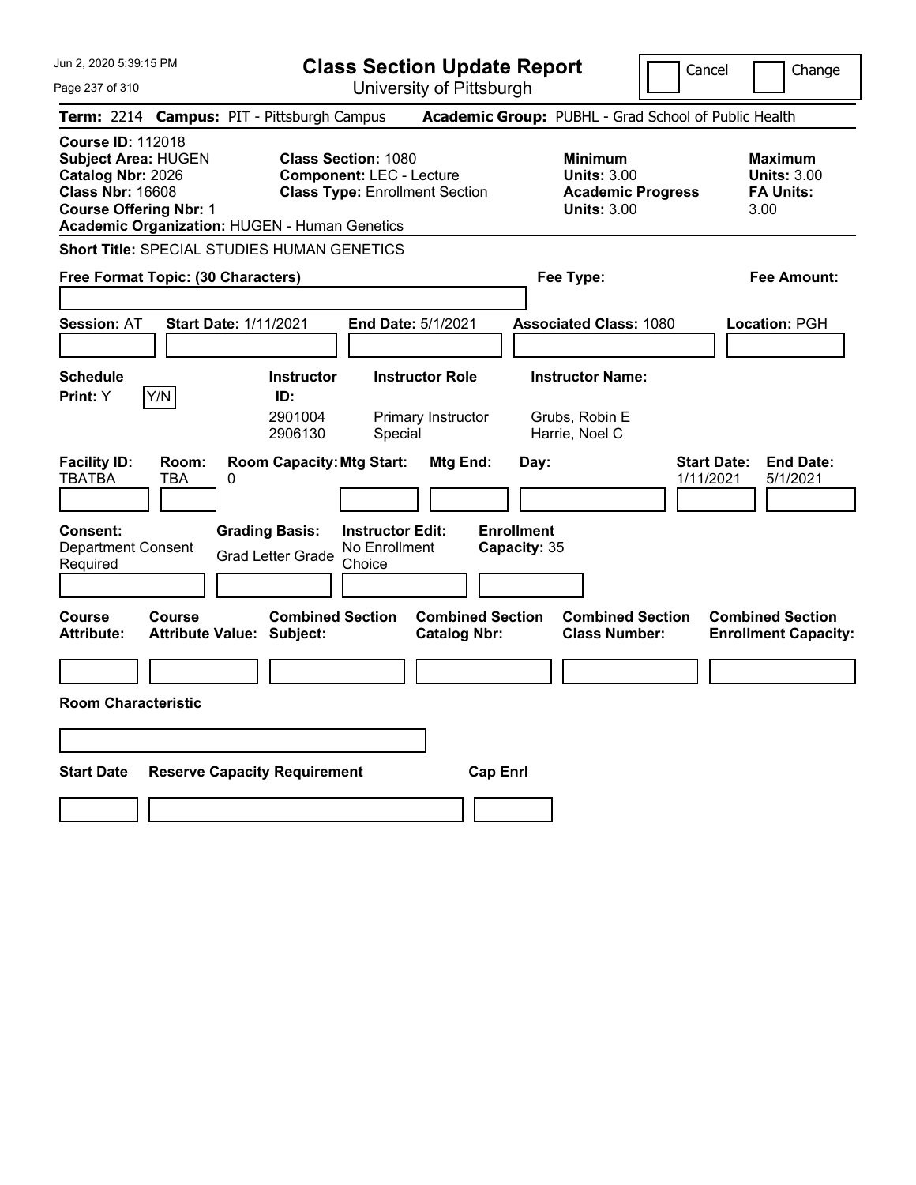# Class Section Update Report

University of Pittsburgh

Cancel | Change

**Term:** 2214 **Campus:** PIT - Pittsburgh Campus **Academic Group:** PUBHL - Grad School of Public Health

**Course ID:** 112018
**Subject Area:** HUGEN
**Catalog Nbr:** 2026
**Class Nbr:** 16608
**Course Offering Nbr:** 1
**Academic Organization:** HUGEN - Human Genetics

**Class Section:** 1080
**Component:** LEC - Lecture
**Class Type:** Enrollment Section

**Minimum Units:** 3.00
**Academic Progress Units:** 3.00

**Maximum Units:** 3.00
**FA Units:** 3.00

**Short Title:** SPECIAL STUDIES HUMAN GENETICS

**Free Format Topic: (30 Characters)**

**Fee Type:**

**Fee Amount:**

**Session:** AT **Start Date:** 1/11/2021 **End Date:** 5/1/2021 **Associated Class:** 1080 **Location:** PGH

**Schedule Print:** Y Y/N

| Instructor ID | Instructor Role | Instructor Name |
|---|---|---|
| 2901004 | Primary Instructor | Grubs, Robin E |
| 2906130 | Special | Harrie, Noel C |

| Facility ID | Room | Room Capacity | Mtg Start | Mtg End | Day | Start Date | End Date |
|---|---|---|---|---|---|---|---|
| TBATBA | TBA | 0 | | | | 1/11/2021 | 5/1/2021 |

**Consent:** Department Consent Required

**Grading Basis:** Grad Letter Grade

**Instructor Edit:** No Enrollment Choice

**Enrollment Capacity:** 35

| Course Attribute | Course Attribute Value | Combined Section Subject | Combined Section Catalog Nbr | Combined Section Class Number | Combined Section Enrollment Capacity |
|---|---|---|---|---|---|
| | | | | | |

**Room Characteristic**

| Start Date | Reserve Capacity Requirement | Cap Enrl |
|---|---|---|
| | | |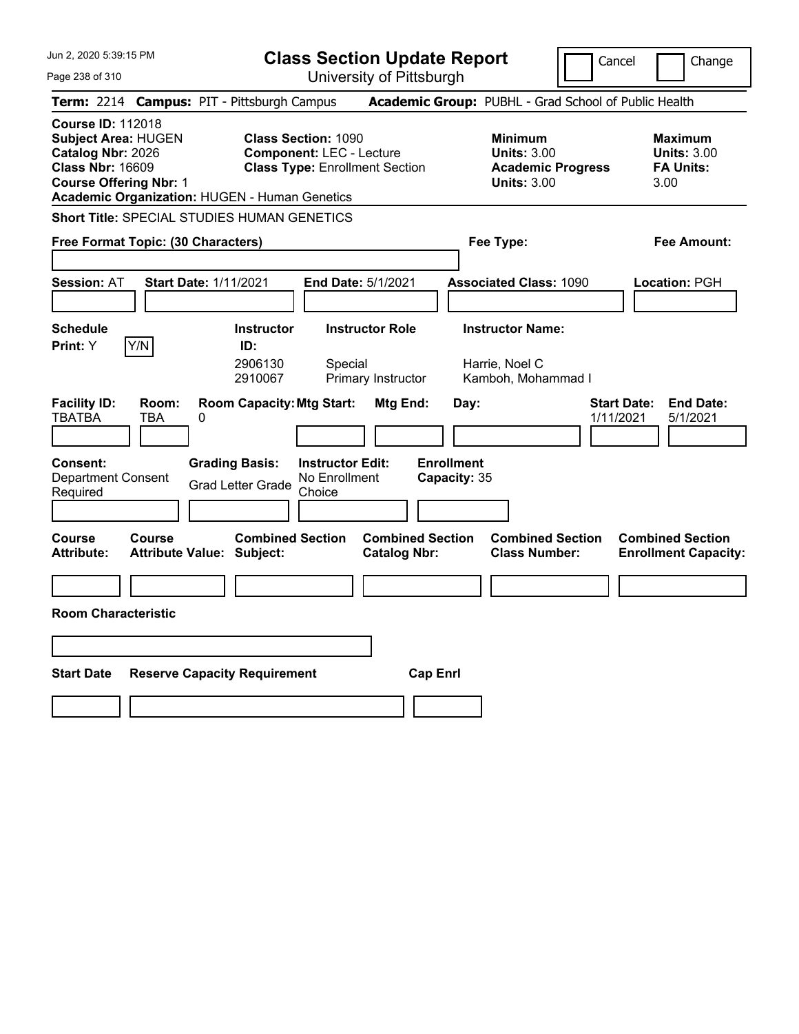Jun 2, 2020 5:39:15 PM

# Class Section Update Report

University of Pittsburgh

Cancel | Change

**Term:** 2214 **Campus:** PIT - Pittsburgh Campus **Academic Group:** PUBHL - Grad School of Public Health

**Course ID:** 112018
**Subject Area:** HUGEN
**Catalog Nbr:** 2026
**Class Nbr:** 16609
**Course Offering Nbr:** 1
**Academic Organization:** HUGEN - Human Genetics

**Class Section:** 1090
**Component:** LEC - Lecture
**Class Type:** Enrollment Section

**Minimum Units:** 3.00
**Academic Progress Units:** 3.00

**Maximum Units:** 3.00
**FA Units:** 3.00

**Short Title:** SPECIAL STUDIES HUMAN GENETICS

**Free Format Topic: (30 Characters)**

**Fee Type:**

**Fee Amount:**

**Session:** AT **Start Date:** 1/11/2021 **End Date:** 5/1/2021 **Associated Class:** 1090 **Location:** PGH

**Schedule Print:** Y [Y/N]

| Instructor ID: | Instructor Role | Instructor Name: |
|---|---|---|
| 2906130 | Special | Harrie, Noel C |
| 2910067 | Primary Instructor | Kamboh, Mohammad I |

| Facility ID: | Room: | Room Capacity: | Mtg Start: | Mtg End: | Day: | Start Date: | End Date: |
|---|---|---|---|---|---|---|---|
| TBATBA | TBA | 0 | | | | 1/11/2021 | 5/1/2021 |

**Consent:** Department Consent Required
**Grading Basis:** Grad Letter Grade
**Instructor Edit:** No Enrollment Choice
**Enrollment Capacity:** 35

| Course Attribute: | Course Attribute Value: | Combined Section Subject: | Combined Section Catalog Nbr: | Combined Section Class Number: | Combined Section Enrollment Capacity: |
|---|---|---|---|---|---|
| | | | | | |

**Room Characteristic**

| Start Date | Reserve Capacity Requirement | Cap Enrl |
|---|---|---|
| | | |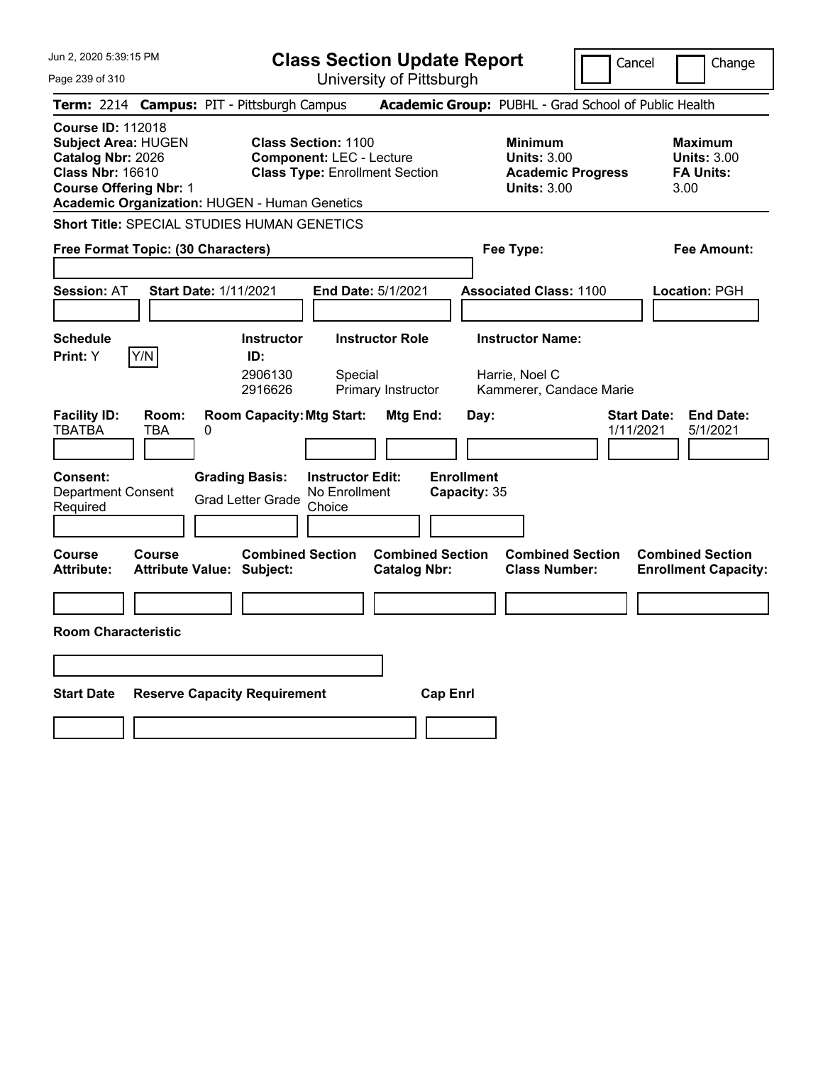# Class Section Update Report

University of Pittsburgh

Cancel | Change

**Term:** 2214 **Campus:** PIT - Pittsburgh Campus **Academic Group:** PUBHL - Grad School of Public Health

**Course ID:** 112018
**Subject Area:** HUGEN
**Catalog Nbr:** 2026
**Class Nbr:** 16610
**Course Offering Nbr:** 1
**Academic Organization:** HUGEN - Human Genetics

**Class Section:** 1100
**Component:** LEC - Lecture
**Class Type:** Enrollment Section

**Minimum Units:** 3.00
**Academic Progress Units:** 3.00

**Maximum Units:** 3.00
**FA Units:** 3.00

**Short Title:** SPECIAL STUDIES HUMAN GENETICS

**Free Format Topic: (30 Characters)**

**Fee Type:**

**Fee Amount:**

**Session:** AT **Start Date:** 1/11/2021 **End Date:** 5/1/2021 **Associated Class:** 1100 **Location:** PGH

**Schedule Print:** Y Y/N

| Instructor ID: | Instructor Role | Instructor Name: |
|---|---|---|
| 2906130 | Special | Harrie, Noel C |
| 2916626 | Primary Instructor | Kammerer, Candace Marie |

| Facility ID: | Room: | Room Capacity: | Mtg Start: | Mtg End: | Day: | Start Date: | End Date: |
|---|---|---|---|---|---|---|---|
| TBATBA | TBA | 0 | | | | 1/11/2021 | 5/1/2021 |

**Consent:** Department Consent Required

**Grading Basis:** Grad Letter Grade

**Instructor Edit:** No Enrollment Choice

**Enrollment Capacity:** 35

| Course Attribute: | Course Attribute Value: | Combined Section Subject: | Combined Section Catalog Nbr: | Combined Section Class Number: | Combined Section Enrollment Capacity: |
|---|---|---|---|---|---|
| | | | | | |

**Room Characteristic**

| Start Date | Reserve Capacity Requirement | Cap Enrl |
|---|---|---|
| | | |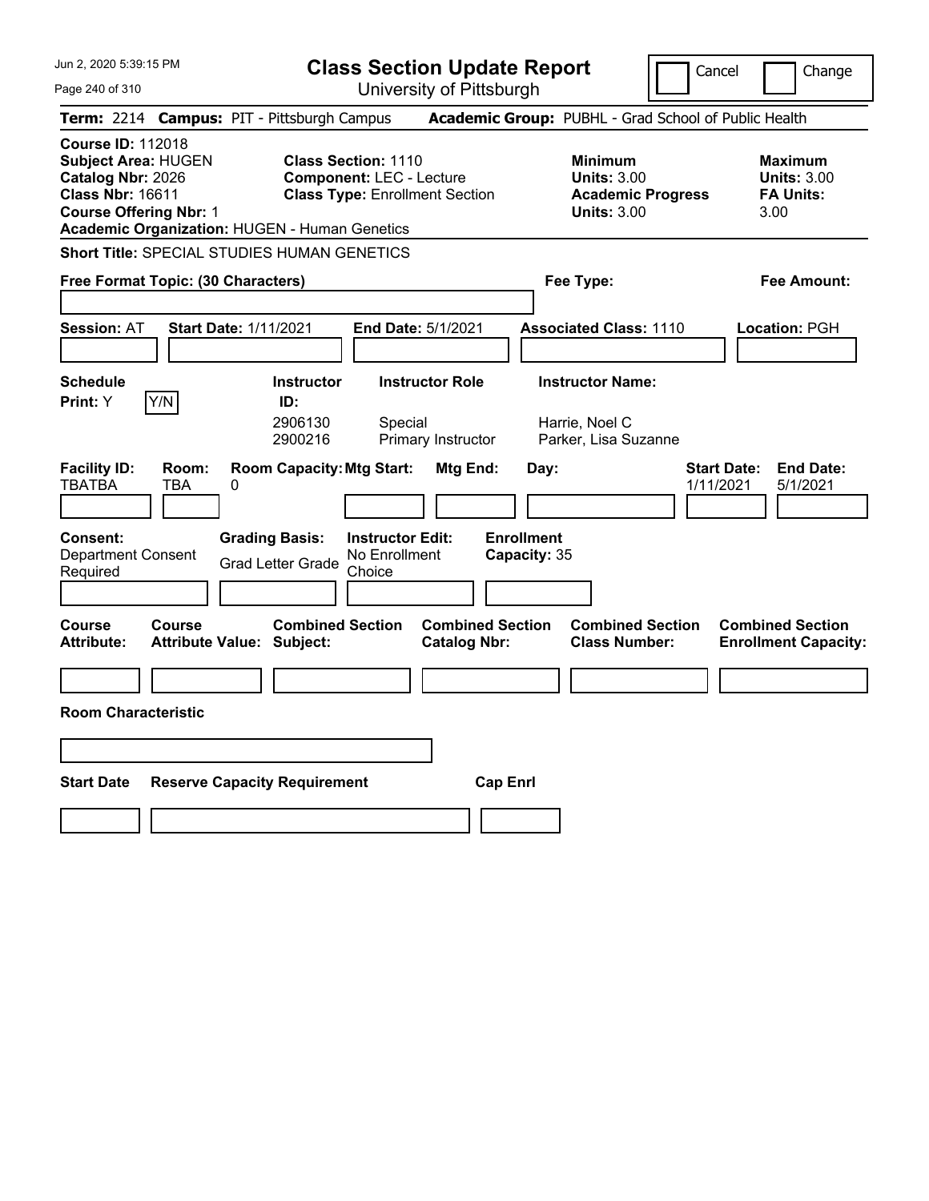# Class Section Update Report

University of Pittsburgh

Jun 2, 2020 5:39:15 PM

Cancel | Change

**Term:** 2214 **Campus:** PIT - Pittsburgh Campus **Academic Group:** PUBHL - Grad School of Public Health

**Course ID:** 112018
**Subject Area:** HUGEN
**Catalog Nbr:** 2026
**Class Nbr:** 16611
**Course Offering Nbr:** 1
**Academic Organization:** HUGEN - Human Genetics

**Class Section:** 1110
**Component:** LEC - Lecture
**Class Type:** Enrollment Section

**Minimum Units:** 3.00
**Academic Progress Units:** 3.00

**Maximum Units:** 3.00
**FA Units:** 3.00

**Short Title:** SPECIAL STUDIES HUMAN GENETICS

**Free Format Topic: (30 Characters)**

**Fee Type:**

**Fee Amount:**

**Session:** AT **Start Date:** 1/11/2021 **End Date:** 5/1/2021 **Associated Class:** 1110 **Location:** PGH

**Schedule Print:** Y Y/N

| Instructor ID: | Instructor Role | Instructor Name: |
|---|---|---|
| 2906130 | Special | Harrie, Noel C |
| 2900216 | Primary Instructor | Parker, Lisa Suzanne |

| Facility ID: | Room: | Room Capacity: | Mtg Start: | Mtg End: | Day: | Start Date: | End Date: |
|---|---|---|---|---|---|---|---|
| TBATBA | TBA | 0 | | | | 1/11/2021 | 5/1/2021 |

**Consent:** Department Consent Required

**Grading Basis:** Grad Letter Grade

**Instructor Edit:** No Enrollment Choice

**Enrollment Capacity:** 35

| Course Attribute: | Course Attribute Value: | Combined Section Subject: | Combined Section Catalog Nbr: | Combined Section Class Number: | Combined Section Enrollment Capacity: |
|---|---|---|---|---|---|
| | | | | | |

**Room Characteristic**

| Start Date | Reserve Capacity Requirement | Cap Enrl |
|---|---|---|
| | | |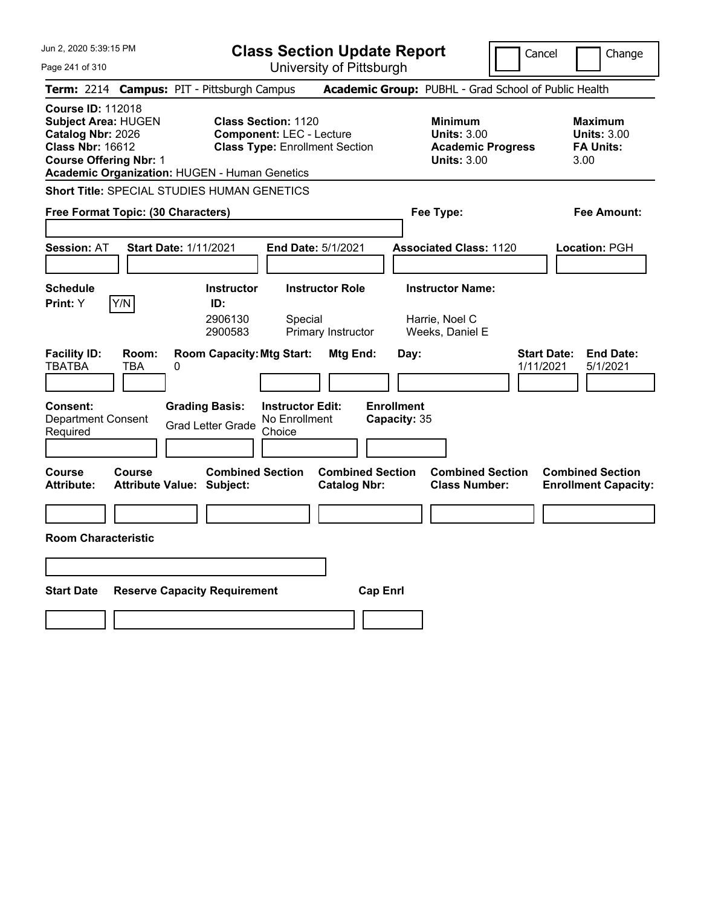# Class Section Update Report

University of Pittsburgh

Cancel Change

**Term:** 2214 **Campus:** PIT - Pittsburgh Campus **Academic Group:** PUBHL - Grad School of Public Health

**Course ID:** 112018
**Subject Area:** HUGEN
**Catalog Nbr:** 2026
**Class Nbr:** 16612
**Course Offering Nbr:** 1
**Academic Organization:** HUGEN - Human Genetics

**Class Section:** 1120
**Component:** LEC - Lecture
**Class Type:** Enrollment Section

**Minimum Units:** 3.00
**Academic Progress Units:** 3.00

**Maximum Units:** 3.00
**FA Units:** 3.00

**Short Title:** SPECIAL STUDIES HUMAN GENETICS

**Free Format Topic: (30 Characters)**

**Fee Type:**

**Fee Amount:**

**Session:** AT **Start Date:** 1/11/2021 **End Date:** 5/1/2021 **Associated Class:** 1120 **Location:** PGH

**Schedule Print:** Y Y/N

| Instructor ID: | Instructor Role | Instructor Name: |
|---|---|---|
| 2906130 | Special | Harrie, Noel C |
| 2900583 | Primary Instructor | Weeks, Daniel E |

| Facility ID: | Room: | Room Capacity: | Mtg Start: | Mtg End: | Day: | Start Date: | End Date: |
|---|---|---|---|---|---|---|---|
| TBATBA | TBA | 0 | | | | 1/11/2021 | 5/1/2021 |

**Consent:** Department Consent Required

**Grading Basis:** Grad Letter Grade

**Instructor Edit:** No Enrollment Choice

**Enrollment Capacity:** 35

| Course Attribute: | Course Attribute Value: | Combined Section Subject: | Combined Section Catalog Nbr: | Combined Section Class Number: | Combined Section Enrollment Capacity: |
|---|---|---|---|---|---|
| | | | | | |

**Room Characteristic**

| Start Date | Reserve Capacity Requirement | Cap Enrl |
|---|---|---|
| | | |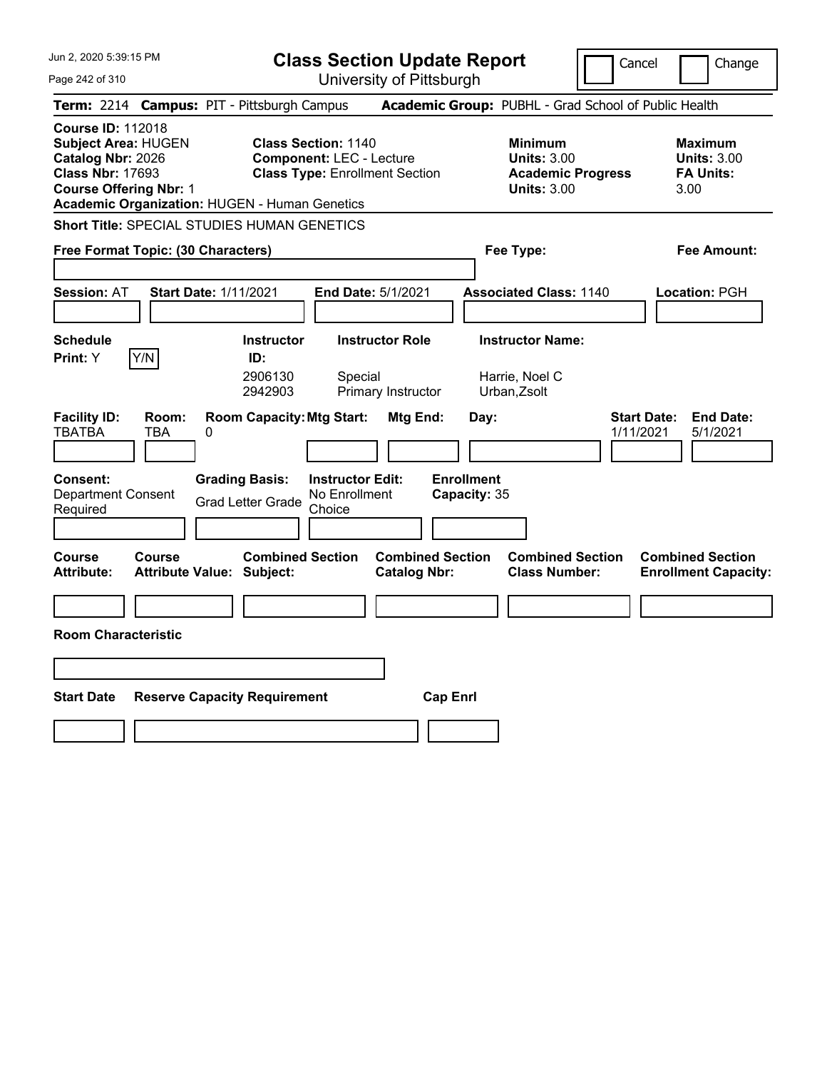# Class Section Update Report

University of Pittsburgh

Cancel | Change

**Term:** 2214 **Campus:** PIT - Pittsburgh Campus **Academic Group:** PUBHL - Grad School of Public Health

**Course ID:** 112018
**Subject Area:** HUGEN
**Catalog Nbr:** 2026
**Class Nbr:** 17693
**Course Offering Nbr:** 1
**Academic Organization:** HUGEN - Human Genetics

**Class Section:** 1140
**Component:** LEC - Lecture
**Class Type:** Enrollment Section

**Minimum Units:** 3.00
**Academic Progress Units:** 3.00

**Maximum Units:** 3.00
**FA Units:** 3.00

**Short Title:** SPECIAL STUDIES HUMAN GENETICS

**Free Format Topic: (30 Characters)**

**Fee Type:**

**Fee Amount:**

**Session:** AT **Start Date:** 1/11/2021 **End Date:** 5/1/2021 **Associated Class:** 1140 **Location:** PGH

| Schedule Print | Instructor ID | Instructor Role | Instructor Name |
|---|---|---|---|
| Y (Y/N) | 2906130 | Special | Harrie, Noel C |
| | 2942903 | Primary Instructor | Urban,Zsolt |

| Facility ID | Room | Room Capacity | Mtg Start | Mtg End | Day | Start Date | End Date |
|---|---|---|---|---|---|---|---|
| TBATBA | TBA | 0 | | | | 1/11/2021 | 5/1/2021 |

**Consent:** Department Consent Required
**Grading Basis:** Grad Letter Grade
**Instructor Edit:** No Enrollment Choice
**Enrollment Capacity:** 35

| Course Attribute | Course Attribute Value | Combined Section Subject | Combined Section Catalog Nbr | Combined Section Class Number | Combined Section Enrollment Capacity |
|---|---|---|---|---|---|
| | | | | | |

**Room Characteristic**

| Start Date | Reserve Capacity Requirement | Cap Enrl |
|---|---|---|
| | | |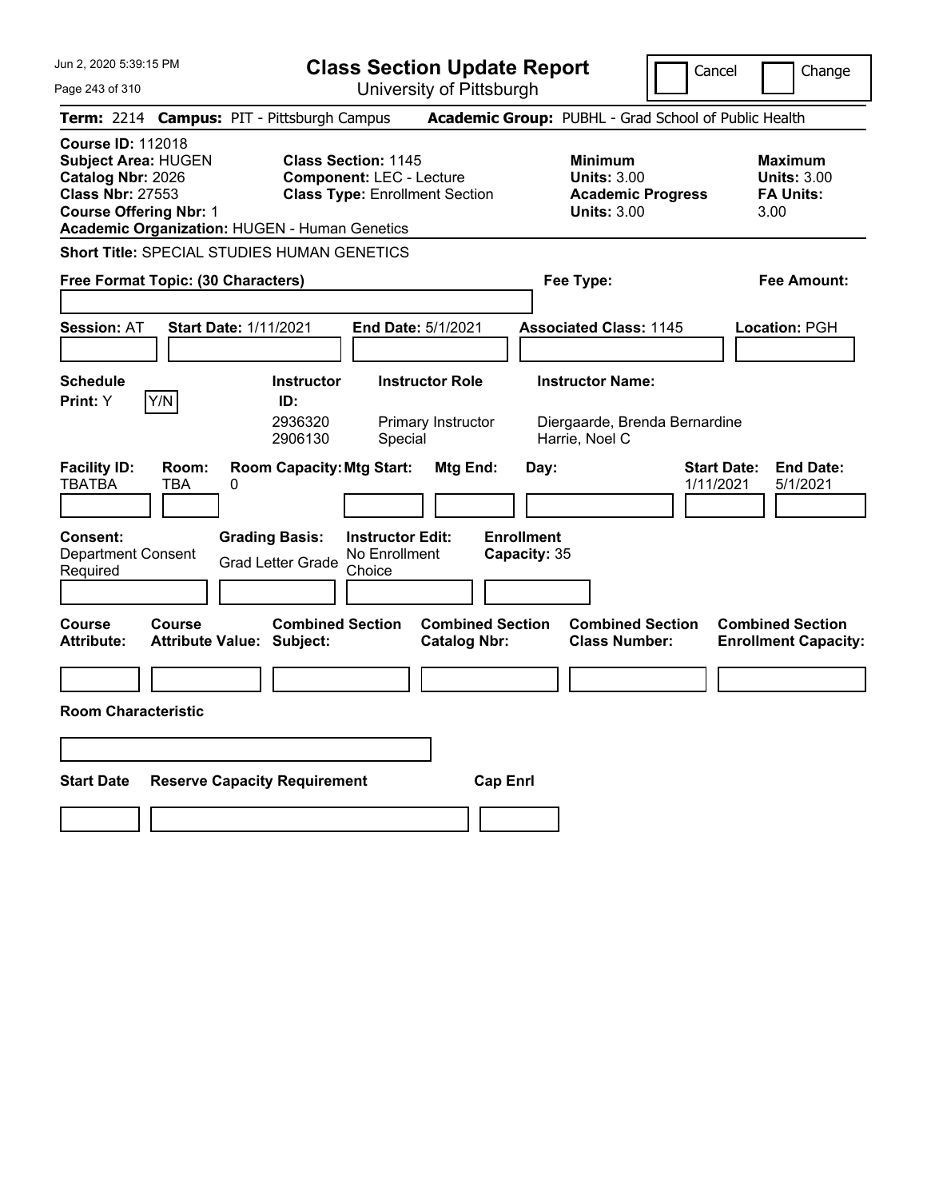Jun 2, 2020 5:39:15 PM

# Class Section Update Report

University of Pittsburgh

Cancel | Change

**Term:** 2214 **Campus:** PIT - Pittsburgh Campus **Academic Group:** PUBHL - Grad School of Public Health

**Course ID:** 112018
**Subject Area:** HUGEN
**Catalog Nbr:** 2026
**Class Nbr:** 27553
**Course Offering Nbr:** 1
**Academic Organization:** HUGEN - Human Genetics

**Class Section:** 1145
**Component:** LEC - Lecture
**Class Type:** Enrollment Section

**Minimum Units:** 3.00
**Academic Progress Units:** 3.00

**Maximum Units:** 3.00
**FA Units:** 3.00

**Short Title:** SPECIAL STUDIES HUMAN GENETICS

**Free Format Topic: (30 Characters)**

**Fee Type:**

**Fee Amount:**

**Session:** AT **Start Date:** 1/11/2021 **End Date:** 5/1/2021 **Associated Class:** 1145 **Location:** PGH

**Schedule Print:** Y Y/N

| Instructor ID: | Instructor Role | Instructor Name: |
|---|---|---|
| 2936320 | Primary Instructor | Diergaarde, Brenda Bernardine |
| 2906130 | Special | Harrie, Noel C |

| Facility ID: | Room: | Room Capacity: | Mtg Start: | Mtg End: | Day: | Start Date: | End Date: |
|---|---|---|---|---|---|---|---|
| TBATBA | TBA | 0 | | | | 1/11/2021 | 5/1/2021 |

**Consent:** Department Consent Required
**Grading Basis:** Grad Letter Grade
**Instructor Edit:** No Enrollment Choice
**Enrollment Capacity:** 35

| Course Attribute: | Course Attribute Value: | Combined Section Subject: | Combined Section Catalog Nbr: | Combined Section Class Number: | Combined Section Enrollment Capacity: |
|---|---|---|---|---|---|
| | | | | | |

**Room Characteristic**

| Start Date | Reserve Capacity Requirement | Cap Enrl |
|---|---|---|
| | | |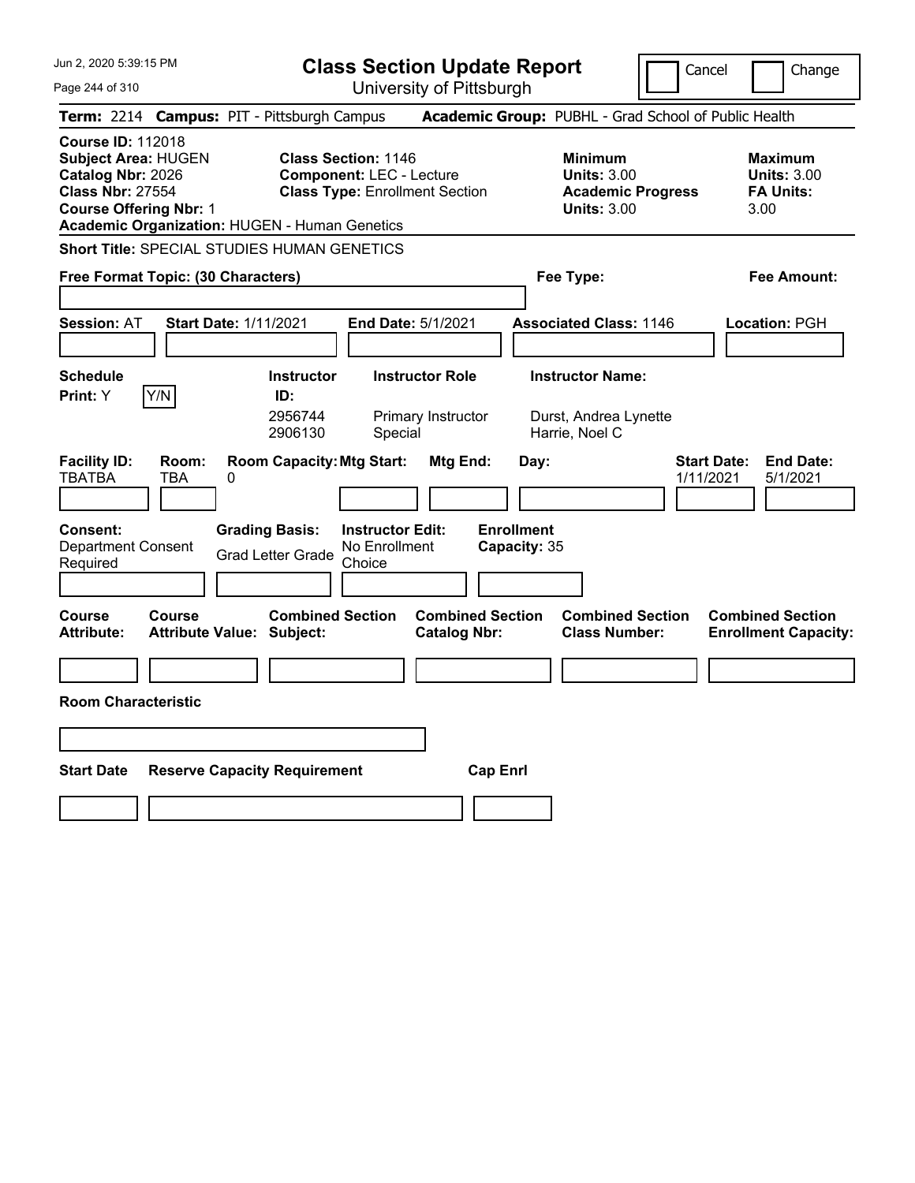# Class Section Update Report

University of Pittsburgh

Cancel | Change

**Term:** 2214 **Campus:** PIT - Pittsburgh Campus **Academic Group:** PUBHL - Grad School of Public Health

**Course ID:** 112018
**Subject Area:** HUGEN
**Catalog Nbr:** 2026
**Class Nbr:** 27554
**Course Offering Nbr:** 1
**Academic Organization:** HUGEN - Human Genetics

**Class Section:** 1146
**Component:** LEC - Lecture
**Class Type:** Enrollment Section

**Minimum Units:** 3.00
**Academic Progress Units:** 3.00

**Maximum Units:** 3.00
**FA Units:** 3.00

**Short Title:** SPECIAL STUDIES HUMAN GENETICS

**Free Format Topic: (30 Characters)**

**Fee Type:**

**Fee Amount:**

**Session:** AT **Start Date:** 1/11/2021 **End Date:** 5/1/2021 **Associated Class:** 1146 **Location:** PGH

**Schedule Print:** Y Y/N

| Instructor ID | Instructor Role | Instructor Name |
|---|---|---|
| 2956744 | Primary Instructor | Durst, Andrea Lynette |
| 2906130 | Special | Harrie, Noel C |

| Facility ID | Room | Room Capacity | Mtg Start | Mtg End | Day | Start Date | End Date |
|---|---|---|---|---|---|---|---|
| TBATBA | TBA | 0 | | | | 1/11/2021 | 5/1/2021 |

**Consent:** Department Consent Required
**Grading Basis:** Grad Letter Grade
**Instructor Edit:** No Enrollment Choice
**Enrollment Capacity:** 35

| Course Attribute | Course Attribute Value | Combined Section Subject | Combined Section Catalog Nbr | Combined Section Class Number | Combined Section Enrollment Capacity |
|---|---|---|---|---|---|
| | | | | | |

**Room Characteristic**

| Start Date | Reserve Capacity Requirement | Cap Enrl |
|---|---|---|
| | | |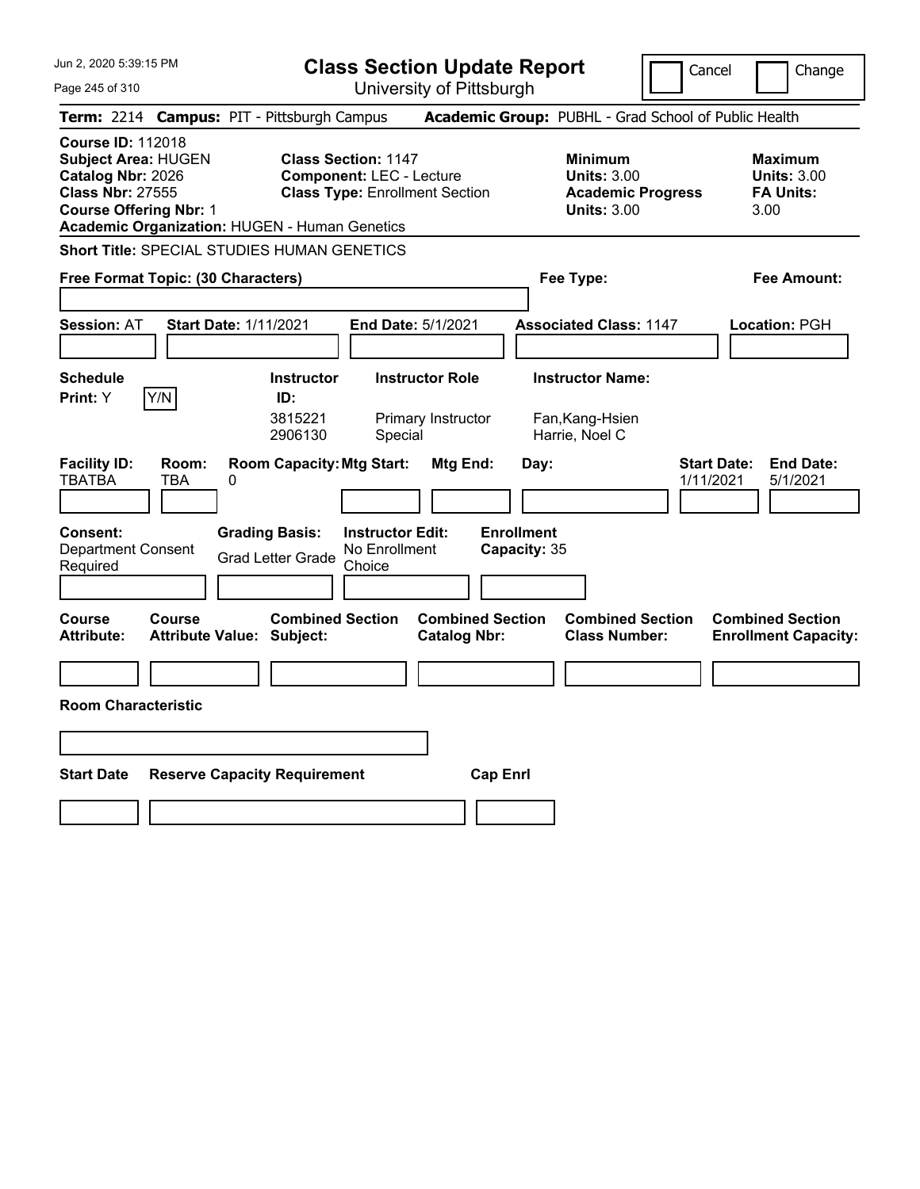# Class Section Update Report

University of Pittsburgh

Jun 2, 2020 5:39:15 PM

Cancel | Change

**Term:** 2214 **Campus:** PIT - Pittsburgh Campus **Academic Group:** PUBHL - Grad School of Public Health

**Course ID:** 112018
**Subject Area:** HUGEN
**Catalog Nbr:** 2026
**Class Nbr:** 27555
**Course Offering Nbr:** 1
**Academic Organization:** HUGEN - Human Genetics

**Class Section:** 1147
**Component:** LEC - Lecture
**Class Type:** Enrollment Section

**Minimum Units:** 3.00
**Academic Progress Units:** 3.00

**Maximum Units:** 3.00
**FA Units:** 3.00

**Short Title:** SPECIAL STUDIES HUMAN GENETICS

**Free Format Topic: (30 Characters)**

**Fee Type:**

**Fee Amount:**

**Session:** AT **Start Date:** 1/11/2021 **End Date:** 5/1/2021 **Associated Class:** 1147 **Location:** PGH

**Schedule Print:** Y Y/N

| Instructor ID: | Instructor Role | Instructor Name: |
|---|---|---|
| 3815221 | Primary Instructor | Fan,Kang-Hsien |
| 2906130 | Special | Harrie, Noel C |

| Facility ID: | Room: | Room Capacity: | Mtg Start: | Mtg End: | Day: | Start Date: | End Date: |
|---|---|---|---|---|---|---|---|
| TBATBA | TBA | 0 | | | | 1/11/2021 | 5/1/2021 |

**Consent:** Department Consent Required

**Grading Basis:** Grad Letter Grade

**Instructor Edit:** No Enrollment Choice

**Enrollment Capacity:** 35

| Course Attribute: | Course Attribute Value: | Combined Section Subject: | Combined Section Catalog Nbr: | Combined Section Class Number: | Combined Section Enrollment Capacity: |
|---|---|---|---|---|---|
| | | | | | |

**Room Characteristic**

| Start Date | Reserve Capacity Requirement | Cap Enrl |
|---|---|---|
| | | |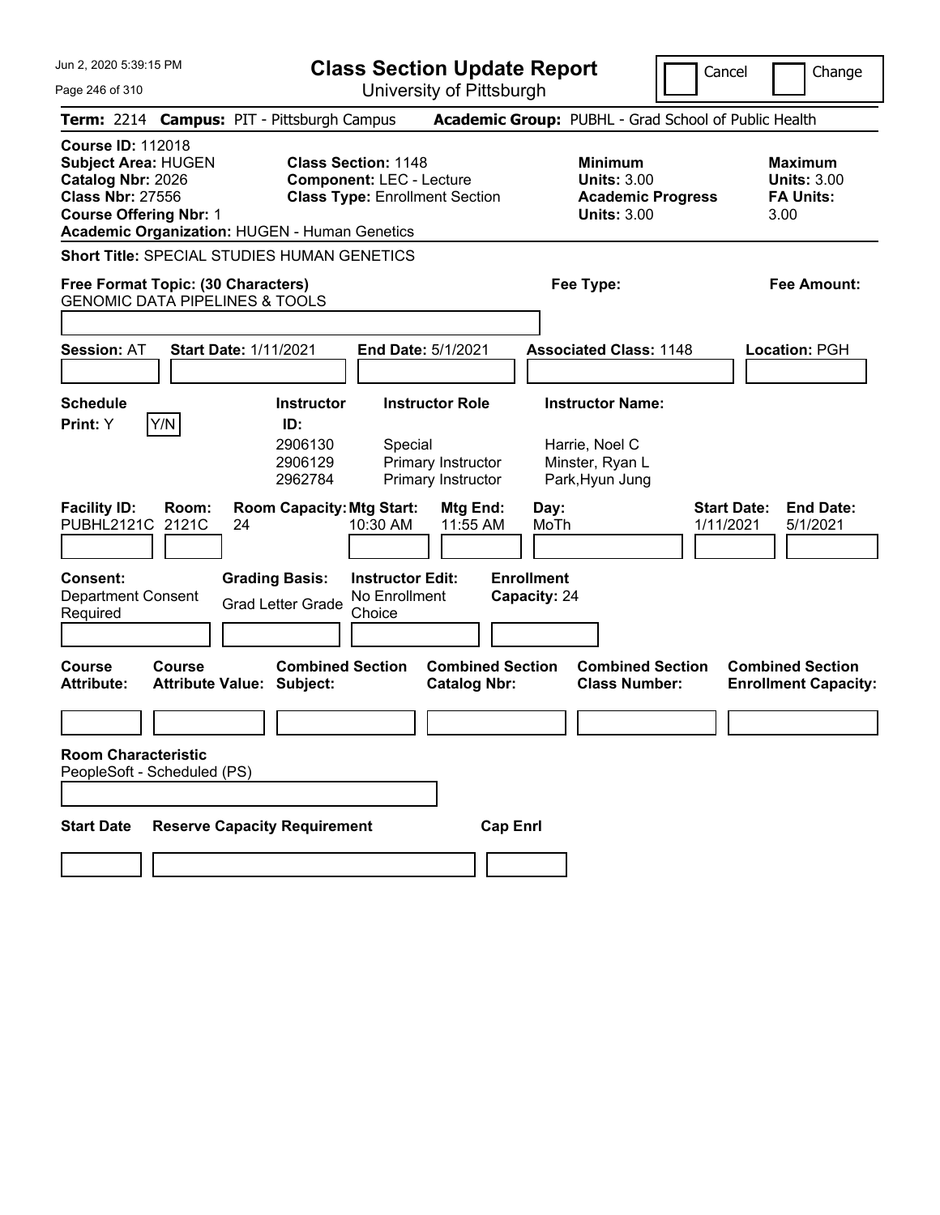# Class Section Update Report

University of Pittsburgh

Jun 2, 2020 5:39:15 PM

Cancel | Change

**Term:** 2214 **Campus:** PIT - Pittsburgh Campus **Academic Group:** PUBHL - Grad School of Public Health

**Course ID:** 112018
**Subject Area:** HUGEN
**Catalog Nbr:** 2026
**Class Nbr:** 27556
**Course Offering Nbr:** 1
**Academic Organization:** HUGEN - Human Genetics

**Class Section:** 1148
**Component:** LEC - Lecture
**Class Type:** Enrollment Section

**Minimum Units:** 3.00
**Academic Progress Units:** 3.00

**Maximum Units:** 3.00
**FA Units:** 3.00

**Short Title:** SPECIAL STUDIES HUMAN GENETICS

**Free Format Topic: (30 Characters)**
GENOMIC DATA PIPELINES & TOOLS

**Fee Type:**

**Fee Amount:**

**Session:** AT **Start Date:** 1/11/2021 **End Date:** 5/1/2021 **Associated Class:** 1148 **Location:** PGH

**Schedule**
**Print:** Y  Y/N

| Instructor ID | Instructor Role | Instructor Name |
|---|---|---|
| 2906130 | Special | Harrie, Noel C |
| 2906129 | Primary Instructor | Minster, Ryan L |
| 2962784 | Primary Instructor | Park,Hyun Jung |

| Facility ID | Room | Room Capacity | Mtg Start | Mtg End | Day | Start Date | End Date |
|---|---|---|---|---|---|---|---|
| PUBHL2121C | 2121C | 24 | 10:30 AM | 11:55 AM | MoTh | 1/11/2021 | 5/1/2021 |

**Consent:** Department Consent Required
**Grading Basis:** Grad Letter Grade
**Instructor Edit:** No Enrollment Choice
**Enrollment Capacity:** 24

| Course Attribute | Course Attribute Value | Combined Section Subject | Combined Section Catalog Nbr | Combined Section Class Number | Combined Section Enrollment Capacity |
|---|---|---|---|---|---|
| | | | | | |

**Room Characteristic**
PeopleSoft - Scheduled (PS)

| Start Date | Reserve Capacity Requirement | Cap Enrl |
|---|---|---|
| | | |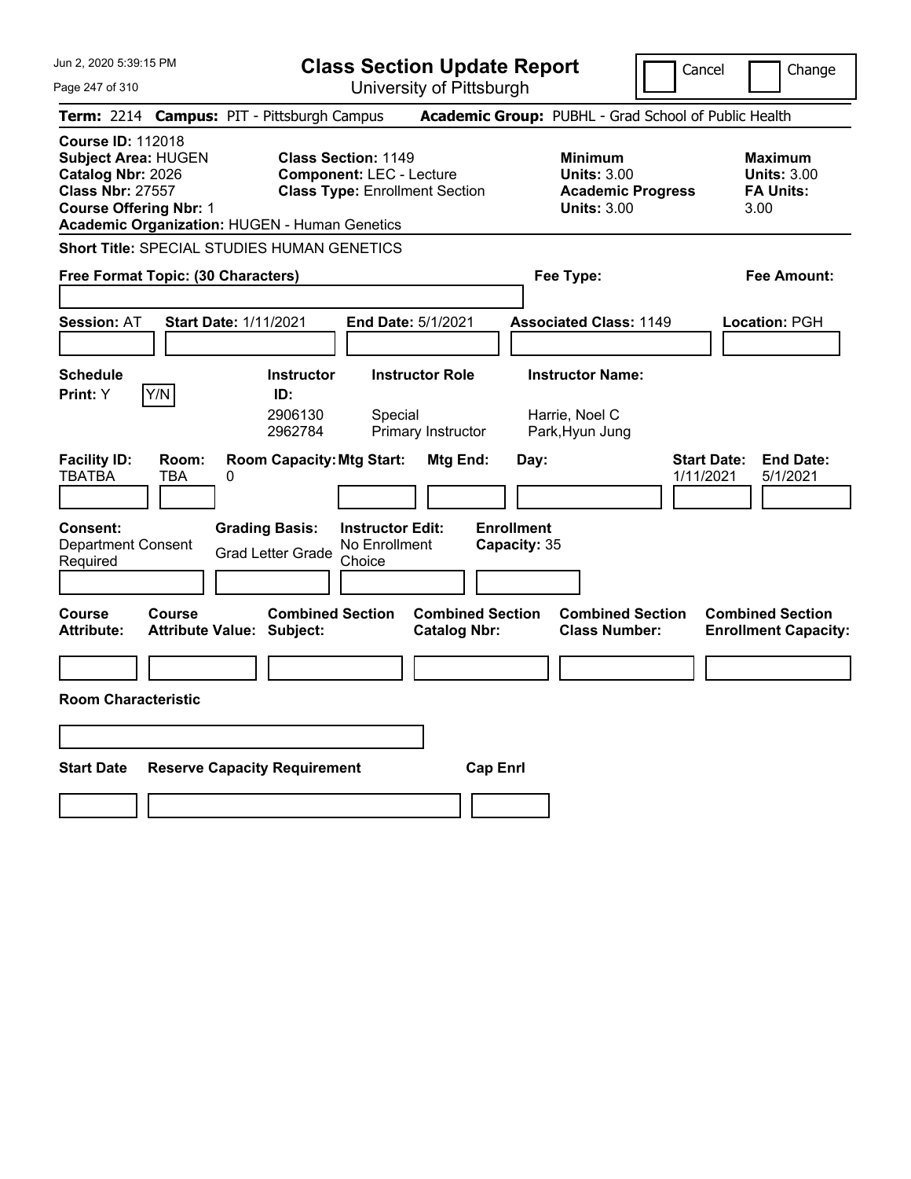Jun 2, 2020 5:39:15 PM

# Class Section Update Report

University of Pittsburgh

Cancel | Change

**Term:** 2214 **Campus:** PIT - Pittsburgh Campus **Academic Group:** PUBHL - Grad School of Public Health

**Course ID:** 112018
**Subject Area:** HUGEN
**Catalog Nbr:** 2026
**Class Nbr:** 27557
**Course Offering Nbr:** 1
**Academic Organization:** HUGEN - Human Genetics

**Class Section:** 1149
**Component:** LEC - Lecture
**Class Type:** Enrollment Section

**Minimum Units:** 3.00
**Academic Progress Units:** 3.00

**Maximum Units:** 3.00
**FA Units:** 3.00

**Short Title:** SPECIAL STUDIES HUMAN GENETICS

**Free Format Topic: (30 Characters)**

**Fee Type:**

**Fee Amount:**

**Session:** AT **Start Date:** 1/11/2021 **End Date:** 5/1/2021 **Associated Class:** 1149 **Location:** PGH

**Schedule Print:** Y Y/N

| Instructor ID | Instructor Role | Instructor Name |
|---|---|---|
| 2906130 | Special | Harrie, Noel C |
| 2962784 | Primary Instructor | Park,Hyun Jung |

| Facility ID | Room | Room Capacity | Mtg Start | Mtg End | Day | Start Date | End Date |
|---|---|---|---|---|---|---|---|
| TBATBA | TBA | 0 | | | | 1/11/2021 | 5/1/2021 |

**Consent:** Department Consent Required

**Grading Basis:** Grad Letter Grade

**Instructor Edit:** No Enrollment Choice

**Enrollment Capacity:** 35

| Course Attribute | Course Attribute Value | Combined Section Subject | Combined Section Catalog Nbr | Combined Section Class Number | Combined Section Enrollment Capacity |
|---|---|---|---|---|---|
| | | | | | |

**Room Characteristic**

| Start Date | Reserve Capacity Requirement | Cap Enrl |
|---|---|---|
| | | |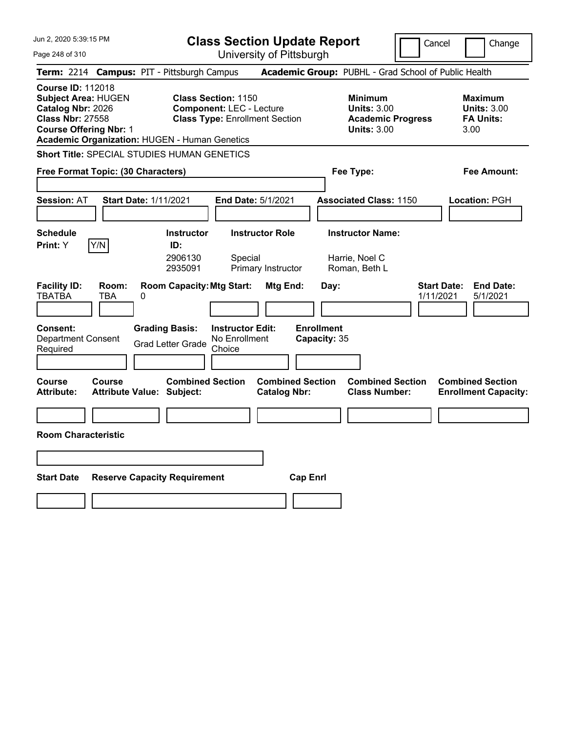# Class Section Update Report

University of Pittsburgh

Cancel | Change

**Term:** 2214 **Campus:** PIT - Pittsburgh Campus **Academic Group:** PUBHL - Grad School of Public Health

**Course ID:** 112018
**Subject Area:** HUGEN
**Catalog Nbr:** 2026
**Class Nbr:** 27558
**Course Offering Nbr:** 1
**Academic Organization:** HUGEN - Human Genetics

**Class Section:** 1150
**Component:** LEC - Lecture
**Class Type:** Enrollment Section

**Minimum Units:** 3.00
**Academic Progress Units:** 3.00

**Maximum Units:** 3.00
**FA Units:** 3.00

**Short Title:** SPECIAL STUDIES HUMAN GENETICS

**Free Format Topic: (30 Characters)**

**Fee Type:**

**Fee Amount:**

**Session:** AT **Start Date:** 1/11/2021 **End Date:** 5/1/2021 **Associated Class:** 1150 **Location:** PGH

**Schedule Print:** Y Y/N

| Instructor ID | Instructor Role | Instructor Name |
|---|---|---|
| 2906130 | Special | Harrie, Noel C |
| 2935091 | Primary Instructor | Roman, Beth L |

| Facility ID | Room | Room Capacity | Mtg Start | Mtg End | Day | Start Date | End Date |
|---|---|---|---|---|---|---|---|
| TBATBA | TBA | 0 | | | | 1/11/2021 | 5/1/2021 |

**Consent:** Department Consent Required
**Grading Basis:** Grad Letter Grade
**Instructor Edit:** No Enrollment Choice
**Enrollment Capacity:** 35

| Course Attribute | Course Attribute Value | Combined Section Subject | Combined Section Catalog Nbr | Combined Section Class Number | Combined Section Enrollment Capacity |
|---|---|---|---|---|---|
| | | | | | |

**Room Characteristic**

| Start Date | Reserve Capacity Requirement | Cap Enrl |
|---|---|---|
| | | |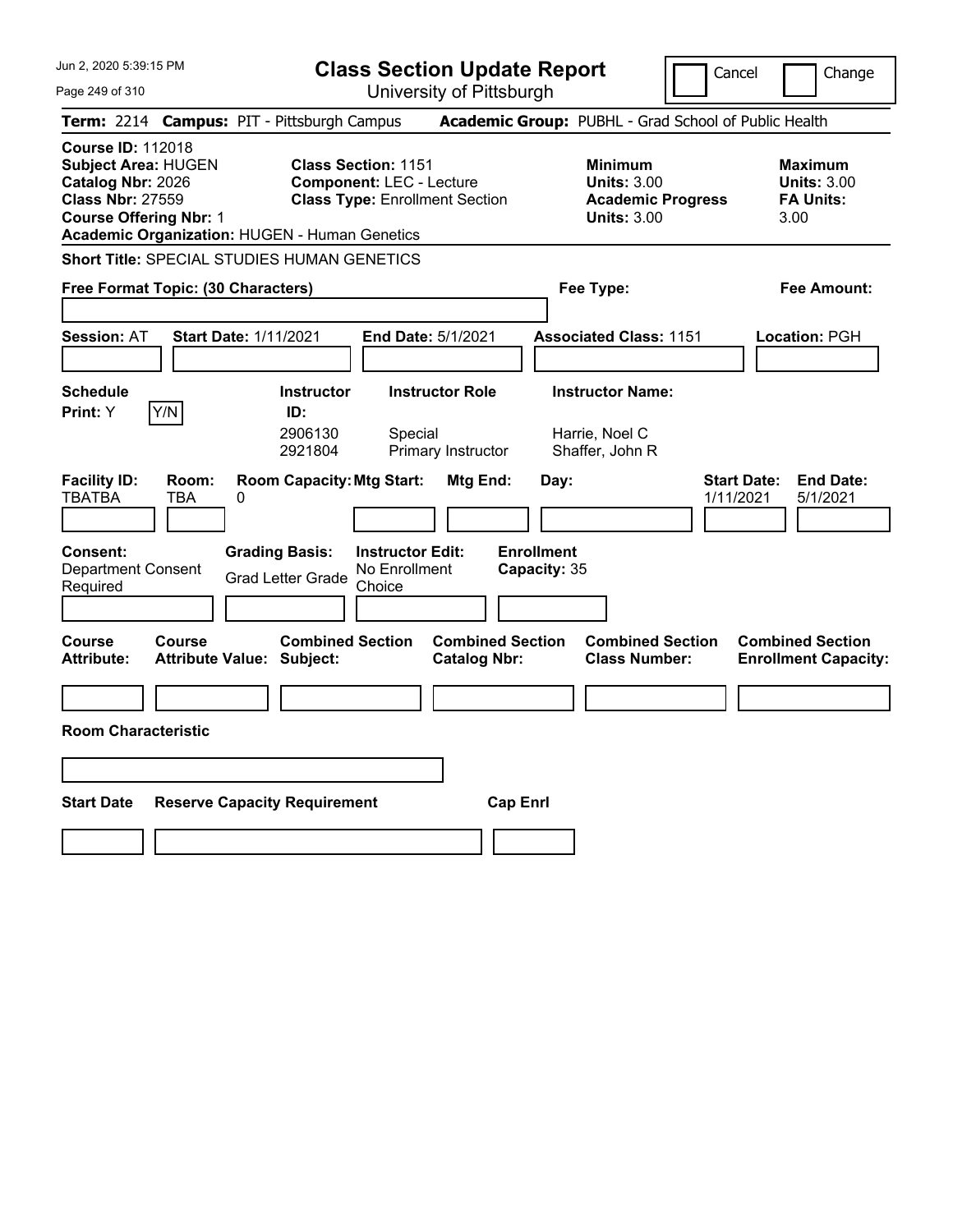# Class Section Update Report

University of Pittsburgh

Cancel | Change

**Term:** 2214 **Campus:** PIT - Pittsburgh Campus **Academic Group:** PUBHL - Grad School of Public Health

**Course ID:** 112018
**Subject Area:** HUGEN
**Catalog Nbr:** 2026
**Class Nbr:** 27559
**Course Offering Nbr:** 1
**Academic Organization:** HUGEN - Human Genetics

**Class Section:** 1151
**Component:** LEC - Lecture
**Class Type:** Enrollment Section

**Minimum Units:** 3.00
**Academic Progress Units:** 3.00

**Maximum Units:** 3.00
**FA Units:** 3.00

**Short Title:** SPECIAL STUDIES HUMAN GENETICS

**Free Format Topic: (30 Characters)**

**Fee Type:**

**Fee Amount:**

**Session:** AT **Start Date:** 1/11/2021 **End Date:** 5/1/2021 **Associated Class:** 1151 **Location:** PGH

**Schedule Print:** Y Y/N

| Instructor ID: | Instructor Role | Instructor Name: |
| --- | --- | --- |
| 2906130 | Special | Harrie, Noel C |
| 2921804 | Primary Instructor | Shaffer, John R |

| Facility ID: | Room: | Room Capacity: | Mtg Start: | Mtg End: | Day: | Start Date: | End Date: |
| --- | --- | --- | --- | --- | --- | --- | --- |
| TBATBA | TBA | 0 | | | | 1/11/2021 | 5/1/2021 |

**Consent:** Department Consent Required

**Grading Basis:** Grad Letter Grade

**Instructor Edit:** No Enrollment Choice

**Enrollment Capacity:** 35

| Course Attribute: | Course Attribute Value: | Combined Section Subject: | Combined Section Catalog Nbr: | Combined Section Class Number: | Combined Section Enrollment Capacity: |
| --- | --- | --- | --- | --- | --- |
| | | | | | |

**Room Characteristic**

| Start Date | Reserve Capacity Requirement | Cap Enrl |
| --- | --- | --- |
| | | |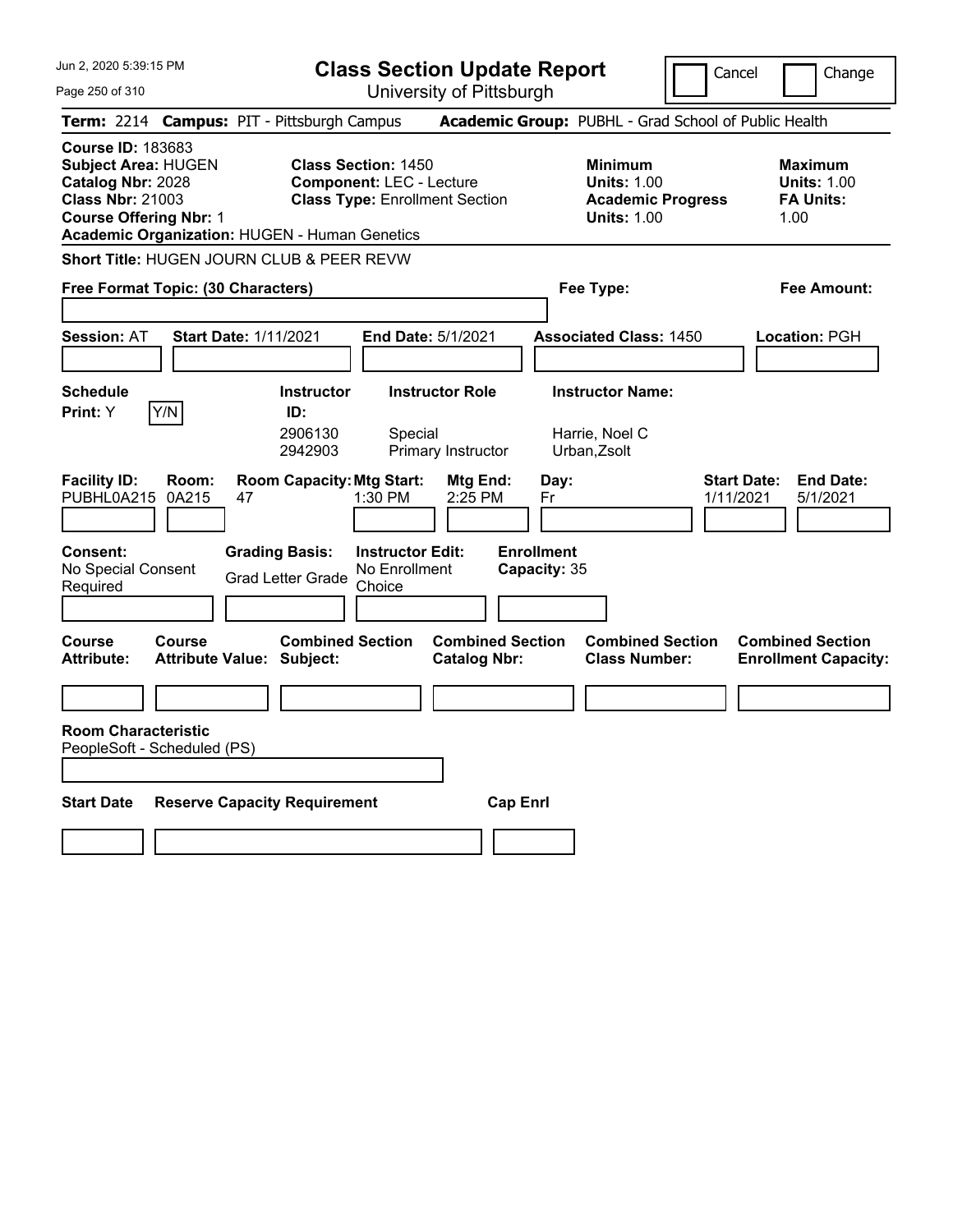# Class Section Update Report

University of Pittsburgh

Cancel / Change

**Term:** 2214 **Campus:** PIT - Pittsburgh Campus **Academic Group:** PUBHL - Grad School of Public Health

**Course ID:** 183683
**Subject Area:** HUGEN
**Catalog Nbr:** 2028
**Class Nbr:** 21003
**Course Offering Nbr:** 1
**Academic Organization:** HUGEN - Human Genetics

**Class Section:** 1450
**Component:** LEC - Lecture
**Class Type:** Enrollment Section

**Minimum Units:** 1.00
**Academic Progress Units:** 1.00

**Maximum Units:** 1.00
**FA Units:** 1.00

**Short Title:** HUGEN JOURN CLUB & PEER REVW

**Free Format Topic: (30 Characters)**

**Fee Type:**

**Fee Amount:**

**Session:** AT **Start Date:** 1/11/2021 **End Date:** 5/1/2021 **Associated Class:** 1450 **Location:** PGH

**Schedule Print:** Y Y/N

| Instructor ID | Instructor Role | Instructor Name |
|---|---|---|
| 2906130 | Special | Harrie, Noel C |
| 2942903 | Primary Instructor | Urban,Zsolt |

| Facility ID | Room | Room Capacity | Mtg Start | Mtg End | Day | Start Date | End Date |
|---|---|---|---|---|---|---|---|
| PUBHL0A215 | 0A215 | 47 | 1:30 PM | 2:25 PM | Fr | 1/11/2021 | 5/1/2021 |

**Consent:** No Special Consent Required

**Grading Basis:** Grad Letter Grade

**Instructor Edit:** No Enrollment Choice

**Enrollment Capacity:** 35

| Course Attribute | Course Attribute Value | Combined Section Subject | Combined Section Catalog Nbr | Combined Section Class Number | Combined Section Enrollment Capacity |
|---|---|---|---|---|---|
| | | | | | |

**Room Characteristic**
PeopleSoft - Scheduled (PS)

| Start Date | Reserve Capacity Requirement | Cap Enrl |
|---|---|---|
| | | |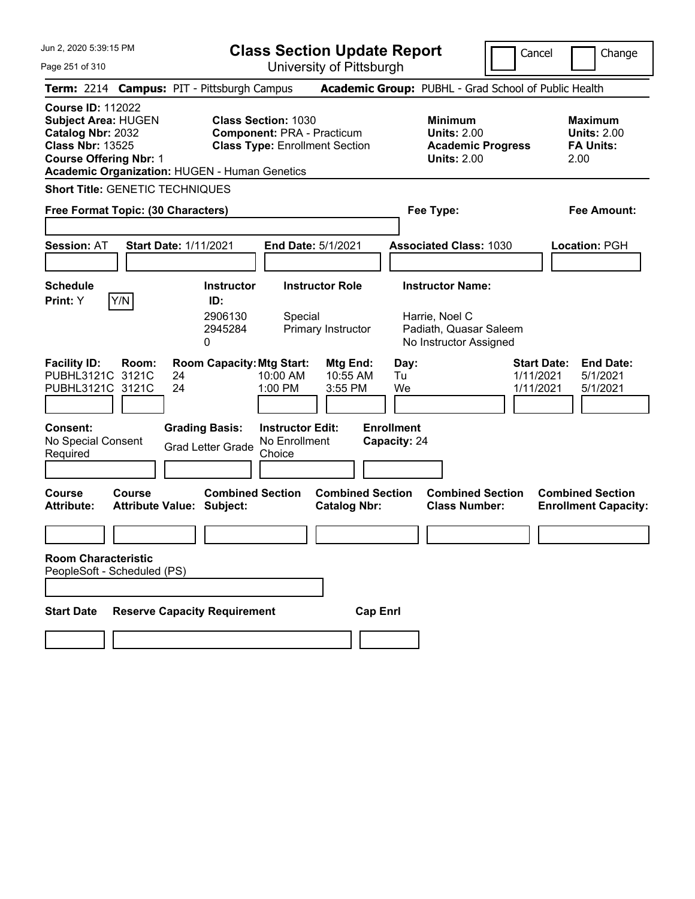Jun 2, 2020 5:39:15 PM

# Class Section Update Report

University of Pittsburgh

Cancel | Change

**Term:** 2214 **Campus:** PIT - Pittsburgh Campus **Academic Group:** PUBHL - Grad School of Public Health

**Course ID:** 112022
**Subject Area:** HUGEN
**Catalog Nbr:** 2032
**Class Nbr:** 13525
**Course Offering Nbr:** 1
**Academic Organization:** HUGEN - Human Genetics

**Class Section:** 1030
**Component:** PRA - Practicum
**Class Type:** Enrollment Section

**Minimum Units:** 2.00
**Academic Progress Units:** 2.00

**Maximum Units:** 2.00
**FA Units:** 2.00

**Short Title:** GENETIC TECHNIQUES

**Free Format Topic: (30 Characters)**

**Fee Type:**

**Fee Amount:**

**Session:** AT **Start Date:** 1/11/2021 **End Date:** 5/1/2021 **Associated Class:** 1030 **Location:** PGH

**Schedule Print:** Y [Y/N]

| Instructor ID | Instructor Role | Instructor Name |
|---|---|---|
| 2906130 | Special | Harrie, Noel C |
| 2945284 | Primary Instructor | Padiath, Quasar Saleem |
| 0 | | No Instructor Assigned |

| Facility ID: | Room: | Room Capacity: | Mtg Start: | Mtg End: | Day: | Start Date: | End Date: |
|---|---|---|---|---|---|---|---|
| PUBHL3121C | 3121C | 24 | 10:00 AM | 10:55 AM | Tu | 1/11/2021 | 5/1/2021 |
| PUBHL3121C | 3121C | 24 | 1:00 PM | 3:55 PM | We | 1/11/2021 | 5/1/2021 |

**Consent:** No Special Consent Required

**Grading Basis:** Grad Letter Grade

**Instructor Edit:** No Enrollment Choice

**Enrollment Capacity:** 24

| Course Attribute: | Course Attribute Value: | Combined Section Subject: | Combined Section Catalog Nbr: | Combined Section Class Number: | Combined Section Enrollment Capacity: |
|---|---|---|---|---|---|
| | | | | | |

**Room Characteristic**
PeopleSoft - Scheduled (PS)

| Start Date | Reserve Capacity Requirement | Cap Enrl |
|---|---|---|
| | | |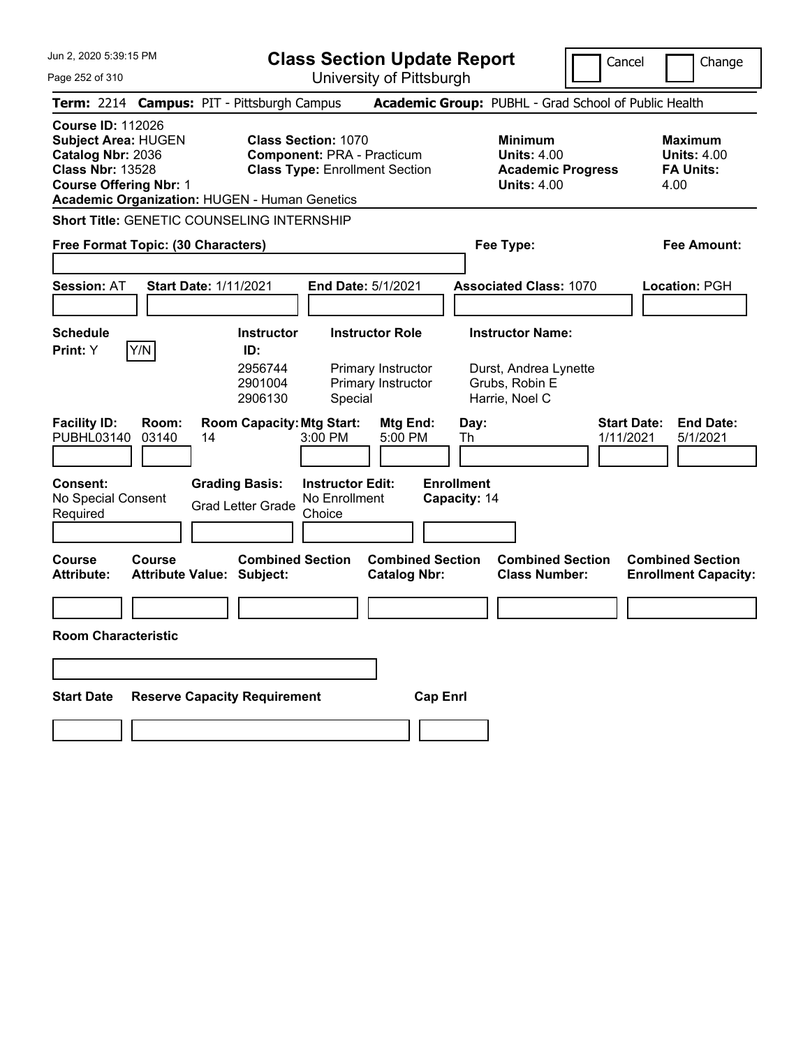# Class Section Update Report

University of Pittsburgh

Jun 2, 2020 5:39:15 PM

Cancel | Change

**Term:** 2214 **Campus:** PIT - Pittsburgh Campus **Academic Group:** PUBHL - Grad School of Public Health

**Course ID:** 112026
**Subject Area:** HUGEN
**Catalog Nbr:** 2036
**Class Nbr:** 13528
**Course Offering Nbr:** 1
**Academic Organization:** HUGEN - Human Genetics

**Class Section:** 1070
**Component:** PRA - Practicum
**Class Type:** Enrollment Section

**Minimum Units:** 4.00
**Academic Progress Units:** 4.00

**Maximum Units:** 4.00
**FA Units:** 4.00

**Short Title:** GENETIC COUNSELING INTERNSHIP

**Free Format Topic: (30 Characters)**

**Fee Type:**

**Fee Amount:**

**Session:** AT **Start Date:** 1/11/2021 **End Date:** 5/1/2021 **Associated Class:** 1070 **Location:** PGH

**Schedule Print:** Y Y/N

| Instructor ID | Instructor Role | Instructor Name |
|---|---|---|
| 2956744 | Primary Instructor | Durst, Andrea Lynette |
| 2901004 | Primary Instructor | Grubs, Robin E |
| 2906130 | Special | Harrie, Noel C |

| Facility ID | Room | Room Capacity | Mtg Start | Mtg End | Day | Start Date | End Date |
|---|---|---|---|---|---|---|---|
| PUBHL03140 | 03140 | 14 | 3:00 PM | 5:00 PM | Th | 1/11/2021 | 5/1/2021 |

**Consent:** No Special Consent Required
**Grading Basis:** Grad Letter Grade
**Instructor Edit:** No Enrollment Choice
**Enrollment Capacity:** 14

| Course Attribute | Course Attribute Value | Combined Section Subject | Combined Section Catalog Nbr | Combined Section Class Number | Combined Section Enrollment Capacity |
|---|---|---|---|---|---|
| | | | | | |

**Room Characteristic**

| Start Date | Reserve Capacity Requirement | Cap Enrl |
|---|---|---|
| | | |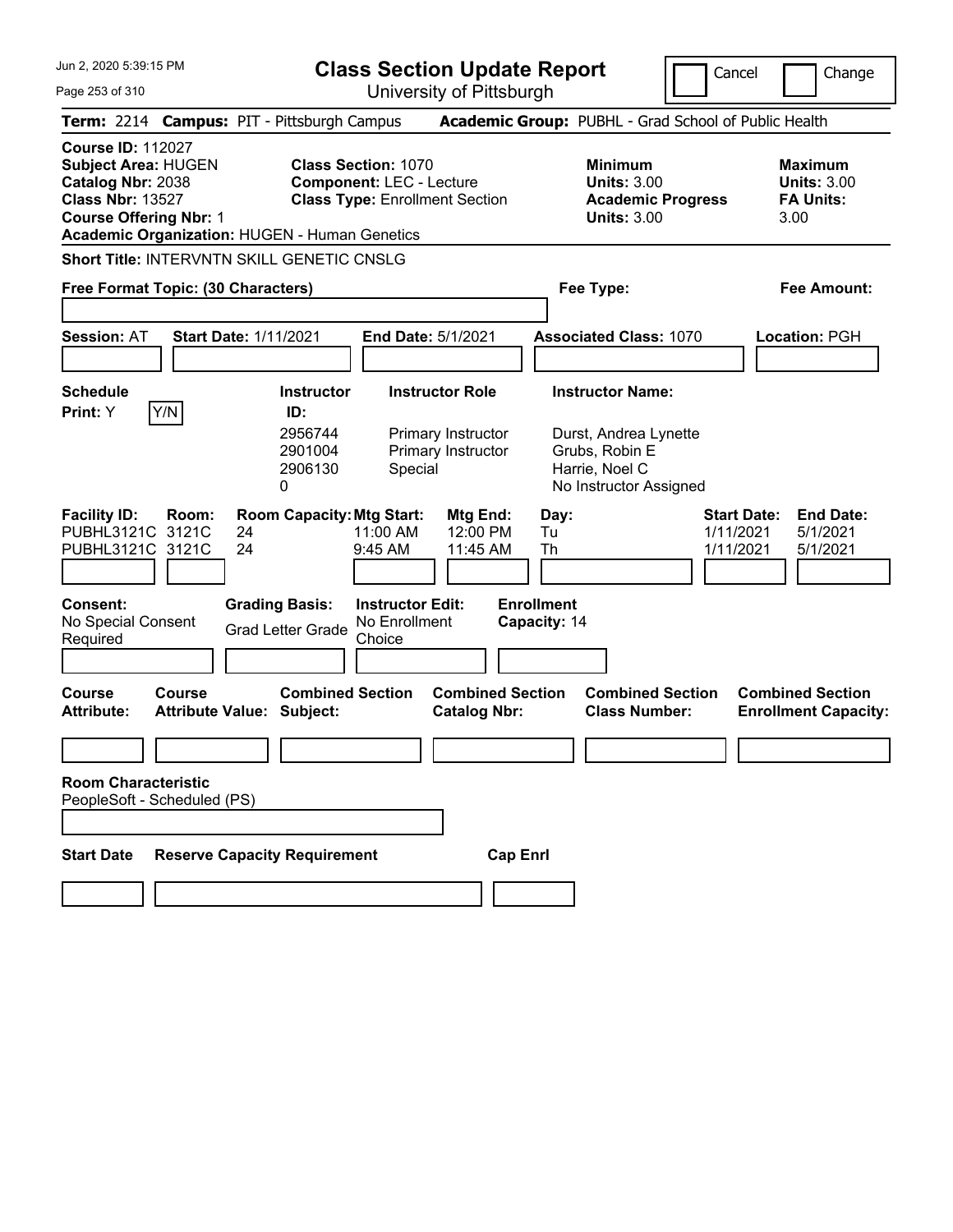# Class Section Update Report

University of Pittsburgh

Cancel | Change

**Term:** 2214 **Campus:** PIT - Pittsburgh Campus **Academic Group:** PUBHL - Grad School of Public Health

**Course ID:** 112027
**Subject Area:** HUGEN
**Catalog Nbr:** 2038
**Class Nbr:** 13527
**Course Offering Nbr:** 1
**Academic Organization:** HUGEN - Human Genetics

**Class Section:** 1070
**Component:** LEC - Lecture
**Class Type:** Enrollment Section

**Minimum Units:** 3.00
**Academic Progress Units:** 3.00

**Maximum Units:** 3.00
**FA Units:** 3.00

**Short Title:** INTERVNTN SKILL GENETIC CNSLG

**Free Format Topic: (30 Characters)**

**Fee Type:**

**Fee Amount:**

**Session:** AT **Start Date:** 1/11/2021 **End Date:** 5/1/2021 **Associated Class:** 1070 **Location:** PGH

**Schedule Print:** Y Y/N

| Instructor ID | Instructor Role | Instructor Name |
|---|---|---|
| 2956744 | Primary Instructor | Durst, Andrea Lynette |
| 2901004 | Primary Instructor | Grubs, Robin E |
| 2906130 | Special | Harrie, Noel C |
| 0 | | No Instructor Assigned |

| Facility ID: | Room: | Room Capacity: | Mtg Start: | Mtg End: | Day: | Start Date: | End Date: |
|---|---|---|---|---|---|---|---|
| PUBHL3121C | 3121C | 24 | 11:00 AM | 12:00 PM | Tu | 1/11/2021 | 5/1/2021 |
| PUBHL3121C | 3121C | 24 | 9:45 AM | 11:45 AM | Th | 1/11/2021 | 5/1/2021 |

**Consent:** No Special Consent Required

**Grading Basis:** Grad Letter Grade

**Instructor Edit:** No Enrollment Choice

**Enrollment Capacity:** 14

| Course Attribute: | Course Attribute Value: | Combined Section Subject: | Combined Section Catalog Nbr: | Combined Section Class Number: | Combined Section Enrollment Capacity: |
|---|---|---|---|---|---|
| | | | | | |

**Room Characteristic**
PeopleSoft - Scheduled (PS)

| Start Date | Reserve Capacity Requirement | Cap Enrl |
|---|---|---|
| | | |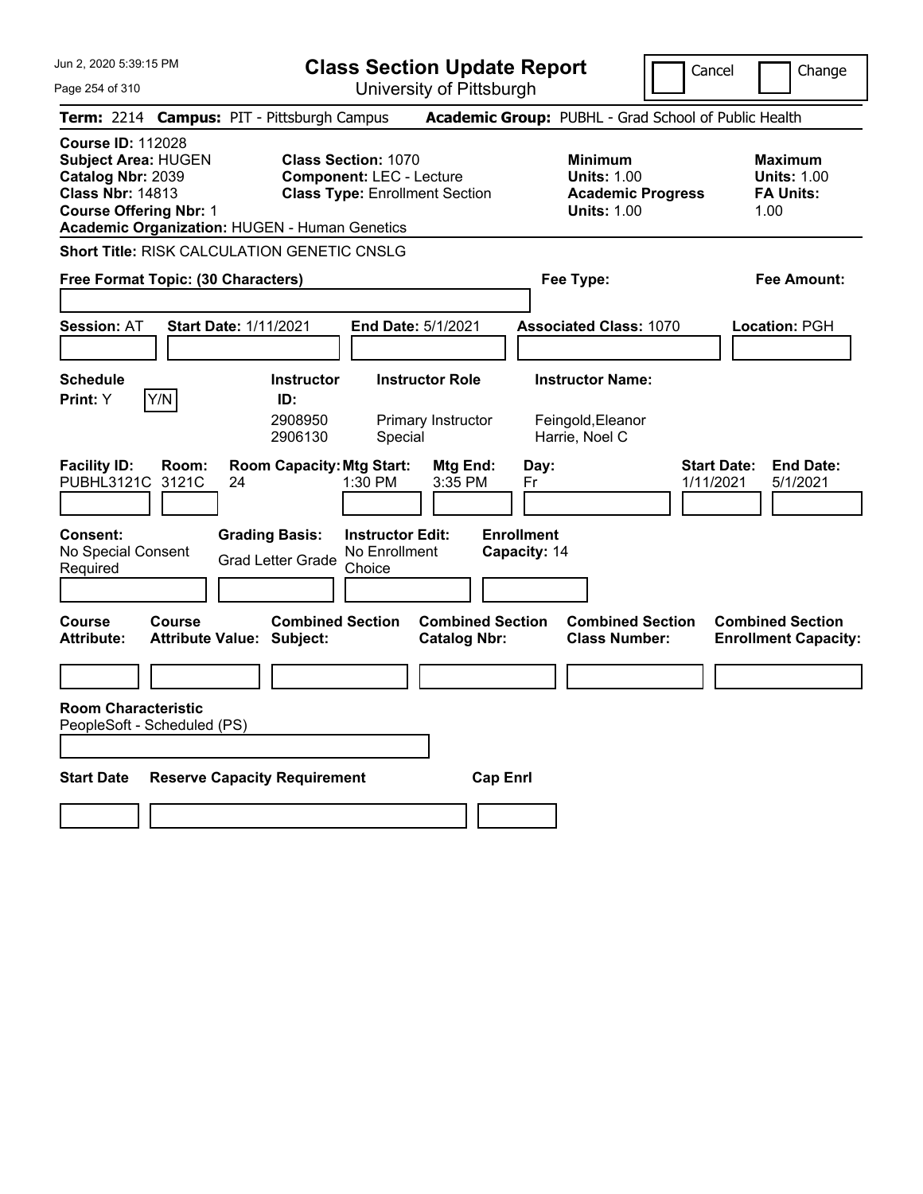# Class Section Update Report

University of Pittsburgh

Cancel | Change

**Term:** 2214 **Campus:** PIT - Pittsburgh Campus **Academic Group:** PUBHL - Grad School of Public Health

**Course ID:** 112028
**Subject Area:** HUGEN
**Catalog Nbr:** 2039
**Class Nbr:** 14813
**Course Offering Nbr:** 1
**Academic Organization:** HUGEN - Human Genetics

**Class Section:** 1070
**Component:** LEC - Lecture
**Class Type:** Enrollment Section

**Minimum Units:** 1.00
**Academic Progress Units:** 1.00

**Maximum Units:** 1.00
**FA Units:** 1.00

**Short Title:** RISK CALCULATION GENETIC CNSLG

**Free Format Topic: (30 Characters)**

**Fee Type:**

**Fee Amount:**

**Session:** AT **Start Date:** 1/11/2021 **End Date:** 5/1/2021 **Associated Class:** 1070 **Location:** PGH

| Schedule Print: | Instructor ID: | Instructor Role | Instructor Name: |
|---|---|---|---|
| Y (Y/N) | 2908950 | Primary Instructor | Feingold,Eleanor |
| | 2906130 | Special | Harrie, Noel C |

| Facility ID: | Room: | Room Capacity: | Mtg Start: | Mtg End: | Day: | Start Date: | End Date: |
|---|---|---|---|---|---|---|---|
| PUBHL3121C | 3121C | 24 | 1:30 PM | 3:35 PM | Fr | 1/11/2021 | 5/1/2021 |

**Consent:** No Special Consent Required
**Grading Basis:** Grad Letter Grade
**Instructor Edit:** No Enrollment Choice
**Enrollment Capacity:** 14

| Course Attribute: | Course Attribute Value: | Combined Section Subject: | Combined Section Catalog Nbr: | Combined Section Class Number: | Combined Section Enrollment Capacity: |
|---|---|---|---|---|---|
| | | | | | |

**Room Characteristic**
PeopleSoft - Scheduled (PS)

| Start Date | Reserve Capacity Requirement | Cap Enrl |
|---|---|---|
| | | |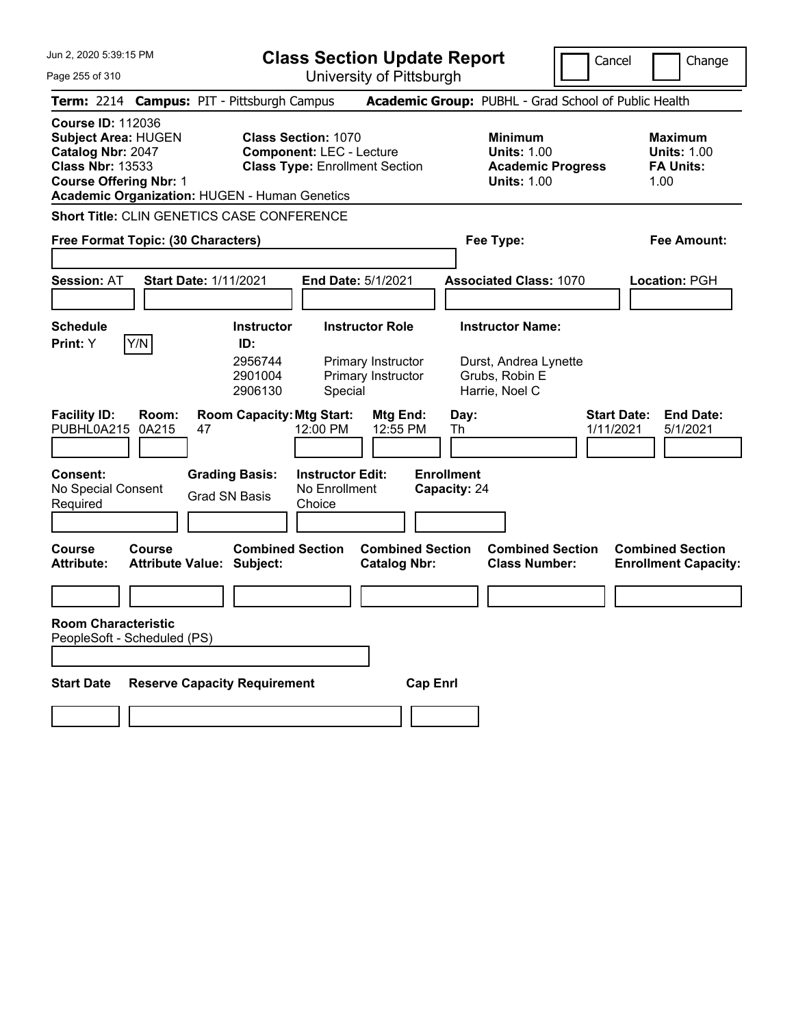Jun 2, 2020 5:39:15 PM

# Class Section Update Report

University of Pittsburgh

Cancel | Change

**Term:** 2214 **Campus:** PIT - Pittsburgh Campus **Academic Group:** PUBHL - Grad School of Public Health

**Course ID:** 112036
**Subject Area:** HUGEN
**Catalog Nbr:** 2047
**Class Nbr:** 13533
**Course Offering Nbr:** 1
**Academic Organization:** HUGEN - Human Genetics

**Class Section:** 1070
**Component:** LEC - Lecture
**Class Type:** Enrollment Section

**Minimum Units:** 1.00
**Academic Progress Units:** 1.00

**Maximum Units:** 1.00
**FA Units:** 1.00

**Short Title:** CLIN GENETICS CASE CONFERENCE

**Free Format Topic: (30 Characters)**

**Fee Type:**

**Fee Amount:**

**Session:** AT **Start Date:** 1/11/2021 **End Date:** 5/1/2021 **Associated Class:** 1070 **Location:** PGH

**Schedule Print:** Y Y/N

| Instructor ID | Instructor Role | Instructor Name |
|---|---|---|
| 2956744 | Primary Instructor | Durst, Andrea Lynette |
| 2901004 | Primary Instructor | Grubs, Robin E |
| 2906130 | Special | Harrie, Noel C |

| Facility ID | Room | Room Capacity | Mtg Start | Mtg End | Day | Start Date | End Date |
|---|---|---|---|---|---|---|---|
| PUBHL0A215 | 0A215 | 47 | 12:00 PM | 12:55 PM | Th | 1/11/2021 | 5/1/2021 |

**Consent:** No Special Consent Required

**Grading Basis:** Grad SN Basis

**Instructor Edit:** No Enrollment Choice

**Enrollment Capacity:** 24

| Course Attribute | Course Attribute Value | Combined Section Subject | Combined Section Catalog Nbr | Combined Section Class Number | Combined Section Enrollment Capacity |
|---|---|---|---|---|---|
| | | | | | |

**Room Characteristic**
PeopleSoft - Scheduled (PS)

| Start Date | Reserve Capacity Requirement | Cap Enrl |
|---|---|---|
| | | |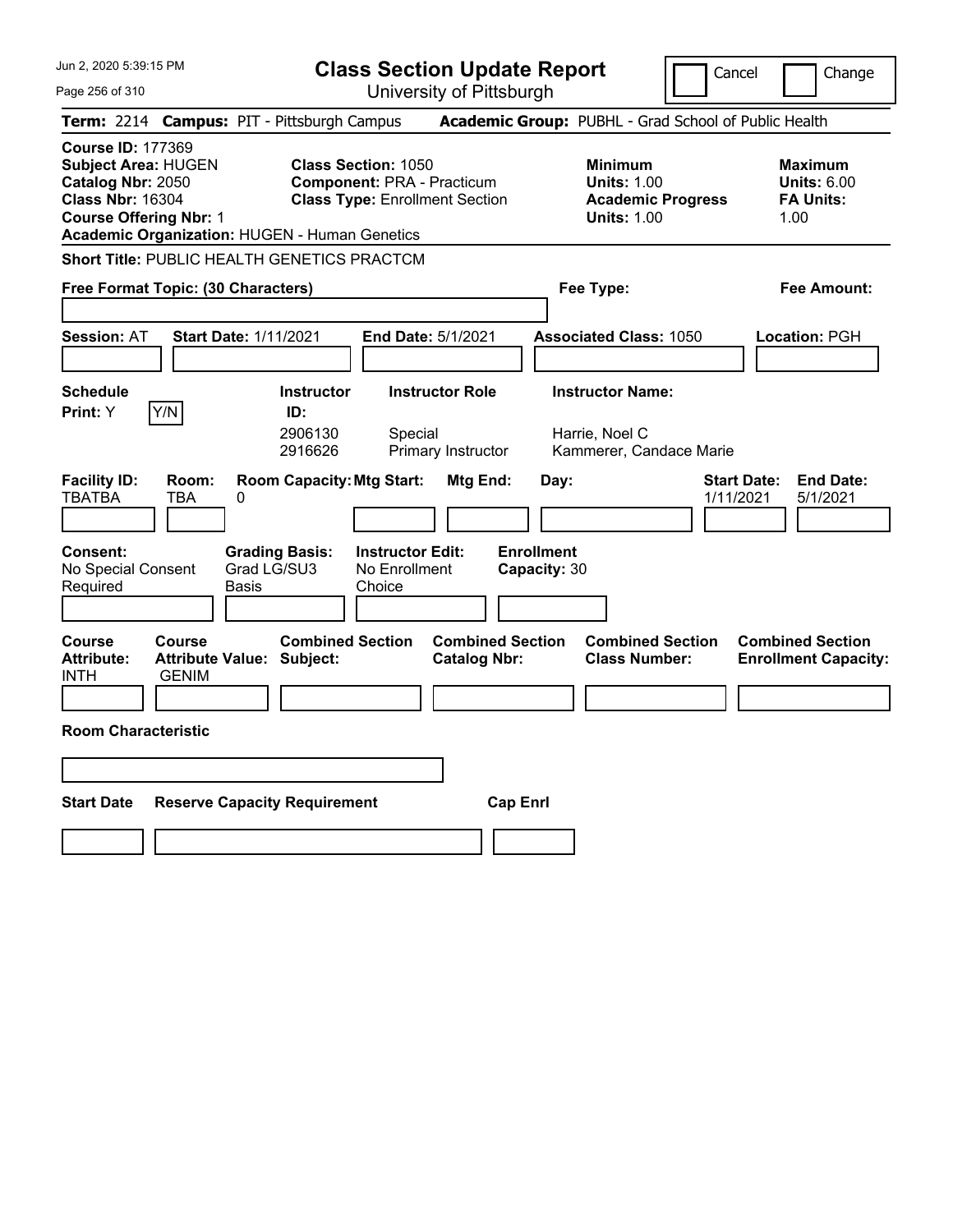# Class Section Update Report

University of Pittsburgh

Cancel | Change

**Term:** 2214 **Campus:** PIT - Pittsburgh Campus **Academic Group:** PUBHL - Grad School of Public Health

**Course ID:** 177369
**Subject Area:** HUGEN
**Catalog Nbr:** 2050
**Class Nbr:** 16304
**Course Offering Nbr:** 1
**Academic Organization:** HUGEN - Human Genetics

**Class Section:** 1050
**Component:** PRA - Practicum
**Class Type:** Enrollment Section

**Minimum Units:** 1.00
**Academic Progress Units:** 1.00

**Maximum Units:** 6.00
**FA Units:** 1.00

**Short Title:** PUBLIC HEALTH GENETICS PRACTCM

**Free Format Topic: (30 Characters)**

**Fee Type:**

**Fee Amount:**

**Session:** AT **Start Date:** 1/11/2021 **End Date:** 5/1/2021 **Associated Class:** 1050 **Location:** PGH

**Schedule Print:** Y Y/N

| Instructor ID: | Instructor Role | Instructor Name: |
|---|---|---|
| 2906130 | Special | Harrie, Noel C |
| 2916626 | Primary Instructor | Kammerer, Candace Marie |

| Facility ID: | Room: | Room Capacity: | Mtg Start: | Mtg End: | Day: | Start Date: | End Date: |
|---|---|---|---|---|---|---|---|
| TBATBA | TBA | 0 | | | | 1/11/2021 | 5/1/2021 |

**Consent:** No Special Consent Required
**Grading Basis:** Grad LG/SU3 Basis
**Instructor Edit:** No Enrollment Choice
**Enrollment Capacity:** 30

| Course Attribute: | Course Attribute Value: | Combined Section Subject: | Combined Section Catalog Nbr: | Combined Section Class Number: | Combined Section Enrollment Capacity: |
|---|---|---|---|---|---|
| INTH | GENIM | | | | |

**Room Characteristic**

| Start Date | Reserve Capacity Requirement | Cap Enrl |
|---|---|---|
| | | |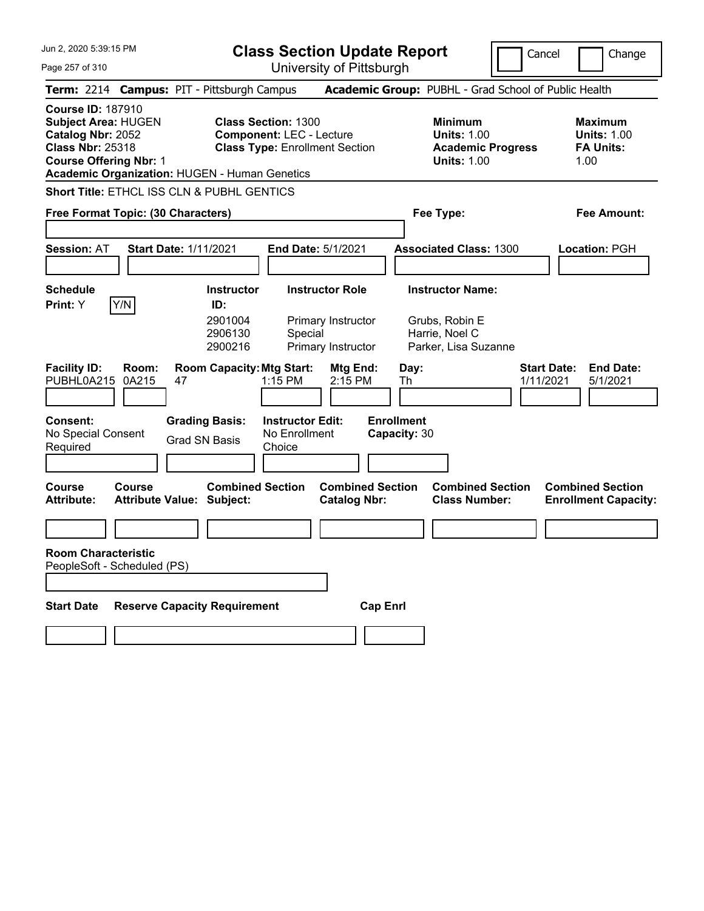# Class Section Update Report

University of Pittsburgh

Jun 2, 2020 5:39:15 PM

Cancel | Change

**Term:** 2214 **Campus:** PIT - Pittsburgh Campus **Academic Group:** PUBHL - Grad School of Public Health

**Course ID:** 187910
**Subject Area:** HUGEN
**Catalog Nbr:** 2052
**Class Nbr:** 25318
**Course Offering Nbr:** 1
**Academic Organization:** HUGEN - Human Genetics

**Class Section:** 1300
**Component:** LEC - Lecture
**Class Type:** Enrollment Section

**Minimum Units:** 1.00
**Academic Progress Units:** 1.00

**Maximum Units:** 1.00
**FA Units:** 1.00

**Short Title:** ETHCL ISS CLN & PUBHL GENTICS

**Free Format Topic: (30 Characters)**

**Fee Type:**

**Fee Amount:**

**Session:** AT **Start Date:** 1/11/2021 **End Date:** 5/1/2021 **Associated Class:** 1300 **Location:** PGH

**Schedule Print:** Y [Y/N]

| Instructor ID: | Instructor Role | Instructor Name: |
|---|---|---|
| 2901004 | Primary Instructor | Grubs, Robin E |
| 2906130 | Special | Harrie, Noel C |
| 2900216 | Primary Instructor | Parker, Lisa Suzanne |

| Facility ID: | Room: | Room Capacity: | Mtg Start: | Mtg End: | Day: | Start Date: | End Date: |
|---|---|---|---|---|---|---|---|
| PUBHL0A215 | 0A215 | 47 | 1:15 PM | 2:15 PM | Th | 1/11/2021 | 5/1/2021 |

**Consent:** No Special Consent Required

**Grading Basis:** Grad SN Basis

**Instructor Edit:** No Enrollment Choice

**Enrollment Capacity:** 30

| Course Attribute: | Course Attribute Value: | Combined Section Subject: | Combined Section Catalog Nbr: | Combined Section Class Number: | Combined Section Enrollment Capacity: |
|---|---|---|---|---|---|
| | | | | | |

**Room Characteristic**
PeopleSoft - Scheduled (PS)

| Start Date | Reserve Capacity Requirement | Cap Enrl |
|---|---|---|
| | | |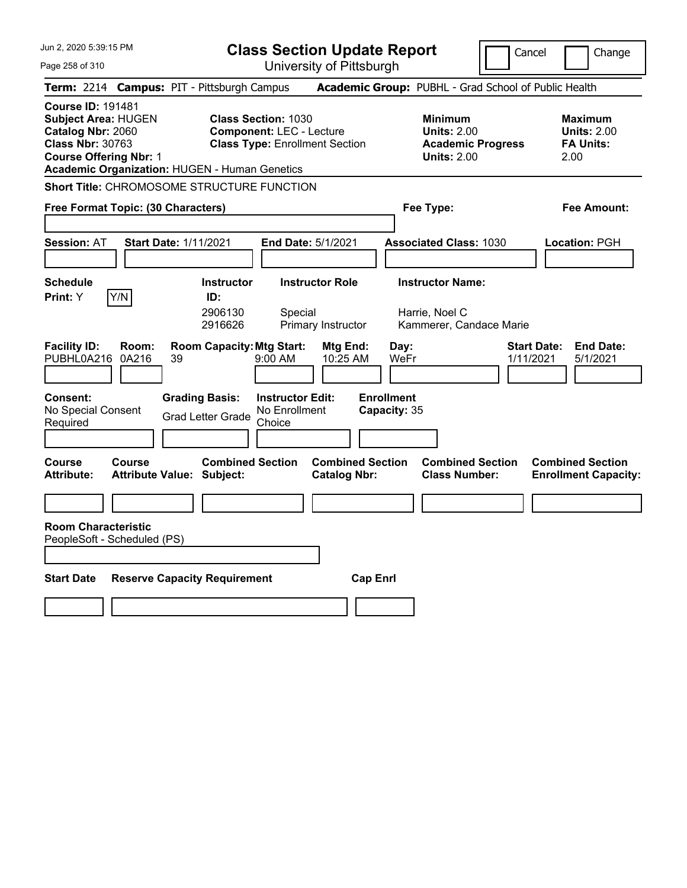Jun 2, 2020 5:39:15 PM

# Class Section Update Report

University of Pittsburgh

Cancel | Change

**Term:** 2214 **Campus:** PIT - Pittsburgh Campus **Academic Group:** PUBHL - Grad School of Public Health

**Course ID:** 191481
**Subject Area:** HUGEN
**Catalog Nbr:** 2060
**Class Nbr:** 30763
**Course Offering Nbr:** 1
**Academic Organization:** HUGEN - Human Genetics

**Class Section:** 1030
**Component:** LEC - Lecture
**Class Type:** Enrollment Section

**Minimum Units:** 2.00
**Academic Progress Units:** 2.00

**Maximum Units:** 2.00
**FA Units:** 2.00

**Short Title:** CHROMOSOME STRUCTURE FUNCTION

**Free Format Topic: (30 Characters)**

**Fee Type:**

**Fee Amount:**

**Session:** AT **Start Date:** 1/11/2021 **End Date:** 5/1/2021 **Associated Class:** 1030 **Location:** PGH

**Schedule Print:** Y Y/N

| Instructor ID | Instructor Role | Instructor Name |
|---|---|---|
| 2906130 | Special | Harrie, Noel C |
| 2916626 | Primary Instructor | Kammerer, Candace Marie |

| Facility ID | Room | Room Capacity | Mtg Start | Mtg End | Day | Start Date | End Date |
|---|---|---|---|---|---|---|---|
| PUBHL0A216 | 0A216 | 39 | 9:00 AM | 10:25 AM | WeFr | 1/11/2021 | 5/1/2021 |

**Consent:** No Special Consent Required
**Grading Basis:** Grad Letter Grade
**Instructor Edit:** No Enrollment Choice
**Enrollment Capacity:** 35

| Course Attribute | Course Attribute Value | Combined Section Subject | Combined Section Catalog Nbr | Combined Section Class Number | Combined Section Enrollment Capacity |
|---|---|---|---|---|---|
| | | | | | |

**Room Characteristic**
PeopleSoft - Scheduled (PS)

| Start Date | Reserve Capacity Requirement | Cap Enrl |
|---|---|---|
| | | |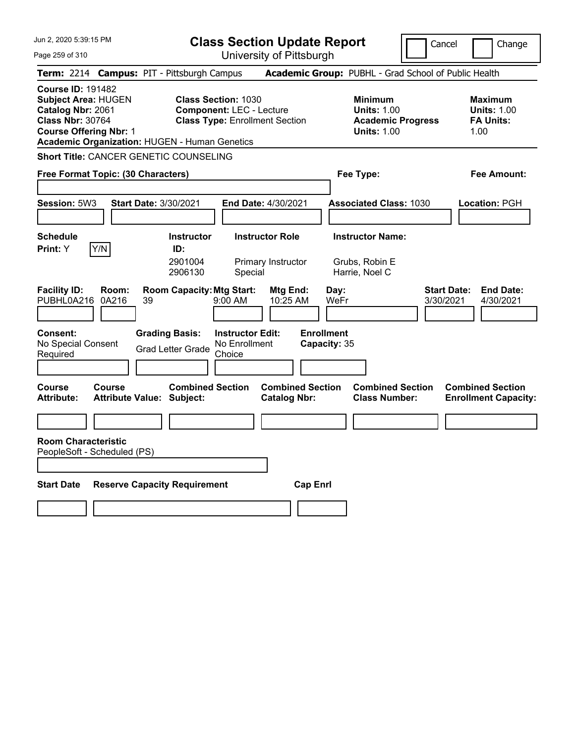# Class Section Update Report

University of Pittsburgh

Cancel | Change

**Term:** 2214 **Campus:** PIT - Pittsburgh Campus **Academic Group:** PUBHL - Grad School of Public Health

**Course ID:** 191482
**Subject Area:** HUGEN
**Catalog Nbr:** 2061
**Class Nbr:** 30764
**Course Offering Nbr:** 1
**Academic Organization:** HUGEN - Human Genetics

**Class Section:** 1030
**Component:** LEC - Lecture
**Class Type:** Enrollment Section

**Minimum Units:** 1.00
**Academic Progress Units:** 1.00

**Maximum Units:** 1.00
**FA Units:** 1.00

**Short Title:** CANCER GENETIC COUNSELING

**Free Format Topic: (30 Characters)**

**Fee Type:**

**Fee Amount:**

**Session:** 5W3 **Start Date:** 3/30/2021 **End Date:** 4/30/2021 **Associated Class:** 1030 **Location:** PGH

**Schedule Print:** Y [Y/N]

| Instructor ID | Instructor Role | Instructor Name |
|---|---|---|
| 2901004 | Primary Instructor | Grubs, Robin E |
| 2906130 | Special | Harrie, Noel C |

| Facility ID | Room | Room Capacity | Mtg Start | Mtg End | Day | Start Date | End Date |
|---|---|---|---|---|---|---|---|
| PUBHL0A216 | 0A216 | 39 | 9:00 AM | 10:25 AM | WeFr | 3/30/2021 | 4/30/2021 |

**Consent:** No Special Consent Required
**Grading Basis:** Grad Letter Grade
**Instructor Edit:** No Enrollment Choice
**Enrollment Capacity:** 35

| Course Attribute | Course Attribute Value | Combined Section Subject | Combined Section Catalog Nbr | Combined Section Class Number | Combined Section Enrollment Capacity |
|---|---|---|---|---|---|
| | | | | | |

**Room Characteristic**
PeopleSoft - Scheduled (PS)

| Start Date | Reserve Capacity Requirement | Cap Enrl |
|---|---|---|
| | | |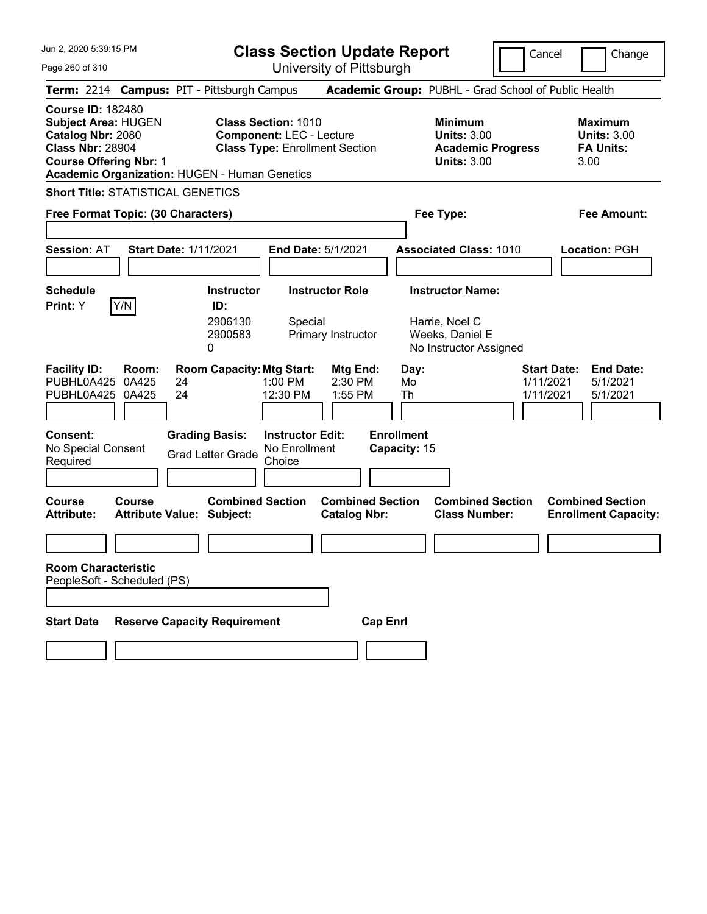Jun 2, 2020 5:39:15 PM

# Class Section Update Report

University of Pittsburgh

Cancel | Change

**Term:** 2214 **Campus:** PIT - Pittsburgh Campus **Academic Group:** PUBHL - Grad School of Public Health

**Course ID:** 182480
**Subject Area:** HUGEN
**Catalog Nbr:** 2080
**Class Nbr:** 28904
**Course Offering Nbr:** 1
**Academic Organization:** HUGEN - Human Genetics

**Class Section:** 1010
**Component:** LEC - Lecture
**Class Type:** Enrollment Section

**Minimum Units:** 3.00
**Academic Progress Units:** 3.00

**Maximum Units:** 3.00
**FA Units:** 3.00

**Short Title:** STATISTICAL GENETICS

**Free Format Topic: (30 Characters)**

**Fee Type:**

**Fee Amount:**

**Session:** AT **Start Date:** 1/11/2021 **End Date:** 5/1/2021 **Associated Class:** 1010 **Location:** PGH

**Schedule Print:** Y Y/N

| Instructor ID: | Instructor Role | Instructor Name: |
|---|---|---|
| 2906130 | Special | Harrie, Noel C |
| 2900583 | Primary Instructor | Weeks, Daniel E |
| 0 | | No Instructor Assigned |

| Facility ID: | Room: | Room Capacity: | Mtg Start: | Mtg End: | Day: | Start Date: | End Date: |
|---|---|---|---|---|---|---|---|
| PUBHL0A425 | 0A425 | 24 | 1:00 PM | 2:30 PM | Mo | 1/11/2021 | 5/1/2021 |
| PUBHL0A425 | 0A425 | 24 | 12:30 PM | 1:55 PM | Th | 1/11/2021 | 5/1/2021 |

**Consent:** No Special Consent Required

**Grading Basis:** Grad Letter Grade

**Instructor Edit:** No Enrollment Choice

**Enrollment Capacity:** 15

| Course Attribute: | Course Attribute Value: | Combined Section Subject: | Combined Section Catalog Nbr: | Combined Section Class Number: | Combined Section Enrollment Capacity: |
|---|---|---|---|---|---|
| | | | | | |

**Room Characteristic**
PeopleSoft - Scheduled (PS)

| Start Date | Reserve Capacity Requirement | Cap Enrl |
|---|---|---|
| | | |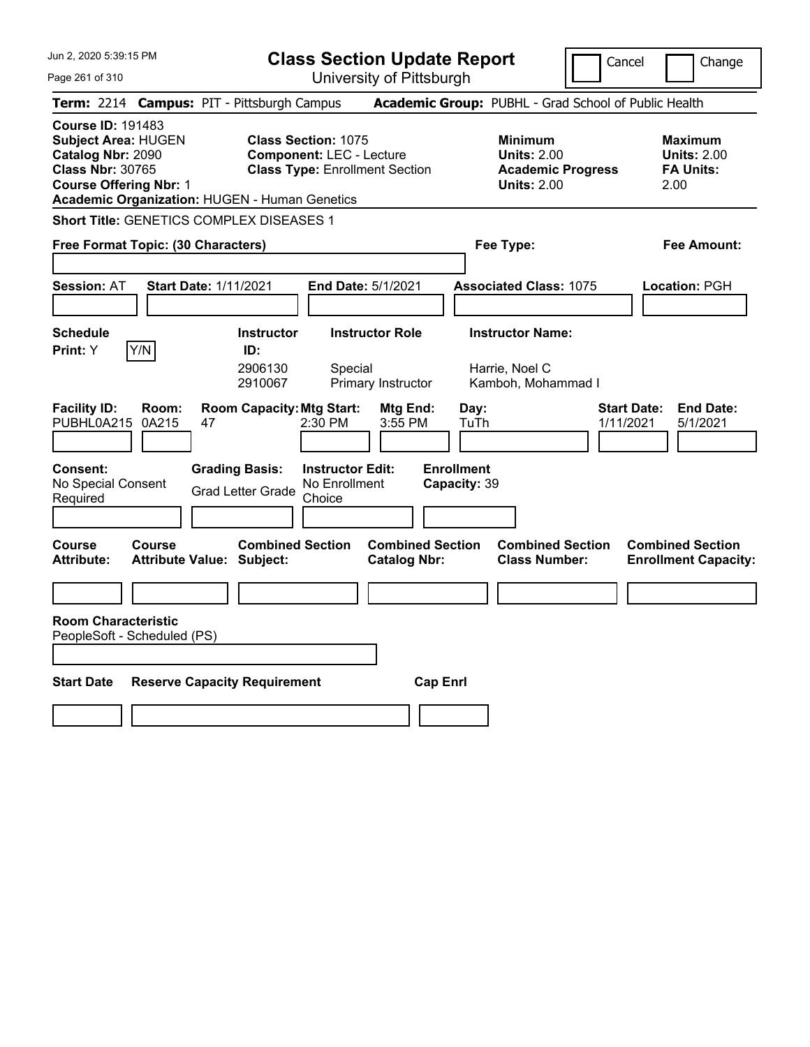# Class Section Update Report

University of Pittsburgh

Jun 2, 2020 5:39:15 PM

Cancel | Change

**Term:** 2214 **Campus:** PIT - Pittsburgh Campus **Academic Group:** PUBHL - Grad School of Public Health

**Course ID:** 191483
**Subject Area:** HUGEN
**Catalog Nbr:** 2090
**Class Nbr:** 30765
**Course Offering Nbr:** 1
**Academic Organization:** HUGEN - Human Genetics

**Class Section:** 1075
**Component:** LEC - Lecture
**Class Type:** Enrollment Section

**Minimum Units:** 2.00
**Academic Progress Units:** 2.00

**Maximum Units:** 2.00
**FA Units:** 2.00

**Short Title:** GENETICS COMPLEX DISEASES 1

**Free Format Topic: (30 Characters)**

**Fee Type:**

**Fee Amount:**

**Session:** AT **Start Date:** 1/11/2021 **End Date:** 5/1/2021 **Associated Class:** 1075 **Location:** PGH

**Schedule Print:** Y Y/N

| Instructor ID: | Instructor Role | Instructor Name: |
|---|---|---|
| 2906130 | Special | Harrie, Noel C |
| 2910067 | Primary Instructor | Kamboh, Mohammad I |

| Facility ID: | Room: | Room Capacity: | Mtg Start: | Mtg End: | Day: | Start Date: | End Date: |
|---|---|---|---|---|---|---|---|
| PUBHL0A215 | 0A215 | 47 | 2:30 PM | 3:55 PM | TuTh | 1/11/2021 | 5/1/2021 |

**Consent:** No Special Consent Required

**Grading Basis:** Grad Letter Grade

**Instructor Edit:** No Enrollment Choice

**Enrollment Capacity:** 39

| Course Attribute: | Course Attribute Value: | Combined Section Subject: | Combined Section Catalog Nbr: | Combined Section Class Number: | Combined Section Enrollment Capacity: |
|---|---|---|---|---|---|
| | | | | | |

**Room Characteristic**
PeopleSoft - Scheduled (PS)

| Start Date | Reserve Capacity Requirement | Cap Enrl |
|---|---|---|
| | | |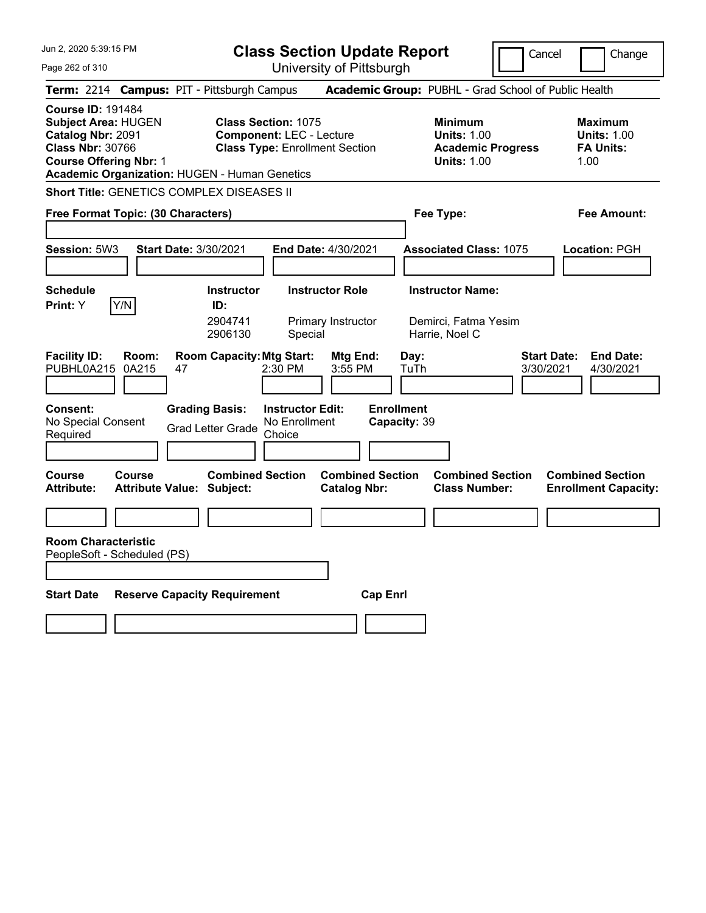# Class Section Update Report

University of Pittsburgh

Cancel | Change

**Term:** 2214 **Campus:** PIT - Pittsburgh Campus **Academic Group:** PUBHL - Grad School of Public Health

**Course ID:** 191484
**Subject Area:** HUGEN
**Catalog Nbr:** 2091
**Class Nbr:** 30766
**Course Offering Nbr:** 1
**Academic Organization:** HUGEN - Human Genetics

**Class Section:** 1075
**Component:** LEC - Lecture
**Class Type:** Enrollment Section

**Minimum Units:** 1.00
**Academic Progress Units:** 1.00

**Maximum Units:** 1.00
**FA Units:** 1.00

**Short Title:** GENETICS COMPLEX DISEASES II

**Free Format Topic: (30 Characters)**

**Fee Type:**

**Fee Amount:**

**Session:** 5W3 **Start Date:** 3/30/2021 **End Date:** 4/30/2021 **Associated Class:** 1075 **Location:** PGH

**Schedule Print:** Y Y/N

| Instructor ID: | Instructor Role | Instructor Name: |
|---|---|---|
| 2904741 | Primary Instructor | Demirci, Fatma Yesim |
| 2906130 | Special | Harrie, Noel C |

| Facility ID: | Room: | Room Capacity: | Mtg Start: | Mtg End: | Day: | Start Date: | End Date: |
|---|---|---|---|---|---|---|---|
| PUBHL0A215 | 0A215 | 47 | 2:30 PM | 3:55 PM | TuTh | 3/30/2021 | 4/30/2021 |

**Consent:** No Special Consent Required
**Grading Basis:** Grad Letter Grade
**Instructor Edit:** No Enrollment Choice
**Enrollment Capacity:** 39

| Course Attribute: | Course Attribute Value: | Combined Section Subject: | Combined Section Catalog Nbr: | Combined Section Class Number: | Combined Section Enrollment Capacity: |
|---|---|---|---|---|---|
| | | | | | |

**Room Characteristic**
PeopleSoft - Scheduled (PS)

| Start Date | Reserve Capacity Requirement | Cap Enrl |
|---|---|---|
| | | |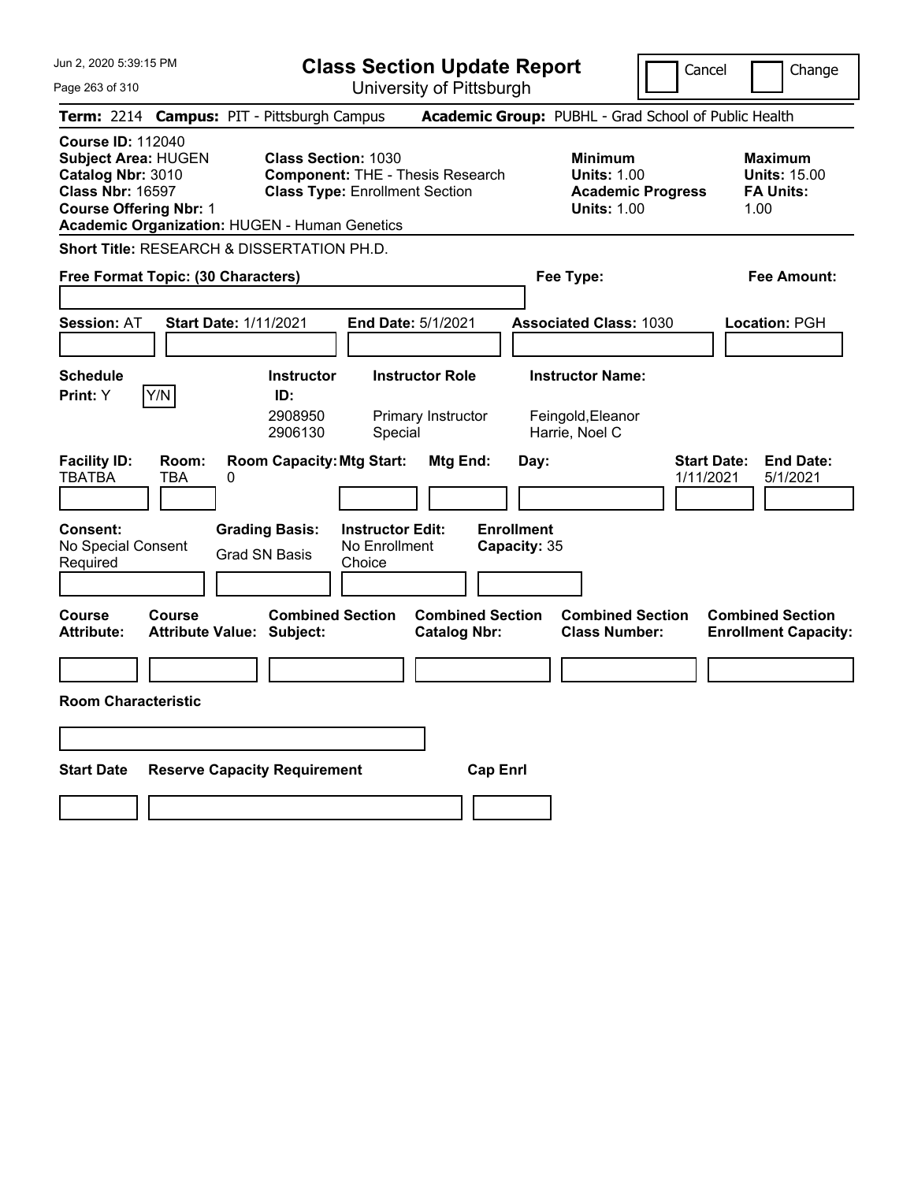# Class Section Update Report

University of Pittsburgh

Cancel | Change

**Term:** 2214 **Campus:** PIT - Pittsburgh Campus **Academic Group:** PUBHL - Grad School of Public Health

**Course ID:** 112040
**Subject Area:** HUGEN
**Catalog Nbr:** 3010
**Class Nbr:** 16597
**Course Offering Nbr:** 1
**Academic Organization:** HUGEN - Human Genetics

**Class Section:** 1030
**Component:** THE - Thesis Research
**Class Type:** Enrollment Section

**Minimum**
**Units:** 1.00
**Academic Progress Units:** 1.00

**Maximum**
**Units:** 15.00
**FA Units:** 1.00

**Short Title:** RESEARCH & DISSERTATION PH.D.

**Free Format Topic: (30 Characters)**

**Fee Type:**

**Fee Amount:**

**Session:** AT **Start Date:** 1/11/2021 **End Date:** 5/1/2021 **Associated Class:** 1030 **Location:** PGH

**Schedule Print:** Y Y/N

| Instructor ID: | Instructor Role | Instructor Name: |
| --- | --- | --- |
| 2908950 | Primary Instructor | Feingold,Eleanor |
| 2906130 | Special | Harrie, Noel C |

| Facility ID: | Room: | Room Capacity: | Mtg Start: | Mtg End: | Day: | Start Date: | End Date: |
| --- | --- | --- | --- | --- | --- | --- | --- |
| TBATBA | TBA | 0 | | | | 1/11/2021 | 5/1/2021 |

**Consent:** No Special Consent Required

**Grading Basis:** Grad SN Basis

**Instructor Edit:** No Enrollment Choice

**Enrollment Capacity:** 35

| Course Attribute: | Course Attribute Value: | Combined Section Subject: | Combined Section Catalog Nbr: | Combined Section Class Number: | Combined Section Enrollment Capacity: |
| --- | --- | --- | --- | --- | --- |
| | | | | | |

**Room Characteristic**

| Start Date | Reserve Capacity Requirement | Cap Enrl |
| --- | --- | --- |
| | | |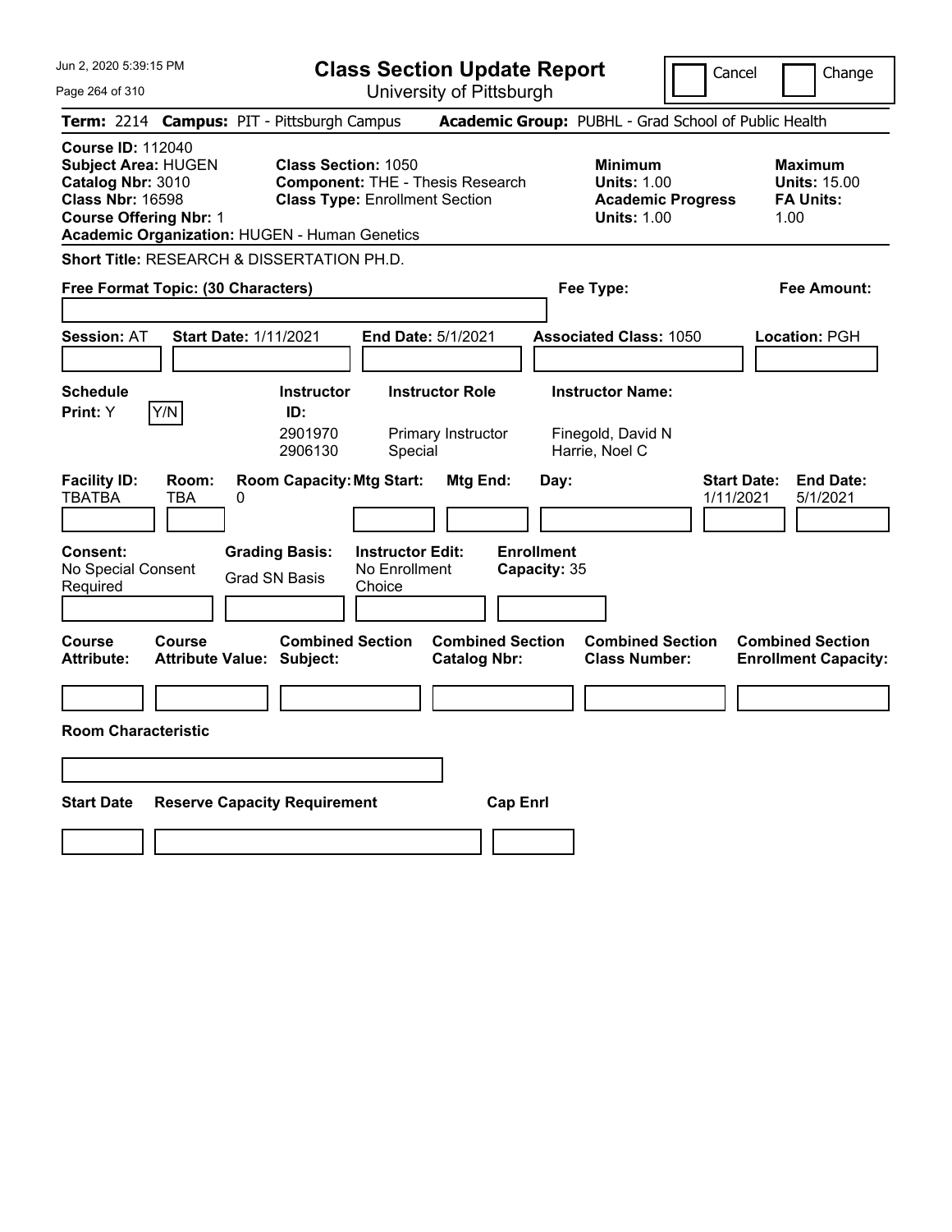# Class Section Update Report

University of Pittsburgh

Cancel | Change

**Term:** 2214 **Campus:** PIT - Pittsburgh Campus **Academic Group:** PUBHL - Grad School of Public Health

**Course ID:** 112040
**Subject Area:** HUGEN
**Catalog Nbr:** 3010
**Class Nbr:** 16598
**Course Offering Nbr:** 1
**Academic Organization:** HUGEN - Human Genetics

**Class Section:** 1050
**Component:** THE - Thesis Research
**Class Type:** Enrollment Section

**Minimum**
**Units:** 1.00
**Academic Progress Units:** 1.00

**Maximum**
**Units:** 15.00
**FA Units:** 1.00

**Short Title:** RESEARCH & DISSERTATION PH.D.

**Free Format Topic: (30 Characters)**

**Fee Type:**

**Fee Amount:**

**Session:** AT **Start Date:** 1/11/2021 **End Date:** 5/1/2021 **Associated Class:** 1050 **Location:** PGH

**Schedule Print:** Y Y/N

| Instructor ID: | Instructor Role | Instructor Name: |
|---|---|---|
| 2901970 | Primary Instructor | Finegold, David N |
| 2906130 | Special | Harrie, Noel C |

| Facility ID: | Room: | Room Capacity: | Mtg Start: | Mtg End: | Day: | Start Date: | End Date: |
|---|---|---|---|---|---|---|---|
| TBATBA | TBA | 0 | | | | 1/11/2021 | 5/1/2021 |

**Consent:** No Special Consent Required

**Grading Basis:** Grad SN Basis

**Instructor Edit:** No Enrollment Choice

**Enrollment Capacity:** 35

| Course Attribute: | Course Attribute Value: | Combined Section Subject: | Combined Section Catalog Nbr: | Combined Section Class Number: | Combined Section Enrollment Capacity: |
|---|---|---|---|---|---|
| | | | | | |

**Room Characteristic**

| Start Date | Reserve Capacity Requirement | Cap Enrl |
|---|---|---|
| | | |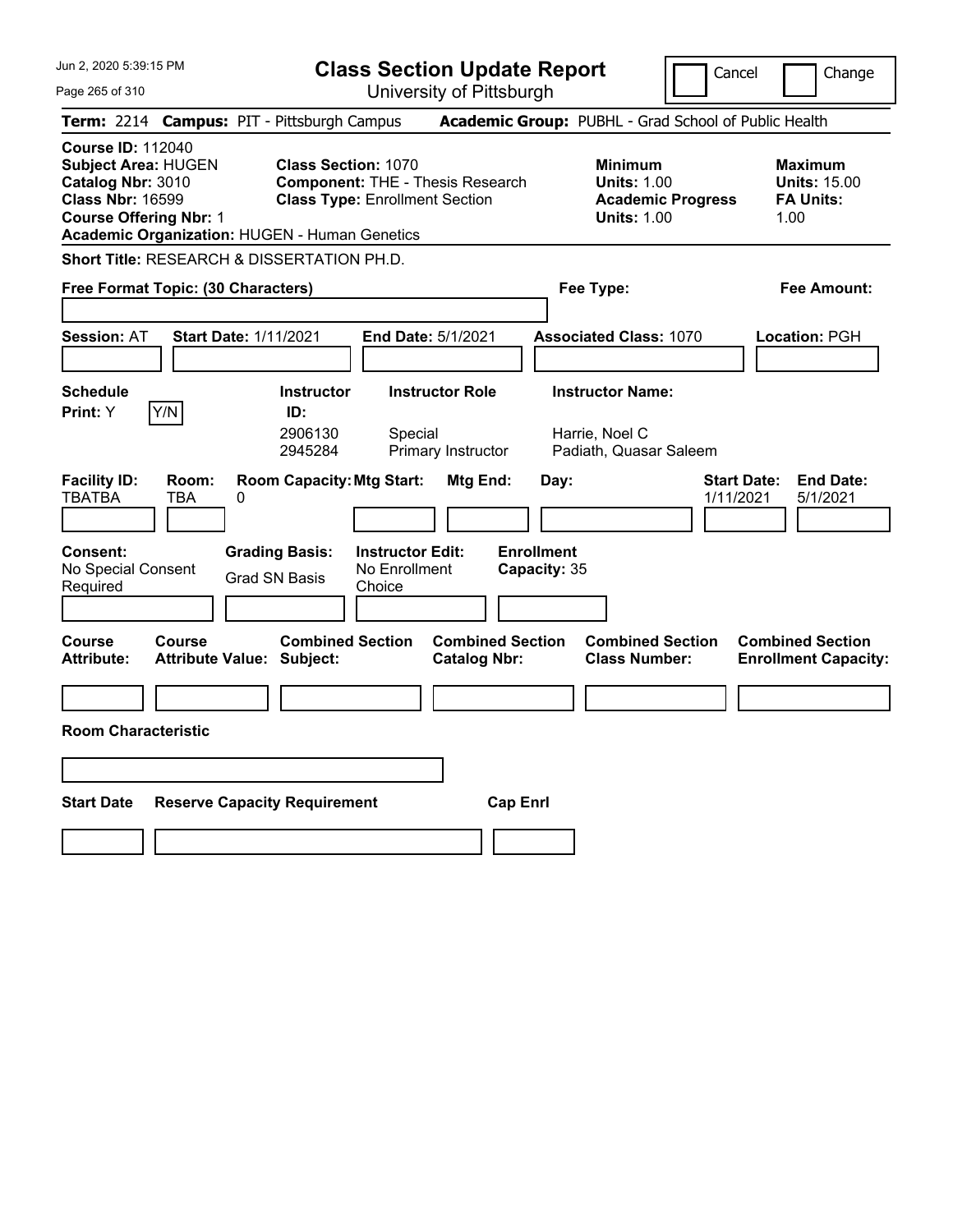# Class Section Update Report

University of Pittsburgh

Jun 2, 2020 5:39:15 PM

Cancel | Change

**Term:** 2214 **Campus:** PIT - Pittsburgh Campus **Academic Group:** PUBHL - Grad School of Public Health

**Course ID:** 112040
**Subject Area:** HUGEN
**Catalog Nbr:** 3010
**Class Nbr:** 16599
**Course Offering Nbr:** 1
**Academic Organization:** HUGEN - Human Genetics

**Class Section:** 1070
**Component:** THE - Thesis Research
**Class Type:** Enrollment Section

**Minimum**
**Units:** 1.00
**Academic Progress Units:** 1.00

**Maximum**
**Units:** 15.00
**FA Units:** 1.00

**Short Title:** RESEARCH & DISSERTATION PH.D.

**Free Format Topic: (30 Characters)**

**Fee Type:**

**Fee Amount:**

**Session:** AT **Start Date:** 1/11/2021 **End Date:** 5/1/2021 **Associated Class:** 1070 **Location:** PGH

**Schedule Print:** Y [Y/N]

| Instructor ID: | Instructor Role | Instructor Name: |
|---|---|---|
| 2906130 | Special | Harrie, Noel C |
| 2945284 | Primary Instructor | Padiath, Quasar Saleem |

| Facility ID: | Room: | Room Capacity: | Mtg Start: | Mtg End: | Day: | Start Date: | End Date: |
|---|---|---|---|---|---|---|---|
| TBATBA | TBA | 0 | | | | 1/11/2021 | 5/1/2021 |

**Consent:** No Special Consent Required
**Grading Basis:** Grad SN Basis
**Instructor Edit:** No Enrollment Choice
**Enrollment Capacity:** 35

| Course Attribute: | Course Attribute Value: | Combined Section Subject: | Combined Section Catalog Nbr: | Combined Section Class Number: | Combined Section Enrollment Capacity: |
|---|---|---|---|---|---|
| | | | | | |

**Room Characteristic**

| Start Date | Reserve Capacity Requirement | Cap Enrl |
|---|---|---|
| | | |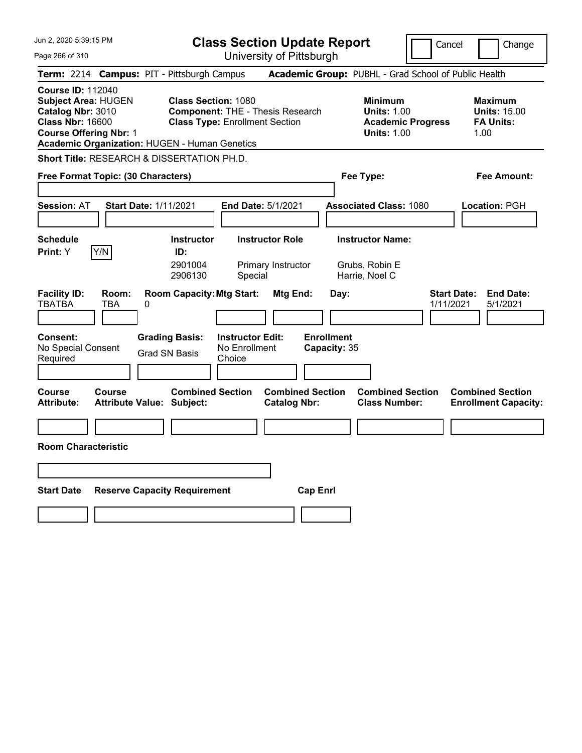# Class Section Update Report

University of Pittsburgh

Cancel | Change

**Term:** 2214 **Campus:** PIT - Pittsburgh Campus **Academic Group:** PUBHL - Grad School of Public Health

**Course ID:** 112040
**Subject Area:** HUGEN
**Catalog Nbr:** 3010
**Class Nbr:** 16600
**Course Offering Nbr:** 1
**Academic Organization:** HUGEN - Human Genetics

**Class Section:** 1080
**Component:** THE - Thesis Research
**Class Type:** Enrollment Section

**Minimum**
**Units:** 1.00
**Academic Progress Units:** 1.00

**Maximum**
**Units:** 15.00
**FA Units:** 1.00

**Short Title:** RESEARCH & DISSERTATION PH.D.

**Free Format Topic: (30 Characters)**

**Fee Type:**

**Fee Amount:**

**Session:** AT **Start Date:** 1/11/2021 **End Date:** 5/1/2021 **Associated Class:** 1080 **Location:** PGH

**Schedule Print:** Y Y/N

| Instructor ID: | Instructor Role | Instructor Name: |
|---|---|---|
| 2901004 | Primary Instructor | Grubs, Robin E |
| 2906130 | Special | Harrie, Noel C |

| Facility ID: | Room: | Room Capacity: | Mtg Start: | Mtg End: | Day: | Start Date: | End Date: |
|---|---|---|---|---|---|---|---|
| TBATBA | TBA | 0 | | | | 1/11/2021 | 5/1/2021 |

**Consent:** No Special Consent Required

**Grading Basis:** Grad SN Basis

**Instructor Edit:** No Enrollment Choice

**Enrollment Capacity:** 35

| Course Attribute: | Course Attribute Value: | Combined Section Subject: | Combined Section Catalog Nbr: | Combined Section Class Number: | Combined Section Enrollment Capacity: |
|---|---|---|---|---|---|
| | | | | | |

**Room Characteristic**

| Start Date | Reserve Capacity Requirement | Cap Enrl |
|---|---|---|
| | | |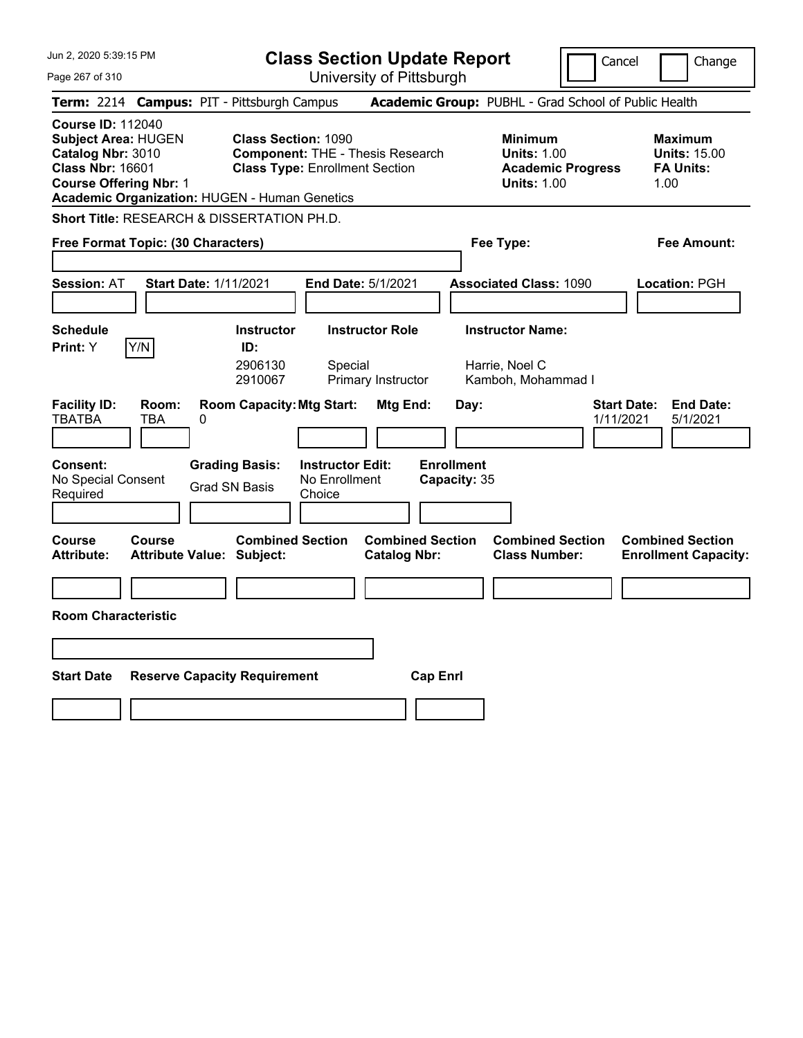# Class Section Update Report

University of Pittsburgh

Cancel | Change

**Term:** 2214 **Campus:** PIT - Pittsburgh Campus **Academic Group:** PUBHL - Grad School of Public Health

**Course ID:** 112040
**Subject Area:** HUGEN
**Catalog Nbr:** 3010
**Class Nbr:** 16601
**Course Offering Nbr:** 1
**Academic Organization:** HUGEN - Human Genetics

**Class Section:** 1090
**Component:** THE - Thesis Research
**Class Type:** Enrollment Section

**Minimum**
**Units:** 1.00
**Academic Progress Units:** 1.00

**Maximum**
**Units:** 15.00
**FA Units:** 1.00

**Short Title:** RESEARCH & DISSERTATION PH.D.

**Free Format Topic: (30 Characters)**

**Fee Type:**

**Fee Amount:**

**Session:** AT **Start Date:** 1/11/2021 **End Date:** 5/1/2021 **Associated Class:** 1090 **Location:** PGH

**Schedule Print:** Y Y/N

| Instructor ID: | Instructor Role | Instructor Name: |
|---|---|---|
| 2906130 | Special | Harrie, Noel C |
| 2910067 | Primary Instructor | Kamboh, Mohammad I |

| Facility ID: | Room: | Room Capacity: | Mtg Start: | Mtg End: | Day: | Start Date: | End Date: |
|---|---|---|---|---|---|---|---|
| TBATBA | TBA | 0 | | | | 1/11/2021 | 5/1/2021 |

**Consent:** No Special Consent Required
**Grading Basis:** Grad SN Basis
**Instructor Edit:** No Enrollment Choice
**Enrollment Capacity:** 35

| Course Attribute: | Course Attribute Value: | Combined Section Subject: | Combined Section Catalog Nbr: | Combined Section Class Number: | Combined Section Enrollment Capacity: |
|---|---|---|---|---|---|
| | | | | | |

**Room Characteristic**

| Start Date | Reserve Capacity Requirement | Cap Enrl |
|---|---|---|
| | | |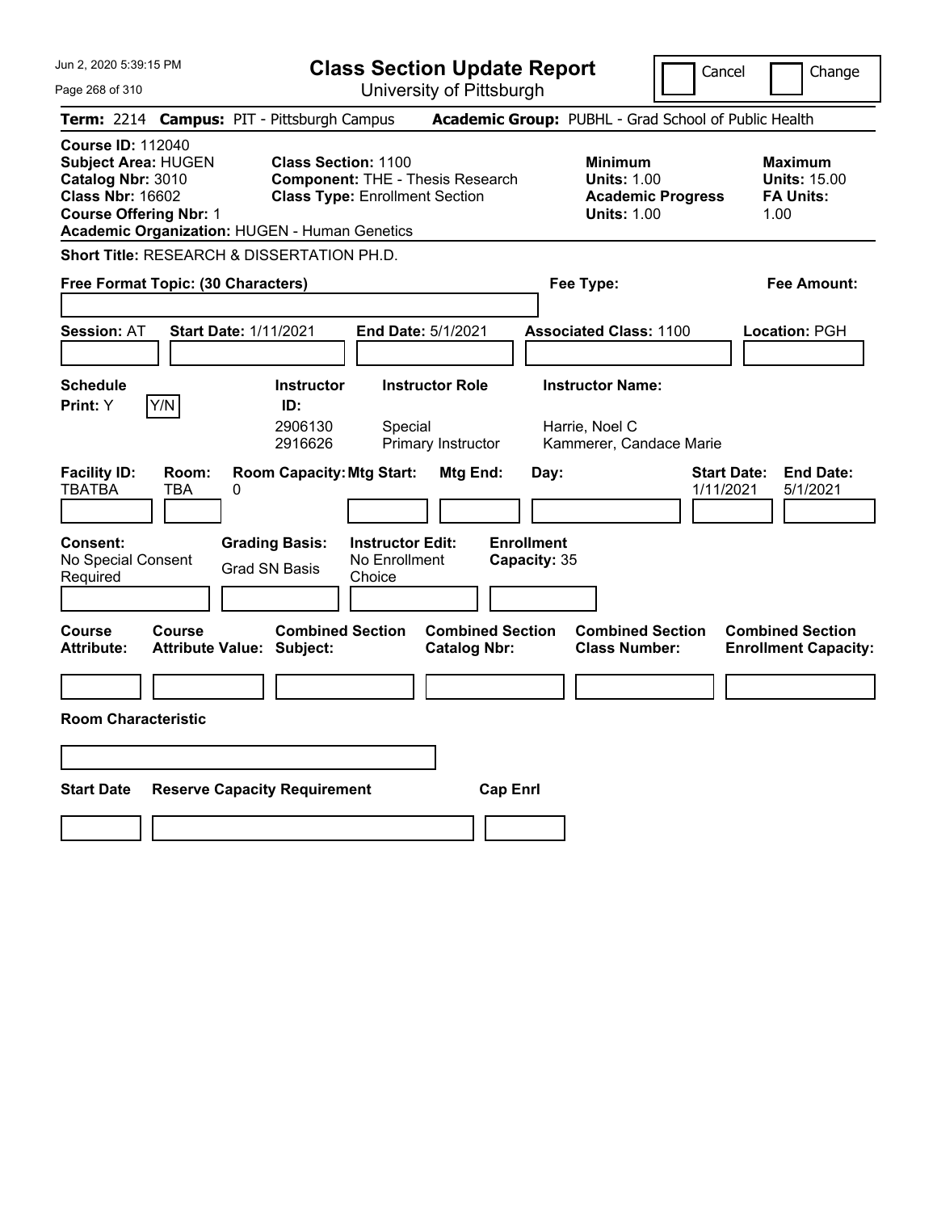# Class Section Update Report

University of Pittsburgh

Cancel | Change

**Term:** 2214 **Campus:** PIT - Pittsburgh Campus **Academic Group:** PUBHL - Grad School of Public Health

**Course ID:** 112040
**Subject Area:** HUGEN
**Catalog Nbr:** 3010
**Class Nbr:** 16602
**Course Offering Nbr:** 1
**Academic Organization:** HUGEN - Human Genetics

**Class Section:** 1100
**Component:** THE - Thesis Research
**Class Type:** Enrollment Section

**Minimum**
**Units:** 1.00
**Academic Progress Units:** 1.00

**Maximum**
**Units:** 15.00
**FA Units:** 1.00

**Short Title:** RESEARCH & DISSERTATION PH.D.

**Free Format Topic: (30 Characters)**

**Fee Type:**

**Fee Amount:**

**Session:** AT **Start Date:** 1/11/2021 **End Date:** 5/1/2021 **Associated Class:** 1100 **Location:** PGH

**Schedule Print:** Y Y/N

| Instructor ID: | Instructor Role | Instructor Name: |
|---|---|---|
| 2906130 | Special | Harrie, Noel C |
| 2916626 | Primary Instructor | Kammerer, Candace Marie |

| Facility ID: | Room: | Room Capacity: | Mtg Start: | Mtg End: | Day: | Start Date: | End Date: |
|---|---|---|---|---|---|---|---|
| TBATBA | TBA | 0 | | | | 1/11/2021 | 5/1/2021 |

**Consent:** No Special Consent Required

**Grading Basis:** Grad SN Basis

**Instructor Edit:** No Enrollment Choice

**Enrollment Capacity:** 35

| Course Attribute: | Course Attribute Value: | Combined Section Subject: | Combined Section Catalog Nbr: | Combined Section Class Number: | Combined Section Enrollment Capacity: |
|---|---|---|---|---|---|
| | | | | | |

**Room Characteristic**

| Start Date | Reserve Capacity Requirement | Cap Enrl |
|---|---|---|
| | | |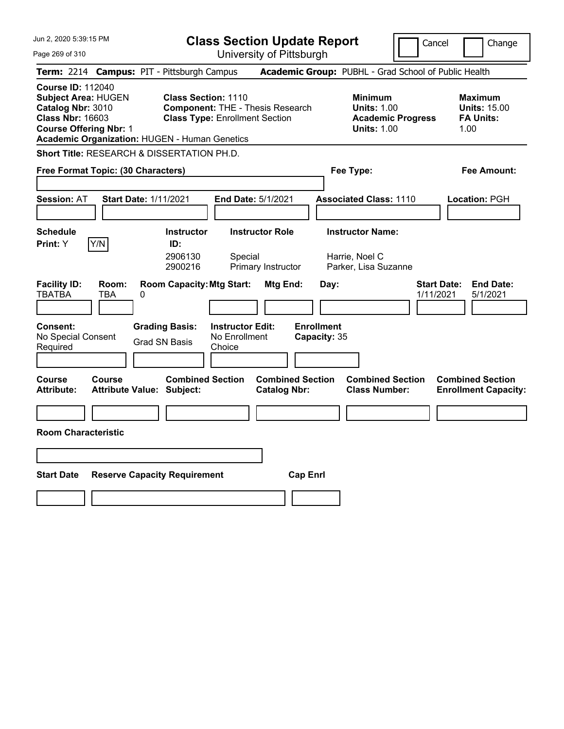# Class Section Update Report

University of Pittsburgh

Cancel | Change

**Term:** 2214 **Campus:** PIT - Pittsburgh Campus **Academic Group:** PUBHL - Grad School of Public Health

**Course ID:** 112040
**Subject Area:** HUGEN
**Catalog Nbr:** 3010
**Class Nbr:** 16603
**Course Offering Nbr:** 1
**Academic Organization:** HUGEN - Human Genetics

**Class Section:** 1110
**Component:** THE - Thesis Research
**Class Type:** Enrollment Section

**Minimum Units:** 1.00
**Academic Progress Units:** 1.00

**Maximum Units:** 15.00
**FA Units:** 1.00

**Short Title:** RESEARCH & DISSERTATION PH.D.

**Free Format Topic: (30 Characters)**

**Fee Type:**

**Fee Amount:**

**Session:** AT **Start Date:** 1/11/2021 **End Date:** 5/1/2021 **Associated Class:** 1110 **Location:** PGH

**Schedule Print:** Y Y/N

| Instructor ID: | Instructor Role | Instructor Name: |
|---|---|---|
| 2906130 | Special | Harrie, Noel C |
| 2900216 | Primary Instructor | Parker, Lisa Suzanne |

| Facility ID: | Room: | Room Capacity: | Mtg Start: | Mtg End: | Day: | Start Date: | End Date: |
|---|---|---|---|---|---|---|---|
| TBATBA | TBA | 0 | | | | 1/11/2021 | 5/1/2021 |

**Consent:** No Special Consent Required
**Grading Basis:** Grad SN Basis
**Instructor Edit:** No Enrollment Choice
**Enrollment Capacity:** 35

| Course Attribute: | Course Attribute Value: | Combined Section Subject: | Combined Section Catalog Nbr: | Combined Section Class Number: | Combined Section Enrollment Capacity: |
|---|---|---|---|---|---|
| | | | | | |

**Room Characteristic**

| Start Date | Reserve Capacity Requirement | Cap Enrl |
|---|---|---|
| | | |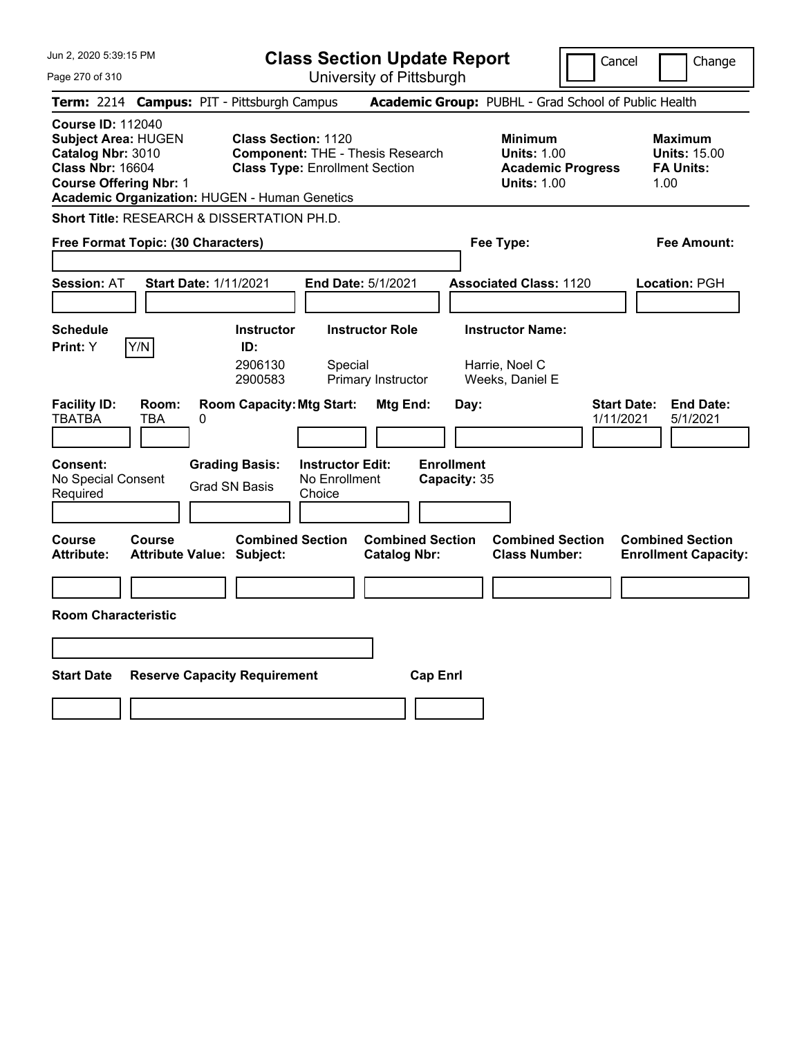# Class Section Update Report

University of Pittsburgh

Cancel | Change

**Term:** 2214 **Campus:** PIT - Pittsburgh Campus **Academic Group:** PUBHL - Grad School of Public Health

**Course ID:** 112040
**Subject Area:** HUGEN
**Catalog Nbr:** 3010
**Class Nbr:** 16604
**Course Offering Nbr:** 1
**Academic Organization:** HUGEN - Human Genetics

**Class Section:** 1120
**Component:** THE - Thesis Research
**Class Type:** Enrollment Section

**Minimum**
**Units:** 1.00
**Academic Progress Units:** 1.00

**Maximum**
**Units:** 15.00
**FA Units:** 1.00

**Short Title:** RESEARCH & DISSERTATION PH.D.

**Free Format Topic: (30 Characters)**

**Fee Type:**

**Fee Amount:**

**Session:** AT **Start Date:** 1/11/2021 **End Date:** 5/1/2021 **Associated Class:** 1120 **Location:** PGH

**Schedule Print:** Y [Y/N]

| Instructor ID: | Instructor Role | Instructor Name: |
|---|---|---|
| 2906130 | Special | Harrie, Noel C |
| 2900583 | Primary Instructor | Weeks, Daniel E |

| Facility ID: | Room: | Room Capacity: | Mtg Start: | Mtg End: | Day: | Start Date: | End Date: |
|---|---|---|---|---|---|---|---|
| TBATBA | TBA | 0 | | | | 1/11/2021 | 5/1/2021 |

**Consent:** No Special Consent Required
**Grading Basis:** Grad SN Basis
**Instructor Edit:** No Enrollment Choice
**Enrollment Capacity:** 35

| Course Attribute: | Course Attribute Value: | Combined Section Subject: | Combined Section Catalog Nbr: | Combined Section Class Number: | Combined Section Enrollment Capacity: |
|---|---|---|---|---|---|
| | | | | | |

**Room Characteristic**

| Start Date | Reserve Capacity Requirement | Cap Enrl |
|---|---|---|
| | | |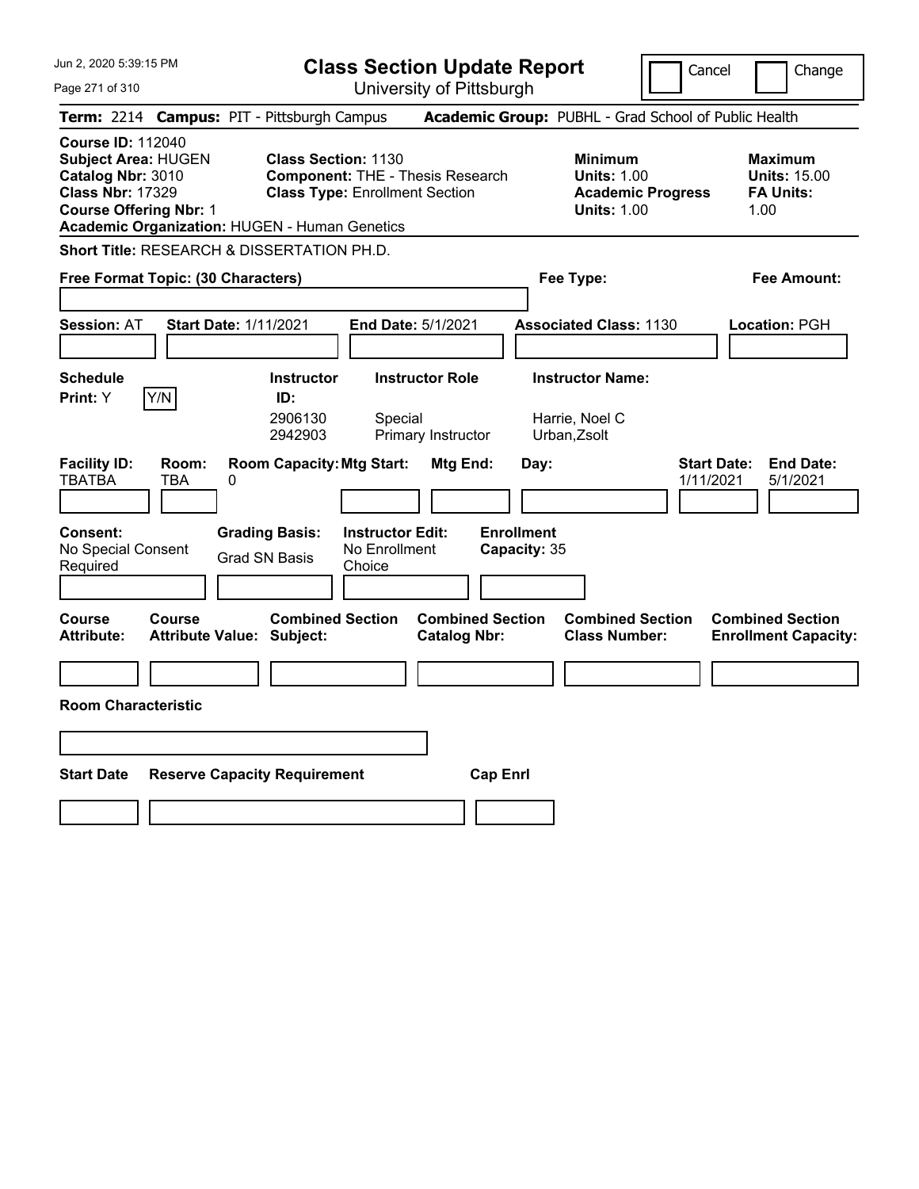# Class Section Update Report

University of Pittsburgh

Cancel | Change

**Term:** 2214 **Campus:** PIT - Pittsburgh Campus **Academic Group:** PUBHL - Grad School of Public Health

**Course ID:** 112040
**Subject Area:** HUGEN
**Catalog Nbr:** 3010
**Class Nbr:** 17329
**Course Offering Nbr:** 1
**Academic Organization:** HUGEN - Human Genetics

**Class Section:** 1130
**Component:** THE - Thesis Research
**Class Type:** Enrollment Section

**Minimum**
**Units:** 1.00
**Academic Progress Units:** 1.00

**Maximum**
**Units:** 15.00
**FA Units:** 1.00

**Short Title:** RESEARCH & DISSERTATION PH.D.

**Free Format Topic: (30 Characters)**

**Fee Type:**

**Fee Amount:**

**Session:** AT **Start Date:** 1/11/2021 **End Date:** 5/1/2021 **Associated Class:** 1130 **Location:** PGH

**Schedule Print:** Y Y/N

| Instructor ID: | Instructor Role | Instructor Name: |
|---|---|---|
| 2906130 | Special | Harrie, Noel C |
| 2942903 | Primary Instructor | Urban,Zsolt |

| Facility ID: | Room: | Room Capacity: | Mtg Start: | Mtg End: | Day: | Start Date: | End Date: |
|---|---|---|---|---|---|---|---|
| TBATBA | TBA | 0 | | | | 1/11/2021 | 5/1/2021 |

**Consent:** No Special Consent Required
**Grading Basis:** Grad SN Basis
**Instructor Edit:** No Enrollment Choice
**Enrollment Capacity:** 35

| Course Attribute: | Course Attribute Value: | Combined Section Subject: | Combined Section Catalog Nbr: | Combined Section Class Number: | Combined Section Enrollment Capacity: |
|---|---|---|---|---|---|
| | | | | | |

**Room Characteristic**

| Start Date | Reserve Capacity Requirement | Cap Enrl |
|---|---|---|
| | | |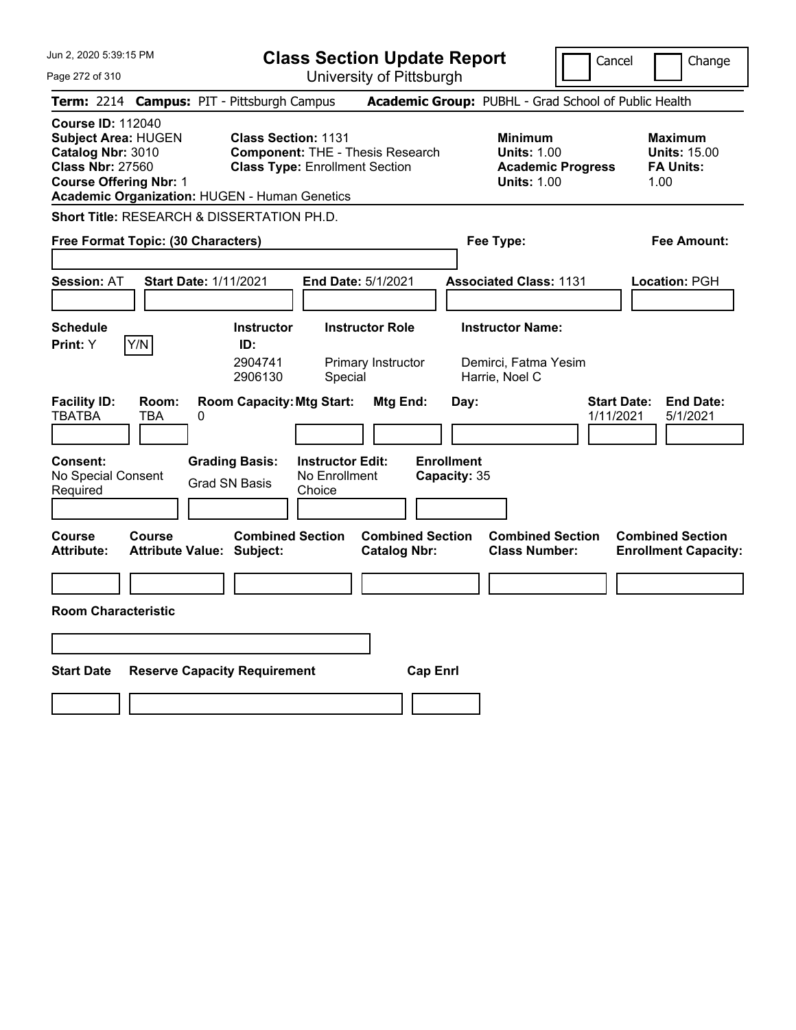# Class Section Update Report

University of Pittsburgh

Cancel | Change

**Term:** 2214 **Campus:** PIT - Pittsburgh Campus **Academic Group:** PUBHL - Grad School of Public Health

**Course ID:** 112040
**Subject Area:** HUGEN
**Catalog Nbr:** 3010
**Class Nbr:** 27560
**Course Offering Nbr:** 1
**Academic Organization:** HUGEN - Human Genetics

**Class Section:** 1131
**Component:** THE - Thesis Research
**Class Type:** Enrollment Section

**Minimum**
**Units:** 1.00
**Academic Progress Units:** 1.00

**Maximum**
**Units:** 15.00
**FA Units:** 1.00

**Short Title:** RESEARCH & DISSERTATION PH.D.

**Free Format Topic: (30 Characters)**

**Fee Type:**

**Fee Amount:**

**Session:** AT **Start Date:** 1/11/2021 **End Date:** 5/1/2021 **Associated Class:** 1131 **Location:** PGH

**Schedule Print:** Y Y/N

| Instructor ID: | Instructor Role | Instructor Name: |
|---|---|---|
| 2904741 | Primary Instructor | Demirci, Fatma Yesim |
| 2906130 | Special | Harrie, Noel C |

| Facility ID: | Room: | Room Capacity: | Mtg Start: | Mtg End: | Day: | Start Date: | End Date: |
|---|---|---|---|---|---|---|---|
| TBATBA | TBA | 0 | | | | 1/11/2021 | 5/1/2021 |

**Consent:** No Special Consent Required

**Grading Basis:** Grad SN Basis

**Instructor Edit:** No Enrollment Choice

**Enrollment Capacity:** 35

| Course Attribute: | Course Attribute Value: | Combined Section Subject: | Combined Section Catalog Nbr: | Combined Section Class Number: | Combined Section Enrollment Capacity: |
|---|---|---|---|---|---|
| | | | | | |

**Room Characteristic**

| Start Date | Reserve Capacity Requirement | Cap Enrl |
|---|---|---|
| | | |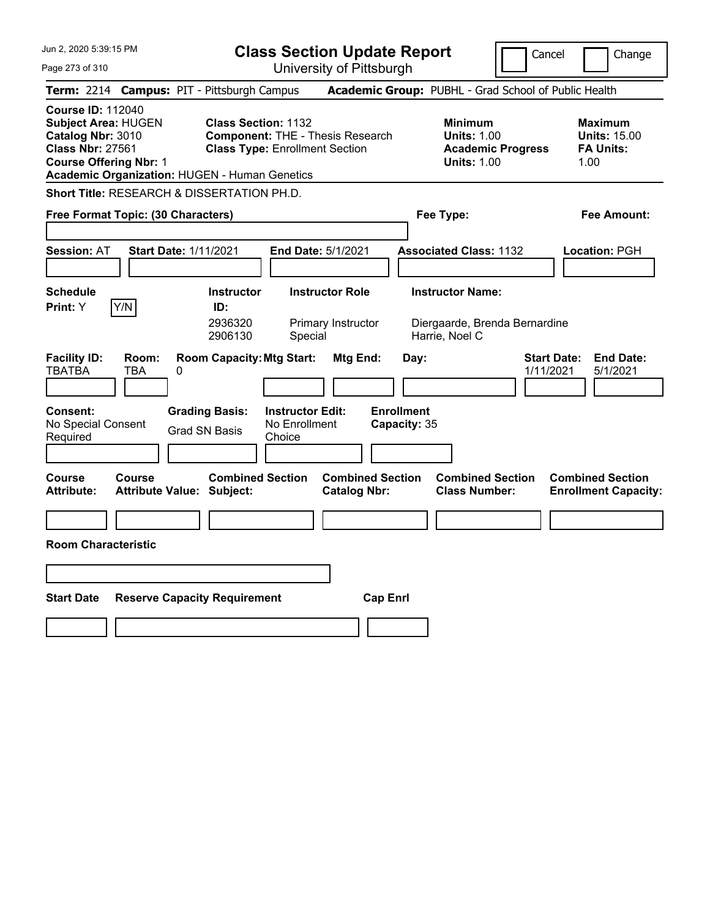Jun 2, 2020 5:39:15 PM

# Class Section Update Report

University of Pittsburgh

Cancel ☐ Change ☐

**Term:** 2214 **Campus:** PIT - Pittsburgh Campus **Academic Group:** PUBHL - Grad School of Public Health

**Course ID:** 112040
**Subject Area:** HUGEN
**Catalog Nbr:** 3010
**Class Nbr:** 27561
**Course Offering Nbr:** 1
**Academic Organization:** HUGEN - Human Genetics

**Class Section:** 1132
**Component:** THE - Thesis Research
**Class Type:** Enrollment Section

**Minimum Units:** 1.00
**Academic Progress Units:** 1.00

**Maximum Units:** 15.00
**FA Units:** 1.00

**Short Title:** RESEARCH & DISSERTATION PH.D.

**Free Format Topic: (30 Characters)**

**Fee Type:**

**Fee Amount:**

**Session:** AT **Start Date:** 1/11/2021 **End Date:** 5/1/2021 **Associated Class:** 1132 **Location:** PGH

**Schedule Print:** Y Y/N

| Instructor ID: | Instructor Role | Instructor Name: |
|---|---|---|
| 2936320 | Primary Instructor | Diergaarde, Brenda Bernardine |
| 2906130 | Special | Harrie, Noel C |

| Facility ID: | Room: | Room Capacity: | Mtg Start: | Mtg End: | Day: | Start Date: | End Date: |
|---|---|---|---|---|---|---|---|
| TBATBA | TBA | 0 | | | | 1/11/2021 | 5/1/2021 |

**Consent:** No Special Consent Required
**Grading Basis:** Grad SN Basis
**Instructor Edit:** No Enrollment Choice
**Enrollment Capacity:** 35

| Course Attribute: | Course Attribute Value: | Combined Section Subject: | Combined Section Catalog Nbr: | Combined Section Class Number: | Combined Section Enrollment Capacity: |
|---|---|---|---|---|---|
| | | | | | |

**Room Characteristic**

| Start Date | Reserve Capacity Requirement | Cap Enrl |
|---|---|---|
| | | |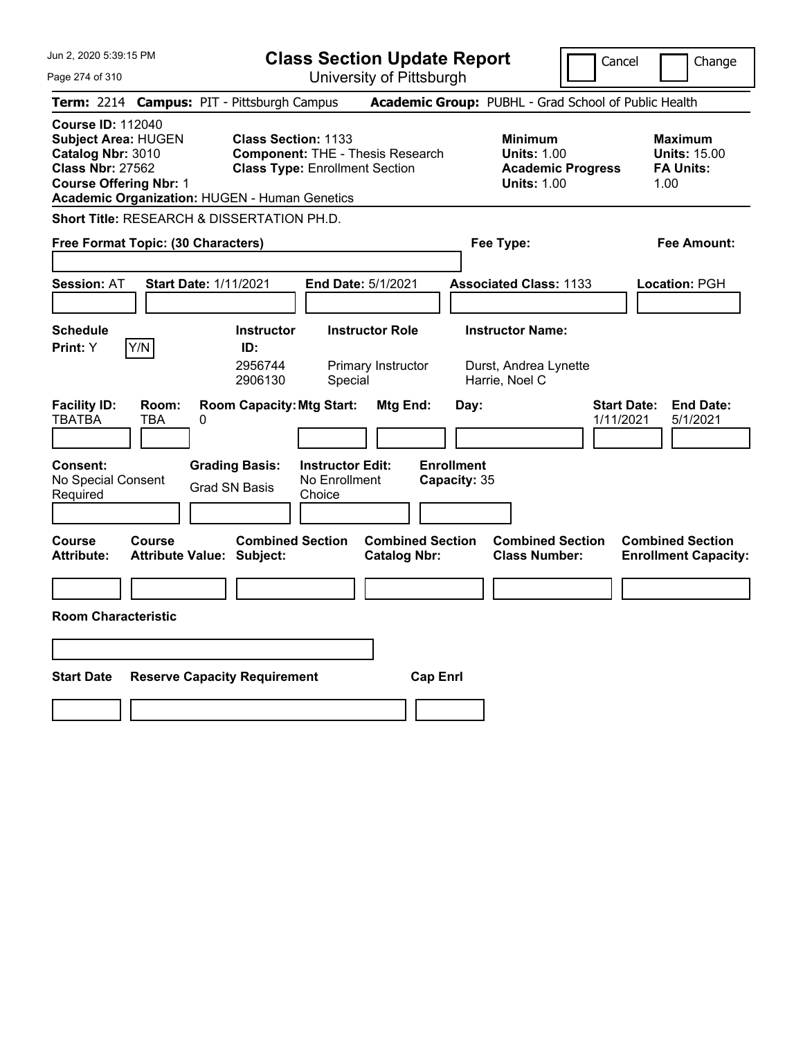# Class Section Update Report

University of Pittsburgh

Cancel | Change

**Term:** 2214 **Campus:** PIT - Pittsburgh Campus **Academic Group:** PUBHL - Grad School of Public Health

**Course ID:** 112040
**Subject Area:** HUGEN
**Catalog Nbr:** 3010
**Class Nbr:** 27562
**Course Offering Nbr:** 1
**Academic Organization:** HUGEN - Human Genetics

**Class Section:** 1133
**Component:** THE - Thesis Research
**Class Type:** Enrollment Section

**Minimum Units:** 1.00
**Academic Progress Units:** 1.00

**Maximum Units:** 15.00
**FA Units:** 1.00

**Short Title:** RESEARCH & DISSERTATION PH.D.

**Free Format Topic: (30 Characters)**

**Fee Type:**

**Fee Amount:**

**Session:** AT **Start Date:** 1/11/2021 **End Date:** 5/1/2021 **Associated Class:** 1133 **Location:** PGH

**Schedule Print:** Y

| Y/N | Instructor ID: | Instructor Role | Instructor Name: |
|---|---|---|---|
| | 2956744 | Primary Instructor | Durst, Andrea Lynette |
| | 2906130 | Special | Harrie, Noel C |

| Facility ID: | Room: | Room Capacity: | Mtg Start: | Mtg End: | Day: | Start Date: | End Date: |
|---|---|---|---|---|---|---|---|
| TBATBA | TBA | 0 | | | | 1/11/2021 | 5/1/2021 |

**Consent:** No Special Consent Required
**Grading Basis:** Grad SN Basis
**Instructor Edit:** No Enrollment Choice
**Enrollment Capacity:** 35

| Course Attribute: | Course Attribute Value: | Combined Section Subject: | Combined Section Catalog Nbr: | Combined Section Class Number: | Combined Section Enrollment Capacity: |
|---|---|---|---|---|---|
| | | | | | |

**Room Characteristic**

| Start Date | Reserve Capacity Requirement | Cap Enrl |
|---|---|---|
| | | |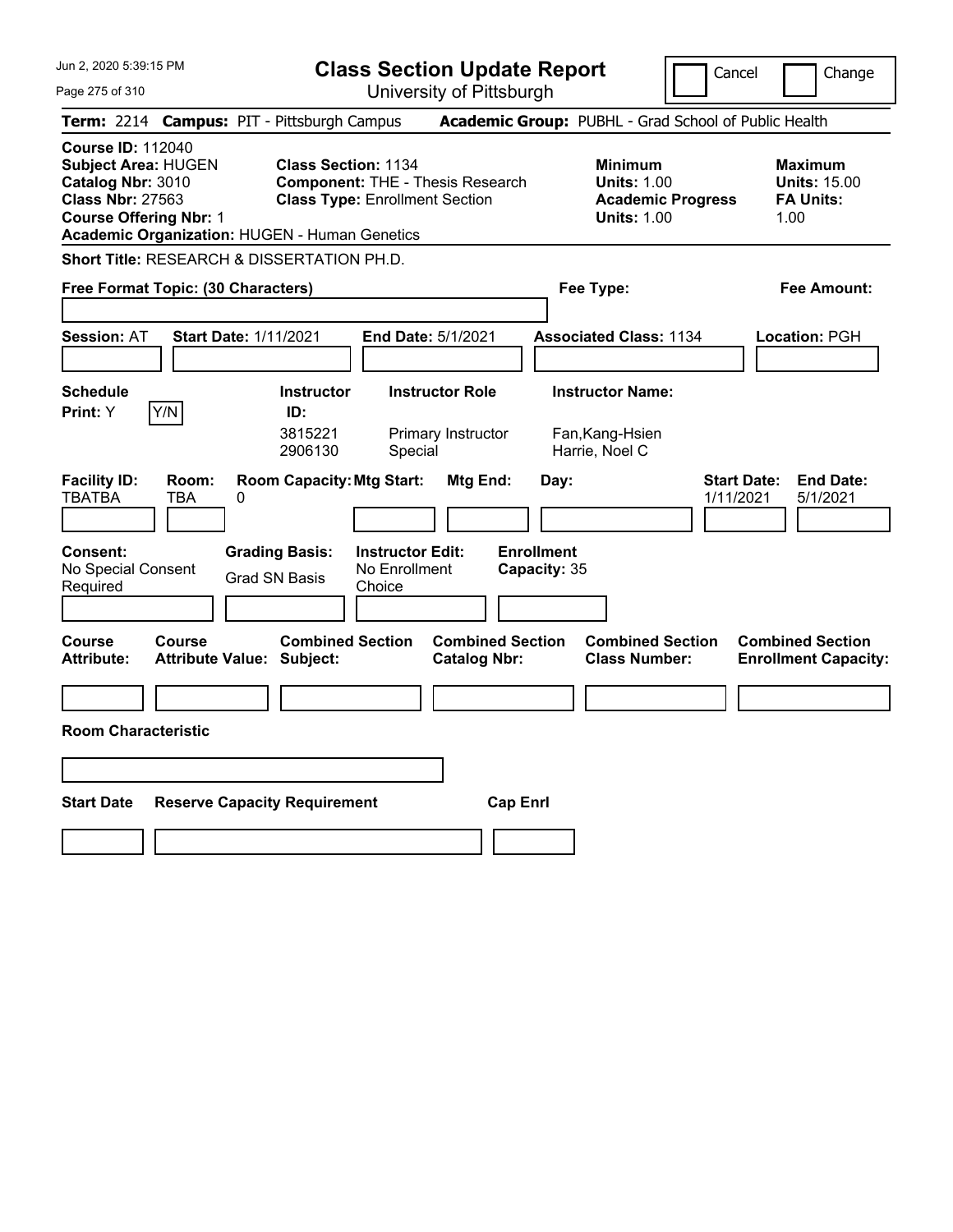# Class Section Update Report

University of Pittsburgh

Cancel | Change

**Term:** 2214 **Campus:** PIT - Pittsburgh Campus **Academic Group:** PUBHL - Grad School of Public Health

**Course ID:** 112040
**Subject Area:** HUGEN
**Catalog Nbr:** 3010
**Class Nbr:** 27563
**Course Offering Nbr:** 1
**Academic Organization:** HUGEN - Human Genetics

**Class Section:** 1134
**Component:** THE - Thesis Research
**Class Type:** Enrollment Section

**Minimum**
**Units:** 1.00
**Academic Progress Units:** 1.00

**Maximum**
**Units:** 15.00
**FA Units:** 1.00

**Short Title:** RESEARCH & DISSERTATION PH.D.

**Free Format Topic: (30 Characters)**

**Fee Type:**

**Fee Amount:**

**Session:** AT **Start Date:** 1/11/2021 **End Date:** 5/1/2021 **Associated Class:** 1134 **Location:** PGH

**Schedule Print:** Y Y/N

| Instructor ID: | Instructor Role | Instructor Name: |
|---|---|---|
| 3815221 | Primary Instructor | Fan,Kang-Hsien |
| 2906130 | Special | Harrie, Noel C |

| Facility ID: | Room: | Room Capacity: | Mtg Start: | Mtg End: | Day: | Start Date: | End Date: |
|---|---|---|---|---|---|---|---|
| TBATBA | TBA | 0 | | | | 1/11/2021 | 5/1/2021 |

**Consent:** No Special Consent Required
**Grading Basis:** Grad SN Basis
**Instructor Edit:** No Enrollment Choice
**Enrollment Capacity:** 35

| Course Attribute: | Course Attribute Value: | Combined Section Subject: | Combined Section Catalog Nbr: | Combined Section Class Number: | Combined Section Enrollment Capacity: |
|---|---|---|---|---|---|
| | | | | | |

**Room Characteristic**

| Start Date | Reserve Capacity Requirement | Cap Enrl |
|---|---|---|
| | | |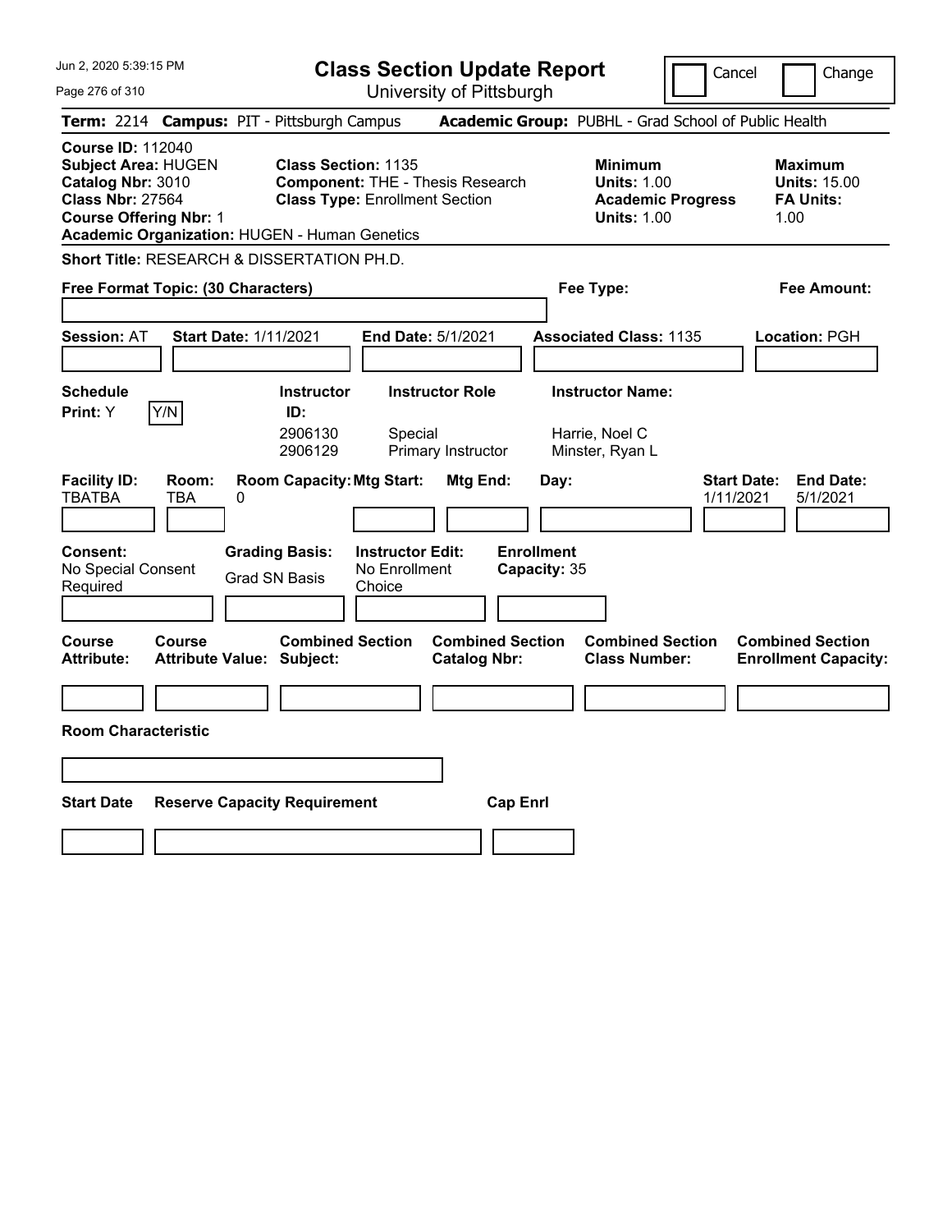# Class Section Update Report

University of Pittsburgh

Cancel | Change

**Term:** 2214 **Campus:** PIT - Pittsburgh Campus **Academic Group:** PUBHL - Grad School of Public Health

**Course ID:** 112040
**Subject Area:** HUGEN
**Catalog Nbr:** 3010
**Class Nbr:** 27564
**Course Offering Nbr:** 1
**Academic Organization:** HUGEN - Human Genetics

**Class Section:** 1135
**Component:** THE - Thesis Research
**Class Type:** Enrollment Section

**Minimum**
**Units:** 1.00
**Academic Progress Units:** 1.00

**Maximum**
**Units:** 15.00
**FA Units:** 1.00

**Short Title:** RESEARCH & DISSERTATION PH.D.

**Free Format Topic: (30 Characters)**

**Fee Type:**

**Fee Amount:**

**Session:** AT **Start Date:** 1/11/2021 **End Date:** 5/1/2021 **Associated Class:** 1135 **Location:** PGH

**Schedule Print:** Y Y/N

| Instructor ID: | Instructor Role | Instructor Name: |
|---|---|---|
| 2906130 | Special | Harrie, Noel C |
| 2906129 | Primary Instructor | Minster, Ryan L |

| Facility ID: | Room: | Room Capacity: | Mtg Start: | Mtg End: | Day: | Start Date: | End Date: |
|---|---|---|---|---|---|---|---|
| TBATBA | TBA | 0 | | | | 1/11/2021 | 5/1/2021 |

**Consent:** No Special Consent Required
**Grading Basis:** Grad SN Basis
**Instructor Edit:** No Enrollment Choice
**Enrollment Capacity:** 35

| Course Attribute: | Course Attribute Value: | Combined Section Subject: | Combined Section Catalog Nbr: | Combined Section Class Number: | Combined Section Enrollment Capacity: |
|---|---|---|---|---|---|
| | | | | | |

**Room Characteristic**

| Start Date | Reserve Capacity Requirement | Cap Enrl |
|---|---|---|
| | | |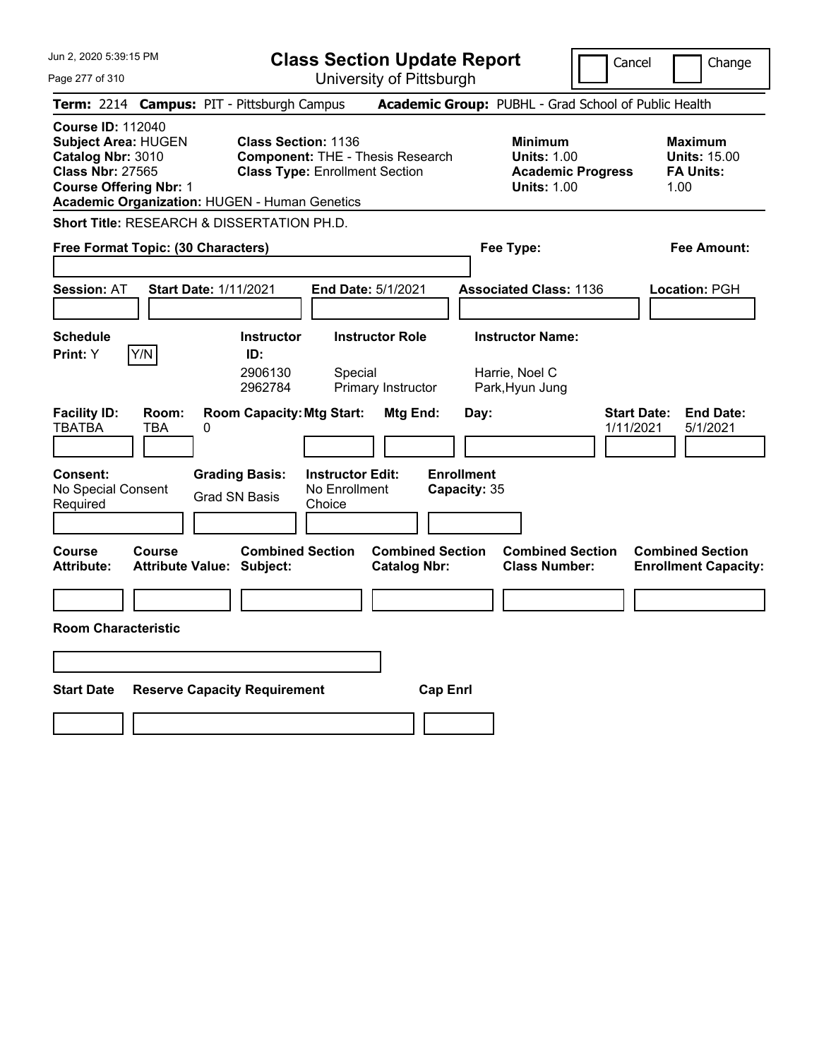Jun 2, 2020 5:39:15 PM

# Class Section Update Report

University of Pittsburgh

Cancel | Change

**Term:** 2214 **Campus:** PIT - Pittsburgh Campus **Academic Group:** PUBHL - Grad School of Public Health

**Course ID:** 112040
**Subject Area:** HUGEN
**Catalog Nbr:** 3010
**Class Nbr:** 27565
**Course Offering Nbr:** 1
**Academic Organization:** HUGEN - Human Genetics

**Class Section:** 1136
**Component:** THE - Thesis Research
**Class Type:** Enrollment Section

**Minimum Units:** 1.00
**Academic Progress Units:** 1.00

**Maximum Units:** 15.00
**FA Units:** 1.00

**Short Title:** RESEARCH & DISSERTATION PH.D.

**Free Format Topic: (30 Characters)**

**Fee Type:**

**Fee Amount:**

**Session:** AT **Start Date:** 1/11/2021 **End Date:** 5/1/2021 **Associated Class:** 1136 **Location:** PGH

**Schedule Print:** Y [Y/N]

| Instructor ID: | Instructor Role | Instructor Name: |
|---|---|---|
| 2906130 | Special | Harrie, Noel C |
| 2962784 | Primary Instructor | Park,Hyun Jung |

| Facility ID: | Room: | Room Capacity: | Mtg Start: | Mtg End: | Day: | Start Date: | End Date: |
|---|---|---|---|---|---|---|---|
| TBATBA | TBA | 0 | | | | 1/11/2021 | 5/1/2021 |

**Consent:** No Special Consent Required
**Grading Basis:** Grad SN Basis
**Instructor Edit:** No Enrollment Choice
**Enrollment Capacity:** 35

| Course Attribute: | Course Attribute Value: | Combined Section Subject: | Combined Section Catalog Nbr: | Combined Section Class Number: | Combined Section Enrollment Capacity: |
|---|---|---|---|---|---|
| | | | | | |

**Room Characteristic**

| Start Date | Reserve Capacity Requirement | Cap Enrl |
|---|---|---|
| | | |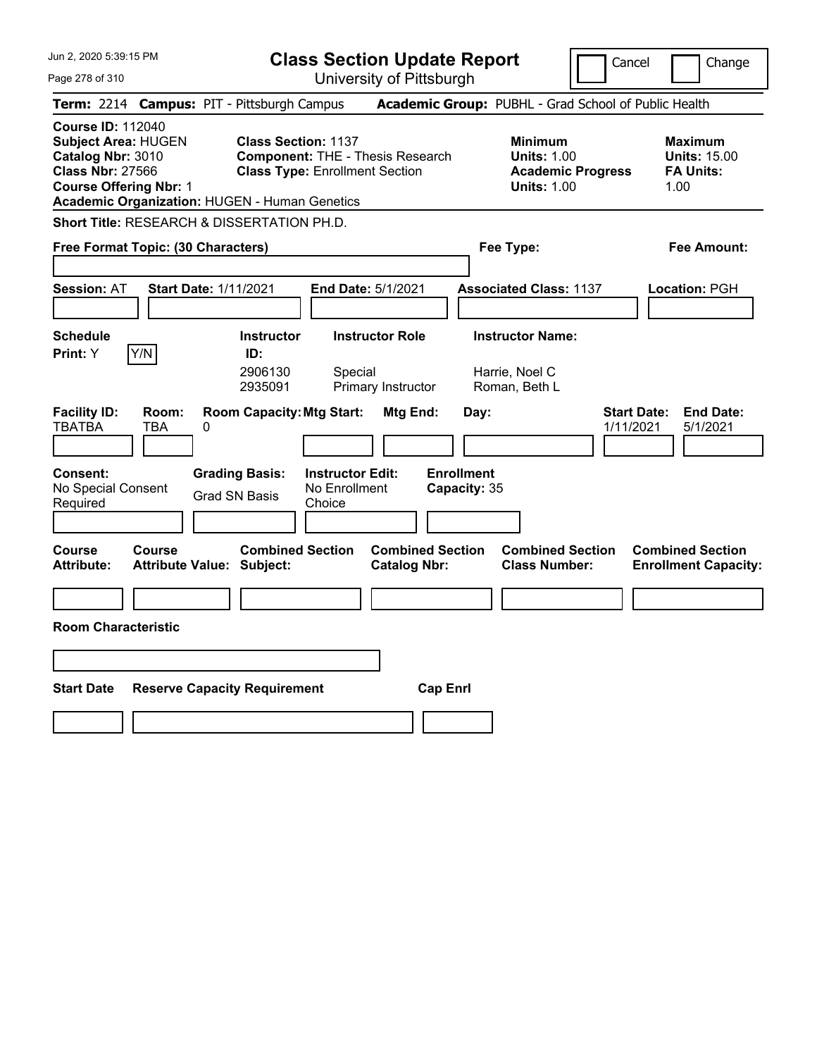# Class Section Update Report

University of Pittsburgh

Cancel | Change

**Term:** 2214 **Campus:** PIT - Pittsburgh Campus **Academic Group:** PUBHL - Grad School of Public Health

**Course ID:** 112040
**Subject Area:** HUGEN
**Catalog Nbr:** 3010
**Class Nbr:** 27566
**Course Offering Nbr:** 1
**Academic Organization:** HUGEN - Human Genetics

**Class Section:** 1137
**Component:** THE - Thesis Research
**Class Type:** Enrollment Section

**Minimum**
**Units:** 1.00
**Academic Progress Units:** 1.00

**Maximum**
**Units:** 15.00
**FA Units:** 1.00

**Short Title:** RESEARCH & DISSERTATION PH.D.

**Free Format Topic: (30 Characters)**

**Fee Type:**

**Fee Amount:**

**Session:** AT **Start Date:** 1/11/2021 **End Date:** 5/1/2021 **Associated Class:** 1137 **Location:** PGH

**Schedule Print:** Y Y/N

| Instructor ID: | Instructor Role | Instructor Name: |
|---|---|---|
| 2906130 | Special | Harrie, Noel C |
| 2935091 | Primary Instructor | Roman, Beth L |

| Facility ID: | Room: | Room Capacity: | Mtg Start: | Mtg End: | Day: | Start Date: | End Date: |
|---|---|---|---|---|---|---|---|
| TBATBA | TBA | 0 | | | | 1/11/2021 | 5/1/2021 |

**Consent:** No Special Consent Required

**Grading Basis:** Grad SN Basis

**Instructor Edit:** No Enrollment Choice

**Enrollment Capacity:** 35

| Course Attribute: | Course Attribute Value: | Combined Section Subject: | Combined Section Catalog Nbr: | Combined Section Class Number: | Combined Section Enrollment Capacity: |
|---|---|---|---|---|---|
| | | | | | |

**Room Characteristic**

| Start Date | Reserve Capacity Requirement | Cap Enrl |
|---|---|---|
| | | |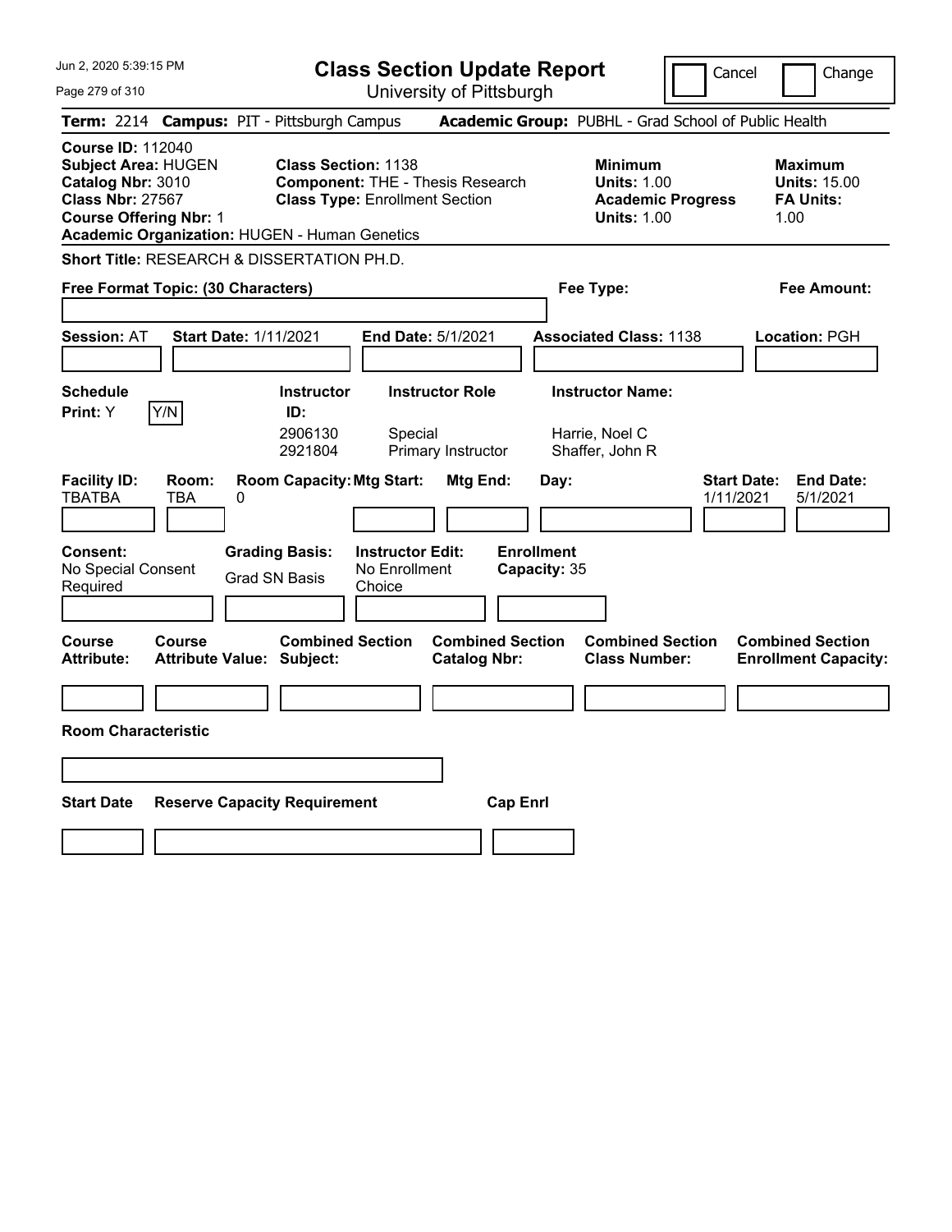# Class Section Update Report

University of Pittsburgh

Cancel | Change

**Term:** 2214 **Campus:** PIT - Pittsburgh Campus **Academic Group:** PUBHL - Grad School of Public Health

**Course ID:** 112040
**Subject Area:** HUGEN
**Catalog Nbr:** 3010
**Class Nbr:** 27567
**Course Offering Nbr:** 1
**Academic Organization:** HUGEN - Human Genetics

**Class Section:** 1138
**Component:** THE - Thesis Research
**Class Type:** Enrollment Section

**Minimum Units:** 1.00
**Academic Progress Units:** 1.00

**Maximum Units:** 15.00
**FA Units:** 1.00

**Short Title:** RESEARCH & DISSERTATION PH.D.

**Free Format Topic: (30 Characters)**

**Fee Type:**

**Fee Amount:**

**Session:** AT **Start Date:** 1/11/2021 **End Date:** 5/1/2021 **Associated Class:** 1138 **Location:** PGH

**Schedule Print:** Y Y/N

| Instructor ID | Instructor Role | Instructor Name |
|---|---|---|
| 2906130 | Special | Harrie, Noel C |
| 2921804 | Primary Instructor | Shaffer, John R |

| Facility ID | Room | Room Capacity | Mtg Start | Mtg End | Day | Start Date | End Date |
|---|---|---|---|---|---|---|---|
| TBATBA | TBA | 0 | | | | 1/11/2021 | 5/1/2021 |

**Consent:** No Special Consent Required
**Grading Basis:** Grad SN Basis
**Instructor Edit:** No Enrollment Choice
**Enrollment Capacity:** 35

| Course Attribute | Course Attribute Value | Combined Section Subject | Combined Section Catalog Nbr | Combined Section Class Number | Combined Section Enrollment Capacity |
|---|---|---|---|---|---|
| | | | | | |

**Room Characteristic**

| Start Date | Reserve Capacity Requirement | Cap Enrl |
|---|---|---|
| | | |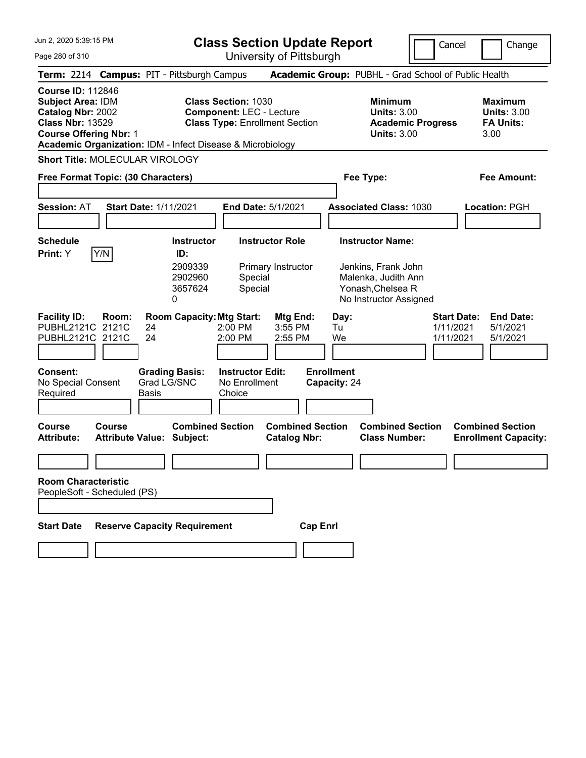# Class Section Update Report

University of Pittsburgh

Cancel | Change

**Term:** 2214 **Campus:** PIT - Pittsburgh Campus **Academic Group:** PUBHL - Grad School of Public Health

**Course ID:** 112846
**Subject Area:** IDM
**Catalog Nbr:** 2002
**Class Nbr:** 13529
**Course Offering Nbr:** 1
**Academic Organization:** IDM - Infect Disease & Microbiology

**Class Section:** 1030
**Component:** LEC - Lecture
**Class Type:** Enrollment Section

**Minimum Units:** 3.00
**Academic Progress Units:** 3.00

**Maximum Units:** 3.00
**FA Units:** 3.00

**Short Title:** MOLECULAR VIROLOGY

**Free Format Topic: (30 Characters)**

**Fee Type:**

**Fee Amount:**

**Session:** AT **Start Date:** 1/11/2021 **End Date:** 5/1/2021 **Associated Class:** 1030 **Location:** PGH

**Schedule Print:** Y Y/N

| Instructor ID: | Instructor Role | Instructor Name: |
|---|---|---|
| 2909339 | Primary Instructor | Jenkins, Frank John |
| 2902960 | Special | Malenka, Judith Ann |
| 3657624 | Special | Yonash,Chelsea R |
| 0 | | No Instructor Assigned |

| Facility ID: | Room: | Room Capacity: | Mtg Start: | Mtg End: | Day: | Start Date: | End Date: |
|---|---|---|---|---|---|---|---|
| PUBHL2121C | 2121C | 24 | 2:00 PM | 3:55 PM | Tu | 1/11/2021 | 5/1/2021 |
| PUBHL2121C | 2121C | 24 | 2:00 PM | 2:55 PM | We | 1/11/2021 | 5/1/2021 |

**Consent:** No Special Consent Required

**Grading Basis:** Grad LG/SNC Basis

**Instructor Edit:** No Enrollment Choice

**Enrollment Capacity:** 24

| Course Attribute: | Course Attribute Value: | Combined Section Subject: | Combined Section Catalog Nbr: | Combined Section Class Number: | Combined Section Enrollment Capacity: |
|---|---|---|---|---|---|
| | | | | | |

**Room Characteristic**
PeopleSoft - Scheduled (PS)

| Start Date | Reserve Capacity Requirement | Cap Enrl |
|---|---|---|
| | | |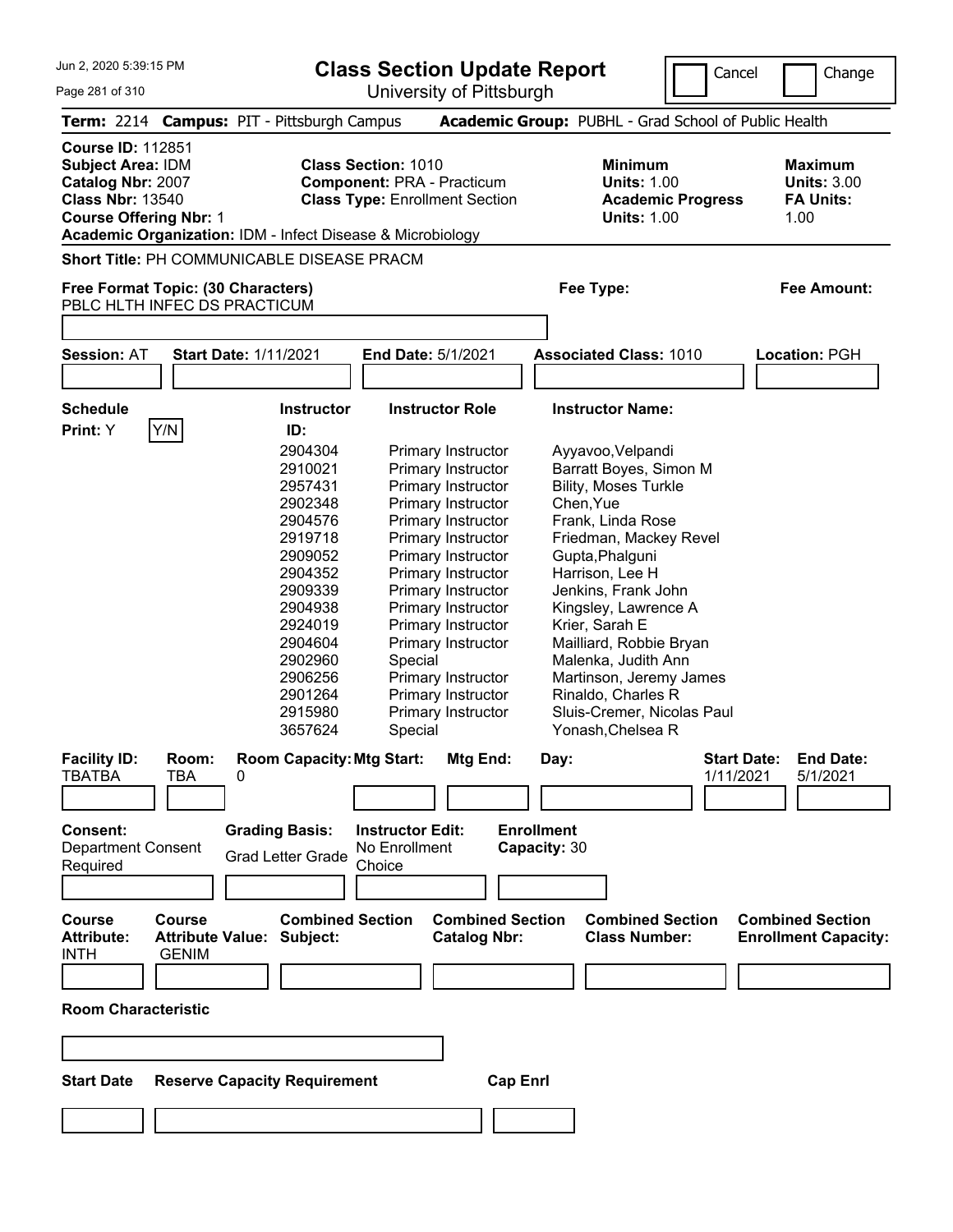# Class Section Update Report

University of Pittsburgh

Cancel | Change

**Term:** 2214 **Campus:** PIT - Pittsburgh Campus **Academic Group:** PUBHL - Grad School of Public Health

**Course ID:** 112851
**Subject Area:** IDM
**Catalog Nbr:** 2007
**Class Nbr:** 13540
**Course Offering Nbr:** 1
**Academic Organization:** IDM - Infect Disease & Microbiology

**Class Section:** 1010
**Component:** PRA - Practicum
**Class Type:** Enrollment Section

**Minimum Units:** 1.00
**Academic Progress Units:** 1.00

**Maximum Units:** 3.00
**FA Units:** 1.00

**Short Title:** PH COMMUNICABLE DISEASE PRACM

**Free Format Topic: (30 Characters)** PBLC HLTH INFEC DS PRACTICUM

**Fee Type:**

**Fee Amount:**

**Session:** AT **Start Date:** 1/11/2021 **End Date:** 5/1/2021 **Associated Class:** 1010 **Location:** PGH

**Schedule Print:** Y Y/N

| Instructor ID | Instructor Role | Instructor Name |
|---|---|---|
| 2904304 | Primary Instructor | Ayyavoo,Velpandi |
| 2910021 | Primary Instructor | Barratt Boyes, Simon M |
| 2957431 | Primary Instructor | Bility, Moses Turkle |
| 2902348 | Primary Instructor | Chen,Yue |
| 2904576 | Primary Instructor | Frank, Linda Rose |
| 2919718 | Primary Instructor | Friedman, Mackey Revel |
| 2909052 | Primary Instructor | Gupta,Phalguni |
| 2904352 | Primary Instructor | Harrison, Lee H |
| 2909339 | Primary Instructor | Jenkins, Frank John |
| 2904938 | Primary Instructor | Kingsley, Lawrence A |
| 2924019 | Primary Instructor | Krier, Sarah E |
| 2904604 | Primary Instructor | Mailliard, Robbie Bryan |
| 2902960 | Special | Malenka, Judith Ann |
| 2906256 | Primary Instructor | Martinson, Jeremy James |
| 2901264 | Primary Instructor | Rinaldo, Charles R |
| 2915980 | Primary Instructor | Sluis-Cremer, Nicolas Paul |
| 3657624 | Special | Yonash,Chelsea R |

| Facility ID: | Room: | Room Capacity: | Mtg Start: | Mtg End: | Day: | Start Date: | End Date: |
|---|---|---|---|---|---|---|---|
| TBATBA | TBA | 0 | | | | 1/11/2021 | 5/1/2021 |

**Consent:** Department Consent Required
**Grading Basis:** Grad Letter Grade
**Instructor Edit:** No Enrollment Choice
**Enrollment Capacity:** 30

| Course Attribute: | Course Attribute Value: | Combined Section Subject: | Combined Section Catalog Nbr: | Combined Section Class Number: | Combined Section Enrollment Capacity: |
|---|---|---|---|---|---|
| INTH | GENIM | | | | |

**Room Characteristic**

| Start Date | Reserve Capacity Requirement | Cap Enrl |
|---|---|---|
| | | |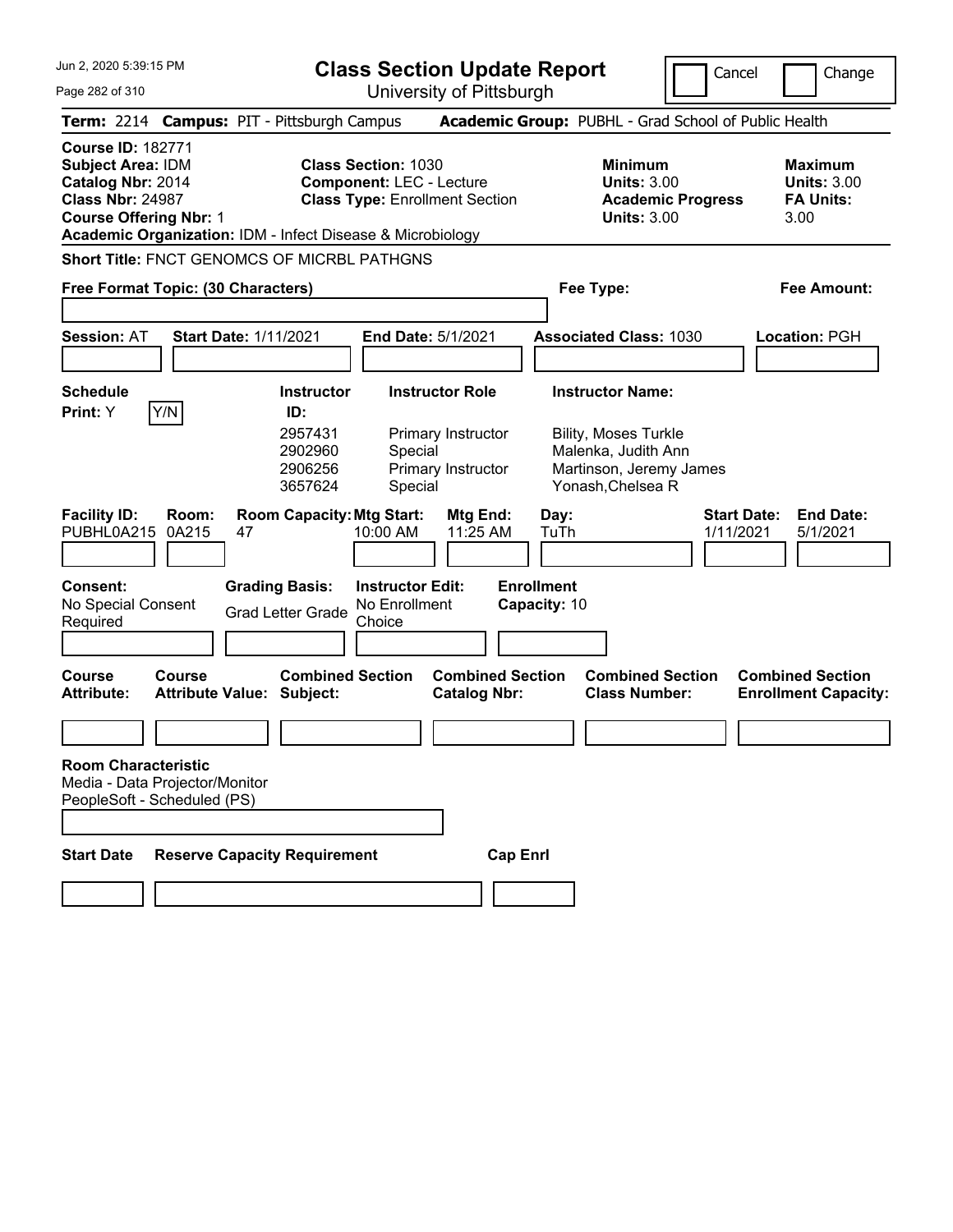# Class Section Update Report

University of Pittsburgh

Cancel | Change

**Term:** 2214 **Campus:** PIT - Pittsburgh Campus **Academic Group:** PUBHL - Grad School of Public Health

**Course ID:** 182771
**Subject Area:** IDM
**Catalog Nbr:** 2014
**Class Nbr:** 24987
**Course Offering Nbr:** 1
**Academic Organization:** IDM - Infect Disease & Microbiology

**Class Section:** 1030
**Component:** LEC - Lecture
**Class Type:** Enrollment Section

**Minimum Units:** 3.00
**Academic Progress Units:** 3.00

**Maximum Units:** 3.00
**FA Units:** 3.00

**Short Title:** FNCT GENOMCS OF MICRBL PATHGNS

**Free Format Topic: (30 Characters)**

**Fee Type:**

**Fee Amount:**

**Session:** AT **Start Date:** 1/11/2021 **End Date:** 5/1/2021 **Associated Class:** 1030 **Location:** PGH

**Schedule Print:** Y Y/N

| Instructor ID | Instructor Role | Instructor Name |
|---|---|---|
| 2957431 | Primary Instructor | Bility, Moses Turkle |
| 2902960 | Special | Malenka, Judith Ann |
| 2906256 | Primary Instructor | Martinson, Jeremy James |
| 3657624 | Special | Yonash,Chelsea R |

| Facility ID | Room | Room Capacity | Mtg Start | Mtg End | Day | Start Date | End Date |
|---|---|---|---|---|---|---|---|
| PUBHL0A215 | 0A215 | 47 | 10:00 AM | 11:25 AM | TuTh | 1/11/2021 | 5/1/2021 |

**Consent:** No Special Consent Required

**Grading Basis:** Grad Letter Grade

**Instructor Edit:** No Enrollment Choice

**Enrollment Capacity:** 10

| Course Attribute | Course Attribute Value | Combined Section Subject | Combined Section Catalog Nbr | Combined Section Class Number | Combined Section Enrollment Capacity |
|---|---|---|---|---|---|
| | | | | | |

**Room Characteristic**
Media - Data Projector/Monitor
PeopleSoft - Scheduled (PS)

| Start Date | Reserve Capacity Requirement | Cap Enrl |
|---|---|---|
| | | |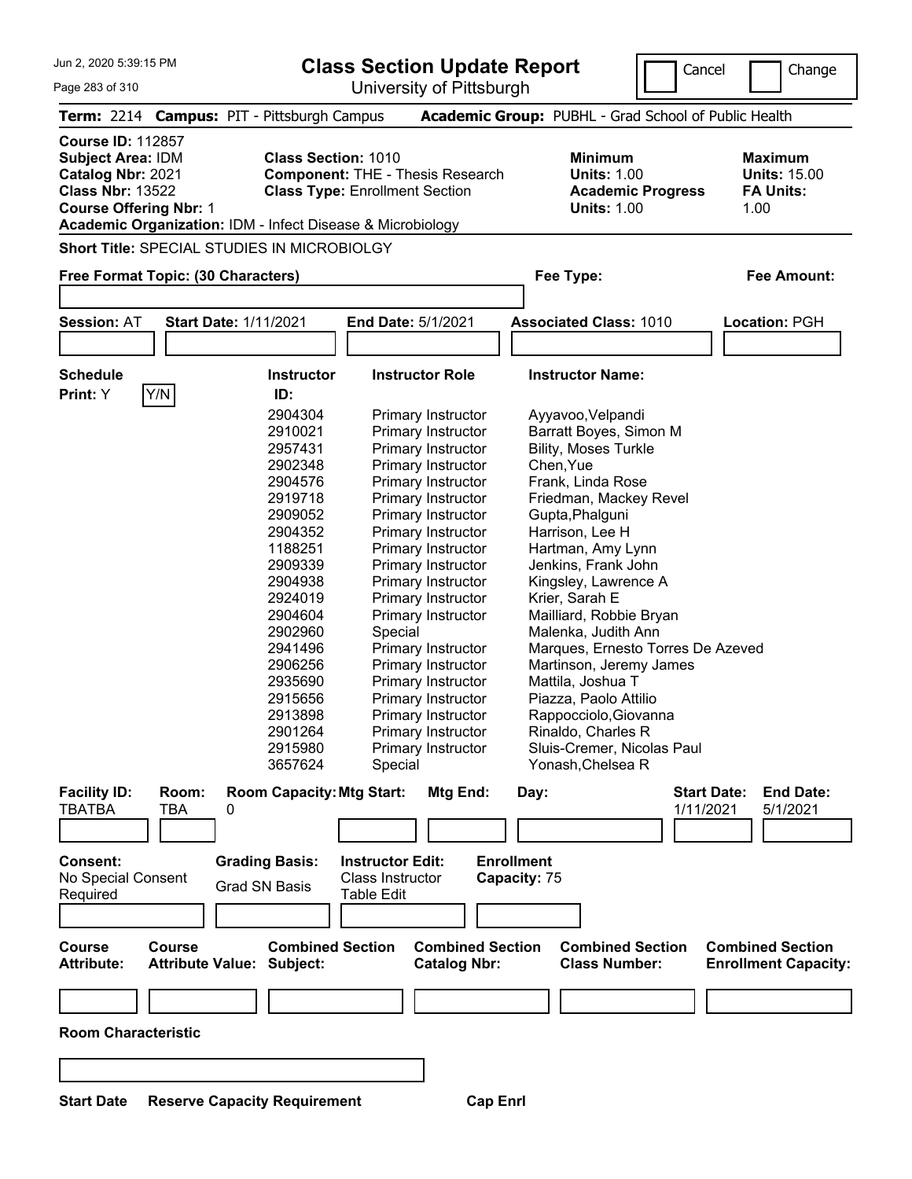Jun 2, 2020 5:39:15 PM

# Class Section Update Report

University of Pittsburgh

Cancel | Change

**Term:** 2214 **Campus:** PIT - Pittsburgh Campus **Academic Group:** PUBHL - Grad School of Public Health

**Course ID:** 112857
**Subject Area:** IDM
**Catalog Nbr:** 2021
**Class Nbr:** 13522
**Course Offering Nbr:** 1
**Academic Organization:** IDM - Infect Disease & Microbiology

**Class Section:** 1010
**Component:** THE - Thesis Research
**Class Type:** Enrollment Section

**Minimum Units:** 1.00
**Academic Progress Units:** 1.00

**Maximum Units:** 15.00
**FA Units:** 1.00

**Short Title:** SPECIAL STUDIES IN MICROBIOLGY

**Free Format Topic: (30 Characters)**

**Fee Type:**

**Fee Amount:**

**Session:** AT **Start Date:** 1/11/2021 **End Date:** 5/1/2021 **Associated Class:** 1010 **Location:** PGH

**Schedule Print:** Y

| Instructor ID | Instructor Role | Instructor Name |
|---|---|---|
| 2904304 | Primary Instructor | Ayyavoo,Velpandi |
| 2910021 | Primary Instructor | Barratt Boyes, Simon M |
| 2957431 | Primary Instructor | Bility, Moses Turkle |
| 2902348 | Primary Instructor | Chen,Yue |
| 2904576 | Primary Instructor | Frank, Linda Rose |
| 2919718 | Primary Instructor | Friedman, Mackey Revel |
| 2909052 | Primary Instructor | Gupta,Phalguni |
| 2904352 | Primary Instructor | Harrison, Lee H |
| 1188251 | Primary Instructor | Hartman, Amy Lynn |
| 2909339 | Primary Instructor | Jenkins, Frank John |
| 2904938 | Primary Instructor | Kingsley, Lawrence A |
| 2924019 | Primary Instructor | Krier, Sarah E |
| 2904604 | Primary Instructor | Mailliard, Robbie Bryan |
| 2902960 | Special | Malenka, Judith Ann |
| 2941496 | Primary Instructor | Marques, Ernesto Torres De Azeved |
| 2906256 | Primary Instructor | Martinson, Jeremy James |
| 2935690 | Primary Instructor | Mattila, Joshua T |
| 2915656 | Primary Instructor | Piazza, Paolo Attilio |
| 2913898 | Primary Instructor | Rappocciolo,Giovanna |
| 2901264 | Primary Instructor | Rinaldo, Charles R |
| 2915980 | Primary Instructor | Sluis-Cremer, Nicolas Paul |
| 3657624 | Special | Yonash,Chelsea R |

| Facility ID: | Room: | Room Capacity: | Mtg Start: | Mtg End: | Day: | Start Date: | End Date: |
|---|---|---|---|---|---|---|---|
| TBATBA | TBA | 0 | | | | 1/11/2021 | 5/1/2021 |

**Consent:** No Special Consent Required
**Grading Basis:** Grad SN Basis
**Instructor Edit:** Class Instructor Table Edit
**Enrollment Capacity:** 75

| Course Attribute: | Course Attribute Value: | Combined Section Subject: | Combined Section Catalog Nbr: | Combined Section Class Number: | Combined Section Enrollment Capacity: |
|---|---|---|---|---|---|
| | | | | | |

**Room Characteristic**

**Start Date** **Reserve Capacity Requirement** **Cap Enrl**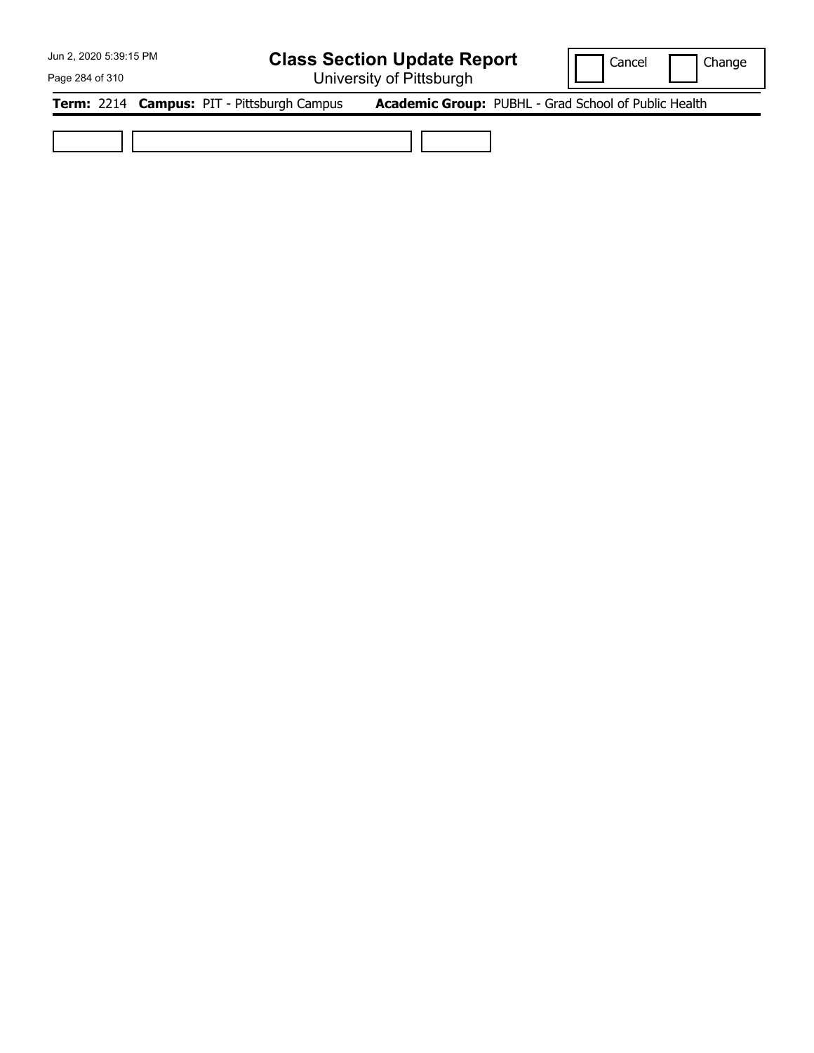# Class Section Update Report

University of Pittsburgh

Cancel Change

**Term:** 2214 **Campus:** PIT - Pittsburgh Campus **Academic Group:** PUBHL - Grad School of Public Health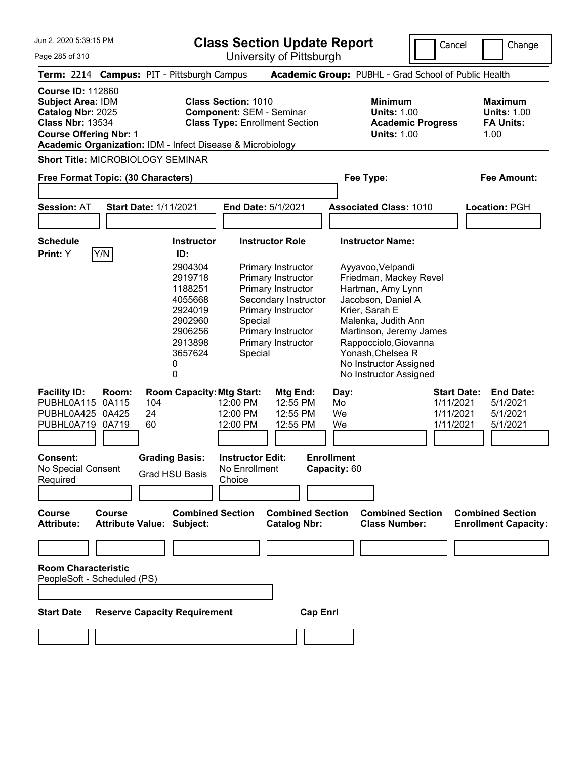# Class Section Update Report

University of Pittsburgh

Jun 2, 2020 5:39:15 PM

Cancel | Change

**Term:** 2214 **Campus:** PIT - Pittsburgh Campus **Academic Group:** PUBHL - Grad School of Public Health

**Course ID:** 112860
**Subject Area:** IDM
**Catalog Nbr:** 2025
**Class Nbr:** 13534
**Course Offering Nbr:** 1
**Academic Organization:** IDM - Infect Disease & Microbiology

**Class Section:** 1010
**Component:** SEM - Seminar
**Class Type:** Enrollment Section

**Minimum Units:** 1.00
**Academic Progress Units:** 1.00

**Maximum Units:** 1.00
**FA Units:** 1.00

**Short Title:** MICROBIOLOGY SEMINAR

**Free Format Topic: (30 Characters)**

**Fee Type:**

**Fee Amount:**

**Session:** AT **Start Date:** 1/11/2021 **End Date:** 5/1/2021 **Associated Class:** 1010 **Location:** PGH

**Schedule Print:** Y Y/N

| Instructor ID: | Instructor Role | Instructor Name: |
|---|---|---|
| 2904304 | Primary Instructor | Ayyavoo,Velpandi |
| 2919718 | Primary Instructor | Friedman, Mackey Revel |
| 1188251 | Primary Instructor | Hartman, Amy Lynn |
| 4055668 | Secondary Instructor | Jacobson, Daniel A |
| 2924019 | Primary Instructor | Krier, Sarah E |
| 2902960 | Special | Malenka, Judith Ann |
| 2906256 | Primary Instructor | Martinson, Jeremy James |
| 2913898 | Primary Instructor | Rappocciolo,Giovanna |
| 3657624 | Special | Yonash,Chelsea R |
| 0 | | No Instructor Assigned |
| 0 | | No Instructor Assigned |

| Facility ID: | Room: | Room Capacity: | Mtg Start: | Mtg End: | Day: | Start Date: | End Date: |
|---|---|---|---|---|---|---|---|
| PUBHL0A115 | 0A115 | 104 | 12:00 PM | 12:55 PM | Mo | 1/11/2021 | 5/1/2021 |
| PUBHL0A425 | 0A425 | 24 | 12:00 PM | 12:55 PM | We | 1/11/2021 | 5/1/2021 |
| PUBHL0A719 | 0A719 | 60 | 12:00 PM | 12:55 PM | We | 1/11/2021 | 5/1/2021 |

**Consent:** No Special Consent Required

**Grading Basis:** Grad HSU Basis

**Instructor Edit:** No Enrollment Choice

**Enrollment Capacity:** 60

| Course Attribute: | Course Attribute Value: | Combined Section Subject: | Combined Section Catalog Nbr: | Combined Section Class Number: | Combined Section Enrollment Capacity: |
|---|---|---|---|---|---|
| | | | | | |

**Room Characteristic**
PeopleSoft - Scheduled (PS)

| Start Date | Reserve Capacity Requirement | Cap Enrl |
|---|---|---|
| | | |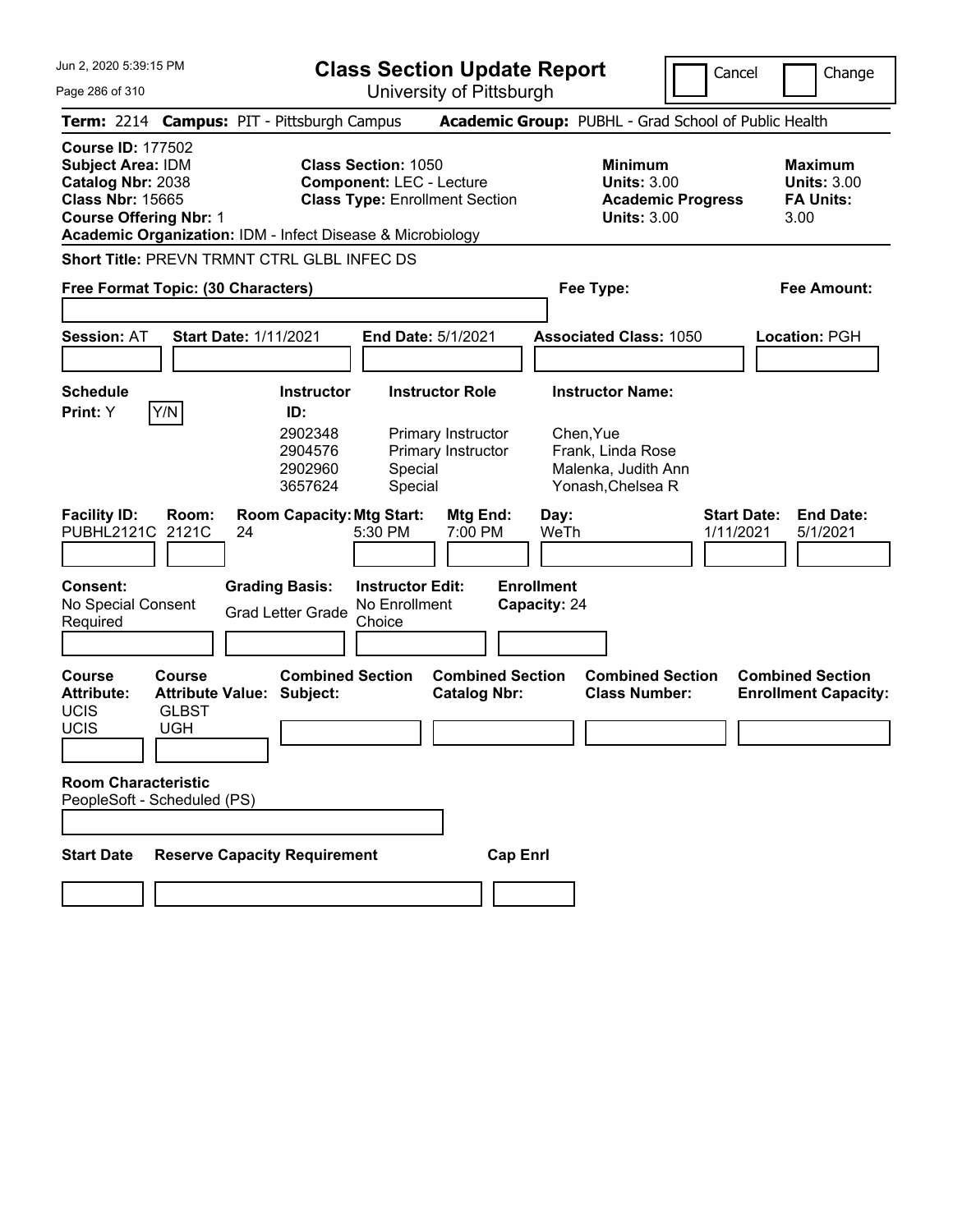# Class Section Update Report

University of Pittsburgh

Cancel | Change

**Term:** 2214 **Campus:** PIT - Pittsburgh Campus **Academic Group:** PUBHL - Grad School of Public Health

**Course ID:** 177502
**Subject Area:** IDM
**Catalog Nbr:** 2038
**Class Nbr:** 15665
**Course Offering Nbr:** 1
**Academic Organization:** IDM - Infect Disease & Microbiology

**Class Section:** 1050
**Component:** LEC - Lecture
**Class Type:** Enrollment Section

**Minimum Units:** 3.00
**Academic Progress Units:** 3.00

**Maximum Units:** 3.00
**FA Units:** 3.00

**Short Title:** PREVN TRMNT CTRL GLBL INFEC DS

**Free Format Topic: (30 Characters)**

**Fee Type:**

**Fee Amount:**

**Session:** AT **Start Date:** 1/11/2021 **End Date:** 5/1/2021 **Associated Class:** 1050 **Location:** PGH

**Schedule Print:** Y Y/N

| Instructor ID | Instructor Role | Instructor Name |
|---|---|---|
| 2902348 | Primary Instructor | Chen,Yue |
| 2904576 | Primary Instructor | Frank, Linda Rose |
| 2902960 | Special | Malenka, Judith Ann |
| 3657624 | Special | Yonash,Chelsea R |

| Facility ID | Room | Room Capacity | Mtg Start | Mtg End | Day | Start Date | End Date |
|---|---|---|---|---|---|---|---|
| PUBHL2121C | 2121C | 24 | 5:30 PM | 7:00 PM | WeTh | 1/11/2021 | 5/1/2021 |

**Consent:** No Special Consent Required
**Grading Basis:** Grad Letter Grade
**Instructor Edit:** No Enrollment Choice
**Enrollment Capacity:** 24

| Course Attribute | Course Attribute Value | Combined Section Subject | Combined Section Catalog Nbr | Combined Section Class Number | Combined Section Enrollment Capacity |
|---|---|---|---|---|---|
| UCIS | GLBST | | | | |
| UCIS | UGH | | | | |

**Room Characteristic**
PeopleSoft - Scheduled (PS)

| Start Date | Reserve Capacity Requirement | Cap Enrl |
|---|---|---|
| | | |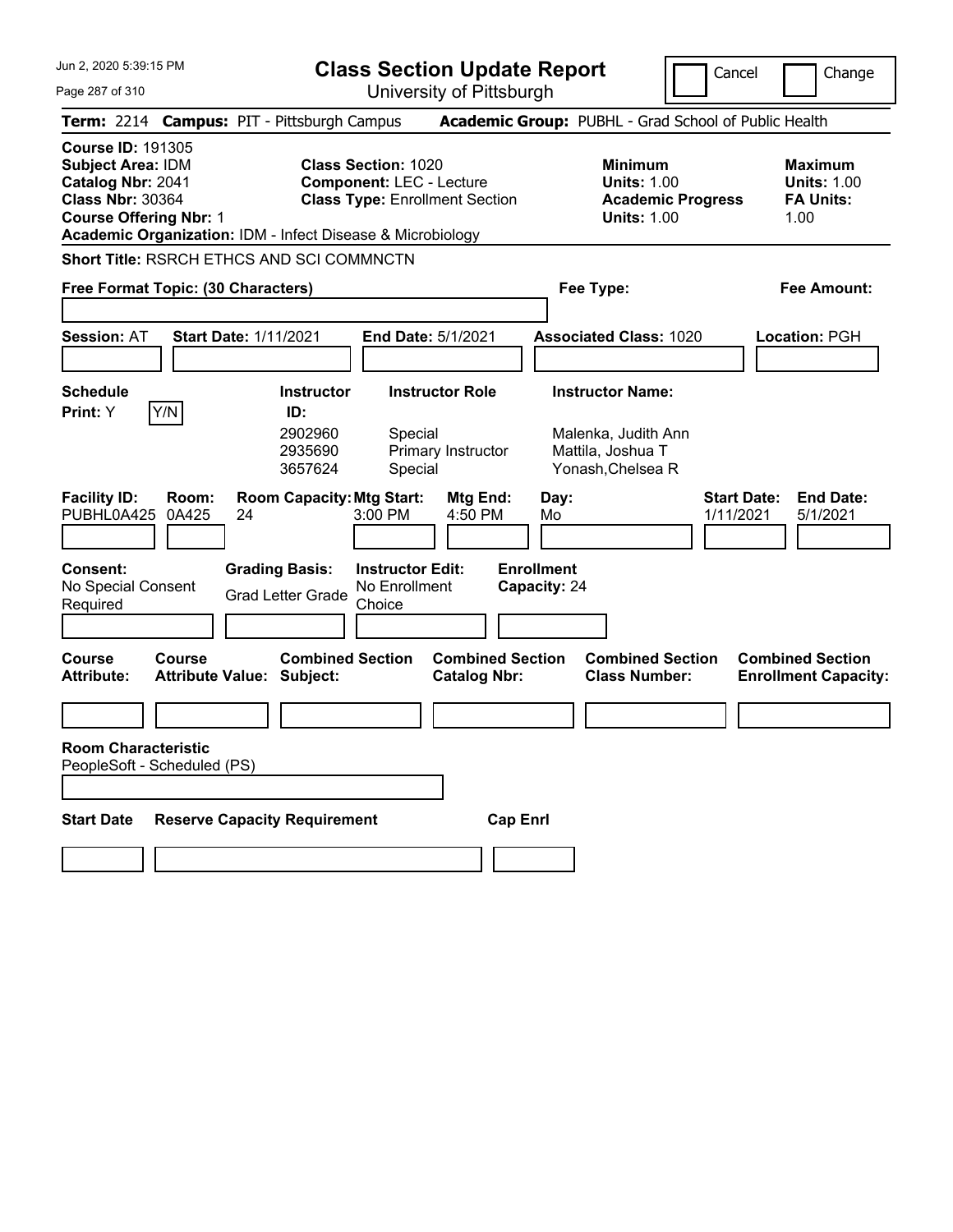# Class Section Update Report

University of Pittsburgh

Jun 2, 2020 5:39:15 PM

Cancel | Change

**Term:** 2214 **Campus:** PIT - Pittsburgh Campus **Academic Group:** PUBHL - Grad School of Public Health

**Course ID:** 191305
**Subject Area:** IDM
**Catalog Nbr:** 2041
**Class Nbr:** 30364
**Course Offering Nbr:** 1
**Academic Organization:** IDM - Infect Disease & Microbiology

**Class Section:** 1020
**Component:** LEC - Lecture
**Class Type:** Enrollment Section

**Minimum Units:** 1.00
**Academic Progress Units:** 1.00

**Maximum Units:** 1.00
**FA Units:** 1.00

**Short Title:** RSRCH ETHCS AND SCI COMMNCTN

**Free Format Topic: (30 Characters)**

**Fee Type:**

**Fee Amount:**

**Session:** AT **Start Date:** 1/11/2021 **End Date:** 5/1/2021 **Associated Class:** 1020 **Location:** PGH

**Schedule Print:** Y Y/N

| Instructor ID | Instructor Role | Instructor Name |
|---|---|---|
| 2902960 | Special | Malenka, Judith Ann |
| 2935690 | Primary Instructor | Mattila, Joshua T |
| 3657624 | Special | Yonash,Chelsea R |

| Facility ID | Room | Room Capacity | Mtg Start | Mtg End | Day | Start Date | End Date |
|---|---|---|---|---|---|---|---|
| PUBHL0A425 | 0A425 | 24 | 3:00 PM | 4:50 PM | Mo | 1/11/2021 | 5/1/2021 |

**Consent:** No Special Consent Required

**Grading Basis:** Grad Letter Grade

**Instructor Edit:** No Enrollment Choice

**Enrollment Capacity:** 24

| Course Attribute | Course Attribute Value | Combined Section Subject | Combined Section Catalog Nbr | Combined Section Class Number | Combined Section Enrollment Capacity |
|---|---|---|---|---|---|
| | | | | | |

**Room Characteristic**
PeopleSoft - Scheduled (PS)

| Start Date | Reserve Capacity Requirement | Cap Enrl |
|---|---|---|
| | | |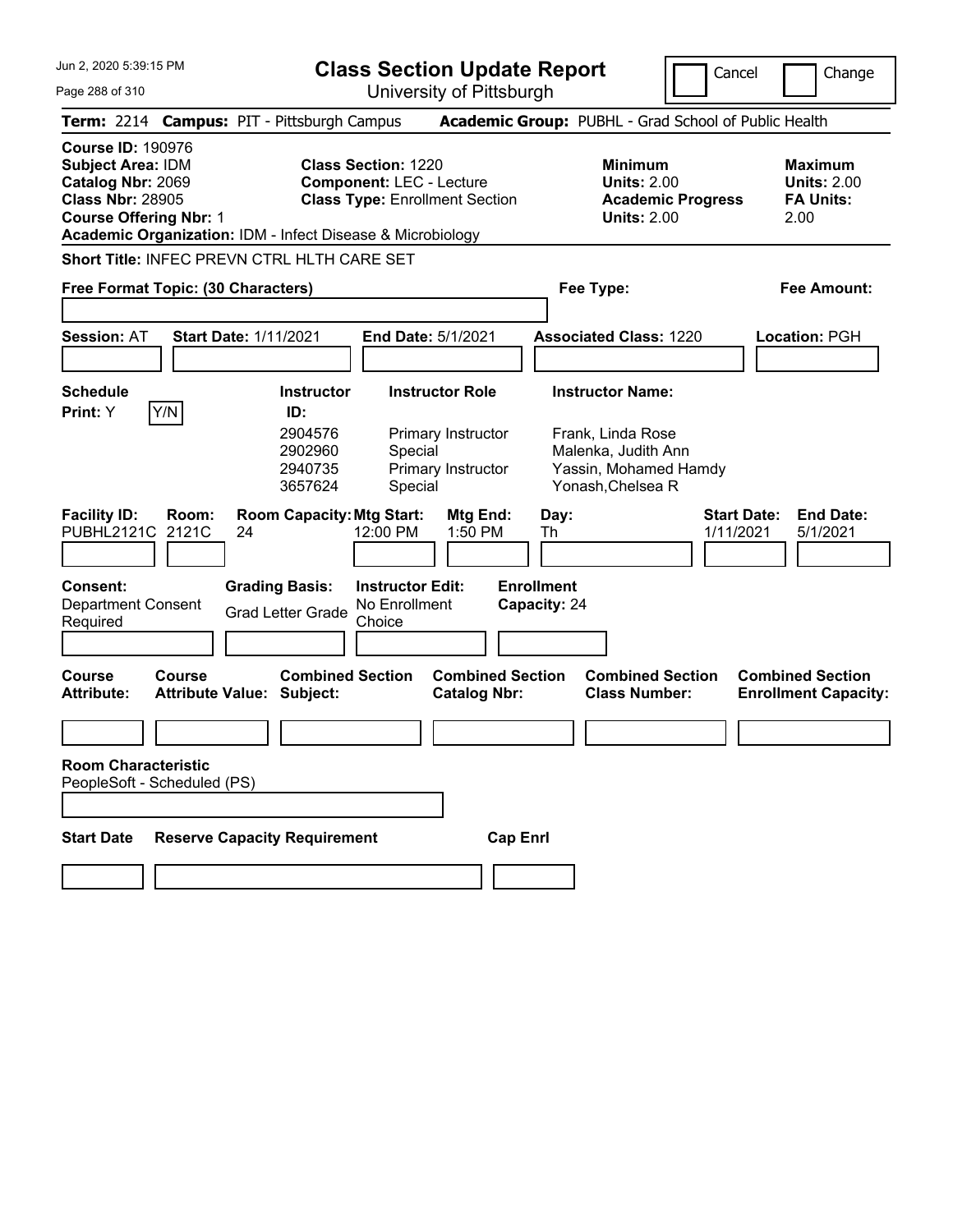# Class Section Update Report

University of Pittsburgh

Jun 2, 2020 5:39:15 PM

Cancel / Change

**Term:** 2214 **Campus:** PIT - Pittsburgh Campus **Academic Group:** PUBHL - Grad School of Public Health

**Course ID:** 190976
**Subject Area:** IDM
**Catalog Nbr:** 2069
**Class Nbr:** 28905
**Course Offering Nbr:** 1
**Academic Organization:** IDM - Infect Disease & Microbiology

**Class Section:** 1220
**Component:** LEC - Lecture
**Class Type:** Enrollment Section

**Minimum Units:** 2.00
**Academic Progress Units:** 2.00

**Maximum Units:** 2.00
**FA Units:** 2.00

**Short Title:** INFEC PREVN CTRL HLTH CARE SET

**Free Format Topic: (30 Characters)**

**Fee Type:**

**Fee Amount:**

**Session:** AT **Start Date:** 1/11/2021 **End Date:** 5/1/2021 **Associated Class:** 1220 **Location:** PGH

**Schedule Print:** Y Y/N

| Instructor ID | Instructor Role | Instructor Name |
|---|---|---|
| 2904576 | Primary Instructor | Frank, Linda Rose |
| 2902960 | Special | Malenka, Judith Ann |
| 2940735 | Primary Instructor | Yassin, Mohamed Hamdy |
| 3657624 | Special | Yonash,Chelsea R |

| Facility ID | Room | Room Capacity | Mtg Start | Mtg End | Day | Start Date | End Date |
|---|---|---|---|---|---|---|---|
| PUBHL2121C | 2121C | 24 | 12:00 PM | 1:50 PM | Th | 1/11/2021 | 5/1/2021 |

**Consent:** Department Consent Required

**Grading Basis:** Grad Letter Grade

**Instructor Edit:** No Enrollment Choice

**Enrollment Capacity:** 24

| Course Attribute | Course Attribute Value | Combined Section Subject | Combined Section Catalog Nbr | Combined Section Class Number | Combined Section Enrollment Capacity |
|---|---|---|---|---|---|
| | | | | | |

**Room Characteristic**
PeopleSoft - Scheduled (PS)

| Start Date | Reserve Capacity Requirement | Cap Enrl |
|---|---|---|
| | | |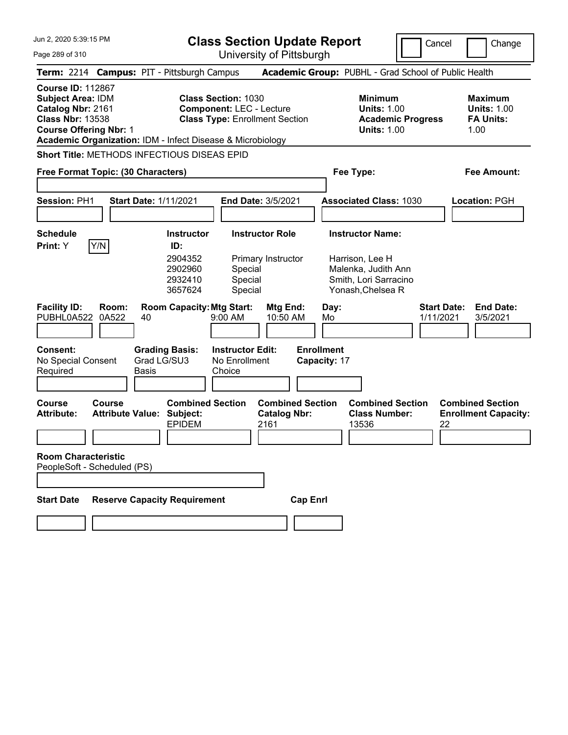# Class Section Update Report

University of Pittsburgh

Cancel ☐ Change ☐

**Term:** 2214 **Campus:** PIT - Pittsburgh Campus **Academic Group:** PUBHL - Grad School of Public Health

**Course ID:** 112867
**Subject Area:** IDM
**Catalog Nbr:** 2161
**Class Nbr:** 13538
**Course Offering Nbr:** 1
**Academic Organization:** IDM - Infect Disease & Microbiology

**Class Section:** 1030
**Component:** LEC - Lecture
**Class Type:** Enrollment Section

**Minimum Units:** 1.00
**Academic Progress Units:** 1.00

**Maximum Units:** 1.00
**FA Units:** 1.00

**Short Title:** METHODS INFECTIOUS DISEAS EPID

**Free Format Topic: (30 Characters)**

**Fee Type:**

**Fee Amount:**

**Session:** PH1 **Start Date:** 1/11/2021 **End Date:** 3/5/2021 **Associated Class:** 1030 **Location:** PGH

**Schedule Print:** Y Y/N

| Instructor ID | Instructor Role | Instructor Name |
|---|---|---|
| 2904352 | Primary Instructor | Harrison, Lee H |
| 2902960 | Special | Malenka, Judith Ann |
| 2932410 | Special | Smith, Lori Sarracino |
| 3657624 | Special | Yonash,Chelsea R |

| Facility ID: | Room: | Room Capacity: | Mtg Start: | Mtg End: | Day: | Start Date: | End Date: |
|---|---|---|---|---|---|---|---|
| PUBHL0A522 | 0A522 | 40 | 9:00 AM | 10:50 AM | Mo | 1/11/2021 | 3/5/2021 |

**Consent:** No Special Consent Required
**Grading Basis:** Grad LG/SU3 Basis
**Instructor Edit:** No Enrollment Choice
**Enrollment Capacity:** 17

| Course Attribute: | Course Attribute Value: | Combined Section Subject: | Combined Section Catalog Nbr: | Combined Section Class Number: | Combined Section Enrollment Capacity: |
|---|---|---|---|---|---|
| | | EPIDEM | 2161 | 13536 | 22 |

**Room Characteristic**
PeopleSoft - Scheduled (PS)

**Start Date** **Reserve Capacity Requirement** **Cap Enrl**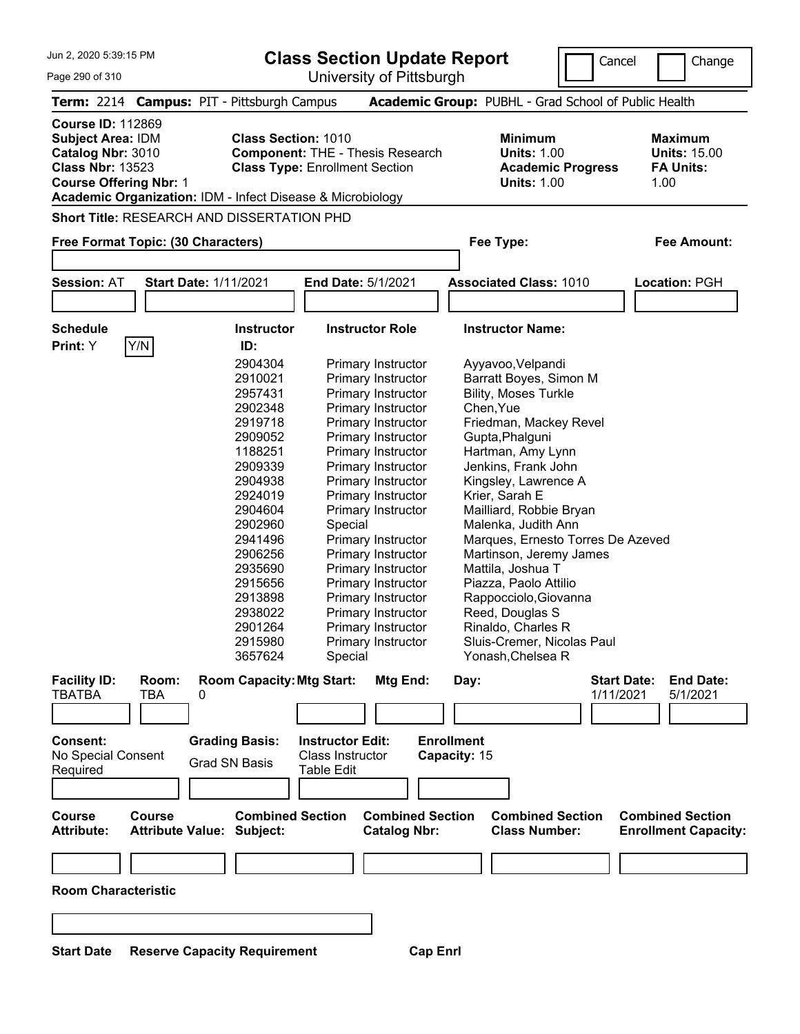Jun 2, 2020 5:39:15 PM

# Class Section Update Report

University of Pittsburgh

Cancel | Change

**Term:** 2214 **Campus:** PIT - Pittsburgh Campus **Academic Group:** PUBHL - Grad School of Public Health

**Course ID:** 112869
**Subject Area:** IDM
**Catalog Nbr:** 3010
**Class Nbr:** 13523
**Course Offering Nbr:** 1
**Academic Organization:** IDM - Infect Disease & Microbiology

**Class Section:** 1010
**Component:** THE - Thesis Research
**Class Type:** Enrollment Section

**Minimum Units:** 1.00
**Academic Progress Units:** 1.00

**Maximum Units:** 15.00
**FA Units:** 1.00

**Short Title:** RESEARCH AND DISSERTATION PHD

**Free Format Topic: (30 Characters)**

**Fee Type:**

**Fee Amount:**

**Session:** AT **Start Date:** 1/11/2021 **End Date:** 5/1/2021 **Associated Class:** 1010 **Location:** PGH

**Schedule Print:** Y Y/N

| Instructor ID: | Instructor Role | Instructor Name: |
|---|---|---|
| 2904304 | Primary Instructor | Ayyavoo,Velpandi |
| 2910021 | Primary Instructor | Barratt Boyes, Simon M |
| 2957431 | Primary Instructor | Bility, Moses Turkle |
| 2902348 | Primary Instructor | Chen,Yue |
| 2919718 | Primary Instructor | Friedman, Mackey Revel |
| 2909052 | Primary Instructor | Gupta,Phalguni |
| 1188251 | Primary Instructor | Hartman, Amy Lynn |
| 2909339 | Primary Instructor | Jenkins, Frank John |
| 2904938 | Primary Instructor | Kingsley, Lawrence A |
| 2924019 | Primary Instructor | Krier, Sarah E |
| 2904604 | Primary Instructor | Mailliard, Robbie Bryan |
| 2902960 | Special | Malenka, Judith Ann |
| 2941496 | Primary Instructor | Marques, Ernesto Torres De Azeved |
| 2906256 | Primary Instructor | Martinson, Jeremy James |
| 2935690 | Primary Instructor | Mattila, Joshua T |
| 2915656 | Primary Instructor | Piazza, Paolo Attilio |
| 2913898 | Primary Instructor | Rappocciolo,Giovanna |
| 2938022 | Primary Instructor | Reed, Douglas S |
| 2901264 | Primary Instructor | Rinaldo, Charles R |
| 2915980 | Primary Instructor | Sluis-Cremer, Nicolas Paul |
| 3657624 | Special | Yonash,Chelsea R |

| Facility ID: | Room: | Room Capacity: | Mtg Start: | Mtg End: | Day: | Start Date: | End Date: |
|---|---|---|---|---|---|---|---|
| TBATBA | TBA | 0 | | | | 1/11/2021 | 5/1/2021 |

**Consent:** No Special Consent Required

**Grading Basis:** Grad SN Basis

**Instructor Edit:** Class Instructor Table Edit

**Enrollment Capacity:** 15

| Course Attribute: | Course Attribute Value: | Combined Section Subject: | Combined Section Catalog Nbr: | Combined Section Class Number: | Combined Section Enrollment Capacity: |
|---|---|---|---|---|---|
| | | | | | |

**Room Characteristic**

**Start Date** **Reserve Capacity Requirement** **Cap Enrl**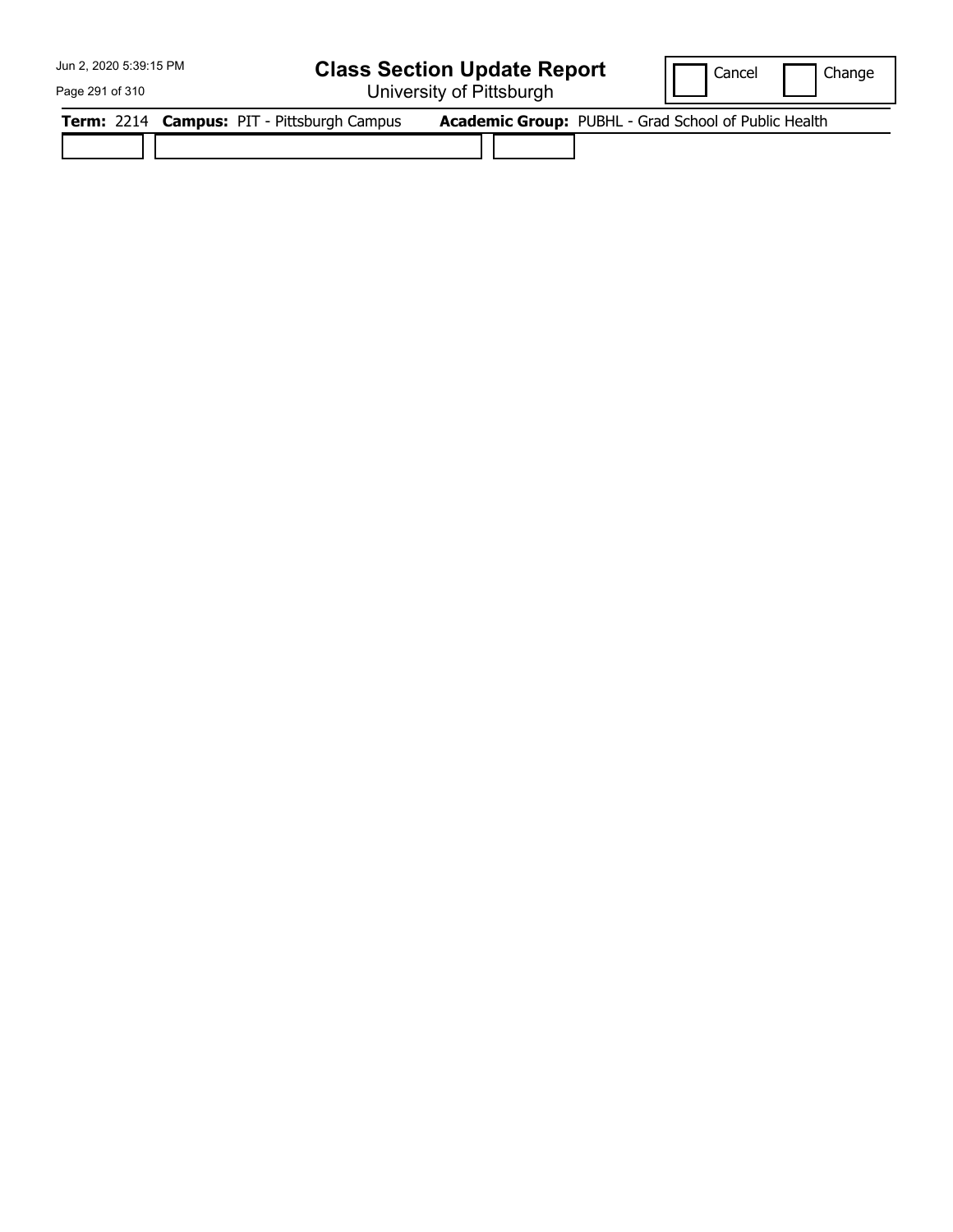# Class Section Update Report

University of Pittsburgh

Cancel Change

**Term:** 2214 **Campus:** PIT - Pittsburgh Campus **Academic Group:** PUBHL - Grad School of Public Health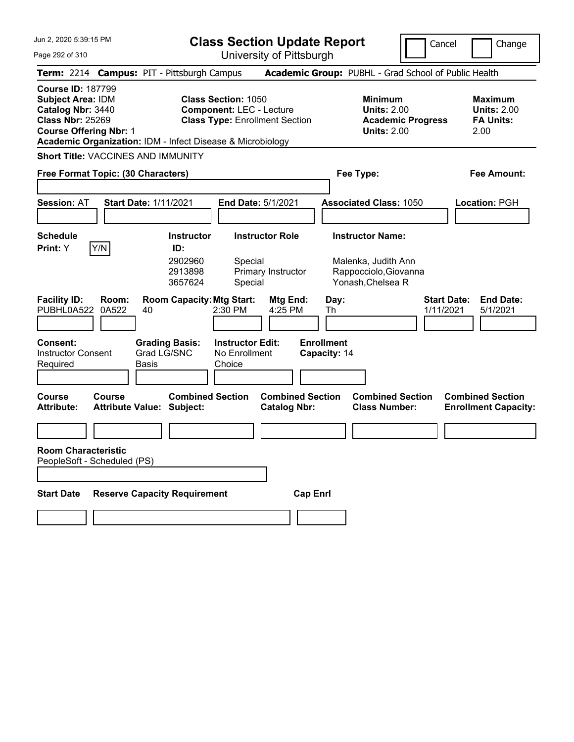Jun 2, 2020 5:39:15 PM

# Class Section Update Report

University of Pittsburgh

Cancel | Change

**Term:** 2214 **Campus:** PIT - Pittsburgh Campus **Academic Group:** PUBHL - Grad School of Public Health

**Course ID:** 187799
**Subject Area:** IDM
**Catalog Nbr:** 3440
**Class Nbr:** 25269
**Course Offering Nbr:** 1
**Academic Organization:** IDM - Infect Disease & Microbiology

**Class Section:** 1050
**Component:** LEC - Lecture
**Class Type:** Enrollment Section

**Minimum Units:** 2.00
**Academic Progress Units:** 2.00

**Maximum Units:** 2.00
**FA Units:** 2.00

**Short Title:** VACCINES AND IMMUNITY

**Free Format Topic: (30 Characters)**

**Fee Type:**

**Fee Amount:**

**Session:** AT **Start Date:** 1/11/2021 **End Date:** 5/1/2021 **Associated Class:** 1050 **Location:** PGH

**Schedule Print:** Y Y/N

| Instructor ID: | Instructor Role | Instructor Name: |
|---|---|---|
| 2902960 | Special | Malenka, Judith Ann |
| 2913898 | Primary Instructor | Rappocciolo,Giovanna |
| 3657624 | Special | Yonash,Chelsea R |

| Facility ID: | Room: | Room Capacity: | Mtg Start: | Mtg End: | Day: | Start Date: | End Date: |
|---|---|---|---|---|---|---|---|
| PUBHL0A522 | 0A522 | 40 | 2:30 PM | 4:25 PM | Th | 1/11/2021 | 5/1/2021 |

**Consent:** Instructor Consent Required
**Grading Basis:** Grad LG/SNC Basis
**Instructor Edit:** No Enrollment Choice
**Enrollment Capacity:** 14

| Course Attribute: | Course Attribute Value: | Combined Section Subject: | Combined Section Catalog Nbr: | Combined Section Class Number: | Combined Section Enrollment Capacity: |
|---|---|---|---|---|---|
| | | | | | |

**Room Characteristic**
PeopleSoft - Scheduled (PS)

| Start Date | Reserve Capacity Requirement | Cap Enrl |
|---|---|---|
| | | |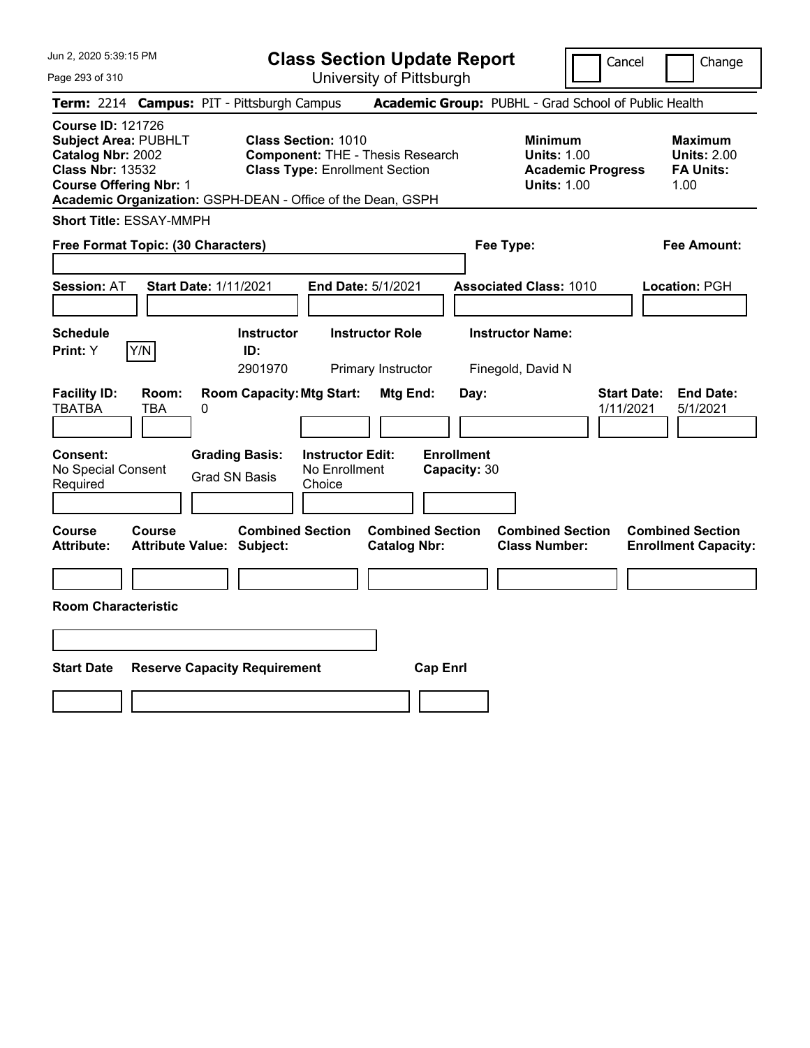# Class Section Update Report

University of Pittsburgh

Cancel ☐ Change ☐

**Term:** 2214 **Campus:** PIT - Pittsburgh Campus **Academic Group:** PUBHL - Grad School of Public Health

**Course ID:** 121726
**Subject Area:** PUBHLT
**Catalog Nbr:** 2002
**Class Nbr:** 13532
**Course Offering Nbr:** 1
**Academic Organization:** GSPH-DEAN - Office of the Dean, GSPH

**Class Section:** 1010
**Component:** THE - Thesis Research
**Class Type:** Enrollment Section

**Minimum Units:** 1.00
**Academic Progress Units:** 1.00

**Maximum Units:** 2.00
**FA Units:** 1.00

**Short Title:** ESSAY-MMPH

**Free Format Topic: (30 Characters)**

**Fee Type:**

**Fee Amount:**

**Session:** AT **Start Date:** 1/11/2021 **End Date:** 5/1/2021 **Associated Class:** 1010 **Location:** PGH

| Schedule Print: | Instructor ID: | Instructor Role | Instructor Name: |
|---|---|---|---|
| Y Y/N | 2901970 | Primary Instructor | Finegold, David N |

| Facility ID: | Room: | Room Capacity: | Mtg Start: | Mtg End: | Day: | Start Date: | End Date: |
|---|---|---|---|---|---|---|---|
| TBATBA | TBA | 0 | | | | 1/11/2021 | 5/1/2021 |

| Consent: | Grading Basis: | Instructor Edit: | Enrollment Capacity: |
|---|---|---|---|
| No Special Consent Required | Grad SN Basis | No Enrollment Choice | 30 |

| Course Attribute: | Course Attribute Value: | Combined Section Subject: | Combined Section Catalog Nbr: | Combined Section Class Number: | Combined Section Enrollment Capacity: |
|---|---|---|---|---|---|
| | | | | | |

**Room Characteristic**

| Start Date | Reserve Capacity Requirement | Cap Enrl |
|---|---|---|
| | | |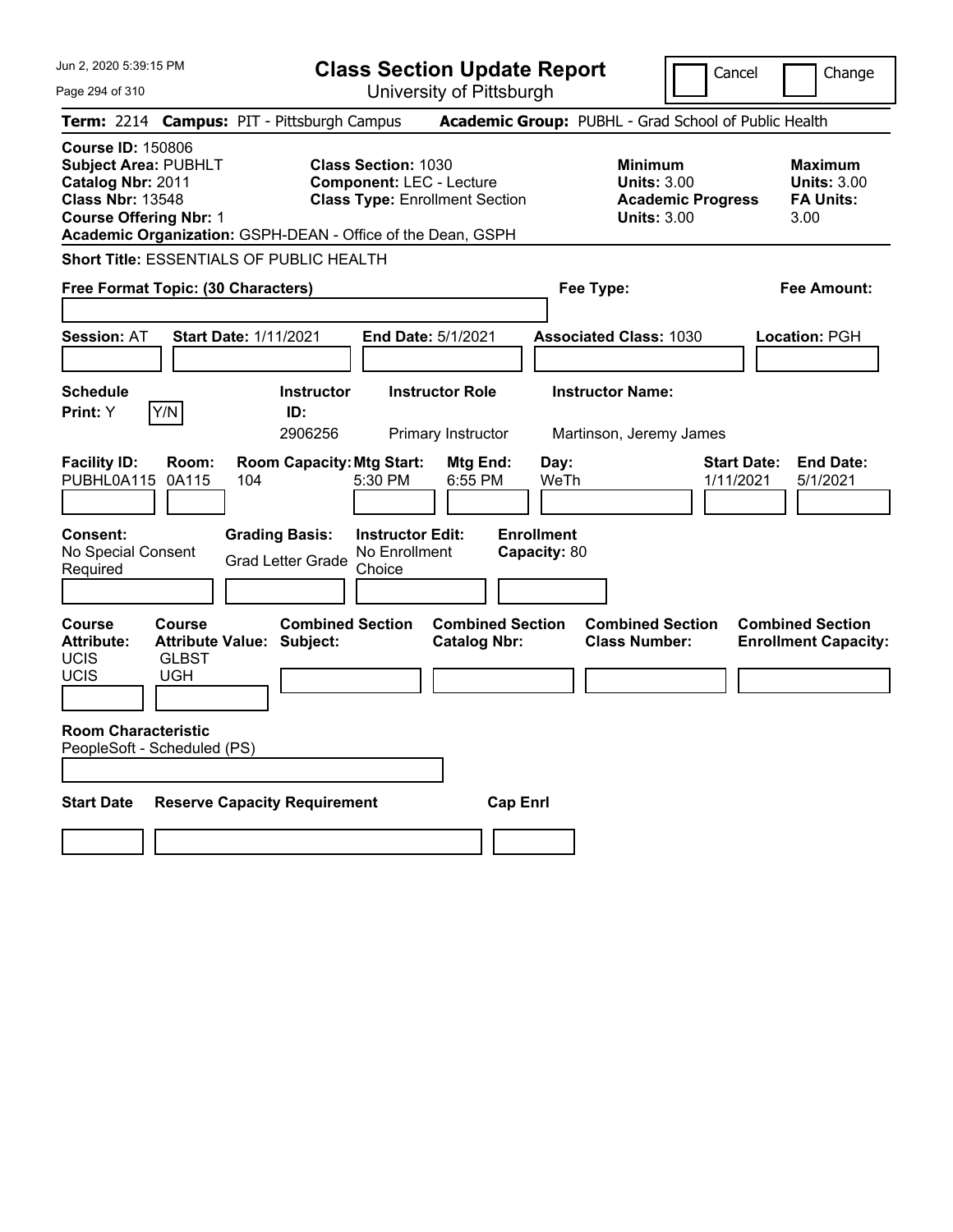Jun 2, 2020 5:39:15 PM

# Class Section Update Report

University of Pittsburgh

Cancel | Change

**Term:** 2214 **Campus:** PIT - Pittsburgh Campus **Academic Group:** PUBHL - Grad School of Public Health

**Course ID:** 150806
**Subject Area:** PUBHLT
**Catalog Nbr:** 2011
**Class Nbr:** 13548
**Course Offering Nbr:** 1
**Academic Organization:** GSPH-DEAN - Office of the Dean, GSPH

**Class Section:** 1030
**Component:** LEC - Lecture
**Class Type:** Enrollment Section

| | Minimum | Maximum |
|---|---|---|
| Units | 3.00 | 3.00 |
| Academic Progress / FA Units | 3.00 | 3.00 |

**Short Title:** ESSENTIALS OF PUBLIC HEALTH

**Free Format Topic: (30 Characters)** **Fee Type:** **Fee Amount:**

**Session:** AT **Start Date:** 1/11/2021 **End Date:** 5/1/2021 **Associated Class:** 1030 **Location:** PGH

**Schedule Print:** Y Y/N

| Instructor ID | Instructor Role | Instructor Name |
|---|---|---|
| 2906256 | Primary Instructor | Martinson, Jeremy James |

| Facility ID | Room | Room Capacity | Mtg Start | Mtg End | Day | Start Date | End Date |
|---|---|---|---|---|---|---|---|
| PUBHL0A115 | 0A115 | 104 | 5:30 PM | 6:55 PM | WeTh | 1/11/2021 | 5/1/2021 |

**Consent:** No Special Consent Required
**Grading Basis:** Grad Letter Grade
**Instructor Edit:** No Enrollment Choice
**Enrollment Capacity:** 80

| Course Attribute | Course Attribute Value | Combined Section Subject | Combined Section Catalog Nbr | Combined Section Class Number | Combined Section Enrollment Capacity |
|---|---|---|---|---|---|
| UCIS | GLBST | | | | |
| UCIS | UGH | | | | |

**Room Characteristic**
PeopleSoft - Scheduled (PS)

| Start Date | Reserve Capacity Requirement | Cap Enrl |
|---|---|---|
| | | |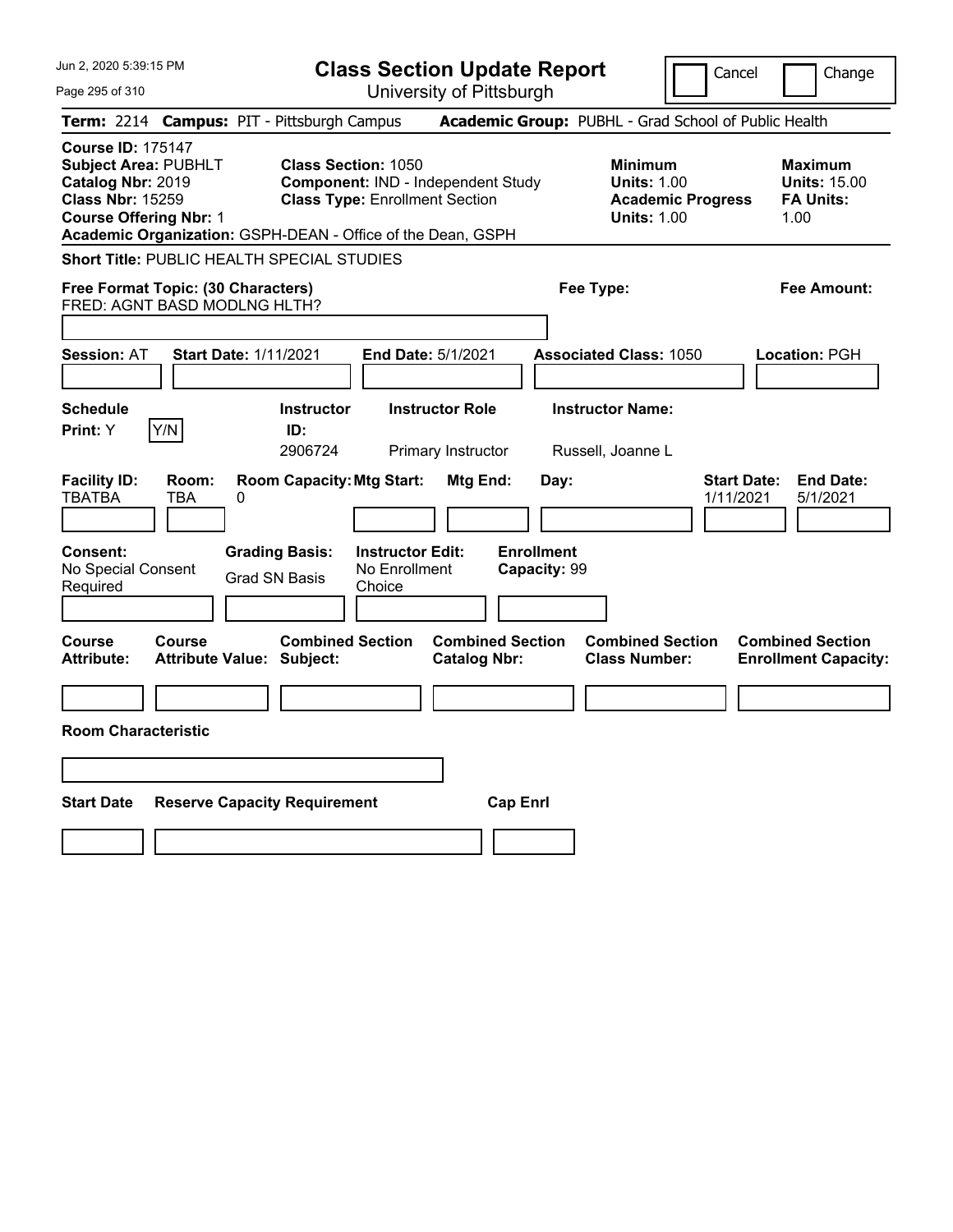# Class Section Update Report

University of Pittsburgh

Cancel / Change

**Term:** 2214 **Campus:** PIT - Pittsburgh Campus **Academic Group:** PUBHL - Grad School of Public Health

**Course ID:** 175147
**Subject Area:** PUBHLT
**Catalog Nbr:** 2019
**Class Nbr:** 15259
**Course Offering Nbr:** 1

**Class Section:** 1050
**Component:** IND - Independent Study
**Class Type:** Enrollment Section

**Minimum Units:** 1.00
**Academic Progress Units:** 1.00

**Maximum Units:** 15.00
**FA Units:** 1.00

**Academic Organization:** GSPH-DEAN - Office of the Dean, GSPH

**Short Title:** PUBLIC HEALTH SPECIAL STUDIES

**Free Format Topic: (30 Characters)** FRED: AGNT BASD MODLNG HLTH?

**Fee Type:**

**Fee Amount:**

**Session:** AT **Start Date:** 1/11/2021 **End Date:** 5/1/2021 **Associated Class:** 1050 **Location:** PGH

| Schedule Print | Instructor ID | Instructor Role | Instructor Name |
|---|---|---|---|
| Y (Y/N) | 2906724 | Primary Instructor | Russell, Joanne L |

| Facility ID | Room | Room Capacity | Mtg Start | Mtg End | Day | Start Date | End Date |
|---|---|---|---|---|---|---|---|
| TBATBA | TBA | 0 | | | | 1/11/2021 | 5/1/2021 |

| Consent | Grading Basis | Instructor Edit | Enrollment Capacity |
|---|---|---|---|
| No Special Consent Required | Grad SN Basis | No Enrollment Choice | 99 |

| Course Attribute | Course Attribute Value | Combined Section Subject | Combined Section Catalog Nbr | Combined Section Class Number | Combined Section Enrollment Capacity |
|---|---|---|---|---|---|
| | | | | | |

**Room Characteristic**

| Start Date | Reserve Capacity Requirement | Cap Enrl |
|---|---|---|
| | | |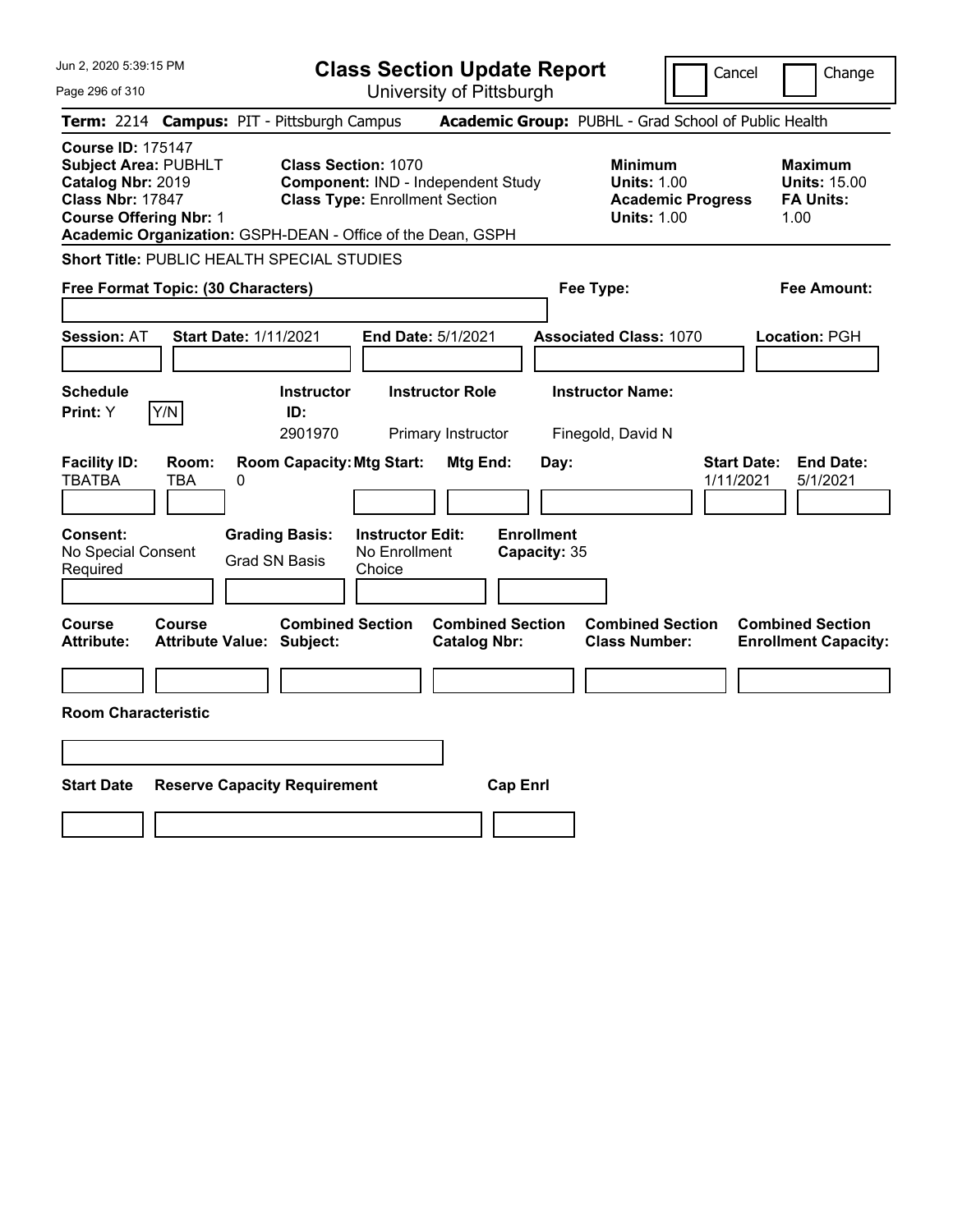Jun 2, 2020 5:39:15 PM

# Class Section Update Report

University of Pittsburgh

Cancel | Change

**Term:** 2214 **Campus:** PIT - Pittsburgh Campus **Academic Group:** PUBHL - Grad School of Public Health

**Course ID:** 175147
**Subject Area:** PUBHLT
**Catalog Nbr:** 2019
**Class Nbr:** 17847
**Course Offering Nbr:** 1
**Academic Organization:** GSPH-DEAN - Office of the Dean, GSPH

**Class Section:** 1070
**Component:** IND - Independent Study
**Class Type:** Enrollment Section

**Minimum Units:** 1.00
**Academic Progress Units:** 1.00

**Maximum Units:** 15.00
**FA Units:** 1.00

**Short Title:** PUBLIC HEALTH SPECIAL STUDIES

**Free Format Topic: (30 Characters)**

**Fee Type:**

**Fee Amount:**

**Session:** AT **Start Date:** 1/11/2021 **End Date:** 5/1/2021 **Associated Class:** 1070 **Location:** PGH

| Schedule Print | | Instructor ID | Instructor Role | Instructor Name |
|---|---|---|---|---|
| Y | Y/N | 2901970 | Primary Instructor | Finegold, David N |

| Facility ID | Room | Room Capacity | Mtg Start | Mtg End | Day | Start Date | End Date |
|---|---|---|---|---|---|---|---|
| TBATBA | TBA | 0 | | | | 1/11/2021 | 5/1/2021 |

| Consent | Grading Basis | Instructor Edit | Enrollment Capacity |
|---|---|---|---|
| No Special Consent Required | Grad SN Basis | No Enrollment Choice | 35 |

| Course Attribute | Course Attribute Value | Combined Section Subject | Combined Section Catalog Nbr | Combined Section Class Number | Combined Section Enrollment Capacity |
|---|---|---|---|---|---|
| | | | | | |

**Room Characteristic**

| Start Date | Reserve Capacity Requirement | Cap Enrl |
|---|---|---|
| | | |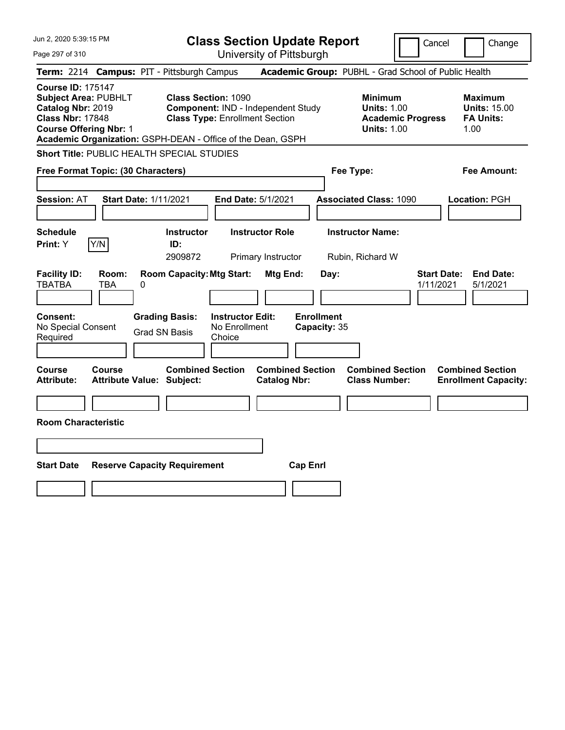# Class Section Update Report

University of Pittsburgh

Cancel | Change

**Term:** 2214 **Campus:** PIT - Pittsburgh Campus **Academic Group:** PUBHL - Grad School of Public Health

**Course ID:** 175147
**Subject Area:** PUBHLT
**Catalog Nbr:** 2019
**Class Nbr:** 17848
**Course Offering Nbr:** 1
**Academic Organization:** GSPH-DEAN - Office of the Dean, GSPH

**Class Section:** 1090
**Component:** IND - Independent Study
**Class Type:** Enrollment Section

**Minimum**
**Units:** 1.00
**Academic Progress Units:** 1.00

**Maximum**
**Units:** 15.00
**FA Units:** 1.00

**Short Title:** PUBLIC HEALTH SPECIAL STUDIES

**Free Format Topic: (30 Characters)**

**Fee Type:**

**Fee Amount:**

**Session:** AT **Start Date:** 1/11/2021 **End Date:** 5/1/2021 **Associated Class:** 1090 **Location:** PGH

| Schedule Print | Instructor ID | Instructor Role | Instructor Name |
|---|---|---|---|
| Y (Y/N) | 2909872 | Primary Instructor | Rubin, Richard W |

| Facility ID | Room | Room Capacity | Mtg Start | Mtg End | Day | Start Date | End Date |
|---|---|---|---|---|---|---|---|
| TBATBA | TBA | 0 | | | | 1/11/2021 | 5/1/2021 |

**Consent:** No Special Consent Required
**Grading Basis:** Grad SN Basis
**Instructor Edit:** No Enrollment Choice
**Enrollment Capacity:** 35

| Course Attribute | Course Attribute Value | Combined Section Subject | Combined Section Catalog Nbr | Combined Section Class Number | Combined Section Enrollment Capacity |
|---|---|---|---|---|---|
| | | | | | |

**Room Characteristic**

| Start Date | Reserve Capacity Requirement | Cap Enrl |
|---|---|---|
| | | |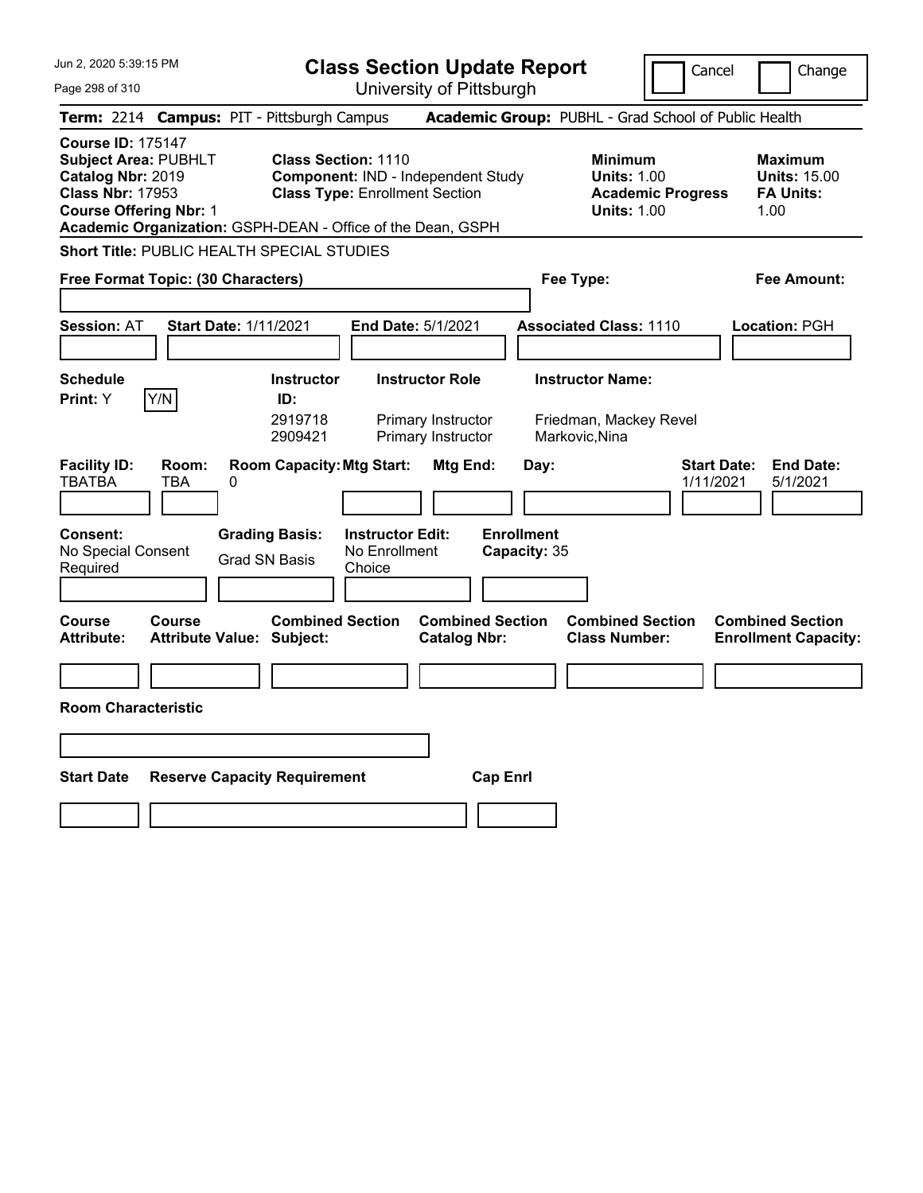# Class Section Update Report

University of Pittsburgh

Cancel | Change

**Term:** 2214 **Campus:** PIT - Pittsburgh Campus **Academic Group:** PUBHL - Grad School of Public Health

**Course ID:** 175147
**Subject Area:** PUBHLT
**Catalog Nbr:** 2019
**Class Nbr:** 17953
**Course Offering Nbr:** 1
**Academic Organization:** GSPH-DEAN - Office of the Dean, GSPH

**Class Section:** 1110
**Component:** IND - Independent Study
**Class Type:** Enrollment Section

**Minimum Units:** 1.00
**Academic Progress Units:** 1.00

**Maximum Units:** 15.00
**FA Units:** 1.00

**Short Title:** PUBLIC HEALTH SPECIAL STUDIES

**Free Format Topic: (30 Characters)**

**Fee Type:**

**Fee Amount:**

**Session:** AT **Start Date:** 1/11/2021 **End Date:** 5/1/2021 **Associated Class:** 1110 **Location:** PGH

**Schedule Print:** Y Y/N

| Instructor ID: | Instructor Role | Instructor Name: |
|---|---|---|
| 2919718 | Primary Instructor | Friedman, Mackey Revel |
| 2909421 | Primary Instructor | Markovic,Nina |

| Facility ID: | Room: | Room Capacity: | Mtg Start: | Mtg End: | Day: | Start Date: | End Date: |
|---|---|---|---|---|---|---|---|
| TBATBA | TBA | 0 | | | | 1/11/2021 | 5/1/2021 |

**Consent:** No Special Consent Required

**Grading Basis:** Grad SN Basis

**Instructor Edit:** No Enrollment Choice

**Enrollment Capacity:** 35

| Course Attribute: | Course Attribute Value: | Combined Section Subject: | Combined Section Catalog Nbr: | Combined Section Class Number: | Combined Section Enrollment Capacity: |
|---|---|---|---|---|---|
| | | | | | |

**Room Characteristic**

| Start Date | Reserve Capacity Requirement | Cap Enrl |
|---|---|---|
| | | |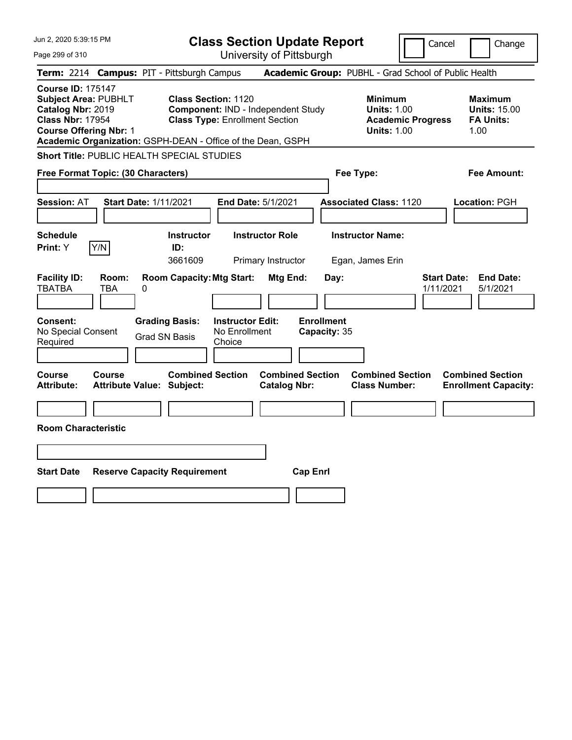Jun 2, 2020 5:39:15 PM

# Class Section Update Report

University of Pittsburgh

Cancel | Change

**Term:** 2214 **Campus:** PIT - Pittsburgh Campus **Academic Group:** PUBHL - Grad School of Public Health

**Course ID:** 175147
**Subject Area:** PUBHLT
**Catalog Nbr:** 2019
**Class Nbr:** 17954
**Course Offering Nbr:** 1
**Academic Organization:** GSPH-DEAN - Office of the Dean, GSPH

**Class Section:** 1120
**Component:** IND - Independent Study
**Class Type:** Enrollment Section

**Minimum Units:** 1.00
**Academic Progress Units:** 1.00

**Maximum Units:** 15.00
**FA Units:** 1.00

**Short Title:** PUBLIC HEALTH SPECIAL STUDIES

**Free Format Topic: (30 Characters)**

**Fee Type:**

**Fee Amount:**

**Session:** AT **Start Date:** 1/11/2021 **End Date:** 5/1/2021 **Associated Class:** 1120 **Location:** PGH

| Schedule Print | Instructor ID | Instructor Role | Instructor Name |
|---|---|---|---|
| Y (Y/N) | 3661609 | Primary Instructor | Egan, James Erin |

| Facility ID | Room | Room Capacity | Mtg Start | Mtg End | Day | Start Date | End Date |
|---|---|---|---|---|---|---|---|
| TBATBA | TBA | 0 | | | | 1/11/2021 | 5/1/2021 |

**Consent:** No Special Consent Required
**Grading Basis:** Grad SN Basis
**Instructor Edit:** No Enrollment Choice
**Enrollment Capacity:** 35

| Course Attribute | Course Attribute Value | Combined Section Subject | Combined Section Catalog Nbr | Combined Section Class Number | Combined Section Enrollment Capacity |
|---|---|---|---|---|---|
| | | | | | |

**Room Characteristic**

| Start Date | Reserve Capacity Requirement | Cap Enrl |
|---|---|---|
| | | |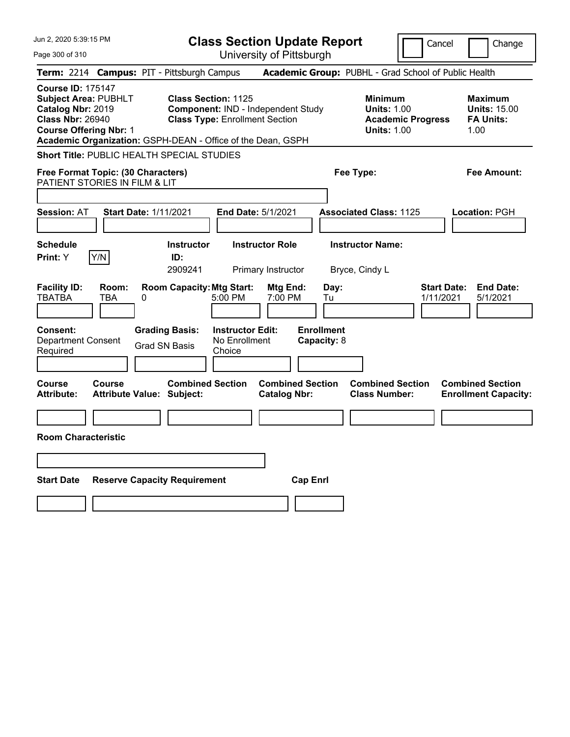# Class Section Update Report

University of Pittsburgh

Cancel | Change

**Term:** 2214 **Campus:** PIT - Pittsburgh Campus **Academic Group:** PUBHL - Grad School of Public Health

**Course ID:** 175147
**Subject Area:** PUBHLT
**Catalog Nbr:** 2019
**Class Nbr:** 26940
**Course Offering Nbr:** 1

**Class Section:** 1125
**Component:** IND - Independent Study
**Class Type:** Enrollment Section

**Minimum Units:** 1.00
**Academic Progress Units:** 1.00

**Maximum Units:** 15.00
**FA Units:** 1.00

**Academic Organization:** GSPH-DEAN - Office of the Dean, GSPH

**Short Title:** PUBLIC HEALTH SPECIAL STUDIES

**Free Format Topic: (30 Characters)** PATIENT STORIES IN FILM & LIT

**Fee Type:**

**Fee Amount:**

**Session:** AT **Start Date:** 1/11/2021 **End Date:** 5/1/2021 **Associated Class:** 1125 **Location:** PGH

**Schedule Print:** Y Y/N

| Instructor ID | Instructor Role | Instructor Name |
|---|---|---|
| 2909241 | Primary Instructor | Bryce, Cindy L |

| Facility ID | Room | Room Capacity | Mtg Start | Mtg End | Day | Start Date | End Date |
|---|---|---|---|---|---|---|---|
| TBATBA | TBA | 0 | 5:00 PM | 7:00 PM | Tu | 1/11/2021 | 5/1/2021 |

**Consent:** Department Consent Required
**Grading Basis:** Grad SN Basis
**Instructor Edit:** No Enrollment Choice
**Enrollment Capacity:** 8

| Course Attribute | Course Attribute Value | Combined Section Subject | Combined Section Catalog Nbr | Combined Section Class Number | Combined Section Enrollment Capacity |
|---|---|---|---|---|---|
| | | | | | |

**Room Characteristic**

| Start Date | Reserve Capacity Requirement | Cap Enrl |
|---|---|---|
| | | |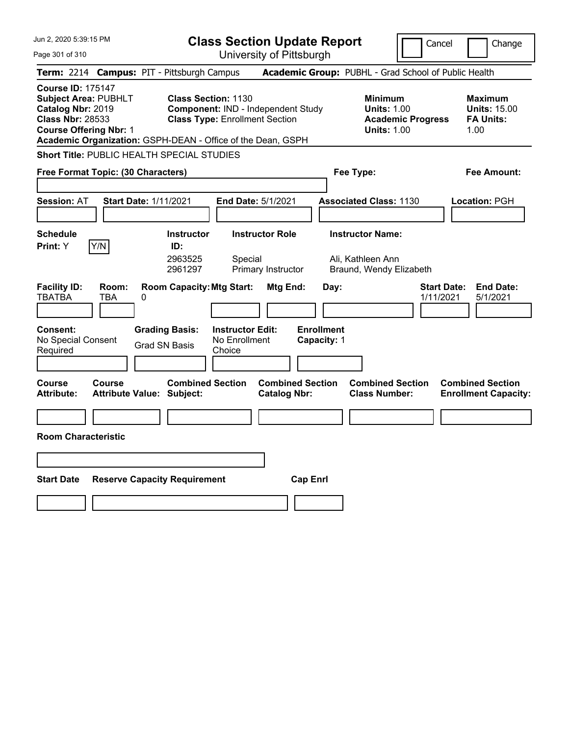# Class Section Update Report

University of Pittsburgh

Cancel | Change

**Term:** 2214 **Campus:** PIT - Pittsburgh Campus **Academic Group:** PUBHL - Grad School of Public Health

**Course ID:** 175147
**Subject Area:** PUBHLT
**Catalog Nbr:** 2019
**Class Nbr:** 28533
**Course Offering Nbr:** 1
**Academic Organization:** GSPH-DEAN - Office of the Dean, GSPH

**Class Section:** 1130
**Component:** IND - Independent Study
**Class Type:** Enrollment Section

**Minimum Units:** 1.00
**Academic Progress Units:** 1.00

**Maximum Units:** 15.00
**FA Units:** 1.00

**Short Title:** PUBLIC HEALTH SPECIAL STUDIES

**Free Format Topic: (30 Characters)**

**Fee Type:**

**Fee Amount:**

**Session:** AT **Start Date:** 1/11/2021 **End Date:** 5/1/2021 **Associated Class:** 1130 **Location:** PGH

**Schedule Print:** Y [Y/N]

| Instructor ID: | Instructor Role | Instructor Name: |
|---|---|---|
| 2963525 | Special | Ali, Kathleen Ann |
| 2961297 | Primary Instructor | Braund, Wendy Elizabeth |

| Facility ID: | Room: | Room Capacity: | Mtg Start: | Mtg End: | Day: | Start Date: | End Date: |
|---|---|---|---|---|---|---|---|
| TBATBA | TBA | 0 | | | | 1/11/2021 | 5/1/2021 |

**Consent:** No Special Consent Required
**Grading Basis:** Grad SN Basis
**Instructor Edit:** No Enrollment Choice
**Enrollment Capacity:** 1

| Course Attribute: | Course Attribute Value: | Combined Section Subject: | Combined Section Catalog Nbr: | Combined Section Class Number: | Combined Section Enrollment Capacity: |
|---|---|---|---|---|---|
| | | | | | |

**Room Characteristic**

| Start Date | Reserve Capacity Requirement | Cap Enrl |
|---|---|---|
| | | |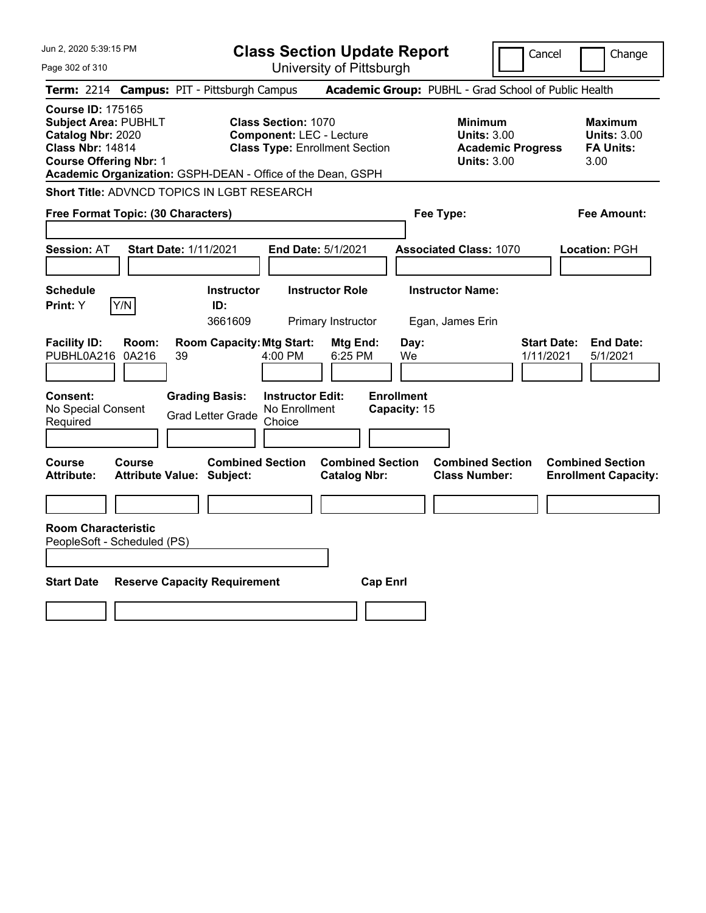# Class Section Update Report

University of Pittsburgh

Cancel | Change

**Term:** 2214 **Campus:** PIT - Pittsburgh Campus **Academic Group:** PUBHL - Grad School of Public Health

**Course ID:** 175165
**Subject Area:** PUBHLT
**Catalog Nbr:** 2020
**Class Nbr:** 14814
**Course Offering Nbr:** 1

**Class Section:** 1070
**Component:** LEC - Lecture
**Class Type:** Enrollment Section

**Minimum Units:** 3.00
**Academic Progress Units:** 3.00

**Maximum Units:** 3.00
**FA Units:** 3.00

**Academic Organization:** GSPH-DEAN - Office of the Dean, GSPH

**Short Title:** ADVNCD TOPICS IN LGBT RESEARCH

**Free Format Topic: (30 Characters)**

**Fee Type:**

**Fee Amount:**

**Session:** AT **Start Date:** 1/11/2021 **End Date:** 5/1/2021 **Associated Class:** 1070 **Location:** PGH

| Schedule Print | Instructor ID | Instructor Role | Instructor Name |
|---|---|---|---|
| Y (Y/N) | 3661609 | Primary Instructor | Egan, James Erin |

| Facility ID | Room | Room Capacity | Mtg Start | Mtg End | Day | Start Date | End Date |
|---|---|---|---|---|---|---|---|
| PUBHL0A216 | 0A216 | 39 | 4:00 PM | 6:25 PM | We | 1/11/2021 | 5/1/2021 |

| Consent | Grading Basis | Instructor Edit | Enrollment Capacity |
|---|---|---|---|
| No Special Consent Required | Grad Letter Grade | No Enrollment Choice | 15 |

| Course Attribute | Course Attribute Value | Combined Section Subject | Combined Section Catalog Nbr | Combined Section Class Number | Combined Section Enrollment Capacity |
|---|---|---|---|---|---|
| | | | | | |

**Room Characteristic**
PeopleSoft - Scheduled (PS)

| Start Date | Reserve Capacity Requirement | Cap Enrl |
|---|---|---|
| | | |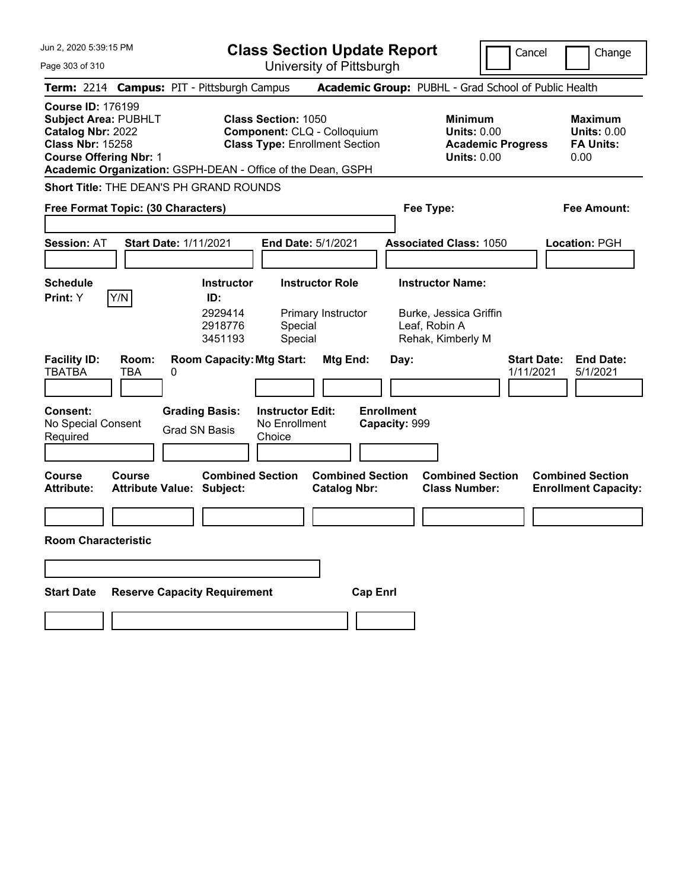# Class Section Update Report

University of Pittsburgh

Jun 2, 2020 5:39:15 PM

Cancel | Change

**Term:** 2214 **Campus:** PIT - Pittsburgh Campus **Academic Group:** PUBHL - Grad School of Public Health

**Course ID:** 176199
**Subject Area:** PUBHLT
**Catalog Nbr:** 2022
**Class Nbr:** 15258
**Course Offering Nbr:** 1
**Academic Organization:** GSPH-DEAN - Office of the Dean, GSPH

**Class Section:** 1050
**Component:** CLQ - Colloquium
**Class Type:** Enrollment Section

**Minimum Units:** 0.00
**Academic Progress Units:** 0.00

**Maximum Units:** 0.00
**FA Units:** 0.00

**Short Title:** THE DEAN'S PH GRAND ROUNDS

**Free Format Topic: (30 Characters)**

**Fee Type:**

**Fee Amount:**

**Session:** AT **Start Date:** 1/11/2021 **End Date:** 5/1/2021 **Associated Class:** 1050 **Location:** PGH

**Schedule Print:** Y Y/N

| Instructor ID | Instructor Role | Instructor Name |
|---|---|---|
| 2929414 | Primary Instructor | Burke, Jessica Griffin |
| 2918776 | Special | Leaf, Robin A |
| 3451193 | Special | Rehak, Kimberly M |

| Facility ID | Room | Room Capacity | Mtg Start | Mtg End | Day | Start Date | End Date |
|---|---|---|---|---|---|---|---|
| TBATBA | TBA | 0 | | | | 1/11/2021 | 5/1/2021 |

**Consent:** No Special Consent Required
**Grading Basis:** Grad SN Basis
**Instructor Edit:** No Enrollment Choice
**Enrollment Capacity:** 999

| Course Attribute | Course Attribute Value | Combined Section Subject | Combined Section Catalog Nbr | Combined Section Class Number | Combined Section Enrollment Capacity |
|---|---|---|---|---|---|
| | | | | | |

**Room Characteristic**

| Start Date | Reserve Capacity Requirement | Cap Enrl |
|---|---|---|
| | | |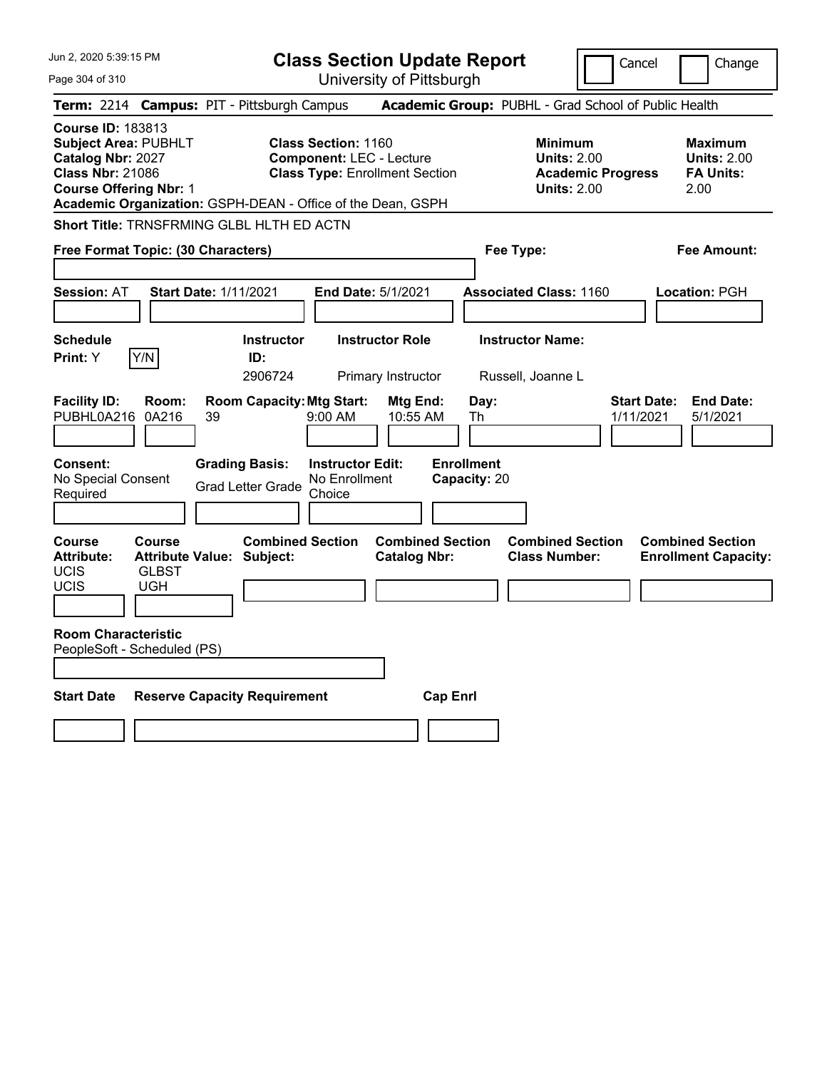Jun 2, 2020 5:39:15 PM

# Class Section Update Report

University of Pittsburgh

Cancel | Change

**Term:** 2214 **Campus:** PIT - Pittsburgh Campus **Academic Group:** PUBHL - Grad School of Public Health

**Course ID:** 183813
**Subject Area:** PUBHLT
**Catalog Nbr:** 2027
**Class Nbr:** 21086
**Course Offering Nbr:** 1
**Academic Organization:** GSPH-DEAN - Office of the Dean, GSPH

**Class Section:** 1160
**Component:** LEC - Lecture
**Class Type:** Enrollment Section

**Minimum**
**Units:** 2.00
**Academic Progress Units:** 2.00

**Maximum**
**Units:** 2.00
**FA Units:** 2.00

**Short Title:** TRNSFRMING GLBL HLTH ED ACTN

**Free Format Topic: (30 Characters)**

**Fee Type:**

**Fee Amount:**

**Session:** AT **Start Date:** 1/11/2021 **End Date:** 5/1/2021 **Associated Class:** 1160 **Location:** PGH

| Schedule Print | Instructor ID | Instructor Role | Instructor Name |
|---|---|---|---|
| Y (Y/N) | 2906724 | Primary Instructor | Russell, Joanne L |

| Facility ID | Room | Room Capacity | Mtg Start | Mtg End | Day | Start Date | End Date |
|---|---|---|---|---|---|---|---|
| PUBHL0A216 | 0A216 | 39 | 9:00 AM | 10:55 AM | Th | 1/11/2021 | 5/1/2021 |

**Consent:** No Special Consent Required
**Grading Basis:** Grad Letter Grade
**Instructor Edit:** No Enrollment Choice
**Enrollment Capacity:** 20

| Course Attribute | Course Attribute Value | Combined Section Subject | Combined Section Catalog Nbr | Combined Section Class Number | Combined Section Enrollment Capacity |
|---|---|---|---|---|---|
| UCIS | GLBST | | | | |
| UCIS | UGH | | | | |

**Room Characteristic**
PeopleSoft - Scheduled (PS)

| Start Date | Reserve Capacity Requirement | Cap Enrl |
|---|---|---|
| | | |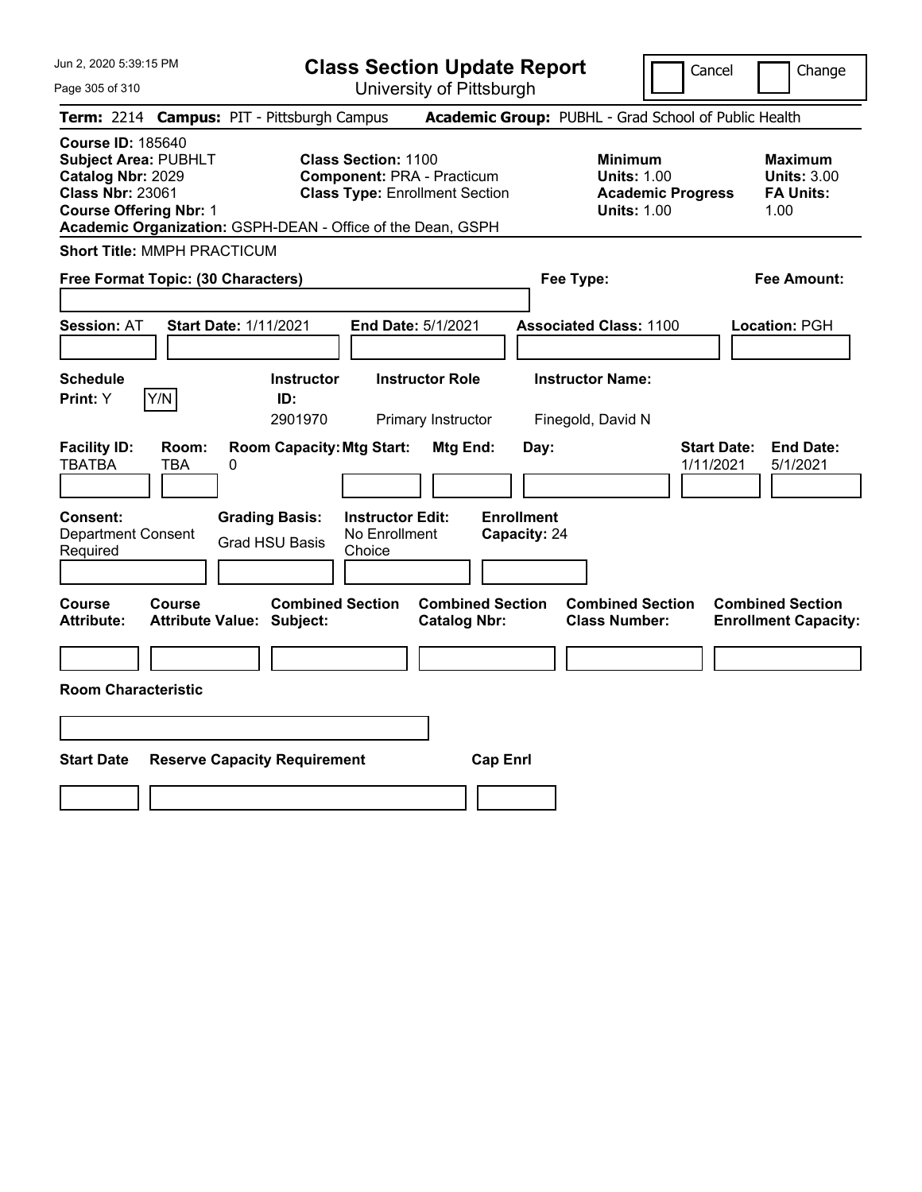# Class Section Update Report

University of Pittsburgh

Cancel | Change

**Term:** 2214 **Campus:** PIT - Pittsburgh Campus **Academic Group:** PUBHL - Grad School of Public Health

**Course ID:** 185640
**Subject Area:** PUBHLT
**Catalog Nbr:** 2029
**Class Nbr:** 23061
**Course Offering Nbr:** 1
**Academic Organization:** GSPH-DEAN - Office of the Dean, GSPH

**Class Section:** 1100
**Component:** PRA - Practicum
**Class Type:** Enrollment Section

**Minimum**
**Units:** 1.00
**Academic Progress Units:** 1.00

**Maximum**
**Units:** 3.00
**FA Units:** 1.00

**Short Title:** MMPH PRACTICUM

**Free Format Topic: (30 Characters)**

**Fee Type:**

**Fee Amount:**

**Session:** AT **Start Date:** 1/11/2021 **End Date:** 5/1/2021 **Associated Class:** 1100 **Location:** PGH

| Schedule Print | Instructor ID | Instructor Role | Instructor Name |
|---|---|---|---|
| Y (Y/N) | 2901970 | Primary Instructor | Finegold, David N |

| Facility ID | Room | Room Capacity | Mtg Start | Mtg End | Day | Start Date | End Date |
|---|---|---|---|---|---|---|---|
| TBATBA | TBA | 0 | | | | 1/11/2021 | 5/1/2021 |

| Consent | Grading Basis | Instructor Edit | Enrollment Capacity |
|---|---|---|---|
| Department Consent Required | Grad HSU Basis | No Enrollment Choice | 24 |

| Course Attribute | Course Attribute Value | Combined Section Subject | Combined Section Catalog Nbr | Combined Section Class Number | Combined Section Enrollment Capacity |
|---|---|---|---|---|---|
| | | | | | |

**Room Characteristic**

| Start Date | Reserve Capacity Requirement | Cap Enrl |
|---|---|---|
| | | |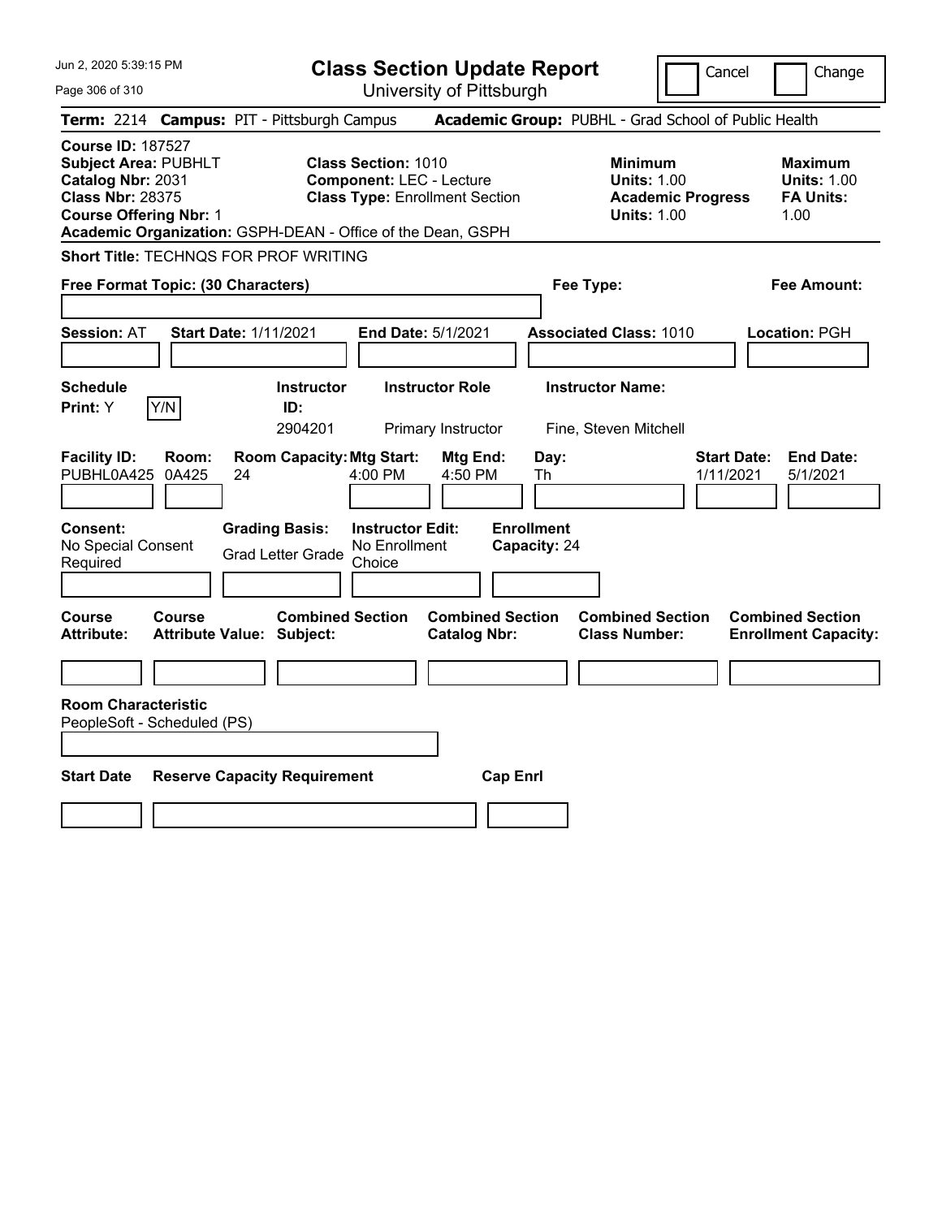# Class Section Update Report

University of Pittsburgh

Cancel ☐ Change ☐

**Term:** 2214 **Campus:** PIT - Pittsburgh Campus **Academic Group:** PUBHL - Grad School of Public Health

**Course ID:** 187527
**Subject Area:** PUBHLT
**Catalog Nbr:** 2031
**Class Nbr:** 28375
**Course Offering Nbr:** 1
**Academic Organization:** GSPH-DEAN - Office of the Dean, GSPH

**Class Section:** 1010
**Component:** LEC - Lecture
**Class Type:** Enrollment Section

| | Minimum | Maximum |
|---|---|---|
| Units | 1.00 | 1.00 |
| Academic Progress Units / FA Units | 1.00 | 1.00 |

**Short Title:** TECHNQS FOR PROF WRITING

**Free Format Topic: (30 Characters)**

**Fee Type:**

**Fee Amount:**

**Session:** AT **Start Date:** 1/11/2021 **End Date:** 5/1/2021 **Associated Class:** 1010 **Location:** PGH

| Schedule Print | Instructor ID | Instructor Role | Instructor Name |
|---|---|---|---|
| Y | 2904201 | Primary Instructor | Fine, Steven Mitchell |

| Facility ID | Room | Room Capacity | Mtg Start | Mtg End | Day | Start Date | End Date |
|---|---|---|---|---|---|---|---|
| PUBHL0A425 | 0A425 | 24 | 4:00 PM | 4:50 PM | Th | 1/11/2021 | 5/1/2021 |

| Consent | Grading Basis | Instructor Edit | Enrollment Capacity |
|---|---|---|---|
| No Special Consent Required | Grad Letter Grade | No Enrollment Choice | 24 |

| Course Attribute | Course Attribute Value | Combined Section Subject | Combined Section Catalog Nbr | Combined Section Class Number | Combined Section Enrollment Capacity |
|---|---|---|---|---|---|
| | | | | | |

**Room Characteristic**
PeopleSoft - Scheduled (PS)

| Start Date | Reserve Capacity Requirement | Cap Enrl |
|---|---|---|
| | | |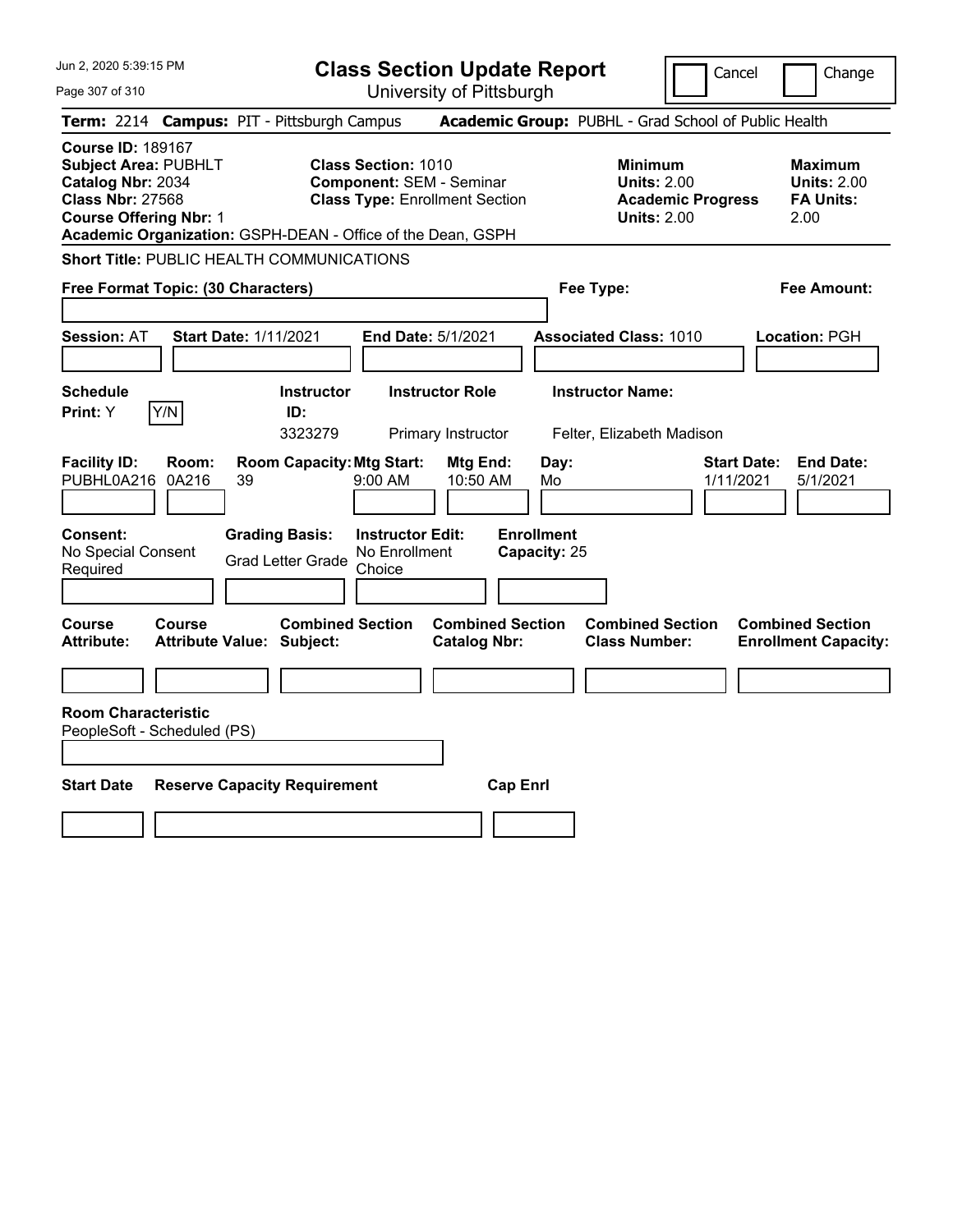# Class Section Update Report

University of Pittsburgh

Cancel | Change

**Term:** 2214 **Campus:** PIT - Pittsburgh Campus **Academic Group:** PUBHL - Grad School of Public Health

**Course ID:** 189167
**Subject Area:** PUBHLT
**Catalog Nbr:** 2034
**Class Nbr:** 27568
**Course Offering Nbr:** 1
**Academic Organization:** GSPH-DEAN - Office of the Dean, GSPH

**Class Section:** 1010
**Component:** SEM - Seminar
**Class Type:** Enrollment Section

**Minimum Units:** 2.00
**Academic Progress Units:** 2.00

**Maximum Units:** 2.00
**FA Units:** 2.00

**Short Title:** PUBLIC HEALTH COMMUNICATIONS

**Free Format Topic: (30 Characters)**

**Fee Type:**

**Fee Amount:**

**Session:** AT **Start Date:** 1/11/2021 **End Date:** 5/1/2021 **Associated Class:** 1010 **Location:** PGH

| Schedule Print | Instructor ID | Instructor Role | Instructor Name |
|---|---|---|---|
| Y | 3323279 | Primary Instructor | Felter, Elizabeth Madison |

| Facility ID | Room | Room Capacity | Mtg Start | Mtg End | Day | Start Date | End Date |
|---|---|---|---|---|---|---|---|
| PUBHL0A216 | 0A216 | 39 | 9:00 AM | 10:50 AM | Mo | 1/11/2021 | 5/1/2021 |

**Consent:** No Special Consent Required
**Grading Basis:** Grad Letter Grade
**Instructor Edit:** No Enrollment Choice
**Enrollment Capacity:** 25

| Course Attribute | Course Attribute Value | Combined Section Subject | Combined Section Catalog Nbr | Combined Section Class Number | Combined Section Enrollment Capacity |
|---|---|---|---|---|---|
| | | | | | |

**Room Characteristic**
PeopleSoft - Scheduled (PS)

| Start Date | Reserve Capacity Requirement | Cap Enrl |
|---|---|---|
| | | |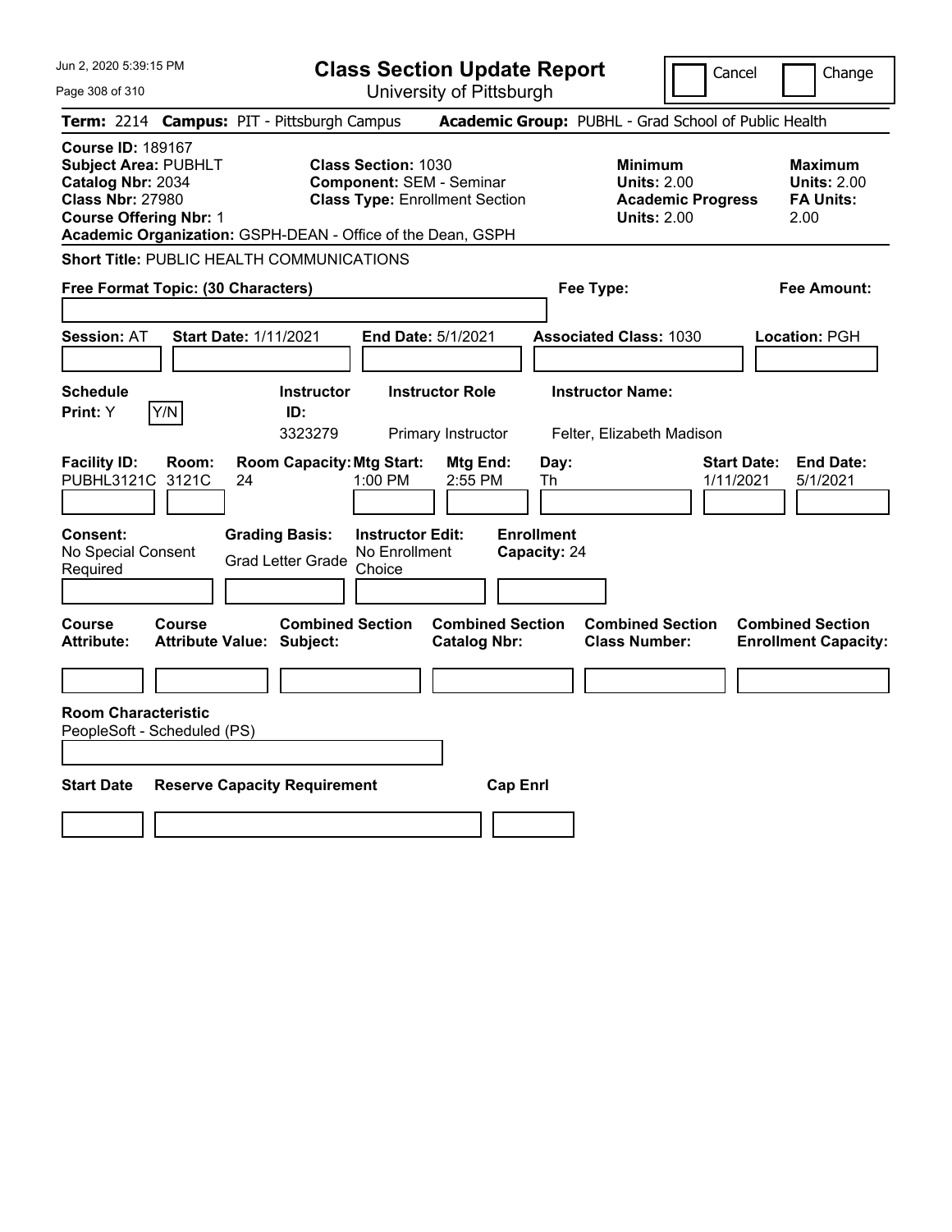Jun 2, 2020 5:39:15 PM

# Class Section Update Report

University of Pittsburgh

Cancel | Change

**Term:** 2214 **Campus:** PIT - Pittsburgh Campus **Academic Group:** PUBHL - Grad School of Public Health

**Course ID:** 189167
**Subject Area:** PUBHLT
**Catalog Nbr:** 2034
**Class Nbr:** 27980
**Course Offering Nbr:** 1

**Class Section:** 1030
**Component:** SEM - Seminar
**Class Type:** Enrollment Section

**Minimum Units:** 2.00
**Academic Progress Units:** 2.00

**Maximum Units:** 2.00
**FA Units:** 2.00

**Academic Organization:** GSPH-DEAN - Office of the Dean, GSPH

**Short Title:** PUBLIC HEALTH COMMUNICATIONS

**Free Format Topic: (30 Characters)**

**Fee Type:**

**Fee Amount:**

**Session:** AT **Start Date:** 1/11/2021 **End Date:** 5/1/2021 **Associated Class:** 1030 **Location:** PGH

| Schedule Print | Y/N | Instructor ID | Instructor Role | Instructor Name |
|---|---|---|---|---|
| Y | | 3323279 | Primary Instructor | Felter, Elizabeth Madison |

| Facility ID | Room | Room Capacity | Mtg Start | Mtg End | Day | Start Date | End Date |
|---|---|---|---|---|---|---|---|
| PUBHL3121C | 3121C | 24 | 1:00 PM | 2:55 PM | Th | 1/11/2021 | 5/1/2021 |

| Consent | Grading Basis | Instructor Edit | Enrollment Capacity |
|---|---|---|---|
| No Special Consent Required | Grad Letter Grade | No Enrollment Choice | 24 |

| Course Attribute | Course Attribute Value | Combined Section Subject | Combined Section Catalog Nbr | Combined Section Class Number | Combined Section Enrollment Capacity |
|---|---|---|---|---|---|
| | | | | | |

**Room Characteristic**
PeopleSoft - Scheduled (PS)

| Start Date | Reserve Capacity Requirement | Cap Enrl |
|---|---|---|
| | | |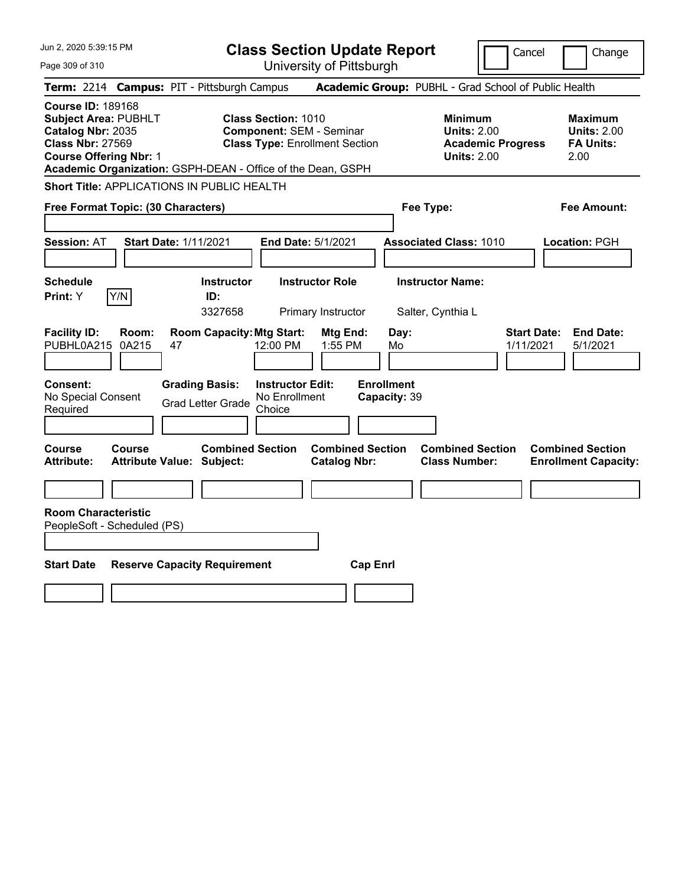# Class Section Update Report

University of Pittsburgh

Cancel | Change

**Term:** 2214 **Campus:** PIT - Pittsburgh Campus **Academic Group:** PUBHL - Grad School of Public Health

**Course ID:** 189168
**Subject Area:** PUBHLT
**Catalog Nbr:** 2035
**Class Nbr:** 27569
**Course Offering Nbr:** 1
**Academic Organization:** GSPH-DEAN - Office of the Dean, GSPH

**Class Section:** 1010
**Component:** SEM - Seminar
**Class Type:** Enrollment Section

**Minimum**
**Units:** 2.00
**Academic Progress Units:** 2.00

**Maximum**
**Units:** 2.00
**FA Units:** 2.00

**Short Title:** APPLICATIONS IN PUBLIC HEALTH

**Free Format Topic: (30 Characters)**

**Fee Type:**

**Fee Amount:**

**Session:** AT **Start Date:** 1/11/2021 **End Date:** 5/1/2021 **Associated Class:** 1010 **Location:** PGH

| Schedule Print | Y/N | Instructor ID | Instructor Role | Instructor Name |
|---|---|---|---|---|
| Y | | 3327658 | Primary Instructor | Salter, Cynthia L |

| Facility ID | Room | Room Capacity | Mtg Start | Mtg End | Day | Start Date | End Date |
|---|---|---|---|---|---|---|---|
| PUBHL0A215 | 0A215 | 47 | 12:00 PM | 1:55 PM | Mo | 1/11/2021 | 5/1/2021 |

| Consent | Grading Basis | Instructor Edit | Enrollment Capacity |
|---|---|---|---|
| No Special Consent Required | Grad Letter Grade | No Enrollment Choice | 39 |

| Course Attribute | Course Attribute Value | Combined Section Subject | Combined Section Catalog Nbr | Combined Section Class Number | Combined Section Enrollment Capacity |
|---|---|---|---|---|---|
| | | | | | |

**Room Characteristic**
PeopleSoft - Scheduled (PS)

| Start Date | Reserve Capacity Requirement | Cap Enrl |
|---|---|---|
| | | |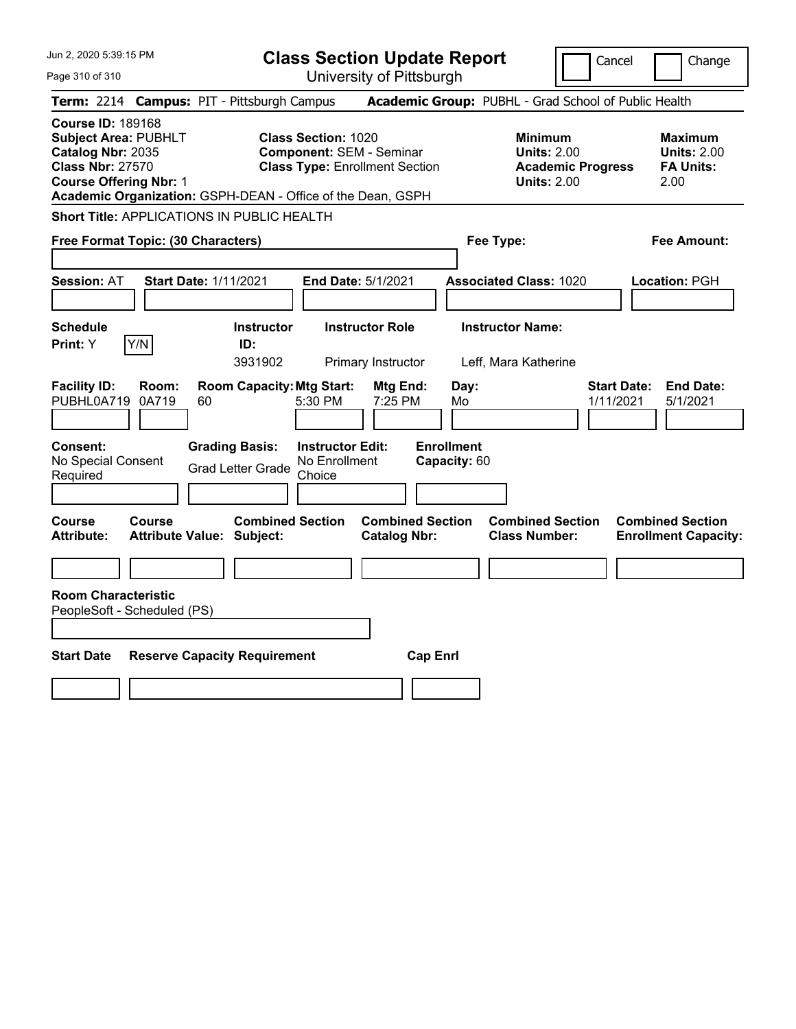# Class Section Update Report

University of Pittsburgh

Cancel | Change

**Term:** 2214 **Campus:** PIT - Pittsburgh Campus **Academic Group:** PUBHL - Grad School of Public Health

**Course ID:** 189168
**Subject Area:** PUBHLT
**Catalog Nbr:** 2035
**Class Nbr:** 27570
**Course Offering Nbr:** 1

**Class Section:** 1020
**Component:** SEM - Seminar
**Class Type:** Enrollment Section

**Minimum Units:** 2.00
**Academic Progress Units:** 2.00

**Maximum Units:** 2.00
**FA Units:** 2.00

**Academic Organization:** GSPH-DEAN - Office of the Dean, GSPH

**Short Title:** APPLICATIONS IN PUBLIC HEALTH

**Free Format Topic: (30 Characters)**

**Fee Type:**

**Fee Amount:**

**Session:** AT **Start Date:** 1/11/2021 **End Date:** 5/1/2021 **Associated Class:** 1020 **Location:** PGH

| Schedule Print | Instructor ID | Instructor Role | Instructor Name |
|---|---|---|---|
| Y | 3931902 | Primary Instructor | Leff, Mara Katherine |

| Facility ID | Room | Room Capacity | Mtg Start | Mtg End | Day | Start Date | End Date |
|---|---|---|---|---|---|---|---|
| PUBHL0A719 | 0A719 | 60 | 5:30 PM | 7:25 PM | Mo | 1/11/2021 | 5/1/2021 |

| Consent | Grading Basis | Instructor Edit | Enrollment Capacity |
|---|---|---|---|
| No Special Consent Required | Grad Letter Grade | No Enrollment Choice | 60 |

| Course Attribute | Course Attribute Value | Combined Section Subject | Combined Section Catalog Nbr | Combined Section Class Number | Combined Section Enrollment Capacity |
|---|---|---|---|---|---|
| | | | | | |

**Room Characteristic**
PeopleSoft - Scheduled (PS)

| Start Date | Reserve Capacity Requirement | Cap Enrl |
|---|---|---|
| | | |